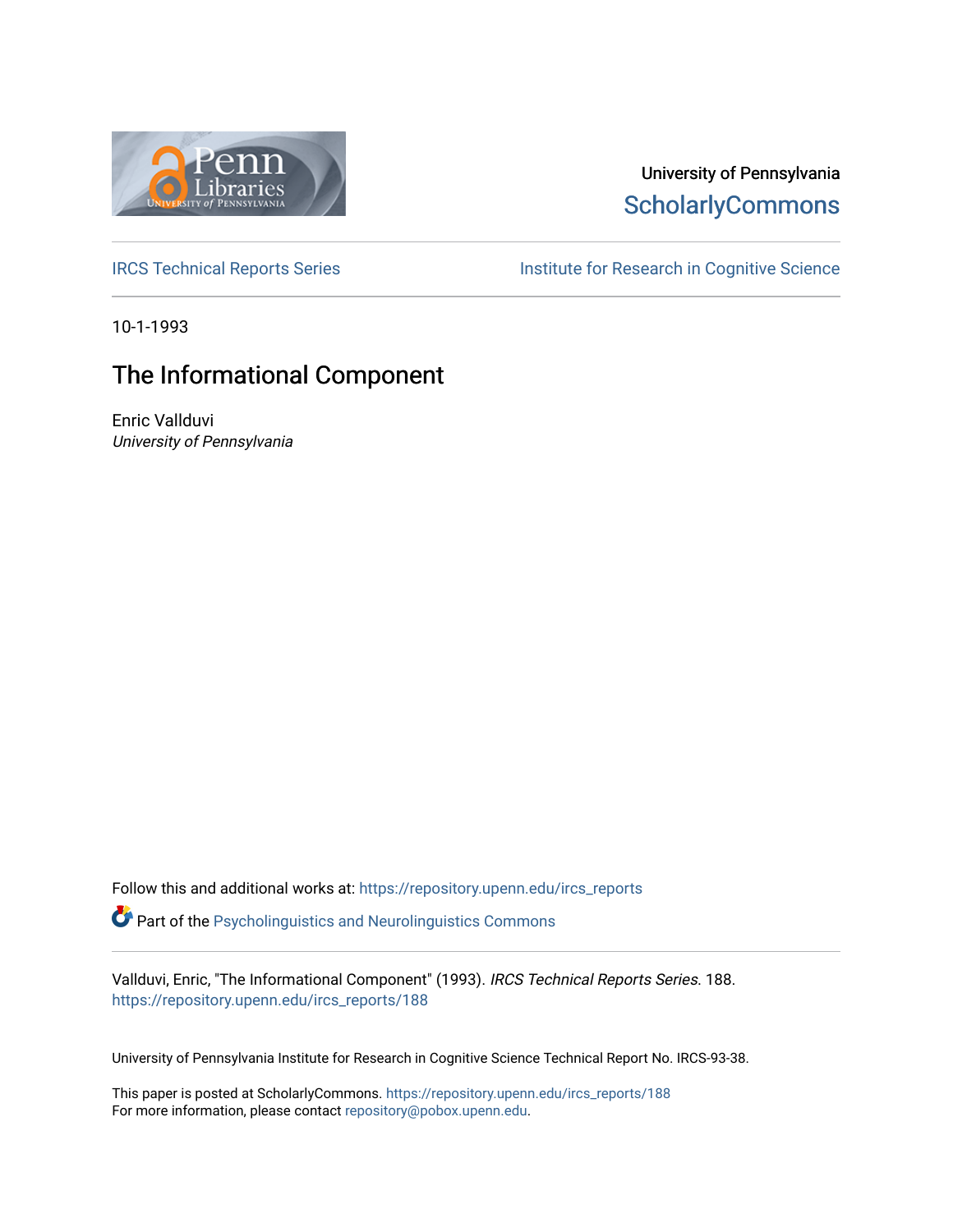University of Pennsylvania
ScholarlyCommons

IRCS Technical Reports Series

Institute for Research in Cognitive Science

10-1-1993

# The Informational Component

Enric Vallduvi
*University of Pennsylvania*

Follow this and additional works at: https://repository.upenn.edu/ircs_reports

Part of the Psycholinguistics and Neurolinguistics Commons

Vallduvi, Enric, "The Informational Component" (1993). *IRCS Technical Reports Series*. 188.
https://repository.upenn.edu/ircs_reports/188

University of Pennsylvania Institute for Research in Cognitive Science Technical Report No. IRCS-93-38.

This paper is posted at ScholarlyCommons. https://repository.upenn.edu/ircs_reports/188
For more information, please contact repository@pobox.upenn.edu.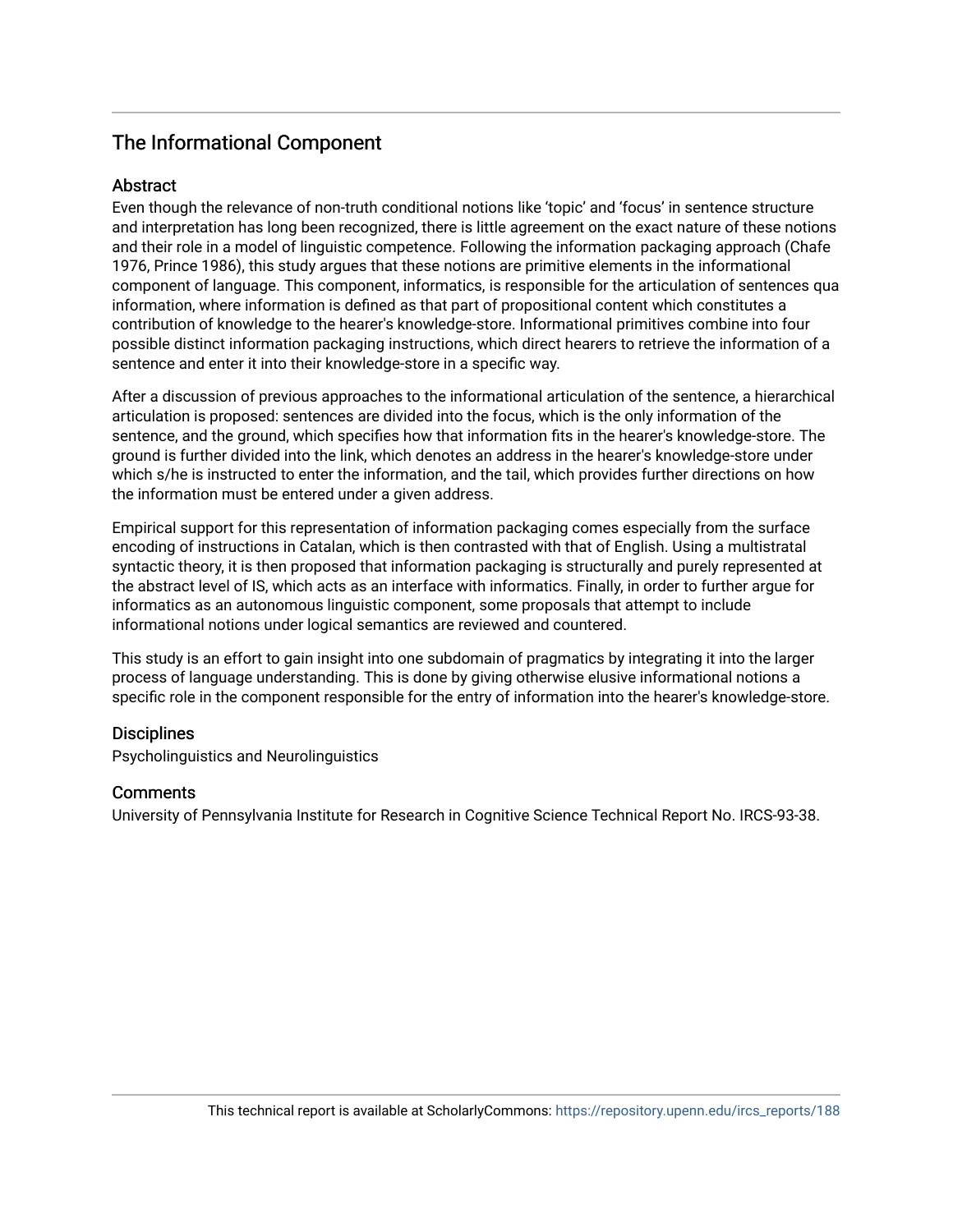## The Informational Component

### Abstract

Even though the relevance of non-truth conditional notions like 'topic' and 'focus' in sentence structure and interpretation has long been recognized, there is little agreement on the exact nature of these notions and their role in a model of linguistic competence. Following the information packaging approach (Chafe 1976, Prince 1986), this study argues that these notions are primitive elements in the informational component of language. This component, informatics, is responsible for the articulation of sentences qua information, where information is defined as that part of propositional content which constitutes a contribution of knowledge to the hearer's knowledge-store. Informational primitives combine into four possible distinct information packaging instructions, which direct hearers to retrieve the information of a sentence and enter it into their knowledge-store in a specific way.

After a discussion of previous approaches to the informational articulation of the sentence, a hierarchical articulation is proposed: sentences are divided into the focus, which is the only information of the sentence, and the ground, which specifies how that information fits in the hearer's knowledge-store. The ground is further divided into the link, which denotes an address in the hearer's knowledge-store under which s/he is instructed to enter the information, and the tail, which provides further directions on how the information must be entered under a given address.

Empirical support for this representation of information packaging comes especially from the surface encoding of instructions in Catalan, which is then contrasted with that of English. Using a multistratal syntactic theory, it is then proposed that information packaging is structurally and purely represented at the abstract level of IS, which acts as an interface with informatics. Finally, in order to further argue for informatics as an autonomous linguistic component, some proposals that attempt to include informational notions under logical semantics are reviewed and countered.

This study is an effort to gain insight into one subdomain of pragmatics by integrating it into the larger process of language understanding. This is done by giving otherwise elusive informational notions a specific role in the component responsible for the entry of information into the hearer's knowledge-store.

### Disciplines

Psycholinguistics and Neurolinguistics

### Comments

University of Pennsylvania Institute for Research in Cognitive Science Technical Report No. IRCS-93-38.

This technical report is available at ScholarlyCommons: https://repository.upenn.edu/ircs_reports/188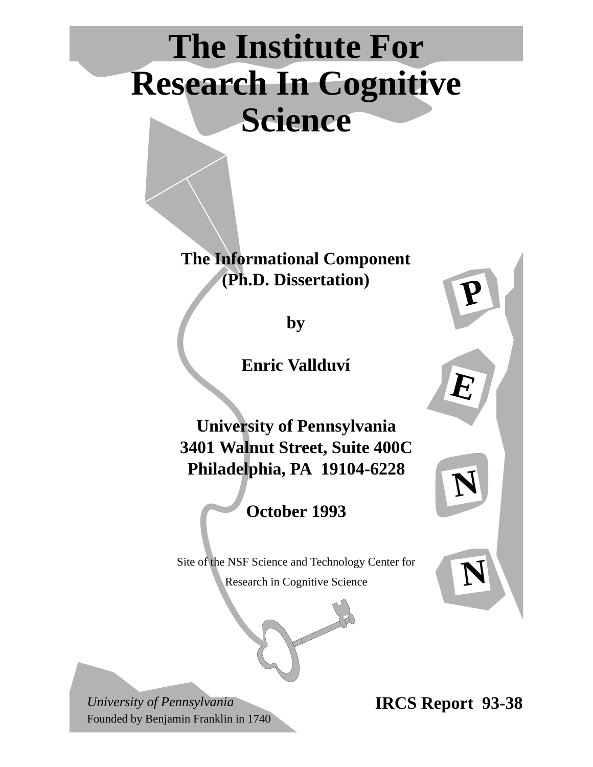# The Institute For Research In Cognitive Science

**The Informational Component (Ph.D. Dissertation)**

**by**

**Enric Vallduví**

**University of Pennsylvania**
**3401 Walnut Street, Suite 400C**
**Philadelphia, PA 19104-6228**

**October 1993**

Site of the NSF Science and Technology Center for Research in Cognitive Science

P E N N

*University of Pennsylvania*
Founded by Benjamin Franklin in 1740

**IRCS Report 93-38**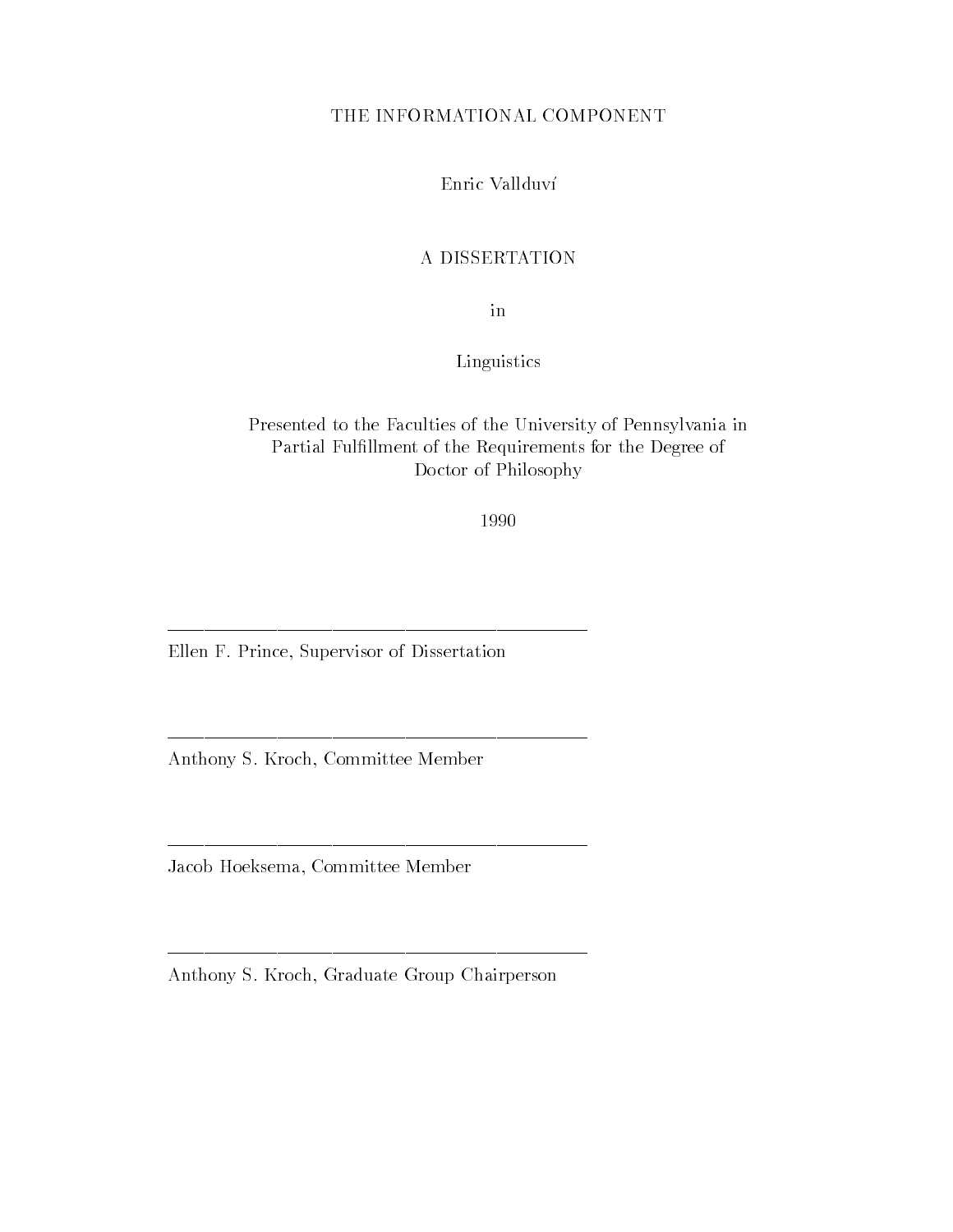# THE INFORMATIONAL COMPONENT

Enric Vallduví

A DISSERTATION

in

Linguistics

Presented to the Faculties of the University of Pennsylvania in Partial Fulfillment of the Requirements for the Degree of Doctor of Philosophy

1990

\_\_\_\_\_\_\_\_\_\_\_\_\_\_\_\_\_\_\_\_\_\_\_\_\_\_\_\_\_\_\_\_\_\_\_\_\_\_\_\_

Ellen F. Prince, Supervisor of Dissertation

\_\_\_\_\_\_\_\_\_\_\_\_\_\_\_\_\_\_\_\_\_\_\_\_\_\_\_\_\_\_\_\_\_\_\_\_\_\_\_\_

Anthony S. Kroch, Committee Member

\_\_\_\_\_\_\_\_\_\_\_\_\_\_\_\_\_\_\_\_\_\_\_\_\_\_\_\_\_\_\_\_\_\_\_\_\_\_\_\_

Jacob Hoeksema, Committee Member

\_\_\_\_\_\_\_\_\_\_\_\_\_\_\_\_\_\_\_\_\_\_\_\_\_\_\_\_\_\_\_\_\_\_\_\_\_\_\_\_

Anthony S. Kroch, Graduate Group Chairperson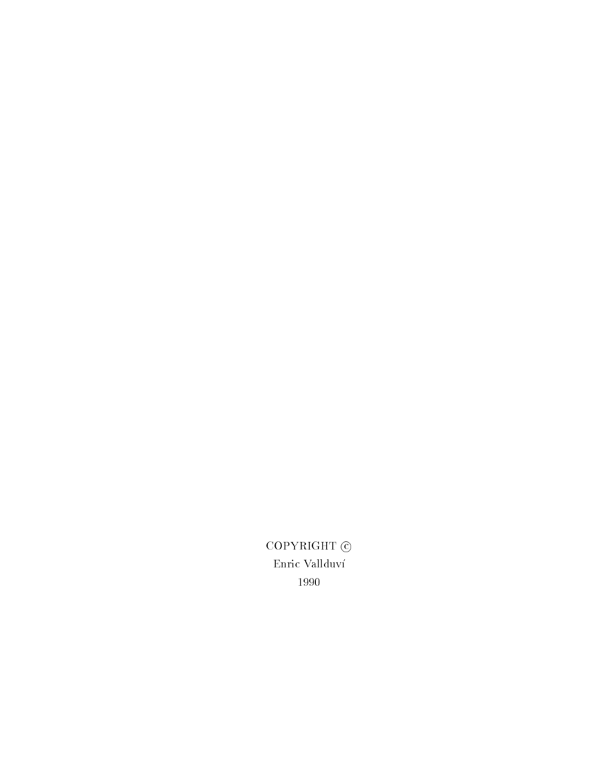COPYRIGHT ©
Enric Vallduví
1990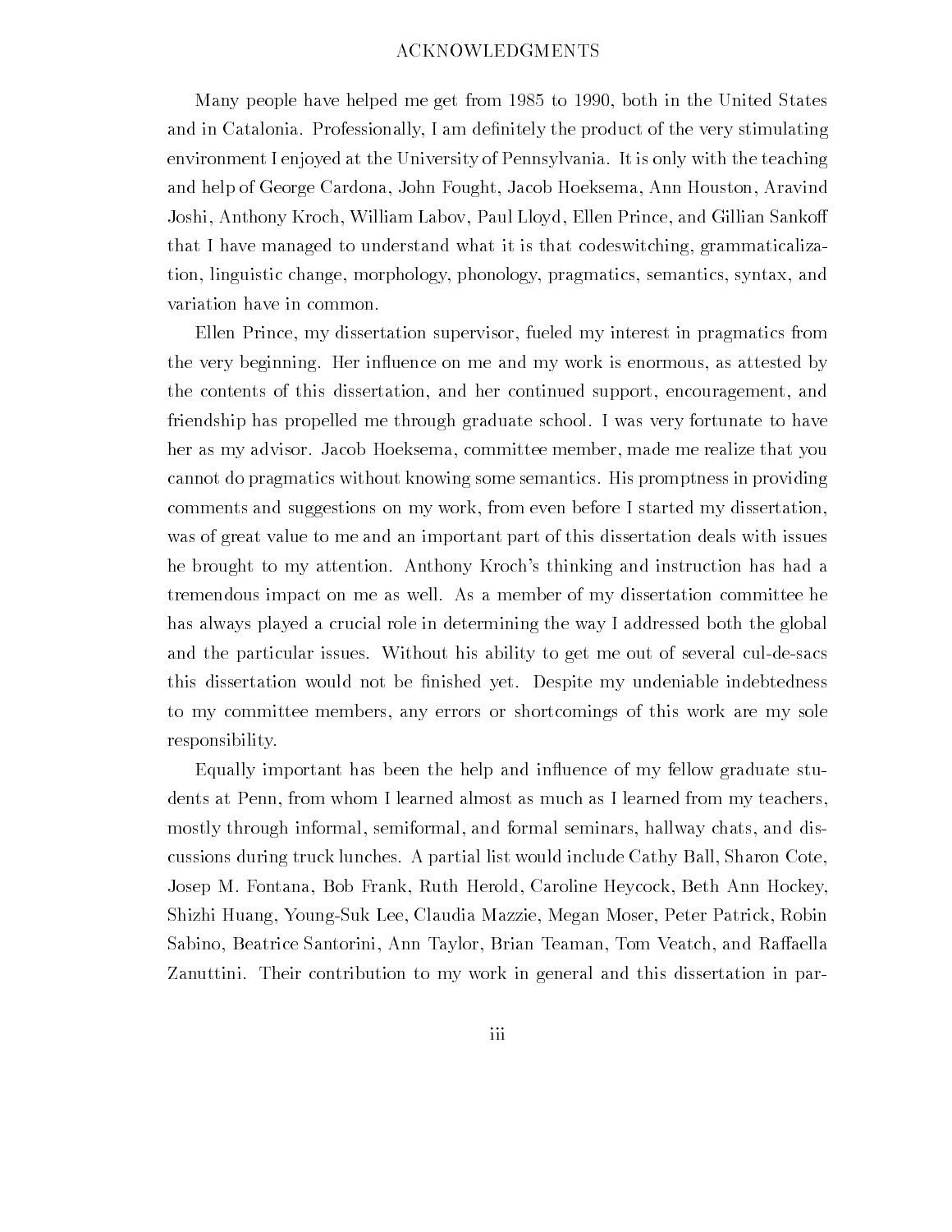# ACKNOWLEDGMENTS

Many people have helped me get from 1985 to 1990, both in the United States and in Catalonia. Professionally, I am definitely the product of the very stimulating environment I enjoyed at the University of Pennsylvania. It is only with the teaching and help of George Cardona, John Fought, Jacob Hoeksema, Ann Houston, Aravind Joshi, Anthony Kroch, William Labov, Paul Lloyd, Ellen Prince, and Gillian Sankoff that I have managed to understand what it is that codeswitching, grammaticalization, linguistic change, morphology, phonology, pragmatics, semantics, syntax, and variation have in common.

Ellen Prince, my dissertation supervisor, fueled my interest in pragmatics from the very beginning. Her influence on me and my work is enormous, as attested by the contents of this dissertation, and her continued support, encouragement, and friendship has propelled me through graduate school. I was very fortunate to have her as my advisor. Jacob Hoeksema, committee member, made me realize that you cannot do pragmatics without knowing some semantics. His promptness in providing comments and suggestions on my work, from even before I started my dissertation, was of great value to me and an important part of this dissertation deals with issues he brought to my attention. Anthony Kroch's thinking and instruction has had a tremendous impact on me as well. As a member of my dissertation committee he has always played a crucial role in determining the way I addressed both the global and the particular issues. Without his ability to get me out of several cul-de-sacs this dissertation would not be finished yet. Despite my undeniable indebtedness to my committee members, any errors or shortcomings of this work are my sole responsibility.

Equally important has been the help and influence of my fellow graduate students at Penn, from whom I learned almost as much as I learned from my teachers, mostly through informal, semiformal, and formal seminars, hallway chats, and discussions during truck lunches. A partial list would include Cathy Ball, Sharon Cote, Josep M. Fontana, Bob Frank, Ruth Herold, Caroline Heycock, Beth Ann Hockey, Shizhi Huang, Young-Suk Lee, Claudia Mazzie, Megan Moser, Peter Patrick, Robin Sabino, Beatrice Santorini, Ann Taylor, Brian Teaman, Tom Veatch, and Raffaella Zanuttini. Their contribution to my work in general and this dissertation in par-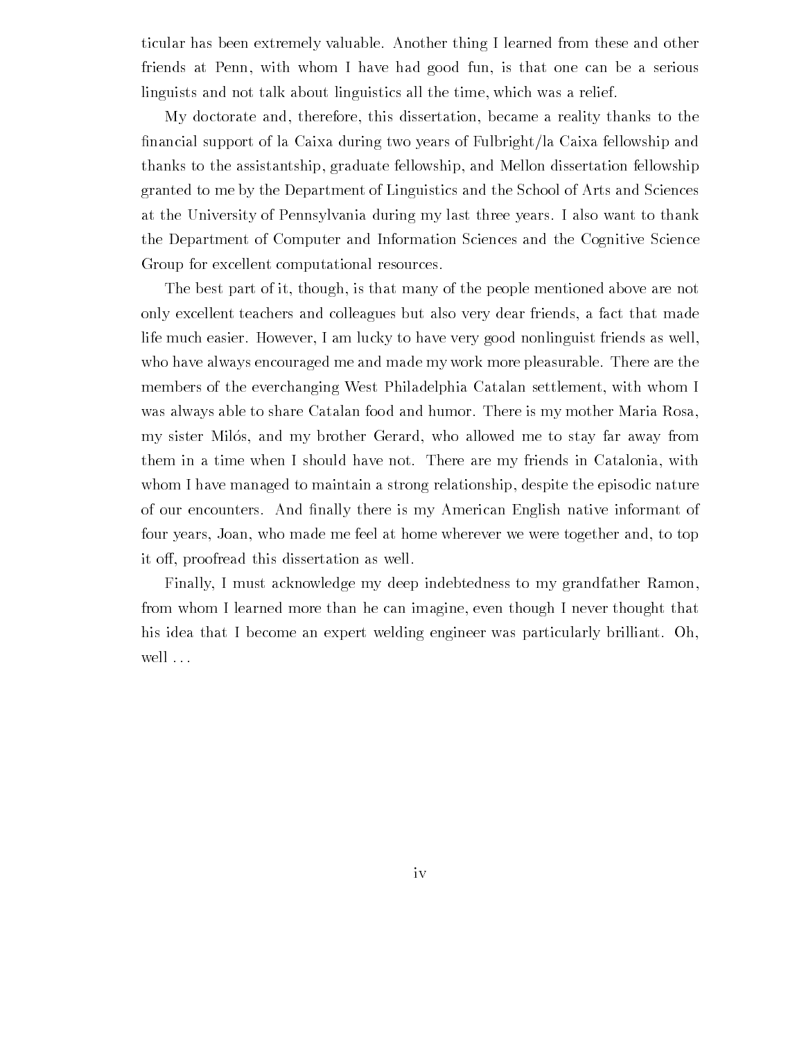ticular has been extremely valuable. Another thing I learned from these and other friends at Penn, with whom I have had good fun, is that one can be a serious linguists and not talk about linguistics all the time, which was a relief.

My doctorate and, therefore, this dissertation, became a reality thanks to the financial support of la Caixa during two years of Fulbright/la Caixa fellowship and thanks to the assistantship, graduate fellowship, and Mellon dissertation fellowship granted to me by the Department of Linguistics and the School of Arts and Sciences at the University of Pennsylvania during my last three years. I also want to thank the Department of Computer and Information Sciences and the Cognitive Science Group for excellent computational resources.

The best part of it, though, is that many of the people mentioned above are not only excellent teachers and colleagues but also very dear friends, a fact that made life much easier. However, I am lucky to have very good nonlinguist friends as well, who have always encouraged me and made my work more pleasurable. There are the members of the everchanging West Philadelphia Catalan settlement, with whom I was always able to share Catalan food and humor. There is my mother Maria Rosa, my sister Milós, and my brother Gerard, who allowed me to stay far away from them in a time when I should have not. There are my friends in Catalonia, with whom I have managed to maintain a strong relationship, despite the episodic nature of our encounters. And finally there is my American English native informant of four years, Joan, who made me feel at home wherever we were together and, to top it off, proofread this dissertation as well.

Finally, I must acknowledge my deep indebtedness to my grandfather Ramon, from whom I learned more than he can imagine, even though I never thought that his idea that I become an expert welding engineer was particularly brilliant. Oh, well ...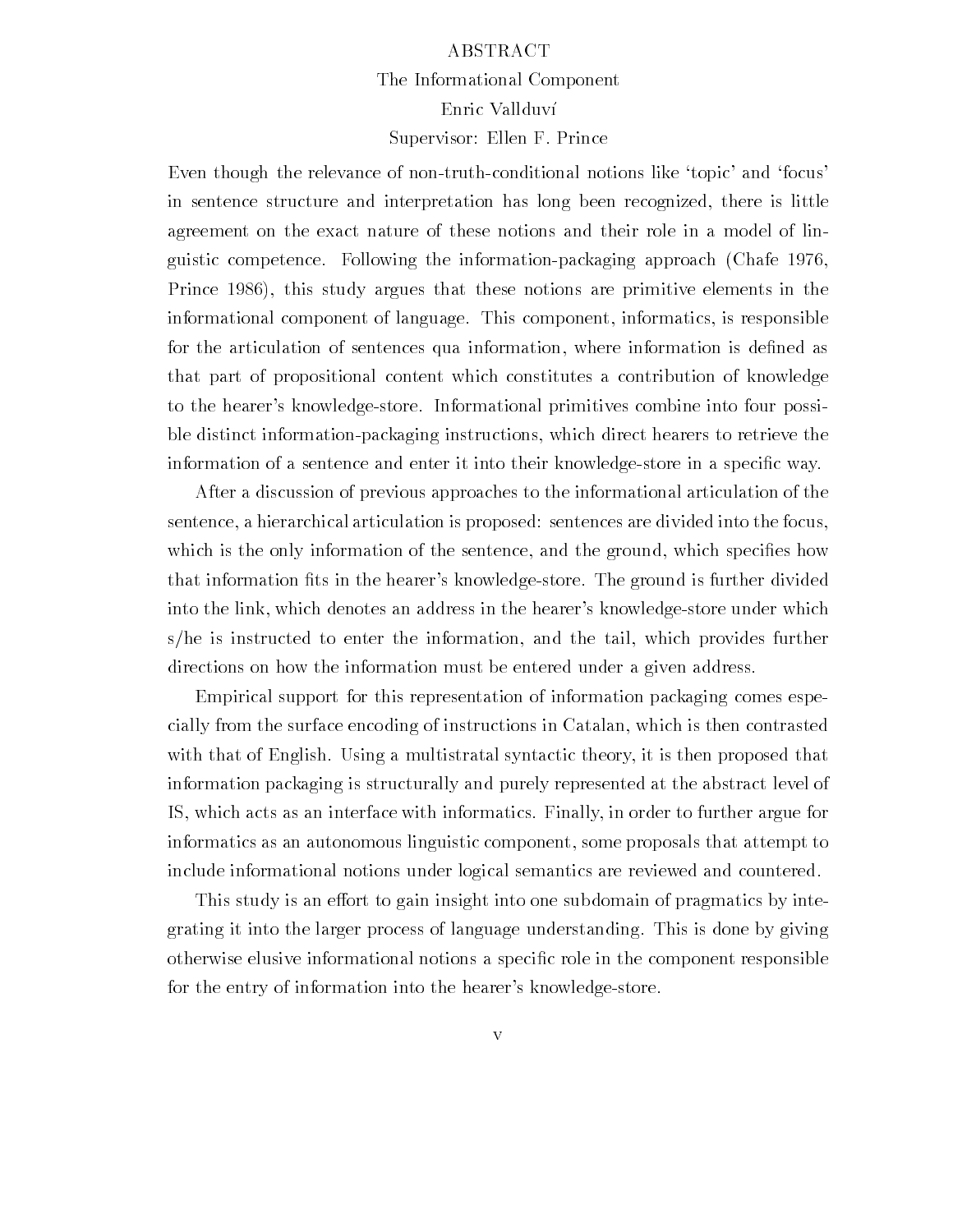# ABSTRACT

The Informational Component

Enric Vallduví

Supervisor: Ellen F. Prince

Even though the relevance of non-truth-conditional notions like 'topic' and 'focus' in sentence structure and interpretation has long been recognized, there is little agreement on the exact nature of these notions and their role in a model of linguistic competence. Following the information-packaging approach (Chafe 1976, Prince 1986), this study argues that these notions are primitive elements in the informational component of language. This component, informatics, is responsible for the articulation of sentences qua information, where information is defined as that part of propositional content which constitutes a contribution of knowledge to the hearer's knowledge-store. Informational primitives combine into four possible distinct information-packaging instructions, which direct hearers to retrieve the information of a sentence and enter it into their knowledge-store in a specific way.

After a discussion of previous approaches to the informational articulation of the sentence, a hierarchical articulation is proposed: sentences are divided into the focus, which is the only information of the sentence, and the ground, which specifies how that information fits in the hearer's knowledge-store. The ground is further divided into the link, which denotes an address in the hearer's knowledge-store under which s/he is instructed to enter the information, and the tail, which provides further directions on how the information must be entered under a given address.

Empirical support for this representation of information packaging comes especially from the surface encoding of instructions in Catalan, which is then contrasted with that of English. Using a multistratal syntactic theory, it is then proposed that information packaging is structurally and purely represented at the abstract level of IS, which acts as an interface with informatics. Finally, in order to further argue for informatics as an autonomous linguistic component, some proposals that attempt to include informational notions under logical semantics are reviewed and countered.

This study is an effort to gain insight into one subdomain of pragmatics by integrating it into the larger process of language understanding. This is done by giving otherwise elusive informational notions a specific role in the component responsible for the entry of information into the hearer's knowledge-store.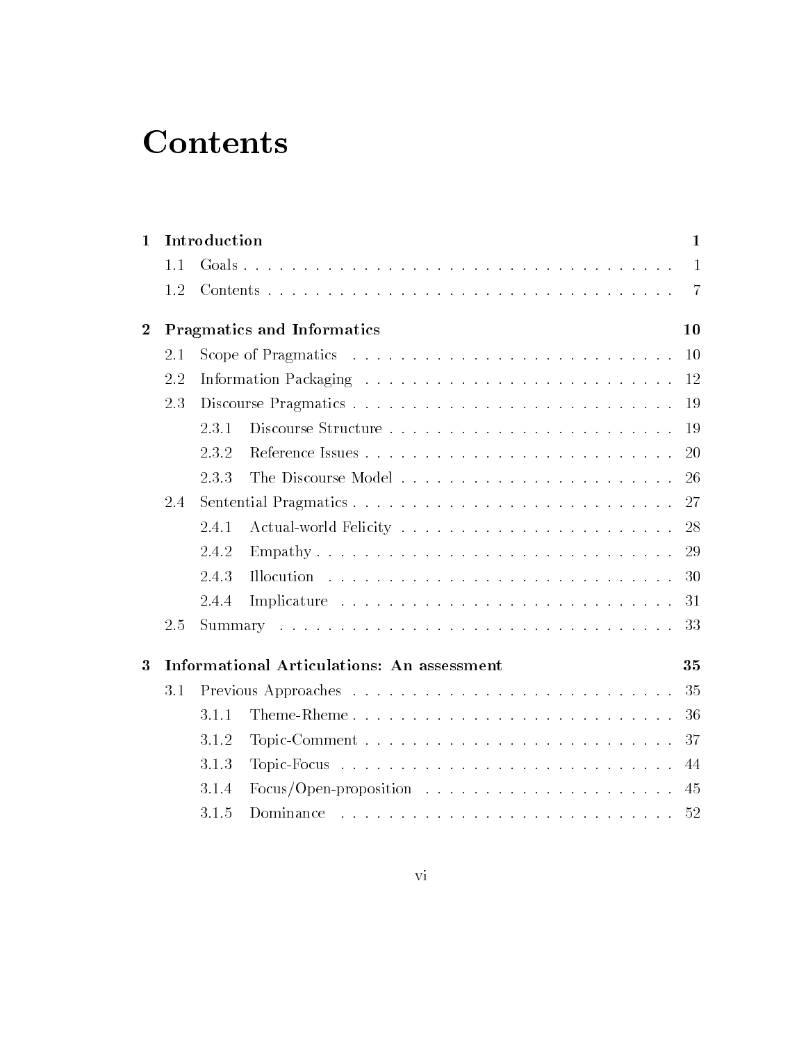# Contents

**1 Introduction** **1**

- 1.1 Goals . . . . . . . . . . . . . . . . . . . . . . . . . . . . . . . . . . . . 1
- 1.2 Contents . . . . . . . . . . . . . . . . . . . . . . . . . . . . . . . . . . 7

**2 Pragmatics and Informatics** **10**

- 2.1 Scope of Pragmatics . . . . . . . . . . . . . . . . . . . . . . . . . . . 10
- 2.2 Information Packaging . . . . . . . . . . . . . . . . . . . . . . . . . . 12
- 2.3 Discourse Pragmatics . . . . . . . . . . . . . . . . . . . . . . . . . . . 19
  - 2.3.1 Discourse Structure . . . . . . . . . . . . . . . . . . . . . . . . 19
  - 2.3.2 Reference Issues . . . . . . . . . . . . . . . . . . . . . . . . . . 20
  - 2.3.3 The Discourse Model . . . . . . . . . . . . . . . . . . . . . . . 26
- 2.4 Sentential Pragmatics . . . . . . . . . . . . . . . . . . . . . . . . . . 27
  - 2.4.1 Actual-world Felicity . . . . . . . . . . . . . . . . . . . . . . . 28
  - 2.4.2 Empathy . . . . . . . . . . . . . . . . . . . . . . . . . . . . . . 29
  - 2.4.3 Illocution . . . . . . . . . . . . . . . . . . . . . . . . . . . . . 30
  - 2.4.4 Implicature . . . . . . . . . . . . . . . . . . . . . . . . . . . . 31
- 2.5 Summary . . . . . . . . . . . . . . . . . . . . . . . . . . . . . . . . . 33

**3 Informational Articulations: An assessment** **35**

- 3.1 Previous Approaches . . . . . . . . . . . . . . . . . . . . . . . . . . . 35
  - 3.1.1 Theme-Rheme . . . . . . . . . . . . . . . . . . . . . . . . . . . 36
  - 3.1.2 Topic-Comment . . . . . . . . . . . . . . . . . . . . . . . . . . 37
  - 3.1.3 Topic-Focus . . . . . . . . . . . . . . . . . . . . . . . . . . . . 44
  - 3.1.4 Focus/Open-proposition . . . . . . . . . . . . . . . . . . . . . 45
  - 3.1.5 Dominance . . . . . . . . . . . . . . . . . . . . . . . . . . . . 52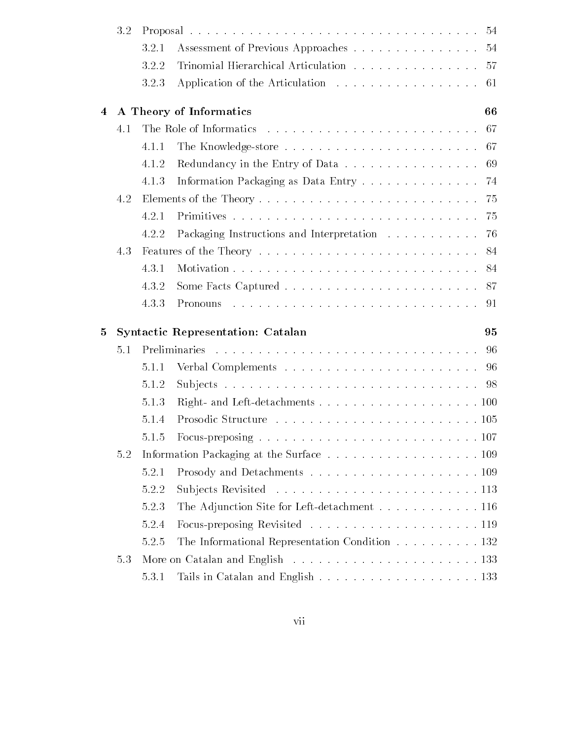3.2 Proposal . . . . . . . . . . . . . . . . . . . . . . . . . . . . . . . . 54

3.2.1 Assessment of Previous Approaches . . . . . . . . . . . . . . . 54

3.2.2 Trinomial Hierarchical Articulation . . . . . . . . . . . . . . . . 57

3.2.3 Application of the Articulation . . . . . . . . . . . . . . . . . 61

**4 A Theory of Informatics 66**

4.1 The Role of Informatics . . . . . . . . . . . . . . . . . . . . . . . . . 67

4.1.1 The Knowledge-store . . . . . . . . . . . . . . . . . . . . . . . 67

4.1.2 Redundancy in the Entry of Data . . . . . . . . . . . . . . . . 69

4.1.3 Information Packaging as Data Entry . . . . . . . . . . . . . . 74

4.2 Elements of the Theory . . . . . . . . . . . . . . . . . . . . . . . . . 75

4.2.1 Primitives . . . . . . . . . . . . . . . . . . . . . . . . . . . . . 75

4.2.2 Packaging Instructions and Interpretation . . . . . . . . . . . 76

4.3 Features of the Theory . . . . . . . . . . . . . . . . . . . . . . . . . . 84

4.3.1 Motivation . . . . . . . . . . . . . . . . . . . . . . . . . . . . . 84

4.3.2 Some Facts Captured . . . . . . . . . . . . . . . . . . . . . . . 87

4.3.3 Pronouns . . . . . . . . . . . . . . . . . . . . . . . . . . . . . 91

**5 Syntactic Representation: Catalan 95**

5.1 Preliminaries . . . . . . . . . . . . . . . . . . . . . . . . . . . . . . . 96

5.1.1 Verbal Complements . . . . . . . . . . . . . . . . . . . . . . . 96

5.1.2 Subjects . . . . . . . . . . . . . . . . . . . . . . . . . . . . . . 98

5.1.3 Right- and Left-detachments . . . . . . . . . . . . . . . . . . . 100

5.1.4 Prosodic Structure . . . . . . . . . . . . . . . . . . . . . . . . 105

5.1.5 Focus-preposing . . . . . . . . . . . . . . . . . . . . . . . . . . 107

5.2 Information Packaging at the Surface . . . . . . . . . . . . . . . . . . 109

5.2.1 Prosody and Detachments . . . . . . . . . . . . . . . . . . . . 109

5.2.2 Subjects Revisited . . . . . . . . . . . . . . . . . . . . . . . . 113

5.2.3 The Adjunction Site for Left-detachment . . . . . . . . . . . . 116

5.2.4 Focus-preposing Revisited . . . . . . . . . . . . . . . . . . . . 119

5.2.5 The Informational Representation Condition . . . . . . . . . . 132

5.3 More on Catalan and English . . . . . . . . . . . . . . . . . . . . . . 133

5.3.1 Tails in Catalan and English . . . . . . . . . . . . . . . . . . . 133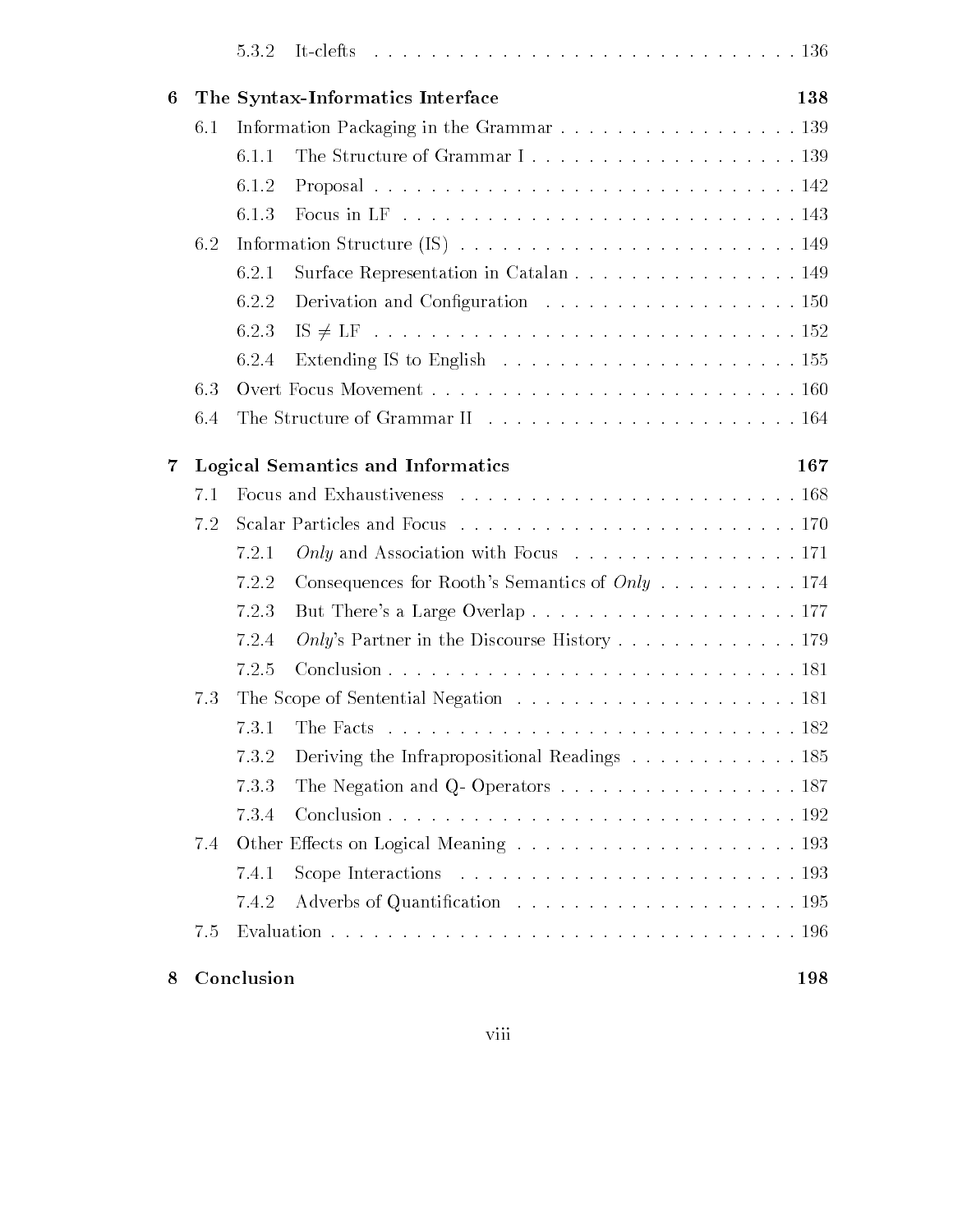5.3.2 It-clefts . . . . . . . . . . . . . . . . . . . . . . . . . . . . . 136

**6 The Syntax-Informatics Interface 138**

6.1 Information Packaging in the Grammar . . . . . . . . . . . . . . . . . . 139

6.1.1 The Structure of Grammar I . . . . . . . . . . . . . . . . . . . . 139

6.1.2 Proposal . . . . . . . . . . . . . . . . . . . . . . . . . . . . . 142

6.1.3 Focus in LF . . . . . . . . . . . . . . . . . . . . . . . . . . . 143

6.2 Information Structure (IS) . . . . . . . . . . . . . . . . . . . . . . . . 149

6.2.1 Surface Representation in Catalan . . . . . . . . . . . . . . . . . 149

6.2.2 Derivation and Configuration . . . . . . . . . . . . . . . . . . . 150

6.2.3 IS $\neq$ LF . . . . . . . . . . . . . . . . . . . . . . . . . . . . 152

6.2.4 Extending IS to English . . . . . . . . . . . . . . . . . . . . . 155

6.3 Overt Focus Movement . . . . . . . . . . . . . . . . . . . . . . . . . . 160

6.4 The Structure of Grammar II . . . . . . . . . . . . . . . . . . . . . . . 164

**7 Logical Semantics and Informatics 167**

7.1 Focus and Exhaustiveness . . . . . . . . . . . . . . . . . . . . . . . . 168

7.2 Scalar Particles and Focus . . . . . . . . . . . . . . . . . . . . . . . . 170

7.2.1 *Only* and Association with Focus . . . . . . . . . . . . . . . . . 171

7.2.2 Consequences for Rooth's Semantics of *Only* . . . . . . . . . . 174

7.2.3 But There's a Large Overlap . . . . . . . . . . . . . . . . . . . 177

7.2.4 *Only*'s Partner in the Discourse History . . . . . . . . . . . . . 179

7.2.5 Conclusion . . . . . . . . . . . . . . . . . . . . . . . . . . . . . 181

7.3 The Scope of Sentential Negation . . . . . . . . . . . . . . . . . . . . 181

7.3.1 The Facts . . . . . . . . . . . . . . . . . . . . . . . . . . . . . 182

7.3.2 Deriving the Infrapropositional Readings . . . . . . . . . . . . . 185

7.3.3 The Negation and Q- Operators . . . . . . . . . . . . . . . . . . 187

7.3.4 Conclusion . . . . . . . . . . . . . . . . . . . . . . . . . . . . . 192

7.4 Other Effects on Logical Meaning . . . . . . . . . . . . . . . . . . . . 193

7.4.1 Scope Interactions . . . . . . . . . . . . . . . . . . . . . . . . 193

7.4.2 Adverbs of Quantification . . . . . . . . . . . . . . . . . . . . 195

7.5 Evaluation . . . . . . . . . . . . . . . . . . . . . . . . . . . . . . . 196

**8 Conclusion 198**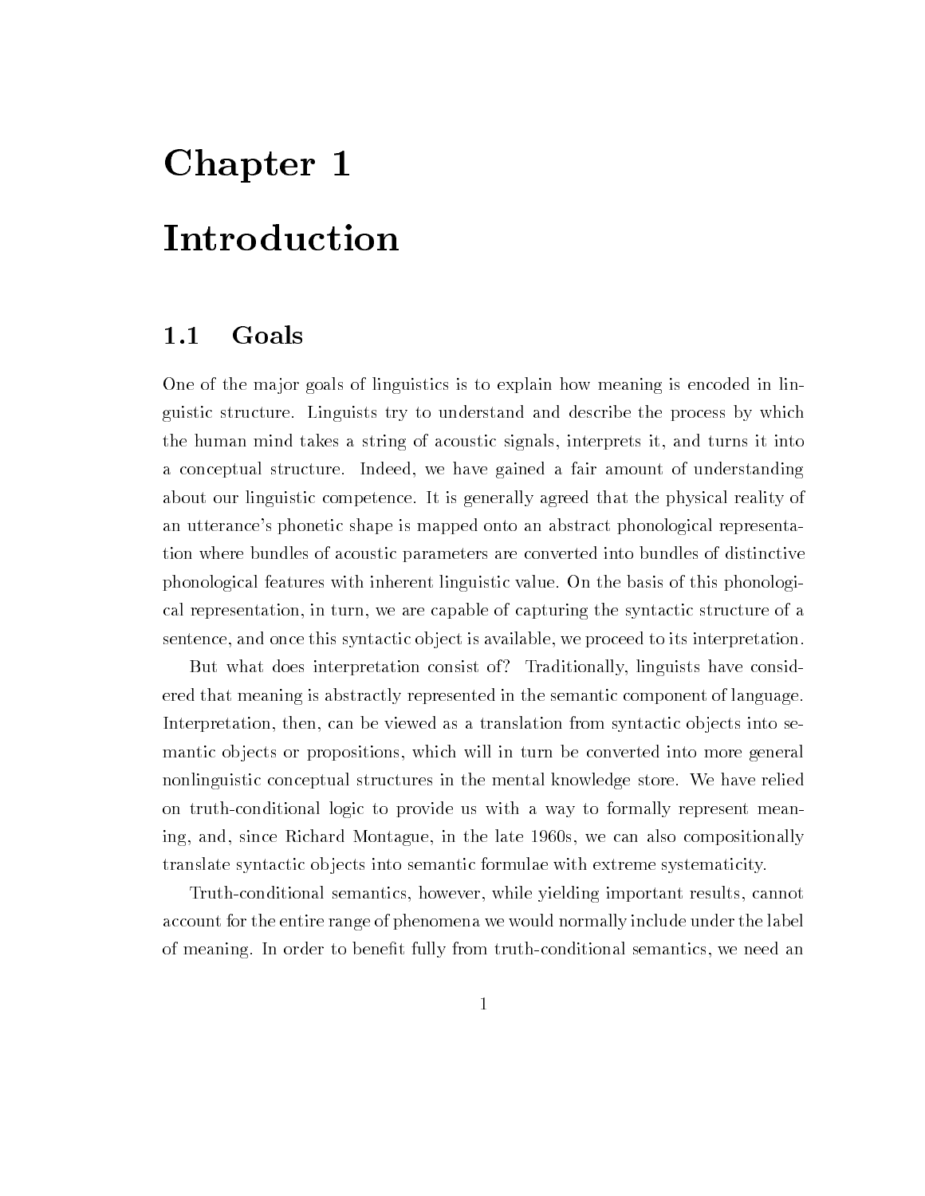# Chapter 1

# Introduction

## 1.1 Goals

One of the major goals of linguistics is to explain how meaning is encoded in linguistic structure. Linguists try to understand and describe the process by which the human mind takes a string of acoustic signals, interprets it, and turns it into a conceptual structure. Indeed, we have gained a fair amount of understanding about our linguistic competence. It is generally agreed that the physical reality of an utterance's phonetic shape is mapped onto an abstract phonological representation where bundles of acoustic parameters are converted into bundles of distinctive phonological features with inherent linguistic value. On the basis of this phonological representation, in turn, we are capable of capturing the syntactic structure of a sentence, and once this syntactic object is available, we proceed to its interpretation.

But what does interpretation consist of? Traditionally, linguists have considered that meaning is abstractly represented in the semantic component of language. Interpretation, then, can be viewed as a translation from syntactic objects into semantic objects or propositions, which will in turn be converted into more general nonlinguistic conceptual structures in the mental knowledge store. We have relied on truth-conditional logic to provide us with a way to formally represent meaning, and, since Richard Montague, in the late 1960s, we can also compositionally translate syntactic objects into semantic formulae with extreme systematicity.

Truth-conditional semantics, however, while yielding important results, cannot account for the entire range of phenomena we would normally include under the label of meaning. In order to benefit fully from truth-conditional semantics, we need an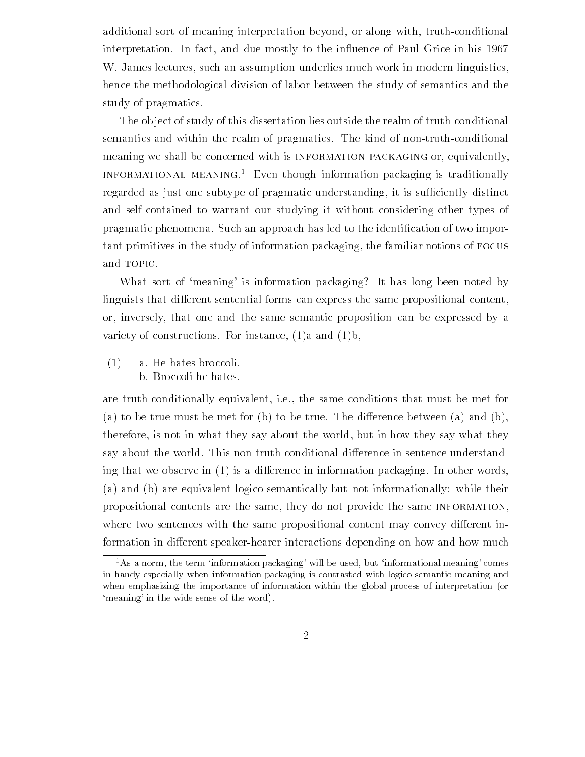additional sort of meaning interpretation beyond, or along with, truth-conditional interpretation. In fact, and due mostly to the influence of Paul Grice in his 1967 W. James lectures, such an assumption underlies much work in modern linguistics, hence the methodological division of labor between the study of semantics and the study of pragmatics.

The object of study of this dissertation lies outside the realm of truth-conditional semantics and within the realm of pragmatics. The kind of non-truth-conditional meaning we shall be concerned with is INFORMATION PACKAGING or, equivalently, INFORMATIONAL MEANING.[1] Even though information packaging is traditionally regarded as just one subtype of pragmatic understanding, it is sufficiently distinct and self-contained to warrant our studying it without considering other types of pragmatic phenomena. Such an approach has led to the identification of two important primitives in the study of information packaging, the familiar notions of FOCUS and TOPIC.

What sort of 'meaning' is information packaging? It has long been noted by linguists that different sentential forms can express the same propositional content, or, inversely, that one and the same semantic proposition can be expressed by a variety of constructions. For instance, (1)a and (1)b,

(1) a. He hates broccoli.
    b. Broccoli he hates.

are truth-conditionally equivalent, i.e., the same conditions that must be met for (a) to be true must be met for (b) to be true. The difference between (a) and (b), therefore, is not in what they say about the world, but in how they say what they say about the world. This non-truth-conditional difference in sentence understanding that we observe in (1) is a difference in information packaging. In other words, (a) and (b) are equivalent logico-semantically but not informationally: while their propositional contents are the same, they do not provide the same INFORMATION, where two sentences with the same propositional content may convey different information in different speaker-hearer interactions depending on how and how much

[1] As a norm, the term 'information packaging' will be used, but 'informational meaning' comes in handy especially when information packaging is contrasted with logico-semantic meaning and when emphasizing the importance of information within the global process of interpretation (or 'meaning' in the wide sense of the word).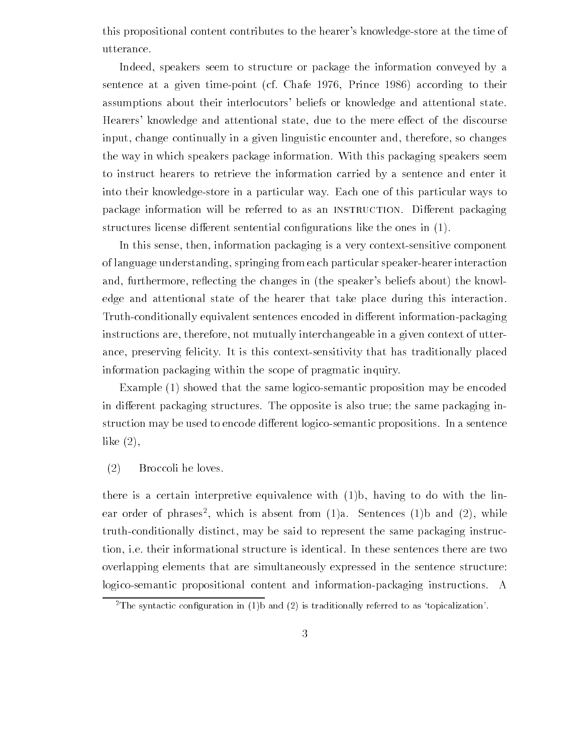this propositional content contributes to the hearer's knowledge-store at the time of utterance.

Indeed, speakers seem to structure or package the information conveyed by a sentence at a given time-point (cf. Chafe 1976, Prince 1986) according to their assumptions about their interlocutors' beliefs or knowledge and attentional state. Hearers' knowledge and attentional state, due to the mere effect of the discourse input, change continually in a given linguistic encounter and, therefore, so changes the way in which speakers package information. With this packaging speakers seem to instruct hearers to retrieve the information carried by a sentence and enter it into their knowledge-store in a particular way. Each one of this particular ways to package information will be referred to as an INSTRUCTION. Different packaging structures license different sentential configurations like the ones in (1).

In this sense, then, information packaging is a very context-sensitive component of language understanding, springing from each particular speaker-hearer interaction and, furthermore, reflecting the changes in (the speaker's beliefs about) the knowledge and attentional state of the hearer that take place during this interaction. Truth-conditionally equivalent sentences encoded in different information-packaging instructions are, therefore, not mutually interchangeable in a given context of utterance, preserving felicity. It is this context-sensitivity that has traditionally placed information packaging within the scope of pragmatic inquiry.

Example (1) showed that the same logico-semantic proposition may be encoded in different packaging structures. The opposite is also true; the same packaging instruction may be used to encode different logico-semantic propositions. In a sentence like (2),

(2) Broccoli he loves.

there is a certain interpretive equivalence with (1)b, having to do with the linear order of phrases[2], which is absent from (1)a. Sentences (1)b and (2), while truth-conditionally distinct, may be said to represent the same packaging instruction, i.e. their informational structure is identical. In these sentences there are two overlapping elements that are simultaneously expressed in the sentence structure: logico-semantic propositional content and information-packaging instructions. A

[2] The syntactic configuration in (1)b and (2) is traditionally referred to as 'topicalization'.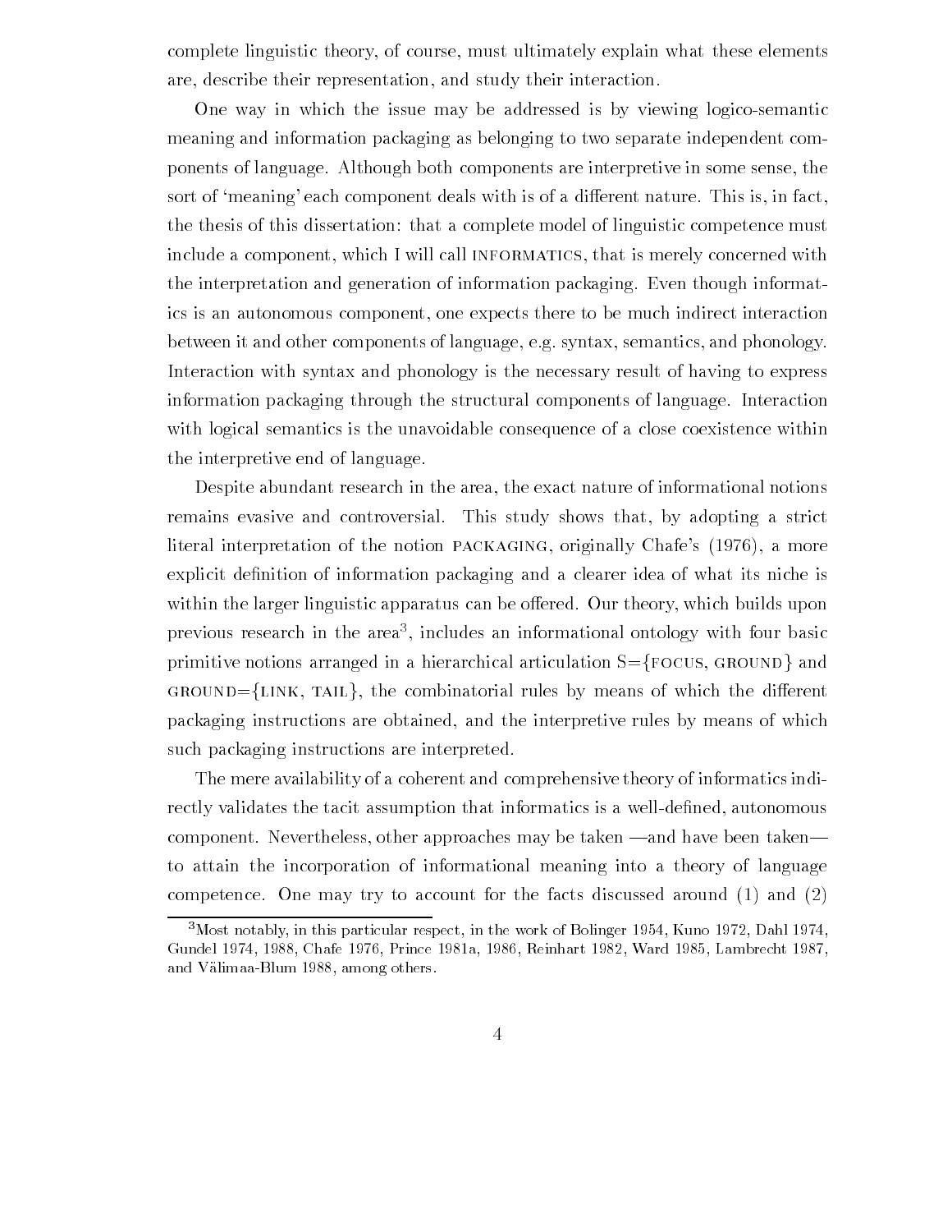complete linguistic theory, of course, must ultimately explain what these elements are, describe their representation, and study their interaction.

One way in which the issue may be addressed is by viewing logico-semantic meaning and information packaging as belonging to two separate independent components of language. Although both components are interpretive in some sense, the sort of 'meaning' each component deals with is of a different nature. This is, in fact, the thesis of this dissertation: that a complete model of linguistic competence must include a component, which I will call INFORMATICS, that is merely concerned with the interpretation and generation of information packaging. Even though informatics is an autonomous component, one expects there to be much indirect interaction between it and other components of language, e.g. syntax, semantics, and phonology. Interaction with syntax and phonology is the necessary result of having to express information packaging through the structural components of language. Interaction with logical semantics is the unavoidable consequence of a close coexistence within the interpretive end of language.

Despite abundant research in the area, the exact nature of informational notions remains evasive and controversial. This study shows that, by adopting a strict literal interpretation of the notion PACKAGING, originally Chafe's (1976), a more explicit definition of information packaging and a clearer idea of what its niche is within the larger linguistic apparatus can be offered. Our theory, which builds upon previous research in the area[3], includes an informational ontology with four basic primitive notions arranged in a hierarchical articulation S={FOCUS, GROUND} and GROUND={LINK, TAIL}, the combinatorial rules by means of which the different packaging instructions are obtained, and the interpretive rules by means of which such packaging instructions are interpreted.

The mere availability of a coherent and comprehensive theory of informatics indirectly validates the tacit assumption that informatics is a well-defined, autonomous component. Nevertheless, other approaches may be taken —and have been taken— to attain the incorporation of informational meaning into a theory of language competence. One may try to account for the facts discussed around (1) and (2)

[3]Most notably, in this particular respect, in the work of Bolinger 1954, Kuno 1972, Dahl 1974, Gundel 1974, 1988, Chafe 1976, Prince 1981a, 1986, Reinhart 1982, Ward 1985, Lambrecht 1987, and Välimaa-Blum 1988, among others.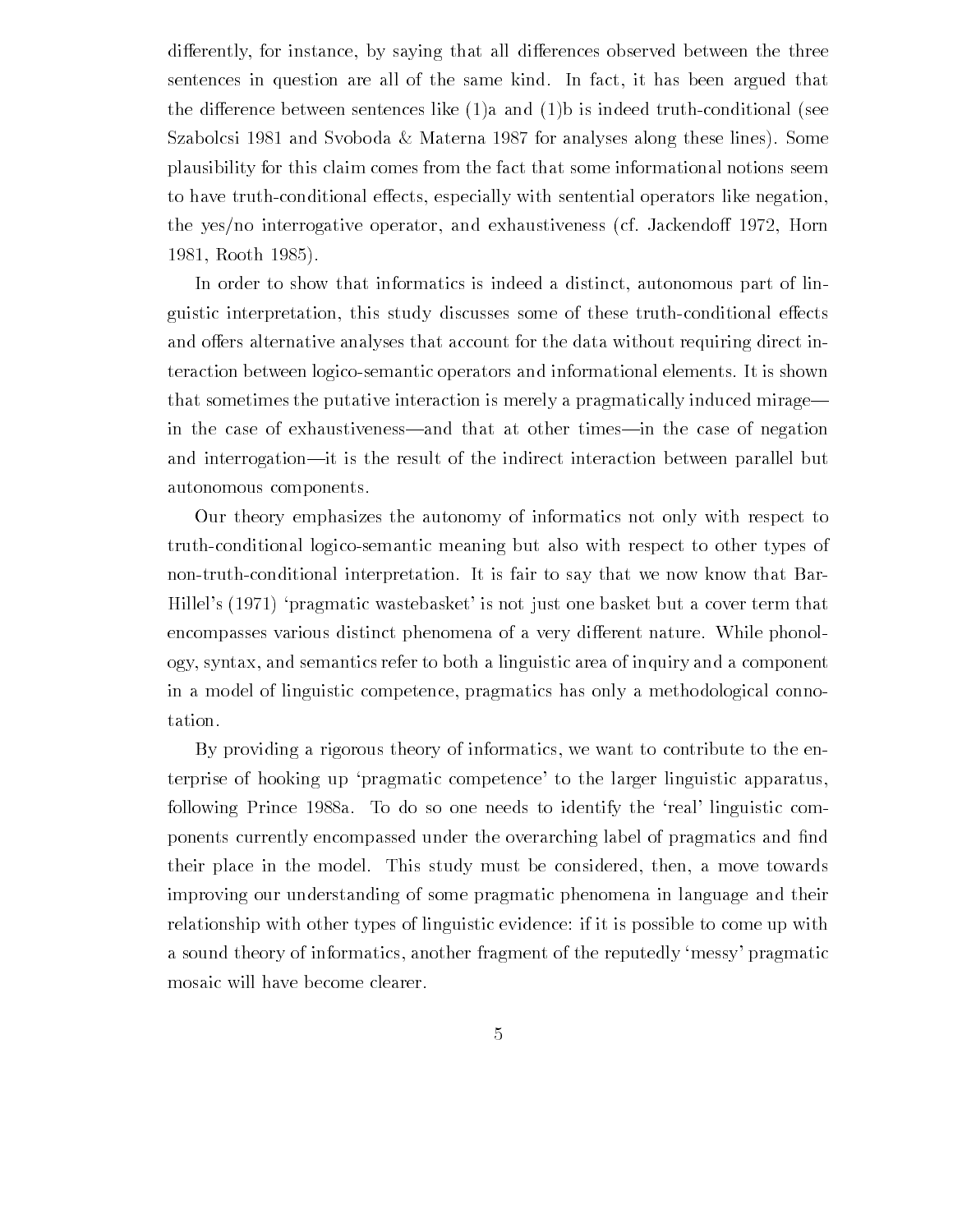differently, for instance, by saying that all differences observed between the three sentences in question are all of the same kind. In fact, it has been argued that the difference between sentences like (1)a and (1)b is indeed truth-conditional (see Szabolcsi 1981 and Svoboda & Materna 1987 for analyses along these lines). Some plausibility for this claim comes from the fact that some informational notions seem to have truth-conditional effects, especially with sentential operators like negation, the yes/no interrogative operator, and exhaustiveness (cf. Jackendoff 1972, Horn 1981, Rooth 1985).

In order to show that informatics is indeed a distinct, autonomous part of linguistic interpretation, this study discusses some of these truth-conditional effects and offers alternative analyses that account for the data without requiring direct interaction between logico-semantic operators and informational elements. It is shown that sometimes the putative interaction is merely a pragmatically induced mirage—in the case of exhaustiveness—and that at other times—in the case of negation and interrogation—it is the result of the indirect interaction between parallel but autonomous components.

Our theory emphasizes the autonomy of informatics not only with respect to truth-conditional logico-semantic meaning but also with respect to other types of non-truth-conditional interpretation. It is fair to say that we now know that Bar-Hillel's (1971) 'pragmatic wastebasket' is not just one basket but a cover term that encompasses various distinct phenomena of a very different nature. While phonology, syntax, and semantics refer to both a linguistic area of inquiry and a component in a model of linguistic competence, pragmatics has only a methodological connotation.

By providing a rigorous theory of informatics, we want to contribute to the enterprise of hooking up 'pragmatic competence' to the larger linguistic apparatus, following Prince 1988a. To do so one needs to identify the 'real' linguistic components currently encompassed under the overarching label of pragmatics and find their place in the model. This study must be considered, then, a move towards improving our understanding of some pragmatic phenomena in language and their relationship with other types of linguistic evidence: if it is possible to come up with a sound theory of informatics, another fragment of the reputedly 'messy' pragmatic mosaic will have become clearer.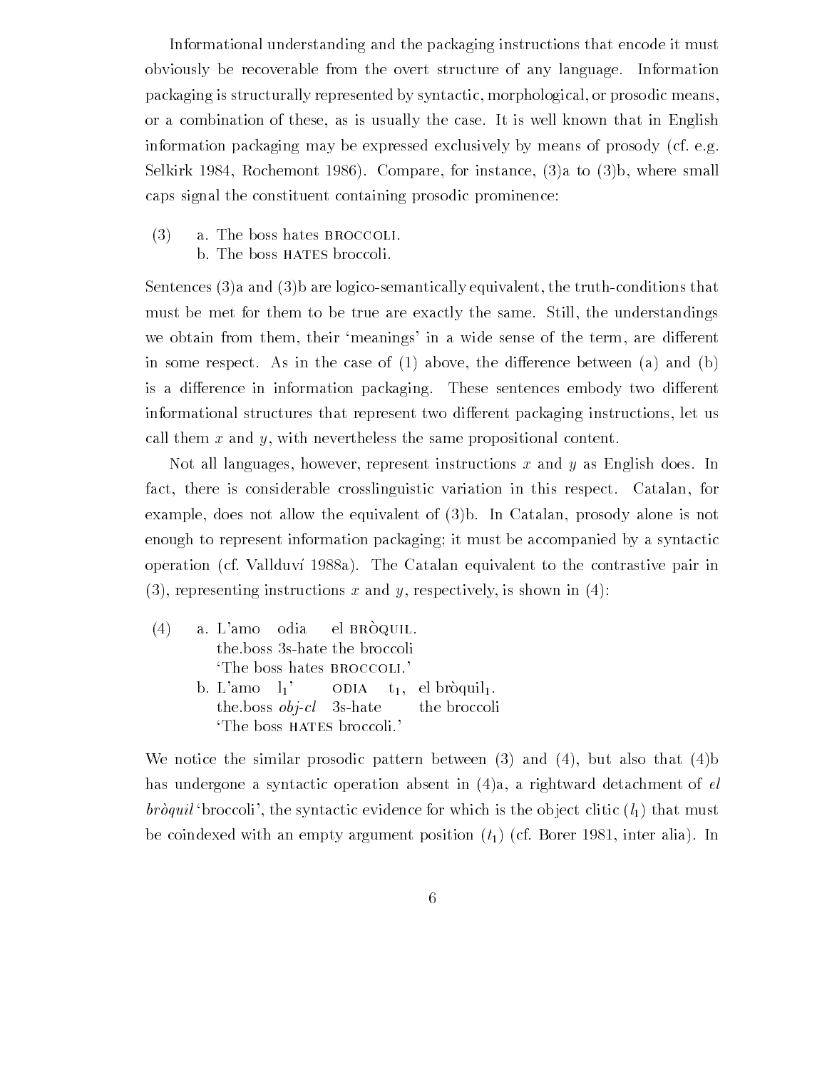Informational understanding and the packaging instructions that encode it must obviously be recoverable from the overt structure of any language. Information packaging is structurally represented by syntactic, morphological, or prosodic means, or a combination of these, as is usually the case. It is well known that in English information packaging may be expressed exclusively by means of prosody (cf. e.g. Selkirk 1984, Rochemont 1986). Compare, for instance, (3)a to (3)b, where small caps signal the constituent containing prosodic prominence:

(3) a. The boss hates BROCCOLI.
    b. The boss HATES broccoli.

Sentences (3)a and (3)b are logico-semantically equivalent, the truth-conditions that must be met for them to be true are exactly the same. Still, the understandings we obtain from them, their 'meanings' in a wide sense of the term, are different in some respect. As in the case of (1) above, the difference between (a) and (b) is a difference in information packaging. These sentences embody two different informational structures that represent two different packaging instructions, let us call them $x$ and $y$, with nevertheless the same propositional content.

Not all languages, however, represent instructions $x$ and $y$ as English does. In fact, there is considerable crosslinguistic variation in this respect. Catalan, for example, does not allow the equivalent of (3)b. In Catalan, prosody alone is not enough to represent information packaging; it must be accompanied by a syntactic operation (cf. Vallduví 1988a). The Catalan equivalent to the contrastive pair in (3), representing instructions $x$ and $y$, respectively, is shown in (4):

(4) a. L'amo odia el BRÒQUIL.
    the.boss 3s-hate the broccoli
    'The boss hates BROCCOLI.'
    b. L'amo $l_1$' ODIA $t_1$, el bròquil$_1$.
    the.boss *obj-cl* 3s-hate the broccoli
    'The boss HATES broccoli.'

We notice the similar prosodic pattern between (3) and (4), but also that (4)b has undergone a syntactic operation absent in (4)a, a rightward detachment of *el bròquil* 'broccoli', the syntactic evidence for which is the object clitic ($l_1$) that must be coindexed with an empty argument position ($t_1$) (cf. Borer 1981, inter alia). In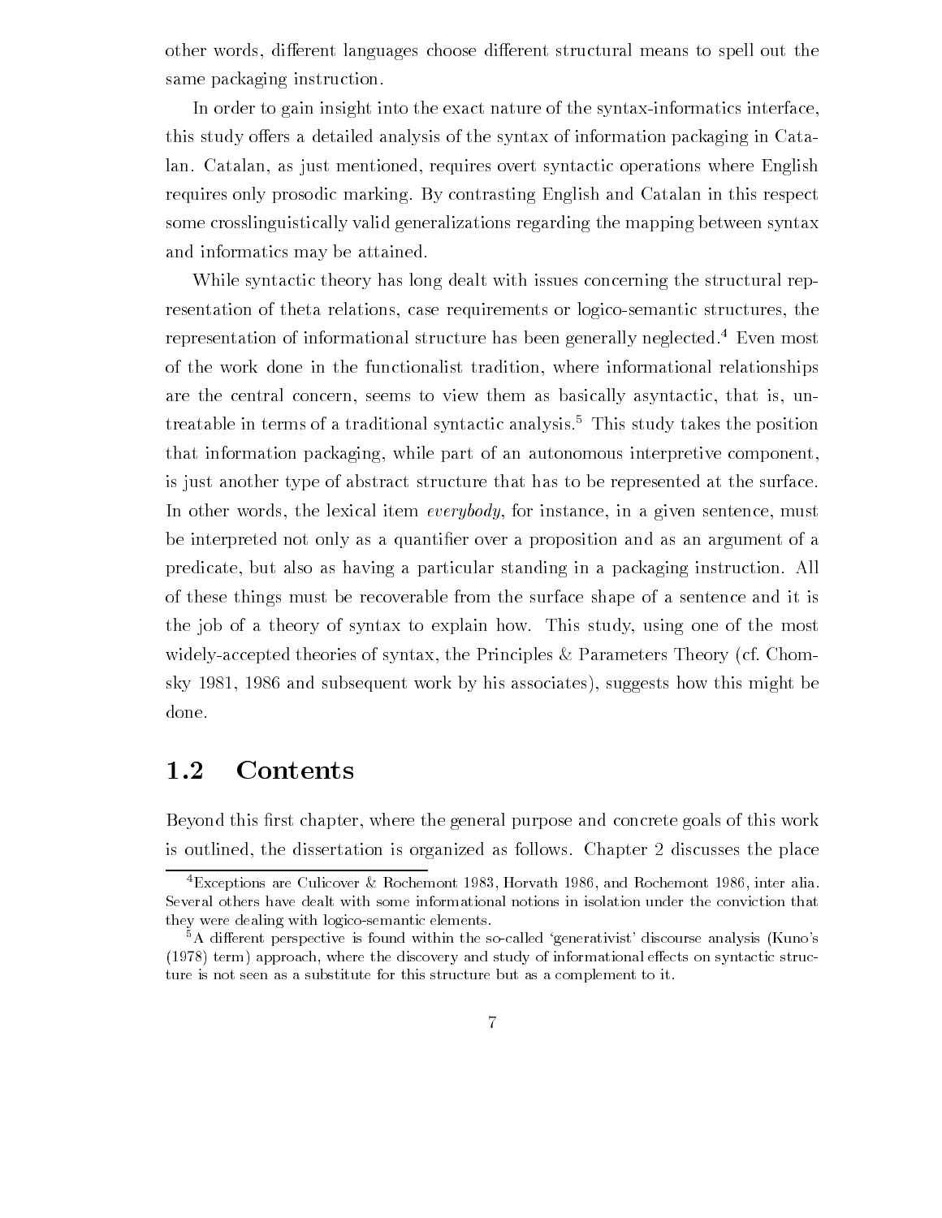other words, different languages choose different structural means to spell out the same packaging instruction.

In order to gain insight into the exact nature of the syntax-informatics interface, this study offers a detailed analysis of the syntax of information packaging in Catalan. Catalan, as just mentioned, requires overt syntactic operations where English requires only prosodic marking. By contrasting English and Catalan in this respect some crosslinguistically valid generalizations regarding the mapping between syntax and informatics may be attained.

While syntactic theory has long dealt with issues concerning the structural representation of theta relations, case requirements or logico-semantic structures, the representation of informational structure has been generally neglected.[4] Even most of the work done in the functionalist tradition, where informational relationships are the central concern, seems to view them as basically asyntactic, that is, untreatable in terms of a traditional syntactic analysis.[5] This study takes the position that information packaging, while part of an autonomous interpretive component, is just another type of abstract structure that has to be represented at the surface. In other words, the lexical item *everybody*, for instance, in a given sentence, must be interpreted not only as a quantifier over a proposition and as an argument of a predicate, but also as having a particular standing in a packaging instruction. All of these things must be recoverable from the surface shape of a sentence and it is the job of a theory of syntax to explain how. This study, using one of the most widely-accepted theories of syntax, the Principles & Parameters Theory (cf. Chomsky 1981, 1986 and subsequent work by his associates), suggests how this might be done.

## 1.2 Contents

Beyond this first chapter, where the general purpose and concrete goals of this work is outlined, the dissertation is organized as follows. Chapter 2 discusses the place

---

[4]Exceptions are Culicover & Rochemont 1983, Horvath 1986, and Rochemont 1986, inter alia. Several others have dealt with some informational notions in isolation under the conviction that they were dealing with logico-semantic elements.

[5]A different perspective is found within the so-called 'generativist' discourse analysis (Kuno's (1978) term) approach, where the discovery and study of informational effects on syntactic structure is not seen as a substitute for this structure but as a complement to it.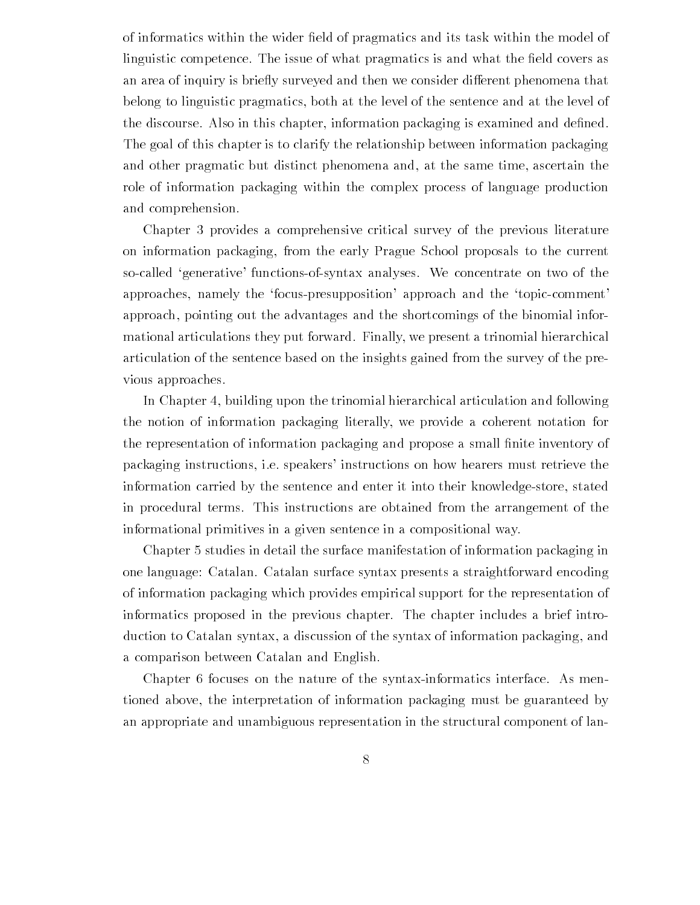of informatics within the wider field of pragmatics and its task within the model of linguistic competence. The issue of what pragmatics is and what the field covers as an area of inquiry is briefly surveyed and then we consider different phenomena that belong to linguistic pragmatics, both at the level of the sentence and at the level of the discourse. Also in this chapter, information packaging is examined and defined. The goal of this chapter is to clarify the relationship between information packaging and other pragmatic but distinct phenomena and, at the same time, ascertain the role of information packaging within the complex process of language production and comprehension.

Chapter 3 provides a comprehensive critical survey of the previous literature on information packaging, from the early Prague School proposals to the current so-called 'generative' functions-of-syntax analyses. We concentrate on two of the approaches, namely the 'focus-presupposition' approach and the 'topic-comment' approach, pointing out the advantages and the shortcomings of the binomial informational articulations they put forward. Finally, we present a trinomial hierarchical articulation of the sentence based on the insights gained from the survey of the previous approaches.

In Chapter 4, building upon the trinomial hierarchical articulation and following the notion of information packaging literally, we provide a coherent notation for the representation of information packaging and propose a small finite inventory of packaging instructions, i.e. speakers' instructions on how hearers must retrieve the information carried by the sentence and enter it into their knowledge-store, stated in procedural terms. This instructions are obtained from the arrangement of the informational primitives in a given sentence in a compositional way.

Chapter 5 studies in detail the surface manifestation of information packaging in one language: Catalan. Catalan surface syntax presents a straightforward encoding of information packaging which provides empirical support for the representation of informatics proposed in the previous chapter. The chapter includes a brief introduction to Catalan syntax, a discussion of the syntax of information packaging, and a comparison between Catalan and English.

Chapter 6 focuses on the nature of the syntax-informatics interface. As mentioned above, the interpretation of information packaging must be guaranteed by an appropriate and unambiguous representation in the structural component of lan-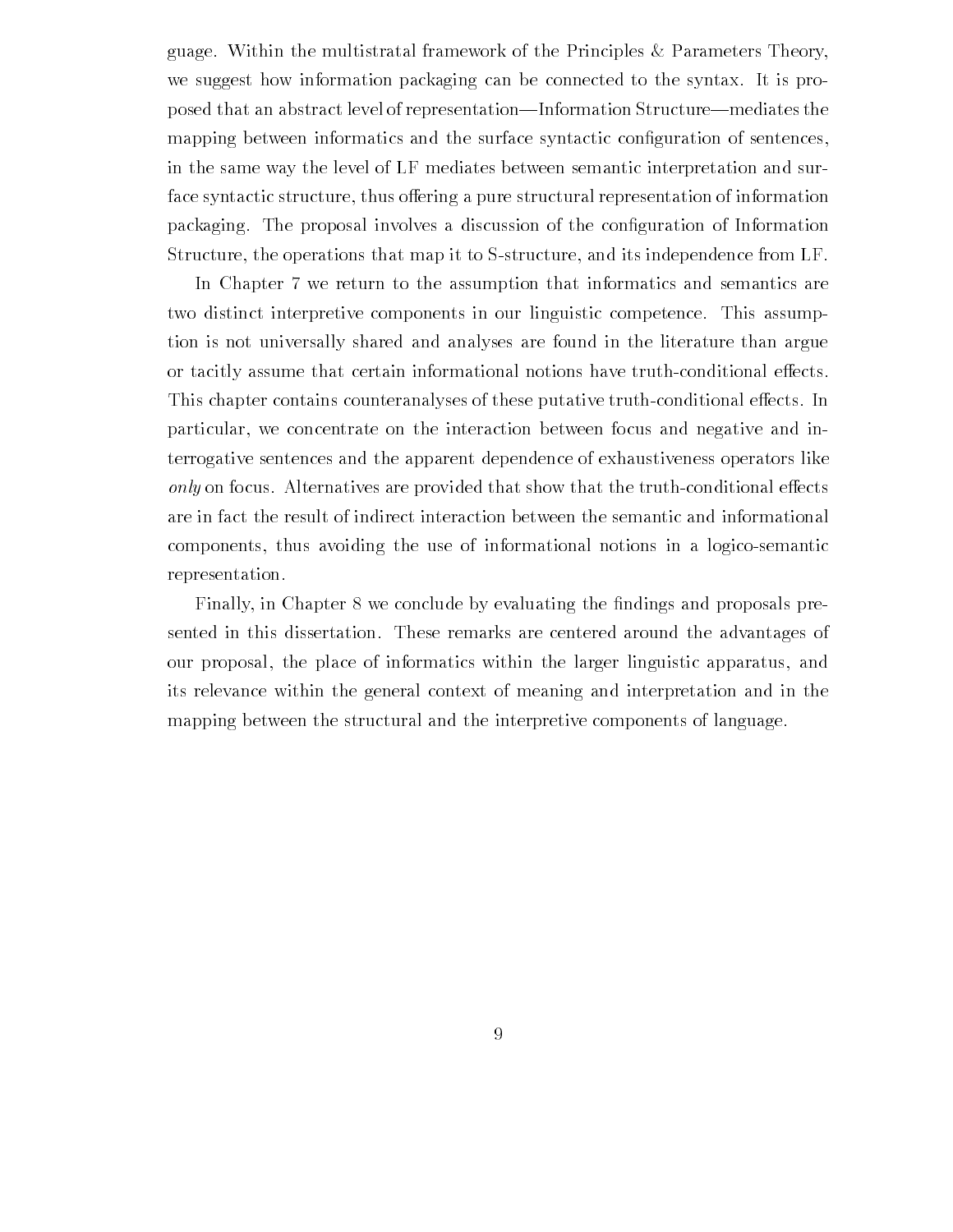guage. Within the multistratal framework of the Principles & Parameters Theory, we suggest how information packaging can be connected to the syntax. It is proposed that an abstract level of representation—Information Structure—mediates the mapping between informatics and the surface syntactic configuration of sentences, in the same way the level of LF mediates between semantic interpretation and surface syntactic structure, thus offering a pure structural representation of information packaging. The proposal involves a discussion of the configuration of Information Structure, the operations that map it to S-structure, and its independence from LF.

In Chapter 7 we return to the assumption that informatics and semantics are two distinct interpretive components in our linguistic competence. This assumption is not universally shared and analyses are found in the literature than argue or tacitly assume that certain informational notions have truth-conditional effects. This chapter contains counteranalyses of these putative truth-conditional effects. In particular, we concentrate on the interaction between focus and negative and interrogative sentences and the apparent dependence of exhaustiveness operators like *only* on focus. Alternatives are provided that show that the truth-conditional effects are in fact the result of indirect interaction between the semantic and informational components, thus avoiding the use of informational notions in a logico-semantic representation.

Finally, in Chapter 8 we conclude by evaluating the findings and proposals presented in this dissertation. These remarks are centered around the advantages of our proposal, the place of informatics within the larger linguistic apparatus, and its relevance within the general context of meaning and interpretation and in the mapping between the structural and the interpretive components of language.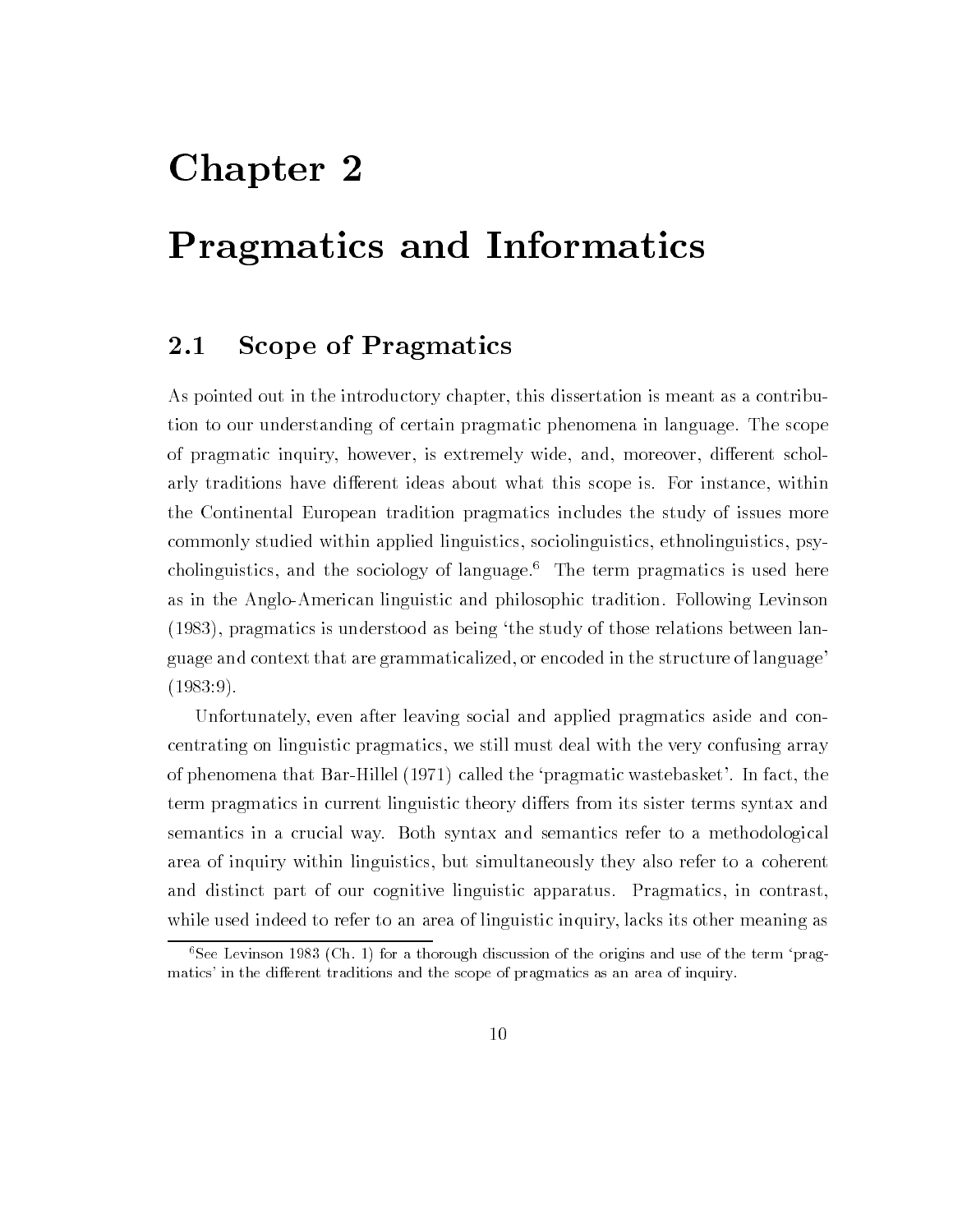# Chapter 2

# Pragmatics and Informatics

## 2.1 Scope of Pragmatics

As pointed out in the introductory chapter, this dissertation is meant as a contribution to our understanding of certain pragmatic phenomena in language. The scope of pragmatic inquiry, however, is extremely wide, and, moreover, different scholarly traditions have different ideas about what this scope is. For instance, within the Continental European tradition pragmatics includes the study of issues more commonly studied within applied linguistics, sociolinguistics, ethnolinguistics, psycholinguistics, and the sociology of language.[6] The term pragmatics is used here as in the Anglo-American linguistic and philosophic tradition. Following Levinson (1983), pragmatics is understood as being 'the study of those relations between language and context that are grammaticalized, or encoded in the structure of language' (1983:9).

Unfortunately, even after leaving social and applied pragmatics aside and concentrating on linguistic pragmatics, we still must deal with the very confusing array of phenomena that Bar-Hillel (1971) called the 'pragmatic wastebasket'. In fact, the term pragmatics in current linguistic theory differs from its sister terms syntax and semantics in a crucial way. Both syntax and semantics refer to a methodological area of inquiry within linguistics, but simultaneously they also refer to a coherent and distinct part of our cognitive linguistic apparatus. Pragmatics, in contrast, while used indeed to refer to an area of linguistic inquiry, lacks its other meaning as

[6] See Levinson 1983 (Ch. 1) for a thorough discussion of the origins and use of the term 'pragmatics' in the different traditions and the scope of pragmatics as an area of inquiry.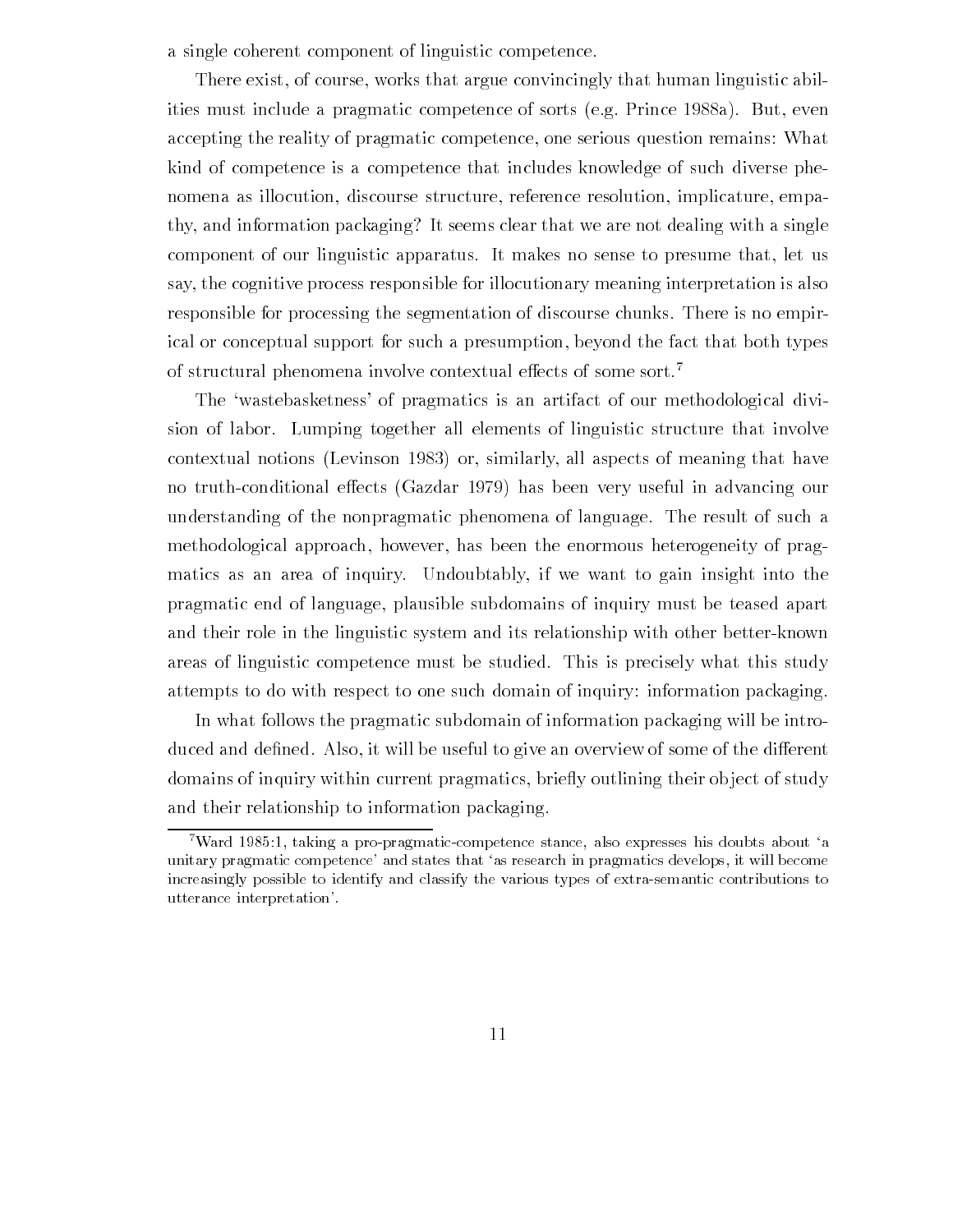a single coherent component of linguistic competence.

There exist, of course, works that argue convincingly that human linguistic abilities must include a pragmatic competence of sorts (e.g. Prince 1988a). But, even accepting the reality of pragmatic competence, one serious question remains: What kind of competence is a competence that includes knowledge of such diverse phenomena as illocution, discourse structure, reference resolution, implicature, empathy, and information packaging? It seems clear that we are not dealing with a single component of our linguistic apparatus. It makes no sense to presume that, let us say, the cognitive process responsible for illocutionary meaning interpretation is also responsible for processing the segmentation of discourse chunks. There is no empirical or conceptual support for such a presumption, beyond the fact that both types of structural phenomena involve contextual effects of some sort.[7]

The 'wastebasketness' of pragmatics is an artifact of our methodological division of labor. Lumping together all elements of linguistic structure that involve contextual notions (Levinson 1983) or, similarly, all aspects of meaning that have no truth-conditional effects (Gazdar 1979) has been very useful in advancing our understanding of the nonpragmatic phenomena of language. The result of such a methodological approach, however, has been the enormous heterogeneity of pragmatics as an area of inquiry. Undoubtably, if we want to gain insight into the pragmatic end of language, plausible subdomains of inquiry must be teased apart and their role in the linguistic system and its relationship with other better-known areas of linguistic competence must be studied. This is precisely what this study attempts to do with respect to one such domain of inquiry: information packaging.

In what follows the pragmatic subdomain of information packaging will be introduced and defined. Also, it will be useful to give an overview of some of the different domains of inquiry within current pragmatics, briefly outlining their object of study and their relationship to information packaging.

---

[7] Ward 1985:1, taking a pro-pragmatic-competence stance, also expresses his doubts about 'a unitary pragmatic competence' and states that 'as research in pragmatics develops, it will become increasingly possible to identify and classify the various types of extra-semantic contributions to utterance interpretation'.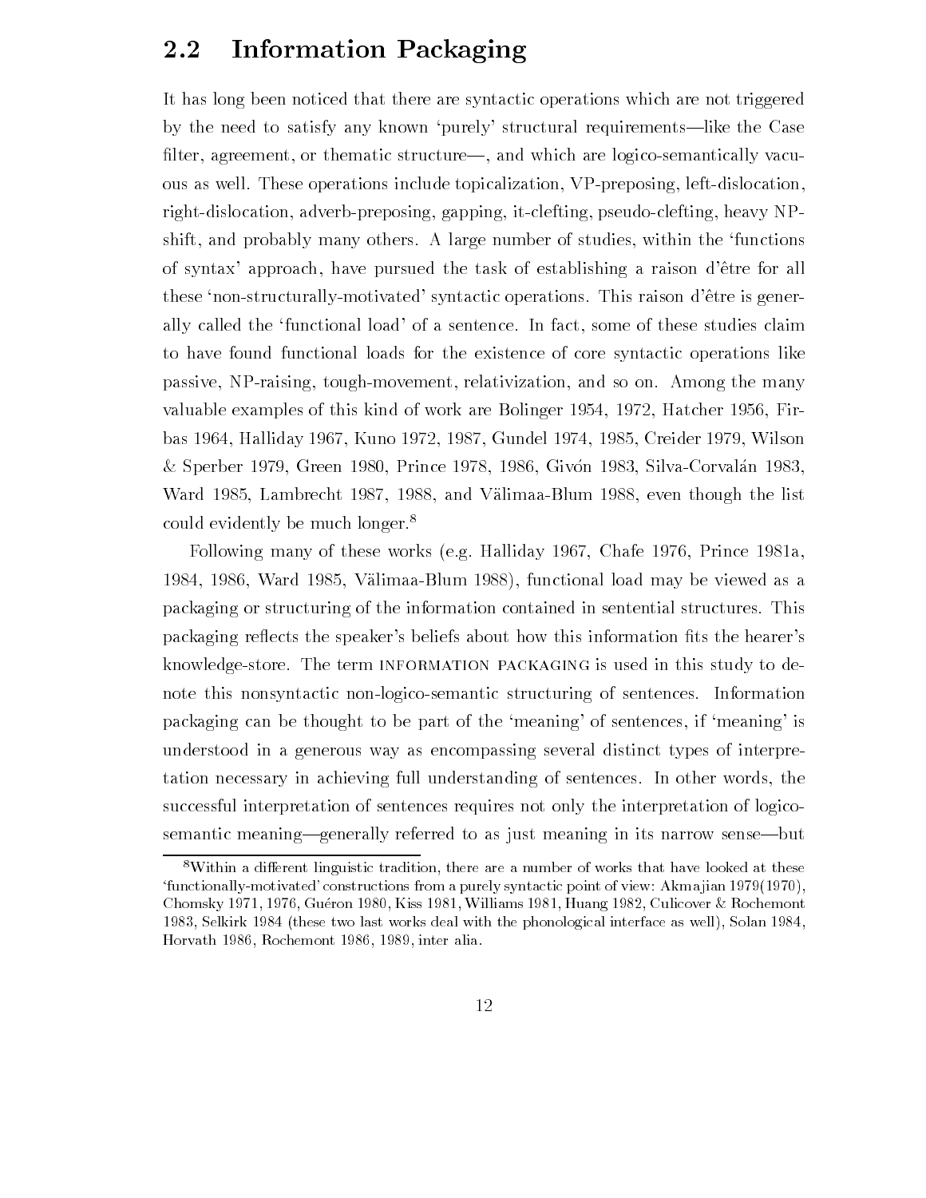## 2.2 Information Packaging

It has long been noticed that there are syntactic operations which are not triggered by the need to satisfy any known 'purely' structural requirements—like the Case filter, agreement, or thematic structure—, and which are logico-semantically vacuous as well. These operations include topicalization, VP-preposing, left-dislocation, right-dislocation, adverb-preposing, gapping, it-clefting, pseudo-clefting, heavy NP-shift, and probably many others. A large number of studies, within the 'functions of syntax' approach, have pursued the task of establishing a raison d'être for all these 'non-structurally-motivated' syntactic operations. This raison d'être is generally called the 'functional load' of a sentence. In fact, some of these studies claim to have found functional loads for the existence of core syntactic operations like passive, NP-raising, tough-movement, relativization, and so on. Among the many valuable examples of this kind of work are Bolinger 1954, 1972, Hatcher 1956, Firbas 1964, Halliday 1967, Kuno 1972, 1987, Gundel 1974, 1985, Creider 1979, Wilson & Sperber 1979, Green 1980, Prince 1978, 1986, Givón 1983, Silva-Corvalán 1983, Ward 1985, Lambrecht 1987, 1988, and Välimaa-Blum 1988, even though the list could evidently be much longer.[8]

Following many of these works (e.g. Halliday 1967, Chafe 1976, Prince 1981a, 1984, 1986, Ward 1985, Välimaa-Blum 1988), functional load may be viewed as a packaging or structuring of the information contained in sentential structures. This packaging reflects the speaker's beliefs about how this information fits the hearer's knowledge-store. The term INFORMATION PACKAGING is used in this study to denote this nonsyntactic non-logico-semantic structuring of sentences. Information packaging can be thought to be part of the 'meaning' of sentences, if 'meaning' is understood in a generous way as encompassing several distinct types of interpretation necessary in achieving full understanding of sentences. In other words, the successful interpretation of sentences requires not only the interpretation of logico-semantic meaning—generally referred to as just meaning in its narrow sense—but

[8]Within a different linguistic tradition, there are a number of works that have looked at these 'functionally-motivated' constructions from a purely syntactic point of view: Akmajian 1979(1970), Chomsky 1971, 1976, Guéron 1980, Kiss 1981, Williams 1981, Huang 1982, Culicover & Rochemont 1983, Selkirk 1984 (these two last works deal with the phonological interface as well), Solan 1984, Horvath 1986, Rochemont 1986, 1989, inter alia.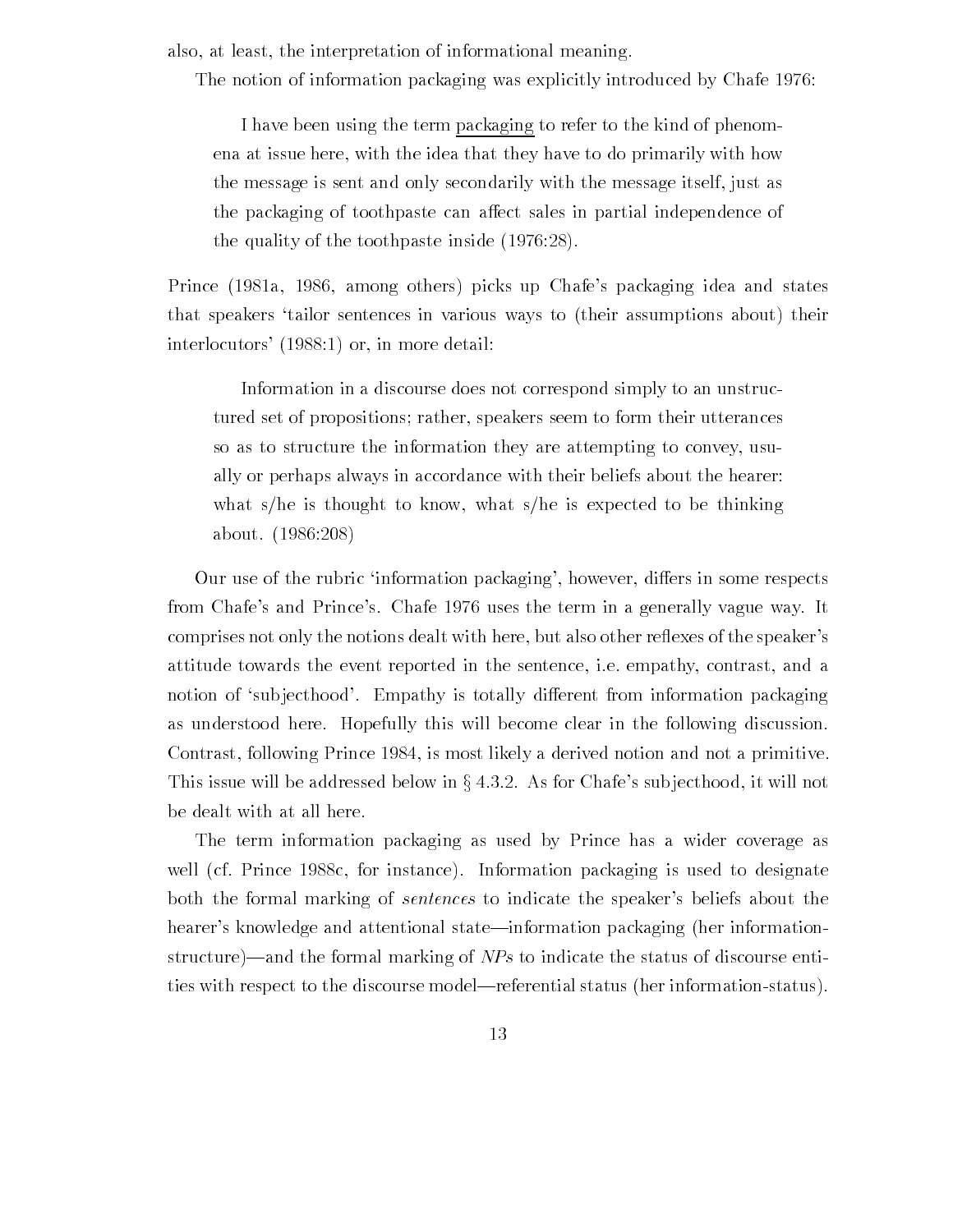also, at least, the interpretation of informational meaning.

The notion of information packaging was explicitly introduced by Chafe 1976:

> I have been using the term packaging to refer to the kind of phenomena at issue here, with the idea that they have to do primarily with how the message is sent and only secondarily with the message itself, just as the packaging of toothpaste can affect sales in partial independence of the quality of the toothpaste inside (1976:28).

Prince (1981a, 1986, among others) picks up Chafe's packaging idea and states that speakers 'tailor sentences in various ways to (their assumptions about) their interlocutors' (1988:1) or, in more detail:

> Information in a discourse does not correspond simply to an unstructured set of propositions; rather, speakers seem to form their utterances so as to structure the information they are attempting to convey, usually or perhaps always in accordance with their beliefs about the hearer: what s/he is thought to know, what s/he is expected to be thinking about. (1986:208)

Our use of the rubric 'information packaging', however, differs in some respects from Chafe's and Prince's. Chafe 1976 uses the term in a generally vague way. It comprises not only the notions dealt with here, but also other reflexes of the speaker's attitude towards the event reported in the sentence, i.e. empathy, contrast, and a notion of 'subjecthood'. Empathy is totally different from information packaging as understood here. Hopefully this will become clear in the following discussion. Contrast, following Prince 1984, is most likely a derived notion and not a primitive. This issue will be addressed below in § 4.3.2. As for Chafe's subjecthood, it will not be dealt with at all here.

The term information packaging as used by Prince has a wider coverage as well (cf. Prince 1988c, for instance). Information packaging is used to designate both the formal marking of *sentences* to indicate the speaker's beliefs about the hearer's knowledge and attentional state—information packaging (her information-structure)—and the formal marking of *NPs* to indicate the status of discourse entities with respect to the discourse model—referential status (her information-status).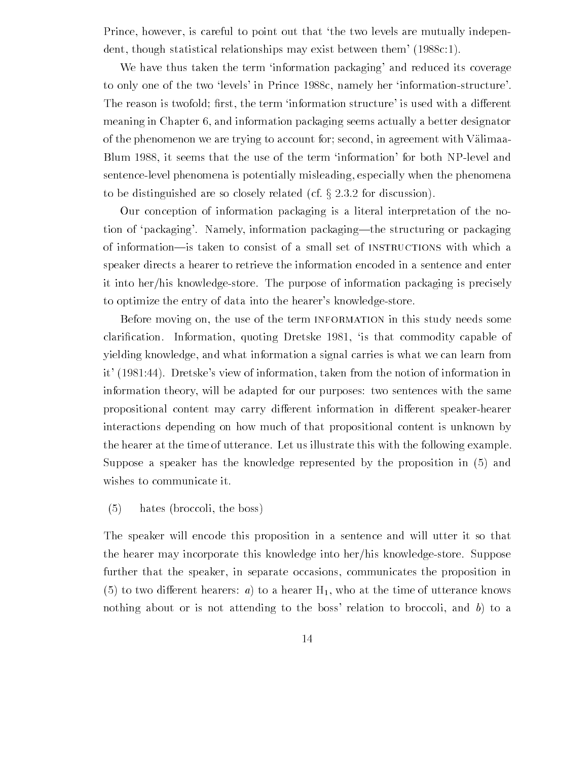Prince, however, is careful to point out that 'the two levels are mutually independent, though statistical relationships may exist between them' (1988c:1).

We have thus taken the term 'information packaging' and reduced its coverage to only one of the two 'levels' in Prince 1988c, namely her 'information-structure'. The reason is twofold; first, the term 'information structure' is used with a different meaning in Chapter 6, and information packaging seems actually a better designator of the phenomenon we are trying to account for; second, in agreement with Välimaa-Blum 1988, it seems that the use of the term 'information' for both NP-level and sentence-level phenomena is potentially misleading, especially when the phenomena to be distinguished are so closely related (cf. § 2.3.2 for discussion).

Our conception of information packaging is a literal interpretation of the notion of 'packaging'. Namely, information packaging—the structuring or packaging of information—is taken to consist of a small set of INSTRUCTIONS with which a speaker directs a hearer to retrieve the information encoded in a sentence and enter it into her/his knowledge-store. The purpose of information packaging is precisely to optimize the entry of data into the hearer's knowledge-store.

Before moving on, the use of the term INFORMATION in this study needs some clarification. Information, quoting Dretske 1981, 'is that commodity capable of yielding knowledge, and what information a signal carries is what we can learn from it' (1981:44). Dretske's view of information, taken from the notion of information in information theory, will be adapted for our purposes: two sentences with the same propositional content may carry different information in different speaker-hearer interactions depending on how much of that propositional content is unknown by the hearer at the time of utterance. Let us illustrate this with the following example. Suppose a speaker has the knowledge represented by the proposition in (5) and wishes to communicate it.

(5) hates (broccoli, the boss)

The speaker will encode this proposition in a sentence and will utter it so that the hearer may incorporate this knowledge into her/his knowledge-store. Suppose further that the speaker, in separate occasions, communicates the proposition in (5) to two different hearers: *a*) to a hearer $H_1$, who at the time of utterance knows nothing about or is not attending to the boss' relation to broccoli, and *b*) to a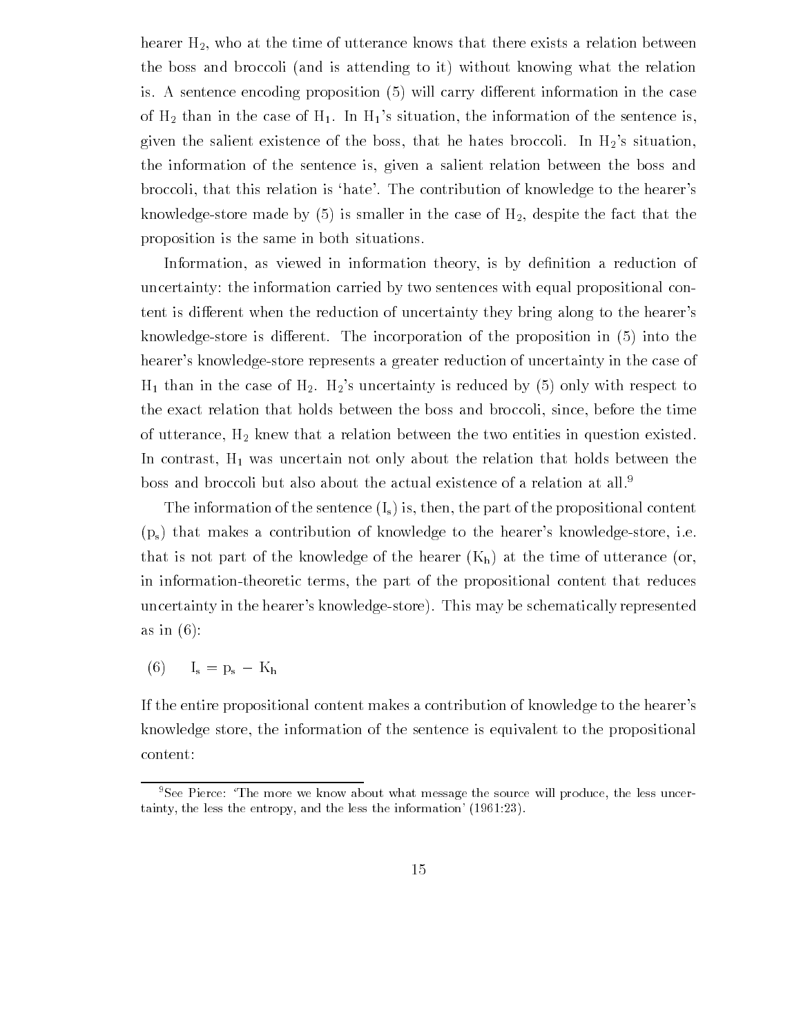hearer $H_2$, who at the time of utterance knows that there exists a relation between the boss and broccoli (and is attending to it) without knowing what the relation is. A sentence encoding proposition (5) will carry different information in the case of $H_2$ than in the case of $H_1$. In $H_1$'s situation, the information of the sentence is, given the salient existence of the boss, that he hates broccoli. In $H_2$'s situation, the information of the sentence is, given a salient relation between the boss and broccoli, that this relation is 'hate'. The contribution of knowledge to the hearer's knowledge-store made by (5) is smaller in the case of $H_2$, despite the fact that the proposition is the same in both situations.

Information, as viewed in information theory, is by definition a reduction of uncertainty: the information carried by two sentences with equal propositional content is different when the reduction of uncertainty they bring along to the hearer's knowledge-store is different. The incorporation of the proposition in (5) into the hearer's knowledge-store represents a greater reduction of uncertainty in the case of $H_1$ than in the case of $H_2$. $H_2$'s uncertainty is reduced by (5) only with respect to the exact relation that holds between the boss and broccoli, since, before the time of utterance, $H_2$ knew that a relation between the two entities in question existed. In contrast, $H_1$ was uncertain not only about the relation that holds between the boss and broccoli but also about the actual existence of a relation at all.[9]

The information of the sentence ($I_s$) is, then, the part of the propositional content ($p_s$) that makes a contribution of knowledge to the hearer's knowledge-store, i.e. that is not part of the knowledge of the hearer ($K_h$) at the time of utterance (or, in information-theoretic terms, the part of the propositional content that reduces uncertainty in the hearer's knowledge-store). This may be schematically represented as in (6):

(6) $I_s = p_s - K_h$

If the entire propositional content makes a contribution of knowledge to the hearer's knowledge store, the information of the sentence is equivalent to the propositional content:

---

[9]See Pierce: 'The more we know about what message the source will produce, the less uncertainty, the less the entropy, and the less the information' (1961:23).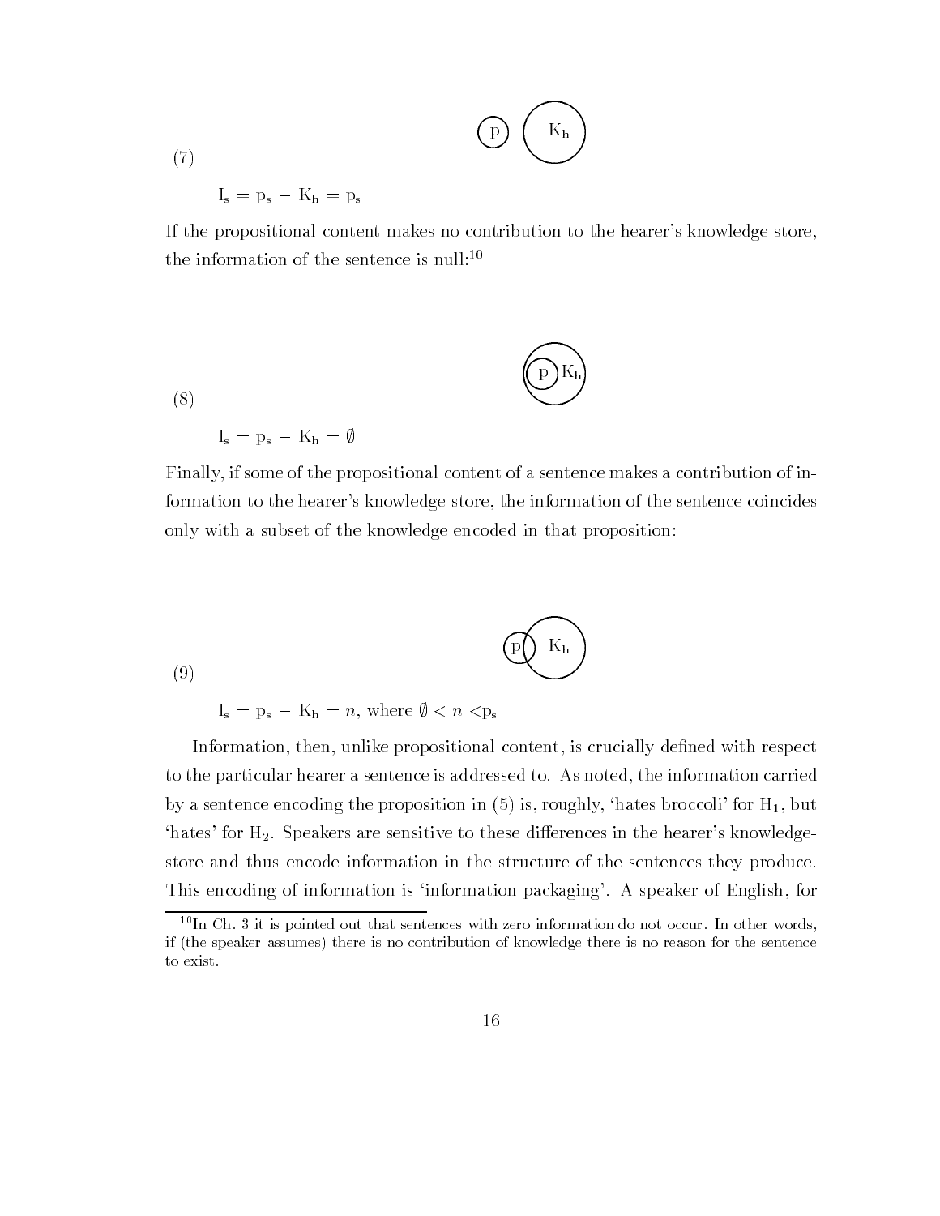(7)

$$I_s = p_s - K_h = p_s$$

If the propositional content makes no contribution to the hearer's knowledge-store, the information of the sentence is null:[10]

(8)

$$I_s = p_s - K_h = \emptyset$$

Finally, if some of the propositional content of a sentence makes a contribution of information to the hearer's knowledge-store, the information of the sentence coincides only with a subset of the knowledge encoded in that proposition:

(9)

$$I_s = p_s - K_h = n, \text{ where } \emptyset < n < p_s$$

Information, then, unlike propositional content, is crucially defined with respect to the particular hearer a sentence is addressed to. As noted, the information carried by a sentence encoding the proposition in (5) is, roughly, 'hates broccoli' for $H_1$, but 'hates' for $H_2$. Speakers are sensitive to these differences in the hearer's knowledge-store and thus encode information in the structure of the sentences they produce. This encoding of information is 'information packaging'. A speaker of English, for

[10] In Ch. 3 it is pointed out that sentences with zero information do not occur. In other words, if (the speaker assumes) there is no contribution of knowledge there is no reason for the sentence to exist.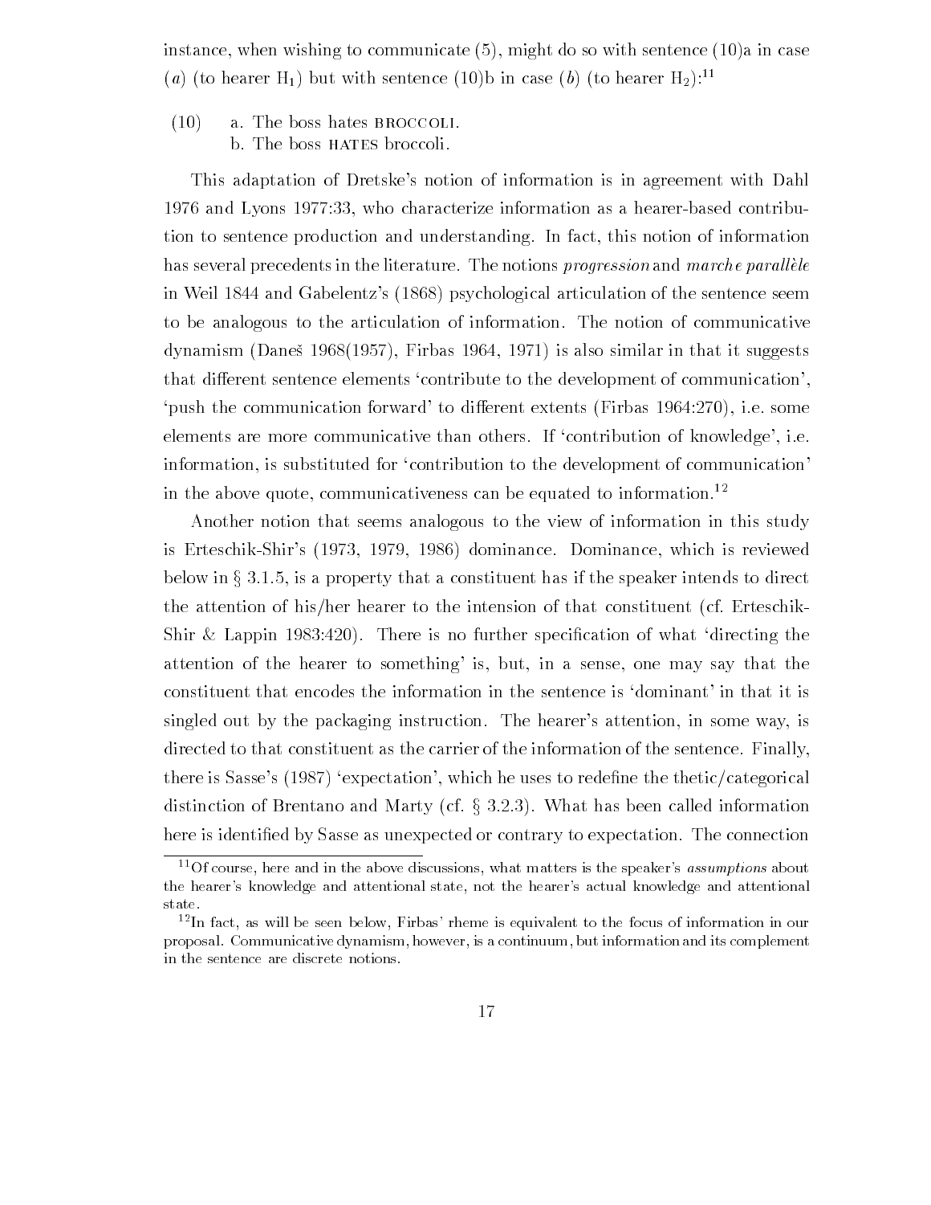instance, when wishing to communicate (5), might do so with sentence (10)a in case (*a*) (to hearer $H_1$) but with sentence (10)b in case (*b*) (to hearer $H_2$):[11]

(10) a. The boss hates BROCCOLI.
b. The boss HATES broccoli.

This adaptation of Dretske's notion of information is in agreement with Dahl 1976 and Lyons 1977:33, who characterize information as a hearer-based contribution to sentence production and understanding. In fact, this notion of information has several precedents in the literature. The notions *progression* and *marche parallèle* in Weil 1844 and Gabelentz's (1868) psychological articulation of the sentence seem to be analogous to the articulation of information. The notion of communicative dynamism (Daneš 1968(1957), Firbas 1964, 1971) is also similar in that it suggests that different sentence elements 'contribute to the development of communication', 'push the communication forward' to different extents (Firbas 1964:270), i.e. some elements are more communicative than others. If 'contribution of knowledge', i.e. information, is substituted for 'contribution to the development of communication' in the above quote, communicativeness can be equated to information.[12]

Another notion that seems analogous to the view of information in this study is Erteschik-Shir's (1973, 1979, 1986) dominance. Dominance, which is reviewed below in § 3.1.5, is a property that a constituent has if the speaker intends to direct the attention of his/her hearer to the intension of that constituent (cf. Erteschik-Shir & Lappin 1983:420). There is no further specification of what 'directing the attention of the hearer to something' is, but, in a sense, one may say that the constituent that encodes the information in the sentence is 'dominant' in that it is singled out by the packaging instruction. The hearer's attention, in some way, is directed to that constituent as the carrier of the information of the sentence. Finally, there is Sasse's (1987) 'expectation', which he uses to redefine the thetic/categorical distinction of Brentano and Marty (cf. § 3.2.3). What has been called information here is identified by Sasse as unexpected or contrary to expectation. The connection

[11] Of course, here and in the above discussions, what matters is the speaker's *assumptions* about the hearer's knowledge and attentional state, not the hearer's actual knowledge and attentional state.

[12] In fact, as will be seen below, Firbas' rheme is equivalent to the focus of information in our proposal. Communicative dynamism, however, is a continuum, but information and its complement in the sentence are discrete notions.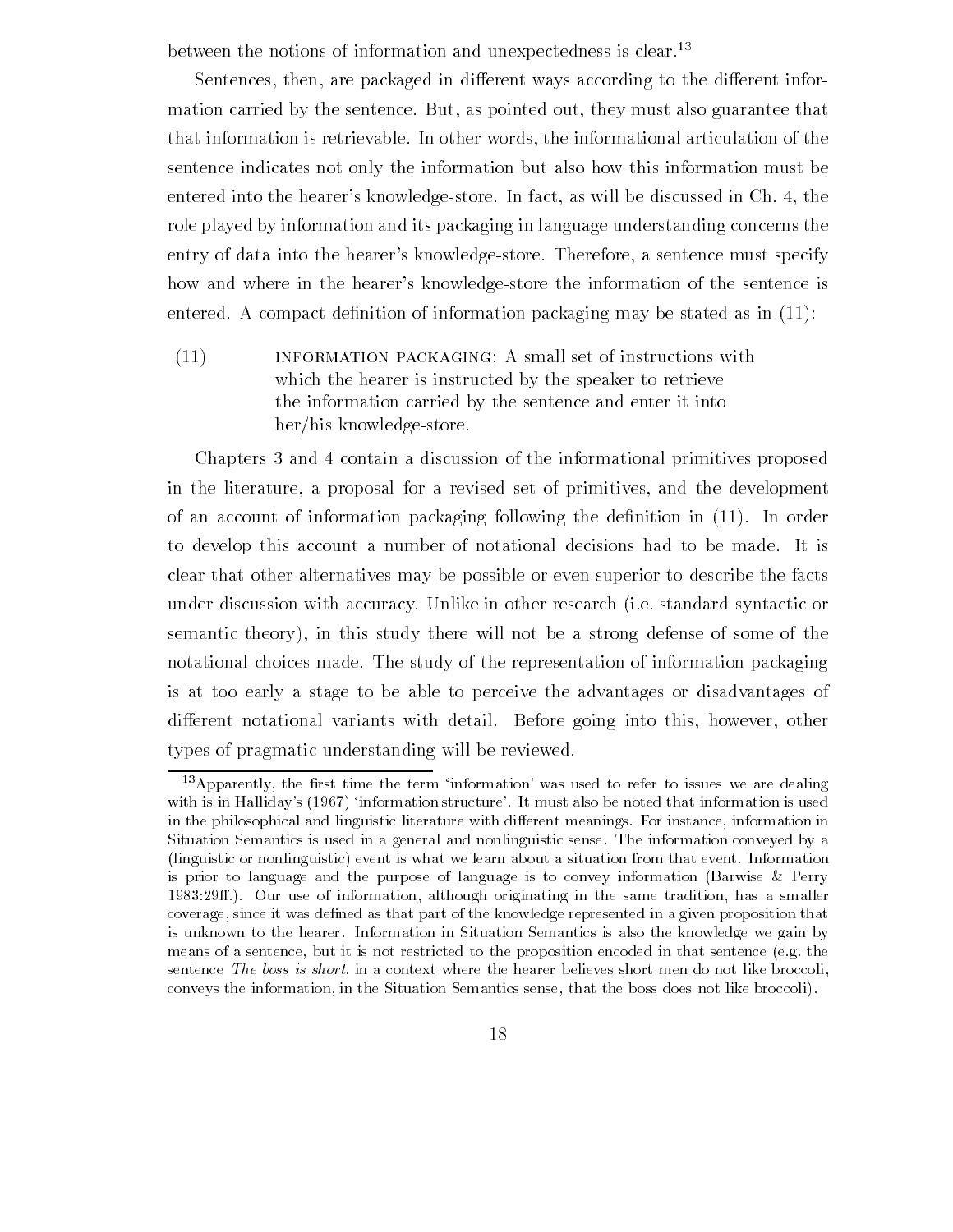between the notions of information and unexpectedness is clear.[13]

Sentences, then, are packaged in different ways according to the different information carried by the sentence. But, as pointed out, they must also guarantee that that information is retrievable. In other words, the informational articulation of the sentence indicates not only the information but also how this information must be entered into the hearer's knowledge-store. In fact, as will be discussed in Ch. 4, the role played by information and its packaging in language understanding concerns the entry of data into the hearer's knowledge-store. Therefore, a sentence must specify how and where in the hearer's knowledge-store the information of the sentence is entered. A compact definition of information packaging may be stated as in (11):

(11) INFORMATION PACKAGING: A small set of instructions with which the hearer is instructed by the speaker to retrieve the information carried by the sentence and enter it into her/his knowledge-store.

Chapters 3 and 4 contain a discussion of the informational primitives proposed in the literature, a proposal for a revised set of primitives, and the development of an account of information packaging following the definition in (11). In order to develop this account a number of notational decisions had to be made. It is clear that other alternatives may be possible or even superior to describe the facts under discussion with accuracy. Unlike in other research (i.e. standard syntactic or semantic theory), in this study there will not be a strong defense of some of the notational choices made. The study of the representation of information packaging is at too early a stage to be able to perceive the advantages or disadvantages of different notational variants with detail. Before going into this, however, other types of pragmatic understanding will be reviewed.

[13] Apparently, the first time the term 'information' was used to refer to issues we are dealing with is in Halliday's (1967) 'information structure'. It must also be noted that information is used in the philosophical and linguistic literature with different meanings. For instance, information in Situation Semantics is used in a general and nonlinguistic sense. The information conveyed by a (linguistic or nonlinguistic) event is what we learn about a situation from that event. Information is prior to language and the purpose of language is to convey information (Barwise & Perry 1983:29ff.). Our use of information, although originating in the same tradition, has a smaller coverage, since it was defined as that part of the knowledge represented in a given proposition that is unknown to the hearer. Information in Situation Semantics is also the knowledge we gain by means of a sentence, but it is not restricted to the proposition encoded in that sentence (e.g. the sentence *The boss is short*, in a context where the hearer believes short men do not like broccoli, conveys the information, in the Situation Semantics sense, that the boss does not like broccoli).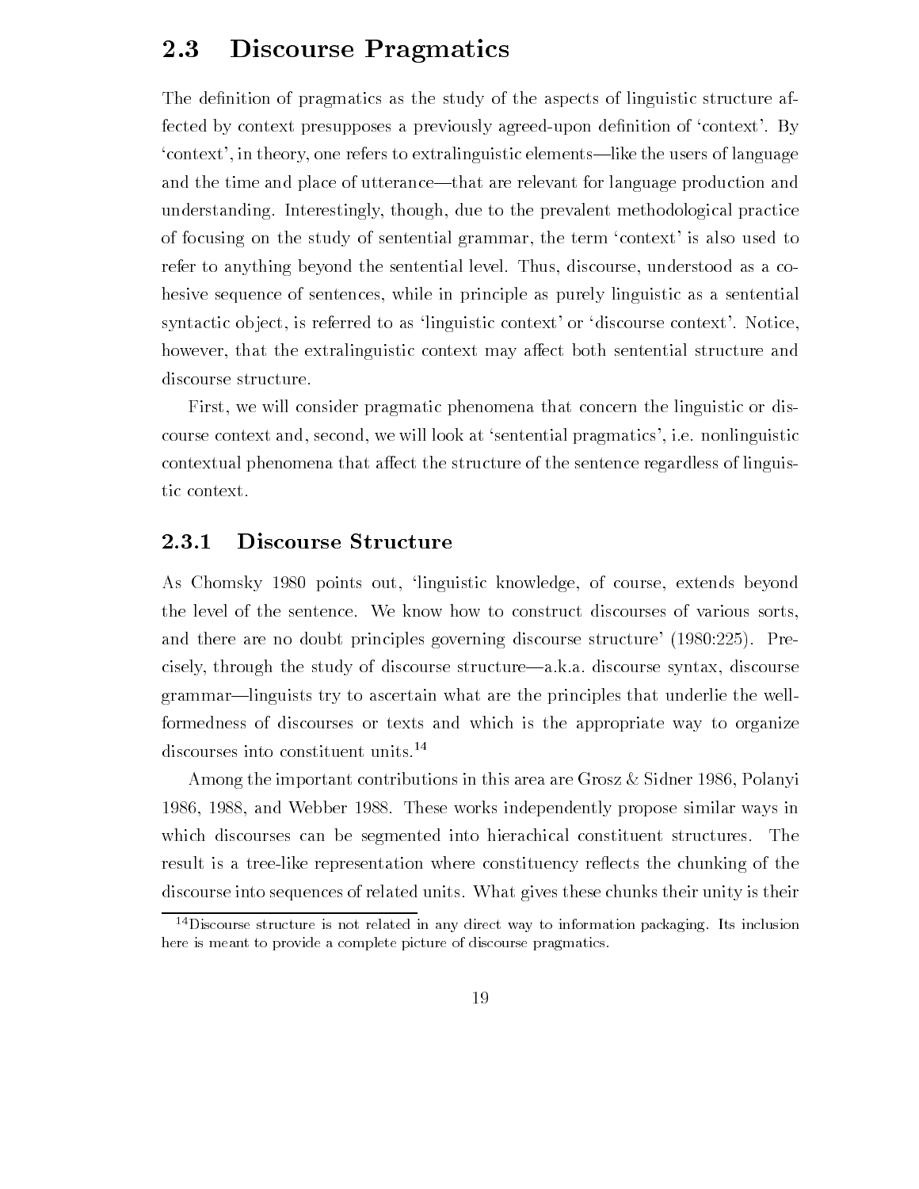## 2.3 Discourse Pragmatics

The definition of pragmatics as the study of the aspects of linguistic structure affected by context presupposes a previously agreed-upon definition of 'context'. By 'context', in theory, one refers to extralinguistic elements—like the users of language and the time and place of utterance—that are relevant for language production and understanding. Interestingly, though, due to the prevalent methodological practice of focusing on the study of sentential grammar, the term 'context' is also used to refer to anything beyond the sentential level. Thus, discourse, understood as a cohesive sequence of sentences, while in principle as purely linguistic as a sentential syntactic object, is referred to as 'linguistic context' or 'discourse context'. Notice, however, that the extralinguistic context may affect both sentential structure and discourse structure.

First, we will consider pragmatic phenomena that concern the linguistic or discourse context and, second, we will look at 'sentential pragmatics', i.e. nonlinguistic contextual phenomena that affect the structure of the sentence regardless of linguistic context.

### 2.3.1 Discourse Structure

As Chomsky 1980 points out, 'linguistic knowledge, of course, extends beyond the level of the sentence. We know how to construct discourses of various sorts, and there are no doubt principles governing discourse structure' (1980:225). Precisely, through the study of discourse structure—a.k.a. discourse syntax, discourse grammar—linguists try to ascertain what are the principles that underlie the well-formedness of discourses or texts and which is the appropriate way to organize discourses into constituent units.[14]

Among the important contributions in this area are Grosz & Sidner 1986, Polanyi 1986, 1988, and Webber 1988. These works independently propose similar ways in which discourses can be segmented into hierachical constituent structures. The result is a tree-like representation where constituency reflects the chunking of the discourse into sequences of related units. What gives these chunks their unity is their

[14]Discourse structure is not related in any direct way to information packaging. Its inclusion here is meant to provide a complete picture of discourse pragmatics.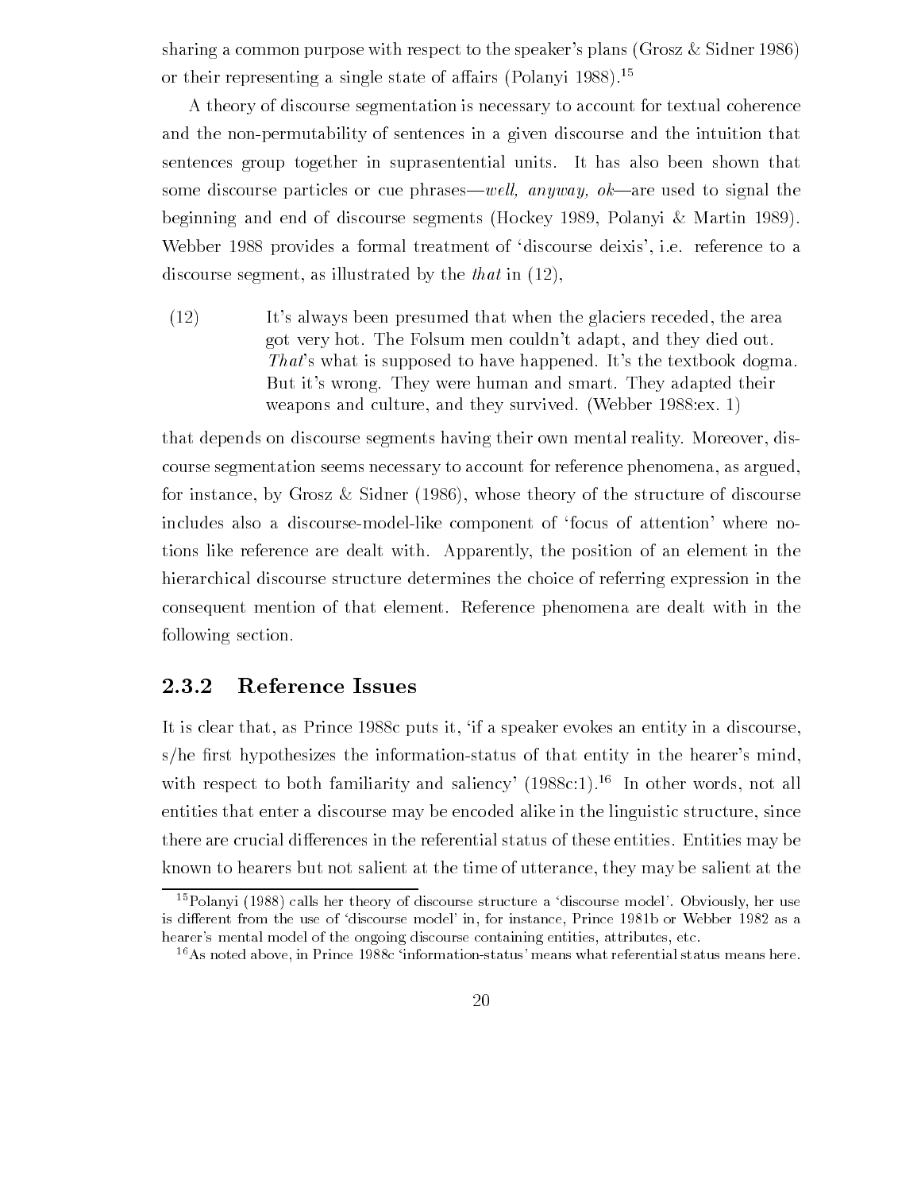sharing a common purpose with respect to the speaker's plans (Grosz & Sidner 1986) or their representing a single state of affairs (Polanyi 1988).[15]

A theory of discourse segmentation is necessary to account for textual coherence and the non-permutability of sentences in a given discourse and the intuition that sentences group together in suprasentential units. It has also been shown that some discourse particles or cue phrases—*well, anyway, ok*—are used to signal the beginning and end of discourse segments (Hockey 1989, Polanyi & Martin 1989). Webber 1988 provides a formal treatment of 'discourse deixis', i.e. reference to a discourse segment, as illustrated by the *that* in (12),

(12) It's always been presumed that when the glaciers receded, the area got very hot. The Folsum men couldn't adapt, and they died out. *That*'s what is supposed to have happened. It's the textbook dogma. But it's wrong. They were human and smart. They adapted their weapons and culture, and they survived. (Webber 1988:ex. 1)

that depends on discourse segments having their own mental reality. Moreover, discourse segmentation seems necessary to account for reference phenomena, as argued, for instance, by Grosz & Sidner (1986), whose theory of the structure of discourse includes also a discourse-model-like component of 'focus of attention' where notions like reference are dealt with. Apparently, the position of an element in the hierarchical discourse structure determines the choice of referring expression in the consequent mention of that element. Reference phenomena are dealt with in the following section.

### 2.3.2 Reference Issues

It is clear that, as Prince 1988c puts it, 'if a speaker evokes an entity in a discourse, s/he first hypothesizes the information-status of that entity in the hearer's mind, with respect to both familiarity and saliency' (1988c:1).[16] In other words, not all entities that enter a discourse may be encoded alike in the linguistic structure, since there are crucial differences in the referential status of these entities. Entities may be known to hearers but not salient at the time of utterance, they may be salient at the

[15] Polanyi (1988) calls her theory of discourse structure a 'discourse model'. Obviously, her use is different from the use of 'discourse model' in, for instance, Prince 1981b or Webber 1982 as a hearer's mental model of the ongoing discourse containing entities, attributes, etc.

[16] As noted above, in Prince 1988c 'information-status' means what referential status means here.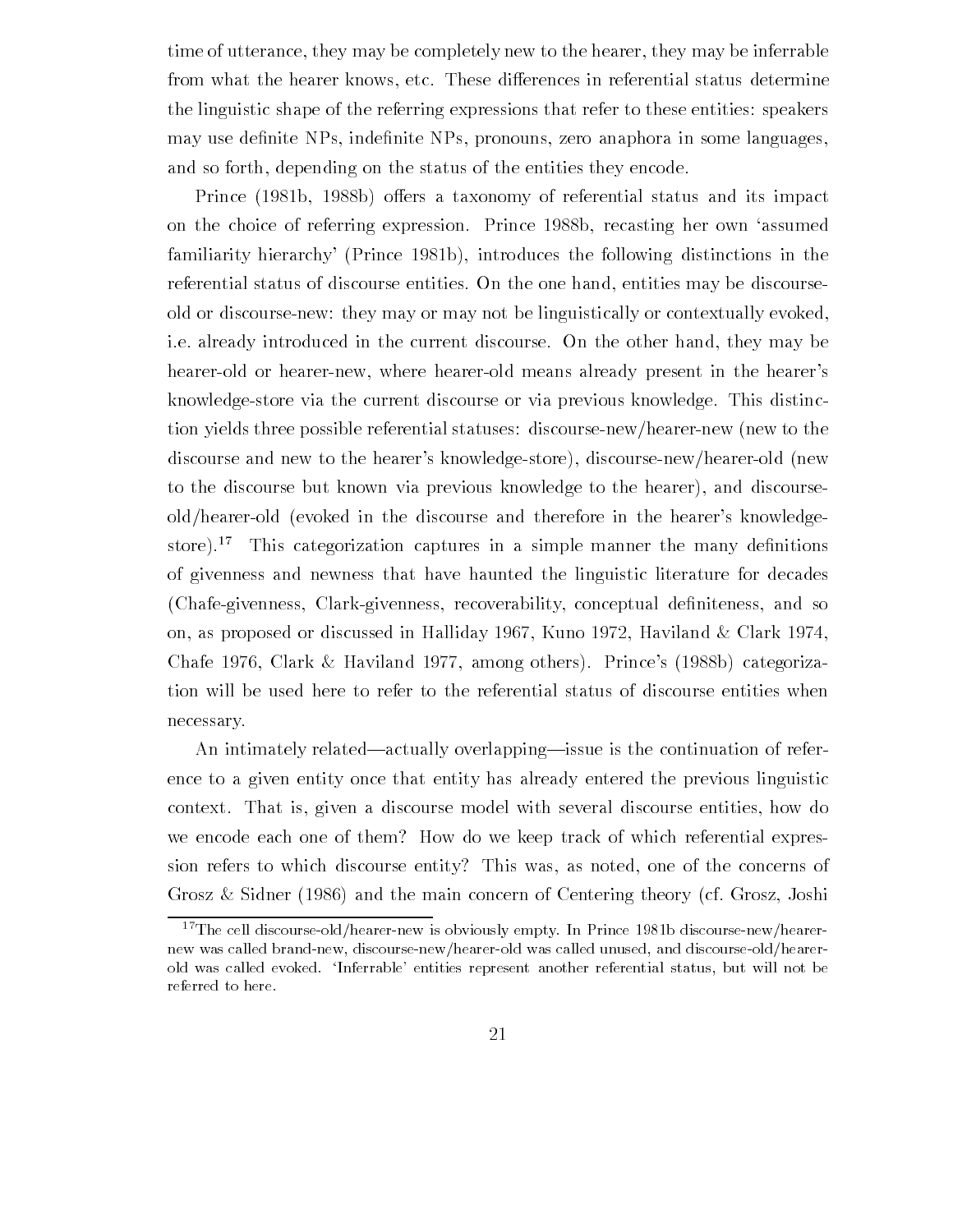time of utterance, they may be completely new to the hearer, they may be inferrable from what the hearer knows, etc. These differences in referential status determine the linguistic shape of the referring expressions that refer to these entities: speakers may use definite NPs, indefinite NPs, pronouns, zero anaphora in some languages, and so forth, depending on the status of the entities they encode.

Prince (1981b, 1988b) offers a taxonomy of referential status and its impact on the choice of referring expression. Prince 1988b, recasting her own 'assumed familiarity hierarchy' (Prince 1981b), introduces the following distinctions in the referential status of discourse entities. On the one hand, entities may be discourse-old or discourse-new: they may or may not be linguistically or contextually evoked, i.e. already introduced in the current discourse. On the other hand, they may be hearer-old or hearer-new, where hearer-old means already present in the hearer's knowledge-store via the current discourse or via previous knowledge. This distinction yields three possible referential statuses: discourse-new/hearer-new (new to the discourse and new to the hearer's knowledge-store), discourse-new/hearer-old (new to the discourse but known via previous knowledge to the hearer), and discourse-old/hearer-old (evoked in the discourse and therefore in the hearer's knowledge-store).[17] This categorization captures in a simple manner the many definitions of givenness and newness that have haunted the linguistic literature for decades (Chafe-givenness, Clark-givenness, recoverability, conceptual definiteness, and so on, as proposed or discussed in Halliday 1967, Kuno 1972, Haviland & Clark 1974, Chafe 1976, Clark & Haviland 1977, among others). Prince's (1988b) categorization will be used here to refer to the referential status of discourse entities when necessary.

An intimately related—actually overlapping—issue is the continuation of reference to a given entity once that entity has already entered the previous linguistic context. That is, given a discourse model with several discourse entities, how do we encode each one of them? How do we keep track of which referential expression refers to which discourse entity? This was, as noted, one of the concerns of Grosz & Sidner (1986) and the main concern of Centering theory (cf. Grosz, Joshi

[17] The cell discourse-old/hearer-new is obviously empty. In Prince 1981b discourse-new/hearer-new was called brand-new, discourse-new/hearer-old was called unused, and discourse-old/hearer-old was called evoked. 'Inferrable' entities represent another referential status, but will not be referred to here.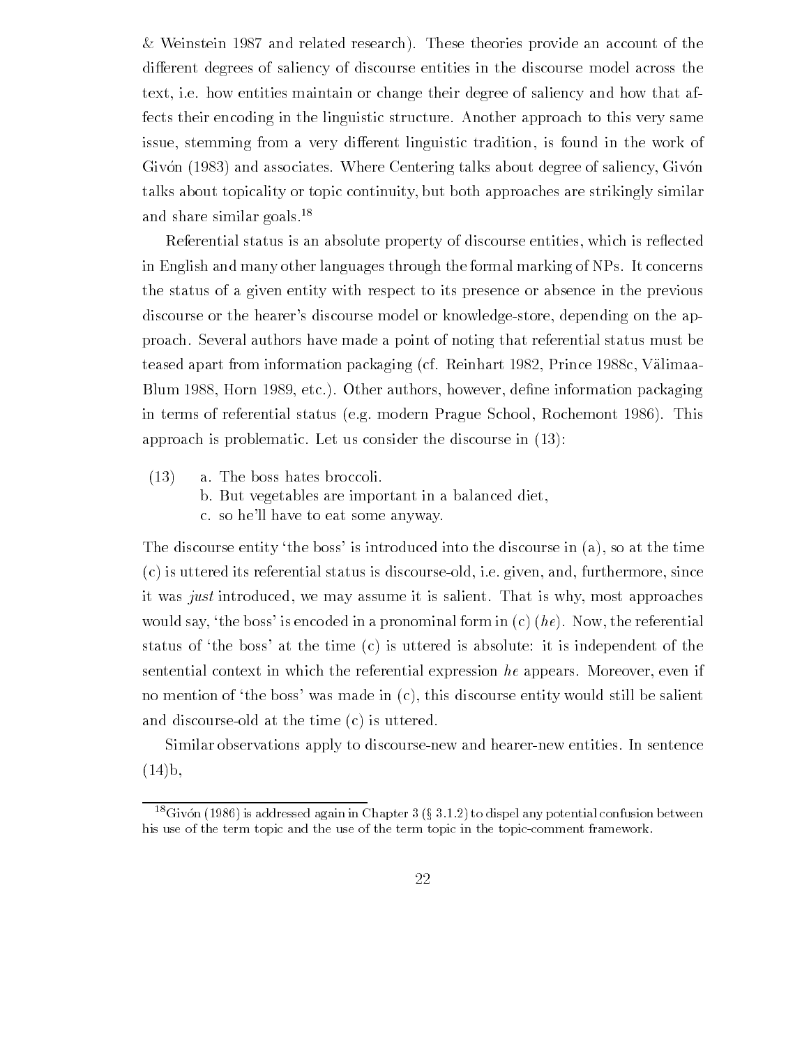& Weinstein 1987 and related research). These theories provide an account of the different degrees of saliency of discourse entities in the discourse model across the text, i.e. how entities maintain or change their degree of saliency and how that affects their encoding in the linguistic structure. Another approach to this very same issue, stemming from a very different linguistic tradition, is found in the work of Givón (1983) and associates. Where Centering talks about degree of saliency, Givón talks about topicality or topic continuity, but both approaches are strikingly similar and share similar goals.[18]

Referential status is an absolute property of discourse entities, which is reflected in English and many other languages through the formal marking of NPs. It concerns the status of a given entity with respect to its presence or absence in the previous discourse or the hearer's discourse model or knowledge-store, depending on the approach. Several authors have made a point of noting that referential status must be teased apart from information packaging (cf. Reinhart 1982, Prince 1988c, Välimaa-Blum 1988, Horn 1989, etc.). Other authors, however, define information packaging in terms of referential status (e.g. modern Prague School, Rochemont 1986). This approach is problematic. Let us consider the discourse in (13):

(13) a. The boss hates broccoli.
b. But vegetables are important in a balanced diet,
c. so he'll have to eat some anyway.

The discourse entity 'the boss' is introduced into the discourse in (a), so at the time (c) is uttered its referential status is discourse-old, i.e. given, and, furthermore, since it was *just* introduced, we may assume it is salient. That is why, most approaches would say, 'the boss' is encoded in a pronominal form in (c) (*he*). Now, the referential status of 'the boss' at the time (c) is uttered is absolute: it is independent of the sentential context in which the referential expression *he* appears. Moreover, even if no mention of 'the boss' was made in (c), this discourse entity would still be salient and discourse-old at the time (c) is uttered.

Similar observations apply to discourse-new and hearer-new entities. In sentence (14)b,

[18] Givón (1986) is addressed again in Chapter 3 (§ 3.1.2) to dispel any potential confusion between his use of the term topic and the use of the term topic in the topic-comment framework.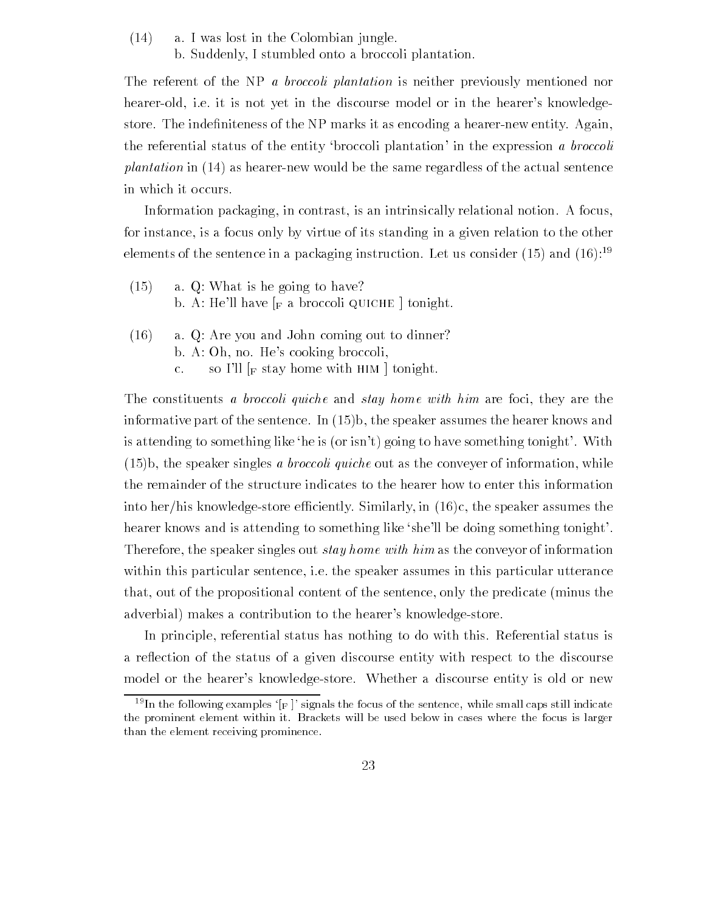(14) a. I was lost in the Colombian jungle.
     b. Suddenly, I stumbled onto a broccoli plantation.

The referent of the NP *a broccoli plantation* is neither previously mentioned nor hearer-old, i.e. it is not yet in the discourse model or in the hearer's knowledge-store. The indefiniteness of the NP marks it as encoding a hearer-new entity. Again, the referential status of the entity 'broccoli plantation' in the expression *a broccoli plantation* in (14) as hearer-new would be the same regardless of the actual sentence in which it occurs.

Information packaging, in contrast, is an intrinsically relational notion. A focus, for instance, is a focus only by virtue of its standing in a given relation to the other elements of the sentence in a packaging instruction. Let us consider (15) and (16):[19]

(15) a. Q: What is he going to have?
     b. A: He'll have [$_F$ a broccoli QUICHE ] tonight.

(16) a. Q: Are you and John coming out to dinner?
     b. A: Oh, no. He's cooking broccoli,
     c. so I'll [$_F$ stay home with HIM ] tonight.

The constituents *a broccoli quiche* and *stay home with him* are foci, they are the informative part of the sentence. In (15)b, the speaker assumes the hearer knows and is attending to something like 'he is (or isn't) going to have something tonight'. With (15)b, the speaker singles *a broccoli quiche* out as the conveyer of information, while the remainder of the structure indicates to the hearer how to enter this information into her/his knowledge-store efficiently. Similarly, in (16)c, the speaker assumes the hearer knows and is attending to something like 'she'll be doing something tonight'. Therefore, the speaker singles out *stay home with him* as the conveyor of information within this particular sentence, i.e. the speaker assumes in this particular utterance that, out of the propositional content of the sentence, only the predicate (minus the adverbial) makes a contribution to the hearer's knowledge-store.

In principle, referential status has nothing to do with this. Referential status is a reflection of the status of a given discourse entity with respect to the discourse model or the hearer's knowledge-store. Whether a discourse entity is old or new

[19] In the following examples '[$_F$ ]' signals the focus of the sentence, while small caps still indicate the prominent element within it. Brackets will be used below in cases where the focus is larger than the element receiving prominence.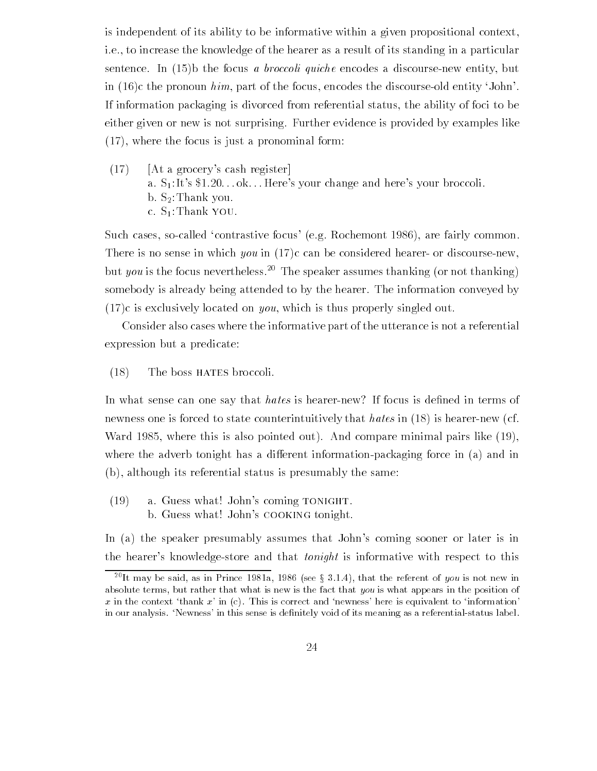is independent of its ability to be informative within a given propositional context, i.e., to increase the knowledge of the hearer as a result of its standing in a particular sentence. In (15)b the focus *a broccoli quiche* encodes a discourse-new entity, but in (16)c the pronoun *him*, part of the focus, encodes the discourse-old entity 'John'. If information packaging is divorced from referential status, the ability of foci to be either given or new is not surprising. Further evidence is provided by examples like (17), where the focus is just a pronominal form:

(17) [At a grocery's cash register]
a. $S_1$: It's \$1.20... ok... Here's your change and here's your broccoli.
b. $S_2$: Thank you.
c. $S_1$: Thank YOU.

Such cases, so-called 'contrastive focus' (e.g. Rochemont 1986), are fairly common. There is no sense in which *you* in (17)c can be considered hearer- or discourse-new, but *you* is the focus nevertheless.[20] The speaker assumes thanking (or not thanking) somebody is already being attended to by the hearer. The information conveyed by (17)c is exclusively located on *you*, which is thus properly singled out.

Consider also cases where the informative part of the utterance is not a referential expression but a predicate:

(18) The boss HATES broccoli.

In what sense can one say that *hates* is hearer-new? If focus is defined in terms of newness one is forced to state counterintuitively that *hates* in (18) is hearer-new (cf. Ward 1985, where this is also pointed out). And compare minimal pairs like (19), where the adverb tonight has a different information-packaging force in (a) and in (b), although its referential status is presumably the same:

(19) a. Guess what! John's coming TONIGHT.
b. Guess what! John's COOKING tonight.

In (a) the speaker presumably assumes that John's coming sooner or later is in the hearer's knowledge-store and that *tonight* is informative with respect to this

[20] It may be said, as in Prince 1981a, 1986 (see § 3.1.4), that the referent of *you* is not new in absolute terms, but rather that what is new is the fact that *you* is what appears in the position of $x$ in the context 'thank $x$' in (c). This is correct and 'newness' here is equivalent to 'information' in our analysis. 'Newness' in this sense is definitely void of its meaning as a referential-status label.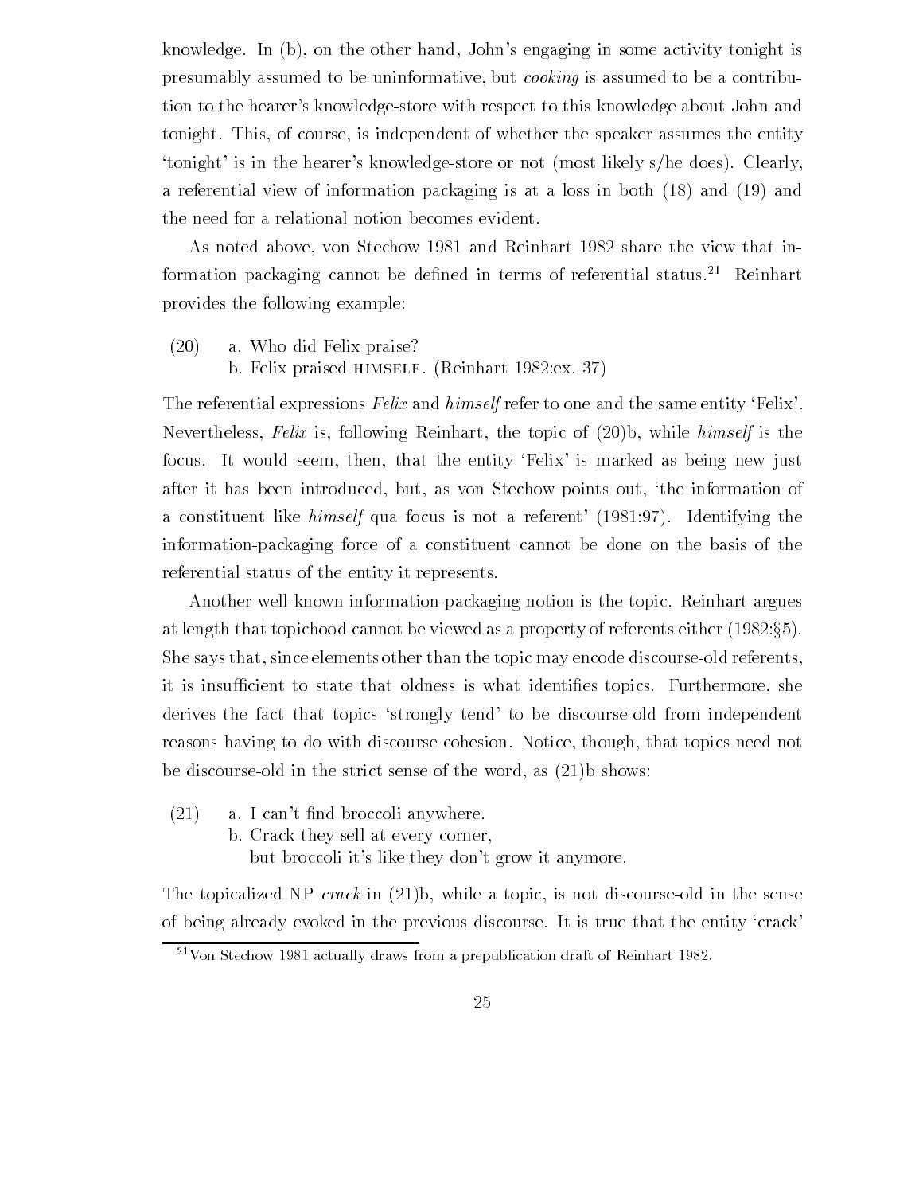knowledge. In (b), on the other hand, John's engaging in some activity tonight is presumably assumed to be uninformative, but *cooking* is assumed to be a contribution to the hearer's knowledge-store with respect to this knowledge about John and tonight. This, of course, is independent of whether the speaker assumes the entity 'tonight' is in the hearer's knowledge-store or not (most likely s/he does). Clearly, a referential view of information packaging is at a loss in both (18) and (19) and the need for a relational notion becomes evident.

As noted above, von Stechow 1981 and Reinhart 1982 share the view that information packaging cannot be defined in terms of referential status.[21] Reinhart provides the following example:

(20) a. Who did Felix praise?
 b. Felix praised HIMSELF. (Reinhart 1982:ex. 37)

The referential expressions *Felix* and *himself* refer to one and the same entity 'Felix'. Nevertheless, *Felix* is, following Reinhart, the topic of (20)b, while *himself* is the focus. It would seem, then, that the entity 'Felix' is marked as being new just after it has been introduced, but, as von Stechow points out, 'the information of a constituent like *himself* qua focus is not a referent' (1981:97). Identifying the information-packaging force of a constituent cannot be done on the basis of the referential status of the entity it represents.

Another well-known information-packaging notion is the topic. Reinhart argues at length that topichood cannot be viewed as a property of referents either (1982:§5). She says that, since elements other than the topic may encode discourse-old referents, it is insufficient to state that oldness is what identifies topics. Furthermore, she derives the fact that topics 'strongly tend' to be discourse-old from independent reasons having to do with discourse cohesion. Notice, though, that topics need not be discourse-old in the strict sense of the word, as (21)b shows:

(21) a. I can't find broccoli anywhere.
 b. Crack they sell at every corner,
 but broccoli it's like they don't grow it anymore.

The topicalized NP *crack* in (21)b, while a topic, is not discourse-old in the sense of being already evoked in the previous discourse. It is true that the entity 'crack'

[21] Von Stechow 1981 actually draws from a prepublication draft of Reinhart 1982.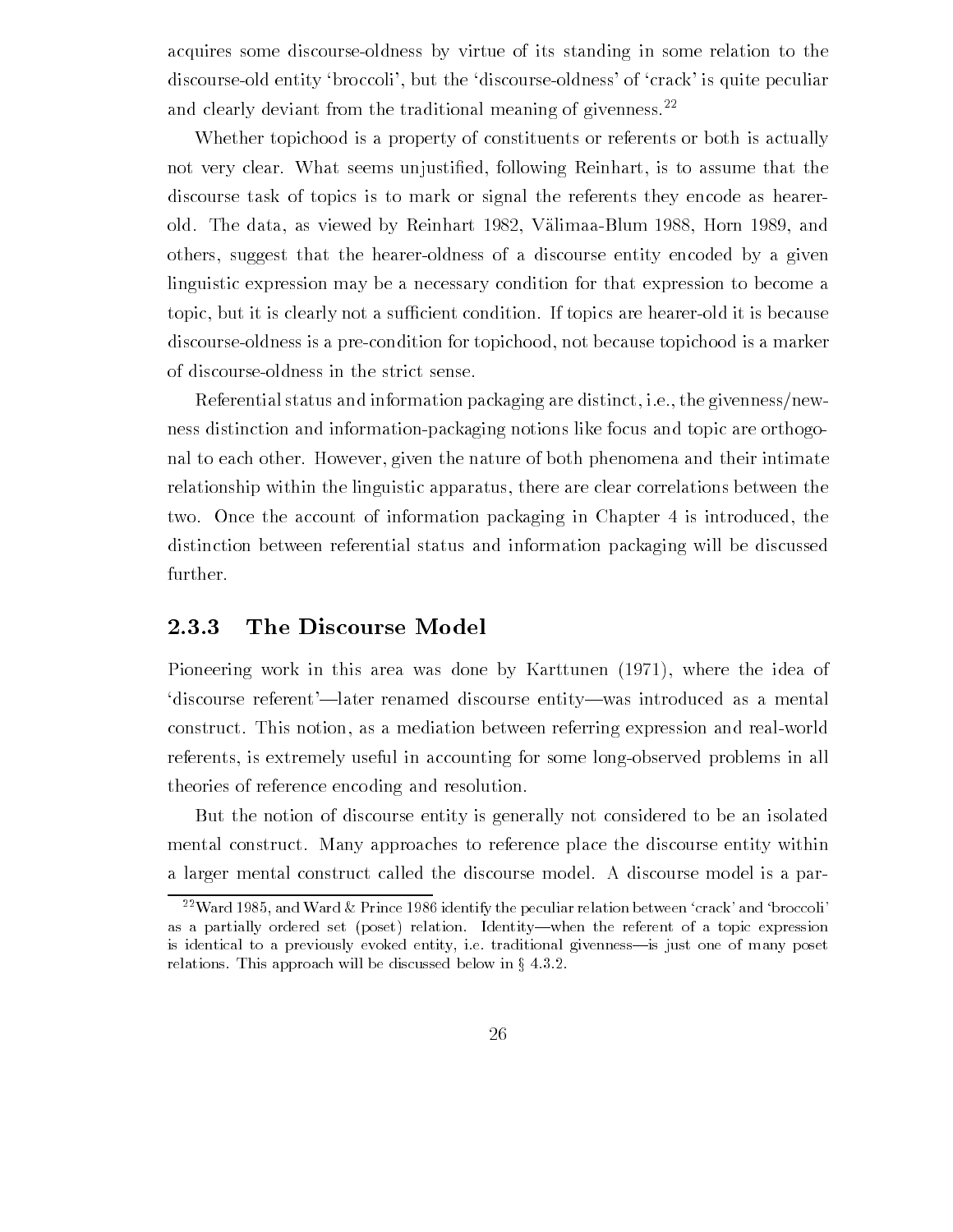acquires some discourse-oldness by virtue of its standing in some relation to the discourse-old entity 'broccoli', but the 'discourse-oldness' of 'crack' is quite peculiar and clearly deviant from the traditional meaning of givenness.[22]

Whether topichood is a property of constituents or referents or both is actually not very clear. What seems unjustified, following Reinhart, is to assume that the discourse task of topics is to mark or signal the referents they encode as hearer-old. The data, as viewed by Reinhart 1982, Välimaa-Blum 1988, Horn 1989, and others, suggest that the hearer-oldness of a discourse entity encoded by a given linguistic expression may be a necessary condition for that expression to become a topic, but it is clearly not a sufficient condition. If topics are hearer-old it is because discourse-oldness is a pre-condition for topichood, not because topichood is a marker of discourse-oldness in the strict sense.

Referential status and information packaging are distinct, i.e., the givenness/newness distinction and information-packaging notions like focus and topic are orthogonal to each other. However, given the nature of both phenomena and their intimate relationship within the linguistic apparatus, there are clear correlations between the two. Once the account of information packaging in Chapter 4 is introduced, the distinction between referential status and information packaging will be discussed further.

### 2.3.3 The Discourse Model

Pioneering work in this area was done by Karttunen (1971), where the idea of 'discourse referent'—later renamed discourse entity—was introduced as a mental construct. This notion, as a mediation between referring expression and real-world referents, is extremely useful in accounting for some long-observed problems in all theories of reference encoding and resolution.

But the notion of discourse entity is generally not considered to be an isolated mental construct. Many approaches to reference place the discourse entity within a larger mental construct called the discourse model. A discourse model is a par-

---

[22] Ward 1985, and Ward & Prince 1986 identify the peculiar relation between 'crack' and 'broccoli' as a partially ordered set (poset) relation. Identity—when the referent of a topic expression is identical to a previously evoked entity, i.e. traditional givenness—is just one of many poset relations. This approach will be discussed below in § 4.3.2.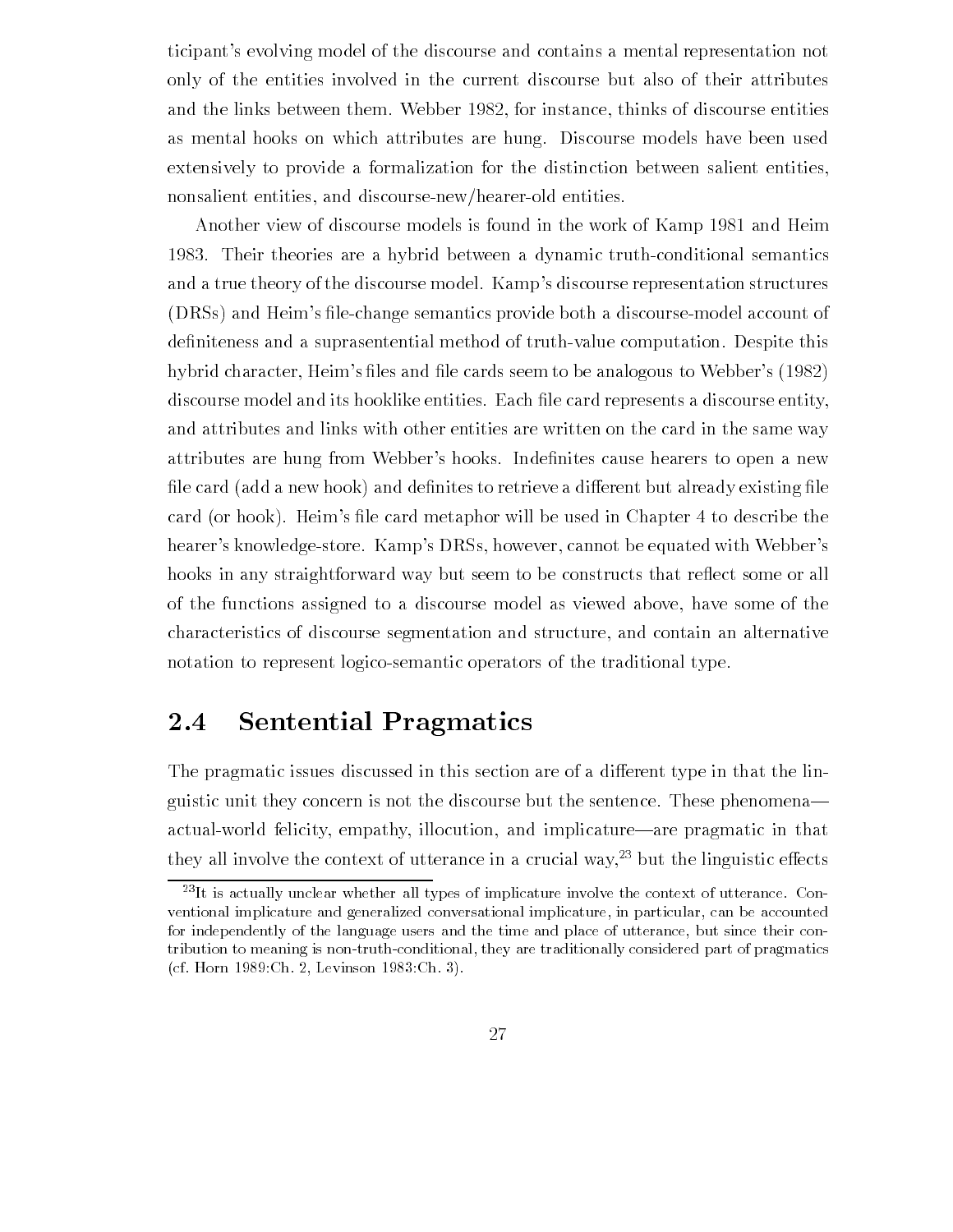ticipant's evolving model of the discourse and contains a mental representation not only of the entities involved in the current discourse but also of their attributes and the links between them. Webber 1982, for instance, thinks of discourse entities as mental hooks on which attributes are hung. Discourse models have been used extensively to provide a formalization for the distinction between salient entities, nonsalient entities, and discourse-new/hearer-old entities.

Another view of discourse models is found in the work of Kamp 1981 and Heim 1983. Their theories are a hybrid between a dynamic truth-conditional semantics and a true theory of the discourse model. Kamp's discourse representation structures (DRSs) and Heim's file-change semantics provide both a discourse-model account of definiteness and a suprasentential method of truth-value computation. Despite this hybrid character, Heim's files and file cards seem to be analogous to Webber's (1982) discourse model and its hooklike entities. Each file card represents a discourse entity, and attributes and links with other entities are written on the card in the same way attributes are hung from Webber's hooks. Indefinites cause hearers to open a new file card (add a new hook) and definites to retrieve a different but already existing file card (or hook). Heim's file card metaphor will be used in Chapter 4 to describe the hearer's knowledge-store. Kamp's DRSs, however, cannot be equated with Webber's hooks in any straightforward way but seem to be constructs that reflect some or all of the functions assigned to a discourse model as viewed above, have some of the characteristics of discourse segmentation and structure, and contain an alternative notation to represent logico-semantic operators of the traditional type.

## 2.4 Sentential Pragmatics

The pragmatic issues discussed in this section are of a different type in that the linguistic unit they concern is not the discourse but the sentence. These phenomena—actual-world felicity, empathy, illocution, and implicature—are pragmatic in that they all involve the context of utterance in a crucial way,[23] but the linguistic effects

[23] It is actually unclear whether all types of implicature involve the context of utterance. Conventional implicature and generalized conversational implicature, in particular, can be accounted for independently of the language users and the time and place of utterance, but since their contribution to meaning is non-truth-conditional, they are traditionally considered part of pragmatics (cf. Horn 1989:Ch. 2, Levinson 1983:Ch. 3).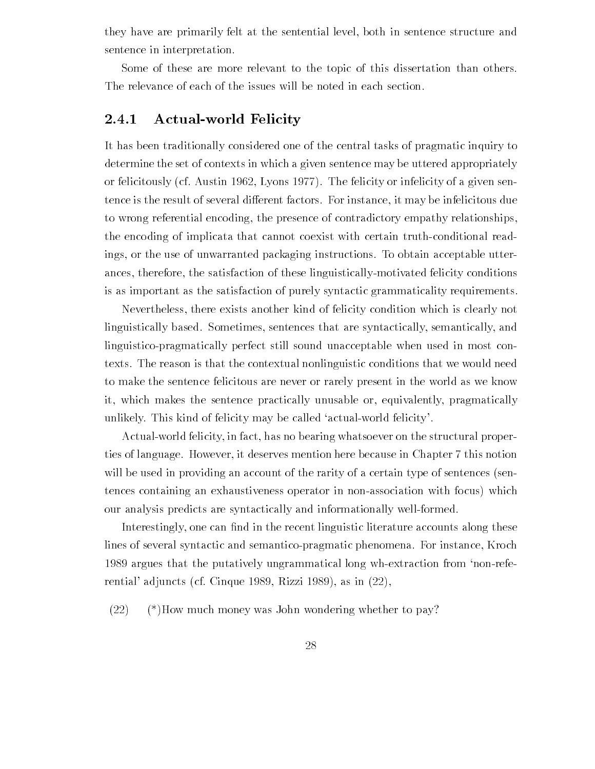they have are primarily felt at the sentential level, both in sentence structure and sentence in interpretation.

Some of these are more relevant to the topic of this dissertation than others. The relevance of each of the issues will be noted in each section.

### 2.4.1 Actual-world Felicity

It has been traditionally considered one of the central tasks of pragmatic inquiry to determine the set of contexts in which a given sentence may be uttered appropriately or felicitously (cf. Austin 1962, Lyons 1977). The felicity or infelicity of a given sentence is the result of several different factors. For instance, it may be infelicitous due to wrong referential encoding, the presence of contradictory empathy relationships, the encoding of implicata that cannot coexist with certain truth-conditional readings, or the use of unwarranted packaging instructions. To obtain acceptable utterances, therefore, the satisfaction of these linguistically-motivated felicity conditions is as important as the satisfaction of purely syntactic grammaticality requirements.

Nevertheless, there exists another kind of felicity condition which is clearly not linguistically based. Sometimes, sentences that are syntactically, semantically, and linguistico-pragmatically perfect still sound unacceptable when used in most contexts. The reason is that the contextual nonlinguistic conditions that we would need to make the sentence felicitous are never or rarely present in the world as we know it, which makes the sentence practically unusable or, equivalently, pragmatically unlikely. This kind of felicity may be called 'actual-world felicity'.

Actual-world felicity, in fact, has no bearing whatsoever on the structural properties of language. However, it deserves mention here because in Chapter 7 this notion will be used in providing an account of the rarity of a certain type of sentences (sentences containing an exhaustiveness operator in non-association with focus) which our analysis predicts are syntactically and informationally well-formed.

Interestingly, one can find in the recent linguistic literature accounts along these lines of several syntactic and semantico-pragmatic phenomena. For instance, Kroch 1989 argues that the putatively ungrammatical long wh-extraction from 'non-referential' adjuncts (cf. Cinque 1989, Rizzi 1989), as in (22),

(22) (*)How much money was John wondering whether to pay?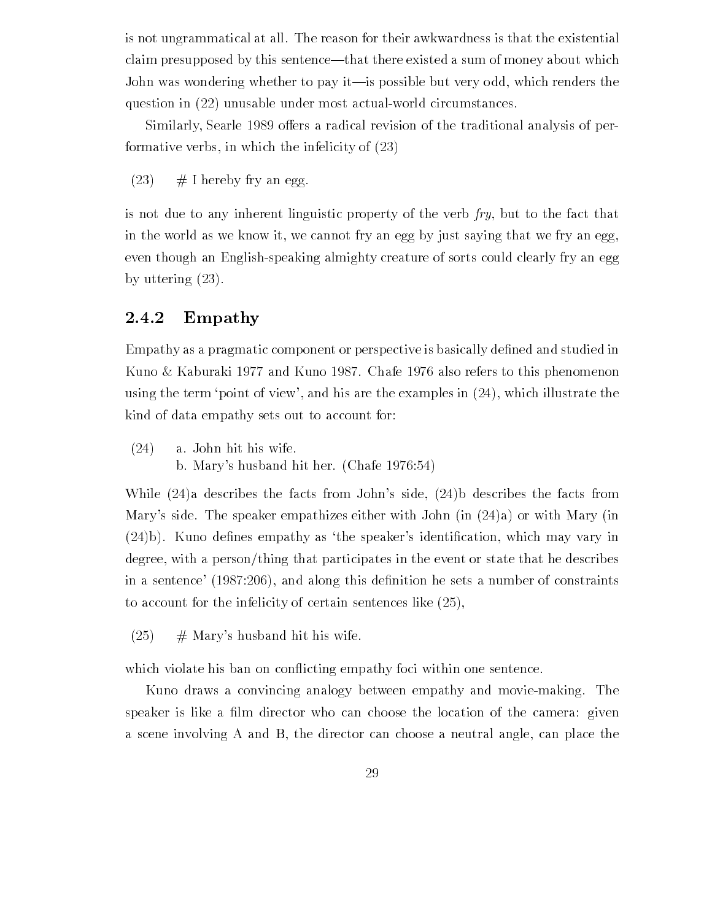is not ungrammatical at all. The reason for their awkwardness is that the existential claim presupposed by this sentence—that there existed a sum of money about which John was wondering whether to pay it—is possible but very odd, which renders the question in (22) unusable under most actual-world circumstances.

Similarly, Searle 1989 offers a radical revision of the traditional analysis of performative verbs, in which the infelicity of (23)

(23) # I hereby fry an egg.

is not due to any inherent linguistic property of the verb *fry*, but to the fact that in the world as we know it, we cannot fry an egg by just saying that we fry an egg, even though an English-speaking almighty creature of sorts could clearly fry an egg by uttering (23).

### 2.4.2 Empathy

Empathy as a pragmatic component or perspective is basically defined and studied in Kuno & Kaburaki 1977 and Kuno 1987. Chafe 1976 also refers to this phenomenon using the term 'point of view', and his are the examples in (24), which illustrate the kind of data empathy sets out to account for:

(24) a. John hit his wife.
     b. Mary's husband hit her. (Chafe 1976:54)

While (24)a describes the facts from John's side, (24)b describes the facts from Mary's side. The speaker empathizes either with John (in (24)a) or with Mary (in (24)b). Kuno defines empathy as 'the speaker's identification, which may vary in degree, with a person/thing that participates in the event or state that he describes in a sentence' (1987:206), and along this definition he sets a number of constraints to account for the infelicity of certain sentences like (25),

(25) # Mary's husband hit his wife.

which violate his ban on conflicting empathy foci within one sentence.

Kuno draws a convincing analogy between empathy and movie-making. The speaker is like a film director who can choose the location of the camera: given a scene involving A and B, the director can choose a neutral angle, can place the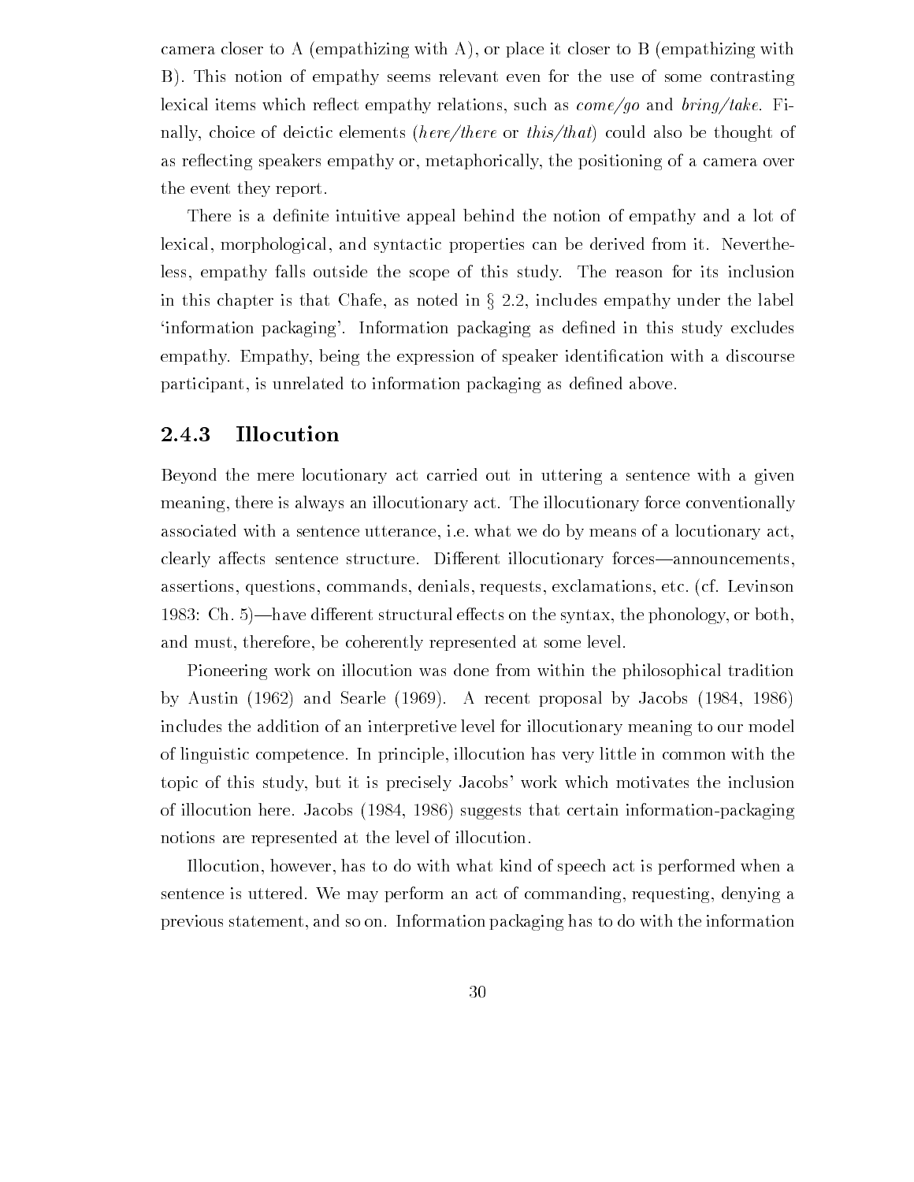camera closer to A (empathizing with A), or place it closer to B (empathizing with B). This notion of empathy seems relevant even for the use of some contrasting lexical items which reflect empathy relations, such as *come/go* and *bring/take*. Finally, choice of deictic elements (*here/there* or *this/that*) could also be thought of as reflecting speakers empathy or, metaphorically, the positioning of a camera over the event they report.

There is a definite intuitive appeal behind the notion of empathy and a lot of lexical, morphological, and syntactic properties can be derived from it. Nevertheless, empathy falls outside the scope of this study. The reason for its inclusion in this chapter is that Chafe, as noted in § 2.2, includes empathy under the label 'information packaging'. Information packaging as defined in this study excludes empathy. Empathy, being the expression of speaker identification with a discourse participant, is unrelated to information packaging as defined above.

### 2.4.3 Illocution

Beyond the mere locutionary act carried out in uttering a sentence with a given meaning, there is always an illocutionary act. The illocutionary force conventionally associated with a sentence utterance, i.e. what we do by means of a locutionary act, clearly affects sentence structure. Different illocutionary forces—announcements, assertions, questions, commands, denials, requests, exclamations, etc. (cf. Levinson 1983: Ch. 5)—have different structural effects on the syntax, the phonology, or both, and must, therefore, be coherently represented at some level.

Pioneering work on illocution was done from within the philosophical tradition by Austin (1962) and Searle (1969). A recent proposal by Jacobs (1984, 1986) includes the addition of an interpretive level for illocutionary meaning to our model of linguistic competence. In principle, illocution has very little in common with the topic of this study, but it is precisely Jacobs' work which motivates the inclusion of illocution here. Jacobs (1984, 1986) suggests that certain information-packaging notions are represented at the level of illocution.

Illocution, however, has to do with what kind of speech act is performed when a sentence is uttered. We may perform an act of commanding, requesting, denying a previous statement, and so on. Information packaging has to do with the information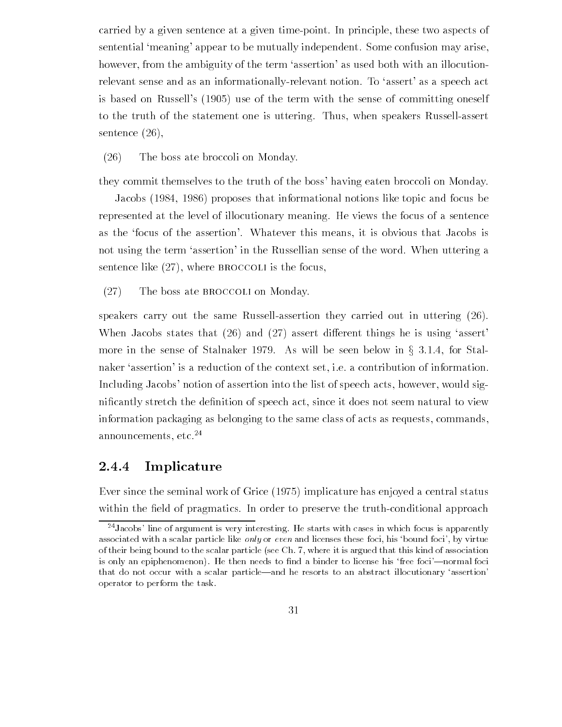carried by a given sentence at a given time-point. In principle, these two aspects of sentential 'meaning' appear to be mutually independent. Some confusion may arise, however, from the ambiguity of the term 'assertion' as used both with an illocution-relevant sense and as an informationally-relevant notion. To 'assert' as a speech act is based on Russell's (1905) use of the term with the sense of committing oneself to the truth of the statement one is uttering. Thus, when speakers Russell-assert sentence (26),

(26) The boss ate broccoli on Monday.

they commit themselves to the truth of the boss' having eaten broccoli on Monday.

Jacobs (1984, 1986) proposes that informational notions like topic and focus be represented at the level of illocutionary meaning. He views the focus of a sentence as the 'focus of the assertion'. Whatever this means, it is obvious that Jacobs is not using the term 'assertion' in the Russellian sense of the word. When uttering a sentence like (27), where BROCCOLI is the focus,

(27) The boss ate BROCCOLI on Monday.

speakers carry out the same Russell-assertion they carried out in uttering (26). When Jacobs states that (26) and (27) assert different things he is using 'assert' more in the sense of Stalnaker 1979. As will be seen below in § 3.1.4, for Stalnaker 'assertion' is a reduction of the context set, i.e. a contribution of information. Including Jacobs' notion of assertion into the list of speech acts, however, would significantly stretch the definition of speech act, since it does not seem natural to view information packaging as belonging to the same class of acts as requests, commands, announcements, etc.[24]

### 2.4.4 Implicature

Ever since the seminal work of Grice (1975) implicature has enjoyed a central status within the field of pragmatics. In order to preserve the truth-conditional approach

[24] Jacobs' line of argument is very interesting. He starts with cases in which focus is apparently associated with a scalar particle like *only* or *even* and licenses these foci, his 'bound foci', by virtue of their being bound to the scalar particle (see Ch. 7, where it is argued that this kind of association is only an epiphenomenon). He then needs to find a binder to license his 'free foci'—normal foci that do not occur with a scalar particle—and he resorts to an abstract illocutionary 'assertion' operator to perform the task.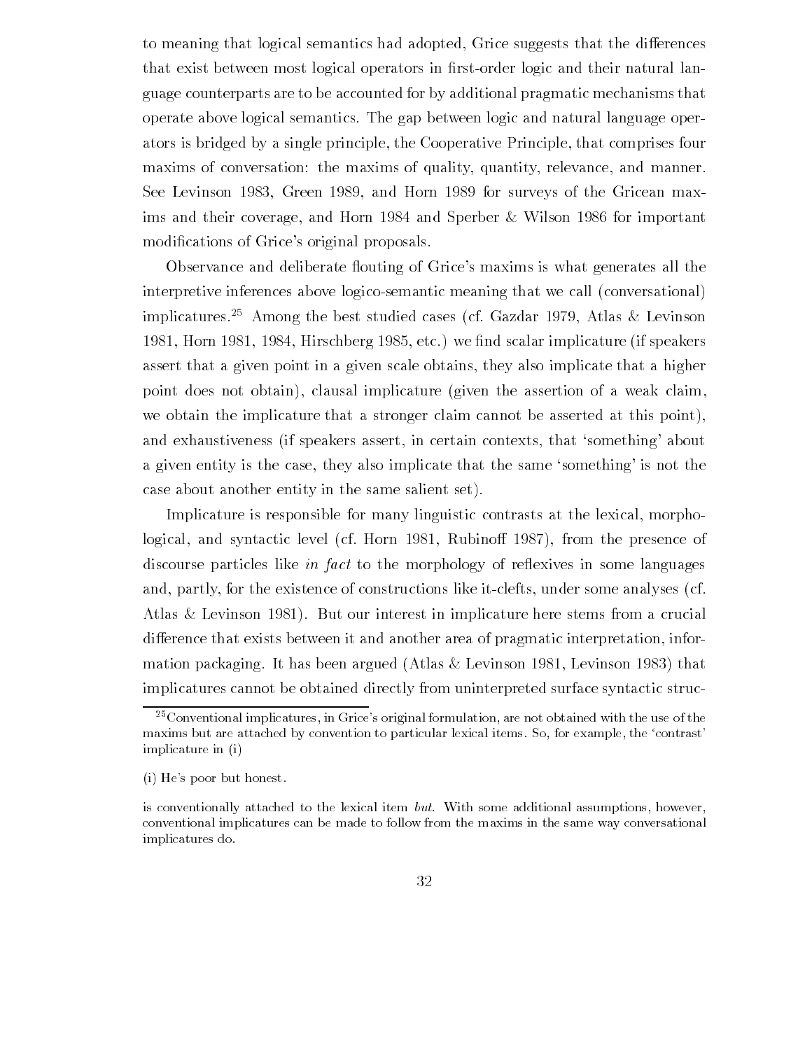to meaning that logical semantics had adopted, Grice suggests that the differences that exist between most logical operators in first-order logic and their natural language counterparts are to be accounted for by additional pragmatic mechanisms that operate above logical semantics. The gap between logic and natural language operators is bridged by a single principle, the Cooperative Principle, that comprises four maxims of conversation: the maxims of quality, quantity, relevance, and manner. See Levinson 1983, Green 1989, and Horn 1989 for surveys of the Gricean maxims and their coverage, and Horn 1984 and Sperber & Wilson 1986 for important modifications of Grice's original proposals.

Observance and deliberate flouting of Grice's maxims is what generates all the interpretive inferences above logico-semantic meaning that we call (conversational) implicatures.[25] Among the best studied cases (cf. Gazdar 1979, Atlas & Levinson 1981, Horn 1981, 1984, Hirschberg 1985, etc.) we find scalar implicature (if speakers assert that a given point in a given scale obtains, they also implicate that a higher point does not obtain), clausal implicature (given the assertion of a weak claim, we obtain the implicature that a stronger claim cannot be asserted at this point), and exhaustiveness (if speakers assert, in certain contexts, that 'something' about a given entity is the case, they also implicate that the same 'something' is not the case about another entity in the same salient set).

Implicature is responsible for many linguistic contrasts at the lexical, morphological, and syntactic level (cf. Horn 1981, Rubinoff 1987), from the presence of discourse particles like *in fact* to the morphology of reflexives in some languages and, partly, for the existence of constructions like it-clefts, under some analyses (cf. Atlas & Levinson 1981). But our interest in implicature here stems from a crucial difference that exists between it and another area of pragmatic interpretation, information packaging. It has been argued (Atlas & Levinson 1981, Levinson 1983) that implicatures cannot be obtained directly from uninterpreted surface syntactic struc-

---

[25] Conventional implicatures, in Grice's original formulation, are not obtained with the use of the maxims but are attached by convention to particular lexical items. So, for example, the 'contrast' implicature in (i)

(i) He's poor but honest.

is conventionally attached to the lexical item *but*. With some additional assumptions, however, conventional implicatures can be made to follow from the maxims in the same way conversational implicatures do.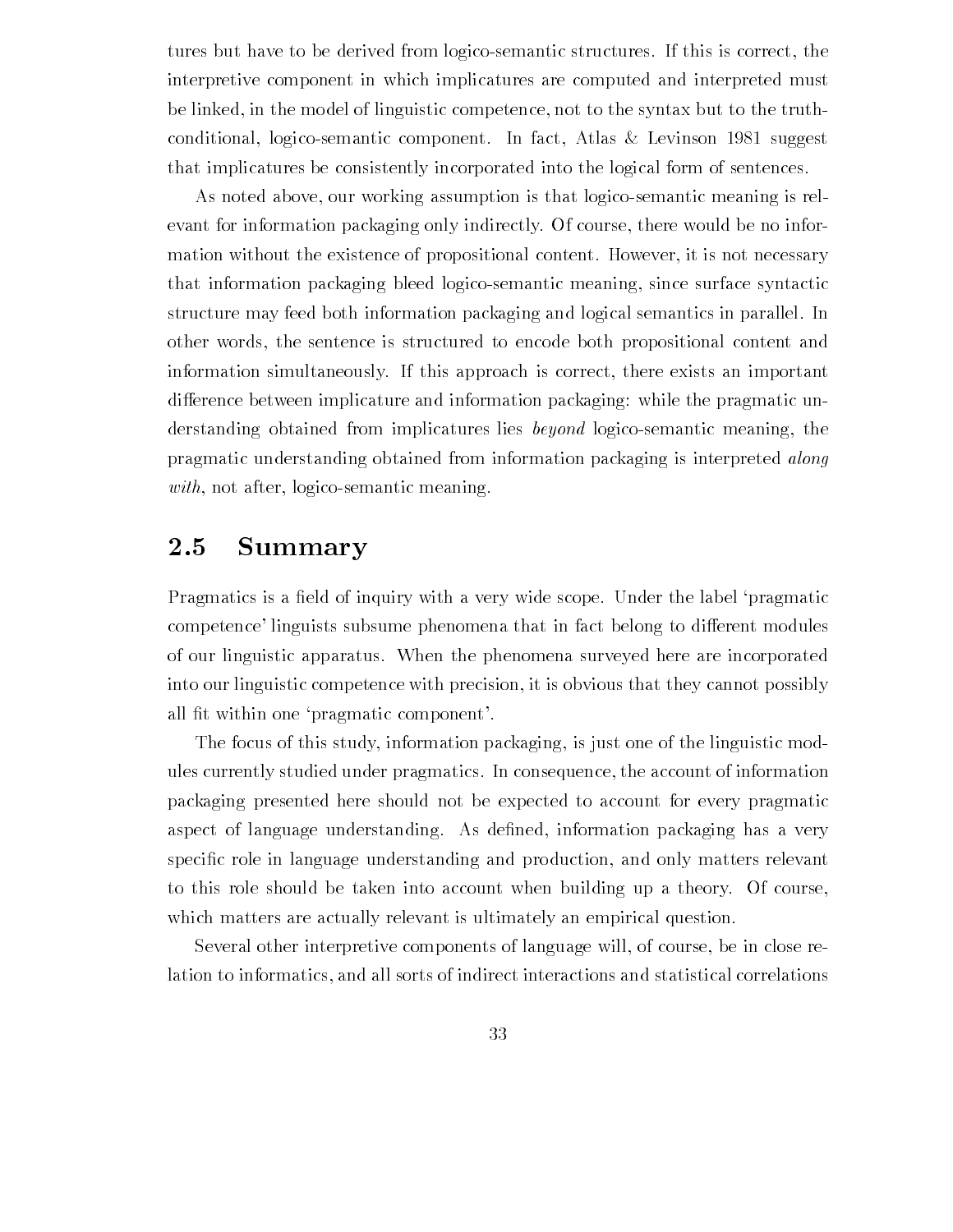tures but have to be derived from logico-semantic structures. If this is correct, the interpretive component in which implicatures are computed and interpreted must be linked, in the model of linguistic competence, not to the syntax but to the truth-conditional, logico-semantic component. In fact, Atlas & Levinson 1981 suggest that implicatures be consistently incorporated into the logical form of sentences.

As noted above, our working assumption is that logico-semantic meaning is relevant for information packaging only indirectly. Of course, there would be no information without the existence of propositional content. However, it is not necessary that information packaging bleed logico-semantic meaning, since surface syntactic structure may feed both information packaging and logical semantics in parallel. In other words, the sentence is structured to encode both propositional content and information simultaneously. If this approach is correct, there exists an important difference between implicature and information packaging: while the pragmatic understanding obtained from implicatures lies *beyond* logico-semantic meaning, the pragmatic understanding obtained from information packaging is interpreted *along with*, not after, logico-semantic meaning.

## 2.5 Summary

Pragmatics is a field of inquiry with a very wide scope. Under the label 'pragmatic competence' linguists subsume phenomena that in fact belong to different modules of our linguistic apparatus. When the phenomena surveyed here are incorporated into our linguistic competence with precision, it is obvious that they cannot possibly all fit within one 'pragmatic component'.

The focus of this study, information packaging, is just one of the linguistic modules currently studied under pragmatics. In consequence, the account of information packaging presented here should not be expected to account for every pragmatic aspect of language understanding. As defined, information packaging has a very specific role in language understanding and production, and only matters relevant to this role should be taken into account when building up a theory. Of course, which matters are actually relevant is ultimately an empirical question.

Several other interpretive components of language will, of course, be in close relation to informatics, and all sorts of indirect interactions and statistical correlations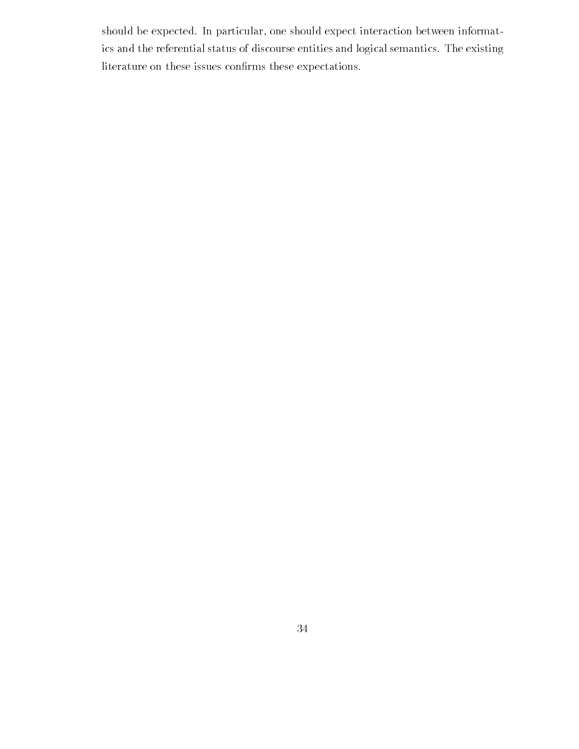should be expected. In particular, one should expect interaction between informatics and the referential status of discourse entities and logical semantics. The existing literature on these issues confirms these expectations.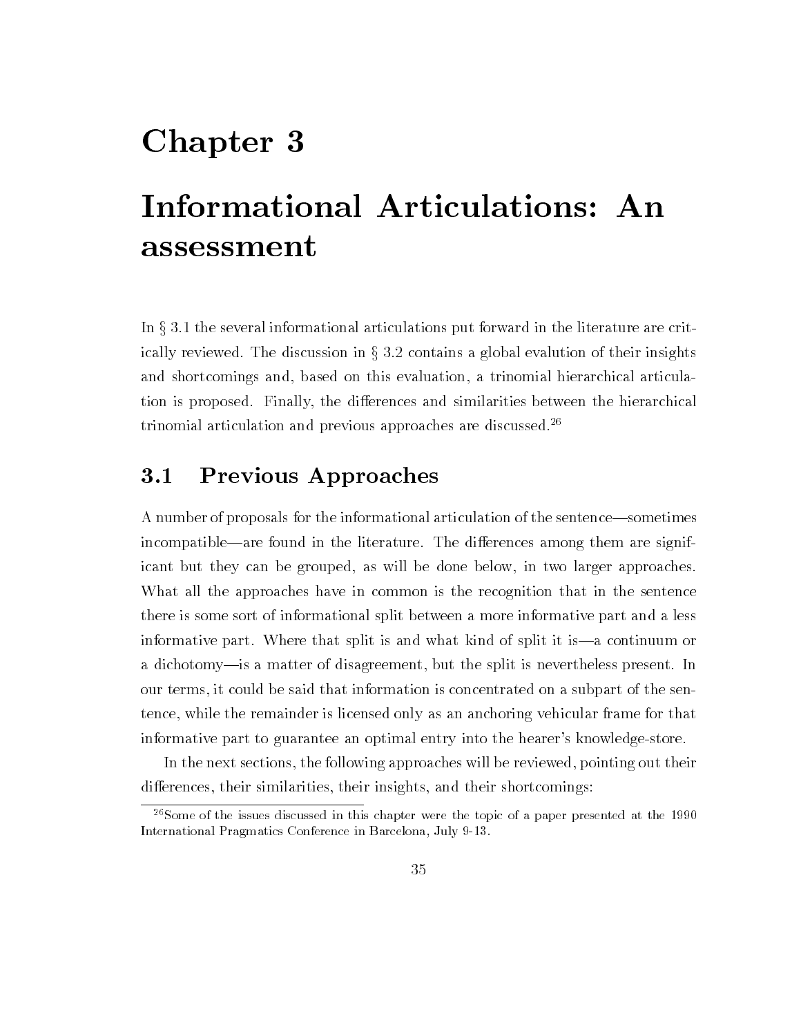# Chapter 3

# Informational Articulations: An assessment

In § 3.1 the several informational articulations put forward in the literature are critically reviewed. The discussion in § 3.2 contains a global evalution of their insights and shortcomings and, based on this evaluation, a trinomial hierarchical articulation is proposed. Finally, the differences and similarities between the hierarchical trinomial articulation and previous approaches are discussed.[26]

## 3.1 Previous Approaches

A number of proposals for the informational articulation of the sentence—sometimes incompatible—are found in the literature. The differences among them are significant but they can be grouped, as will be done below, in two larger approaches. What all the approaches have in common is the recognition that in the sentence there is some sort of informational split between a more informative part and a less informative part. Where that split is and what kind of split it is—a continuum or a dichotomy—is a matter of disagreement, but the split is nevertheless present. In our terms, it could be said that information is concentrated on a subpart of the sentence, while the remainder is licensed only as an anchoring vehicular frame for that informative part to guarantee an optimal entry into the hearer's knowledge-store.

In the next sections, the following approaches will be reviewed, pointing out their differences, their similarities, their insights, and their shortcomings:

[26] Some of the issues discussed in this chapter were the topic of a paper presented at the 1990 International Pragmatics Conference in Barcelona, July 9-13.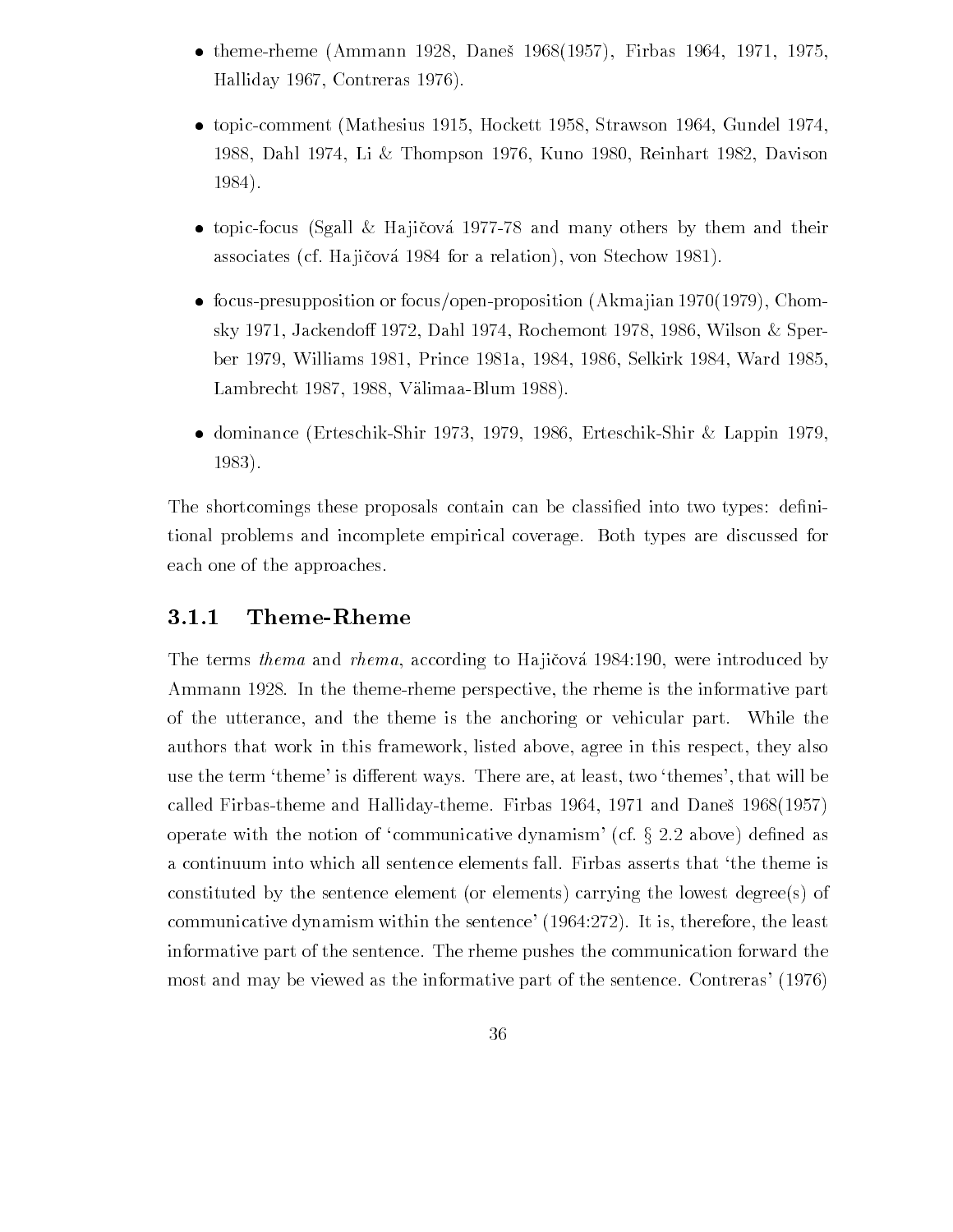- theme-rheme (Ammann 1928, Daneš 1968(1957), Firbas 1964, 1971, 1975, Halliday 1967, Contreras 1976).

- topic-comment (Mathesius 1915, Hockett 1958, Strawson 1964, Gundel 1974, 1988, Dahl 1974, Li & Thompson 1976, Kuno 1980, Reinhart 1982, Davison 1984).

- topic-focus (Sgall & Hajičová 1977-78 and many others by them and their associates (cf. Hajičová 1984 for a relation), von Stechow 1981).

- focus-presupposition or focus/open-proposition (Akmajian 1970(1979), Chomsky 1971, Jackendoff 1972, Dahl 1974, Rochemont 1978, 1986, Wilson & Sperber 1979, Williams 1981, Prince 1981a, 1984, 1986, Selkirk 1984, Ward 1985, Lambrecht 1987, 1988, Välimaa-Blum 1988).

- dominance (Erteschik-Shir 1973, 1979, 1986, Erteschik-Shir & Lappin 1979, 1983).

The shortcomings these proposals contain can be classified into two types: definitional problems and incomplete empirical coverage. Both types are discussed for each one of the approaches.

### 3.1.1 Theme-Rheme

The terms *thema* and *rhema*, according to Hajičová 1984:190, were introduced by Ammann 1928. In the theme-rheme perspective, the rheme is the informative part of the utterance, and the theme is the anchoring or vehicular part. While the authors that work in this framework, listed above, agree in this respect, they also use the term 'theme' is different ways. There are, at least, two 'themes', that will be called Firbas-theme and Halliday-theme. Firbas 1964, 1971 and Daneš 1968(1957) operate with the notion of 'communicative dynamism' (cf. § 2.2 above) defined as a continuum into which all sentence elements fall. Firbas asserts that 'the theme is constituted by the sentence element (or elements) carrying the lowest degree(s) of communicative dynamism within the sentence' (1964:272). It is, therefore, the least informative part of the sentence. The rheme pushes the communication forward the most and may be viewed as the informative part of the sentence. Contreras' (1976)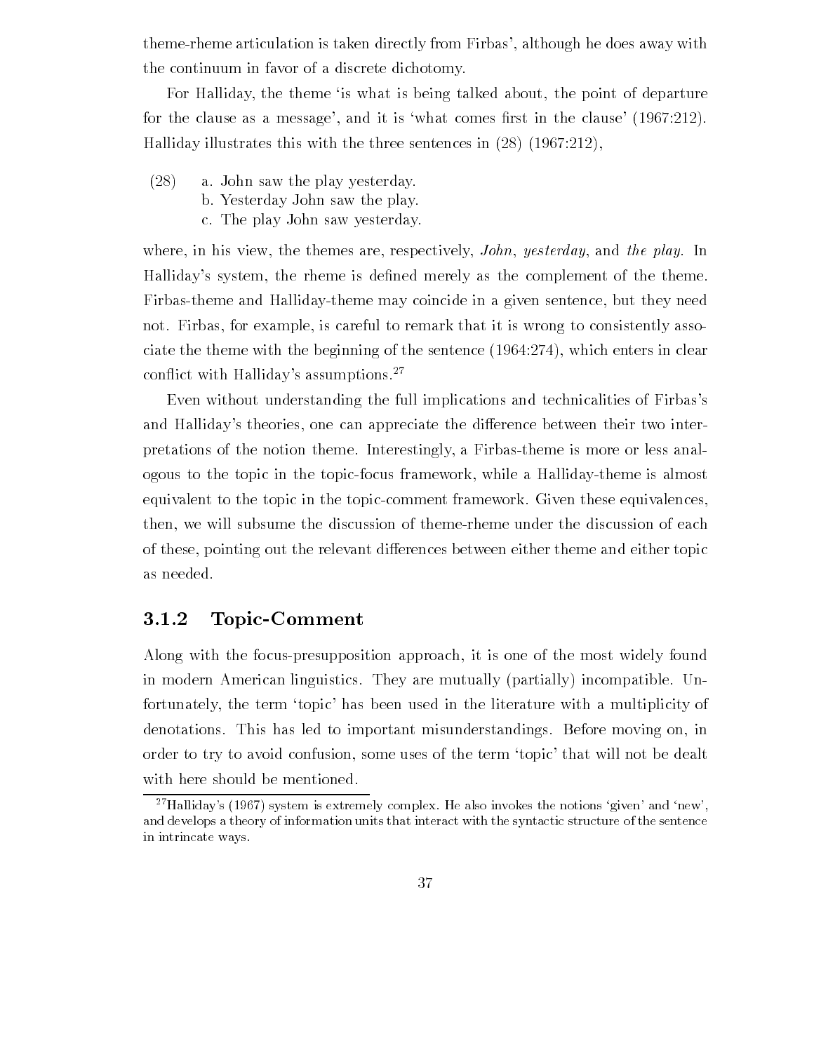theme-rheme articulation is taken directly from Firbas', although he does away with the continuum in favor of a discrete dichotomy.

For Halliday, the theme 'is what is being talked about, the point of departure for the clause as a message', and it is 'what comes first in the clause' (1967:212). Halliday illustrates this with the three sentences in (28) (1967:212),

(28) a. John saw the play yesterday.
b. Yesterday John saw the play.
c. The play John saw yesterday.

where, in his view, the themes are, respectively, *John*, *yesterday*, and *the play*. In Halliday's system, the rheme is defined merely as the complement of the theme. Firbas-theme and Halliday-theme may coincide in a given sentence, but they need not. Firbas, for example, is careful to remark that it is wrong to consistently associate the theme with the beginning of the sentence (1964:274), which enters in clear conflict with Halliday's assumptions.[27]

Even without understanding the full implications and technicalities of Firbas's and Halliday's theories, one can appreciate the difference between their two interpretations of the notion theme. Interestingly, a Firbas-theme is more or less analogous to the topic in the topic-focus framework, while a Halliday-theme is almost equivalent to the topic in the topic-comment framework. Given these equivalences, then, we will subsume the discussion of theme-rheme under the discussion of each of these, pointing out the relevant differences between either theme and either topic as needed.

### 3.1.2 Topic-Comment

Along with the focus-presupposition approach, it is one of the most widely found in modern American linguistics. They are mutually (partially) incompatible. Unfortunately, the term 'topic' has been used in the literature with a multiplicity of denotations. This has led to important misunderstandings. Before moving on, in order to try to avoid confusion, some uses of the term 'topic' that will not be dealt with here should be mentioned.

[27] Halliday's (1967) system is extremely complex. He also invokes the notions 'given' and 'new', and develops a theory of information units that interact with the syntactic structure of the sentence in intrincate ways.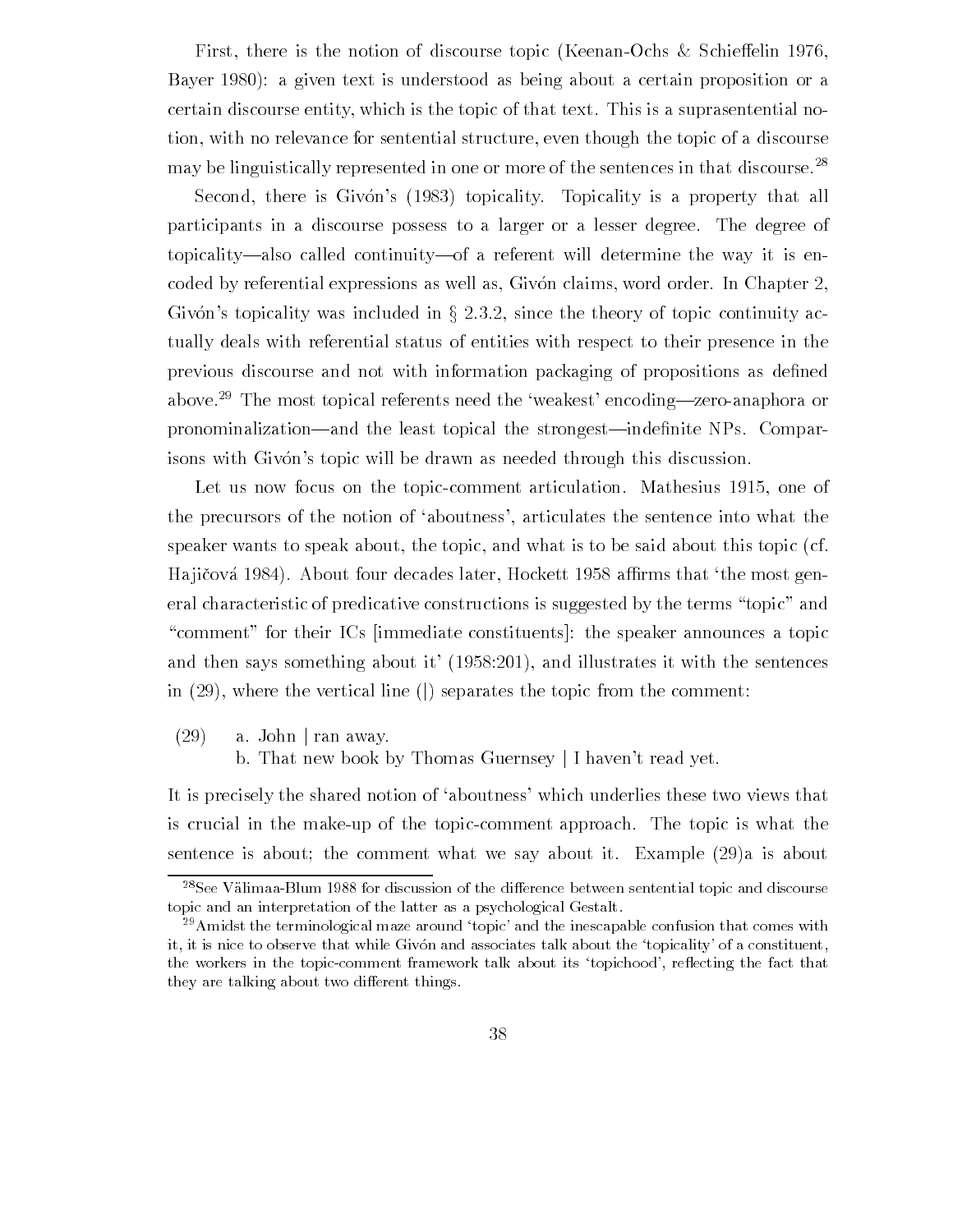First, there is the notion of discourse topic (Keenan-Ochs & Schieffelin 1976, Bayer 1980): a given text is understood as being about a certain proposition or a certain discourse entity, which is the topic of that text. This is a suprasentential notion, with no relevance for sentential structure, even though the topic of a discourse may be linguistically represented in one or more of the sentences in that discourse.[28]

Second, there is Givón's (1983) topicality. Topicality is a property that all participants in a discourse possess to a larger or a lesser degree. The degree of topicality—also called continuity—of a referent will determine the way it is encoded by referential expressions as well as, Givón claims, word order. In Chapter 2, Givón's topicality was included in § 2.3.2, since the theory of topic continuity actually deals with referential status of entities with respect to their presence in the previous discourse and not with information packaging of propositions as defined above.[29] The most topical referents need the 'weakest' encoding—zero-anaphora or pronominalization—and the least topical the strongest—indefinite NPs. Comparisons with Givón's topic will be drawn as needed through this discussion.

Let us now focus on the topic-comment articulation. Mathesius 1915, one of the precursors of the notion of 'aboutness', articulates the sentence into what the speaker wants to speak about, the topic, and what is to be said about this topic (cf. Hajičová 1984). About four decades later, Hockett 1958 affirms that 'the most general characteristic of predicative constructions is suggested by the terms "topic" and "comment" for their ICs [immediate constituents]: the speaker announces a topic and then says something about it' (1958:201), and illustrates it with the sentences in (29), where the vertical line (|) separates the topic from the comment:

(29) a. John | ran away.
     b. That new book by Thomas Guernsey | I haven't read yet.

It is precisely the shared notion of 'aboutness' which underlies these two views that is crucial in the make-up of the topic-comment approach. The topic is what the sentence is about; the comment what we say about it. Example (29)a is about

---

[28] See Välimaa-Blum 1988 for discussion of the difference between sentential topic and discourse topic and an interpretation of the latter as a psychological Gestalt.

[29] Amidst the terminological maze around 'topic' and the inescapable confusion that comes with it, it is nice to observe that while Givón and associates talk about the 'topicality' of a constituent, the workers in the topic-comment framework talk about its 'topichood', reflecting the fact that they are talking about two different things.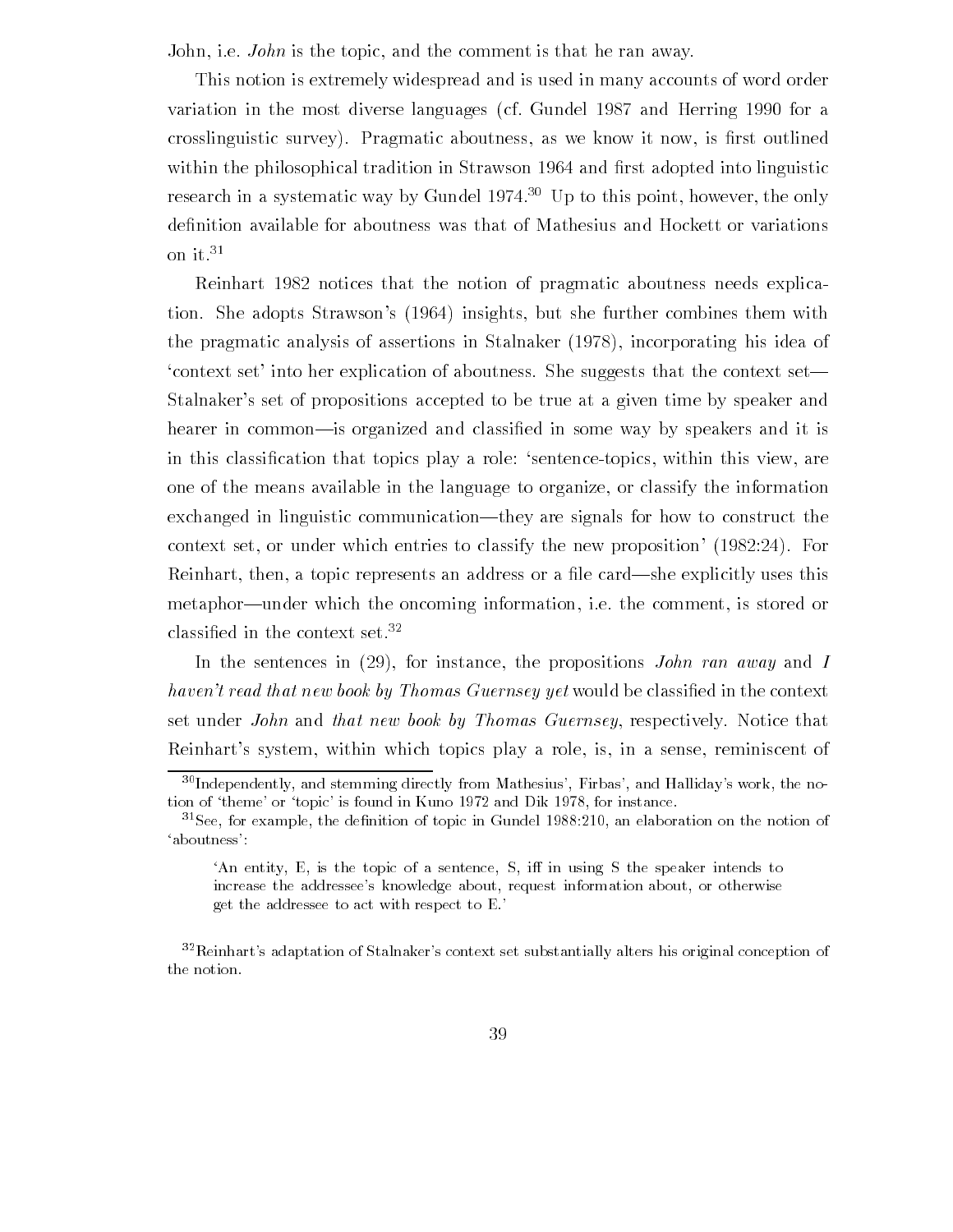John, i.e. *John* is the topic, and the comment is that he ran away.

This notion is extremely widespread and is used in many accounts of word order variation in the most diverse languages (cf. Gundel 1987 and Herring 1990 for a crosslinguistic survey). Pragmatic aboutness, as we know it now, is first outlined within the philosophical tradition in Strawson 1964 and first adopted into linguistic research in a systematic way by Gundel 1974.[30] Up to this point, however, the only definition available for aboutness was that of Mathesius and Hockett or variations on it.[31]

Reinhart 1982 notices that the notion of pragmatic aboutness needs explication. She adopts Strawson's (1964) insights, but she further combines them with the pragmatic analysis of assertions in Stalnaker (1978), incorporating his idea of 'context set' into her explication of aboutness. She suggests that the context set—Stalnaker's set of propositions accepted to be true at a given time by speaker and hearer in common—is organized and classified in some way by speakers and it is in this classification that topics play a role: 'sentence-topics, within this view, are one of the means available in the language to organize, or classify the information exchanged in linguistic communication—they are signals for how to construct the context set, or under which entries to classify the new proposition' (1982:24). For Reinhart, then, a topic represents an address or a file card—she explicitly uses this metaphor—under which the oncoming information, i.e. the comment, is stored or classified in the context set.[32]

In the sentences in (29), for instance, the propositions *John ran away* and *I haven't read that new book by Thomas Guernsey yet* would be classified in the context set under *John* and *that new book by Thomas Guernsey*, respectively. Notice that Reinhart's system, within which topics play a role, is, in a sense, reminiscent of

---

[30] Independently, and stemming directly from Mathesius', Firbas', and Halliday's work, the notion of 'theme' or 'topic' is found in Kuno 1972 and Dik 1978, for instance.

[31] See, for example, the definition of topic in Gundel 1988:210, an elaboration on the notion of 'aboutness':

> 'An entity, E, is the topic of a sentence, S, iff in using S the speaker intends to increase the addressee's knowledge about, request information about, or otherwise get the addressee to act with respect to E.'

[32] Reinhart's adaptation of Stalnaker's context set substantially alters his original conception of the notion.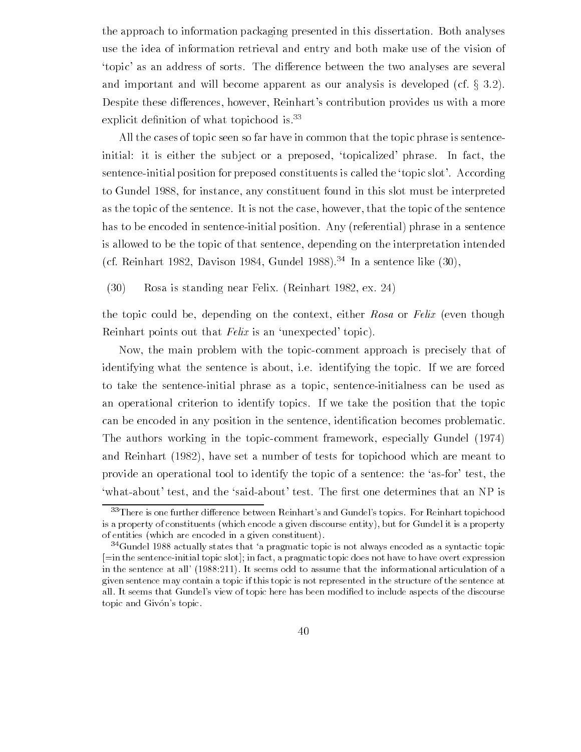the approach to information packaging presented in this dissertation. Both analyses use the idea of information retrieval and entry and both make use of the vision of 'topic' as an address of sorts. The difference between the two analyses are several and important and will become apparent as our analysis is developed (cf. § 3.2). Despite these differences, however, Reinhart's contribution provides us with a more explicit definition of what topichood is.[33]

All the cases of topic seen so far have in common that the topic phrase is sentence-initial: it is either the subject or a preposed, 'topicalized' phrase. In fact, the sentence-initial position for preposed constituents is called the 'topic slot'. According to Gundel 1988, for instance, any constituent found in this slot must be interpreted as the topic of the sentence. It is not the case, however, that the topic of the sentence has to be encoded in sentence-initial position. Any (referential) phrase in a sentence is allowed to be the topic of that sentence, depending on the interpretation intended (cf. Reinhart 1982, Davison 1984, Gundel 1988).[34] In a sentence like (30),

(30) Rosa is standing near Felix. (Reinhart 1982, ex. 24)

the topic could be, depending on the context, either *Rosa* or *Felix* (even though Reinhart points out that *Felix* is an 'unexpected' topic).

Now, the main problem with the topic-comment approach is precisely that of identifying what the sentence is about, i.e. identifying the topic. If we are forced to take the sentence-initial phrase as a topic, sentence-initialness can be used as an operational criterion to identify topics. If we take the position that the topic can be encoded in any position in the sentence, identification becomes problematic. The authors working in the topic-comment framework, especially Gundel (1974) and Reinhart (1982), have set a number of tests for topichood which are meant to provide an operational tool to identify the topic of a sentence: the 'as-for' test, the 'what-about' test, and the 'said-about' test. The first one determines that an NP is

---

[33] There is one further difference between Reinhart's and Gundel's topics. For Reinhart topichood is a property of constituents (which encode a given discourse entity), but for Gundel it is a property of entities (which are encoded in a given constituent).

[34] Gundel 1988 actually states that 'a pragmatic topic is not always encoded as a syntactic topic [=in the sentence-initial topic slot]; in fact, a pragmatic topic does not have to have overt expression in the sentence at all' (1988:211). It seems odd to assume that the informational articulation of a given sentence may contain a topic if this topic is not represented in the structure of the sentence at all. It seems that Gundel's view of topic here has been modified to include aspects of the discourse topic and Givón's topic.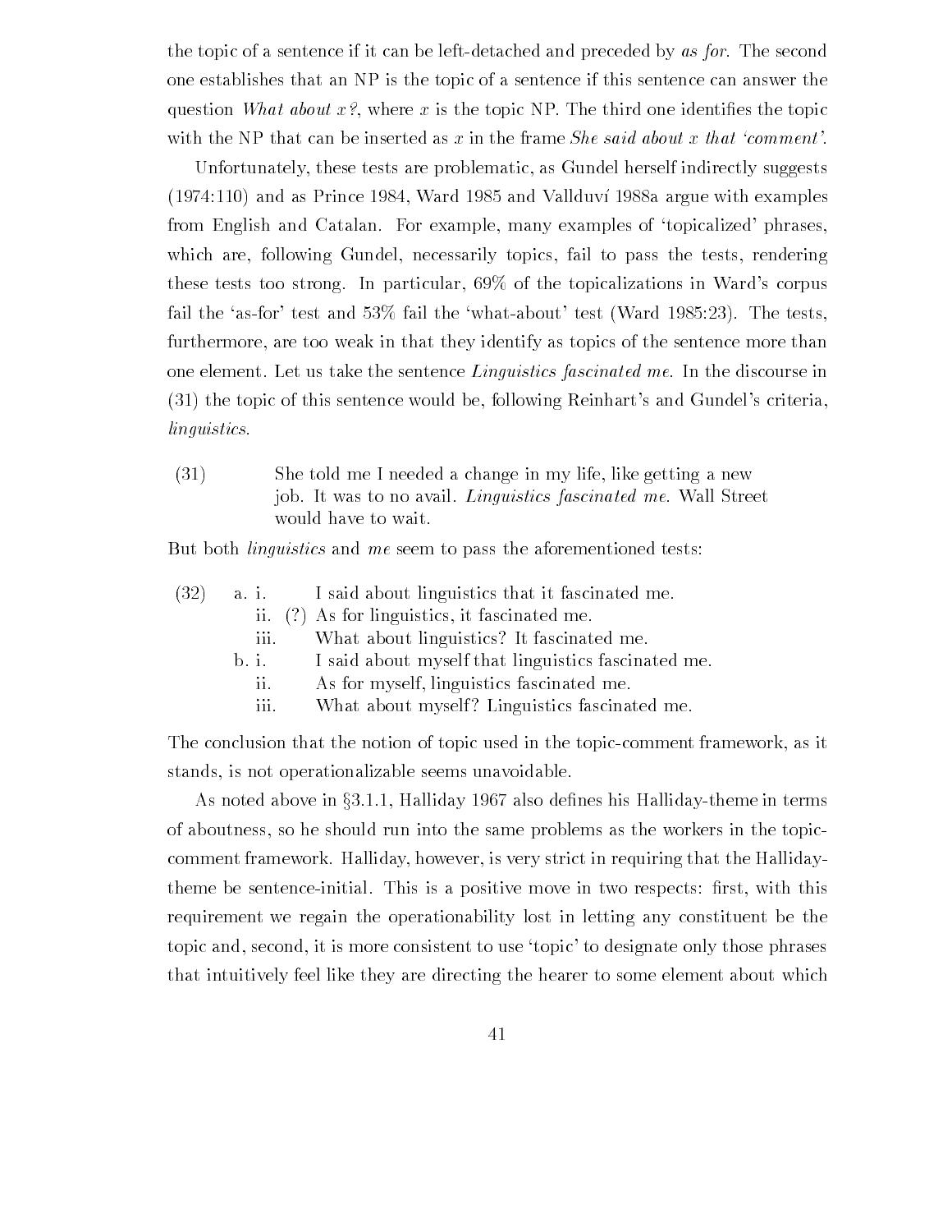the topic of a sentence if it can be left-detached and preceded by *as for*. The second one establishes that an NP is the topic of a sentence if this sentence can answer the question *What about x?*, where *x* is the topic NP. The third one identifies the topic with the NP that can be inserted as *x* in the frame *She said about x that 'comment'*.

Unfortunately, these tests are problematic, as Gundel herself indirectly suggests (1974:110) and as Prince 1984, Ward 1985 and Vallduví 1988a argue with examples from English and Catalan. For example, many examples of 'topicalized' phrases, which are, following Gundel, necessarily topics, fail to pass the tests, rendering these tests too strong. In particular, 69% of the topicalizations in Ward's corpus fail the 'as-for' test and 53% fail the 'what-about' test (Ward 1985:23). The tests, furthermore, are too weak in that they identify as topics of the sentence more than one element. Let us take the sentence *Linguistics fascinated me*. In the discourse in (31) the topic of this sentence would be, following Reinhart's and Gundel's criteria, *linguistics*.

(31) She told me I needed a change in my life, like getting a new job. It was to no avail. *Linguistics fascinated me*. Wall Street would have to wait.

But both *linguistics* and *me* seem to pass the aforementioned tests:

(32) a. i. I said about linguistics that it fascinated me.
   ii. (?) As for linguistics, it fascinated me.
   iii. What about linguistics? It fascinated me.
  b. i. I said about myself that linguistics fascinated me.
   ii. As for myself, linguistics fascinated me.
   iii. What about myself? Linguistics fascinated me.

The conclusion that the notion of topic used in the topic-comment framework, as it stands, is not operationalizable seems unavoidable.

As noted above in §3.1.1, Halliday 1967 also defines his Halliday-theme in terms of aboutness, so he should run into the same problems as the workers in the topic-comment framework. Halliday, however, is very strict in requiring that the Halliday-theme be sentence-initial. This is a positive move in two respects: first, with this requirement we regain the operationability lost in letting any constituent be the topic and, second, it is more consistent to use 'topic' to designate only those phrases that intuitively feel like they are directing the hearer to some element about which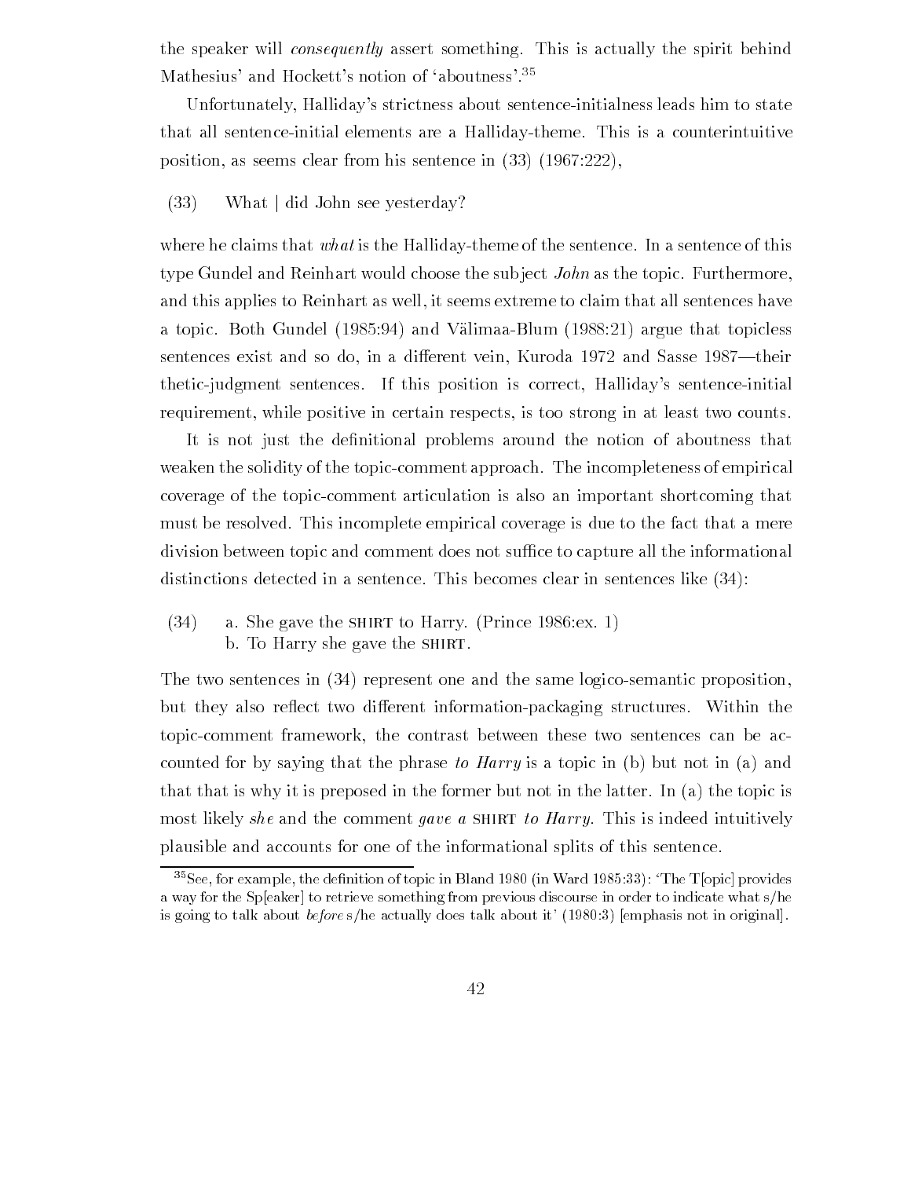the speaker will *consequently* assert something. This is actually the spirit behind Mathesius' and Hockett's notion of 'aboutness'.[35]

Unfortunately, Halliday's strictness about sentence-initialness leads him to state that all sentence-initial elements are a Halliday-theme. This is a counterintuitive position, as seems clear from his sentence in (33) (1967:222),

(33) What | did John see yesterday?

where he claims that *what* is the Halliday-theme of the sentence. In a sentence of this type Gundel and Reinhart would choose the subject *John* as the topic. Furthermore, and this applies to Reinhart as well, it seems extreme to claim that all sentences have a topic. Both Gundel (1985:94) and Välimaa-Blum (1988:21) argue that topicless sentences exist and so do, in a different vein, Kuroda 1972 and Sasse 1987—their thetic-judgment sentences. If this position is correct, Halliday's sentence-initial requirement, while positive in certain respects, is too strong in at least two counts.

It is not just the definitional problems around the notion of aboutness that weaken the solidity of the topic-comment approach. The incompleteness of empirical coverage of the topic-comment articulation is also an important shortcoming that must be resolved. This incomplete empirical coverage is due to the fact that a mere division between topic and comment does not suffice to capture all the informational distinctions detected in a sentence. This becomes clear in sentences like (34):

(34) a. She gave the SHIRT to Harry. (Prince 1986:ex. 1)
b. To Harry she gave the SHIRT.

The two sentences in (34) represent one and the same logico-semantic proposition, but they also reflect two different information-packaging structures. Within the topic-comment framework, the contrast between these two sentences can be accounted for by saying that the phrase *to Harry* is a topic in (b) but not in (a) and that that is why it is preposed in the former but not in the latter. In (a) the topic is most likely *she* and the comment *gave a* SHIRT *to Harry*. This is indeed intuitively plausible and accounts for one of the informational splits of this sentence.

[35] See, for example, the definition of topic in Bland 1980 (in Ward 1985:33): 'The T[opic] provides a way for the Sp[eaker] to retrieve something from previous discourse in order to indicate what s/he is going to talk about *before* s/he actually does talk about it' (1980:3) [emphasis not in original].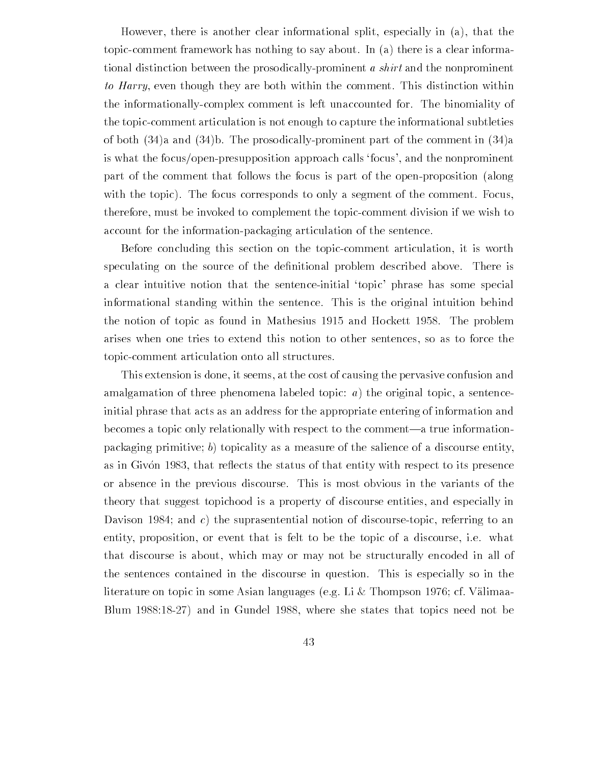However, there is another clear informational split, especially in (a), that the topic-comment framework has nothing to say about. In (a) there is a clear informational distinction between the prosodically-prominent *a shirt* and the nonprominent *to Harry*, even though they are both within the comment. This distinction within the informationally-complex comment is left unaccounted for. The binomiality of the topic-comment articulation is not enough to capture the informational subtleties of both (34)a and (34)b. The prosodically-prominent part of the comment in (34)a is what the focus/open-presupposition approach calls 'focus', and the nonprominent part of the comment that follows the focus is part of the open-proposition (along with the topic). The focus corresponds to only a segment of the comment. Focus, therefore, must be invoked to complement the topic-comment division if we wish to account for the information-packaging articulation of the sentence.

Before concluding this section on the topic-comment articulation, it is worth speculating on the source of the definitional problem described above. There is a clear intuitive notion that the sentence-initial 'topic' phrase has some special informational standing within the sentence. This is the original intuition behind the notion of topic as found in Mathesius 1915 and Hockett 1958. The problem arises when one tries to extend this notion to other sentences, so as to force the topic-comment articulation onto all structures.

This extension is done, it seems, at the cost of causing the pervasive confusion and amalgamation of three phenomena labeled topic: *a*) the original topic, a sentence-initial phrase that acts as an address for the appropriate entering of information and becomes a topic only relationally with respect to the comment—a true information-packaging primitive; *b*) topicality as a measure of the salience of a discourse entity, as in Givón 1983, that reflects the status of that entity with respect to its presence or absence in the previous discourse. This is most obvious in the variants of the theory that suggest topichood is a property of discourse entities, and especially in Davison 1984; and *c*) the suprasentential notion of discourse-topic, referring to an entity, proposition, or event that is felt to be the topic of a discourse, i.e. what that discourse is about, which may or may not be structurally encoded in all of the sentences contained in the discourse in question. This is especially so in the literature on topic in some Asian languages (e.g. Li & Thompson 1976; cf. Välimaa-Blum 1988:18-27) and in Gundel 1988, where she states that topics need not be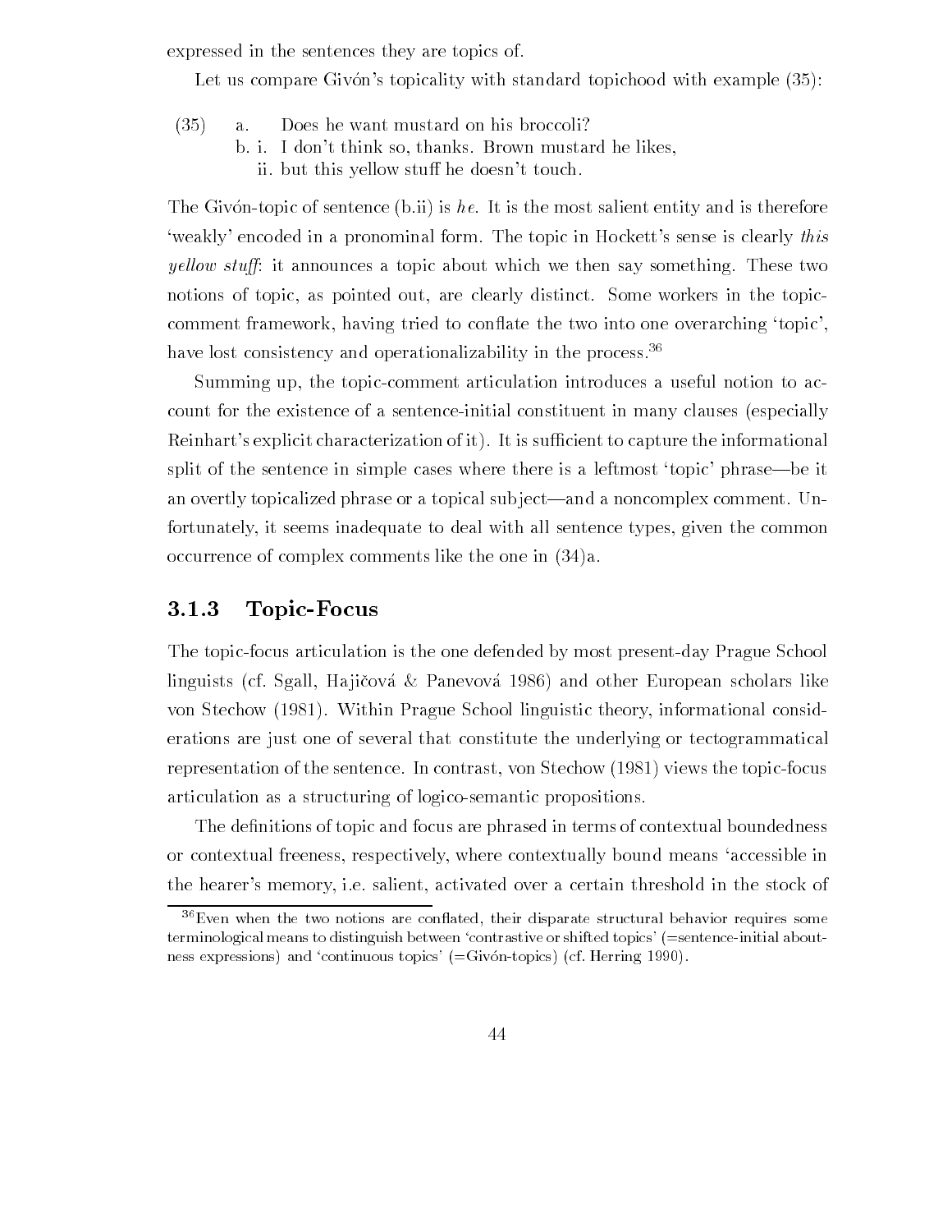expressed in the sentences they are topics of.

Let us compare Givón's topicality with standard topichood with example (35):

(35) a. Does he want mustard on his broccoli?
  b. i. I don't think so, thanks. Brown mustard he likes,
    ii. but this yellow stuff he doesn't touch.

The Givón-topic of sentence (b.ii) is *he*. It is the most salient entity and is therefore 'weakly' encoded in a pronominal form. The topic in Hockett's sense is clearly *this yellow stuff*: it announces a topic about which we then say something. These two notions of topic, as pointed out, are clearly distinct. Some workers in the topic-comment framework, having tried to conflate the two into one overarching 'topic', have lost consistency and operationalizability in the process.[36]

Summing up, the topic-comment articulation introduces a useful notion to account for the existence of a sentence-initial constituent in many clauses (especially Reinhart's explicit characterization of it). It is sufficient to capture the informational split of the sentence in simple cases where there is a leftmost 'topic' phrase—be it an overtly topicalized phrase or a topical subject—and a noncomplex comment. Unfortunately, it seems inadequate to deal with all sentence types, given the common occurrence of complex comments like the one in (34)a.

### 3.1.3 Topic-Focus

The topic-focus articulation is the one defended by most present-day Prague School linguists (cf. Sgall, Hajičová & Panevová 1986) and other European scholars like von Stechow (1981). Within Prague School linguistic theory, informational considerations are just one of several that constitute the underlying or tectogrammatical representation of the sentence. In contrast, von Stechow (1981) views the topic-focus articulation as a structuring of logico-semantic propositions.

The definitions of topic and focus are phrased in terms of contextual boundedness or contextual freeness, respectively, where contextually bound means 'accessible in the hearer's memory, i.e. salient, activated over a certain threshold in the stock of

[36] Even when the two notions are conflated, their disparate structural behavior requires some terminological means to distinguish between 'contrastive or shifted topics' (=sentence-initial aboutness expressions) and 'continuous topics' (=Givón-topics) (cf. Herring 1990).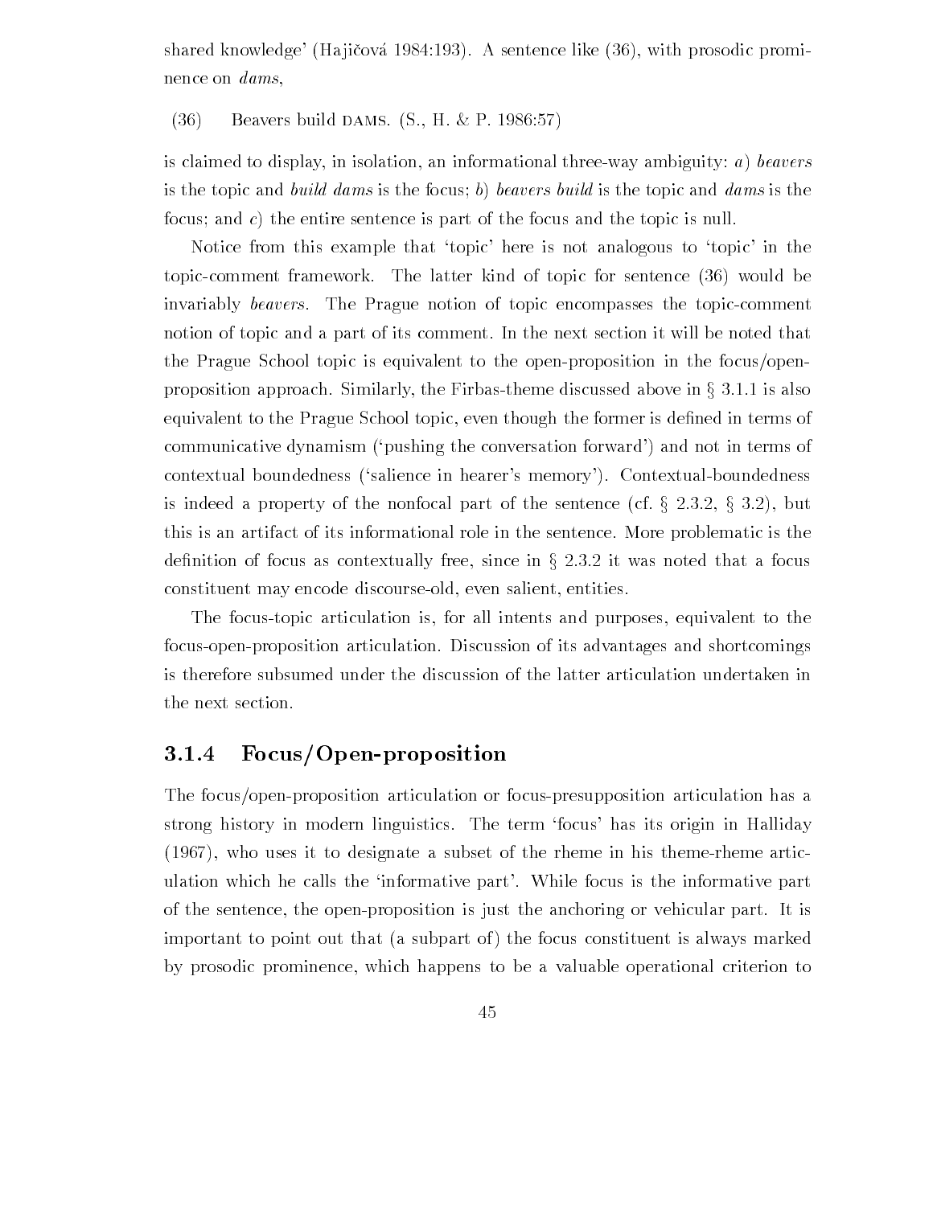shared knowledge' (Hajičová 1984:193). A sentence like (36), with prosodic prominence on *dams*,

(36) Beavers build DAMS. (S., H. & P. 1986:57)

is claimed to display, in isolation, an informational three-way ambiguity: *a*) *beavers* is the topic and *build dams* is the focus; *b*) *beavers build* is the topic and *dams* is the focus; and *c*) the entire sentence is part of the focus and the topic is null.

Notice from this example that 'topic' here is not analogous to 'topic' in the topic-comment framework. The latter kind of topic for sentence (36) would be invariably *beavers*. The Prague notion of topic encompasses the topic-comment notion of topic and a part of its comment. In the next section it will be noted that the Prague School topic is equivalent to the open-proposition in the focus/open-proposition approach. Similarly, the Firbas-theme discussed above in § 3.1.1 is also equivalent to the Prague School topic, even though the former is defined in terms of communicative dynamism ('pushing the conversation forward') and not in terms of contextual boundedness ('salience in hearer's memory'). Contextual-boundedness is indeed a property of the nonfocal part of the sentence (cf. § 2.3.2, § 3.2), but this is an artifact of its informational role in the sentence. More problematic is the definition of focus as contextually free, since in § 2.3.2 it was noted that a focus constituent may encode discourse-old, even salient, entities.

The focus-topic articulation is, for all intents and purposes, equivalent to the focus-open-proposition articulation. Discussion of its advantages and shortcomings is therefore subsumed under the discussion of the latter articulation undertaken in the next section.

### 3.1.4 Focus/Open-proposition

The focus/open-proposition articulation or focus-presupposition articulation has a strong history in modern linguistics. The term 'focus' has its origin in Halliday (1967), who uses it to designate a subset of the rheme in his theme-rheme articulation which he calls the 'informative part'. While focus is the informative part of the sentence, the open-proposition is just the anchoring or vehicular part. It is important to point out that (a subpart of) the focus constituent is always marked by prosodic prominence, which happens to be a valuable operational criterion to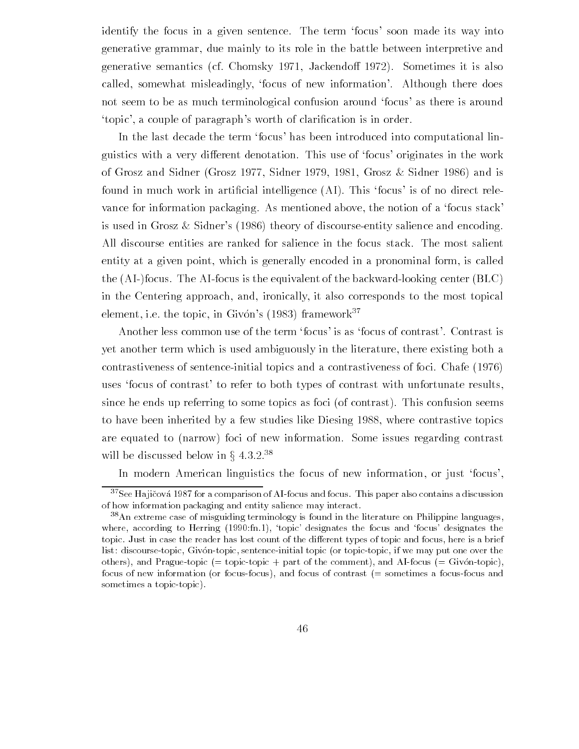identify the focus in a given sentence. The term 'focus' soon made its way into generative grammar, due mainly to its role in the battle between interpretive and generative semantics (cf. Chomsky 1971, Jackendoff 1972). Sometimes it is also called, somewhat misleadingly, 'focus of new information'. Although there does not seem to be as much terminological confusion around 'focus' as there is around 'topic', a couple of paragraph's worth of clarification is in order.

In the last decade the term 'focus' has been introduced into computational linguistics with a very different denotation. This use of 'focus' originates in the work of Grosz and Sidner (Grosz 1977, Sidner 1979, 1981, Grosz & Sidner 1986) and is found in much work in artificial intelligence (AI). This 'focus' is of no direct relevance for information packaging. As mentioned above, the notion of a 'focus stack' is used in Grosz & Sidner's (1986) theory of discourse-entity salience and encoding. All discourse entities are ranked for salience in the focus stack. The most salient entity at a given point, which is generally encoded in a pronominal form, is called the (AI-)focus. The AI-focus is the equivalent of the backward-looking center (BLC) in the Centering approach, and, ironically, it also corresponds to the most topical element, i.e. the topic, in Givón's (1983) framework[37]

Another less common use of the term 'focus' is as 'focus of contrast'. Contrast is yet another term which is used ambiguously in the literature, there existing both a contrastiveness of sentence-initial topics and a contrastiveness of foci. Chafe (1976) uses 'focus of contrast' to refer to both types of contrast with unfortunate results, since he ends up referring to some topics as foci (of contrast). This confusion seems to have been inherited by a few studies like Diesing 1988, where contrastive topics are equated to (narrow) foci of new information. Some issues regarding contrast will be discussed below in § 4.3.2.[38]

In modern American linguistics the focus of new information, or just 'focus',

---

[37] See Hajičová 1987 for a comparison of AI-focus and focus. This paper also contains a discussion of how information packaging and entity salience may interact.

[38] An extreme case of misguiding terminology is found in the literature on Philippine languages, where, according to Herring (1990:fn.1), 'topic' designates the focus and 'focus' designates the topic. Just in case the reader has lost count of the different types of topic and focus, here is a brief list: discourse-topic, Givón-topic, sentence-initial topic (or topic-topic, if we may put one over the others), and Prague-topic (= topic-topic + part of the comment), and AI-focus (= Givón-topic), focus of new information (or focus-focus), and focus of contrast (= sometimes a focus-focus and sometimes a topic-topic).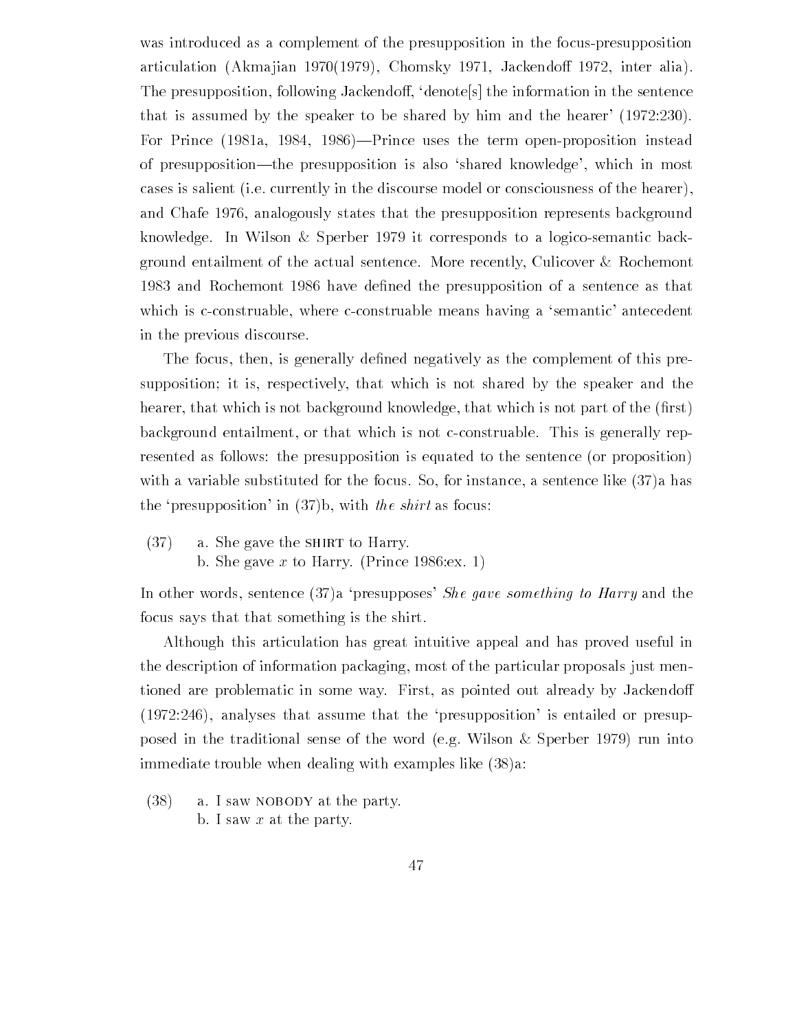was introduced as a complement of the presupposition in the focus-presupposition articulation (Akmajian 1970(1979), Chomsky 1971, Jackendoff 1972, inter alia). The presupposition, following Jackendoff, 'denote[s] the information in the sentence that is assumed by the speaker to be shared by him and the hearer' (1972:230). For Prince (1981a, 1984, 1986)—Prince uses the term open-proposition instead of presupposition—the presupposition is also 'shared knowledge', which in most cases is salient (i.e. currently in the discourse model or consciousness of the hearer), and Chafe 1976, analogously states that the presupposition represents background knowledge. In Wilson & Sperber 1979 it corresponds to a logico-semantic background entailment of the actual sentence. More recently, Culicover & Rochemont 1983 and Rochemont 1986 have defined the presupposition of a sentence as that which is c-construable, where c-construable means having a 'semantic' antecedent in the previous discourse.

The focus, then, is generally defined negatively as the complement of this presupposition; it is, respectively, that which is not shared by the speaker and the hearer, that which is not background knowledge, that which is not part of the (first) background entailment, or that which is not c-construable. This is generally represented as follows: the presupposition is equated to the sentence (or proposition) with a variable substituted for the focus. So, for instance, a sentence like (37)a has the 'presupposition' in (37)b, with *the shirt* as focus:

(37) a. She gave the SHIRT to Harry.
b. She gave $x$ to Harry. (Prince 1986:ex. 1)

In other words, sentence (37)a 'presupposes' *She gave something to Harry* and the focus says that that something is the shirt.

Although this articulation has great intuitive appeal and has proved useful in the description of information packaging, most of the particular proposals just mentioned are problematic in some way. First, as pointed out already by Jackendoff (1972:246), analyses that assume that the 'presupposition' is entailed or presupposed in the traditional sense of the word (e.g. Wilson & Sperber 1979) run into immediate trouble when dealing with examples like (38)a:

(38) a. I saw NOBODY at the party.
b. I saw $x$ at the party.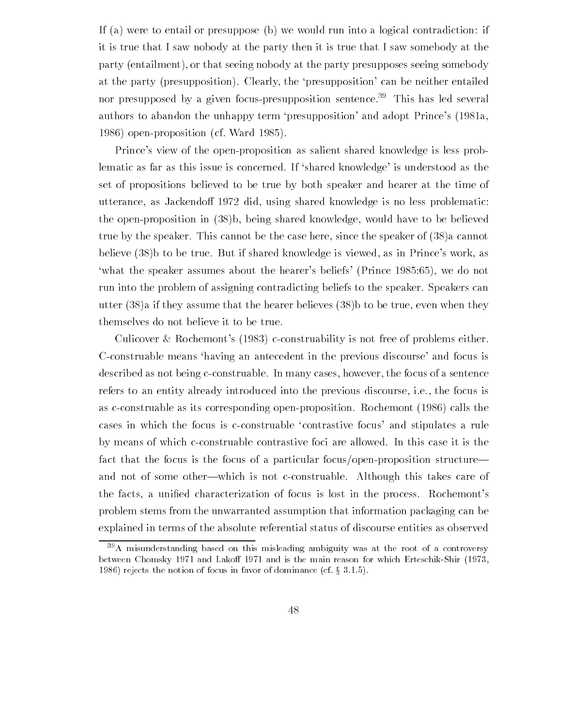If (a) were to entail or presuppose (b) we would run into a logical contradiction: if it is true that I saw nobody at the party then it is true that I saw somebody at the party (entailment), or that seeing nobody at the party presupposes seeing somebody at the party (presupposition). Clearly, the 'presupposition' can be neither entailed nor presupposed by a given focus-presupposition sentence.[39] This has led several authors to abandon the unhappy term 'presupposition' and adopt Prince's (1981a, 1986) open-proposition (cf. Ward 1985).

Prince's view of the open-proposition as salient shared knowledge is less problematic as far as this issue is concerned. If 'shared knowledge' is understood as the set of propositions believed to be true by both speaker and hearer at the time of utterance, as Jackendoff 1972 did, using shared knowledge is no less problematic: the open-proposition in (38)b, being shared knowledge, would have to be believed true by the speaker. This cannot be the case here, since the speaker of (38)a cannot believe (38)b to be true. But if shared knowledge is viewed, as in Prince's work, as 'what the speaker assumes about the hearer's beliefs' (Prince 1985:65), we do not run into the problem of assigning contradicting beliefs to the speaker. Speakers can utter (38)a if they assume that the hearer believes (38)b to be true, even when they themselves do not believe it to be true.

Culicover & Rochemont's (1983) c-construability is not free of problems either. C-construable means 'having an antecedent in the previous discourse' and focus is described as not being c-construable. In many cases, however, the focus of a sentence refers to an entity already introduced into the previous discourse, i.e., the focus is as c-construable as its corresponding open-proposition. Rochemont (1986) calls the cases in which the focus is c-construable 'contrastive focus' and stipulates a rule by means of which c-construable contrastive foci are allowed. In this case it is the fact that the focus is the focus of a particular focus/open-proposition structure—and not of some other—which is not c-construable. Although this takes care of the facts, a unified characterization of focus is lost in the process. Rochemont's problem stems from the unwarranted assumption that information packaging can be explained in terms of the absolute referential status of discourse entities as observed

[39]A misunderstanding based on this misleading ambiguity was at the root of a controversy between Chomsky 1971 and Lakoff 1971 and is the main reason for which Erteschik-Shir (1973, 1986) rejects the notion of focus in favor of dominance (cf. § 3.1.5).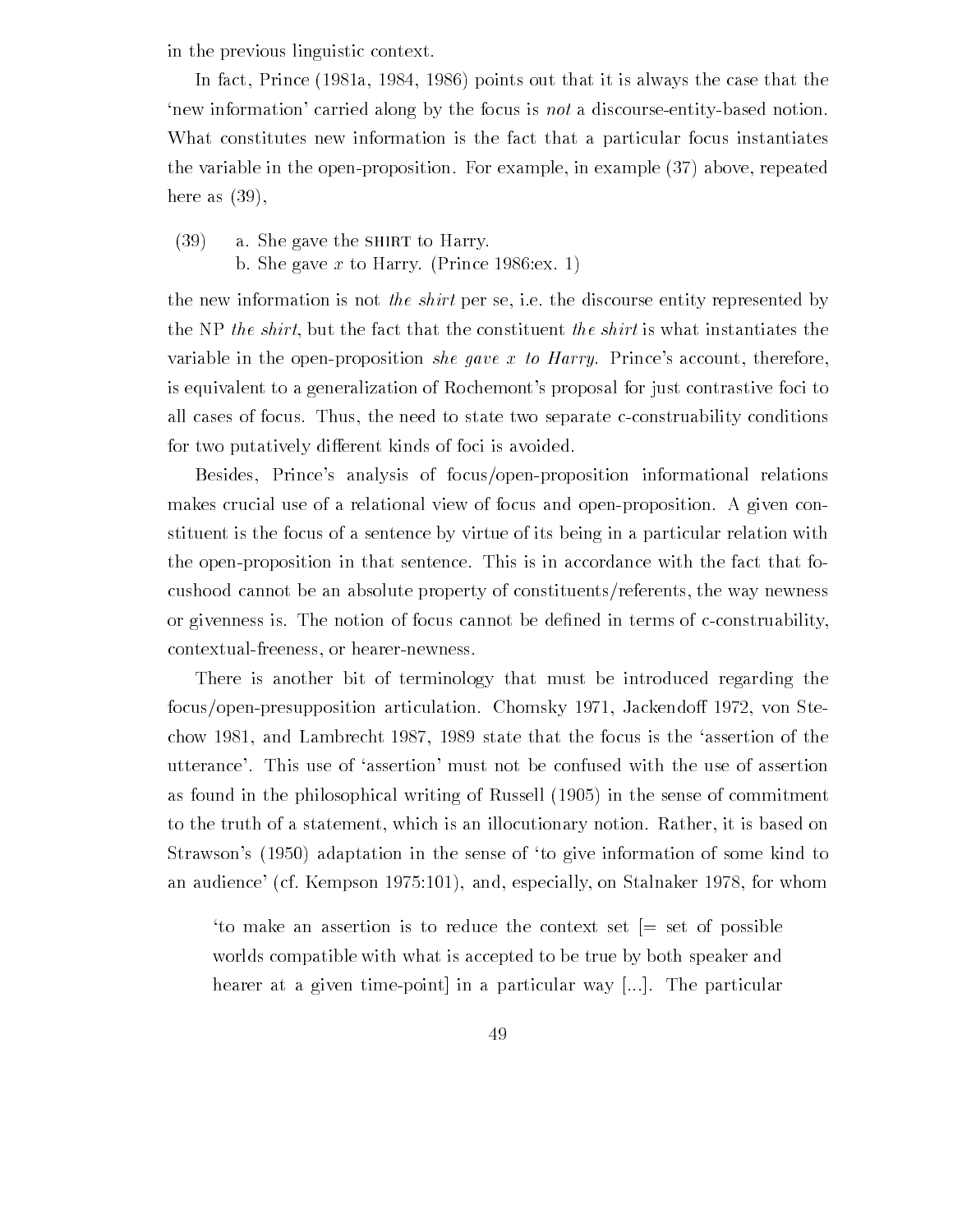in the previous linguistic context.

In fact, Prince (1981a, 1984, 1986) points out that it is always the case that the 'new information' carried along by the focus is *not* a discourse-entity-based notion. What constitutes new information is the fact that a particular focus instantiates the variable in the open-proposition. For example, in example (37) above, repeated here as (39),

(39) a. She gave the SHIRT to Harry.
b. She gave $x$ to Harry. (Prince 1986:ex. 1)

the new information is not *the shirt* per se, i.e. the discourse entity represented by the NP *the shirt*, but the fact that the constituent *the shirt* is what instantiates the variable in the open-proposition *she gave x to Harry*. Prince's account, therefore, is equivalent to a generalization of Rochemont's proposal for just contrastive foci to all cases of focus. Thus, the need to state two separate c-construability conditions for two putatively different kinds of foci is avoided.

Besides, Prince's analysis of focus/open-proposition informational relations makes crucial use of a relational view of focus and open-proposition. A given constituent is the focus of a sentence by virtue of its being in a particular relation with the open-proposition in that sentence. This is in accordance with the fact that focushood cannot be an absolute property of constituents/referents, the way newness or givenness is. The notion of focus cannot be defined in terms of c-construability, contextual-freeness, or hearer-newness.

There is another bit of terminology that must be introduced regarding the focus/open-presupposition articulation. Chomsky 1971, Jackendoff 1972, von Stechow 1981, and Lambrecht 1987, 1989 state that the focus is the 'assertion of the utterance'. This use of 'assertion' must not be confused with the use of assertion as found in the philosophical writing of Russell (1905) in the sense of commitment to the truth of a statement, which is an illocutionary notion. Rather, it is based on Strawson's (1950) adaptation in the sense of 'to give information of some kind to an audience' (cf. Kempson 1975:101), and, especially, on Stalnaker 1978, for whom

> 'to make an assertion is to reduce the context set [= set of possible worlds compatible with what is accepted to be true by both speaker and hearer at a given time-point] in a particular way [...]. The particular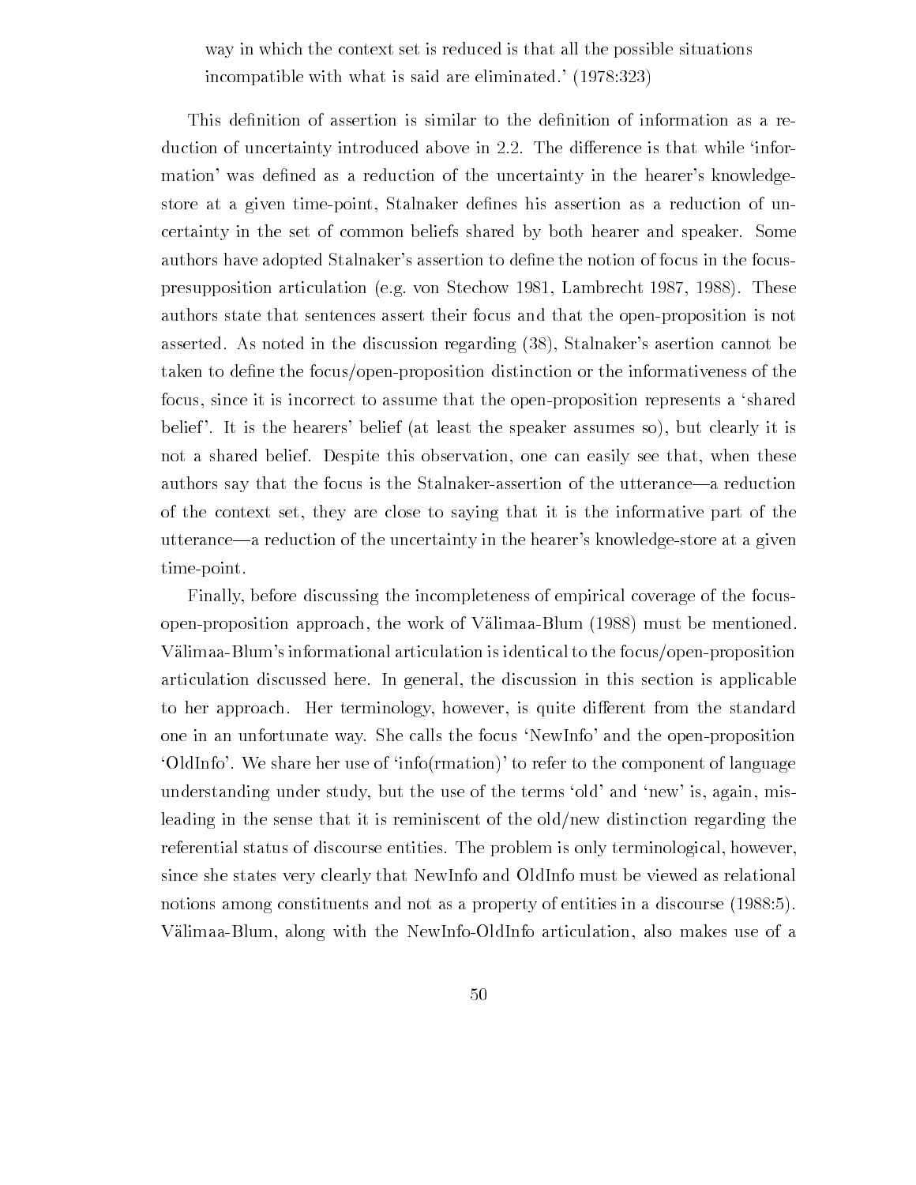way in which the context set is reduced is that all the possible situations incompatible with what is said are eliminated.' (1978:323)

This definition of assertion is similar to the definition of information as a reduction of uncertainty introduced above in 2.2. The difference is that while 'information' was defined as a reduction of the uncertainty in the hearer's knowledge-store at a given time-point, Stalnaker defines his assertion as a reduction of uncertainty in the set of common beliefs shared by both hearer and speaker. Some authors have adopted Stalnaker's assertion to define the notion of focus in the focus-presupposition articulation (e.g. von Stechow 1981, Lambrecht 1987, 1988). These authors state that sentences assert their focus and that the open-proposition is not asserted. As noted in the discussion regarding (38), Stalnaker's asertion cannot be taken to define the focus/open-proposition distinction or the informativeness of the focus, since it is incorrect to assume that the open-proposition represents a 'shared belief'. It is the hearers' belief (at least the speaker assumes so), but clearly it is not a shared belief. Despite this observation, one can easily see that, when these authors say that the focus is the Stalnaker-assertion of the utterance—a reduction of the context set, they are close to saying that it is the informative part of the utterance—a reduction of the uncertainty in the hearer's knowledge-store at a given time-point.

Finally, before discussing the incompleteness of empirical coverage of the focus-open-proposition approach, the work of Välimaa-Blum (1988) must be mentioned. Välimaa-Blum's informational articulation is identical to the focus/open-proposition articulation discussed here. In general, the discussion in this section is applicable to her approach. Her terminology, however, is quite different from the standard one in an unfortunate way. She calls the focus 'NewInfo' and the open-proposition 'OldInfo'. We share her use of 'info(rmation)' to refer to the component of language understanding under study, but the use of the terms 'old' and 'new' is, again, misleading in the sense that it is reminiscent of the old/new distinction regarding the referential status of discourse entities. The problem is only terminological, however, since she states very clearly that NewInfo and OldInfo must be viewed as relational notions among constituents and not as a property of entities in a discourse (1988:5). Välimaa-Blum, along with the NewInfo-OldInfo articulation, also makes use of a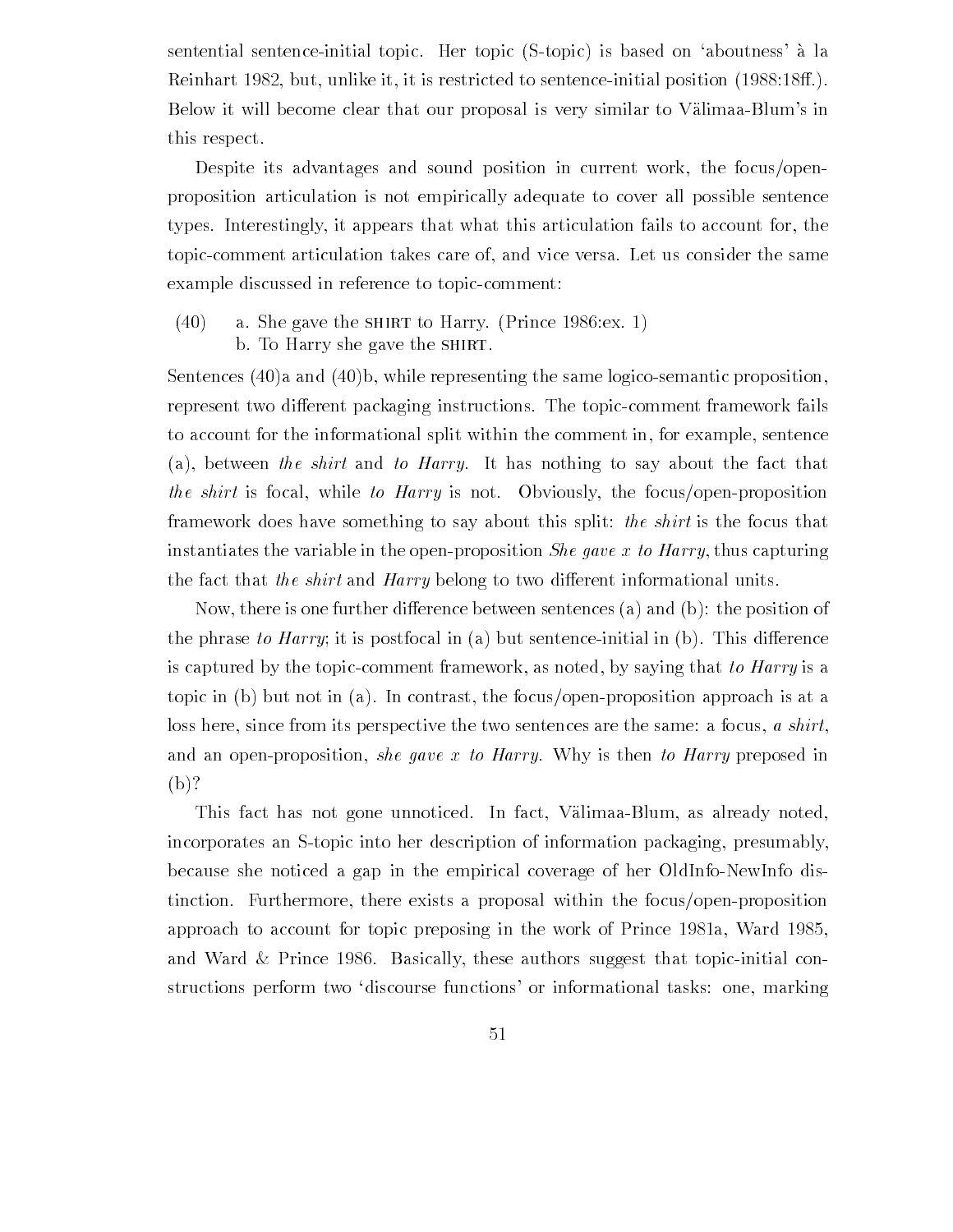sentential sentence-initial topic. Her topic (S-topic) is based on 'aboutness' à la Reinhart 1982, but, unlike it, it is restricted to sentence-initial position (1988:18ff.). Below it will become clear that our proposal is very similar to Välimaa-Blum's in this respect.

Despite its advantages and sound position in current work, the focus/open-proposition articulation is not empirically adequate to cover all possible sentence types. Interestingly, it appears that what this articulation fails to account for, the topic-comment articulation takes care of, and vice versa. Let us consider the same example discussed in reference to topic-comment:

(40) a. She gave the SHIRT to Harry. (Prince 1986:ex. 1)
b. To Harry she gave the SHIRT.

Sentences (40)a and (40)b, while representing the same logico-semantic proposition, represent two different packaging instructions. The topic-comment framework fails to account for the informational split within the comment in, for example, sentence (a), between *the shirt* and *to Harry*. It has nothing to say about the fact that *the shirt* is focal, while *to Harry* is not. Obviously, the focus/open-proposition framework does have something to say about this split: *the shirt* is the focus that instantiates the variable in the open-proposition *She gave x to Harry*, thus capturing the fact that *the shirt* and *Harry* belong to two different informational units.

Now, there is one further difference between sentences (a) and (b): the position of the phrase *to Harry*; it is postfocal in (a) but sentence-initial in (b). This difference is captured by the topic-comment framework, as noted, by saying that *to Harry* is a topic in (b) but not in (a). In contrast, the focus/open-proposition approach is at a loss here, since from its perspective the two sentences are the same: a focus, *a shirt*, and an open-proposition, *she gave x to Harry*. Why is then *to Harry* preposed in (b)?

This fact has not gone unnoticed. In fact, Välimaa-Blum, as already noted, incorporates an S-topic into her description of information packaging, presumably, because she noticed a gap in the empirical coverage of her OldInfo-NewInfo distinction. Furthermore, there exists a proposal within the focus/open-proposition approach to account for topic preposing in the work of Prince 1981a, Ward 1985, and Ward & Prince 1986. Basically, these authors suggest that topic-initial constructions perform two 'discourse functions' or informational tasks: one, marking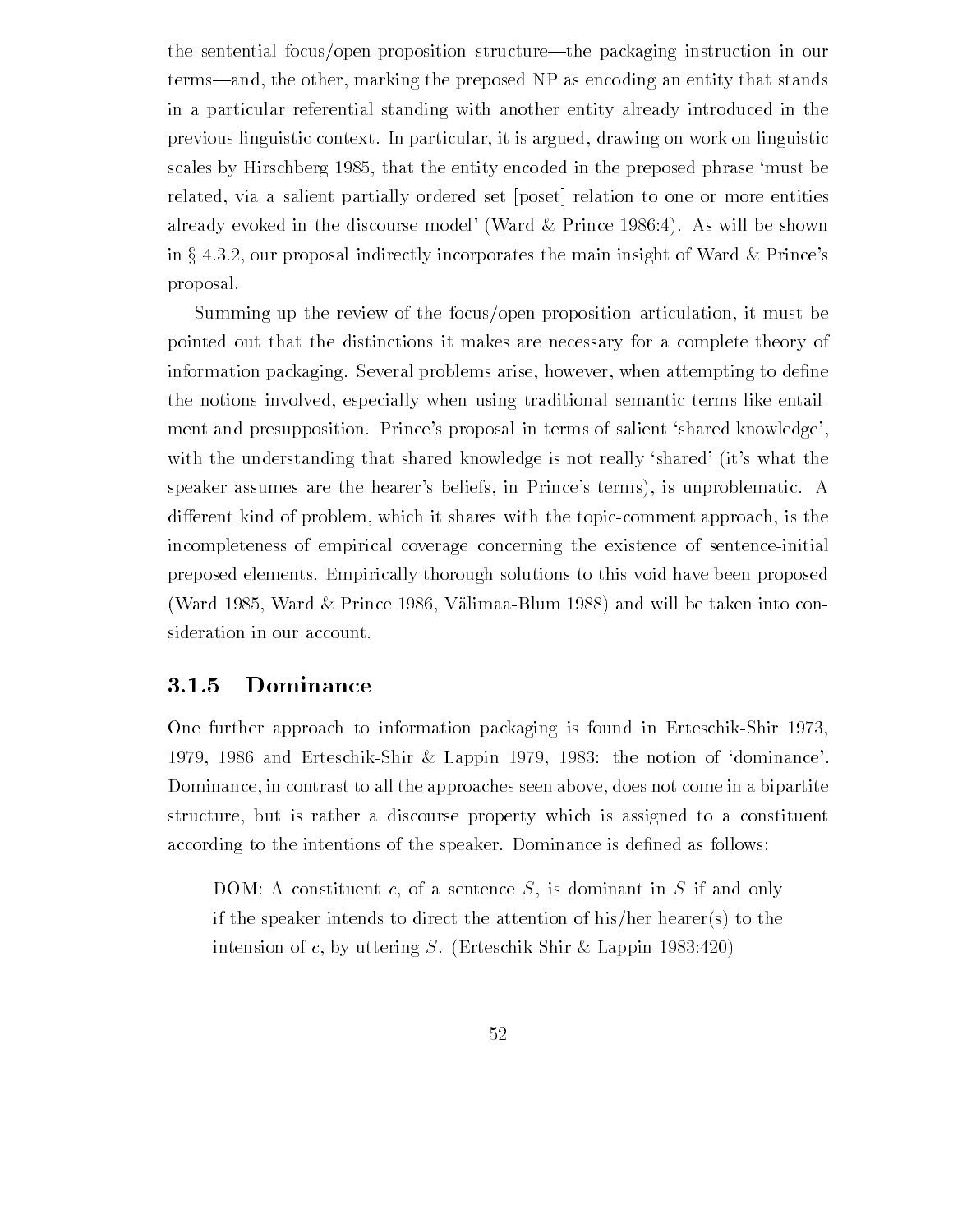the sentential focus/open-proposition structure—the packaging instruction in our terms—and, the other, marking the preposed NP as encoding an entity that stands in a particular referential standing with another entity already introduced in the previous linguistic context. In particular, it is argued, drawing on work on linguistic scales by Hirschberg 1985, that the entity encoded in the preposed phrase 'must be related, via a salient partially ordered set [poset] relation to one or more entities already evoked in the discourse model' (Ward & Prince 1986:4). As will be shown in § 4.3.2, our proposal indirectly incorporates the main insight of Ward & Prince's proposal.

Summing up the review of the focus/open-proposition articulation, it must be pointed out that the distinctions it makes are necessary for a complete theory of information packaging. Several problems arise, however, when attempting to define the notions involved, especially when using traditional semantic terms like entailment and presupposition. Prince's proposal in terms of salient 'shared knowledge', with the understanding that shared knowledge is not really 'shared' (it's what the speaker assumes are the hearer's beliefs, in Prince's terms), is unproblematic. A different kind of problem, which it shares with the topic-comment approach, is the incompleteness of empirical coverage concerning the existence of sentence-initial preposed elements. Empirically thorough solutions to this void have been proposed (Ward 1985, Ward & Prince 1986, Välimaa-Blum 1988) and will be taken into consideration in our account.

### 3.1.5 Dominance

One further approach to information packaging is found in Erteschik-Shir 1973, 1979, 1986 and Erteschik-Shir & Lappin 1979, 1983: the notion of 'dominance'. Dominance, in contrast to all the approaches seen above, does not come in a bipartite structure, but is rather a discourse property which is assigned to a constituent according to the intentions of the speaker. Dominance is defined as follows:

> DOM: A constituent $c$, of a sentence $S$, is dominant in $S$ if and only if the speaker intends to direct the attention of his/her hearer(s) to the intension of $c$, by uttering $S$. (Erteschik-Shir & Lappin 1983:420)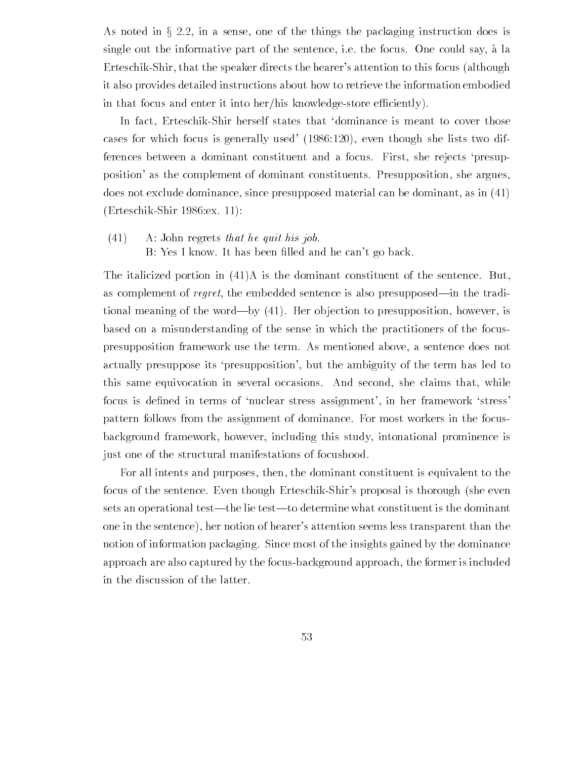As noted in § 2.2, in a sense, one of the things the packaging instruction does is single out the informative part of the sentence, i.e. the focus. One could say, à la Erteschik-Shir, that the speaker directs the hearer's attention to this focus (although it also provides detailed instructions about how to retrieve the information embodied in that focus and enter it into her/his knowledge-store efficiently).

In fact, Erteschik-Shir herself states that 'dominance is meant to cover those cases for which focus is generally used' (1986:120), even though she lists two differences between a dominant constituent and a focus. First, she rejects 'presupposition' as the complement of dominant constituents. Presupposition, she argues, does not exclude dominance, since presupposed material can be dominant, as in (41) (Erteschik-Shir 1986:ex. 11):

(41) A: John regrets *that he quit his job.*
B: Yes I know. It has been filled and he can't go back.

The italicized portion in (41)A is the dominant constituent of the sentence. But, as complement of *regret*, the embedded sentence is also presupposed—in the traditional meaning of the word—by (41). Her objection to presupposition, however, is based on a misunderstanding of the sense in which the practitioners of the focus-presupposition framework use the term. As mentioned above, a sentence does not actually presuppose its 'presupposition', but the ambiguity of the term has led to this same equivocation in several occasions. And second, she claims that, while focus is defined in terms of 'nuclear stress assignment', in her framework 'stress' pattern follows from the assignment of dominance. For most workers in the focus-background framework, however, including this study, intonational prominence is just one of the structural manifestations of focushood.

For all intents and purposes, then, the dominant constituent is equivalent to the focus of the sentence. Even though Erteschik-Shir's proposal is thorough (she even sets an operational test—the lie test—to determine what constituent is the dominant one in the sentence), her notion of hearer's attention seems less transparent than the notion of information packaging. Since most of the insights gained by the dominance approach are also captured by the focus-background approach, the former is included in the discussion of the latter.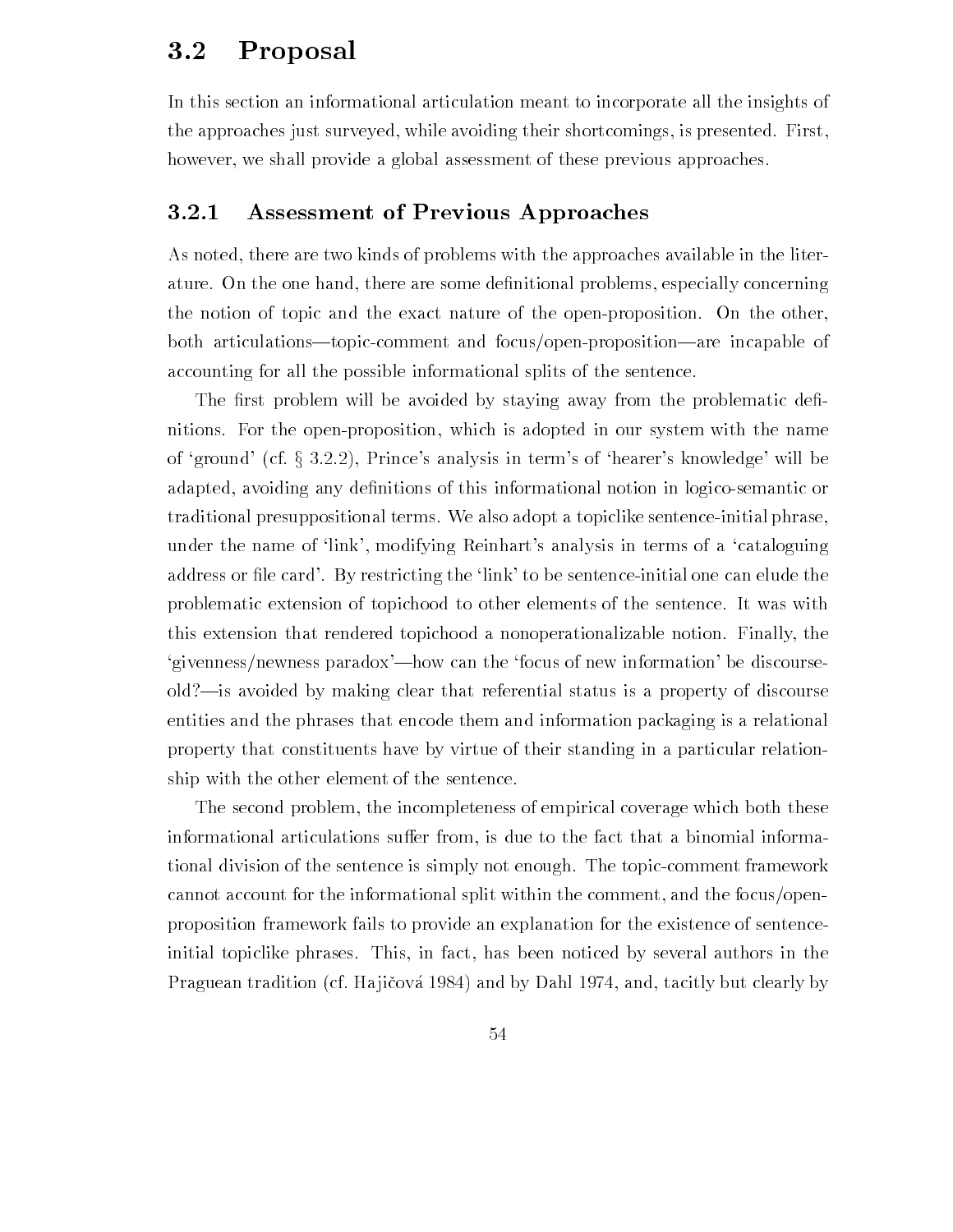## 3.2 Proposal

In this section an informational articulation meant to incorporate all the insights of the approaches just surveyed, while avoiding their shortcomings, is presented. First, however, we shall provide a global assessment of these previous approaches.

### 3.2.1 Assessment of Previous Approaches

As noted, there are two kinds of problems with the approaches available in the literature. On the one hand, there are some definitional problems, especially concerning the notion of topic and the exact nature of the open-proposition. On the other, both articulations—topic-comment and focus/open-proposition—are incapable of accounting for all the possible informational splits of the sentence.

The first problem will be avoided by staying away from the problematic definitions. For the open-proposition, which is adopted in our system with the name of 'ground' (cf. § 3.2.2), Prince's analysis in term's of 'hearer's knowledge' will be adapted, avoiding any definitions of this informational notion in logico-semantic or traditional presuppositional terms. We also adopt a topiclike sentence-initial phrase, under the name of 'link', modifying Reinhart's analysis in terms of a 'cataloguing address or file card'. By restricting the 'link' to be sentence-initial one can elude the problematic extension of topichood to other elements of the sentence. It was with this extension that rendered topichood a nonoperationalizable notion. Finally, the 'givenness/newness paradox'—how can the 'focus of new information' be discourse-old?—is avoided by making clear that referential status is a property of discourse entities and the phrases that encode them and information packaging is a relational property that constituents have by virtue of their standing in a particular relationship with the other element of the sentence.

The second problem, the incompleteness of empirical coverage which both these informational articulations suffer from, is due to the fact that a binomial informational division of the sentence is simply not enough. The topic-comment framework cannot account for the informational split within the comment, and the focus/open-proposition framework fails to provide an explanation for the existence of sentence-initial topiclike phrases. This, in fact, has been noticed by several authors in the Praguean tradition (cf. Hajičová 1984) and by Dahl 1974, and, tacitly but clearly by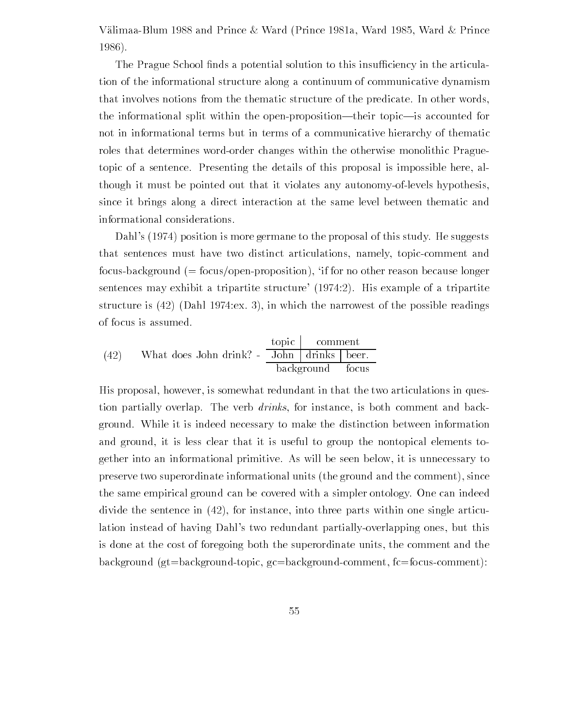Välimaa-Blum 1988 and Prince & Ward (Prince 1981a, Ward 1985, Ward & Prince 1986).

The Prague School finds a potential solution to this insufficiency in the articulation of the informational structure along a continuum of communicative dynamism that involves notions from the thematic structure of the predicate. In other words, the informational split within the open-proposition—their topic—is accounted for not in informational terms but in terms of a communicative hierarchy of thematic roles that determines word-order changes within the otherwise monolithic Prague-topic of a sentence. Presenting the details of this proposal is impossible here, although it must be pointed out that it violates any autonomy-of-levels hypothesis, since it brings along a direct interaction at the same level between thematic and informational considerations.

Dahl's (1974) position is more germane to the proposal of this study. He suggests that sentences must have two distinct articulations, namely, topic-comment and focus-background (= focus/open-proposition), 'if for no other reason because longer sentences may exhibit a tripartite structure' (1974:2). His example of a tripartite structure is (42) (Dahl 1974:ex. 3), in which the narrowest of the possible readings of focus is assumed.

(42) What does John drink? -

| topic | comment | |
|---|---|---|
| John | drinks | beer. |
| background | | focus |

His proposal, however, is somewhat redundant in that the two articulations in question partially overlap. The verb *drinks*, for instance, is both comment and background. While it is indeed necessary to make the distinction between information and ground, it is less clear that it is useful to group the nontopical elements together into an informational primitive. As will be seen below, it is unnecessary to preserve two superordinate informational units (the ground and the comment), since the same empirical ground can be covered with a simpler ontology. One can indeed divide the sentence in (42), for instance, into three parts within one single articulation instead of having Dahl's two redundant partially-overlapping ones, but this is done at the cost of foregoing both the superordinate units, the comment and the background (gt=background-topic, gc=background-comment, fc=focus-comment):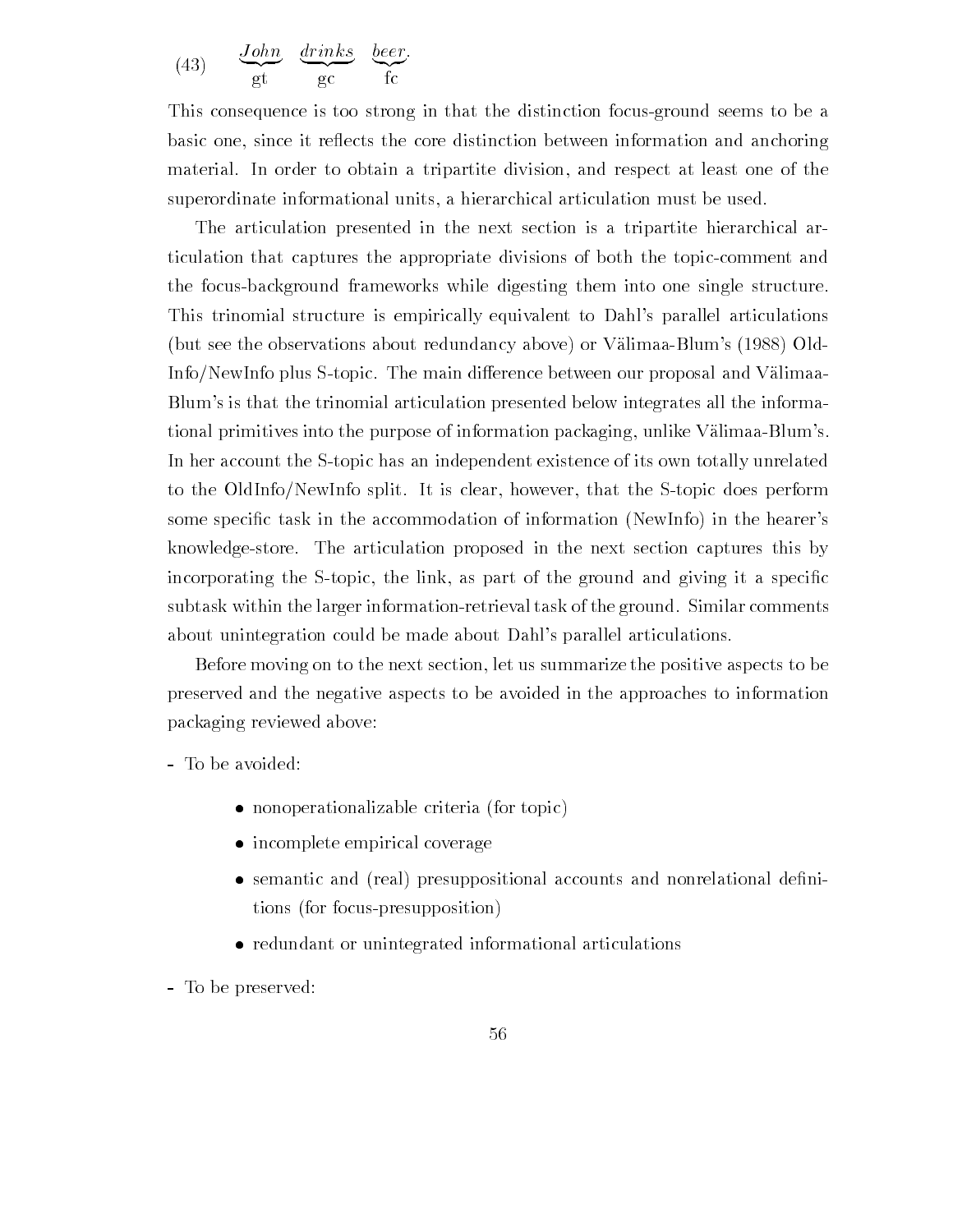(43) $\underbrace{\textit{John}}_{\text{gt}}\ \underbrace{\textit{drinks}}_{\text{gc}}\ \underbrace{\textit{beer}}_{\text{fc}}.$

This consequence is too strong in that the distinction focus-ground seems to be a basic one, since it reflects the core distinction between information and anchoring material. In order to obtain a tripartite division, and respect at least one of the superordinate informational units, a hierarchical articulation must be used.

The articulation presented in the next section is a tripartite hierarchical articulation that captures the appropriate divisions of both the topic-comment and the focus-background frameworks while digesting them into one single structure. This trinomial structure is empirically equivalent to Dahl's parallel articulations (but see the observations about redundancy above) or Välimaa-Blum's (1988) OldInfo/NewInfo plus S-topic. The main difference between our proposal and Välimaa-Blum's is that the trinomial articulation presented below integrates all the informational primitives into the purpose of information packaging, unlike Välimaa-Blum's. In her account the S-topic has an independent existence of its own totally unrelated to the OldInfo/NewInfo split. It is clear, however, that the S-topic does perform some specific task in the accommodation of information (NewInfo) in the hearer's knowledge-store. The articulation proposed in the next section captures this by incorporating the S-topic, the link, as part of the ground and giving it a specific subtask within the larger information-retrieval task of the ground. Similar comments about unintegration could be made about Dahl's parallel articulations.

Before moving on to the next section, let us summarize the positive aspects to be preserved and the negative aspects to be avoided in the approaches to information packaging reviewed above:

- To be avoided:
  - nonoperationalizable criteria (for topic)
  - incomplete empirical coverage
  - semantic and (real) presuppositional accounts and nonrelational definitions (for focus-presupposition)
  - redundant or unintegrated informational articulations
- To be preserved: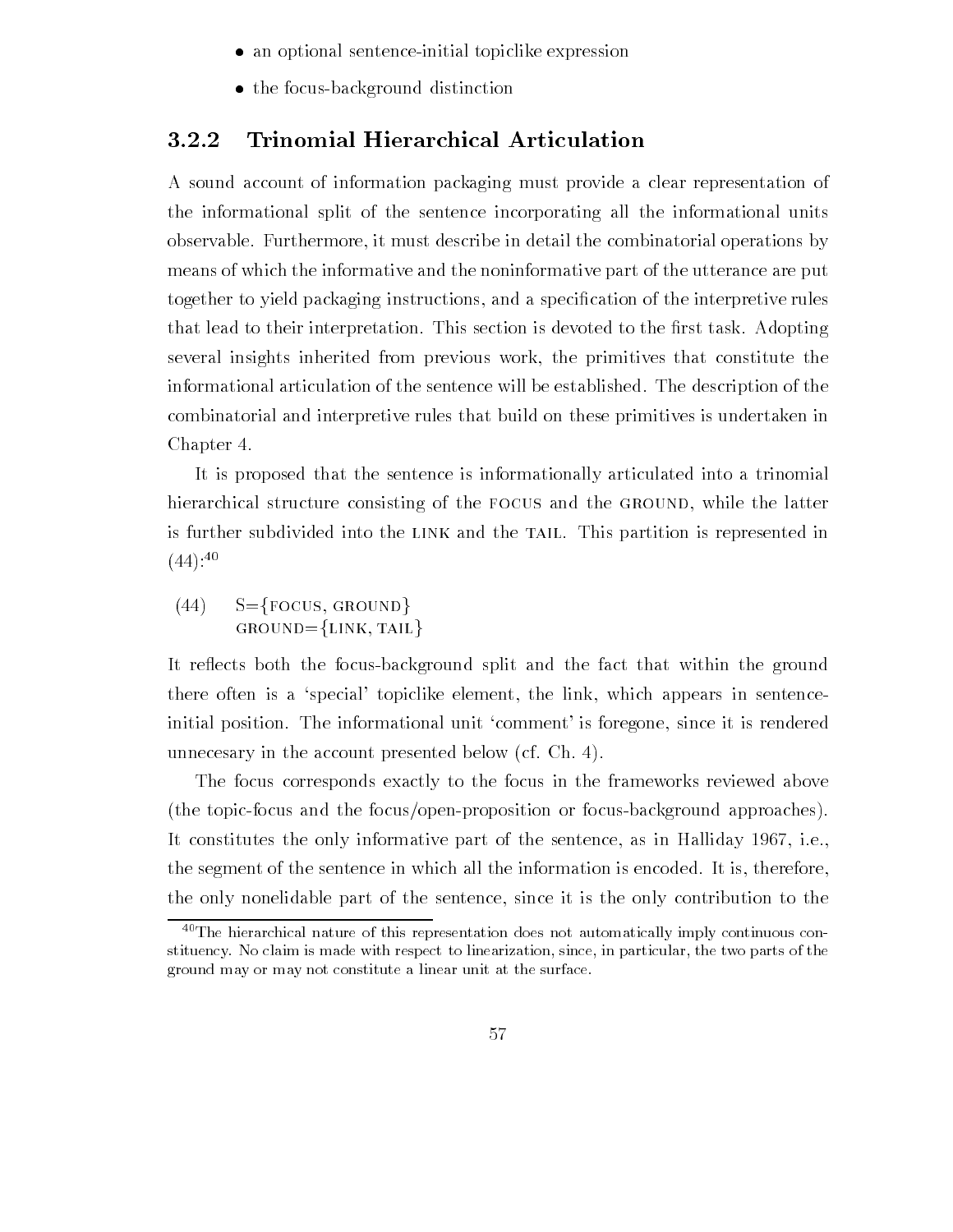- an optional sentence-initial topiclike expression
- the focus-background distinction

### 3.2.2 Trinomial Hierarchical Articulation

A sound account of information packaging must provide a clear representation of the informational split of the sentence incorporating all the informational units observable. Furthermore, it must describe in detail the combinatorial operations by means of which the informative and the noninformative part of the utterance are put together to yield packaging instructions, and a specification of the interpretive rules that lead to their interpretation. This section is devoted to the first task. Adopting several insights inherited from previous work, the primitives that constitute the informational articulation of the sentence will be established. The description of the combinatorial and interpretive rules that build on these primitives is undertaken in Chapter 4.

It is proposed that the sentence is informationally articulated into a trinomial hierarchical structure consisting of the FOCUS and the GROUND, while the latter is further subdivided into the LINK and the TAIL. This partition is represented in (44):[40]

(44) S={FOCUS, GROUND}
GROUND={LINK, TAIL}

It reflects both the focus-background split and the fact that within the ground there often is a 'special' topiclike element, the link, which appears in sentence-initial position. The informational unit 'comment' is foregone, since it is rendered unnecesary in the account presented below (cf. Ch. 4).

The focus corresponds exactly to the focus in the frameworks reviewed above (the topic-focus and the focus/open-proposition or focus-background approaches). It constitutes the only informative part of the sentence, as in Halliday 1967, i.e., the segment of the sentence in which all the information is encoded. It is, therefore, the only nonelidable part of the sentence, since it is the only contribution to the

[40] The hierarchical nature of this representation does not automatically imply continuous constituency. No claim is made with respect to linearization, since, in particular, the two parts of the ground may or may not constitute a linear unit at the surface.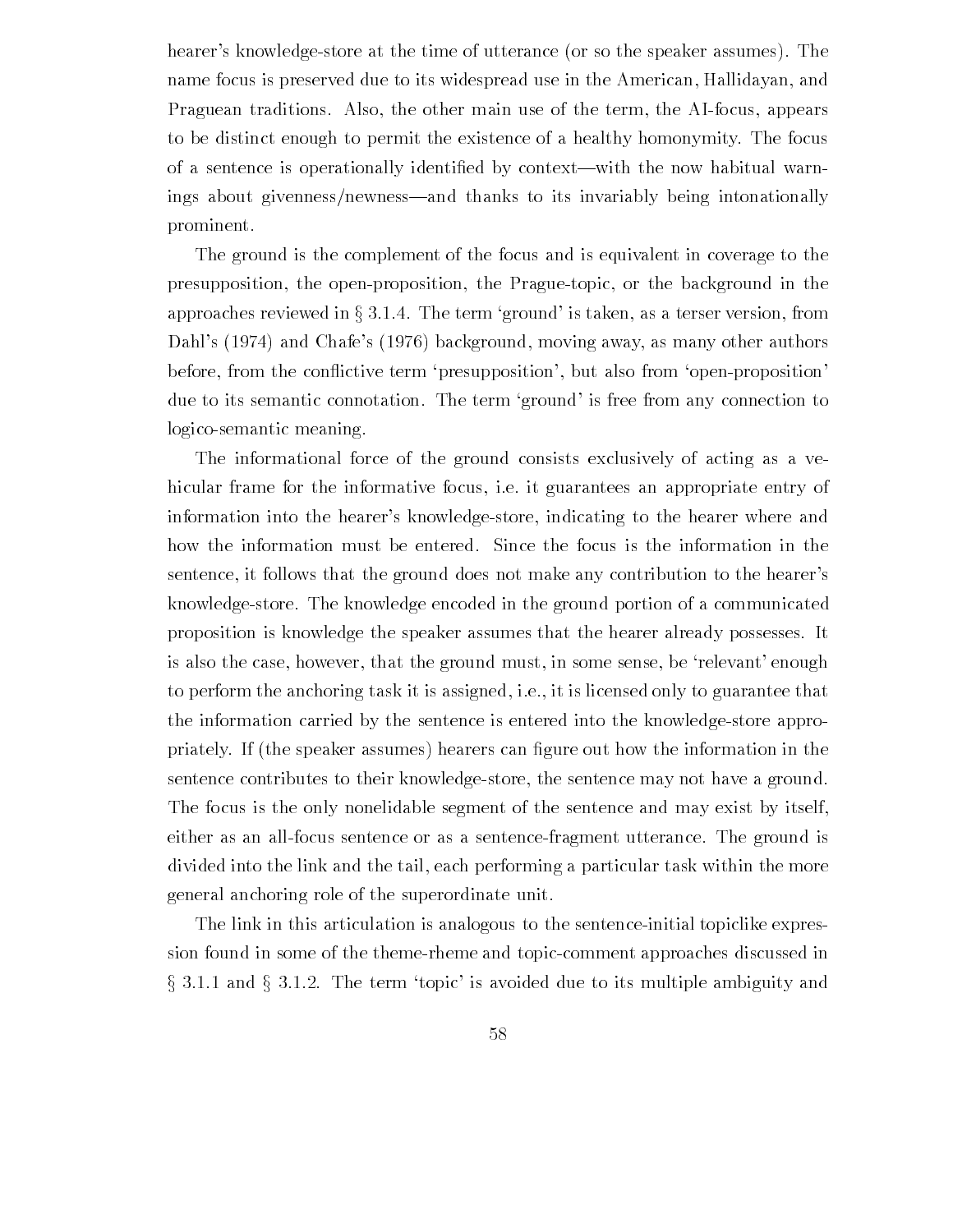hearer's knowledge-store at the time of utterance (or so the speaker assumes). The name focus is preserved due to its widespread use in the American, Hallidayan, and Praguean traditions. Also, the other main use of the term, the AI-focus, appears to be distinct enough to permit the existence of a healthy homonymity. The focus of a sentence is operationally identified by context—with the now habitual warnings about givenness/newness—and thanks to its invariably being intonationally prominent.

The ground is the complement of the focus and is equivalent in coverage to the presupposition, the open-proposition, the Prague-topic, or the background in the approaches reviewed in § 3.1.4. The term 'ground' is taken, as a terser version, from Dahl's (1974) and Chafe's (1976) background, moving away, as many other authors before, from the conflictive term 'presupposition', but also from 'open-proposition' due to its semantic connotation. The term 'ground' is free from any connection to logico-semantic meaning.

The informational force of the ground consists exclusively of acting as a vehicular frame for the informative focus, i.e. it guarantees an appropriate entry of information into the hearer's knowledge-store, indicating to the hearer where and how the information must be entered. Since the focus is the information in the sentence, it follows that the ground does not make any contribution to the hearer's knowledge-store. The knowledge encoded in the ground portion of a communicated proposition is knowledge the speaker assumes that the hearer already possesses. It is also the case, however, that the ground must, in some sense, be 'relevant' enough to perform the anchoring task it is assigned, i.e., it is licensed only to guarantee that the information carried by the sentence is entered into the knowledge-store appropriately. If (the speaker assumes) hearers can figure out how the information in the sentence contributes to their knowledge-store, the sentence may not have a ground. The focus is the only nonelidable segment of the sentence and may exist by itself, either as an all-focus sentence or as a sentence-fragment utterance. The ground is divided into the link and the tail, each performing a particular task within the more general anchoring role of the superordinate unit.

The link in this articulation is analogous to the sentence-initial topiclike expression found in some of the theme-rheme and topic-comment approaches discussed in § 3.1.1 and § 3.1.2. The term 'topic' is avoided due to its multiple ambiguity and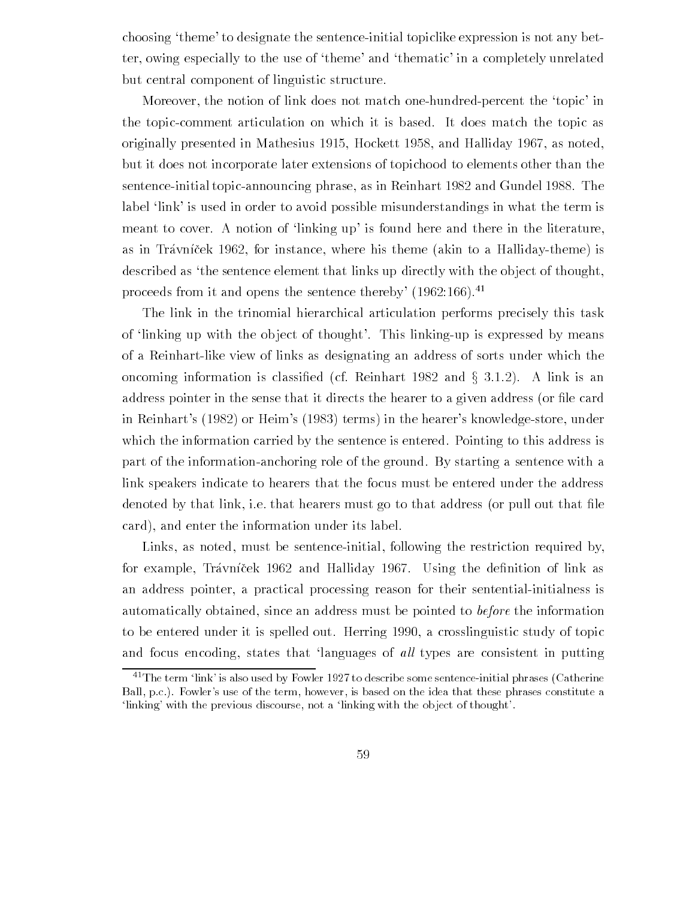choosing 'theme' to designate the sentence-initial topiclike expression is not any better, owing especially to the use of 'theme' and 'thematic' in a completely unrelated but central component of linguistic structure.

Moreover, the notion of link does not match one-hundred-percent the 'topic' in the topic-comment articulation on which it is based. It does match the topic as originally presented in Mathesius 1915, Hockett 1958, and Halliday 1967, as noted, but it does not incorporate later extensions of topichood to elements other than the sentence-initial topic-announcing phrase, as in Reinhart 1982 and Gundel 1988. The label 'link' is used in order to avoid possible misunderstandings in what the term is meant to cover. A notion of 'linking up' is found here and there in the literature, as in Trávníček 1962, for instance, where his theme (akin to a Halliday-theme) is described as 'the sentence element that links up directly with the object of thought, proceeds from it and opens the sentence thereby' (1962:166).[41]

The link in the trinomial hierarchical articulation performs precisely this task of 'linking up with the object of thought'. This linking-up is expressed by means of a Reinhart-like view of links as designating an address of sorts under which the oncoming information is classified (cf. Reinhart 1982 and § 3.1.2). A link is an address pointer in the sense that it directs the hearer to a given address (or file card in Reinhart's (1982) or Heim's (1983) terms) in the hearer's knowledge-store, under which the information carried by the sentence is entered. Pointing to this address is part of the information-anchoring role of the ground. By starting a sentence with a link speakers indicate to hearers that the focus must be entered under the address denoted by that link, i.e. that hearers must go to that address (or pull out that file card), and enter the information under its label.

Links, as noted, must be sentence-initial, following the restriction required by, for example, Trávníček 1962 and Halliday 1967. Using the definition of link as an address pointer, a practical processing reason for their sentential-initialness is automatically obtained, since an address must be pointed to *before* the information to be entered under it is spelled out. Herring 1990, a crosslinguistic study of topic and focus encoding, states that 'languages of *all* types are consistent in putting

[41] The term 'link' is also used by Fowler 1927 to describe some sentence-initial phrases (Catherine Ball, p.c.). Fowler's use of the term, however, is based on the idea that these phrases constitute a 'linking' with the previous discourse, not a 'linking with the object of thought'.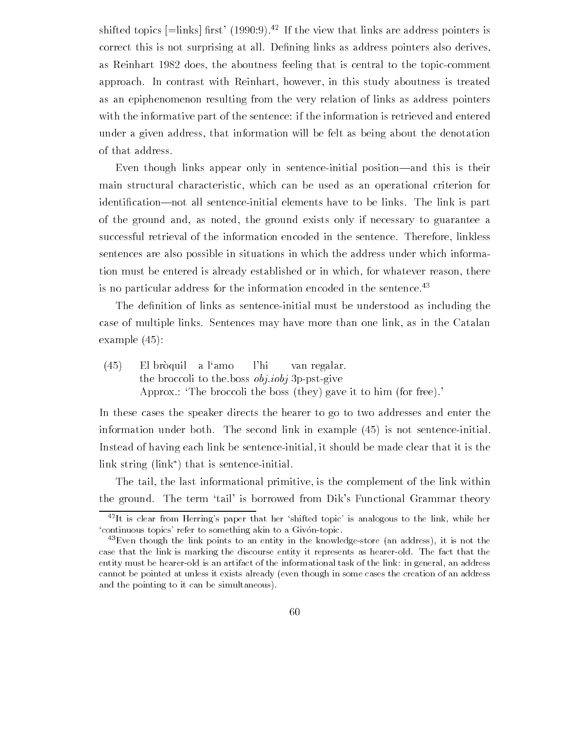shifted topics [=links] first' (1990:9).[42] If the view that links are address pointers is correct this is not surprising at all. Defining links as address pointers also derives, as Reinhart 1982 does, the aboutness feeling that is central to the topic-comment approach. In contrast with Reinhart, however, in this study aboutness is treated as an epiphenomenon resulting from the very relation of links as address pointers with the informative part of the sentence: if the information is retrieved and entered under a given address, that information will be felt as being about the denotation of that address.

Even though links appear only in sentence-initial position—and this is their main structural characteristic, which can be used as an operational criterion for identification—not all sentence-initial elements have to be links. The link is part of the ground and, as noted, the ground exists only if necessary to guarantee a successful retrieval of the information encoded in the sentence. Therefore, linkless sentences are also possible in situations in which the address under which information must be entered is already established or in which, for whatever reason, there is no particular address for the information encoded in the sentence.[43]

The definition of links as sentence-initial must be understood as including the case of multiple links. Sentences may have more than one link, as in the Catalan example (45):

(45) El bròquil a l'amo l'hi van regalar.
the broccoli to the.boss *obj.iobj* 3p-pst-give
Approx.: 'The broccoli the boss (they) gave it to him (for free).'

In these cases the speaker directs the hearer to go to two addresses and enter the information under both. The second link in example (45) is not sentence-initial. Instead of having each link be sentence-initial, it should be made clear that it is the link string (link*) that is sentence-initial.

The tail, the last informational primitive, is the complement of the link within the ground. The term 'tail' is borrowed from Dik's Functional Grammar theory

[42] It is clear from Herring's paper that her 'shifted topic' is analogous to the link, while her 'continuous topics' refer to something akin to a Givón-topic.

[43] Even though the link points to an entity in the knowledge-store (an address), it is not the case that the link is marking the discourse entity it represents as hearer-old. The fact that the entity must be hearer-old is an artifact of the informational task of the link: in general, an address cannot be pointed at unless it exists already (even though in some cases the creation of an address and the pointing to it can be simultaneous).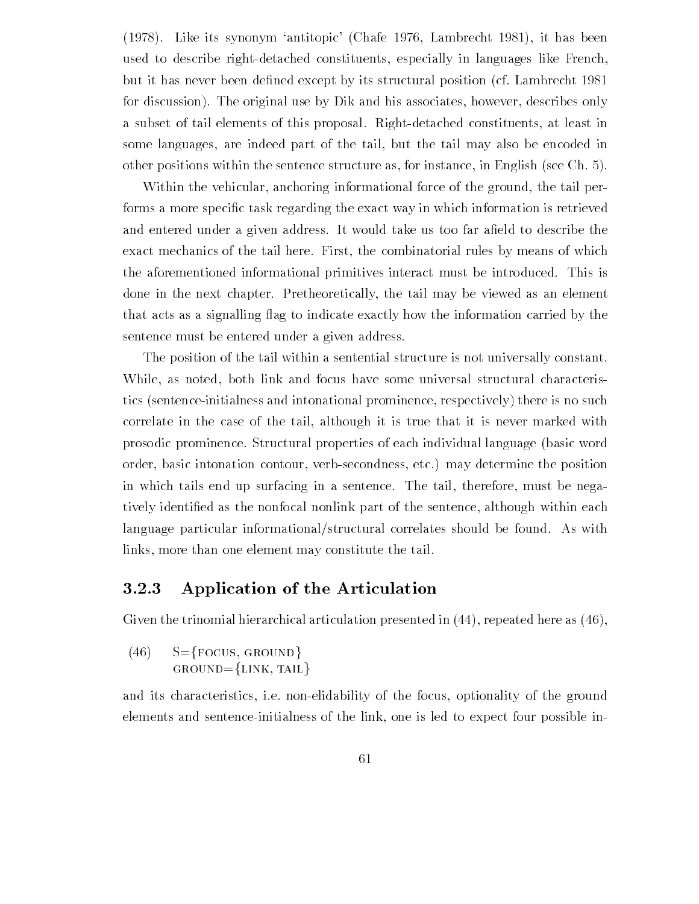(1978). Like its synonym 'antitopic' (Chafe 1976, Lambrecht 1981), it has been used to describe right-detached constituents, especially in languages like French, but it has never been defined except by its structural position (cf. Lambrecht 1981 for discussion). The original use by Dik and his associates, however, describes only a subset of tail elements of this proposal. Right-detached constituents, at least in some languages, are indeed part of the tail, but the tail may also be encoded in other positions within the sentence structure as, for instance, in English (see Ch. 5).

Within the vehicular, anchoring informational force of the ground, the tail performs a more specific task regarding the exact way in which information is retrieved and entered under a given address. It would take us too far afield to describe the exact mechanics of the tail here. First, the combinatorial rules by means of which the aforementioned informational primitives interact must be introduced. This is done in the next chapter. Pretheoretically, the tail may be viewed as an element that acts as a signalling flag to indicate exactly how the information carried by the sentence must be entered under a given address.

The position of the tail within a sentential structure is not universally constant. While, as noted, both link and focus have some universal structural characteristics (sentence-initialness and intonational prominence, respectively) there is no such correlate in the case of the tail, although it is true that it is never marked with prosodic prominence. Structural properties of each individual language (basic word order, basic intonation contour, verb-secondness, etc.) may determine the position in which tails end up surfacing in a sentence. The tail, therefore, must be negatively identified as the nonfocal nonlink part of the sentence, although within each language particular informational/structural correlates should be found. As with links, more than one element may constitute the tail.

### 3.2.3 Application of the Articulation

Given the trinomial hierarchical articulation presented in (44), repeated here as (46),

(46) S={FOCUS, GROUND}
GROUND={LINK, TAIL}

and its characteristics, i.e. non-elidability of the focus, optionality of the ground elements and sentence-initialness of the link, one is led to expect four possible in-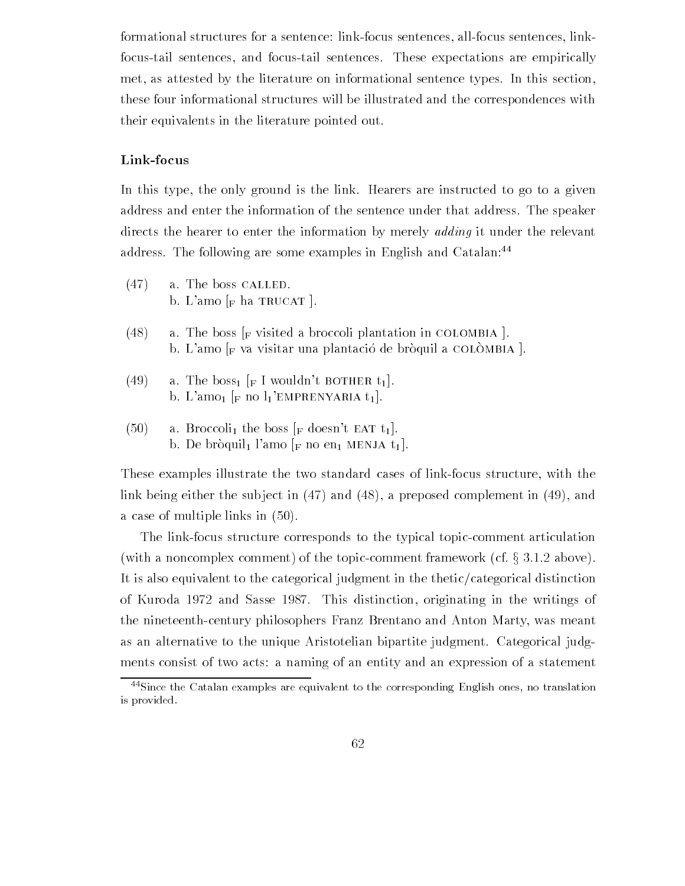formational structures for a sentence: link-focus sentences, all-focus sentences, link-focus-tail sentences, and focus-tail sentences. These expectations are empirically met, as attested by the literature on informational sentence types. In this section, these four informational structures will be illustrated and the correspondences with their equivalents in the literature pointed out.

### Link-focus

In this type, the only ground is the link. Hearers are instructed to go to a given address and enter the information of the sentence under that address. The speaker directs the hearer to enter the information by merely *adding* it under the relevant address. The following are some examples in English and Catalan:[44]

(47) a. The boss CALLED.
b. L'amo [$_F$ ha TRUCAT ].

(48) a. The boss [$_F$ visited a broccoli plantation in COLOMBIA ].
b. L'amo [$_F$ va visitar una plantació de bròquil a COLÒMBIA ].

(49) a. The boss$_1$ [$_F$ I wouldn't BOTHER t$_1$].
b. L'amo$_1$ [$_F$ no l$_1$'EMPRENYARIA t$_1$].

(50) a. Broccoli$_1$ the boss [$_F$ doesn't EAT t$_1$].
b. De bròquil$_1$ l'amo [$_F$ no en$_1$ MENJA t$_1$].

These examples illustrate the two standard cases of link-focus structure, with the link being either the subject in (47) and (48), a preposed complement in (49), and a case of multiple links in (50).

The link-focus structure corresponds to the typical topic-comment articulation (with a noncomplex comment) of the topic-comment framework (cf. § 3.1.2 above). It is also equivalent to the categorical judgment in the thetic/categorical distinction of Kuroda 1972 and Sasse 1987. This distinction, originating in the writings of the nineteenth-century philosophers Franz Brentano and Anton Marty, was meant as an alternative to the unique Aristotelian bipartite judgment. Categorical judgments consist of two acts: a naming of an entity and an expression of a statement

[44] Since the Catalan examples are equivalent to the corresponding English ones, no translation is provided.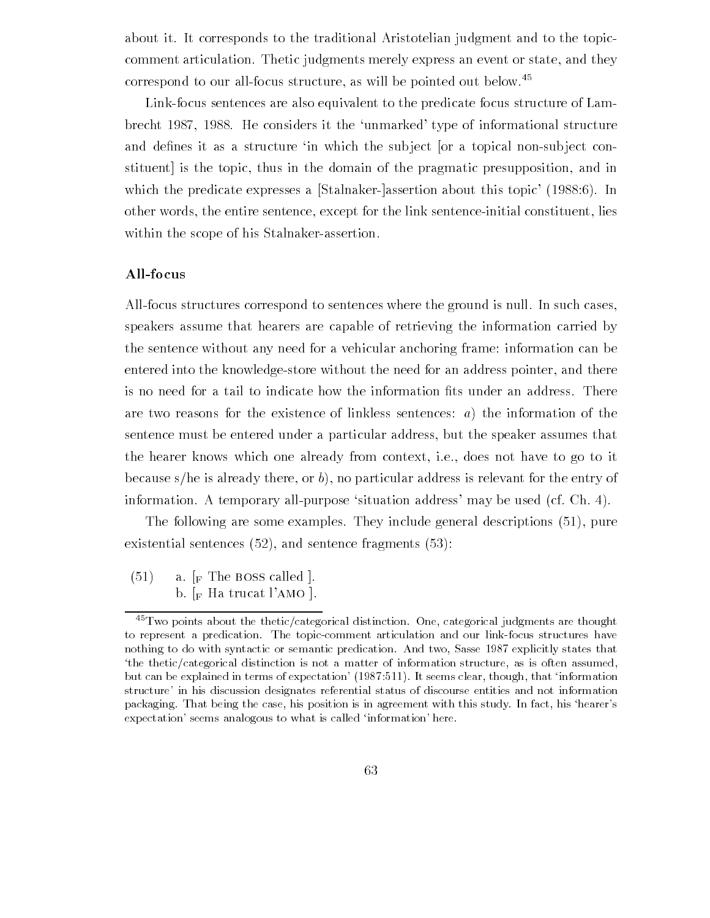about it. It corresponds to the traditional Aristotelian judgment and to the topic-comment articulation. Thetic judgments merely express an event or state, and they correspond to our all-focus structure, as will be pointed out below.[45]

Link-focus sentences are also equivalent to the predicate focus structure of Lambrecht 1987, 1988. He considers it the 'unmarked' type of informational structure and defines it as a structure 'in which the subject [or a topical non-subject constituent] is the topic, thus in the domain of the pragmatic presupposition, and in which the predicate expresses a [Stalnaker-]assertion about this topic' (1988:6). In other words, the entire sentence, except for the link sentence-initial constituent, lies within the scope of his Stalnaker-assertion.

### All-focus

All-focus structures correspond to sentences where the ground is null. In such cases, speakers assume that hearers are capable of retrieving the information carried by the sentence without any need for a vehicular anchoring frame: information can be entered into the knowledge-store without the need for an address pointer, and there is no need for a tail to indicate how the information fits under an address. There are two reasons for the existence of linkless sentences: *a*) the information of the sentence must be entered under a particular address, but the speaker assumes that the hearer knows which one already from context, i.e., does not have to go to it because s/he is already there, or *b*), no particular address is relevant for the entry of information. A temporary all-purpose 'situation address' may be used (cf. Ch. 4).

The following are some examples. They include general descriptions (51), pure existential sentences (52), and sentence fragments (53):

(51) a. [$_F$ The BOSS called ].
b. [$_F$ Ha trucat l'AMO ].

[45] Two points about the thetic/categorical distinction. One, categorical judgments are thought to represent a predication. The topic-comment articulation and our link-focus structures have nothing to do with syntactic or semantic predication. And two, Sasse 1987 explicitly states that 'the thetic/categorical distinction is not a matter of information structure, as is often assumed, but can be explained in terms of expectation' (1987:511). It seems clear, though, that 'information structure' in his discussion designates referential status of discourse entities and not information packaging. That being the case, his position is in agreement with this study. In fact, his 'hearer's expectation' seems analogous to what is called 'information' here.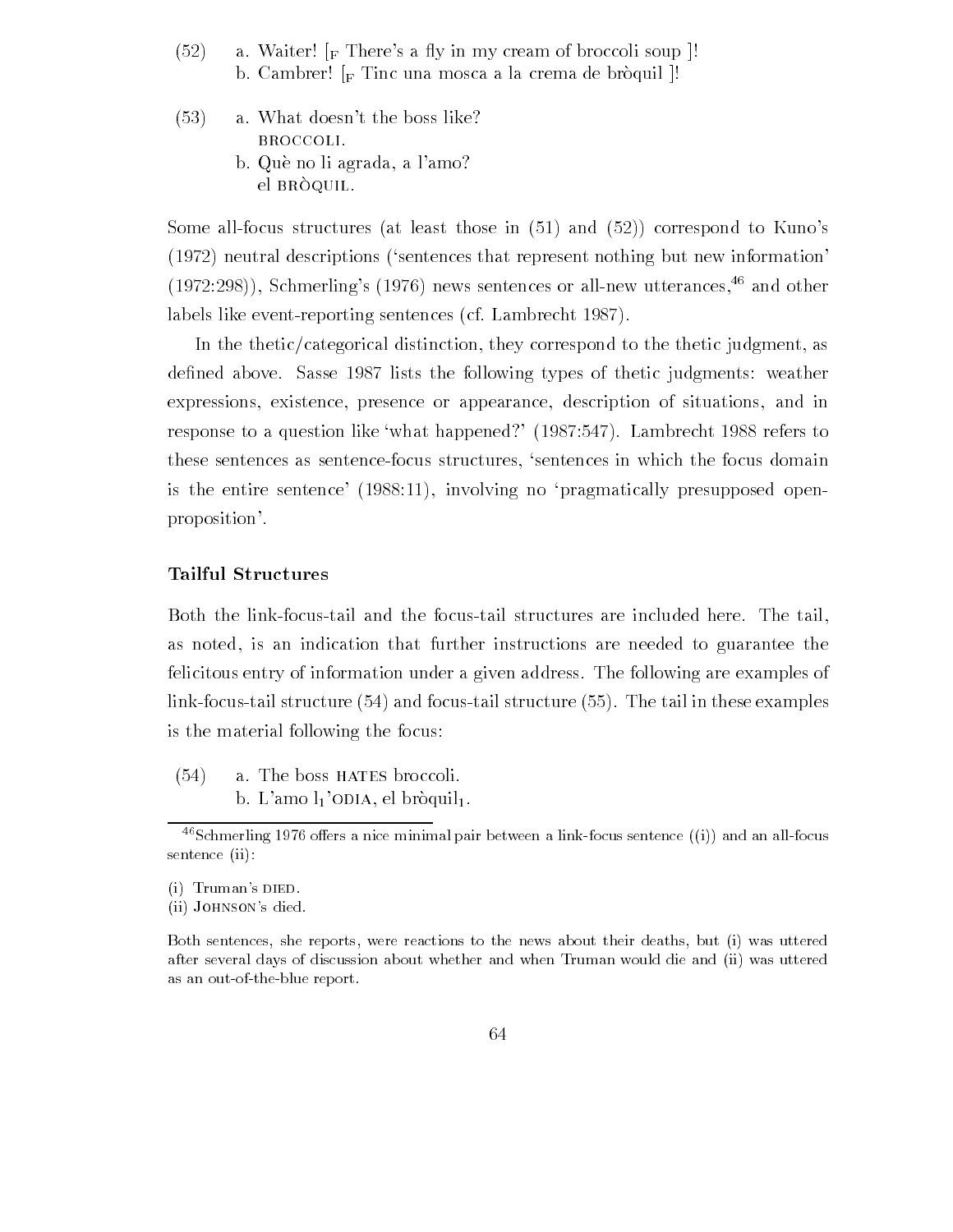(52) a. Waiter! [$_F$ There's a fly in my cream of broccoli soup ]!
b. Cambrer! [$_F$ Tinc una mosca a la crema de bròquil ]!

(53) a. What doesn't the boss like?
BROCCOLI.
b. Què no li agrada, a l'amo?
el BRÒQUIL.

Some all-focus structures (at least those in (51) and (52)) correspond to Kuno's (1972) neutral descriptions ('sentences that represent nothing but new information' (1972:298)), Schmerling's (1976) news sentences or all-new utterances,[46] and other labels like event-reporting sentences (cf. Lambrecht 1987).

In the thetic/categorical distinction, they correspond to the thetic judgment, as defined above. Sasse 1987 lists the following types of thetic judgments: weather expressions, existence, presence or appearance, description of situations, and in response to a question like 'what happened?' (1987:547). Lambrecht 1988 refers to these sentences as sentence-focus structures, 'sentences in which the focus domain is the entire sentence' (1988:11), involving no 'pragmatically presupposed open-proposition'.

### Tailful Structures

Both the link-focus-tail and the focus-tail structures are included here. The tail, as noted, is an indication that further instructions are needed to guarantee the felicitous entry of information under a given address. The following are examples of link-focus-tail structure (54) and focus-tail structure (55). The tail in these examples is the material following the focus:

(54) a. The boss HATES broccoli.
b. L'amo $l_1$'ODIA, el $bròquil_1$.

---

[46] Schmerling 1976 offers a nice minimal pair between a link-focus sentence ((i)) and an all-focus sentence (ii):

(i) Truman's DIED.
(ii) JOHNSON's died.

Both sentences, she reports, were reactions to the news about their deaths, but (i) was uttered after several days of discussion about whether and when Truman would die and (ii) was uttered as an out-of-the-blue report.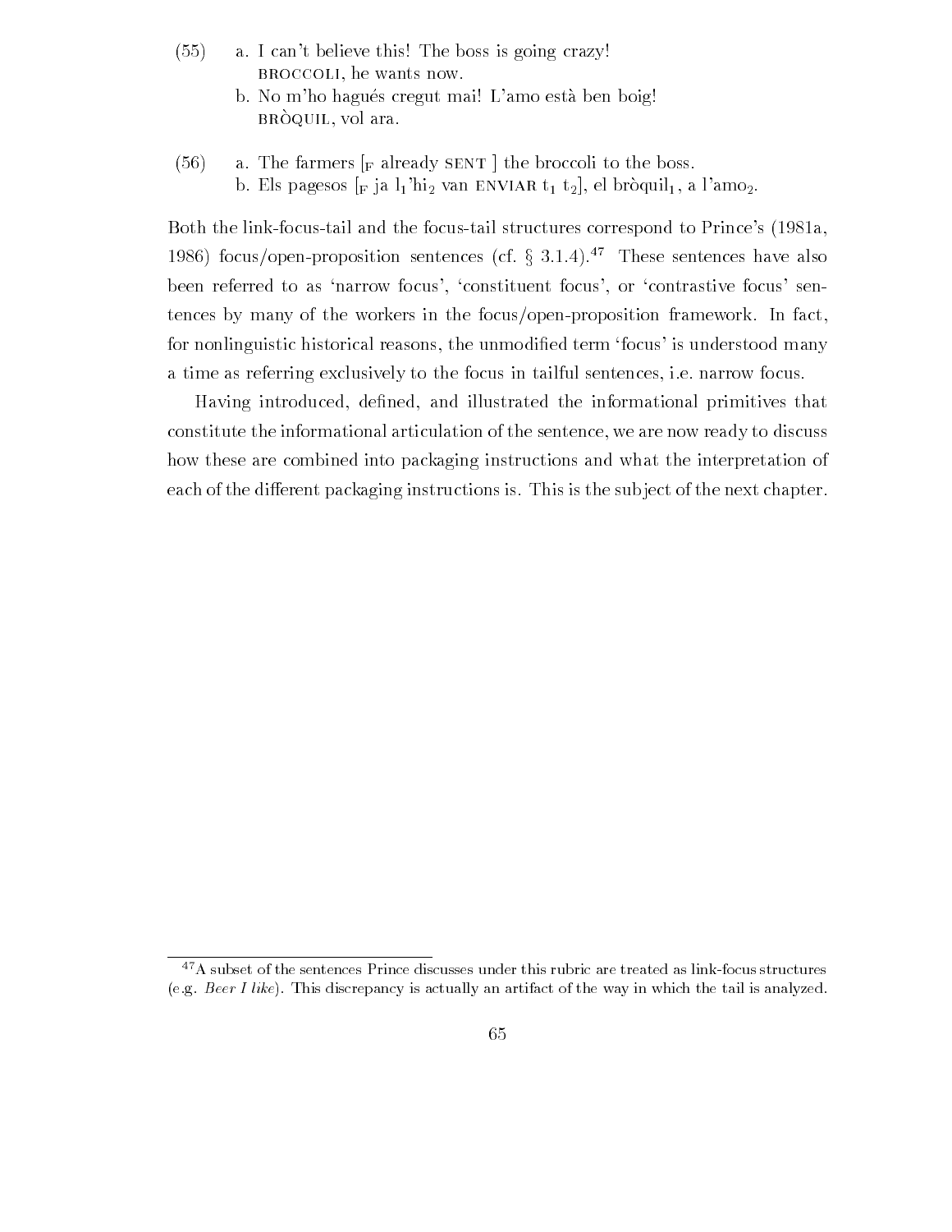(55) a. I can't believe this! The boss is going crazy!
  BROCCOLI, he wants now.
 b. No m'ho hagués cregut mai! L'amo està ben boig!
  BRÒQUIL, vol ara.

(56) a. The farmers [$_F$ already SENT ] the broccoli to the boss.
 b. Els pagesos [$_F$ ja $l_1$'$hi_2$ van ENVIAR $t_1$ $t_2$], el bròquil$_1$, a l'amo$_2$.

Both the link-focus-tail and the focus-tail structures correspond to Prince's (1981a, 1986) focus/open-proposition sentences (cf. § 3.1.4).[47] These sentences have also been referred to as 'narrow focus', 'constituent focus', or 'contrastive focus' sentences by many of the workers in the focus/open-proposition framework. In fact, for nonlinguistic historical reasons, the unmodified term 'focus' is understood many a time as referring exclusively to the focus in tailful sentences, i.e. narrow focus.

Having introduced, defined, and illustrated the informational primitives that constitute the informational articulation of the sentence, we are now ready to discuss how these are combined into packaging instructions and what the interpretation of each of the different packaging instructions is. This is the subject of the next chapter.

---

[47] A subset of the sentences Prince discusses under this rubric are treated as link-focus structures (e.g. *Beer I like*). This discrepancy is actually an artifact of the way in which the tail is analyzed.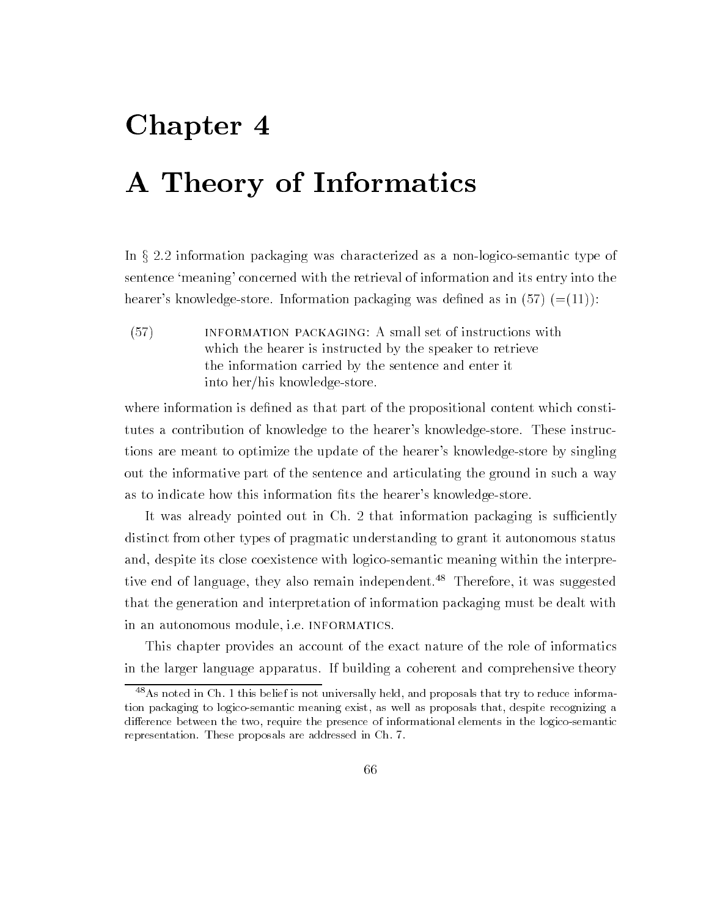# Chapter 4

# A Theory of Informatics

In § 2.2 information packaging was characterized as a non-logico-semantic type of sentence 'meaning' concerned with the retrieval of information and its entry into the hearer's knowledge-store. Information packaging was defined as in (57) (=(11)):

(57) INFORMATION PACKAGING: A small set of instructions with which the hearer is instructed by the speaker to retrieve the information carried by the sentence and enter it into her/his knowledge-store.

where information is defined as that part of the propositional content which constitutes a contribution of knowledge to the hearer's knowledge-store. These instructions are meant to optimize the update of the hearer's knowledge-store by singling out the informative part of the sentence and articulating the ground in such a way as to indicate how this information fits the hearer's knowledge-store.

It was already pointed out in Ch. 2 that information packaging is sufficiently distinct from other types of pragmatic understanding to grant it autonomous status and, despite its close coexistence with logico-semantic meaning within the interpretive end of language, they also remain independent.[48] Therefore, it was suggested that the generation and interpretation of information packaging must be dealt with in an autonomous module, i.e. INFORMATICS.

This chapter provides an account of the exact nature of the role of informatics in the larger language apparatus. If building a coherent and comprehensive theory

[48]As noted in Ch. 1 this belief is not universally held, and proposals that try to reduce information packaging to logico-semantic meaning exist, as well as proposals that, despite recognizing a difference between the two, require the presence of informational elements in the logico-semantic representation. These proposals are addressed in Ch. 7.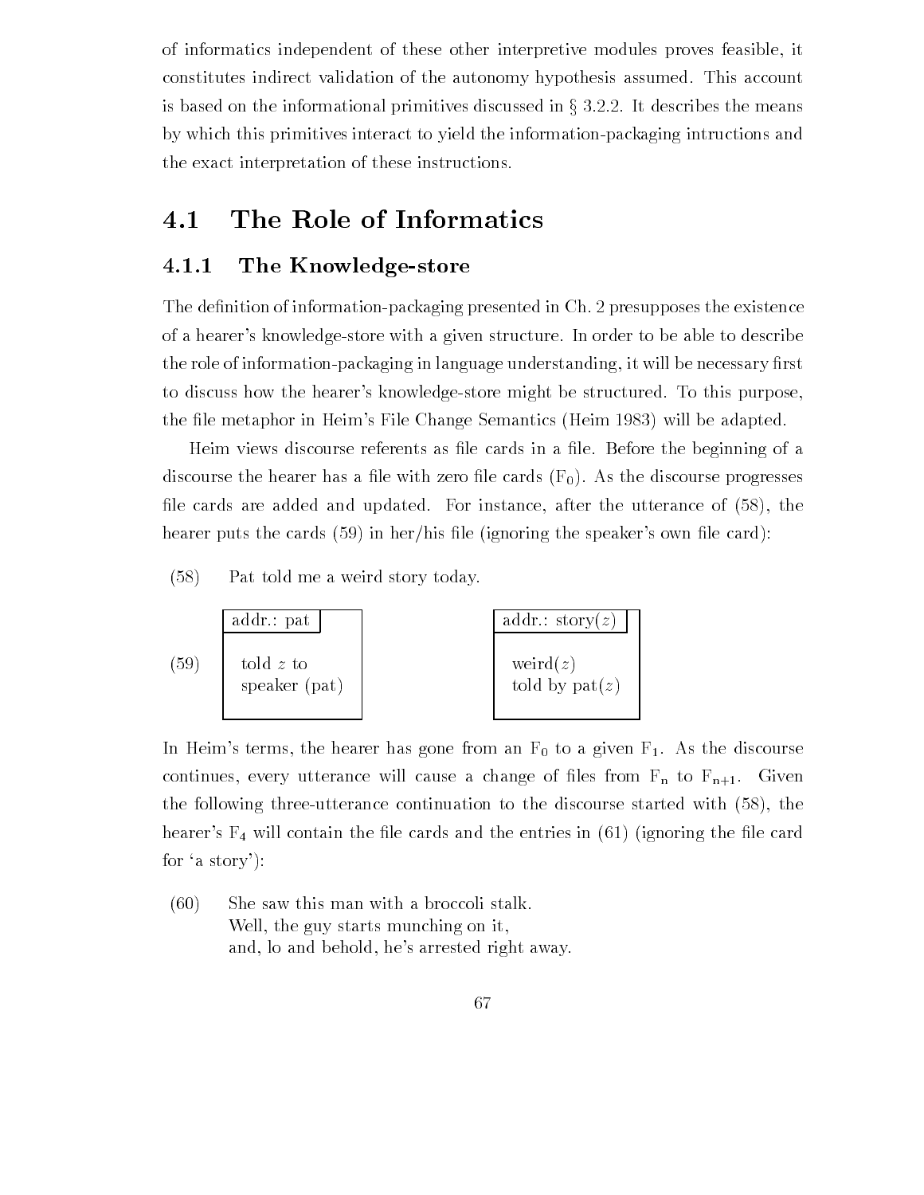of informatics independent of these other interpretive modules proves feasible, it constitutes indirect validation of the autonomy hypothesis assumed. This account is based on the informational primitives discussed in § 3.2.2. It describes the means by which this primitives interact to yield the information-packaging intructions and the exact interpretation of these instructions.

## 4.1 The Role of Informatics

### 4.1.1 The Knowledge-store

The definition of information-packaging presented in Ch. 2 presupposes the existence of a hearer's knowledge-store with a given structure. In order to be able to describe the role of information-packaging in language understanding, it will be necessary first to discuss how the hearer's knowledge-store might be structured. To this purpose, the file metaphor in Heim's File Change Semantics (Heim 1983) will be adapted.

Heim views discourse referents as file cards in a file. Before the beginning of a discourse the hearer has a file with zero file cards ($F_0$). As the discourse progresses file cards are added and updated. For instance, after the utterance of (58), the hearer puts the cards (59) in her/his file (ignoring the speaker's own file card):

(58) Pat told me a weird story today.

(59)

| addr.: pat |
| --- |
| told $z$ to<br>speaker (pat) |

| addr.: story($z$) |
| --- |
| weird($z$)<br>told by pat($z$) |

In Heim's terms, the hearer has gone from an $F_0$ to a given $F_1$. As the discourse continues, every utterance will cause a change of files from $F_n$ to $F_{n+1}$. Given the following three-utterance continuation to the discourse started with (58), the hearer's $F_4$ will contain the file cards and the entries in (61) (ignoring the file card for 'a story'):

(60) She saw this man with a broccoli stalk.
Well, the guy starts munching on it,
and, lo and behold, he's arrested right away.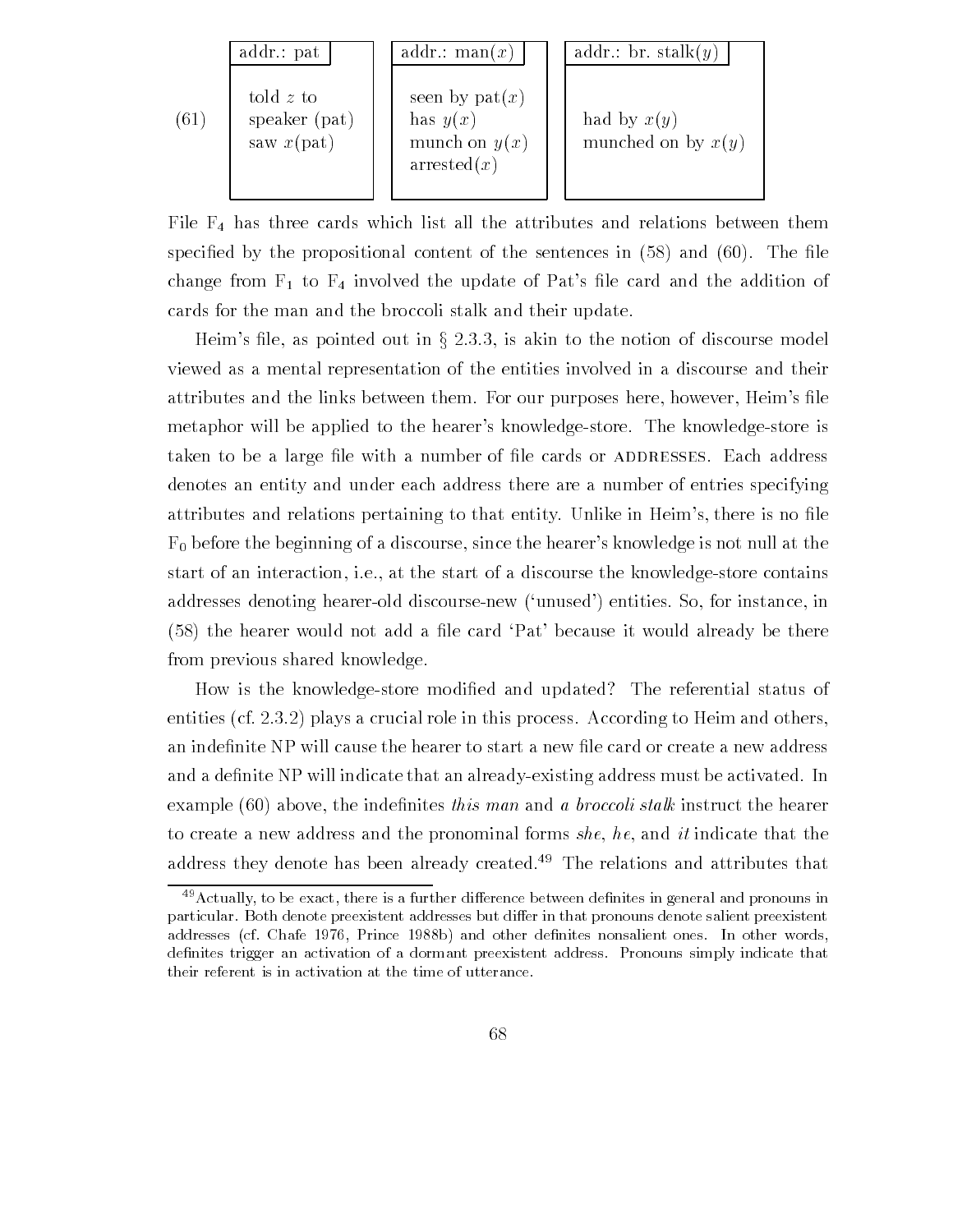(61)

| addr.: pat | addr.: man($x$) | addr.: br. stalk($y$) |
|---|---|---|
| told $z$ to<br>speaker (pat)<br>saw $x$(pat) | seen by pat($x$)<br>has $y$($x$)<br>munch on $y$($x$)<br>arrested($x$) | had by $x$($y$)<br>munched on by $x$($y$) |

File $F_4$ has three cards which list all the attributes and relations between them specified by the propositional content of the sentences in (58) and (60). The file change from $F_1$ to $F_4$ involved the update of Pat's file card and the addition of cards for the man and the broccoli stalk and their update.

Heim's file, as pointed out in § 2.3.3, is akin to the notion of discourse model viewed as a mental representation of the entities involved in a discourse and their attributes and the links between them. For our purposes here, however, Heim's file metaphor will be applied to the hearer's knowledge-store. The knowledge-store is taken to be a large file with a number of file cards or ADDRESSES. Each address denotes an entity and under each address there are a number of entries specifying attributes and relations pertaining to that entity. Unlike in Heim's, there is no file $F_0$ before the beginning of a discourse, since the hearer's knowledge is not null at the start of an interaction, i.e., at the start of a discourse the knowledge-store contains addresses denoting hearer-old discourse-new ('unused') entities. So, for instance, in (58) the hearer would not add a file card 'Pat' because it would already be there from previous shared knowledge.

How is the knowledge-store modified and updated? The referential status of entities (cf. 2.3.2) plays a crucial role in this process. According to Heim and others, an indefinite NP will cause the hearer to start a new file card or create a new address and a definite NP will indicate that an already-existing address must be activated. In example (60) above, the indefinites *this man* and *a broccoli stalk* instruct the hearer to create a new address and the pronominal forms *she*, *he*, and *it* indicate that the address they denote has been already created.[49] The relations and attributes that

[49] Actually, to be exact, there is a further difference between definites in general and pronouns in particular. Both denote preexistent addresses but differ in that pronouns denote salient preexistent addresses (cf. Chafe 1976, Prince 1988b) and other definites nonsalient ones. In other words, definites trigger an activation of a dormant preexistent address. Pronouns simply indicate that their referent is in activation at the time of utterance.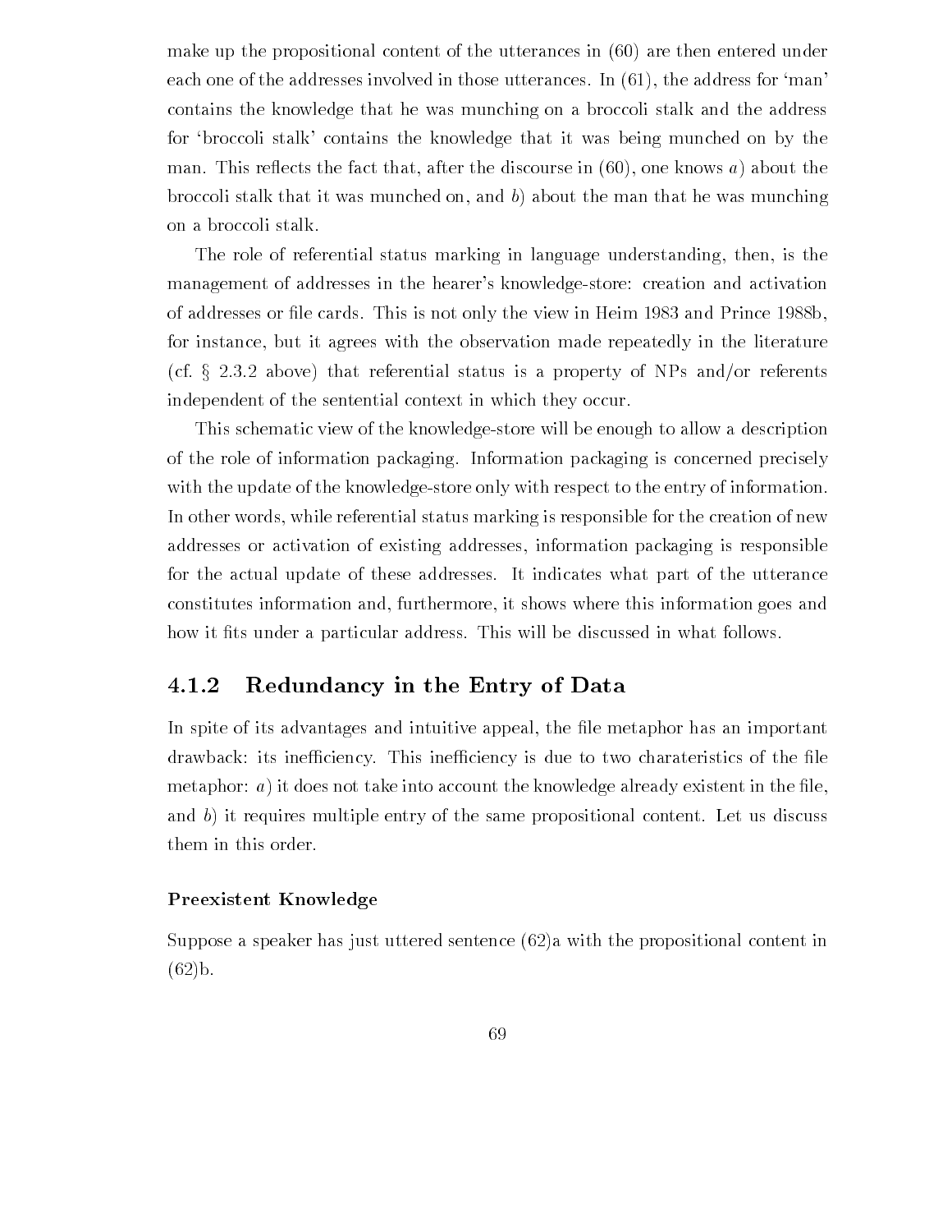make up the propositional content of the utterances in (60) are then entered under each one of the addresses involved in those utterances. In (61), the address for 'man' contains the knowledge that he was munching on a broccoli stalk and the address for 'broccoli stalk' contains the knowledge that it was being munched on by the man. This reflects the fact that, after the discourse in (60), one knows *a*) about the broccoli stalk that it was munched on, and *b*) about the man that he was munching on a broccoli stalk.

The role of referential status marking in language understanding, then, is the management of addresses in the hearer's knowledge-store: creation and activation of addresses or file cards. This is not only the view in Heim 1983 and Prince 1988b, for instance, but it agrees with the observation made repeatedly in the literature (cf. § 2.3.2 above) that referential status is a property of NPs and/or referents independent of the sentential context in which they occur.

This schematic view of the knowledge-store will be enough to allow a description of the role of information packaging. Information packaging is concerned precisely with the update of the knowledge-store only with respect to the entry of information. In other words, while referential status marking is responsible for the creation of new addresses or activation of existing addresses, information packaging is responsible for the actual update of these addresses. It indicates what part of the utterance constitutes information and, furthermore, it shows where this information goes and how it fits under a particular address. This will be discussed in what follows.

### 4.1.2 Redundancy in the Entry of Data

In spite of its advantages and intuitive appeal, the file metaphor has an important drawback: its inefficiency. This inefficiency is due to two charateristics of the file metaphor: *a*) it does not take into account the knowledge already existent in the file, and *b*) it requires multiple entry of the same propositional content. Let us discuss them in this order.

#### Preexistent Knowledge

Suppose a speaker has just uttered sentence (62)a with the propositional content in (62)b.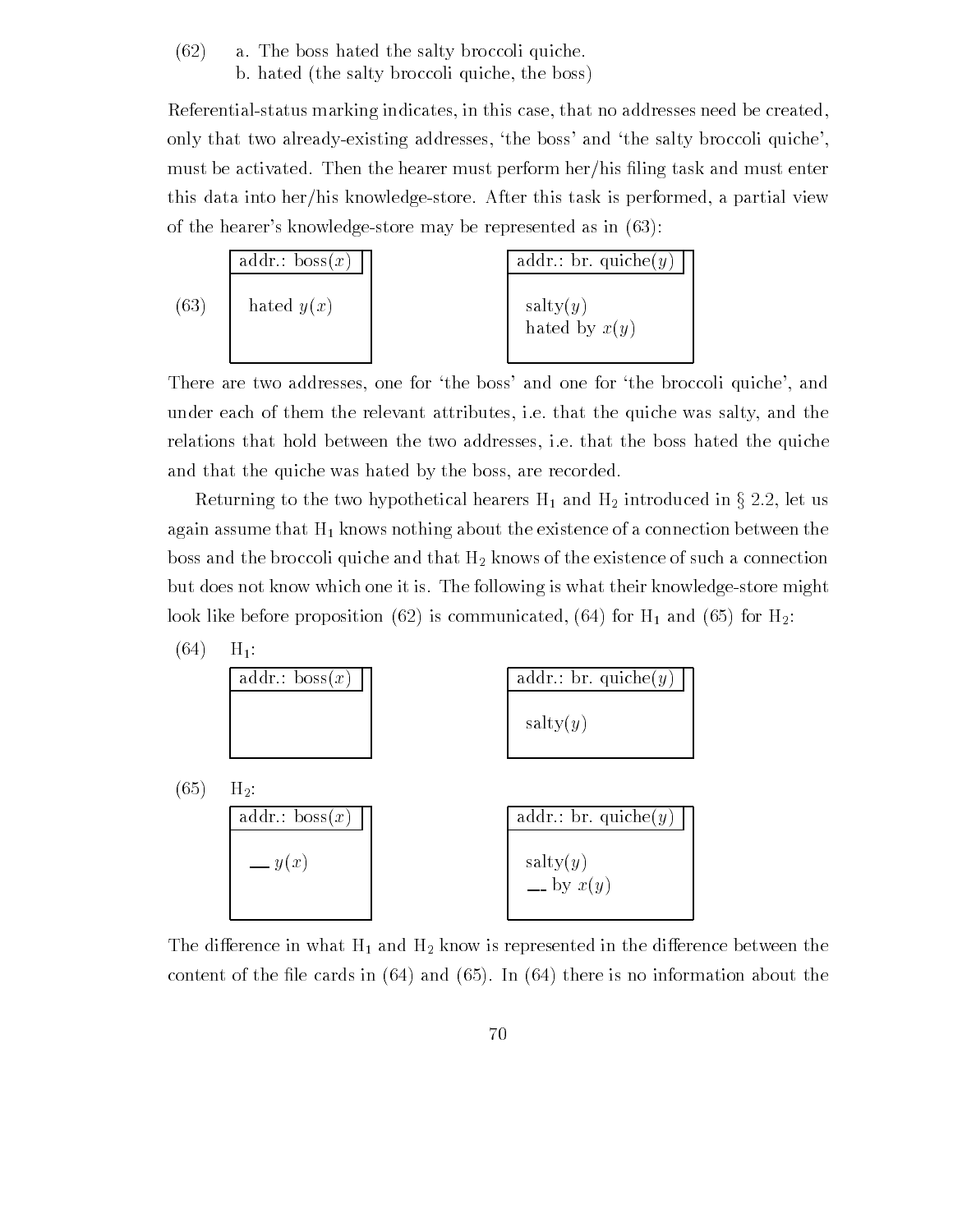(62) a. The boss hated the salty broccoli quiche.
b. hated (the salty broccoli quiche, the boss)

Referential-status marking indicates, in this case, that no addresses need be created, only that two already-existing addresses, 'the boss' and 'the salty broccoli quiche', must be activated. Then the hearer must perform her/his filing task and must enter this data into her/his knowledge-store. After this task is performed, a partial view of the hearer's knowledge-store may be represented as in (63):

(63)

| addr.: boss($x$) |
|---|
| hated $y(x)$ |

| addr.: br. quiche($y$) |
|---|
| salty($y$)<br>hated by $x(y)$ |

There are two addresses, one for 'the boss' and one for 'the broccoli quiche', and under each of them the relevant attributes, i.e. that the quiche was salty, and the relations that hold between the two addresses, i.e. that the boss hated the quiche and that the quiche was hated by the boss, are recorded.

Returning to the two hypothetical hearers $H_1$ and $H_2$ introduced in § 2.2, let us again assume that $H_1$ knows nothing about the existence of a connection between the boss and the broccoli quiche and that $H_2$ knows of the existence of such a connection but does not know which one it is. The following is what their knowledge-store might look like before proposition (62) is communicated, (64) for $H_1$ and (65) for $H_2$:

(64) $H_1$:

| addr.: boss($x$) |
|---|
| |

| addr.: br. quiche($y$) |
|---|
| salty($y$) |

(65) $H_2$:

| addr.: boss($x$) |
|---|
| __ $y(x)$ |

| addr.: br. quiche($y$) |
|---|
| salty($y$)<br>__ by $x(y)$ |

The difference in what $H_1$ and $H_2$ know is represented in the difference between the content of the file cards in (64) and (65). In (64) there is no information about the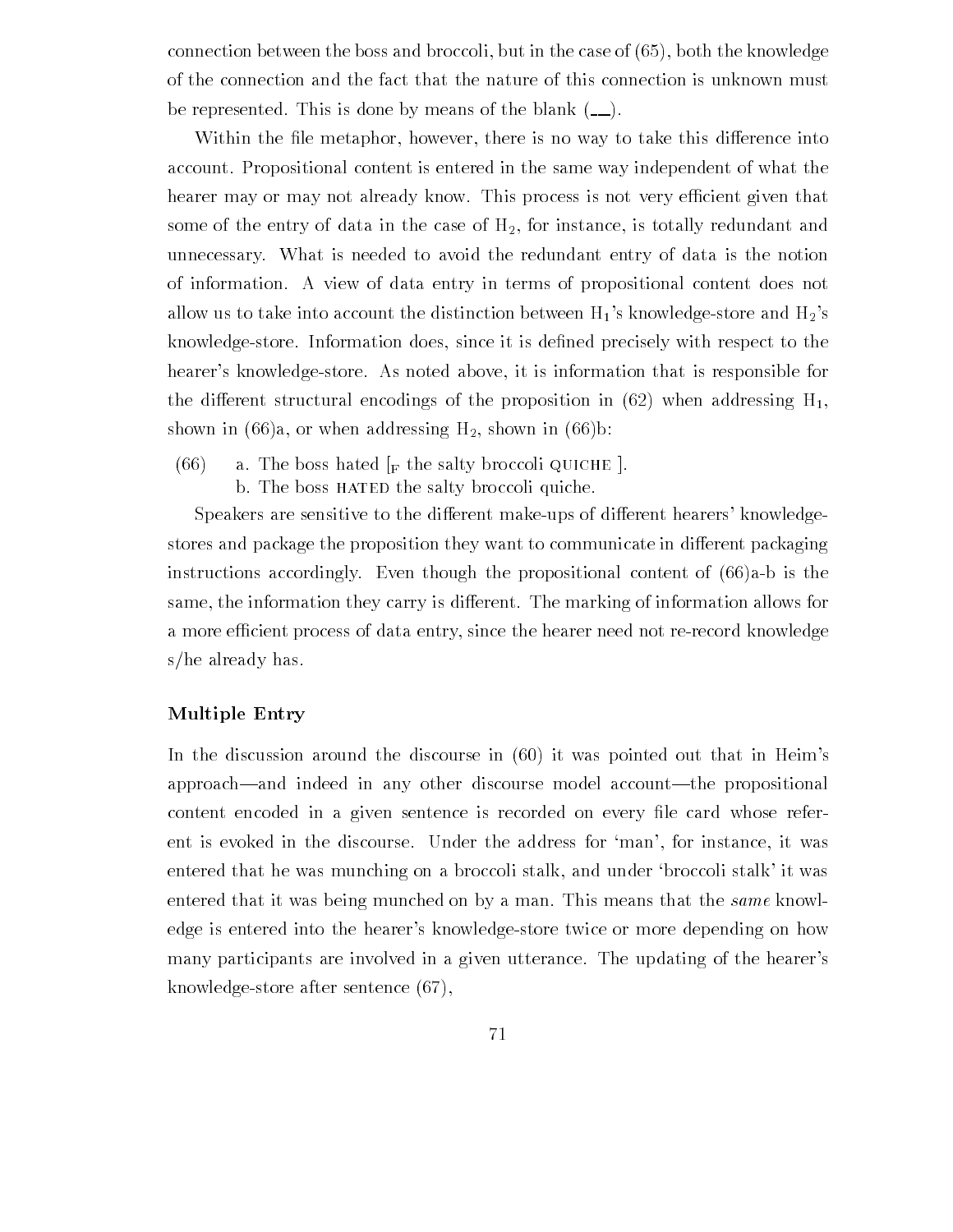connection between the boss and broccoli, but in the case of (65), both the knowledge of the connection and the fact that the nature of this connection is unknown must be represented. This is done by means of the blank (__).

Within the file metaphor, however, there is no way to take this difference into account. Propositional content is entered in the same way independent of what the hearer may or may not already know. This process is not very efficient given that some of the entry of data in the case of $H_2$, for instance, is totally redundant and unnecessary. What is needed to avoid the redundant entry of data is the notion of information. A view of data entry in terms of propositional content does not allow us to take into account the distinction between $H_1$'s knowledge-store and $H_2$'s knowledge-store. Information does, since it is defined precisely with respect to the hearer's knowledge-store. As noted above, it is information that is responsible for the different structural encodings of the proposition in (62) when addressing $H_1$, shown in (66)a, or when addressing $H_2$, shown in (66)b:

(66) a. The boss hated [$_F$ the salty broccoli QUICHE ].
     b. The boss HATED the salty broccoli quiche.

Speakers are sensitive to the different make-ups of different hearers' knowledge-stores and package the proposition they want to communicate in different packaging instructions accordingly. Even though the propositional content of (66)a-b is the same, the information they carry is different. The marking of information allows for a more efficient process of data entry, since the hearer need not re-record knowledge s/he already has.

### Multiple Entry

In the discussion around the discourse in (60) it was pointed out that in Heim's approach—and indeed in any other discourse model account—the propositional content encoded in a given sentence is recorded on every file card whose referent is evoked in the discourse. Under the address for 'man', for instance, it was entered that he was munching on a broccoli stalk, and under 'broccoli stalk' it was entered that it was being munched on by a man. This means that the *same* knowledge is entered into the hearer's knowledge-store twice or more depending on how many participants are involved in a given utterance. The updating of the hearer's knowledge-store after sentence (67),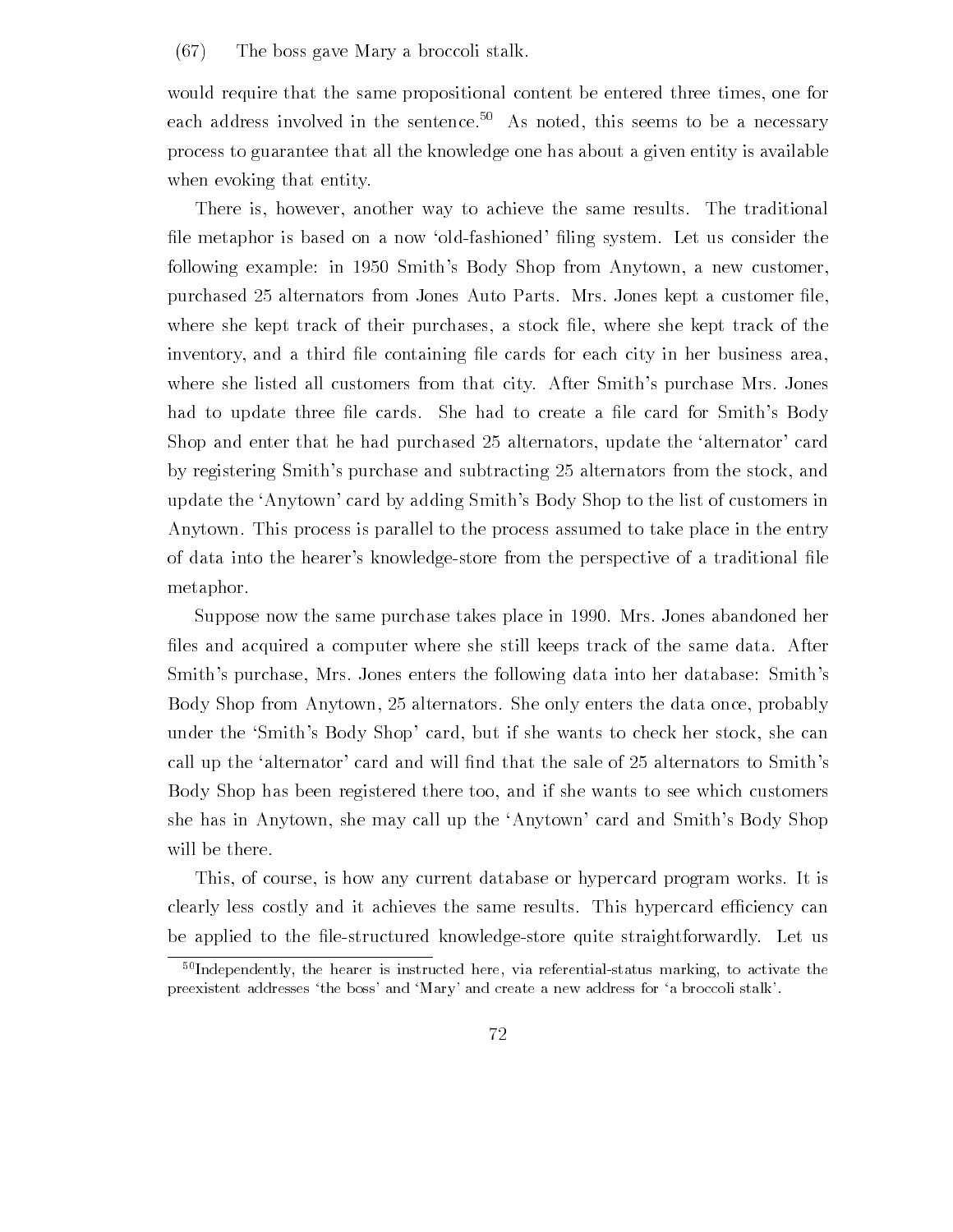(67) The boss gave Mary a broccoli stalk.

would require that the same propositional content be entered three times, one for each address involved in the sentence.[50] As noted, this seems to be a necessary process to guarantee that all the knowledge one has about a given entity is available when evoking that entity.

There is, however, another way to achieve the same results. The traditional file metaphor is based on a now 'old-fashioned' filing system. Let us consider the following example: in 1950 Smith's Body Shop from Anytown, a new customer, purchased 25 alternators from Jones Auto Parts. Mrs. Jones kept a customer file, where she kept track of their purchases, a stock file, where she kept track of the inventory, and a third file containing file cards for each city in her business area, where she listed all customers from that city. After Smith's purchase Mrs. Jones had to update three file cards. She had to create a file card for Smith's Body Shop and enter that he had purchased 25 alternators, update the 'alternator' card by registering Smith's purchase and subtracting 25 alternators from the stock, and update the 'Anytown' card by adding Smith's Body Shop to the list of customers in Anytown. This process is parallel to the process assumed to take place in the entry of data into the hearer's knowledge-store from the perspective of a traditional file metaphor.

Suppose now the same purchase takes place in 1990. Mrs. Jones abandoned her files and acquired a computer where she still keeps track of the same data. After Smith's purchase, Mrs. Jones enters the following data into her database: Smith's Body Shop from Anytown, 25 alternators. She only enters the data once, probably under the 'Smith's Body Shop' card, but if she wants to check her stock, she can call up the 'alternator' card and will find that the sale of 25 alternators to Smith's Body Shop has been registered there too, and if she wants to see which customers she has in Anytown, she may call up the 'Anytown' card and Smith's Body Shop will be there.

This, of course, is how any current database or hypercard program works. It is clearly less costly and it achieves the same results. This hypercard efficiency can be applied to the file-structured knowledge-store quite straightforwardly. Let us

[50] Independently, the hearer is instructed here, via referential-status marking, to activate the preexistent addresses 'the boss' and 'Mary' and create a new address for 'a broccoli stalk'.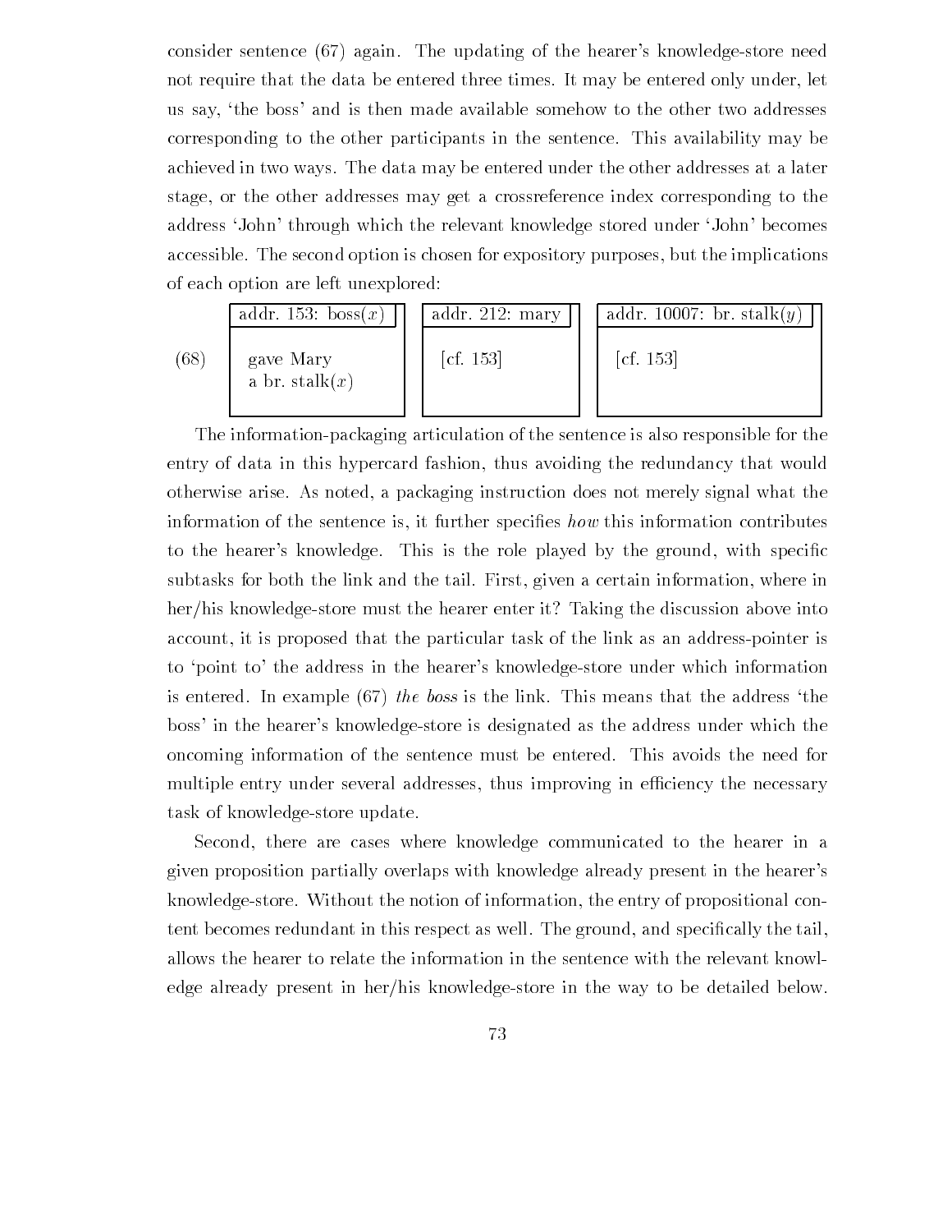consider sentence (67) again. The updating of the hearer's knowledge-store need not require that the data be entered three times. It may be entered only under, let us say, 'the boss' and is then made available somehow to the other two addresses corresponding to the other participants in the sentence. This availability may be achieved in two ways. The data may be entered under the other addresses at a later stage, or the other addresses may get a crossreference index corresponding to the address 'John' through which the relevant knowledge stored under 'John' becomes accessible. The second option is chosen for expository purposes, but the implications of each option are left unexplored:

(68)

| addr. 153: boss($x$) | addr. 212: mary | addr. 10007: br. stalk($y$) |
| --- | --- | --- |
| gave Mary a br. stalk($x$) | [cf. 153] | [cf. 153] |

The information-packaging articulation of the sentence is also responsible for the entry of data in this hypercard fashion, thus avoiding the redundancy that would otherwise arise. As noted, a packaging instruction does not merely signal what the information of the sentence is, it further specifies *how* this information contributes to the hearer's knowledge. This is the role played by the ground, with specific subtasks for both the link and the tail. First, given a certain information, where in her/his knowledge-store must the hearer enter it? Taking the discussion above into account, it is proposed that the particular task of the link as an address-pointer is to 'point to' the address in the hearer's knowledge-store under which information is entered. In example (67) *the boss* is the link. This means that the address 'the boss' in the hearer's knowledge-store is designated as the address under which the oncoming information of the sentence must be entered. This avoids the need for multiple entry under several addresses, thus improving in efficiency the necessary task of knowledge-store update.

Second, there are cases where knowledge communicated to the hearer in a given proposition partially overlaps with knowledge already present in the hearer's knowledge-store. Without the notion of information, the entry of propositional content becomes redundant in this respect as well. The ground, and specifically the tail, allows the hearer to relate the information in the sentence with the relevant knowledge already present in her/his knowledge-store in the way to be detailed below.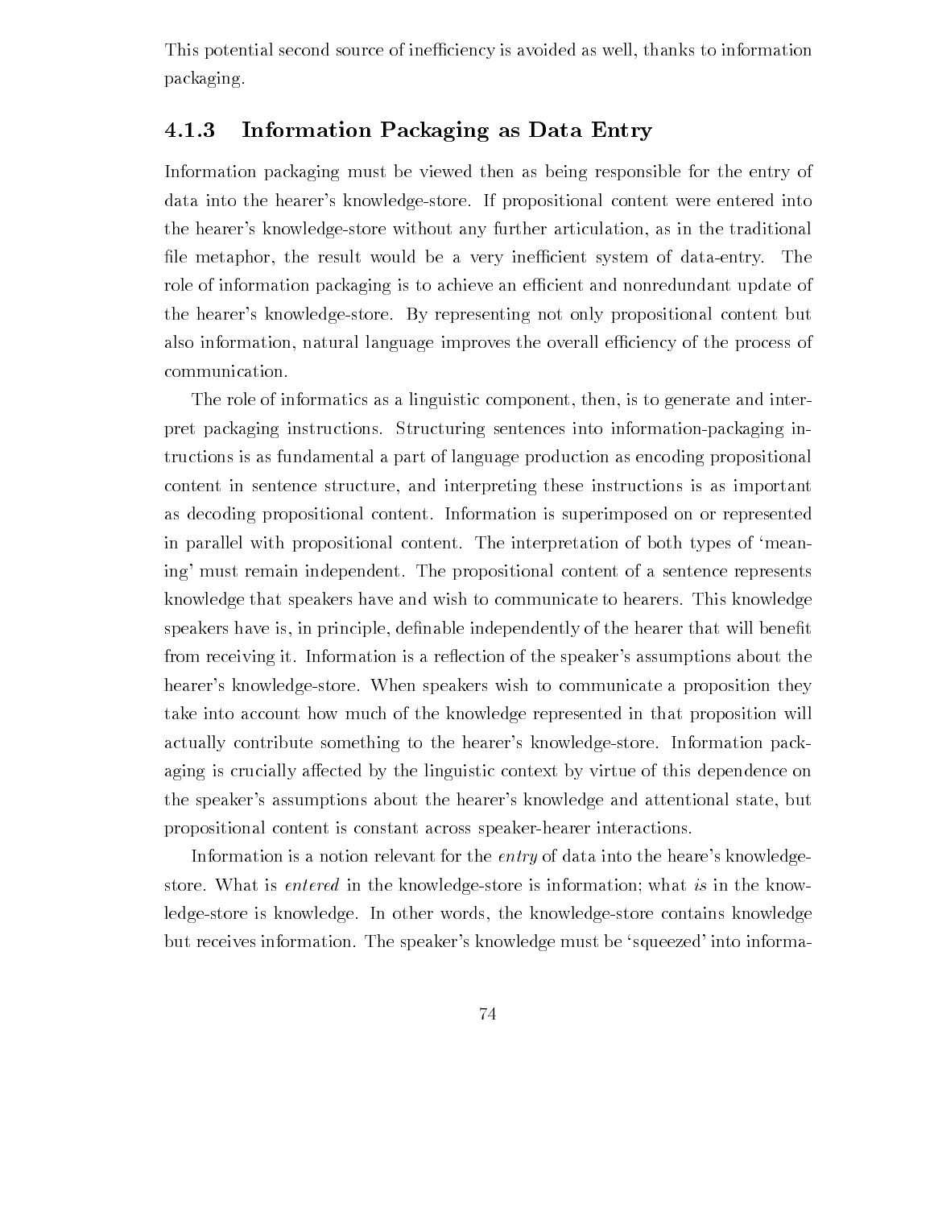This potential second source of inefficiency is avoided as well, thanks to information packaging.

### 4.1.3 Information Packaging as Data Entry

Information packaging must be viewed then as being responsible for the entry of data into the hearer's knowledge-store. If propositional content were entered into the hearer's knowledge-store without any further articulation, as in the traditional file metaphor, the result would be a very inefficient system of data-entry. The role of information packaging is to achieve an efficient and nonredundant update of the hearer's knowledge-store. By representing not only propositional content but also information, natural language improves the overall efficiency of the process of communication.

The role of informatics as a linguistic component, then, is to generate and interpret packaging instructions. Structuring sentences into information-packaging intructions is as fundamental a part of language production as encoding propositional content in sentence structure, and interpreting these instructions is as important as decoding propositional content. Information is superimposed on or represented in parallel with propositional content. The interpretation of both types of 'meaning' must remain independent. The propositional content of a sentence represents knowledge that speakers have and wish to communicate to hearers. This knowledge speakers have is, in principle, definable independently of the hearer that will benefit from receiving it. Information is a reflection of the speaker's assumptions about the hearer's knowledge-store. When speakers wish to communicate a proposition they take into account how much of the knowledge represented in that proposition will actually contribute something to the hearer's knowledge-store. Information packaging is crucially affected by the linguistic context by virtue of this dependence on the speaker's assumptions about the hearer's knowledge and attentional state, but propositional content is constant across speaker-hearer interactions.

Information is a notion relevant for the *entry* of data into the heare's knowledge-store. What is *entered* in the knowledge-store is information; what *is* in the knowledge-store is knowledge. In other words, the knowledge-store contains knowledge but receives information. The speaker's knowledge must be 'squeezed' into informa-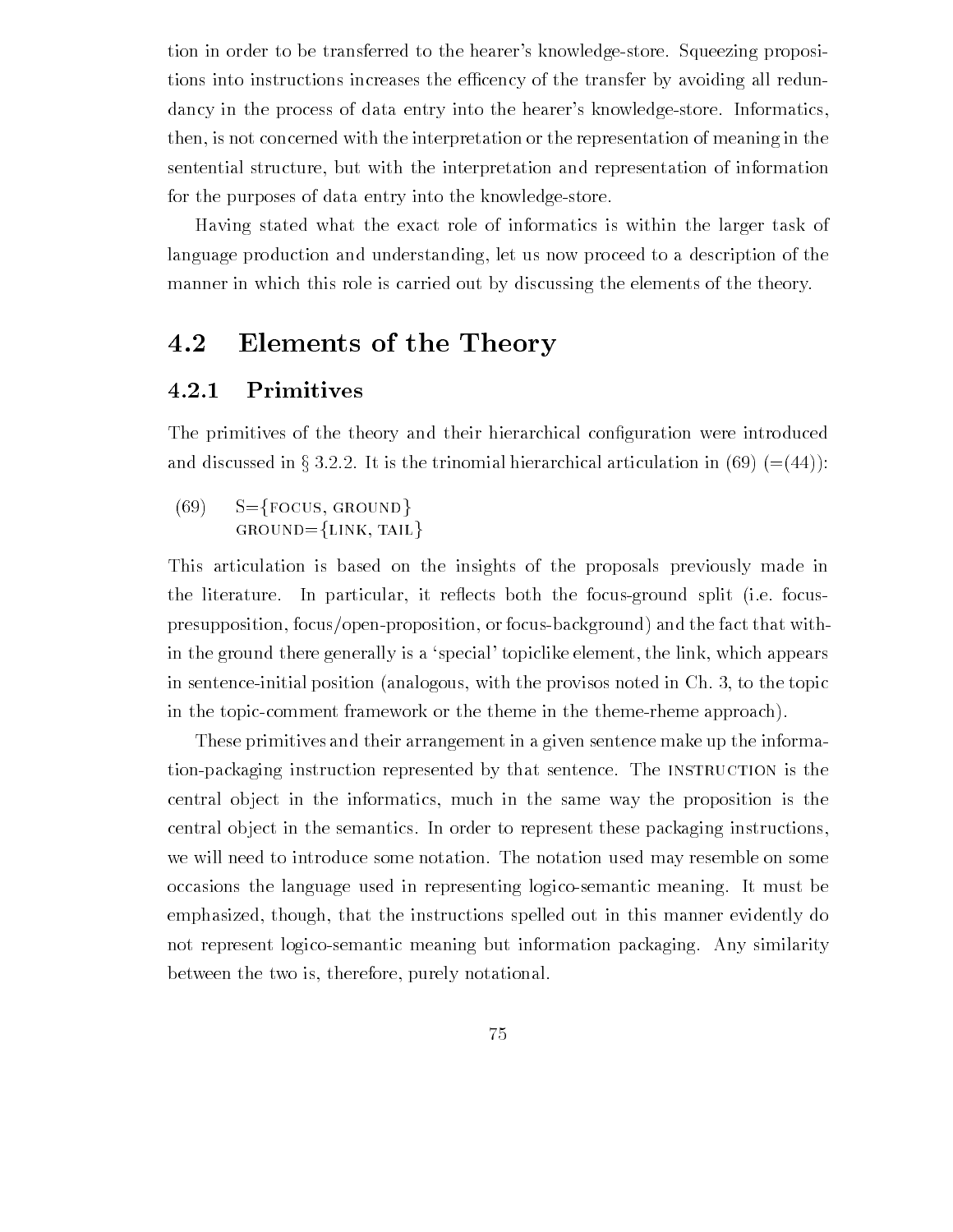tion in order to be transferred to the hearer's knowledge-store. Squeezing propositions into instructions increases the efficency of the transfer by avoiding all redundancy in the process of data entry into the hearer's knowledge-store. Informatics, then, is not concerned with the interpretation or the representation of meaning in the sentential structure, but with the interpretation and representation of information for the purposes of data entry into the knowledge-store.

Having stated what the exact role of informatics is within the larger task of language production and understanding, let us now proceed to a description of the manner in which this role is carried out by discussing the elements of the theory.

## 4.2 Elements of the Theory

### 4.2.1 Primitives

The primitives of the theory and their hierarchical configuration were introduced and discussed in § 3.2.2. It is the trinomial hierarchical articulation in (69) (=(44)):

(69) S={FOCUS, GROUND}
GROUND={LINK, TAIL}

This articulation is based on the insights of the proposals previously made in the literature. In particular, it reflects both the focus-ground split (i.e. focus-presupposition, focus/open-proposition, or focus-background) and the fact that within the ground there generally is a 'special' topiclike element, the link, which appears in sentence-initial position (analogous, with the provisos noted in Ch. 3, to the topic in the topic-comment framework or the theme in the theme-rheme approach).

These primitives and their arrangement in a given sentence make up the information-packaging instruction represented by that sentence. The INSTRUCTION is the central object in the informatics, much in the same way the proposition is the central object in the semantics. In order to represent these packaging instructions, we will need to introduce some notation. The notation used may resemble on some occasions the language used in representing logico-semantic meaning. It must be emphasized, though, that the instructions spelled out in this manner evidently do not represent logico-semantic meaning but information packaging. Any similarity between the two is, therefore, purely notational.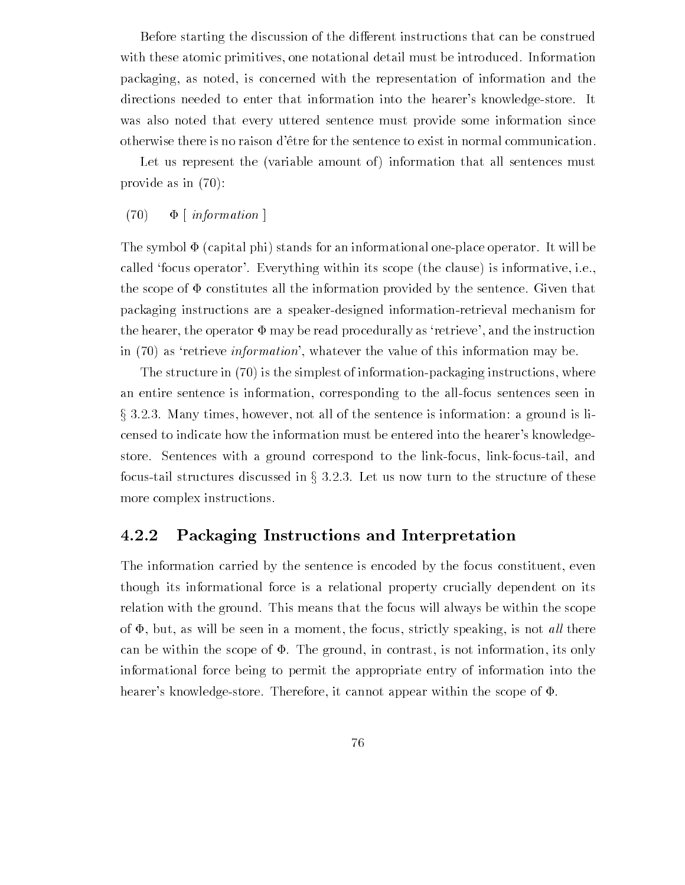Before starting the discussion of the different instructions that can be construed with these atomic primitives, one notational detail must be introduced. Information packaging, as noted, is concerned with the representation of information and the directions needed to enter that information into the hearer's knowledge-store. It was also noted that every uttered sentence must provide some information since otherwise there is no raison d'être for the sentence to exist in normal communication.

Let us represent the (variable amount of) information that all sentences must provide as in (70):

(70) $\Phi$ [ *information* ]

The symbol $\Phi$ (capital phi) stands for an informational one-place operator. It will be called 'focus operator'. Everything within its scope (the clause) is informative, i.e., the scope of $\Phi$ constitutes all the information provided by the sentence. Given that packaging instructions are a speaker-designed information-retrieval mechanism for the hearer, the operator $\Phi$ may be read procedurally as 'retrieve', and the instruction in (70) as 'retrieve *information*', whatever the value of this information may be.

The structure in (70) is the simplest of information-packaging instructions, where an entire sentence is information, corresponding to the all-focus sentences seen in § 3.2.3. Many times, however, not all of the sentence is information: a ground is licensed to indicate how the information must be entered into the hearer's knowledge-store. Sentences with a ground correspond to the link-focus, link-focus-tail, and focus-tail structures discussed in § 3.2.3. Let us now turn to the structure of these more complex instructions.

### 4.2.2 Packaging Instructions and Interpretation

The information carried by the sentence is encoded by the focus constituent, even though its informational force is a relational property crucially dependent on its relation with the ground. This means that the focus will always be within the scope of $\Phi$, but, as will be seen in a moment, the focus, strictly speaking, is not *all* there can be within the scope of $\Phi$. The ground, in contrast, is not information, its only informational force being to permit the appropriate entry of information into the hearer's knowledge-store. Therefore, it cannot appear within the scope of $\Phi$.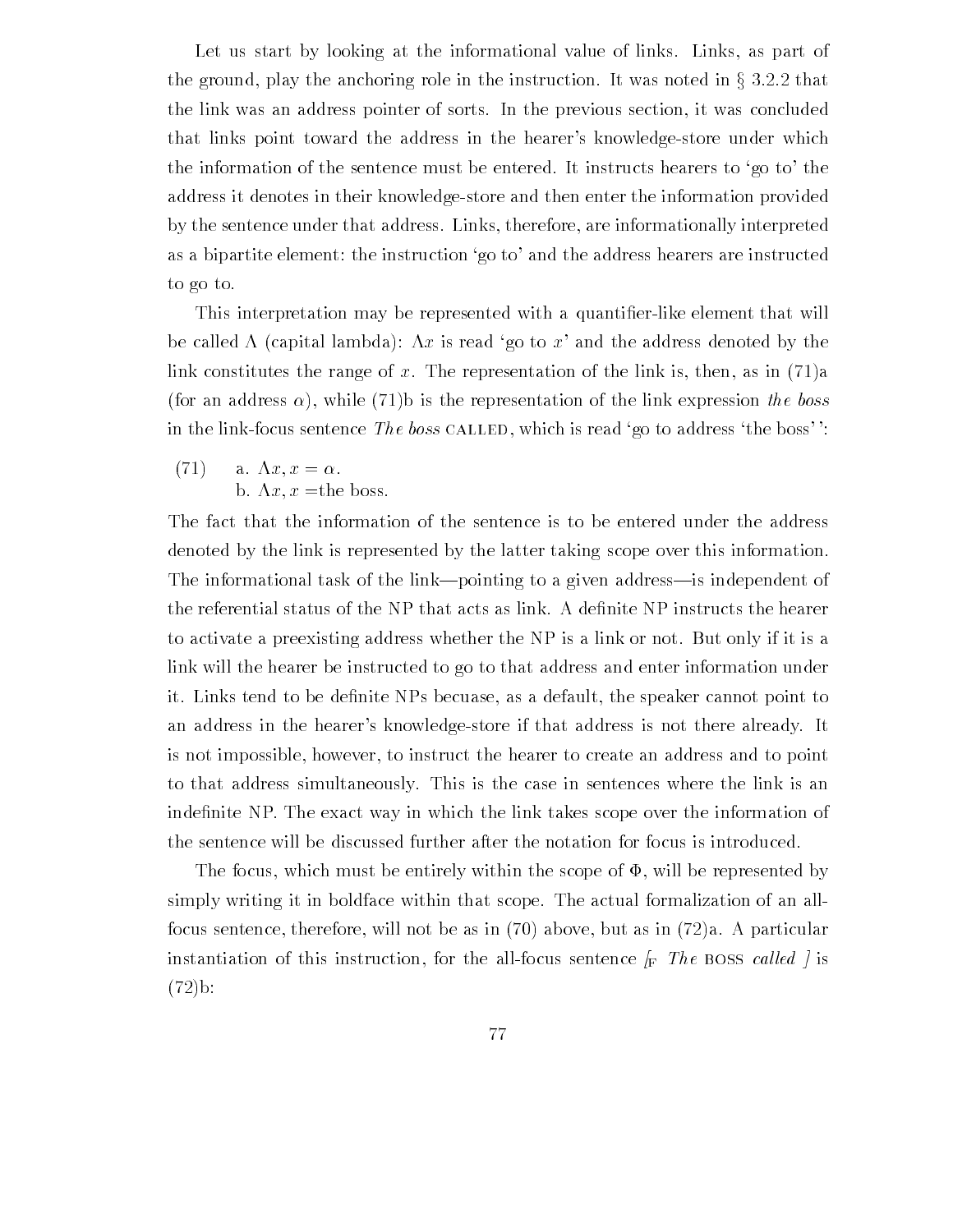Let us start by looking at the informational value of links. Links, as part of the ground, play the anchoring role in the instruction. It was noted in § 3.2.2 that the link was an address pointer of sorts. In the previous section, it was concluded that links point toward the address in the hearer's knowledge-store under which the information of the sentence must be entered. It instructs hearers to 'go to' the address it denotes in their knowledge-store and then enter the information provided by the sentence under that address. Links, therefore, are informationally interpreted as a bipartite element: the instruction 'go to' and the address hearers are instructed to go to.

This interpretation may be represented with a quantifier-like element that will be called $\Lambda$ (capital lambda): $\Lambda x$ is read 'go to $x$' and the address denoted by the link constitutes the range of $x$. The representation of the link is, then, as in (71)a (for an address $\alpha$), while (71)b is the representation of the link expression *the boss* in the link-focus sentence *The boss* CALLED, which is read 'go to address 'the boss'':

(71) a. $\Lambda x, x = \alpha$.
b. $\Lambda x, x =$the boss.

The fact that the information of the sentence is to be entered under the address denoted by the link is represented by the latter taking scope over this information. The informational task of the link—pointing to a given address—is independent of the referential status of the NP that acts as link. A definite NP instructs the hearer to activate a preexisting address whether the NP is a link or not. But only if it is a link will the hearer be instructed to go to that address and enter information under it. Links tend to be definite NPs becuase, as a default, the speaker cannot point to an address in the hearer's knowledge-store if that address is not there already. It is not impossible, however, to instruct the hearer to create an address and to point to that address simultaneously. This is the case in sentences where the link is an indefinite NP. The exact way in which the link takes scope over the information of the sentence will be discussed further after the notation for focus is introduced.

The focus, which must be entirely within the scope of $\Phi$, will be represented by simply writing it in boldface within that scope. The actual formalization of an all-focus sentence, therefore, will not be as in (70) above, but as in (72)a. A particular instantiation of this instruction, for the all-focus sentence [$_F$ *The* BOSS *called* ] is (72)b: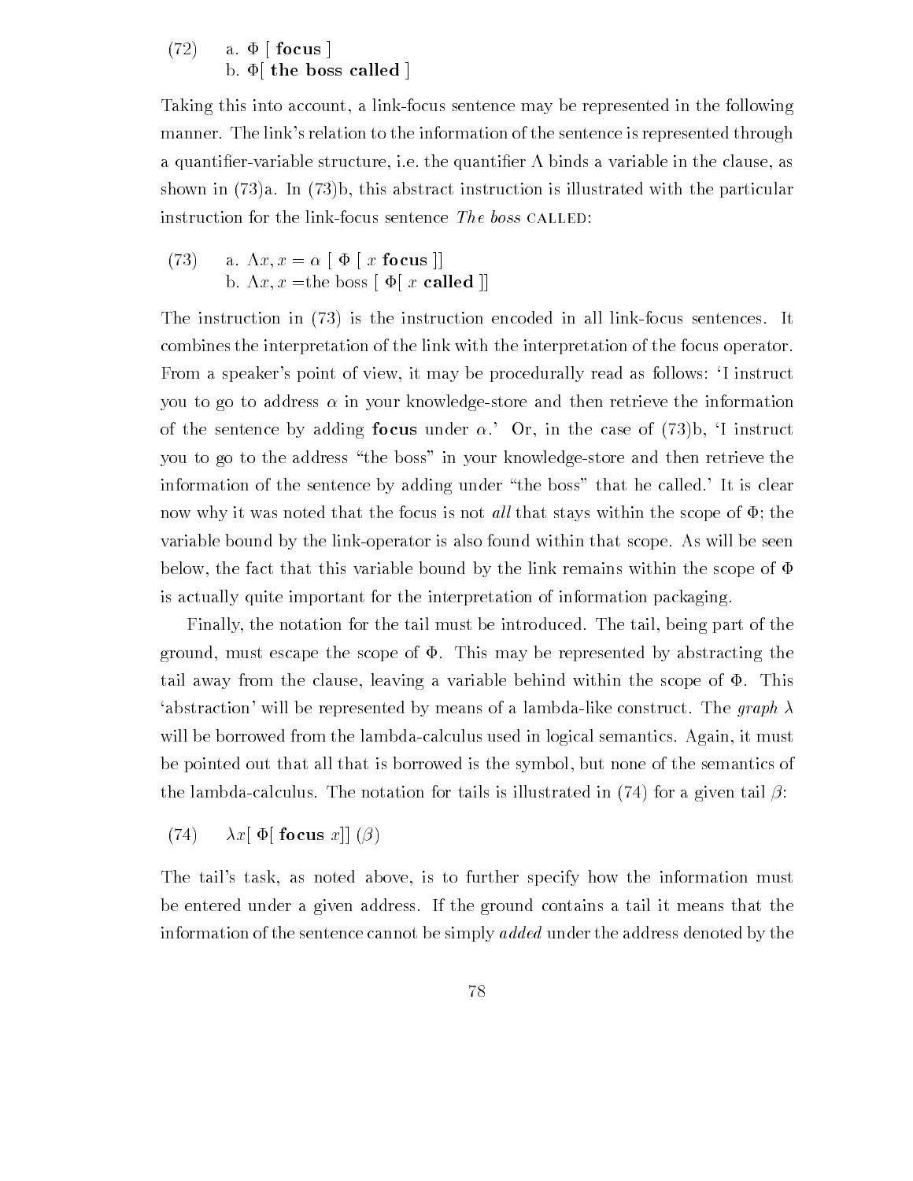(72) a. $\Phi$ [ **focus** ]
b. $\Phi$[ **the boss called** ]

Taking this into account, a link-focus sentence may be represented in the following manner. The link's relation to the information of the sentence is represented through a quantifier-variable structure, i.e. the quantifier $\Lambda$ binds a variable in the clause, as shown in (73)a. In (73)b, this abstract instruction is illustrated with the particular instruction for the link-focus sentence *The boss* CALLED:

(73) a. $\Lambda x, x = \alpha$ [ $\Phi$ [ $x$ **focus** ]]
b. $\Lambda x, x =$the boss [ $\Phi$[ $x$ **called** ]]

The instruction in (73) is the instruction encoded in all link-focus sentences. It combines the interpretation of the link with the interpretation of the focus operator. From a speaker's point of view, it may be procedurally read as follows: 'I instruct you to go to address $\alpha$ in your knowledge-store and then retrieve the information of the sentence by adding **focus** under $\alpha$.' Or, in the case of (73)b, 'I instruct you to go to the address "the boss" in your knowledge-store and then retrieve the information of the sentence by adding under "the boss" that he called.' It is clear now why it was noted that the focus is not *all* that stays within the scope of $\Phi$; the variable bound by the link-operator is also found within that scope. As will be seen below, the fact that this variable bound by the link remains within the scope of $\Phi$ is actually quite important for the interpretation of information packaging.

Finally, the notation for the tail must be introduced. The tail, being part of the ground, must escape the scope of $\Phi$. This may be represented by abstracting the tail away from the clause, leaving a variable behind within the scope of $\Phi$. This 'abstraction' will be represented by means of a lambda-like construct. The *graph* $\lambda$ will be borrowed from the lambda-calculus used in logical semantics. Again, it must be pointed out that all that is borrowed is the symbol, but none of the semantics of the lambda-calculus. The notation for tails is illustrated in (74) for a given tail $\beta$:

(74) $\lambda x$[ $\Phi$[ **focus** $x$]] ($\beta$)

The tail's task, as noted above, is to further specify how the information must be entered under a given address. If the ground contains a tail it means that the information of the sentence cannot be simply *added* under the address denoted by the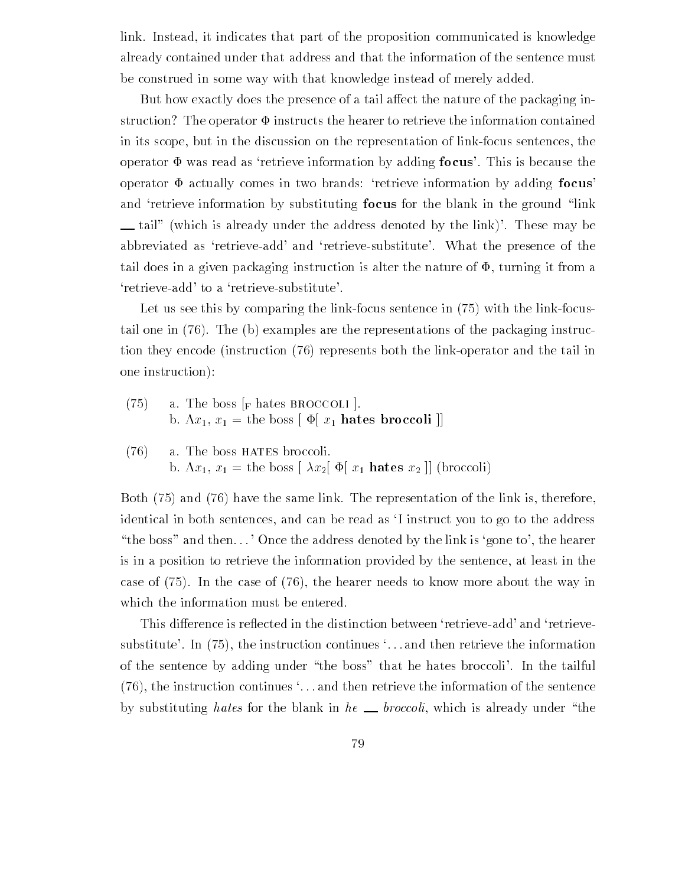link. Instead, it indicates that part of the proposition communicated is knowledge already contained under that address and that the information of the sentence must be construed in some way with that knowledge instead of merely added.

But how exactly does the presence of a tail affect the nature of the packaging instruction? The operator $\Phi$ instructs the hearer to retrieve the information contained in its scope, but in the discussion on the representation of link-focus sentences, the operator $\Phi$ was read as 'retrieve information by adding **focus**'. This is because the operator $\Phi$ actually comes in two brands: 'retrieve information by adding **focus**' and 'retrieve information by substituting **focus** for the blank in the ground "link __ tail" (which is already under the address denoted by the link)'. These may be abbreviated as 'retrieve-add' and 'retrieve-substitute'. What the presence of the tail does in a given packaging instruction is alter the nature of $\Phi$, turning it from a 'retrieve-add' to a 'retrieve-substitute'.

Let us see this by comparing the link-focus sentence in (75) with the link-focus-tail one in (76). The (b) examples are the representations of the packaging instruction they encode (instruction (76) represents both the link-operator and the tail in one instruction):

(75) a. The boss [$_F$ hates BROCCOLI ].
b. $\Lambda x_1$, $x_1$ = the boss [ $\Phi$[ $x_1$ **hates broccoli** ]]

(76) a. The boss HATES broccoli.
b. $\Lambda x_1$, $x_1$ = the boss [ $\lambda x_2$[ $\Phi$[ $x_1$ **hates** $x_2$ ]] (broccoli)

Both (75) and (76) have the same link. The representation of the link is, therefore, identical in both sentences, and can be read as 'I instruct you to go to the address "the boss" and then...' Once the address denoted by the link is 'gone to', the hearer is in a position to retrieve the information provided by the sentence, at least in the case of (75). In the case of (76), the hearer needs to know more about the way in which the information must be entered.

This difference is reflected in the distinction between 'retrieve-add' and 'retrieve-substitute'. In (75), the instruction continues '...and then retrieve the information of the sentence by adding under "the boss" that he hates broccoli'. In the tailful (76), the instruction continues '...and then retrieve the information of the sentence by substituting *hates* for the blank in *he __ broccoli*, which is already under "the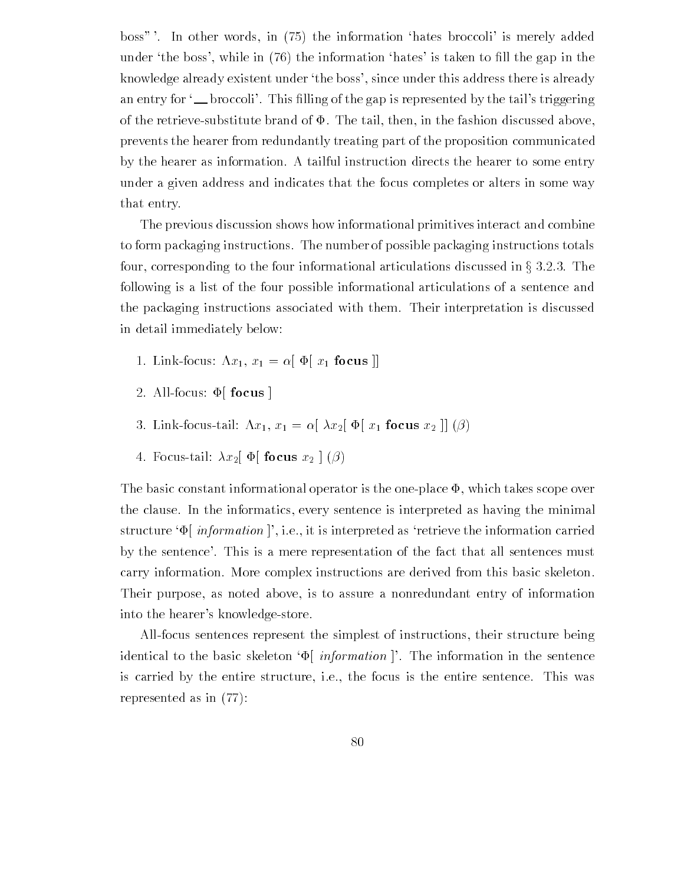boss" '. In other words, in (75) the information 'hates broccoli' is merely added under 'the boss', while in (76) the information 'hates' is taken to fill the gap in the knowledge already existent under 'the boss', since under this address there is already an entry for '__ broccoli'. This filling of the gap is represented by the tail's triggering of the retrieve-substitute brand of $\Phi$. The tail, then, in the fashion discussed above, prevents the hearer from redundantly treating part of the proposition communicated by the hearer as information. A tailful instruction directs the hearer to some entry under a given address and indicates that the focus completes or alters in some way that entry.

The previous discussion shows how informational primitives interact and combine to form packaging instructions. The number of possible packaging instructions totals four, corresponding to the four informational articulations discussed in § 3.2.3. The following is a list of the four possible informational articulations of a sentence and the packaging instructions associated with them. Their interpretation is discussed in detail immediately below:

1. Link-focus: $\Lambda x_1,\ x_1 = \alpha[\ \Phi[\ x_1\ \mathbf{focus}\ ]]$
2. All-focus: $\Phi[\ \mathbf{focus}\ ]$
3. Link-focus-tail: $\Lambda x_1,\ x_1 = \alpha[\ \lambda x_2[\ \Phi[\ x_1\ \mathbf{focus}\ x_2\ ]]\ (\beta)$
4. Focus-tail: $\lambda x_2[\ \Phi[\ \mathbf{focus}\ x_2\ ]\ (\beta)$

The basic constant informational operator is the one-place $\Phi$, which takes scope over the clause. In the informatics, every sentence is interpreted as having the minimal structure '$\Phi$[ *information* ]', i.e., it is interpreted as 'retrieve the information carried by the sentence'. This is a mere representation of the fact that all sentences must carry information. More complex instructions are derived from this basic skeleton. Their purpose, as noted above, is to assure a nonredundant entry of information into the hearer's knowledge-store.

All-focus sentences represent the simplest of instructions, their structure being identical to the basic skeleton '$\Phi$[ *information* ]'. The information in the sentence is carried by the entire structure, i.e., the focus is the entire sentence. This was represented as in (77):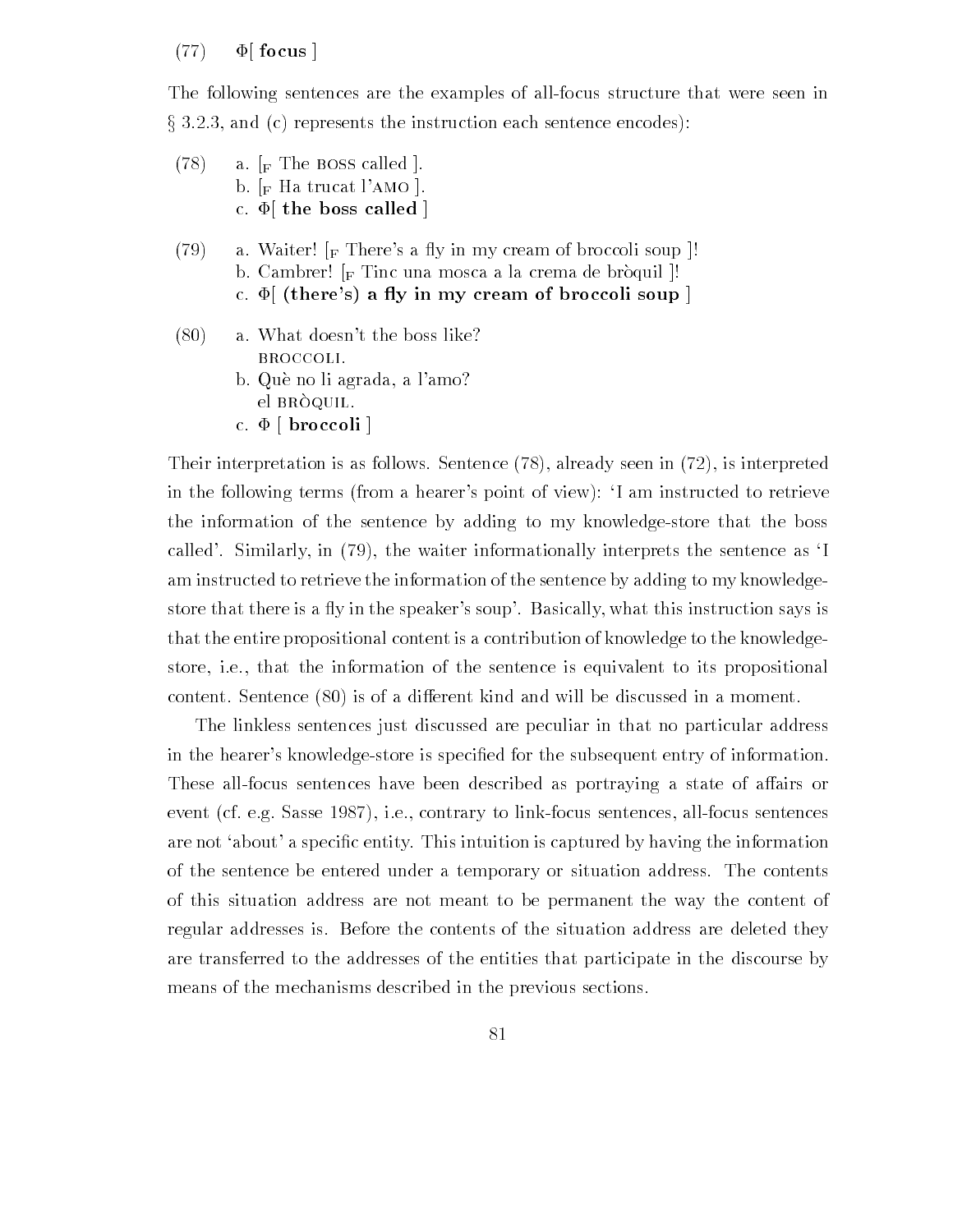(77) $\Phi$[ **focus** ]

The following sentences are the examples of all-focus structure that were seen in § 3.2.3, and (c) represents the instruction each sentence encodes):

(78) a. [$_F$ The BOSS called ].
 b. [$_F$ Ha trucat l'AMO ].
 c. $\Phi$[ **the boss called** ]

(79) a. Waiter! [$_F$ There's a fly in my cream of broccoli soup ]!
 b. Cambrer! [$_F$ Tinc una mosca a la crema de bròquil ]!
 c. $\Phi$[ **(there's) a fly in my cream of broccoli soup** ]

(80) a. What doesn't the boss like?
 BROCCOLI.
 b. Què no li agrada, a l'amo?
 el BRÒQUIL.
 c. $\Phi$ [ **broccoli** ]

Their interpretation is as follows. Sentence (78), already seen in (72), is interpreted in the following terms (from a hearer's point of view): 'I am instructed to retrieve the information of the sentence by adding to my knowledge-store that the boss called'. Similarly, in (79), the waiter informationally interprets the sentence as 'I am instructed to retrieve the information of the sentence by adding to my knowledge-store that there is a fly in the speaker's soup'. Basically, what this instruction says is that the entire propositional content is a contribution of knowledge to the knowledge-store, i.e., that the information of the sentence is equivalent to its propositional content. Sentence (80) is of a different kind and will be discussed in a moment.

The linkless sentences just discussed are peculiar in that no particular address in the hearer's knowledge-store is specified for the subsequent entry of information. These all-focus sentences have been described as portraying a state of affairs or event (cf. e.g. Sasse 1987), i.e., contrary to link-focus sentences, all-focus sentences are not 'about' a specific entity. This intuition is captured by having the information of the sentence be entered under a temporary or situation address. The contents of this situation address are not meant to be permanent the way the content of regular addresses is. Before the contents of the situation address are deleted they are transferred to the addresses of the entities that participate in the discourse by means of the mechanisms described in the previous sections.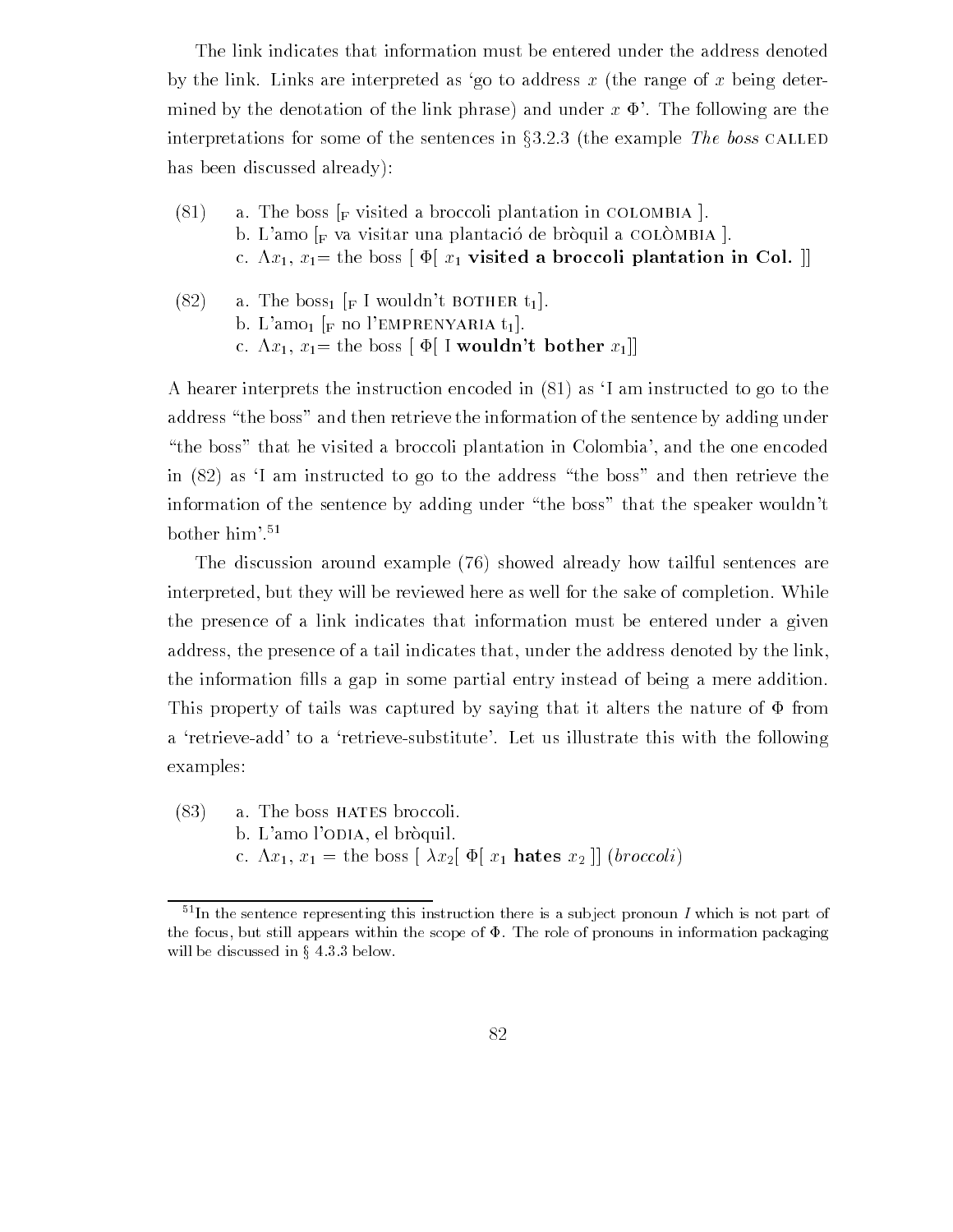The link indicates that information must be entered under the address denoted by the link. Links are interpreted as 'go to address $x$ (the range of $x$ being determined by the denotation of the link phrase) and under $x$ $\Phi$'. The following are the interpretations for some of the sentences in §3.2.3 (the example *The boss* CALLED has been discussed already):

(81) a. The boss [$_F$ visited a broccoli plantation in COLOMBIA ].
b. L'amo [$_F$ va visitar una plantació de bròquil a COLÒMBIA ].
c. $\Lambda x_1$, $x_1$= the boss [ $\Phi$[ $x_1$ **visited a broccoli plantation in Col.** ]]

(82) a. The boss$_1$ [$_F$ I wouldn't BOTHER $t_1$].
b. L'amo$_1$ [$_F$ no l'EMPRENYARIA $t_1$].
c. $\Lambda x_1$, $x_1$= the boss [ $\Phi$[ I **wouldn't bother** $x_1$]]

A hearer interprets the instruction encoded in (81) as 'I am instructed to go to the address "the boss" and then retrieve the information of the sentence by adding under "the boss" that he visited a broccoli plantation in Colombia', and the one encoded in (82) as 'I am instructed to go to the address "the boss" and then retrieve the information of the sentence by adding under "the boss" that the speaker wouldn't bother him'.[51]

The discussion around example (76) showed already how tailful sentences are interpreted, but they will be reviewed here as well for the sake of completion. While the presence of a link indicates that information must be entered under a given address, the presence of a tail indicates that, under the address denoted by the link, the information fills a gap in some partial entry instead of being a mere addition. This property of tails was captured by saying that it alters the nature of $\Phi$ from a 'retrieve-add' to a 'retrieve-substitute'. Let us illustrate this with the following examples:

(83) a. The boss HATES broccoli.
b. L'amo l'ODIA, el bròquil.
c. $\Lambda x_1$, $x_1$ = the boss [ $\lambda x_2$[ $\Phi$[ $x_1$ **hates** $x_2$ ]] (*broccoli*)

[51] In the sentence representing this instruction there is a subject pronoun *I* which is not part of the focus, but still appears within the scope of $\Phi$. The role of pronouns in information packaging will be discussed in § 4.3.3 below.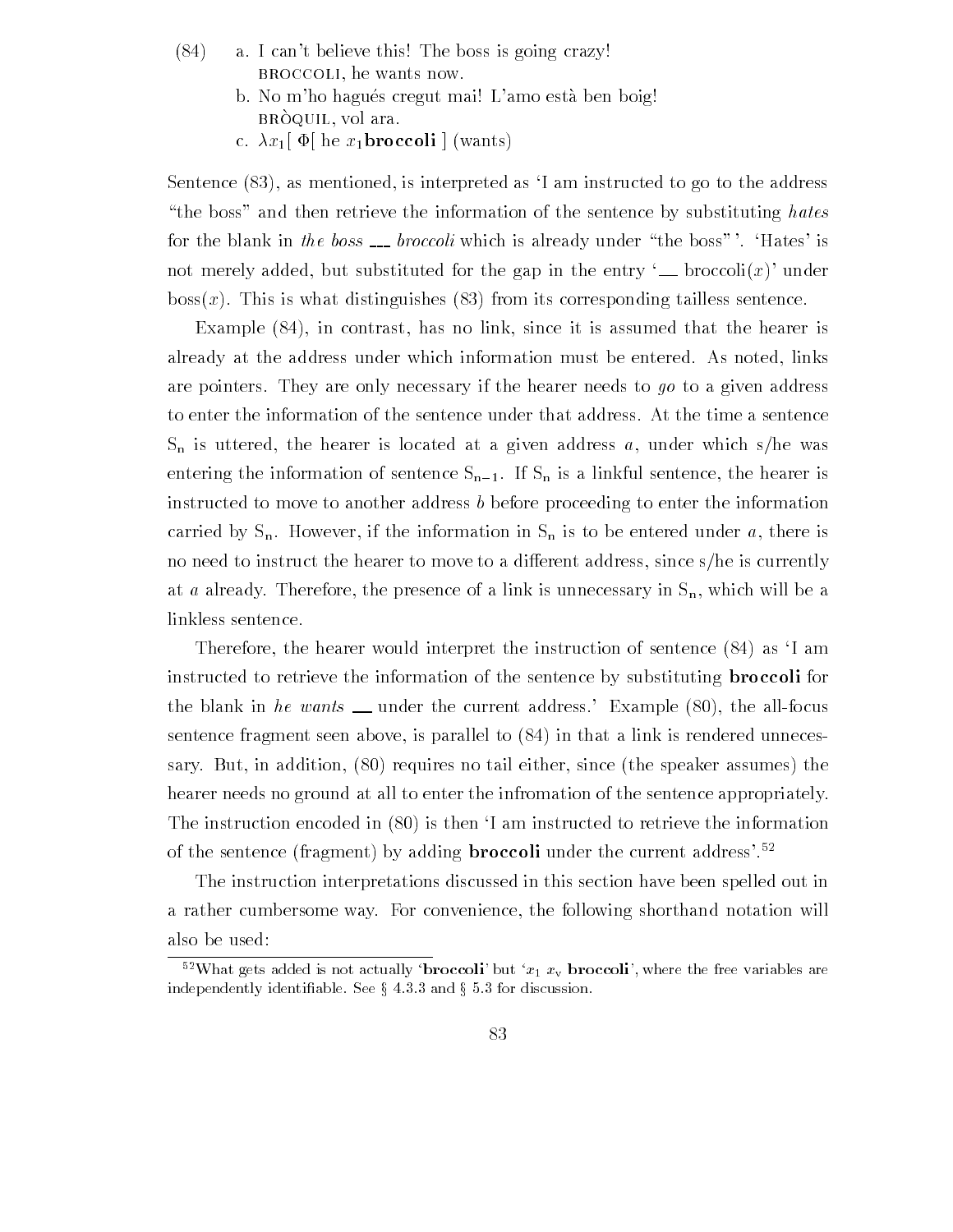(84) a. I can't believe this! The boss is going crazy!
BROCCOLI, he wants now.

b. No m'ho hagués cregut mai! L'amo està ben boig!
BRÒQUIL, vol ara.

c. $\lambda x_1[\ \Phi[\text{ he } x_1\textbf{broccoli}\ ]\ (\text{wants})$

Sentence (83), as mentioned, is interpreted as 'I am instructed to go to the address "the boss" and then retrieve the information of the sentence by substituting *hates* for the blank in *the boss* ___ *broccoli* which is already under "the boss"'. 'Hates' is not merely added, but substituted for the gap in the entry '___ broccoli($x$)' under boss($x$). This is what distinguishes (83) from its corresponding tailless sentence.

Example (84), in contrast, has no link, since it is assumed that the hearer is already at the address under which information must be entered. As noted, links are pointers. They are only necessary if the hearer needs to *go* to a given address to enter the information of the sentence under that address. At the time a sentence $S_n$ is uttered, the hearer is located at a given address $a$, under which s/he was entering the information of sentence $S_{n-1}$. If $S_n$ is a linkful sentence, the hearer is instructed to move to another address $b$ before proceeding to enter the information carried by $S_n$. However, if the information in $S_n$ is to be entered under $a$, there is no need to instruct the hearer to move to a different address, since s/he is currently at $a$ already. Therefore, the presence of a link is unnecessary in $S_n$, which will be a linkless sentence.

Therefore, the hearer would interpret the instruction of sentence (84) as 'I am instructed to retrieve the information of the sentence by substituting **broccoli** for the blank in *he wants* ___ under the current address.' Example (80), the all-focus sentence fragment seen above, is parallel to (84) in that a link is rendered unnecessary. But, in addition, (80) requires no tail either, since (the speaker assumes) the hearer needs no ground at all to enter the infromation of the sentence appropriately. The instruction encoded in (80) is then 'I am instructed to retrieve the information of the sentence (fragment) by adding **broccoli** under the current address'.[52]

The instruction interpretations discussed in this section have been spelled out in a rather cumbersome way. For convenience, the following shorthand notation will also be used:

[52] What gets added is not actually '**broccoli**' but '$x_1$ $x_v$ **broccoli**', where the free variables are independently identifiable. See § 4.3.3 and § 5.3 for discussion.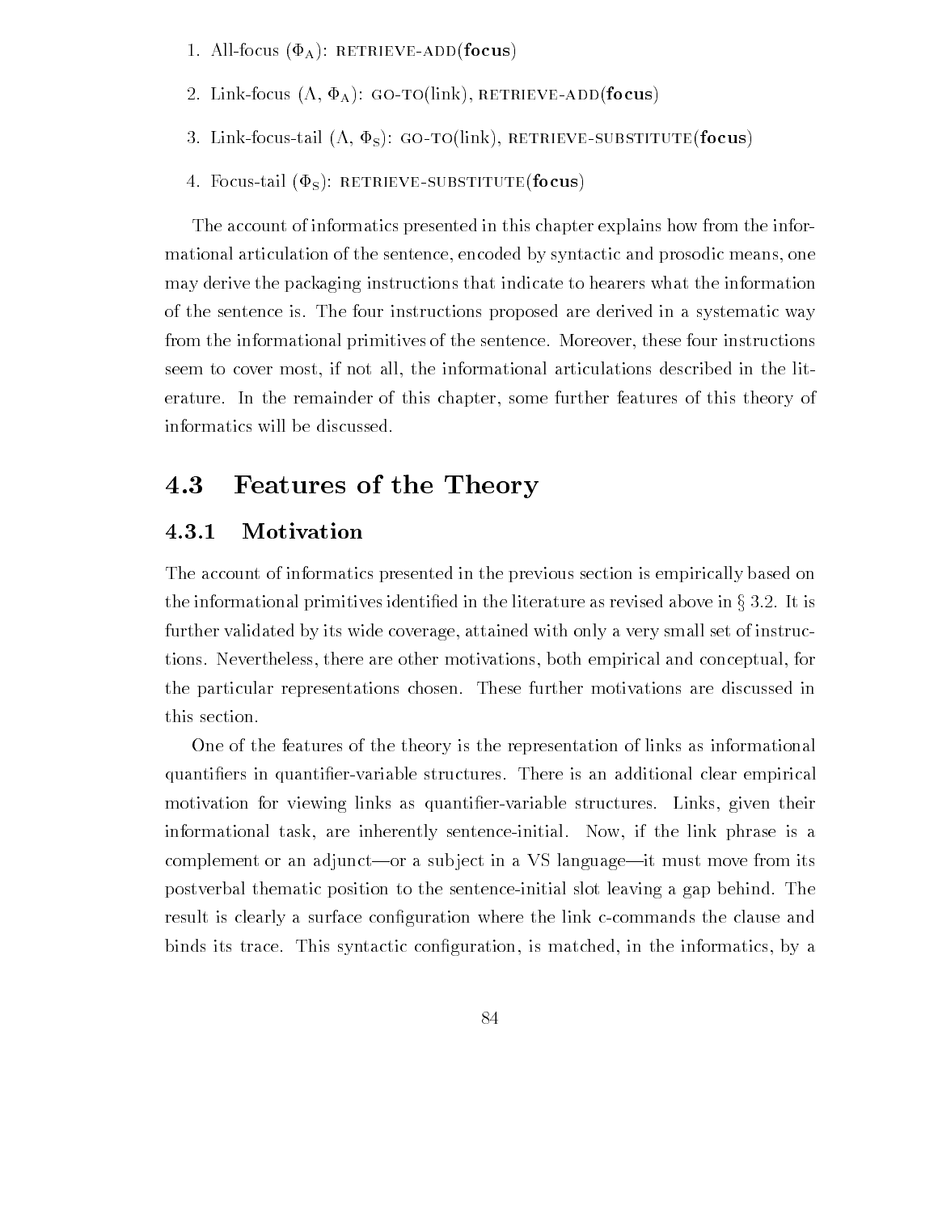1. All-focus ($\Phi_A$): RETRIEVE-ADD(**focus**)

2. Link-focus ($\Lambda$, $\Phi_A$): GO-TO(link), RETRIEVE-ADD(**focus**)

3. Link-focus-tail ($\Lambda$, $\Phi_S$): GO-TO(link), RETRIEVE-SUBSTITUTE(**focus**)

4. Focus-tail ($\Phi_S$): RETRIEVE-SUBSTITUTE(**focus**)

The account of informatics presented in this chapter explains how from the informational articulation of the sentence, encoded by syntactic and prosodic means, one may derive the packaging instructions that indicate to hearers what the information of the sentence is. The four instructions proposed are derived in a systematic way from the informational primitives of the sentence. Moreover, these four instructions seem to cover most, if not all, the informational articulations described in the literature. In the remainder of this chapter, some further features of this theory of informatics will be discussed.

## 4.3 Features of the Theory

### 4.3.1 Motivation

The account of informatics presented in the previous section is empirically based on the informational primitives identified in the literature as revised above in § 3.2. It is further validated by its wide coverage, attained with only a very small set of instructions. Nevertheless, there are other motivations, both empirical and conceptual, for the particular representations chosen. These further motivations are discussed in this section.

One of the features of the theory is the representation of links as informational quantifiers in quantifier-variable structures. There is an additional clear empirical motivation for viewing links as quantifier-variable structures. Links, given their informational task, are inherently sentence-initial. Now, if the link phrase is a complement or an adjunct—or a subject in a VS language—it must move from its postverbal thematic position to the sentence-initial slot leaving a gap behind. The result is clearly a surface configuration where the link c-commands the clause and binds its trace. This syntactic configuration, is matched, in the informatics, by a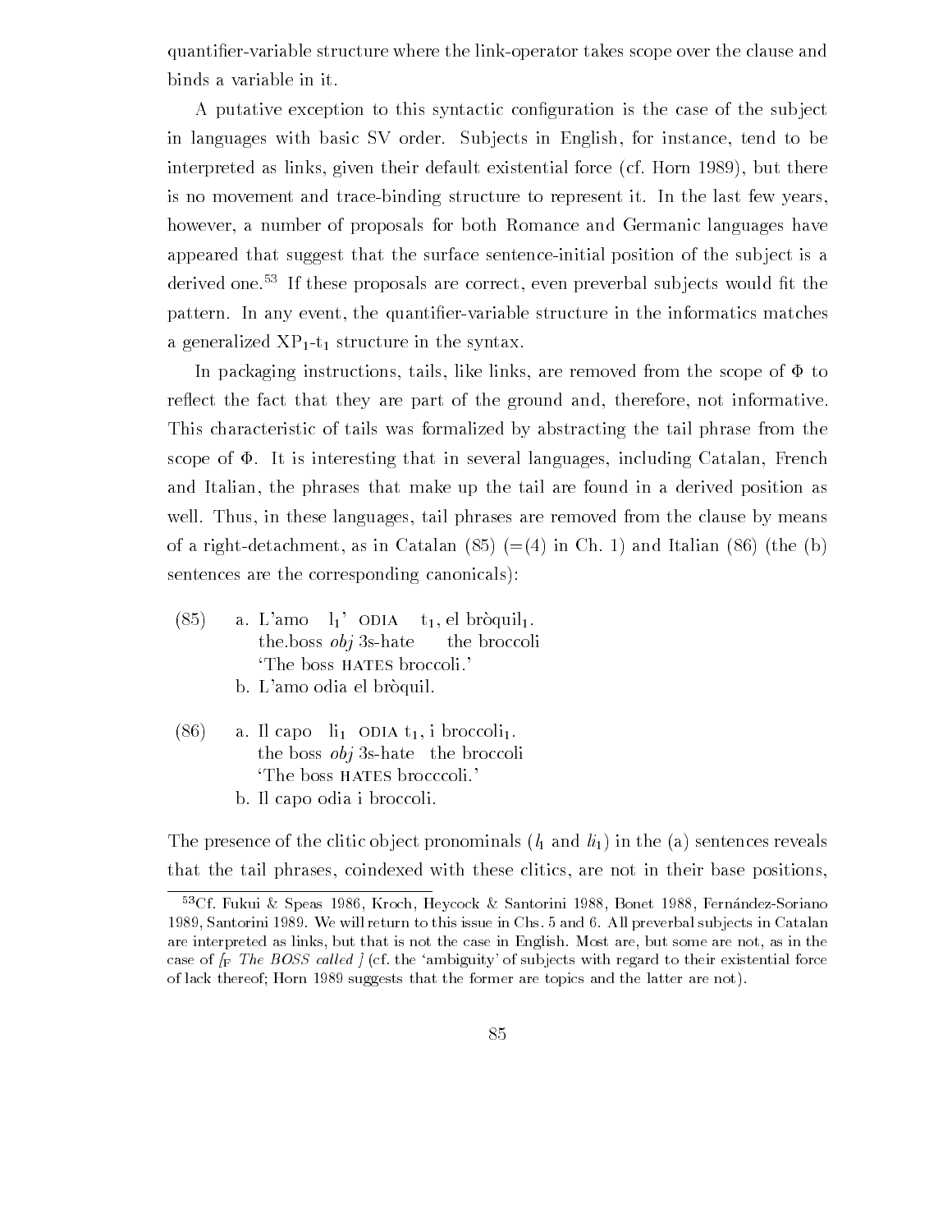quantifier-variable structure where the link-operator takes scope over the clause and binds a variable in it.

A putative exception to this syntactic configuration is the case of the subject in languages with basic SV order. Subjects in English, for instance, tend to be interpreted as links, given their default existential force (cf. Horn 1989), but there is no movement and trace-binding structure to represent it. In the last few years, however, a number of proposals for both Romance and Germanic languages have appeared that suggest that the surface sentence-initial position of the subject is a derived one.[53] If these proposals are correct, even preverbal subjects would fit the pattern. In any event, the quantifier-variable structure in the informatics matches a generalized $XP_1$-$t_1$ structure in the syntax.

In packaging instructions, tails, like links, are removed from the scope of $\Phi$ to reflect the fact that they are part of the ground and, therefore, not informative. This characteristic of tails was formalized by abstracting the tail phrase from the scope of $\Phi$. It is interesting that in several languages, including Catalan, French and Italian, the phrases that make up the tail are found in a derived position as well. Thus, in these languages, tail phrases are removed from the clause by means of a right-detachment, as in Catalan (85) (=(4) in Ch. 1) and Italian (86) (the (b) sentences are the corresponding canonicals):

(85) a. L'amo $l_1$' ODIA $t_1$, el bròquil$_1$.
   the.boss *obj* 3s-hate the broccoli
   'The boss HATES broccoli.'
  b. L'amo odia el bròquil.

(86) a. Il capo $li_1$ ODIA $t_1$, i broccoli$_1$.
   the boss *obj* 3s-hate the broccoli
   'The boss HATES brocccoli.'
  b. Il capo odia i broccoli.

The presence of the clitic object pronominals ($l_1$ and $li_1$) in the (a) sentences reveals that the tail phrases, coindexed with these clitics, are not in their base positions,

[53] Cf. Fukui & Speas 1986, Kroch, Heycock & Santorini 1988, Bonet 1988, Fernández-Soriano 1989, Santorini 1989. We will return to this issue in Chs. 5 and 6. All preverbal subjects in Catalan are interpreted as links, but that is not the case in English. Most are, but some are not, as in the case of $[_F$ *The BOSS called* $]$ (cf. the 'ambiguity' of subjects with regard to their existential force of lack thereof; Horn 1989 suggests that the former are topics and the latter are not).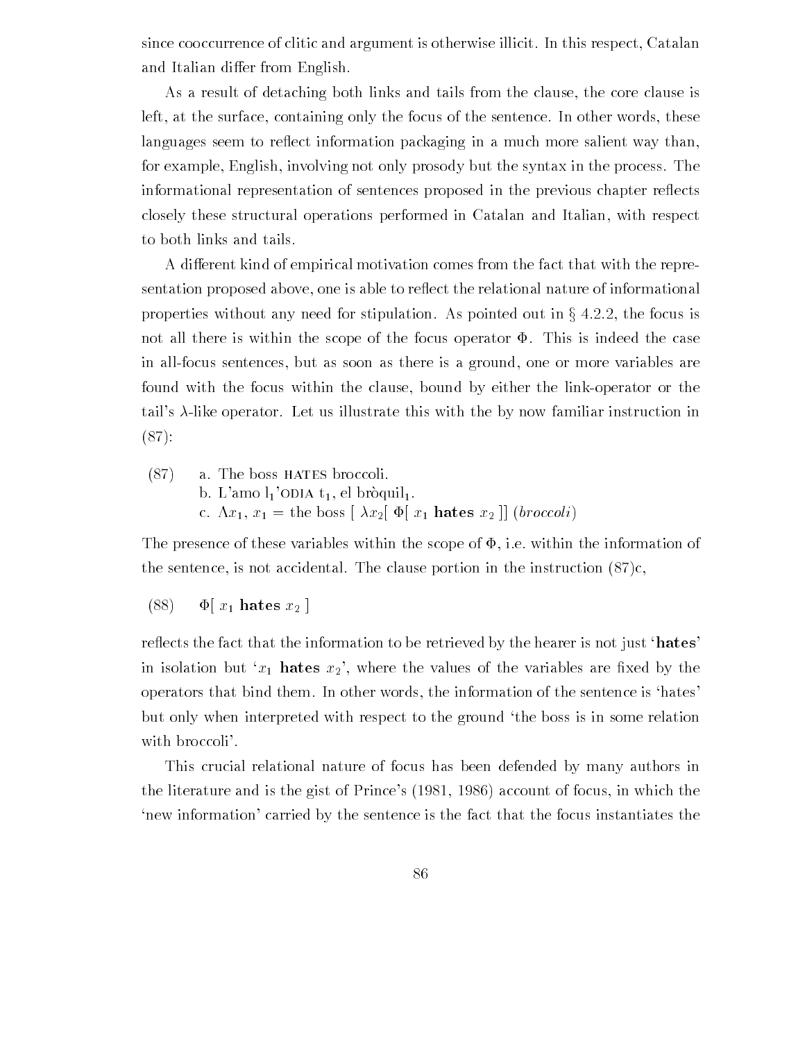since cooccurrence of clitic and argument is otherwise illicit. In this respect, Catalan and Italian differ from English.

As a result of detaching both links and tails from the clause, the core clause is left, at the surface, containing only the focus of the sentence. In other words, these languages seem to reflect information packaging in a much more salient way than, for example, English, involving not only prosody but the syntax in the process. The informational representation of sentences proposed in the previous chapter reflects closely these structural operations performed in Catalan and Italian, with respect to both links and tails.

A different kind of empirical motivation comes from the fact that with the representation proposed above, one is able to reflect the relational nature of informational properties without any need for stipulation. As pointed out in § 4.2.2, the focus is not all there is within the scope of the focus operator $\Phi$. This is indeed the case in all-focus sentences, but as soon as there is a ground, one or more variables are found with the focus within the clause, bound by either the link-operator or the tail's $\lambda$-like operator. Let us illustrate this with the by now familiar instruction in (87):

(87) a. The boss HATES broccoli.
b. L'amo $l_1$'ODIA $t_1$, el bròquil$_1$.
c. $\Lambda x_1$, $x_1$ = the boss [ $\lambda x_2$[ $\Phi$[ $x_1$ **hates** $x_2$ ]] (*broccoli*)

The presence of these variables within the scope of $\Phi$, i.e. within the information of the sentence, is not accidental. The clause portion in the instruction (87)c,

(88) $\Phi$[ $x_1$ **hates** $x_2$ ]

reflects the fact that the information to be retrieved by the hearer is not just '**hates**' in isolation but '$x_1$ **hates** $x_2$', where the values of the variables are fixed by the operators that bind them. In other words, the information of the sentence is 'hates' but only when interpreted with respect to the ground 'the boss is in some relation with broccoli'.

This crucial relational nature of focus has been defended by many authors in the literature and is the gist of Prince's (1981, 1986) account of focus, in which the 'new information' carried by the sentence is the fact that the focus instantiates the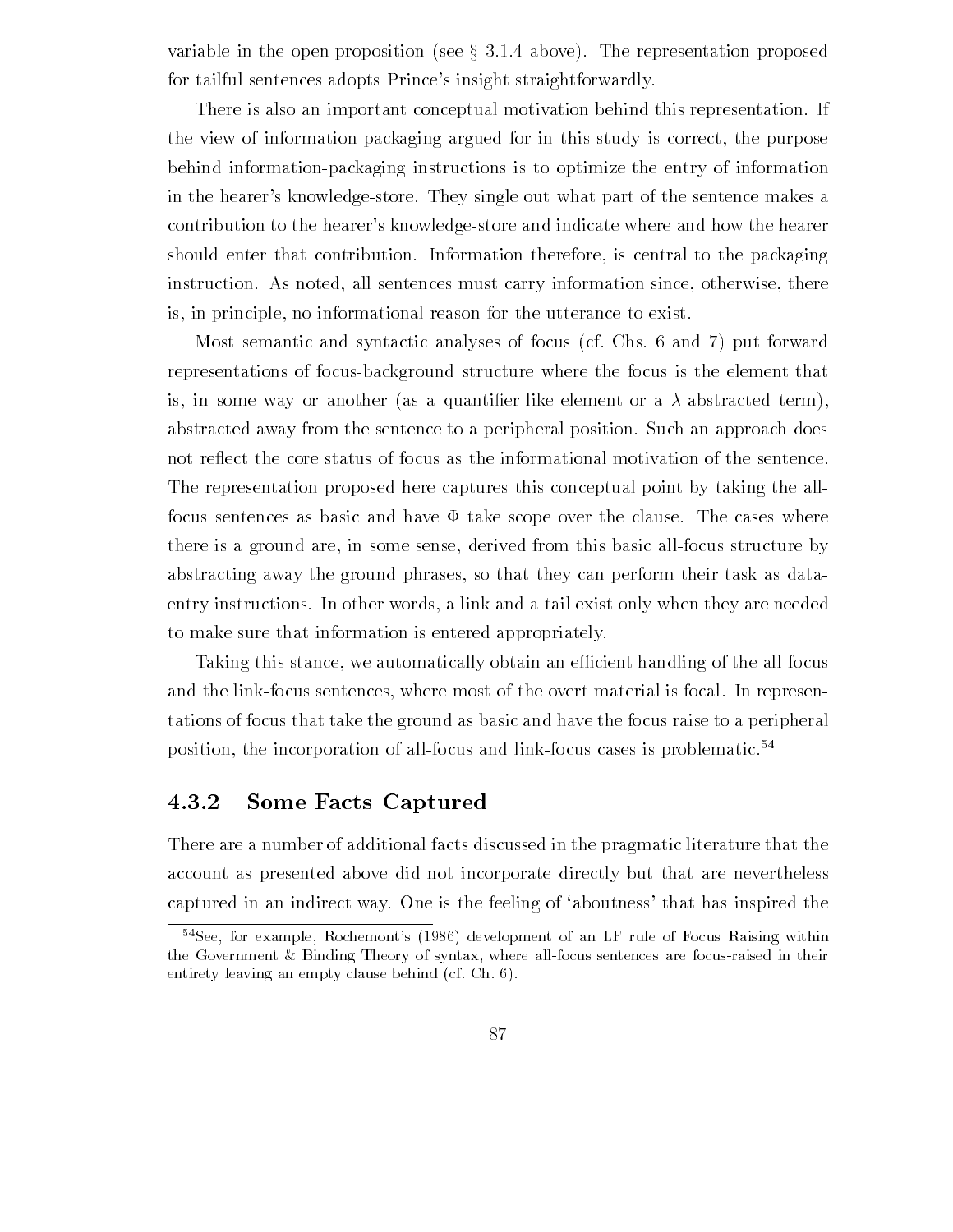variable in the open-proposition (see § 3.1.4 above). The representation proposed for tailful sentences adopts Prince's insight straightforwardly.

There is also an important conceptual motivation behind this representation. If the view of information packaging argued for in this study is correct, the purpose behind information-packaging instructions is to optimize the entry of information in the hearer's knowledge-store. They single out what part of the sentence makes a contribution to the hearer's knowledge-store and indicate where and how the hearer should enter that contribution. Information therefore, is central to the packaging instruction. As noted, all sentences must carry information since, otherwise, there is, in principle, no informational reason for the utterance to exist.

Most semantic and syntactic analyses of focus (cf. Chs. 6 and 7) put forward representations of focus-background structure where the focus is the element that is, in some way or another (as a quantifier-like element or a $\lambda$-abstracted term), abstracted away from the sentence to a peripheral position. Such an approach does not reflect the core status of focus as the informational motivation of the sentence. The representation proposed here captures this conceptual point by taking the all-focus sentences as basic and have $\Phi$ take scope over the clause. The cases where there is a ground are, in some sense, derived from this basic all-focus structure by abstracting away the ground phrases, so that they can perform their task as data-entry instructions. In other words, a link and a tail exist only when they are needed to make sure that information is entered appropriately.

Taking this stance, we automatically obtain an efficient handling of the all-focus and the link-focus sentences, where most of the overt material is focal. In representations of focus that take the ground as basic and have the focus raise to a peripheral position, the incorporation of all-focus and link-focus cases is problematic.[54]

### 4.3.2 Some Facts Captured

There are a number of additional facts discussed in the pragmatic literature that the account as presented above did not incorporate directly but that are nevertheless captured in an indirect way. One is the feeling of 'aboutness' that has inspired the

[54] See, for example, Rochemont's (1986) development of an LF rule of Focus Raising within the Government & Binding Theory of syntax, where all-focus sentences are focus-raised in their entirety leaving an empty clause behind (cf. Ch. 6).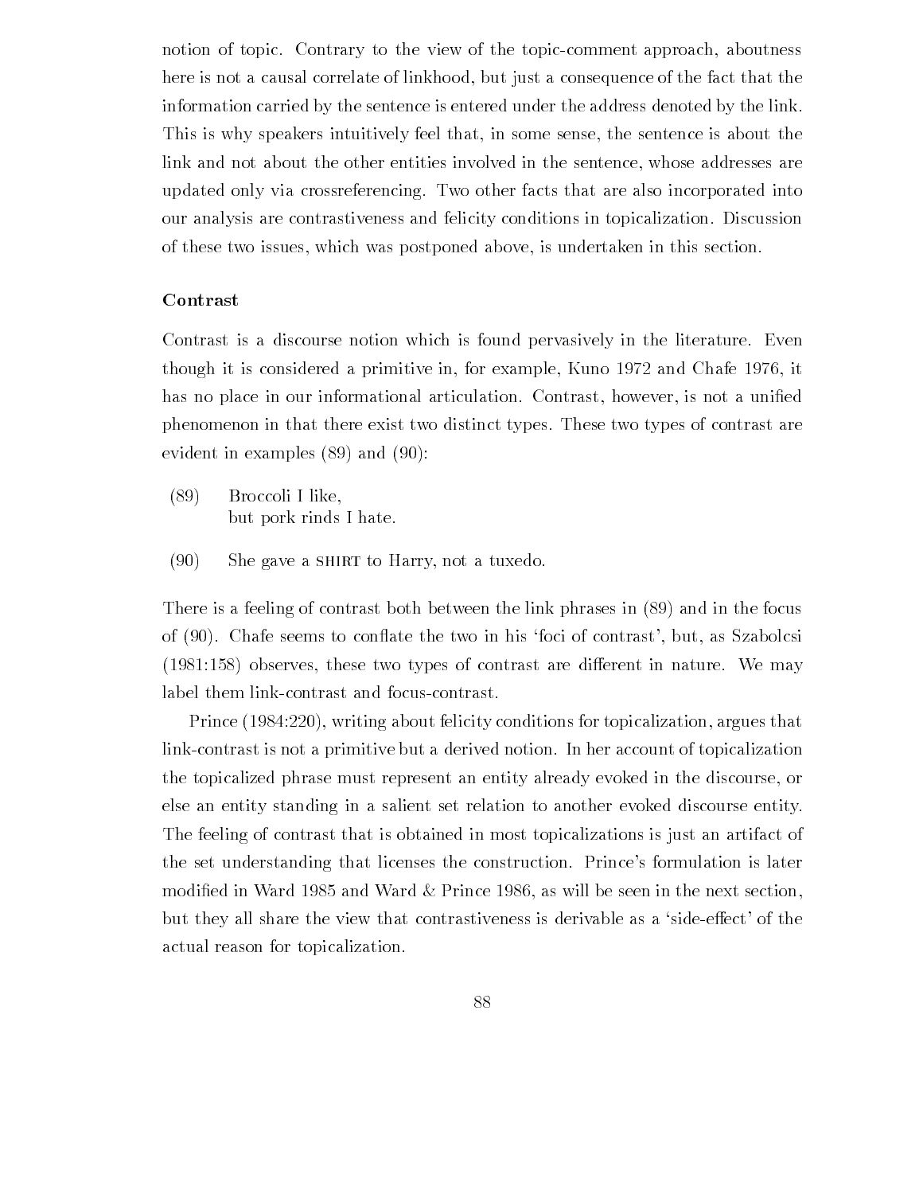notion of topic. Contrary to the view of the topic-comment approach, aboutness here is not a causal correlate of linkhood, but just a consequence of the fact that the information carried by the sentence is entered under the address denoted by the link. This is why speakers intuitively feel that, in some sense, the sentence is about the link and not about the other entities involved in the sentence, whose addresses are updated only via crossreferencing. Two other facts that are also incorporated into our analysis are contrastiveness and felicity conditions in topicalization. Discussion of these two issues, which was postponed above, is undertaken in this section.

### Contrast

Contrast is a discourse notion which is found pervasively in the literature. Even though it is considered a primitive in, for example, Kuno 1972 and Chafe 1976, it has no place in our informational articulation. Contrast, however, is not a unified phenomenon in that there exist two distinct types. These two types of contrast are evident in examples (89) and (90):

(89) Broccoli I like,
but pork rinds I hate.

(90) She gave a SHIRT to Harry, not a tuxedo.

There is a feeling of contrast both between the link phrases in (89) and in the focus of (90). Chafe seems to conflate the two in his 'foci of contrast', but, as Szabolcsi (1981:158) observes, these two types of contrast are different in nature. We may label them link-contrast and focus-contrast.

Prince (1984:220), writing about felicity conditions for topicalization, argues that link-contrast is not a primitive but a derived notion. In her account of topicalization the topicalized phrase must represent an entity already evoked in the discourse, or else an entity standing in a salient set relation to another evoked discourse entity. The feeling of contrast that is obtained in most topicalizations is just an artifact of the set understanding that licenses the construction. Prince's formulation is later modified in Ward 1985 and Ward & Prince 1986, as will be seen in the next section, but they all share the view that contrastiveness is derivable as a 'side-effect' of the actual reason for topicalization.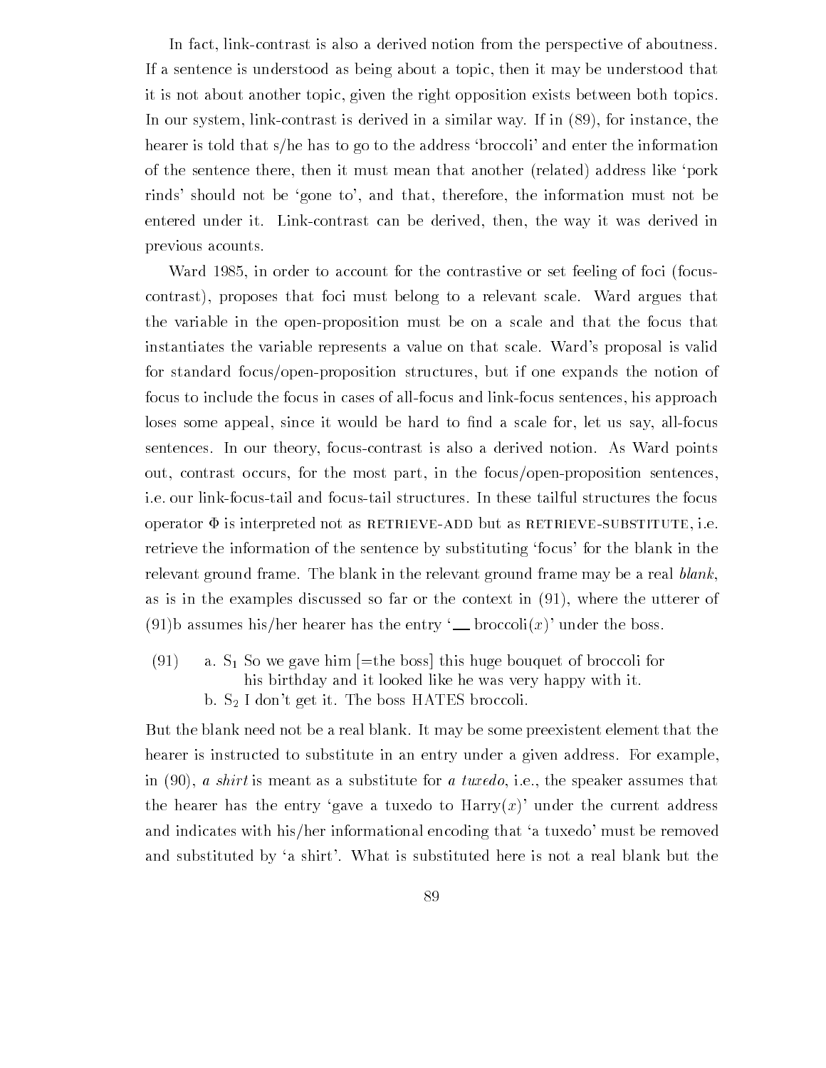In fact, link-contrast is also a derived notion from the perspective of aboutness. If a sentence is understood as being about a topic, then it may be understood that it is not about another topic, given the right opposition exists between both topics. In our system, link-contrast is derived in a similar way. If in (89), for instance, the hearer is told that s/he has to go to the address 'broccoli' and enter the information of the sentence there, then it must mean that another (related) address like 'pork rinds' should not be 'gone to', and that, therefore, the information must not be entered under it. Link-contrast can be derived, then, the way it was derived in previous acounts.

Ward 1985, in order to account for the contrastive or set feeling of foci (focus-contrast), proposes that foci must belong to a relevant scale. Ward argues that the variable in the open-proposition must be on a scale and that the focus that instantiates the variable represents a value on that scale. Ward's proposal is valid for standard focus/open-proposition structures, but if one expands the notion of focus to include the focus in cases of all-focus and link-focus sentences, his approach loses some appeal, since it would be hard to find a scale for, let us say, all-focus sentences. In our theory, focus-contrast is also a derived notion. As Ward points out, contrast occurs, for the most part, in the focus/open-proposition sentences, i.e. our link-focus-tail and focus-tail structures. In these tailful structures the focus operator $\Phi$ is interpreted not as RETRIEVE-ADD but as RETRIEVE-SUBSTITUTE, i.e. retrieve the information of the sentence by substituting 'focus' for the blank in the relevant ground frame. The blank in the relevant ground frame may be a real *blank*, as is in the examples discussed so far or the context in (91), where the utterer of (91)b assumes his/her hearer has the entry '__ broccoli($x$)' under the boss.

(91) a. $S_1$ So we gave him [=the boss] this huge bouquet of broccoli for his birthday and it looked like he was very happy with it.
b. $S_2$ I don't get it. The boss HATES broccoli.

But the blank need not be a real blank. It may be some preexistent element that the hearer is instructed to substitute in an entry under a given address. For example, in (90), *a shirt* is meant as a substitute for *a tuxedo*, i.e., the speaker assumes that the hearer has the entry 'gave a tuxedo to Harry($x$)' under the current address and indicates with his/her informational encoding that 'a tuxedo' must be removed and substituted by 'a shirt'. What is substituted here is not a real blank but the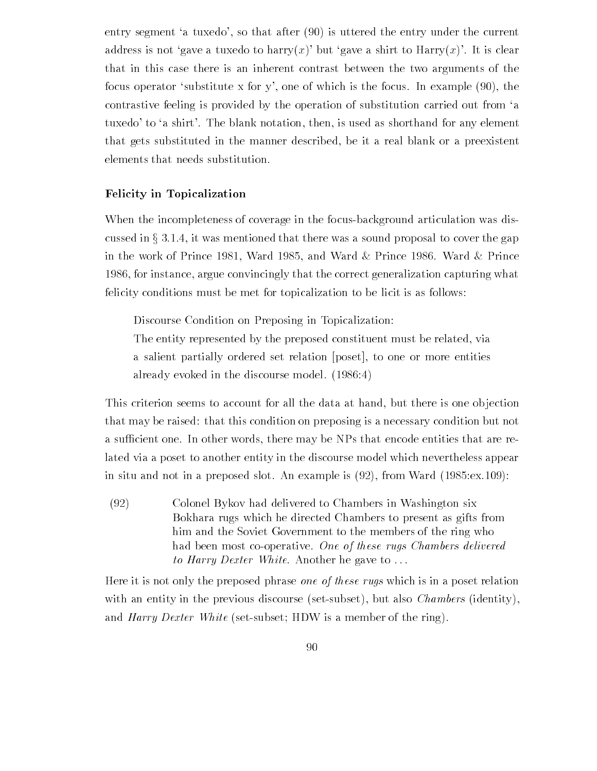entry segment 'a tuxedo', so that after (90) is uttered the entry under the current address is not 'gave a tuxedo to harry($x$)' but 'gave a shirt to Harry($x$)'. It is clear that in this case there is an inherent contrast between the two arguments of the focus operator 'substitute x for y', one of which is the focus. In example (90), the contrastive feeling is provided by the operation of substitution carried out from 'a tuxedo' to 'a shirt'. The blank notation, then, is used as shorthand for any element that gets substituted in the manner described, be it a real blank or a preexistent elements that needs substitution.

### Felicity in Topicalization

When the incompleteness of coverage in the focus-background articulation was discussed in § 3.1.4, it was mentioned that there was a sound proposal to cover the gap in the work of Prince 1981, Ward 1985, and Ward & Prince 1986. Ward & Prince 1986, for instance, argue convincingly that the correct generalization capturing what felicity conditions must be met for topicalization to be licit is as follows:

> Discourse Condition on Preposing in Topicalization:
> The entity represented by the preposed constituent must be related, via a salient partially ordered set relation [poset], to one or more entities already evoked in the discourse model. (1986:4)

This criterion seems to account for all the data at hand, but there is one objection that may be raised: that this condition on preposing is a necessary condition but not a sufficient one. In other words, there may be NPs that encode entities that are related via a poset to another entity in the discourse model which nevertheless appear in situ and not in a preposed slot. An example is (92), from Ward (1985:ex.109):

(92) Colonel Bykov had delivered to Chambers in Washington six Bokhara rugs which he directed Chambers to present as gifts from him and the Soviet Government to the members of the ring who had been most co-operative. *One of these rugs Chambers delivered to Harry Dexter White.* Another he gave to ...

Here it is not only the preposed phrase *one of these rugs* which is in a poset relation with an entity in the previous discourse (set-subset), but also *Chambers* (identity), and *Harry Dexter White* (set-subset; HDW is a member of the ring).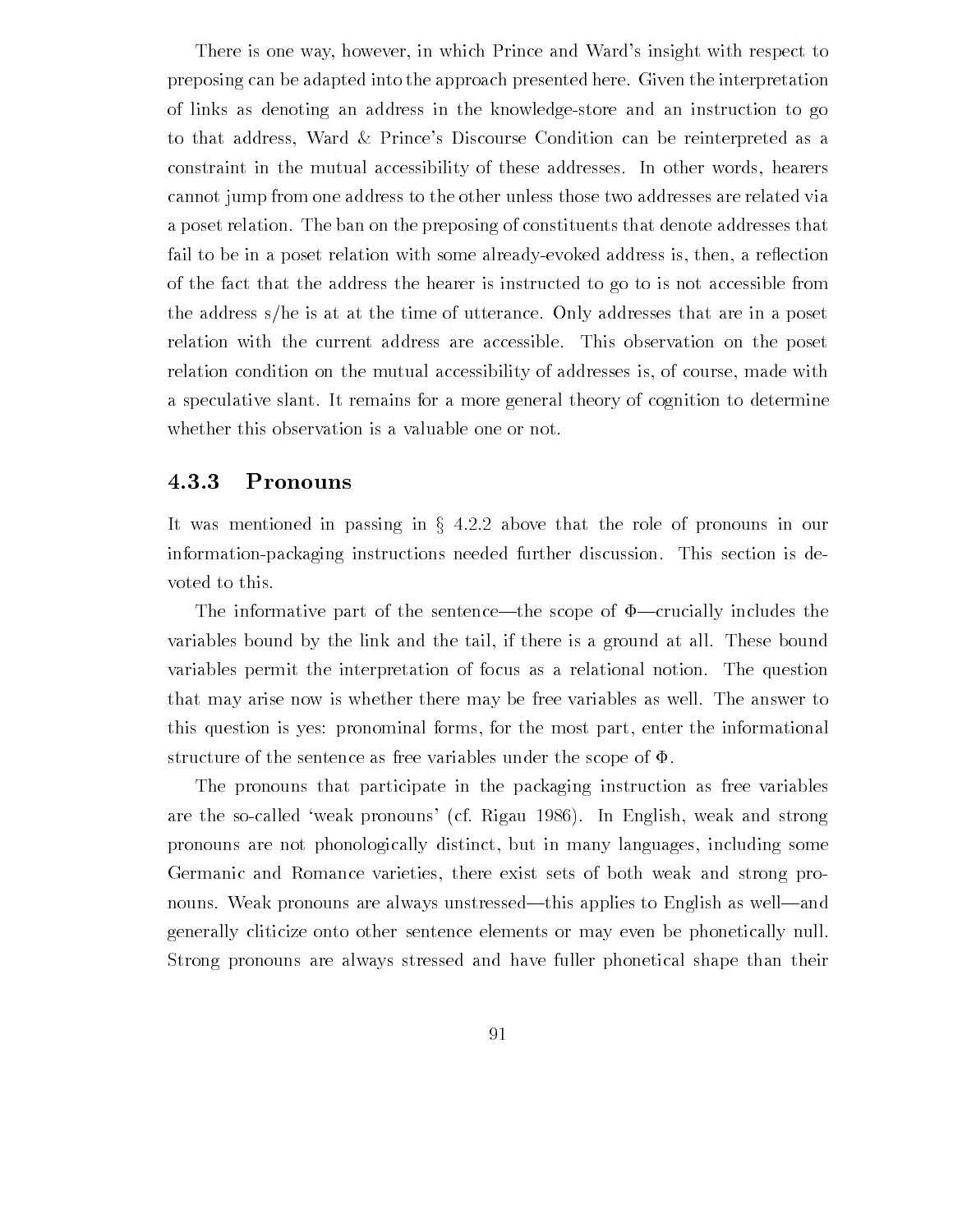There is one way, however, in which Prince and Ward's insight with respect to preposing can be adapted into the approach presented here. Given the interpretation of links as denoting an address in the knowledge-store and an instruction to go to that address, Ward & Prince's Discourse Condition can be reinterpreted as a constraint in the mutual accessibility of these addresses. In other words, hearers cannot jump from one address to the other unless those two addresses are related via a poset relation. The ban on the preposing of constituents that denote addresses that fail to be in a poset relation with some already-evoked address is, then, a reflection of the fact that the address the hearer is instructed to go to is not accessible from the address s/he is at at the time of utterance. Only addresses that are in a poset relation with the current address are accessible. This observation on the poset relation condition on the mutual accessibility of addresses is, of course, made with a speculative slant. It remains for a more general theory of cognition to determine whether this observation is a valuable one or not.

### 4.3.3 Pronouns

It was mentioned in passing in § 4.2.2 above that the role of pronouns in our information-packaging instructions needed further discussion. This section is devoted to this.

The informative part of the sentence—the scope of $\Phi$—crucially includes the variables bound by the link and the tail, if there is a ground at all. These bound variables permit the interpretation of focus as a relational notion. The question that may arise now is whether there may be free variables as well. The answer to this question is yes: pronominal forms, for the most part, enter the informational structure of the sentence as free variables under the scope of $\Phi$.

The pronouns that participate in the packaging instruction as free variables are the so-called 'weak pronouns' (cf. Rigau 1986). In English, weak and strong pronouns are not phonologically distinct, but in many languages, including some Germanic and Romance varieties, there exist sets of both weak and strong pronouns. Weak pronouns are always unstressed—this applies to English as well—and generally cliticize onto other sentence elements or may even be phonetically null. Strong pronouns are always stressed and have fuller phonetical shape than their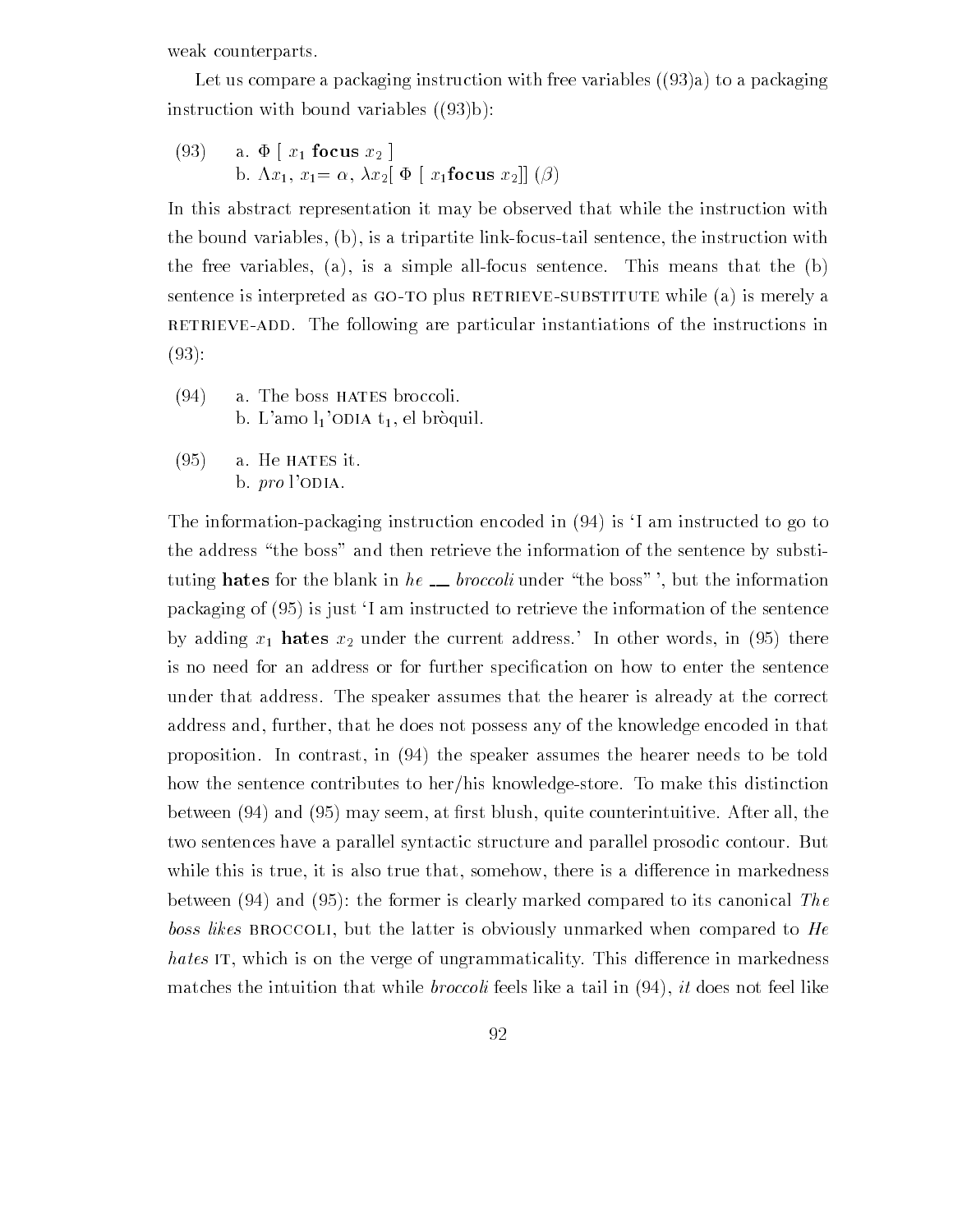weak counterparts.

Let us compare a packaging instruction with free variables ((93)a) to a packaging instruction with bound variables ((93)b):

(93) a. $\Phi$ [ $x_1$ **focus** $x_2$ ]
  b. $\Lambda x_1$, $x_1 = \alpha$, $\lambda x_2$[ $\Phi$ [ $x_1$**focus** $x_2$]] ($\beta$)

In this abstract representation it may be observed that while the instruction with the bound variables, (b), is a tripartite link-focus-tail sentence, the instruction with the free variables, (a), is a simple all-focus sentence. This means that the (b) sentence is interpreted as GO-TO plus RETRIEVE-SUBSTITUTE while (a) is merely a RETRIEVE-ADD. The following are particular instantiations of the instructions in (93):

(94) a. The boss HATES broccoli.
  b. L'amo $l_1$'ODIA $t_1$, el bròquil.

(95) a. He HATES it.
  b. *pro* l'ODIA.

The information-packaging instruction encoded in (94) is 'I am instructed to go to the address "the boss" and then retrieve the information of the sentence by substituting **hates** for the blank in *he* __ *broccoli* under "the boss" ', but the information packaging of (95) is just 'I am instructed to retrieve the information of the sentence by adding $x_1$ **hates** $x_2$ under the current address.' In other words, in (95) there is no need for an address or for further specification on how to enter the sentence under that address. The speaker assumes that the hearer is already at the correct address and, further, that he does not possess any of the knowledge encoded in that proposition. In contrast, in (94) the speaker assumes the hearer needs to be told how the sentence contributes to her/his knowledge-store. To make this distinction between (94) and (95) may seem, at first blush, quite counterintuitive. After all, the two sentences have a parallel syntactic structure and parallel prosodic contour. But while this is true, it is also true that, somehow, there is a difference in markedness between (94) and (95): the former is clearly marked compared to its canonical *The boss likes* BROCCOLI, but the latter is obviously unmarked when compared to *He hates* IT, which is on the verge of ungrammaticality. This difference in markedness matches the intuition that while *broccoli* feels like a tail in (94), *it* does not feel like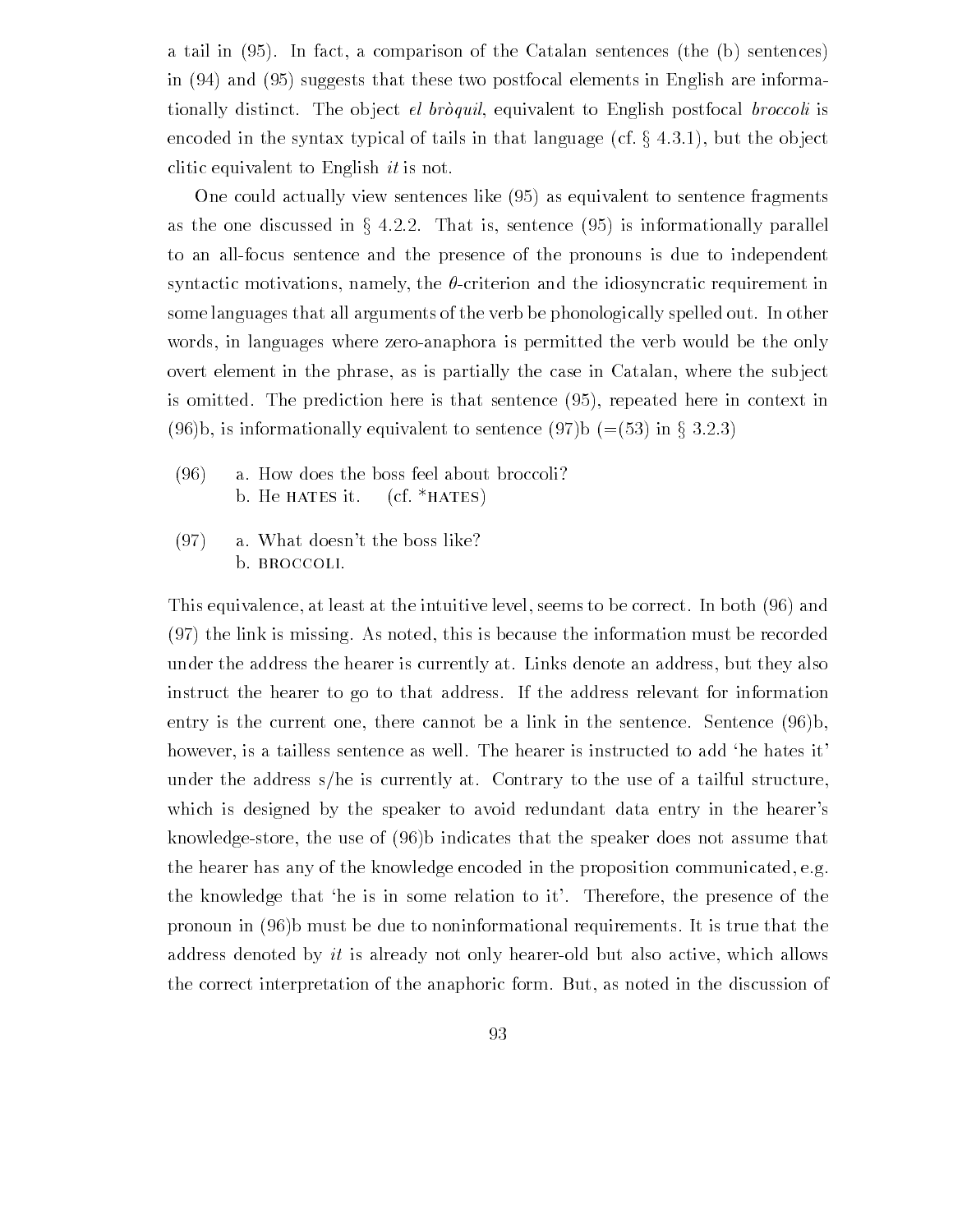a tail in (95). In fact, a comparison of the Catalan sentences (the (b) sentences) in (94) and (95) suggests that these two postfocal elements in English are informationally distinct. The object *el bròquil*, equivalent to English postfocal *broccoli* is encoded in the syntax typical of tails in that language (cf. § 4.3.1), but the object clitic equivalent to English *it* is not.

One could actually view sentences like (95) as equivalent to sentence fragments as the one discussed in § 4.2.2. That is, sentence (95) is informationally parallel to an all-focus sentence and the presence of the pronouns is due to independent syntactic motivations, namely, the $\theta$-criterion and the idiosyncratic requirement in some languages that all arguments of the verb be phonologically spelled out. In other words, in languages where zero-anaphora is permitted the verb would be the only overt element in the phrase, as is partially the case in Catalan, where the subject is omitted. The prediction here is that sentence (95), repeated here in context in (96)b, is informationally equivalent to sentence (97)b (=(53) in § 3.2.3)

(96) a. How does the boss feel about broccoli?
b. He HATES it. (cf. *HATES)

(97) a. What doesn't the boss like?
b. BROCCOLI.

This equivalence, at least at the intuitive level, seems to be correct. In both (96) and (97) the link is missing. As noted, this is because the information must be recorded under the address the hearer is currently at. Links denote an address, but they also instruct the hearer to go to that address. If the address relevant for information entry is the current one, there cannot be a link in the sentence. Sentence (96)b, however, is a tailless sentence as well. The hearer is instructed to add 'he hates it' under the address s/he is currently at. Contrary to the use of a tailful structure, which is designed by the speaker to avoid redundant data entry in the hearer's knowledge-store, the use of (96)b indicates that the speaker does not assume that the hearer has any of the knowledge encoded in the proposition communicated, e.g. the knowledge that 'he is in some relation to it'. Therefore, the presence of the pronoun in (96)b must be due to noninformational requirements. It is true that the address denoted by *it* is already not only hearer-old but also active, which allows the correct interpretation of the anaphoric form. But, as noted in the discussion of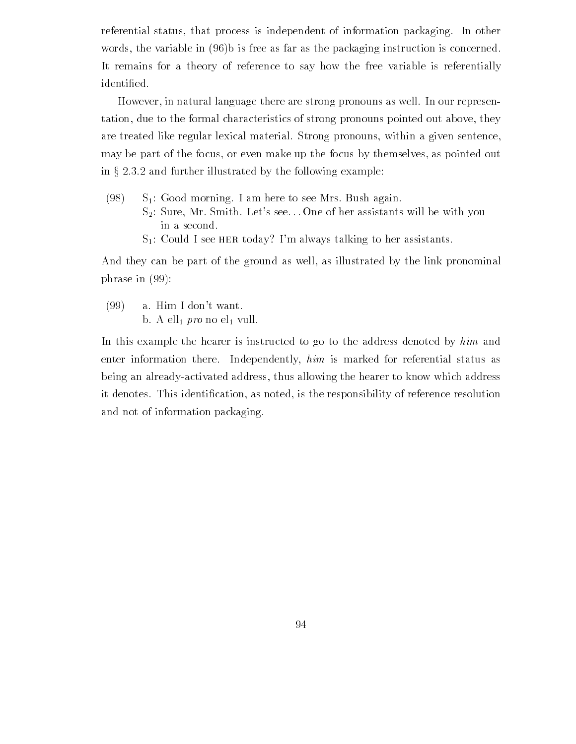referential status, that process is independent of information packaging. In other words, the variable in (96)b is free as far as the packaging instruction is concerned. It remains for a theory of reference to say how the free variable is referentially identified.

However, in natural language there are strong pronouns as well. In our representation, due to the formal characteristics of strong pronouns pointed out above, they are treated like regular lexical material. Strong pronouns, within a given sentence, may be part of the focus, or even make up the focus by themselves, as pointed out in § 2.3.2 and further illustrated by the following example:

(98) $S_1$: Good morning. I am here to see Mrs. Bush again.
$S_2$: Sure, Mr. Smith. Let's see... One of her assistants will be with you in a second.
$S_1$: Could I see HER today? I'm always talking to her assistants.

And they can be part of the ground as well, as illustrated by the link pronominal phrase in (99):

(99) a. Him I don't want.
b. A $ell_1$ *pro* no $el_1$ vull.

In this example the hearer is instructed to go to the address denoted by *him* and enter information there. Independently, *him* is marked for referential status as being an already-activated address, thus allowing the hearer to know which address it denotes. This identification, as noted, is the responsibility of reference resolution and not of information packaging.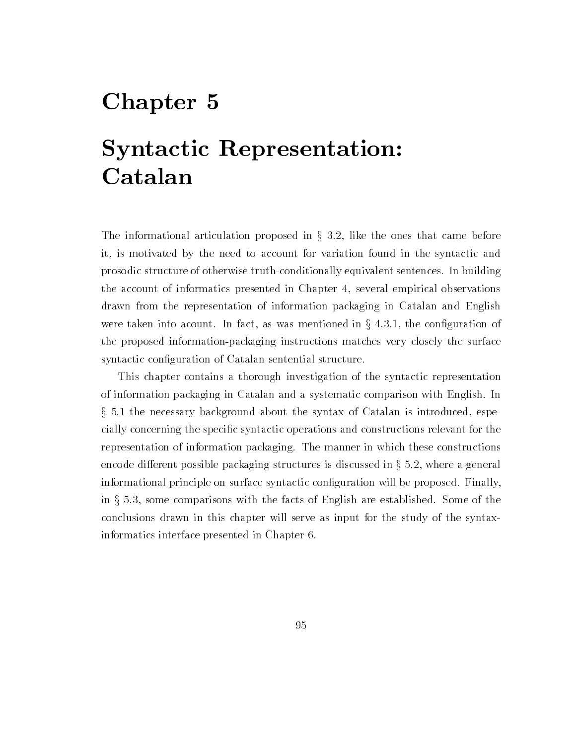# Chapter 5

# Syntactic Representation: Catalan

The informational articulation proposed in § 3.2, like the ones that came before it, is motivated by the need to account for variation found in the syntactic and prosodic structure of otherwise truth-conditionally equivalent sentences. In building the account of informatics presented in Chapter 4, several empirical observations drawn from the representation of information packaging in Catalan and English were taken into acount. In fact, as was mentioned in § 4.3.1, the configuration of the proposed information-packaging instructions matches very closely the surface syntactic configuration of Catalan sentential structure.

This chapter contains a thorough investigation of the syntactic representation of information packaging in Catalan and a systematic comparison with English. In § 5.1 the necessary background about the syntax of Catalan is introduced, especially concerning the specific syntactic operations and constructions relevant for the representation of information packaging. The manner in which these constructions encode different possible packaging structures is discussed in § 5.2, where a general informational principle on surface syntactic configuration will be proposed. Finally, in § 5.3, some comparisons with the facts of English are established. Some of the conclusions drawn in this chapter will serve as input for the study of the syntax-informatics interface presented in Chapter 6.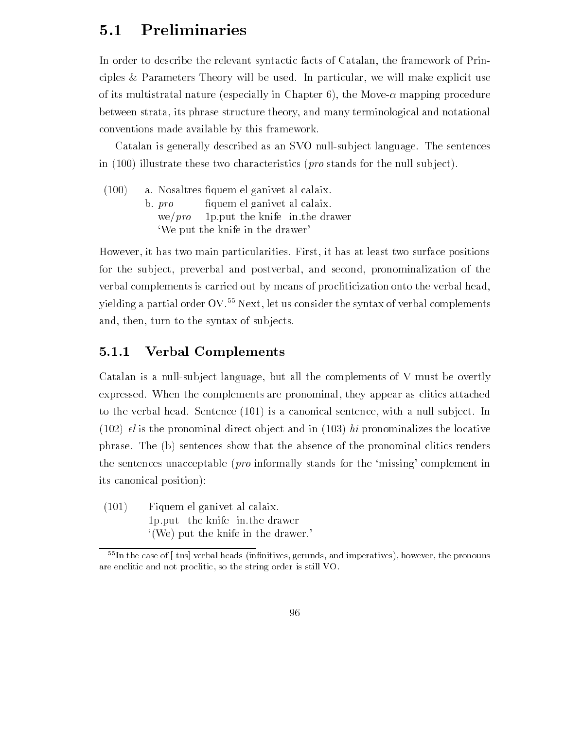## 5.1 Preliminaries

In order to describe the relevant syntactic facts of Catalan, the framework of Principles & Parameters Theory will be used. In particular, we will make explicit use of its multistratal nature (especially in Chapter 6), the Move-$\alpha$ mapping procedure between strata, its phrase structure theory, and many terminological and notational conventions made available by this framework.

Catalan is generally described as an SVO null-subject language. The sentences in (100) illustrate these two characteristics (*pro* stands for the null subject).

(100) a. Nosaltres fiquem el ganivet al calaix.
b. *pro* fiquem el ganivet al calaix.
we/*pro* 1p.put the knife in.the drawer
'We put the knife in the drawer'

However, it has two main particularities. First, it has at least two surface positions for the subject, preverbal and postverbal, and second, pronominalization of the verbal complements is carried out by means of procliticization onto the verbal head, yielding a partial order OV.[55] Next, let us consider the syntax of verbal complements and, then, turn to the syntax of subjects.

### 5.1.1 Verbal Complements

Catalan is a null-subject language, but all the complements of V must be overtly expressed. When the complements are pronominal, they appear as clitics attached to the verbal head. Sentence (101) is a canonical sentence, with a null subject. In (102) *el* is the pronominal direct object and in (103) *hi* pronominalizes the locative phrase. The (b) sentences show that the absence of the pronominal clitics renders the sentences unacceptable (*pro* informally stands for the 'missing' complement in its canonical position):

(101) Fiquem el ganivet al calaix.
1p.put the knife in.the drawer
'(We) put the knife in the drawer.'

[55] In the case of [-tns] verbal heads (infinitives, gerunds, and imperatives), however, the pronouns are enclitic and not proclitic, so the string order is still VO.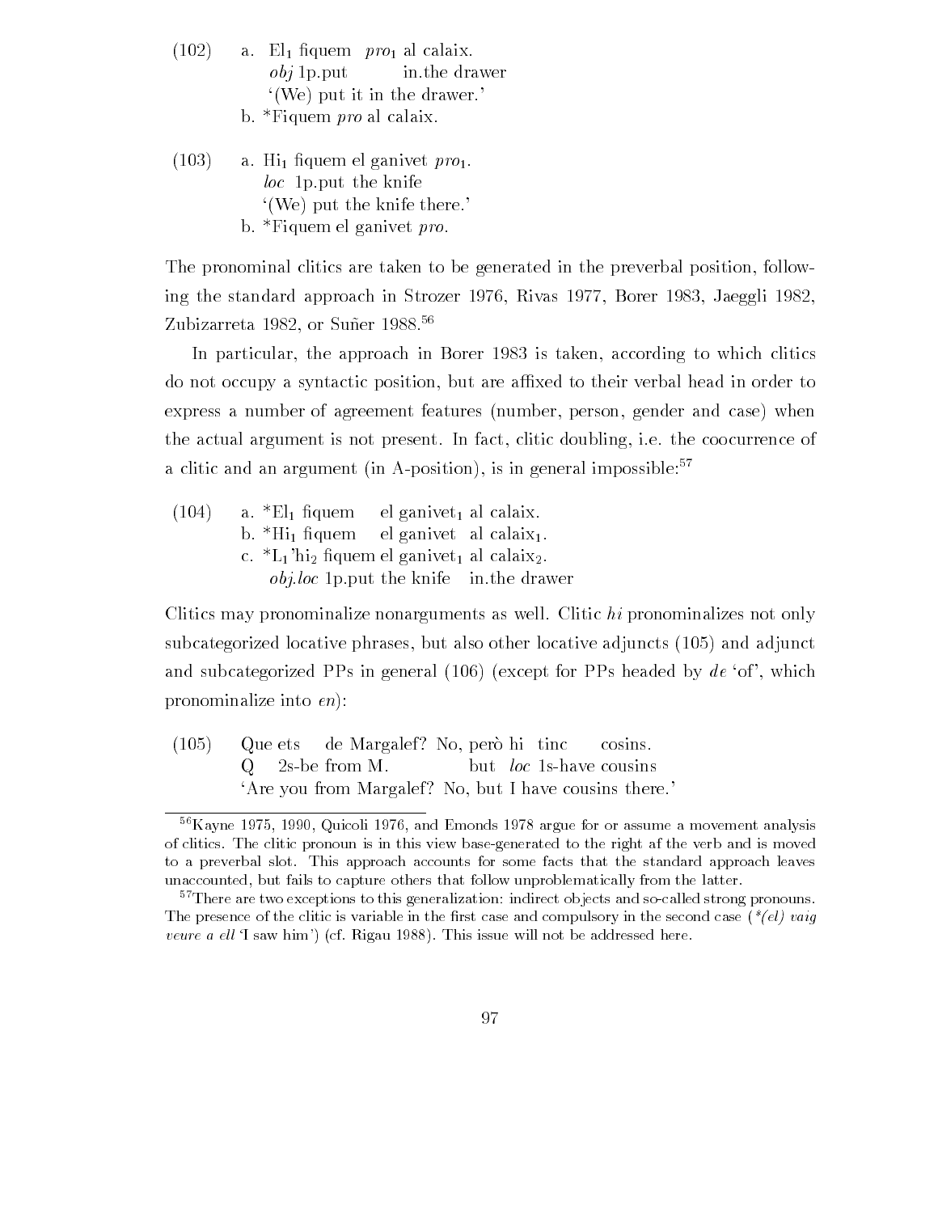(102) a. El$_1$ fiquem *pro*$_1$ al calaix.
*obj* 1p.put in.the drawer
'(We) put it in the drawer.'
b. *Fiquem *pro* al calaix.

(103) a. Hi$_1$ fiquem el ganivet *pro*$_1$.
*loc* 1p.put the knife
'(We) put the knife there.'
b. *Fiquem el ganivet *pro*.

The pronominal clitics are taken to be generated in the preverbal position, following the standard approach in Strozer 1976, Rivas 1977, Borer 1983, Jaeggli 1982, Zubizarreta 1982, or Suñer 1988.[56]

In particular, the approach in Borer 1983 is taken, according to which clitics do not occupy a syntactic position, but are affixed to their verbal head in order to express a number of agreement features (number, person, gender and case) when the actual argument is not present. In fact, clitic doubling, i.e. the coocurrence of a clitic and an argument (in A-position), is in general impossible:[57]

(104) a. *El$_1$ fiquem el ganivet$_1$ al calaix.
b. *Hi$_1$ fiquem el ganivet al calaix$_1$.
c. *L$_1$'hi$_2$ fiquem el ganivet$_1$ al calaix$_2$.
*obj.loc* 1p.put the knife in.the drawer

Clitics may pronominalize nonarguments as well. Clitic *hi* pronominalizes not only subcategorized locative phrases, but also other locative adjuncts (105) and adjunct and subcategorized PPs in general (106) (except for PPs headed by *de* 'of', which pronominalize into *en*):

(105) Que ets de Margalef? No, però hi tinc cosins.
Q 2s-be from M. but *loc* 1s-have cousins
'Are you from Margalef? No, but I have cousins there.'

---

[56] Kayne 1975, 1990, Quicoli 1976, and Emonds 1978 argue for or assume a movement analysis of clitics. The clitic pronoun is in this view base-generated to the right af the verb and is moved to a preverbal slot. This approach accounts for some facts that the standard approach leaves unaccounted, but fails to capture others that follow unproblematically from the latter.

[57] There are two exceptions to this generalization: indirect objects and so-called strong pronouns. The presence of the clitic is variable in the first case and compulsory in the second case (*\*(el) vaig veure a ell* 'I saw him') (cf. Rigau 1988). This issue will not be addressed here.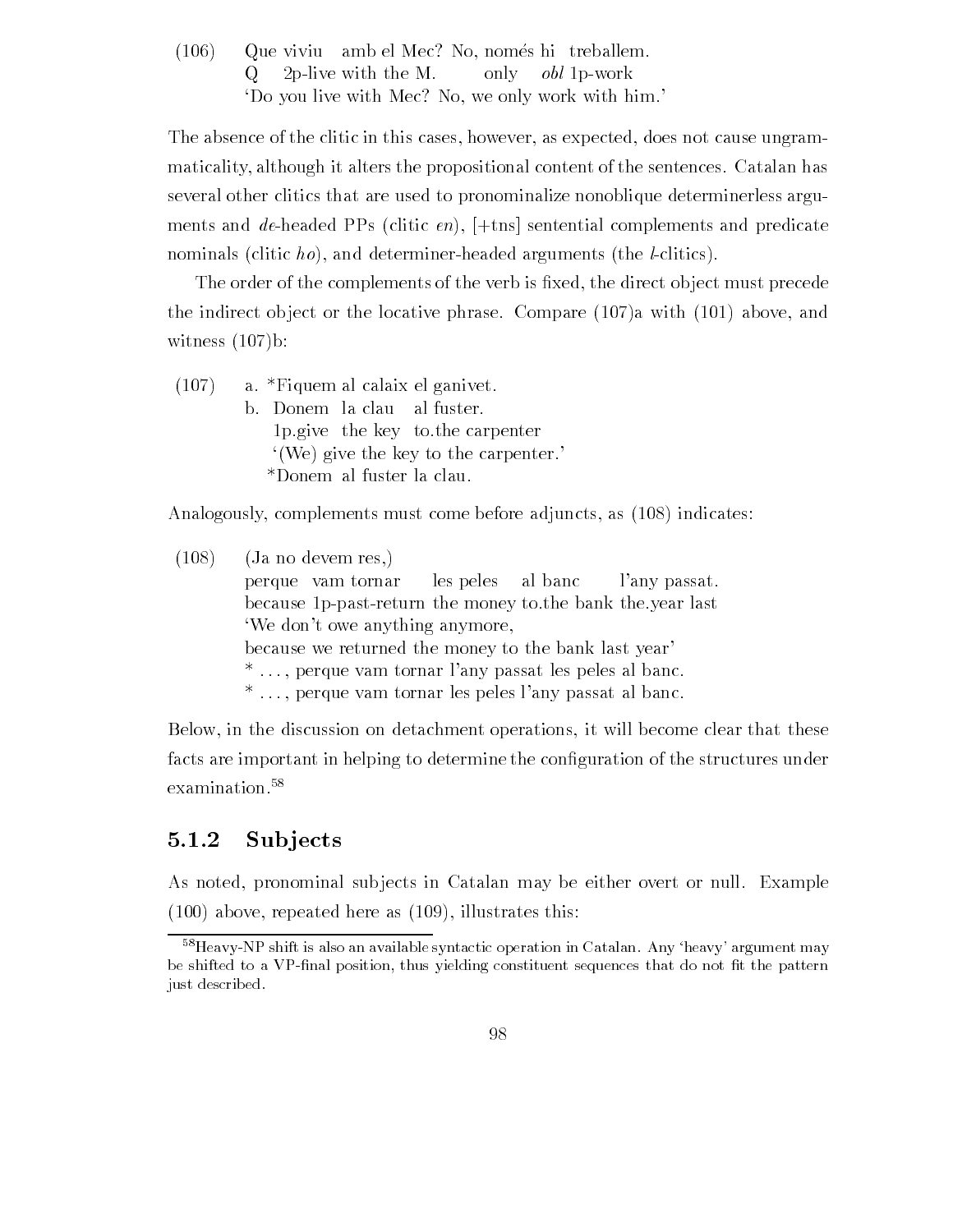(106) Que viviu amb el Mec? No, només hi treballem.
Q 2p-live with the M. only *obl* 1p-work
'Do you live with Mec? No, we only work with him.'

The absence of the clitic in this cases, however, as expected, does not cause ungrammaticality, although it alters the propositional content of the sentences. Catalan has several other clitics that are used to pronominalize nonoblique determinerless arguments and *de*-headed PPs (clitic *en*), [+tns] sentential complements and predicate nominals (clitic *ho*), and determiner-headed arguments (the *l*-clitics).

The order of the complements of the verb is fixed, the direct object must precede the indirect object or the locative phrase. Compare (107)a with (101) above, and witness (107)b:

(107) a. *Fiquem al calaix el ganivet.
b. Donem la clau al fuster.
1p.give the key to.the carpenter
'(We) give the key to the carpenter.'
*Donem al fuster la clau.

Analogously, complements must come before adjuncts, as (108) indicates:

(108) (Ja no devem res,)
perque vam tornar les peles al banc l'any passat.
because 1p-past-return the money to.the bank the.year last
'We don't owe anything anymore,
because we returned the money to the bank last year'
* . . . , perque vam tornar l'any passat les peles al banc.
* . . . , perque vam tornar les peles l'any passat al banc.

Below, in the discussion on detachment operations, it will become clear that these facts are important in helping to determine the configuration of the structures under examination.[58]

### 5.1.2 Subjects

As noted, pronominal subjects in Catalan may be either overt or null. Example (100) above, repeated here as (109), illustrates this:

[58] Heavy-NP shift is also an available syntactic operation in Catalan. Any 'heavy' argument may be shifted to a VP-final position, thus yielding constituent sequences that do not fit the pattern just described.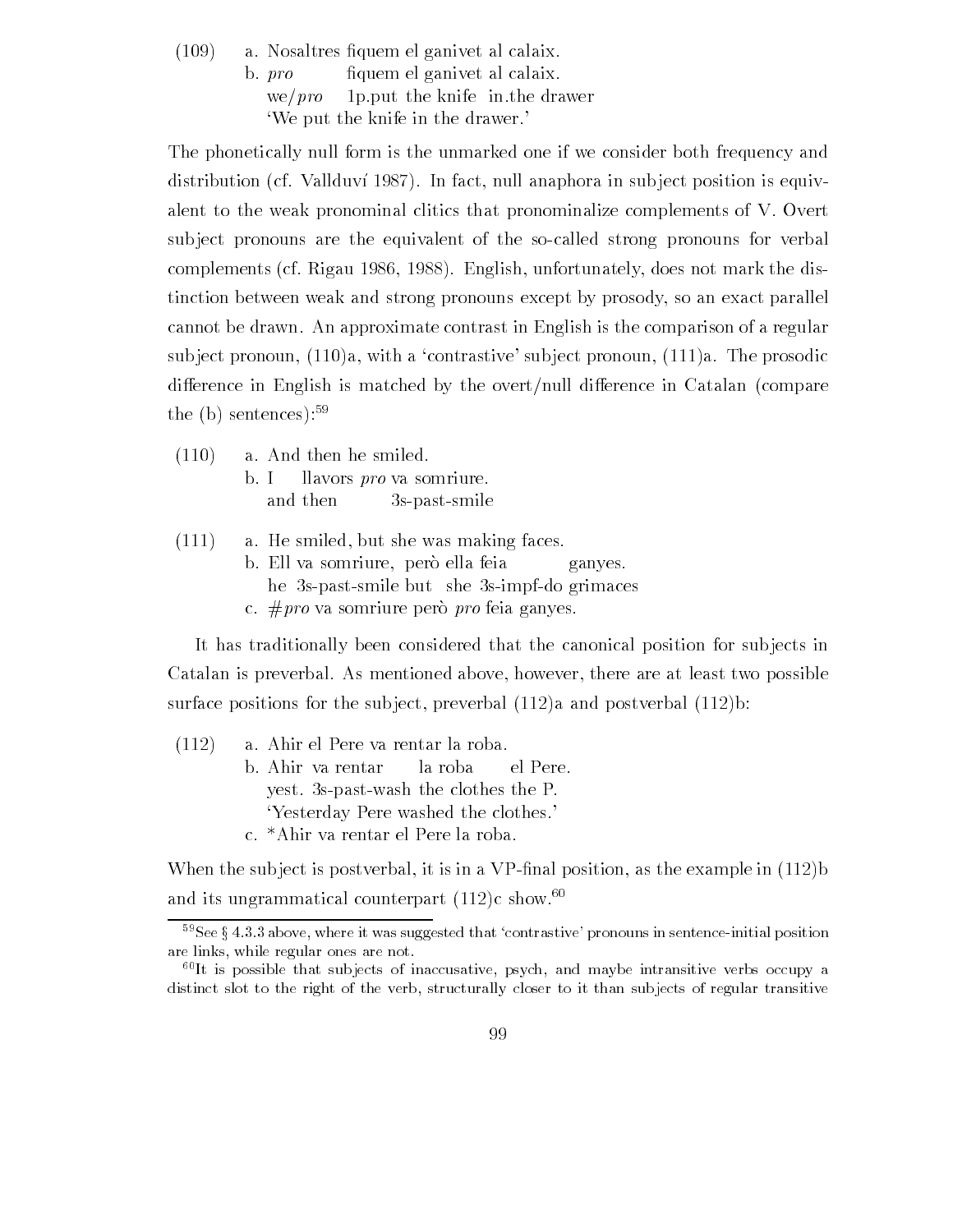(109) a. Nosaltres fiquem el ganivet al calaix.
b. *pro* fiquem el ganivet al calaix.
we/*pro* 1p.put the knife in.the drawer
'We put the knife in the drawer.'

The phonetically null form is the unmarked one if we consider both frequency and distribution (cf. Vallduví 1987). In fact, null anaphora in subject position is equivalent to the weak pronominal clitics that pronominalize complements of V. Overt subject pronouns are the equivalent of the so-called strong pronouns for verbal complements (cf. Rigau 1986, 1988). English, unfortunately, does not mark the distinction between weak and strong pronouns except by prosody, so an exact parallel cannot be drawn. An approximate contrast in English is the comparison of a regular subject pronoun, (110)a, with a 'contrastive' subject pronoun, (111)a. The prosodic difference in English is matched by the overt/null difference in Catalan (compare the (b) sentences):[59]

(110) a. And then he smiled.
b. I llavors *pro* va somriure.
and then 3s-past-smile

(111) a. He smiled, but she was making faces.
b. Ell va somriure, però ella feia ganyes.
he 3s-past-smile but she 3s-impf-do grimaces
c. #*pro* va somriure però *pro* feia ganyes.

It has traditionally been considered that the canonical position for subjects in Catalan is preverbal. As mentioned above, however, there are at least two possible surface positions for the subject, preverbal (112)a and postverbal (112)b:

(112) a. Ahir el Pere va rentar la roba.
b. Ahir va rentar la roba el Pere.
yest. 3s-past-wash the clothes the P.
'Yesterday Pere washed the clothes.'
c. *Ahir va rentar el Pere la roba.

When the subject is postverbal, it is in a VP-final position, as the example in (112)b and its ungrammatical counterpart (112)c show.[60]

---

[59] See § 4.3.3 above, where it was suggested that 'contrastive' pronouns in sentence-initial position are links, while regular ones are not.

[60] It is possible that subjects of inaccusative, psych, and maybe intransitive verbs occupy a distinct slot to the right of the verb, structurally closer to it than subjects of regular transitive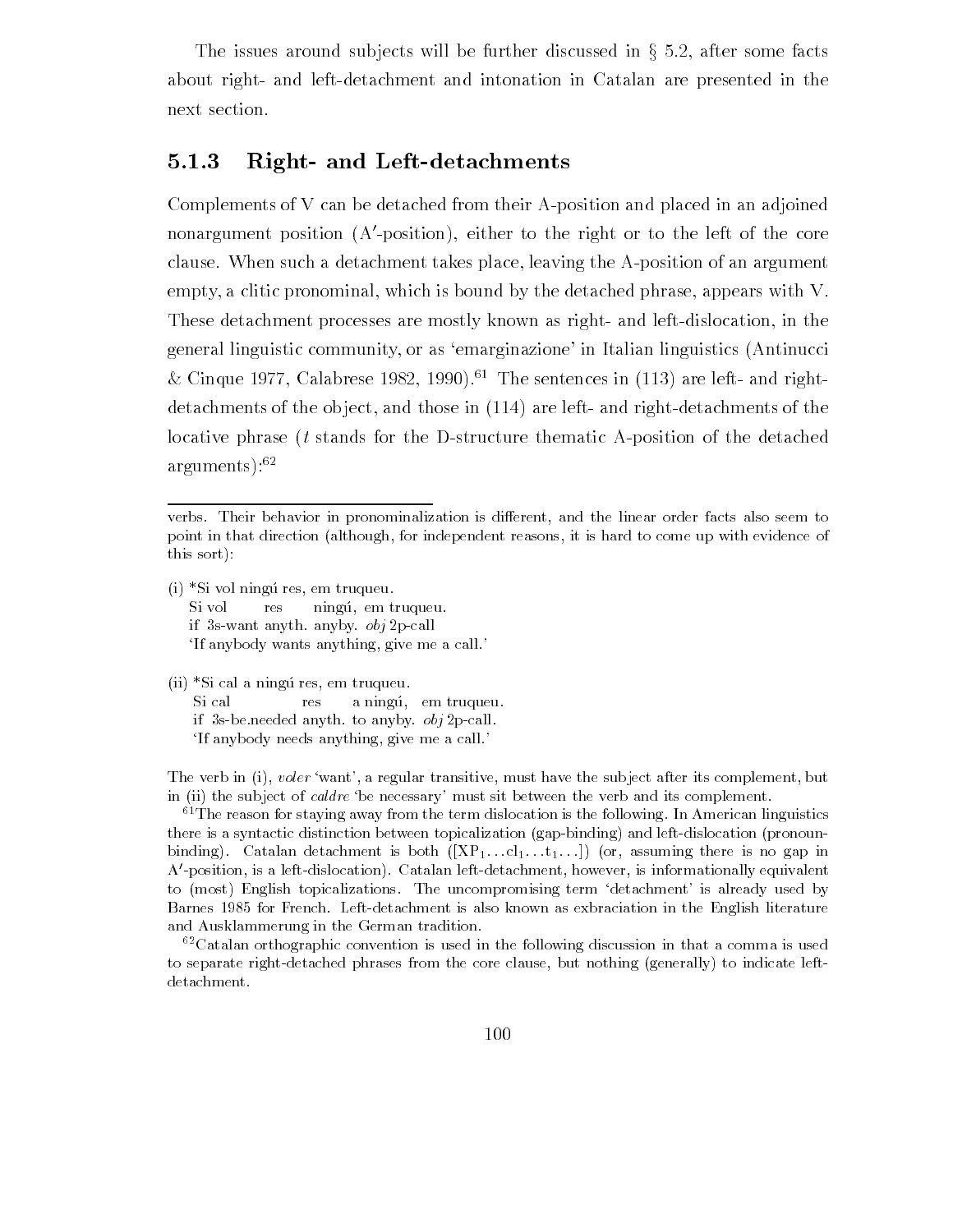The issues around subjects will be further discussed in § 5.2, after some facts about right- and left-detachment and intonation in Catalan are presented in the next section.

### 5.1.3 Right- and Left-detachments

Complements of V can be detached from their A-position and placed in an adjoined nonargument position (A′-position), either to the right or to the left of the core clause. When such a detachment takes place, leaving the A-position of an argument empty, a clitic pronominal, which is bound by the detached phrase, appears with V. These detachment processes are mostly known as right- and left-dislocation, in the general linguistic community, or as 'emarginazione' in Italian linguistics (Antinucci & Cinque 1977, Calabrese 1982, 1990).[61] The sentences in (113) are left- and right-detachments of the object, and those in (114) are left- and right-detachments of the locative phrase (*t* stands for the D-structure thematic A-position of the detached arguments):[62]

---

verbs. Their behavior in pronominalization is different, and the linear order facts also seem to point in that direction (although, for independent reasons, it is hard to come up with evidence of this sort):

(i) *Si vol ningú res, em truqueu.
 Si vol res ningú, em truqueu.
 if 3s-want anyth. anyby. *obj* 2p-call
 'If anybody wants anything, give me a call.'

(ii) *Si cal a ningú res, em truqueu.
 Si cal res a ningú, em truqueu.
 if 3s-be.needed anyth. to anyby. *obj* 2p-call.
 'If anybody needs anything, give me a call.'

The verb in (i), *voler* 'want', a regular transitive, must have the subject after its complement, but in (ii) the subject of *caldre* 'be necessary' must sit between the verb and its complement.

[61]The reason for staying away from the term dislocation is the following. In American linguistics there is a syntactic distinction between topicalization (gap-binding) and left-dislocation (pronoun-binding). Catalan detachment is both ($[XP_1 \ldots cl_1 \ldots t_1 \ldots]$) (or, assuming there is no gap in A′-position, is a left-dislocation). Catalan left-detachment, however, is informationally equivalent to (most) English topicalizations. The uncompromising term 'detachment' is already used by Barnes 1985 for French. Left-detachment is also known as exbraciation in the English literature and Ausklammerung in the German tradition.

[62]Catalan orthographic convention is used in the following discussion in that a comma is used to separate right-detached phrases from the core clause, but nothing (generally) to indicate left-detachment.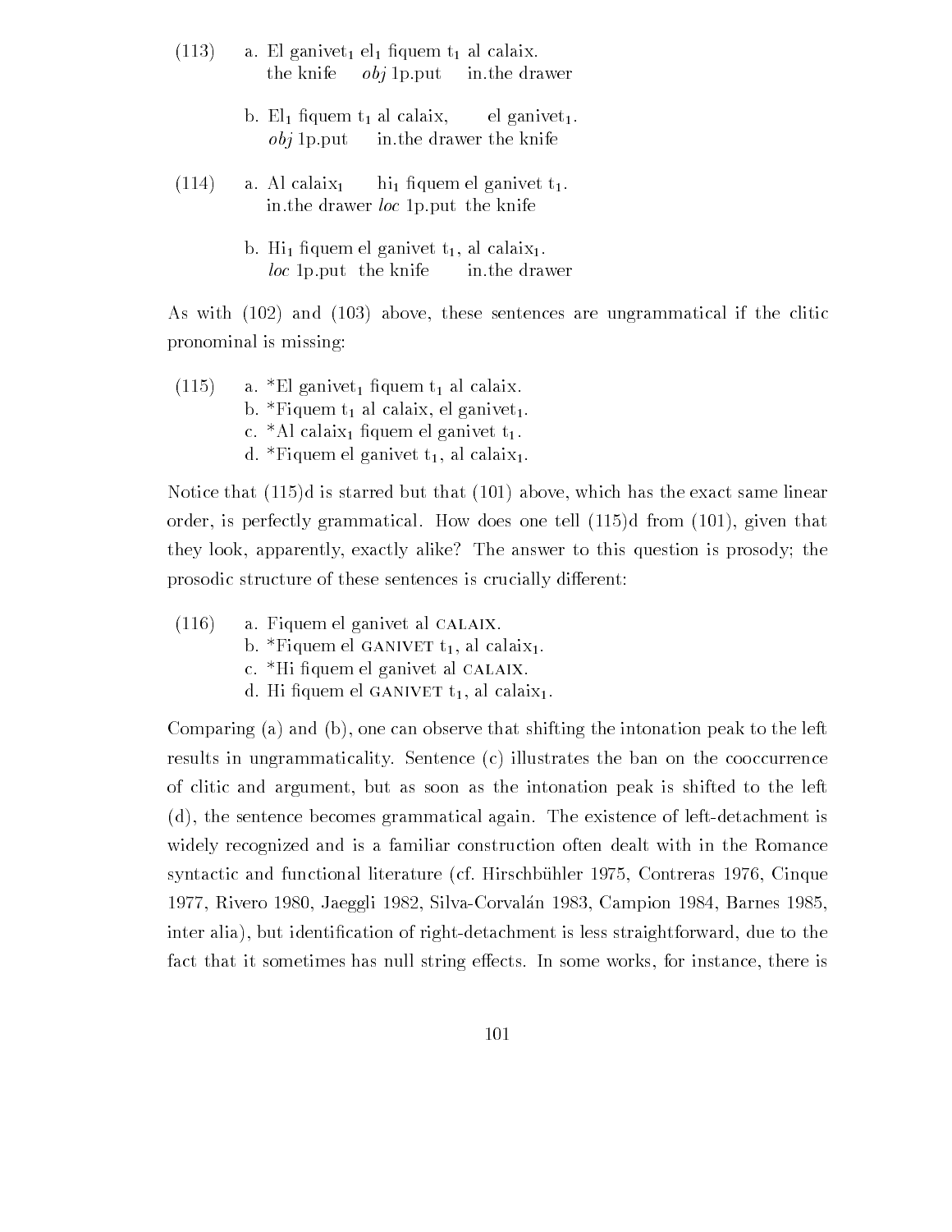(113) a. El ganivet$_1$ el$_1$ fiquem t$_1$ al calaix.
the knife *obj* 1p.put in.the drawer

b. El$_1$ fiquem t$_1$ al calaix, el ganivet$_1$.
*obj* 1p.put in.the drawer the knife

(114) a. Al calaix$_1$ hi$_1$ fiquem el ganivet t$_1$.
in.the drawer *loc* 1p.put the knife

b. Hi$_1$ fiquem el ganivet t$_1$, al calaix$_1$.
*loc* 1p.put the knife in.the drawer

As with (102) and (103) above, these sentences are ungrammatical if the clitic pronominal is missing:

(115) a. *El ganivet$_1$ fiquem t$_1$ al calaix.
b. *Fiquem t$_1$ al calaix, el ganivet$_1$.
c. *Al calaix$_1$ fiquem el ganivet t$_1$.
d. *Fiquem el ganivet t$_1$, al calaix$_1$.

Notice that (115)d is starred but that (101) above, which has the exact same linear order, is perfectly grammatical. How does one tell (115)d from (101), given that they look, apparently, exactly alike? The answer to this question is prosody; the prosodic structure of these sentences is crucially different:

(116) a. Fiquem el ganivet al CALAIX.
b. *Fiquem el GANIVET t$_1$, al calaix$_1$.
c. *Hi fiquem el ganivet al CALAIX.
d. Hi fiquem el GANIVET t$_1$, al calaix$_1$.

Comparing (a) and (b), one can observe that shifting the intonation peak to the left results in ungrammaticality. Sentence (c) illustrates the ban on the cooccurrence of clitic and argument, but as soon as the intonation peak is shifted to the left (d), the sentence becomes grammatical again. The existence of left-detachment is widely recognized and is a familiar construction often dealt with in the Romance syntactic and functional literature (cf. Hirschbühler 1975, Contreras 1976, Cinque 1977, Rivero 1980, Jaeggli 1982, Silva-Corvalán 1983, Campion 1984, Barnes 1985, inter alia), but identification of right-detachment is less straightforward, due to the fact that it sometimes has null string effects. In some works, for instance, there is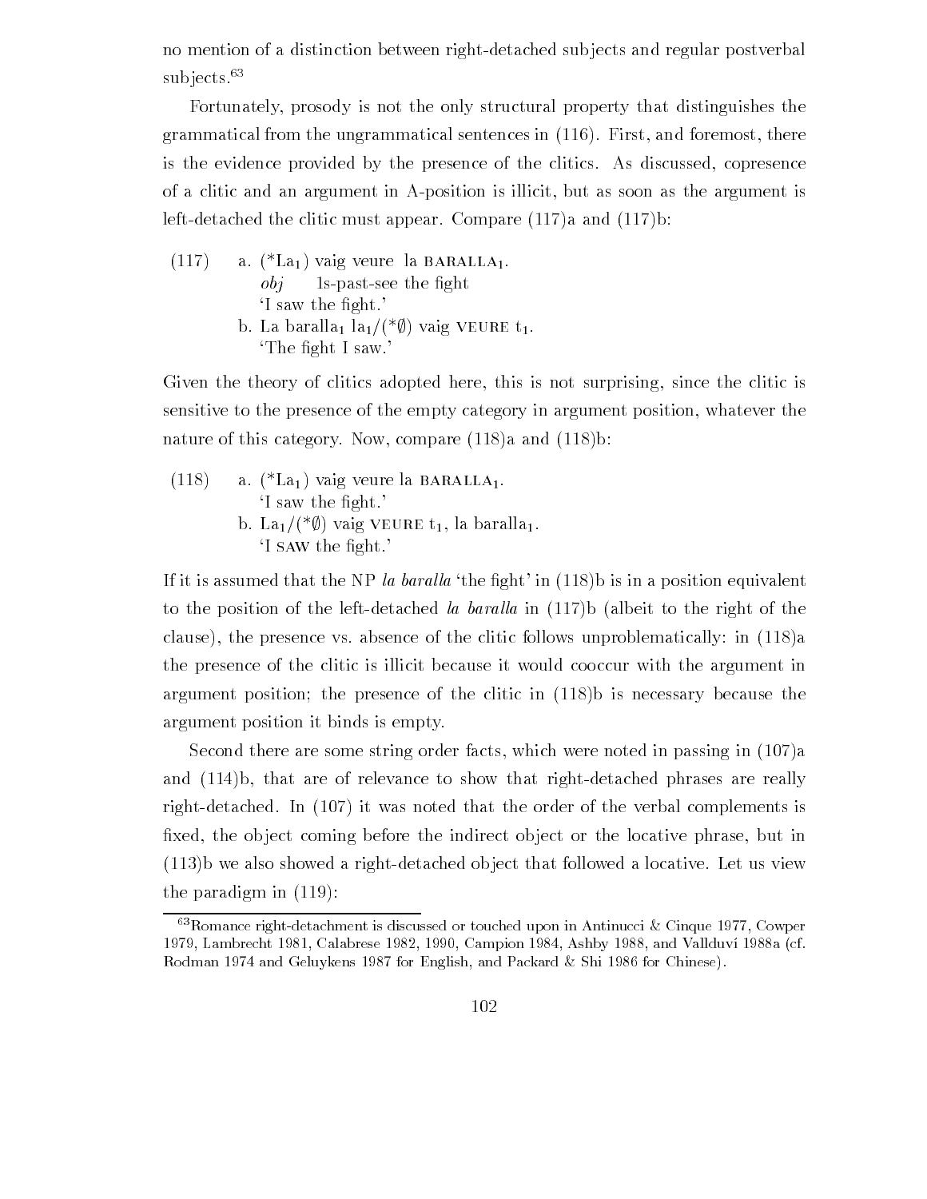no mention of a distinction between right-detached subjects and regular postverbal subjects.[63]

Fortunately, prosody is not the only structural property that distinguishes the grammatical from the ungrammatical sentences in (116). First, and foremost, there is the evidence provided by the presence of the clitics. As discussed, copresence of a clitic and an argument in A-position is illicit, but as soon as the argument is left-detached the clitic must appear. Compare (117)a and (117)b:

(117) a. (*La$_1$) vaig veure la BARALLA$_1$.
*obj* 1s-past-see the fight
'I saw the fight.'
b. La baralla$_1$ la$_1$/(*∅) vaig VEURE t$_1$.
'The fight I saw.'

Given the theory of clitics adopted here, this is not surprising, since the clitic is sensitive to the presence of the empty category in argument position, whatever the nature of this category. Now, compare (118)a and (118)b:

(118) a. (*La$_1$) vaig veure la BARALLA$_1$.
'I saw the fight.'
b. La$_1$/(*∅) vaig VEURE t$_1$, la baralla$_1$.
'I SAW the fight.'

If it is assumed that the NP *la baralla* 'the fight' in (118)b is in a position equivalent to the position of the left-detached *la baralla* in (117)b (albeit to the right of the clause), the presence vs. absence of the clitic follows unproblematically: in (118)a the presence of the clitic is illicit because it would cooccur with the argument in argument position; the presence of the clitic in (118)b is necessary because the argument position it binds is empty.

Second there are some string order facts, which were noted in passing in (107)a and (114)b, that are of relevance to show that right-detached phrases are really right-detached. In (107) it was noted that the order of the verbal complements is fixed, the object coming before the indirect object or the locative phrase, but in (113)b we also showed a right-detached object that followed a locative. Let us view the paradigm in (119):

[63] Romance right-detachment is discussed or touched upon in Antinucci & Cinque 1977, Cowper 1979, Lambrecht 1981, Calabrese 1982, 1990, Campion 1984, Ashby 1988, and Vallduví 1988a (cf. Rodman 1974 and Geluykens 1987 for English, and Packard & Shi 1986 for Chinese).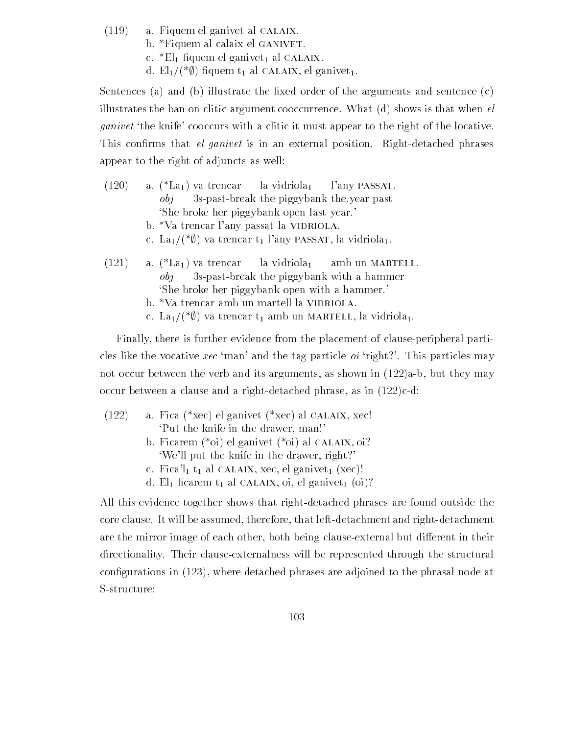(119) a. Fiquem el ganivet al CALAIX.
b. *Fiquem al calaix el GANIVET.
c. *El$_1$ fiquem el ganivet$_1$ al CALAIX.
d. El$_1$/(*∅) fiquem t$_1$ al CALAIX, el ganivet$_1$.

Sentences (a) and (b) illustrate the fixed order of the arguments and sentence (c) illustrates the ban on clitic-argument cooccurrence. What (d) shows is that when *el ganivet* 'the knife' cooccurs with a clitic it must appear to the right of the locative. This confirms that *el ganivet* is in an external position. Right-detached phrases appear to the right of adjuncts as well:

(120) a. (*La$_1$) va trencar la vidriola$_1$ l'any PASSAT.
*obj* 3s-past-break the piggybank the.year past
'She broke her piggybank open last year.'
b. *Va trencar l'any passat la VIDRIOLA.
c. La$_1$/(*∅) va trencar t$_1$ l'any PASSAT, la vidriola$_1$.

(121) a. (*La$_1$) va trencar la vidriola$_1$ amb un MARTELL.
*obj* 3s-past-break the piggybank with a hammer
'She broke her piggybank open with a hammer.'
b. *Va trencar amb un martell la VIDRIOLA.
c. La$_1$/(*∅) va trencar t$_1$ amb un MARTELL, la vidriola$_1$.

Finally, there is further evidence from the placement of clause-peripheral particles like the vocative *xec* 'man' and the tag-particle *oi* 'right?'. This particles may not occur between the verb and its arguments, as shown in (122)a-b, but they may occur between a clause and a right-detached phrase, as in (122)c-d:

(122) a. Fica (*xec) el ganivet (*xec) al CALAIX, xec!
'Put the knife in the drawer, man!'
b. Ficarem (*oi) el ganivet (*oi) al CALAIX, oi?
'We'll put the knife in the drawer, right?'
c. Fica'l$_1$ t$_1$ al CALAIX, xec, el ganivet$_1$ (xec)!
d. El$_1$ ficarem t$_1$ al CALAIX, oi, el ganivet$_1$ (oi)?

All this evidence together shows that right-detached phrases are found outside the core clause. It will be assumed, therefore, that left-detachment and right-detachment are the mirror image of each other, both being clause-external but different in their directionality. Their clause-externalness will be represented through the structural configurations in (123), where detached phrases are adjoined to the phrasal node at S-structure: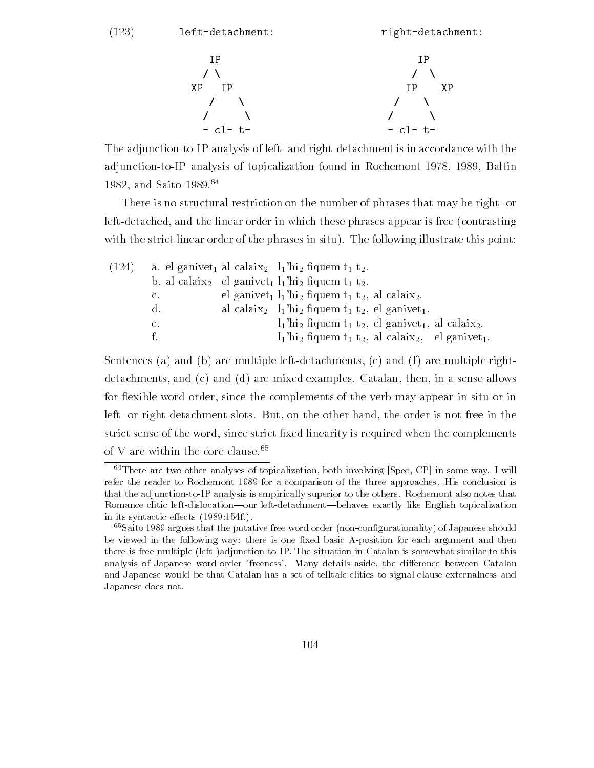(123)  left-detachment:  right-detachment:

```
        IP                          IP
       / \                         /  \
     XP   IP                     IP    XP
         /  \                   /  \
        /    \                 /    \
        - cl- t-               - cl- t-
```

The adjunction-to-IP analysis of left- and right-detachment is in accordance with the adjunction-to-IP analysis of topicalization found in Rochemont 1978, 1989, Baltin 1982, and Saito 1989.[64]

There is no structural restriction on the number of phrases that may be right- or left-detached, and the linear order in which these phrases appear is free (contrasting with the strict linear order of the phrases in situ). The following illustrate this point:

(124)
a. el ganivet$_1$ al calaix$_2$ l$_1$'hi$_2$ fiquem t$_1$ t$_2$.
b. al calaix$_2$ el ganivet$_1$ l$_1$'hi$_2$ fiquem t$_1$ t$_2$.
c. el ganivet$_1$ l$_1$'hi$_2$ fiquem t$_1$ t$_2$, al calaix$_2$.
d. al calaix$_2$ l$_1$'hi$_2$ fiquem t$_1$ t$_2$, el ganivet$_1$.
e. l$_1$'hi$_2$ fiquem t$_1$ t$_2$, el ganivet$_1$, al calaix$_2$.
f. l$_1$'hi$_2$ fiquem t$_1$ t$_2$, al calaix$_2$, el ganivet$_1$.

Sentences (a) and (b) are multiple left-detachments, (e) and (f) are multiple right-detachments, and (c) and (d) are mixed examples. Catalan, then, in a sense allows for flexible word order, since the complements of the verb may appear in situ or in left- or right-detachment slots. But, on the other hand, the order is not free in the strict sense of the word, since strict fixed linearity is required when the complements of V are within the core clause.[65]

---

[64] There are two other analyses of topicalization, both involving [Spec, CP] in some way. I will refer the reader to Rochemont 1989 for a comparison of the three approaches. His conclusion is that the adjunction-to-IP analysis is empirically superior to the others. Rochemont also notes that Romance clitic left-dislocation—our left-detachment—behaves exactly like English topicalization in its syntactic effects (1989:154f.).

[65] Saito 1989 argues that the putative free word order (non-configurationality) of Japanese should be viewed in the following way: there is one fixed basic A-position for each argument and then there is free multiple (left-)adjunction to IP. The situation in Catalan is somewhat similar to this analysis of Japanese word-order 'freeness'. Many details aside, the difference between Catalan and Japanese would be that Catalan has a set of telltale clitics to signal clause-externalness and Japanese does not.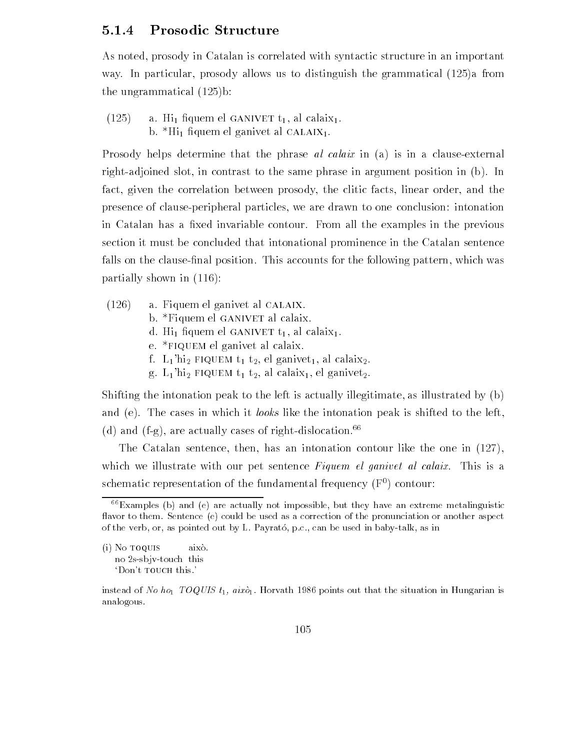### 5.1.4 Prosodic Structure

As noted, prosody in Catalan is correlated with syntactic structure in an important way. In particular, prosody allows us to distinguish the grammatical (125)a from the ungrammatical (125)b:

(125) a. $Hi_1$ fiquem el GANIVET $t_1$, al $calaix_1$.
b. *$Hi_1$ fiquem el ganivet al $CALAIX_1$.

Prosody helps determine that the phrase *al calaix* in (a) is in a clause-external right-adjoined slot, in contrast to the same phrase in argument position in (b). In fact, given the correlation between prosody, the clitic facts, linear order, and the presence of clause-peripheral particles, we are drawn to one conclusion: intonation in Catalan has a fixed invariable contour. From all the examples in the previous section it must be concluded that intonational prominence in the Catalan sentence falls on the clause-final position. This accounts for the following pattern, which was partially shown in (116):

(126) a. Fiquem el ganivet al CALAIX.
b. *Fiquem el GANIVET al calaix.
d. $Hi_1$ fiquem el GANIVET $t_1$, al $calaix_1$.
e. *FIQUEM el ganivet al calaix.
f. $L_1$'$hi_2$ FIQUEM $t_1$ $t_2$, el $ganivet_1$, al $calaix_2$.
g. $L_1$'$hi_2$ FIQUEM $t_1$ $t_2$, al $calaix_1$, el $ganivet_2$.

Shifting the intonation peak to the left is actually illegitimate, as illustrated by (b) and (e). The cases in which it *looks* like the intonation peak is shifted to the left, (d) and (f-g), are actually cases of right-dislocation.[66]

The Catalan sentence, then, has an intonation contour like the one in (127), which we illustrate with our pet sentence *Fiquem el ganivet al calaix*. This is a schematic representation of the fundamental frequency ($F^0$) contour:

---

[66] Examples (b) and (e) are actually not impossible, but they have an extreme metalinguistic flavor to them. Sentence (e) could be used as a correction of the pronunciation or another aspect of the verb, or, as pointed out by L. Payrató, p.c., can be used in baby-talk, as in

(i) No TOQUIS això.
no 2s-sbjv-touch this
'Don't TOUCH this.'

instead of *No $ho_1$ TOQUIS $t_1$, $això_1$*. Horvath 1986 points out that the situation in Hungarian is analogous.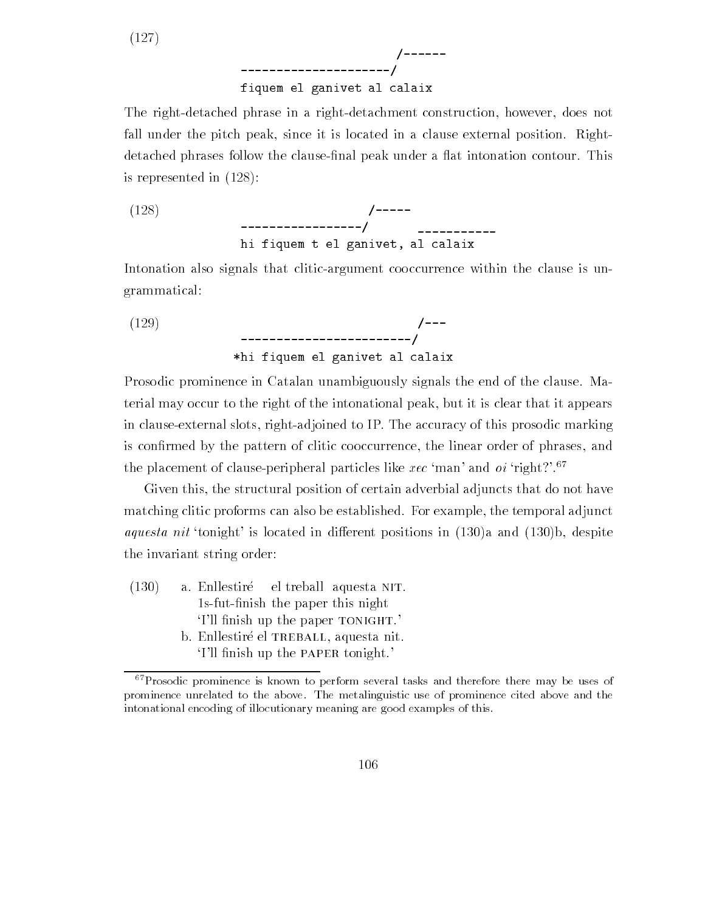(127)

```
                         /------
---------------------/
fiquem el ganivet al calaix
```

The right-detached phrase in a right-detachment construction, however, does not fall under the pitch peak, since it is located in a clause external position. Right-detached phrases follow the clause-final peak under a flat intonation contour. This is represented in (128):

(128)

```
                 /-----
-----------------/       -----------
hi fiquem t el ganivet, al calaix
```

Intonation also signals that clitic-argument cooccurrence within the clause is ungrammatical:

(129)

```
                         /---
------------------------/
*hi fiquem el ganivet al calaix
```

Prosodic prominence in Catalan unambiguously signals the end of the clause. Material may occur to the right of the intonational peak, but it is clear that it appears in clause-external slots, right-adjoined to IP. The accuracy of this prosodic marking is confirmed by the pattern of clitic cooccurrence, the linear order of phrases, and the placement of clause-peripheral particles like *xec* 'man' and *oi* 'right?'.[67]

Given this, the structural position of certain adverbial adjuncts that do not have matching clitic proforms can also be established. For example, the temporal adjunct *aquesta nit* 'tonight' is located in different positions in (130)a and (130)b, despite the invariant string order:

(130) a. Enllestiré el treball aquesta NIT.
1s-fut-finish the paper this night
'I'll finish up the paper TONIGHT.'
b. Enllestiré el TREBALL, aquesta nit.
'I'll finish up the PAPER tonight.'

---

[67] Prosodic prominence is known to perform several tasks and therefore there may be uses of prominence unrelated to the above. The metalinguistic use of prominence cited above and the intonational encoding of illocutionary meaning are good examples of this.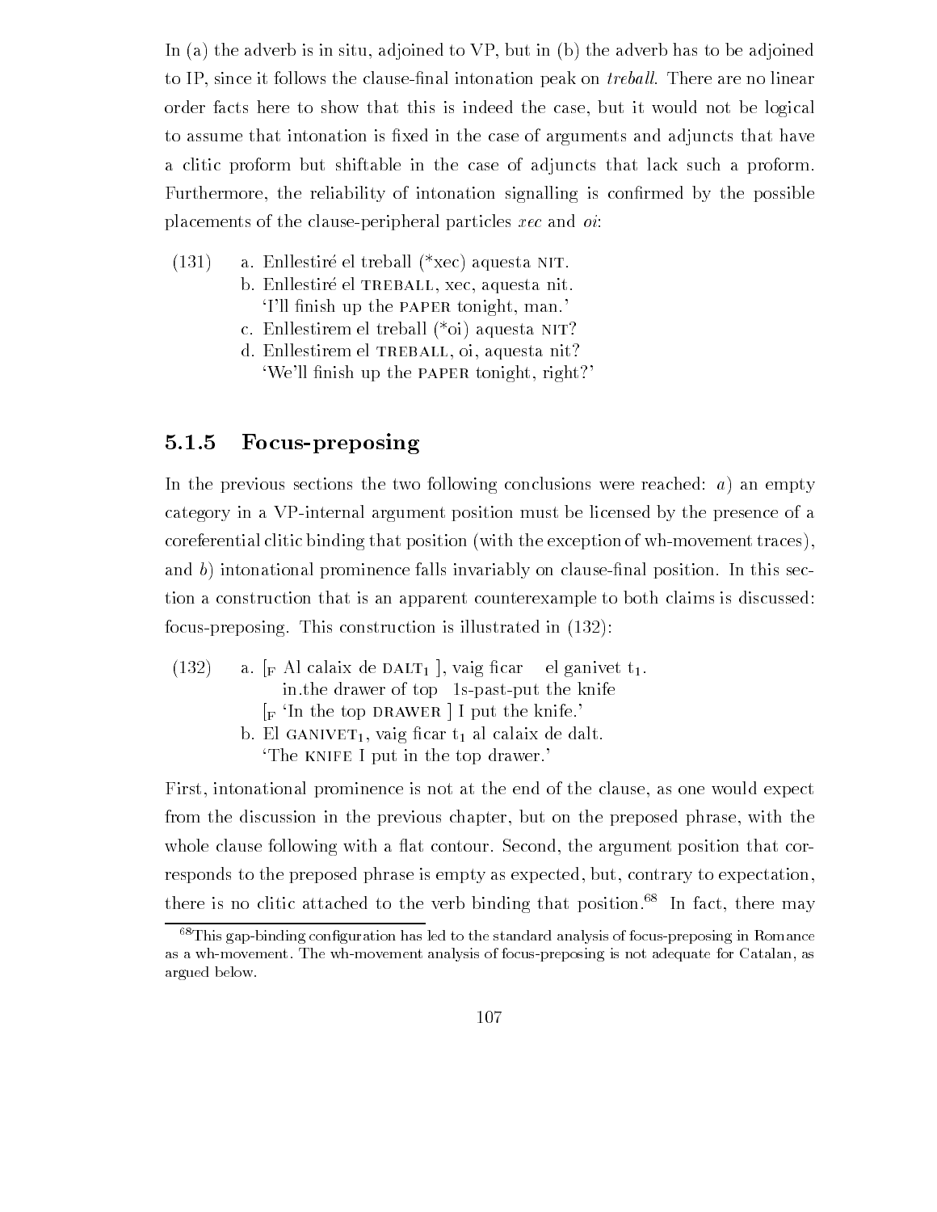In (a) the adverb is in situ, adjoined to VP, but in (b) the adverb has to be adjoined to IP, since it follows the clause-final intonation peak on *treball*. There are no linear order facts here to show that this is indeed the case, but it would not be logical to assume that intonation is fixed in the case of arguments and adjuncts that have a clitic proform but shiftable in the case of adjuncts that lack such a proform. Furthermore, the reliability of intonation signalling is confirmed by the possible placements of the clause-peripheral particles *xec* and *oi*:

(131) a. Enllestiré el treball (*xec) aquesta NIT.
b. Enllestiré el TREBALL, xec, aquesta nit.
'I'll finish up the PAPER tonight, man.'
c. Enllestirem el treball (*oi) aquesta NIT?
d. Enllestirem el TREBALL, oi, aquesta nit?
'We'll finish up the PAPER tonight, right?'

### 5.1.5 Focus-preposing

In the previous sections the two following conclusions were reached: *a*) an empty category in a VP-internal argument position must be licensed by the presence of a coreferential clitic binding that position (with the exception of wh-movement traces), and *b*) intonational prominence falls invariably on clause-final position. In this section a construction that is an apparent counterexample to both claims is discussed: focus-preposing. This construction is illustrated in (132):

(132) a. [$_F$ Al calaix de DALT$_1$ ], vaig ficar el ganivet t$_1$.
in.the drawer of top 1s-past-put the knife
[$_F$ 'In the top DRAWER ] I put the knife.'
b. El GANIVET$_1$, vaig ficar t$_1$ al calaix de dalt.
'The KNIFE I put in the top drawer.'

First, intonational prominence is not at the end of the clause, as one would expect from the discussion in the previous chapter, but on the preposed phrase, with the whole clause following with a flat contour. Second, the argument position that corresponds to the preposed phrase is empty as expected, but, contrary to expectation, there is no clitic attached to the verb binding that position.[68] In fact, there may

[68] This gap-binding configuration has led to the standard analysis of focus-preposing in Romance as a wh-movement. The wh-movement analysis of focus-preposing is not adequate for Catalan, as argued below.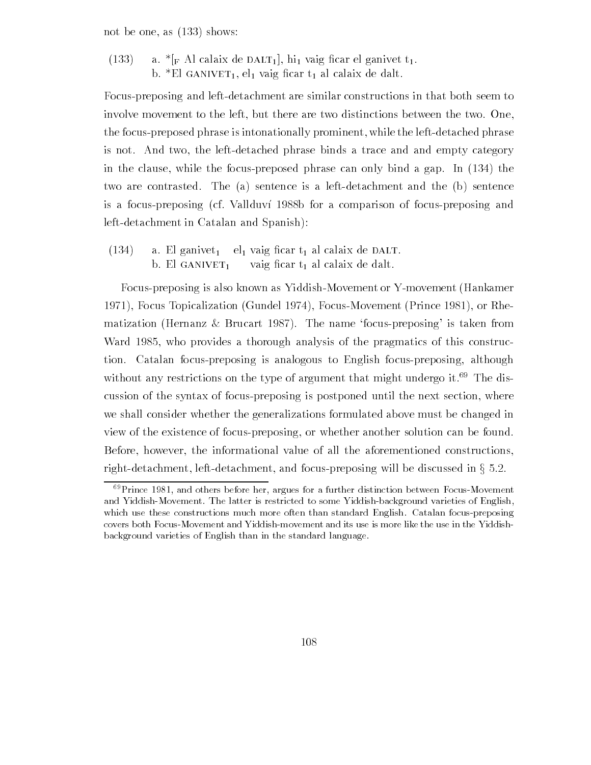not be one, as (133) shows:

(133) a. *[$_F$ Al calaix de DALT$_1$], hi$_1$ vaig ficar el ganivet t$_1$.
b. *El GANIVET$_1$, el$_1$ vaig ficar t$_1$ al calaix de dalt.

Focus-preposing and left-detachment are similar constructions in that both seem to involve movement to the left, but there are two distinctions between the two. One, the focus-preposed phrase is intonationally prominent, while the left-detached phrase is not. And two, the left-detached phrase binds a trace and and empty category in the clause, while the focus-preposed phrase can only bind a gap. In (134) the two are contrasted. The (a) sentence is a left-detachment and the (b) sentence is a focus-preposing (cf. Vallduví 1988b for a comparison of focus-preposing and left-detachment in Catalan and Spanish):

(134) a. El ganivet$_1$ el$_1$ vaig ficar t$_1$ al calaix de DALT.
b. El GANIVET$_1$ vaig ficar t$_1$ al calaix de dalt.

Focus-preposing is also known as Yiddish-Movement or Y-movement (Hankamer 1971), Focus Topicalization (Gundel 1974), Focus-Movement (Prince 1981), or Rhematization (Hernanz & Brucart 1987). The name 'focus-preposing' is taken from Ward 1985, who provides a thorough analysis of the pragmatics of this construction. Catalan focus-preposing is analogous to English focus-preposing, although without any restrictions on the type of argument that might undergo it.[69] The discussion of the syntax of focus-preposing is postponed until the next section, where we shall consider whether the generalizations formulated above must be changed in view of the existence of focus-preposing, or whether another solution can be found. Before, however, the informational value of all the aforementioned constructions, right-detachment, left-detachment, and focus-preposing will be discussed in § 5.2.

[69] Prince 1981, and others before her, argues for a further distinction between Focus-Movement and Yiddish-Movement. The latter is restricted to some Yiddish-background varieties of English, which use these constructions much more often than standard English. Catalan focus-preposing covers both Focus-Movement and Yiddish-movement and its use is more like the use in the Yiddish-background varieties of English than in the standard language.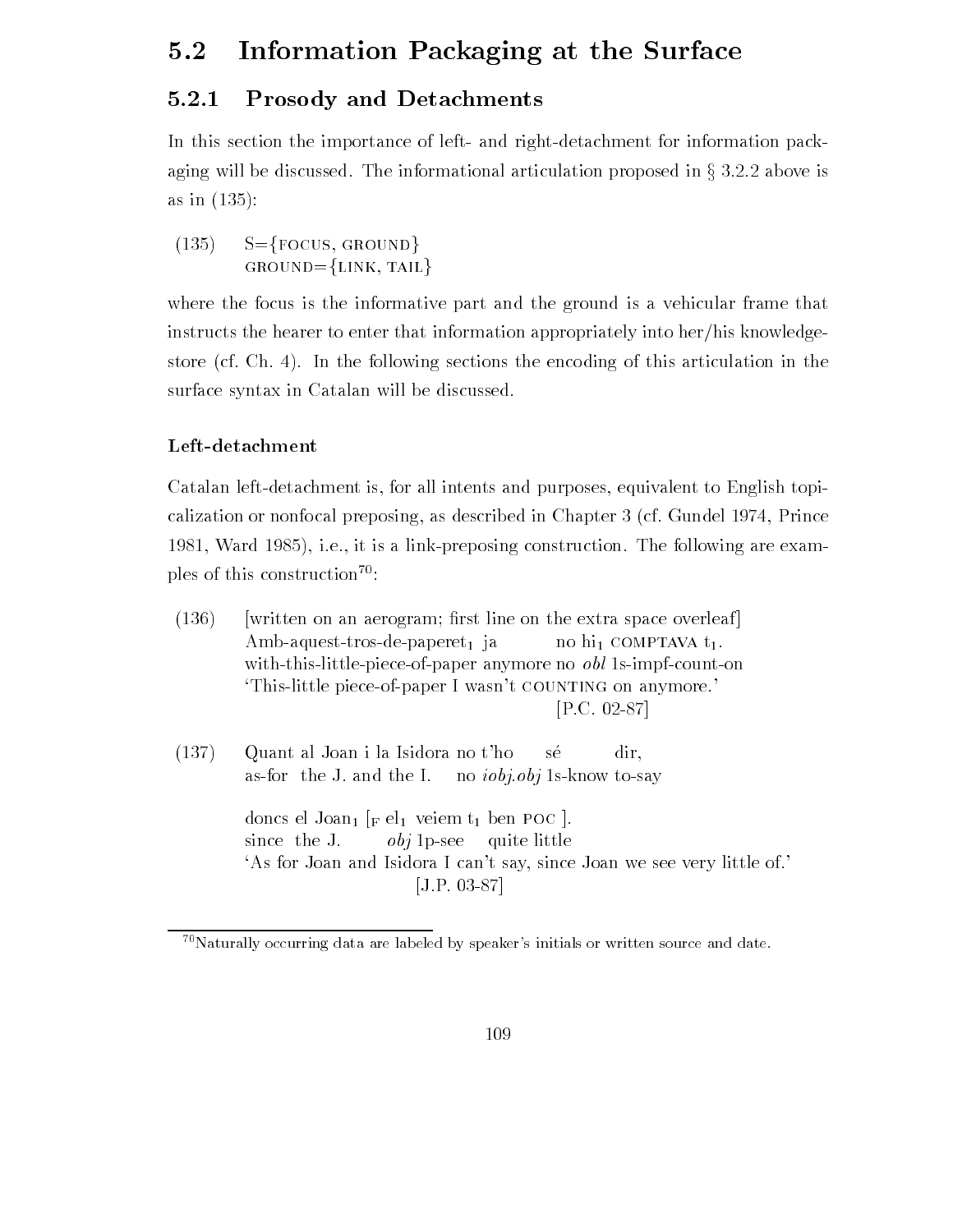## 5.2 Information Packaging at the Surface

### 5.2.1 Prosody and Detachments

In this section the importance of left- and right-detachment for information packaging will be discussed. The informational articulation proposed in § 3.2.2 above is as in (135):

(135) S={FOCUS, GROUND}
GROUND={LINK, TAIL}

where the focus is the informative part and the ground is a vehicular frame that instructs the hearer to enter that information appropriately into her/his knowledge-store (cf. Ch. 4). In the following sections the encoding of this articulation in the surface syntax in Catalan will be discussed.

#### Left-detachment

Catalan left-detachment is, for all intents and purposes, equivalent to English topicalization or nonfocal preposing, as described in Chapter 3 (cf. Gundel 1974, Prince 1981, Ward 1985), i.e., it is a link-preposing construction. The following are examples of this construction[70]:

(136) [written on an aerogram; first line on the extra space overleaf]
Amb-aquest-tros-de-paperet$_1$ ja no hi$_1$ COMPTAVA t$_1$.
with-this-little-piece-of-paper anymore no *obl* 1s-impf-count-on
'This-little piece-of-paper I wasn't COUNTING on anymore.'
[P.C. 02-87]

(137) Quant al Joan i la Isidora no t'ho sé dir,
as-for the J. and the I. no *iobj.obj* 1s-know to-say

doncs el Joan$_1$ [$_F$ el$_1$ veiem t$_1$ ben POC ].
since the J. *obj* 1p-see quite little
'As for Joan and Isidora I can't say, since Joan we see very little of.'
[J.P. 03-87]

---

[70] Naturally occurring data are labeled by speaker's initials or written source and date.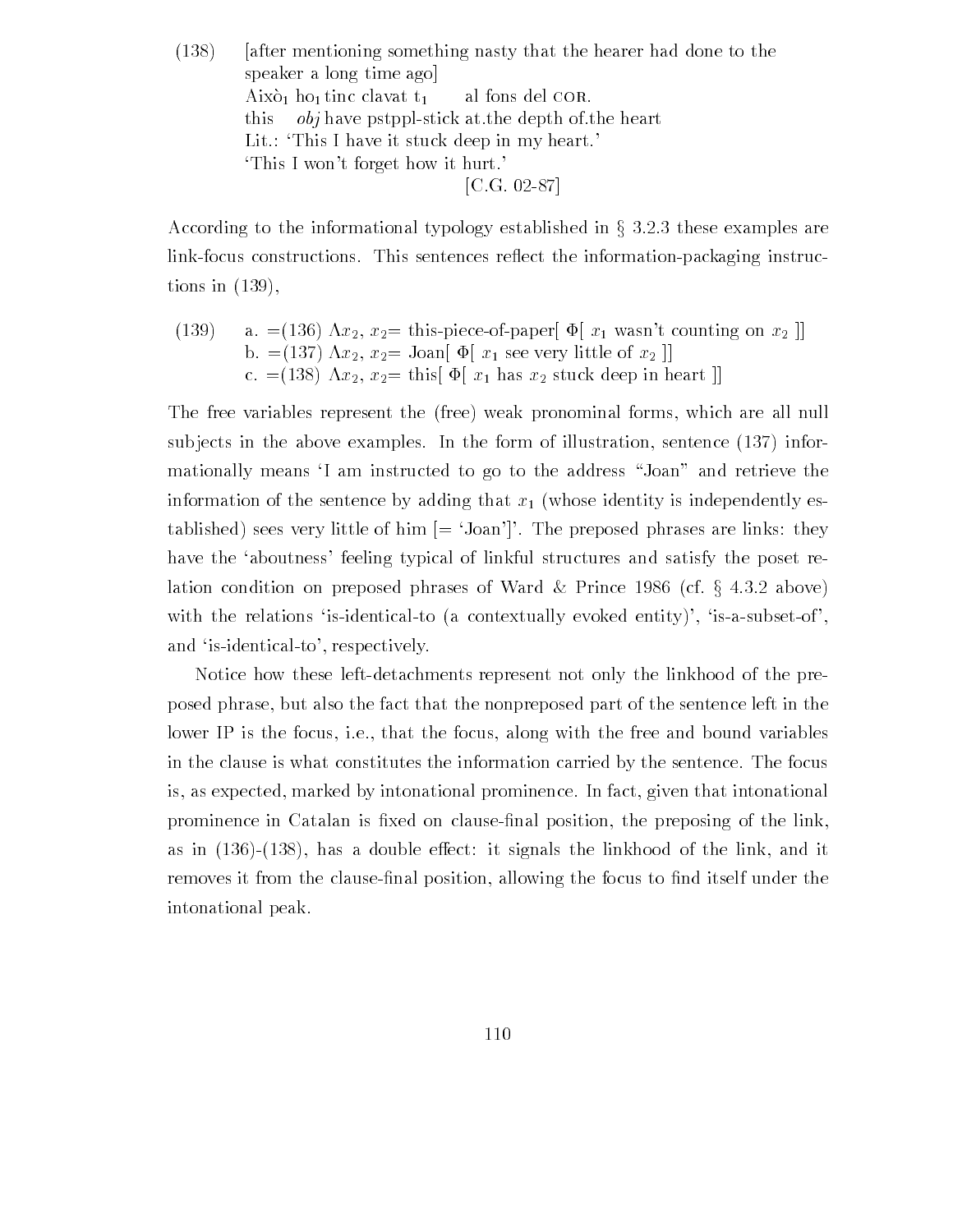(138) [after mentioning something nasty that the hearer had done to the speaker a long time ago]
Això$_1$ ho$_1$ tinc clavat t$_1$ al fons del COR.
this *obj* have pstppl-stick at.the depth of.the heart
Lit.: 'This I have it stuck deep in my heart.'
'This I won't forget how it hurt.'
[C.G. 02-87]

According to the informational typology established in § 3.2.3 these examples are link-focus constructions. This sentences reflect the information-packaging instructions in (139),

(139) a. =(136) $\Lambda x_2$, $x_2$= this-piece-of-paper[ $\Phi$[ $x_1$ wasn't counting on $x_2$ ]]
b. =(137) $\Lambda x_2$, $x_2$= Joan[ $\Phi$[ $x_1$ see very little of $x_2$ ]]
c. =(138) $\Lambda x_2$, $x_2$= this[ $\Phi$[ $x_1$ has $x_2$ stuck deep in heart ]]

The free variables represent the (free) weak pronominal forms, which are all null subjects in the above examples. In the form of illustration, sentence (137) informationally means 'I am instructed to go to the address "Joan" and retrieve the information of the sentence by adding that $x_1$ (whose identity is independently established) sees very little of him [= 'Joan']'. The preposed phrases are links: they have the 'aboutness' feeling typical of linkful structures and satisfy the poset relation condition on preposed phrases of Ward & Prince 1986 (cf. § 4.3.2 above) with the relations 'is-identical-to (a contextually evoked entity)', 'is-a-subset-of', and 'is-identical-to', respectively.

Notice how these left-detachments represent not only the linkhood of the preposed phrase, but also the fact that the nonpreposed part of the sentence left in the lower IP is the focus, i.e., that the focus, along with the free and bound variables in the clause is what constitutes the information carried by the sentence. The focus is, as expected, marked by intonational prominence. In fact, given that intonational prominence in Catalan is fixed on clause-final position, the preposing of the link, as in (136)-(138), has a double effect: it signals the linkhood of the link, and it removes it from the clause-final position, allowing the focus to find itself under the intonational peak.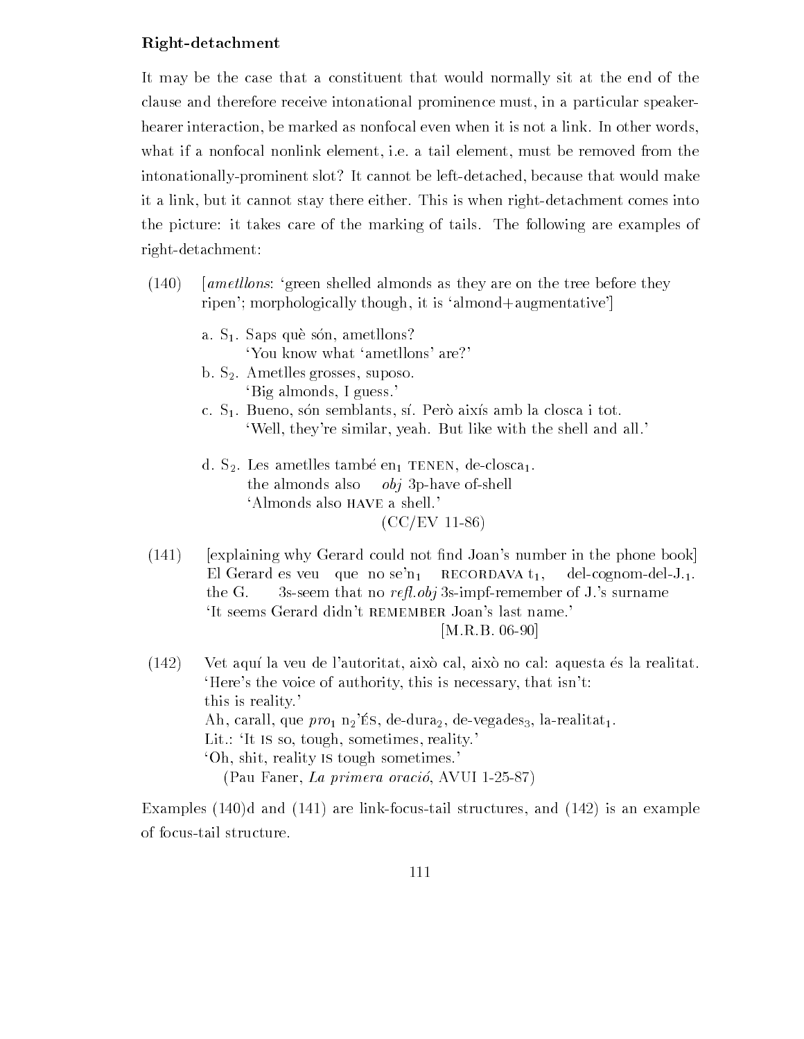### Right-detachment

It may be the case that a constituent that would normally sit at the end of the clause and therefore receive intonational prominence must, in a particular speaker-hearer interaction, be marked as nonfocal even when it is not a link. In other words, what if a nonfocal nonlink element, i.e. a tail element, must be removed from the intonationally-prominent slot? It cannot be left-detached, because that would make it a link, but it cannot stay there either. This is when right-detachment comes into the picture: it takes care of the marking of tails. The following are examples of right-detachment:

(140) [*ametllons*: 'green shelled almonds as they are on the tree before they ripen'; morphologically though, it is 'almond+augmentative']

a. $S_1$. Saps què són, ametllons?
'You know what 'ametllons' are?'

b. $S_2$. Ametlles grosses, suposo.
'Big almonds, I guess.'

c. $S_1$. Bueno, són semblants, sí. Però així amb la closca i tot.
'Well, they're similar, yeah. But like with the shell and all.'

d. $S_2$. Les ametlles també $en_1$ TENEN, $de\text{-}closca_1$.
the almonds also *obj* 3p-have of-shell
'Almonds also HAVE a shell.'
(CC/EV 11-86)

(141) [explaining why Gerard could not find Joan's number in the phone book]
El Gerard es veu que no $se'n_1$ RECORDAVA $t_1$, $del\text{-}cognom\text{-}del\text{-}J._1$.
the G. 3s-seem that no *refl.obj* 3s-impf-remember of J.'s surname
'It seems Gerard didn't REMEMBER Joan's last name.'
[M.R.B. 06-90]

(142) Vet aquí la veu de l'autoritat, això cal, això no cal: aquesta és la realitat.
'Here's the voice of authority, this is necessary, that isn't:
this is reality.'
Ah, carall, que $pro_1$ $n_2$'ÉS, $de\text{-}dura_2$, $de\text{-}vegades_3$, $la\text{-}realitat_1$.
Lit.: 'It IS so, tough, sometimes, reality.'
'Oh, shit, reality IS tough sometimes.'
(Pau Faner, *La primera oració*, AVUI 1-25-87)

Examples (140)d and (141) are link-focus-tail structures, and (142) is an example of focus-tail structure.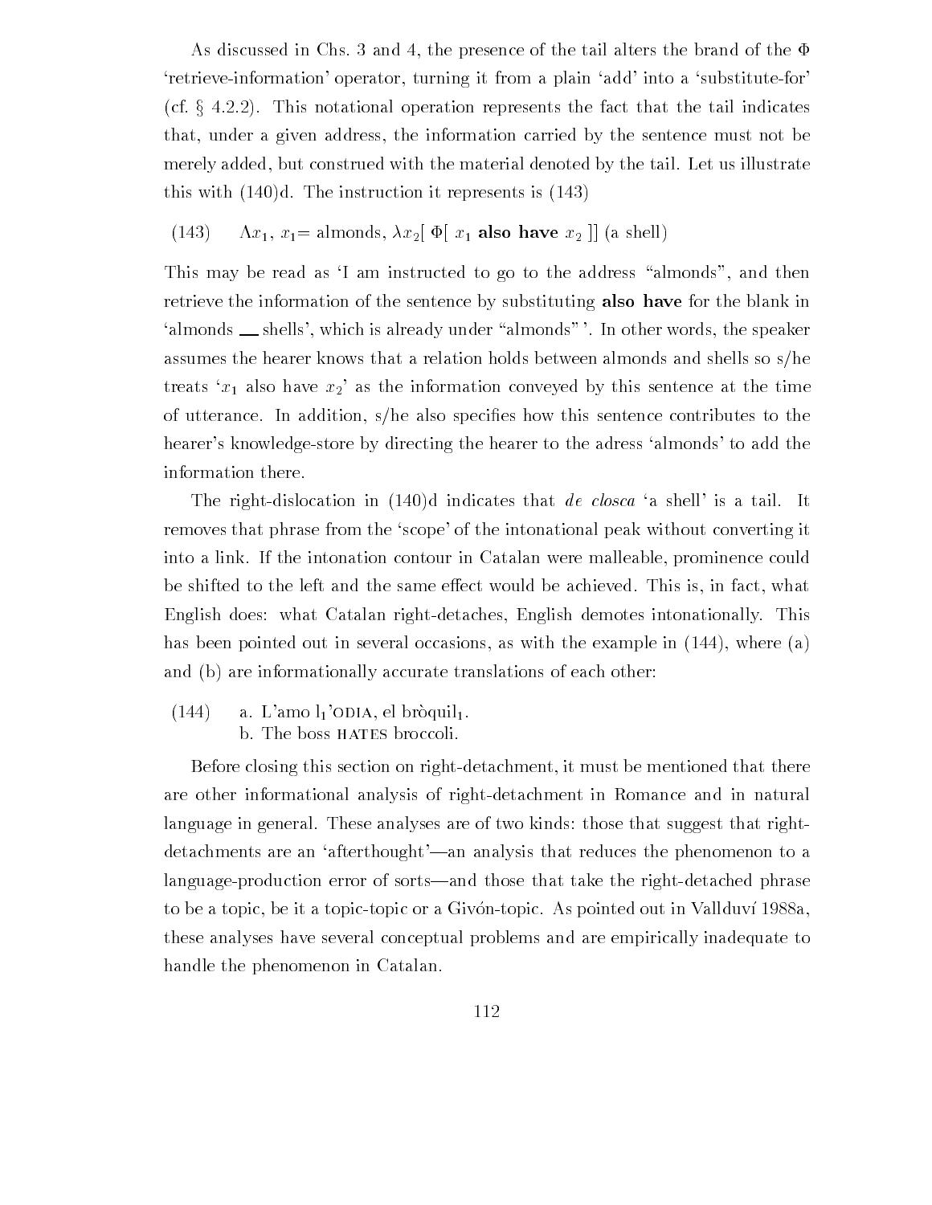As discussed in Chs. 3 and 4, the presence of the tail alters the brand of the $\Phi$ 'retrieve-information' operator, turning it from a plain 'add' into a 'substitute-for' (cf. § 4.2.2). This notational operation represents the fact that the tail indicates that, under a given address, the information carried by the sentence must not be merely added, but construed with the material denoted by the tail. Let us illustrate this with (140)d. The instruction it represents is (143)

(143) $\Lambda x_1$, $x_1$= almonds, $\lambda x_2$[ $\Phi$[ $x_1$ **also have** $x_2$ ]] (a shell)

This may be read as 'I am instructed to go to the address "almonds", and then retrieve the information of the sentence by substituting **also have** for the blank in 'almonds ___ shells', which is already under "almonds" '. In other words, the speaker assumes the hearer knows that a relation holds between almonds and shells so s/he treats '$x_1$ also have $x_2$' as the information conveyed by this sentence at the time of utterance. In addition, s/he also specifies how this sentence contributes to the hearer's knowledge-store by directing the hearer to the adress 'almonds' to add the information there.

The right-dislocation in (140)d indicates that *de closca* 'a shell' is a tail. It removes that phrase from the 'scope' of the intonational peak without converting it into a link. If the intonation contour in Catalan were malleable, prominence could be shifted to the left and the same effect would be achieved. This is, in fact, what English does: what Catalan right-detaches, English demotes intonationally. This has been pointed out in several occasions, as with the example in (144), where (a) and (b) are informationally accurate translations of each other:

(144) a. L'amo $l_1$'ODIA, el bròquil$_1$.
 b. The boss HATES broccoli.

Before closing this section on right-detachment, it must be mentioned that there are other informational analysis of right-detachment in Romance and in natural language in general. These analyses are of two kinds: those that suggest that right-detachments are an 'afterthought'—an analysis that reduces the phenomenon to a language-production error of sorts—and those that take the right-detached phrase to be a topic, be it a topic-topic or a Givón-topic. As pointed out in Vallduví 1988a, these analyses have several conceptual problems and are empirically inadequate to handle the phenomenon in Catalan.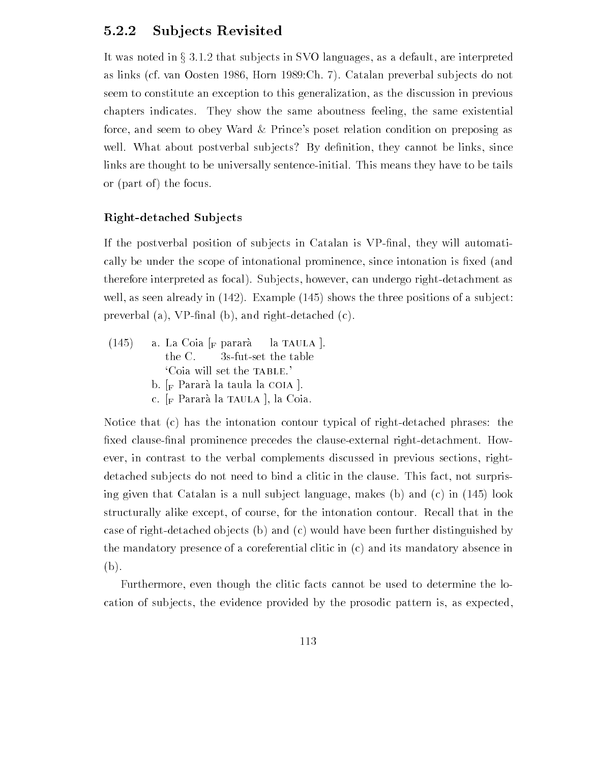### 5.2.2 Subjects Revisited

It was noted in § 3.1.2 that subjects in SVO languages, as a default, are interpreted as links (cf. van Oosten 1986, Horn 1989:Ch. 7). Catalan preverbal subjects do not seem to constitute an exception to this generalization, as the discussion in previous chapters indicates. They show the same aboutness feeling, the same existential force, and seem to obey Ward & Prince's poset relation condition on preposing as well. What about postverbal subjects? By definition, they cannot be links, since links are thought to be universally sentence-initial. This means they have to be tails or (part of) the focus.

#### Right-detached Subjects

If the postverbal position of subjects in Catalan is VP-final, they will automatically be under the scope of intonational prominence, since intonation is fixed (and therefore interpreted as focal). Subjects, however, can undergo right-detachment as well, as seen already in (142). Example (145) shows the three positions of a subject: preverbal (a), VP-final (b), and right-detached (c).

(145)
a. La Coia [$_F$ pararà la TAULA ].
   the C. 3s-fut-set the table
   'Coia will set the TABLE.'
b. [$_F$ Pararà la taula la COIA ].
c. [$_F$ Pararà la TAULA ], la Coia.

Notice that (c) has the intonation contour typical of right-detached phrases: the fixed clause-final prominence precedes the clause-external right-detachment. However, in contrast to the verbal complements discussed in previous sections, right-detached subjects do not need to bind a clitic in the clause. This fact, not surprising given that Catalan is a null subject language, makes (b) and (c) in (145) look structurally alike except, of course, for the intonation contour. Recall that in the case of right-detached objects (b) and (c) would have been further distinguished by the mandatory presence of a coreferential clitic in (c) and its mandatory absence in (b).

Furthermore, even though the clitic facts cannot be used to determine the location of subjects, the evidence provided by the prosodic pattern is, as expected,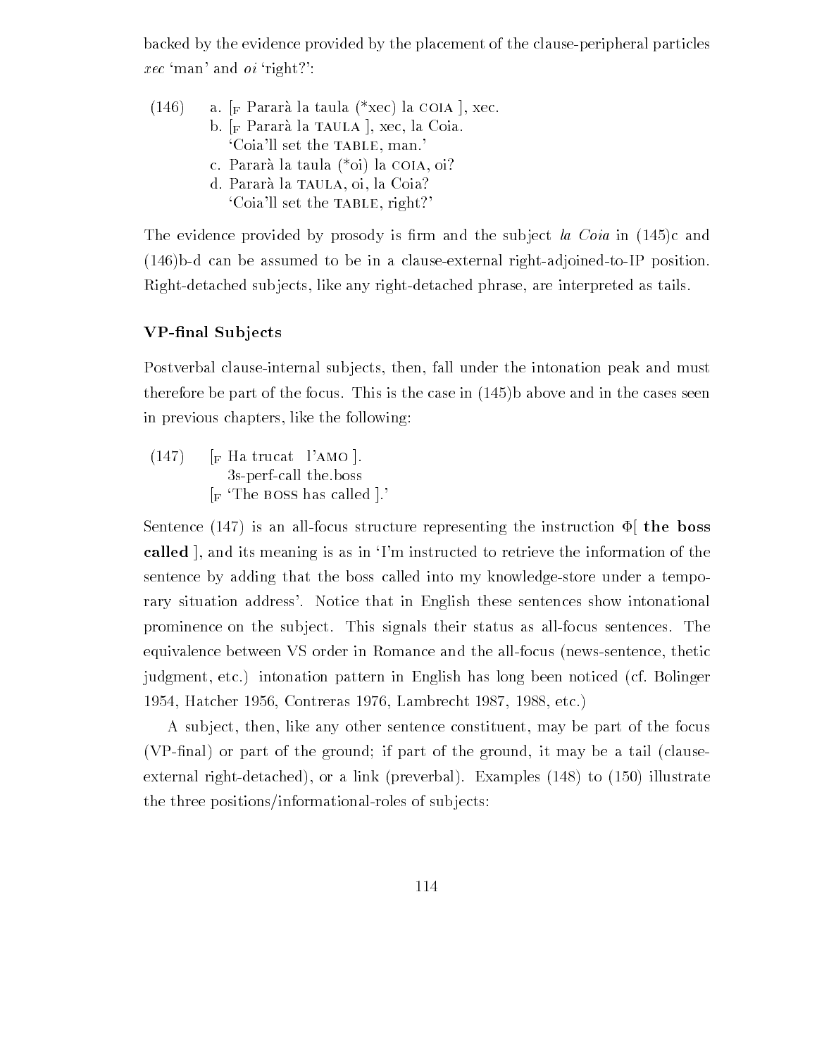backed by the evidence provided by the placement of the clause-peripheral particles *xec* 'man' and *oi* 'right?':

(146) a. [$_F$ Pararà la taula (*xec) la COIA ], xec.
b. [$_F$ Pararà la TAULA ], xec, la Coia.
'Coia'll set the TABLE, man.'
c. Pararà la taula (*oi) la COIA, oi?
d. Pararà la TAULA, oi, la Coia?
'Coia'll set the TABLE, right?'

The evidence provided by prosody is firm and the subject *la Coia* in (145)c and (146)b-d can be assumed to be in a clause-external right-adjoined-to-IP position. Right-detached subjects, like any right-detached phrase, are interpreted as tails.

### VP-final Subjects

Postverbal clause-internal subjects, then, fall under the intonation peak and must therefore be part of the focus. This is the case in (145)b above and in the cases seen in previous chapters, like the following:

(147) [$_F$ Ha trucat l'AMO ].
3s-perf-call the.boss
[$_F$ 'The BOSS has called ].'

Sentence (147) is an all-focus structure representing the instruction $\Phi$[ **the boss called** ], and its meaning is as in 'I'm instructed to retrieve the information of the sentence by adding that the boss called into my knowledge-store under a temporary situation address'. Notice that in English these sentences show intonational prominence on the subject. This signals their status as all-focus sentences. The equivalence between VS order in Romance and the all-focus (news-sentence, thetic judgment, etc.) intonation pattern in English has long been noticed (cf. Bolinger 1954, Hatcher 1956, Contreras 1976, Lambrecht 1987, 1988, etc.)

A subject, then, like any other sentence constituent, may be part of the focus (VP-final) or part of the ground; if part of the ground, it may be a tail (clause-external right-detached), or a link (preverbal). Examples (148) to (150) illustrate the three positions/informational-roles of subjects: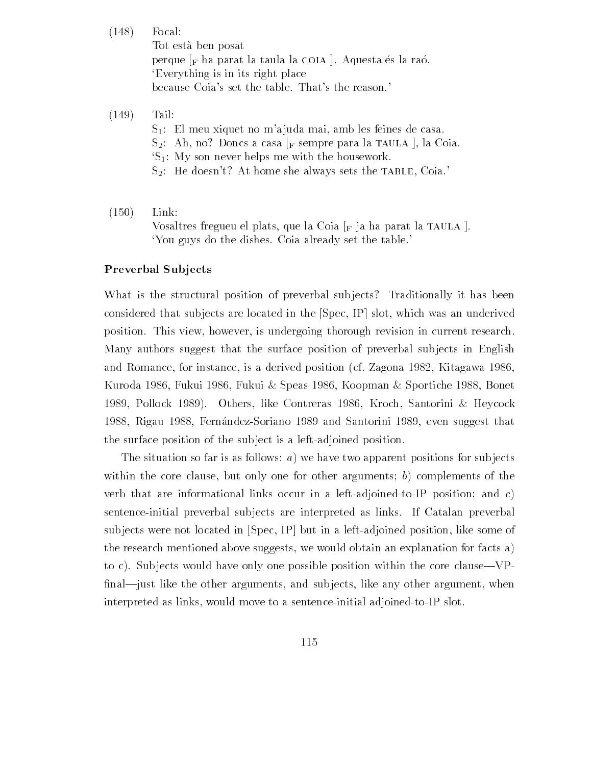(148) Focal:
Tot està ben posat
perque [$_F$ ha parat la taula la COIA ]. Aquesta és la raó.
'Everything is in its right place
because Coia's set the table. That's the reason.'

(149) Tail:
$S_1$: El meu xiquet no m'ajuda mai, amb les feines de casa.
$S_2$: Ah, no? Doncs a casa [$_F$ sempre para la TAULA ], la Coia.
'$S_1$: My son never helps me with the housework.
$S_2$: He doesn't? At home she always sets the TABLE, Coia.'

(150) Link:
Vosaltres fregueu el plats, que la Coia [$_F$ ja ha parat la TAULA ].
'You guys do the dishes. Coia already set the table.'

**Preverbal Subjects**

What is the structural position of preverbal subjects? Traditionally it has been considered that subjects are located in the [Spec, IP] slot, which was an underived position. This view, however, is undergoing thorough revision in current research. Many authors suggest that the surface position of preverbal subjects in English and Romance, for instance, is a derived position (cf. Zagona 1982, Kitagawa 1986, Kuroda 1986, Fukui 1986, Fukui & Speas 1986, Koopman & Sportiche 1988, Bonet 1989, Pollock 1989). Others, like Contreras 1986, Kroch, Santorini & Heycock 1988, Rigau 1988, Fernández-Soriano 1989 and Santorini 1989, even suggest that the surface position of the subject is a left-adjoined position.

The situation so far is as follows: *a*) we have two apparent positions for subjects within the core clause, but only one for other arguments; *b*) complements of the verb that are informational links occur in a left-adjoined-to-IP position; and *c*) sentence-initial preverbal subjects are interpreted as links. If Catalan preverbal subjects were not located in [Spec, IP] but in a left-adjoined position, like some of the research mentioned above suggests, we would obtain an explanation for facts a) to c). Subjects would have only one possible position within the core clause—VP-final—just like the other arguments, and subjects, like any other argument, when interpreted as links, would move to a sentence-initial adjoined-to-IP slot.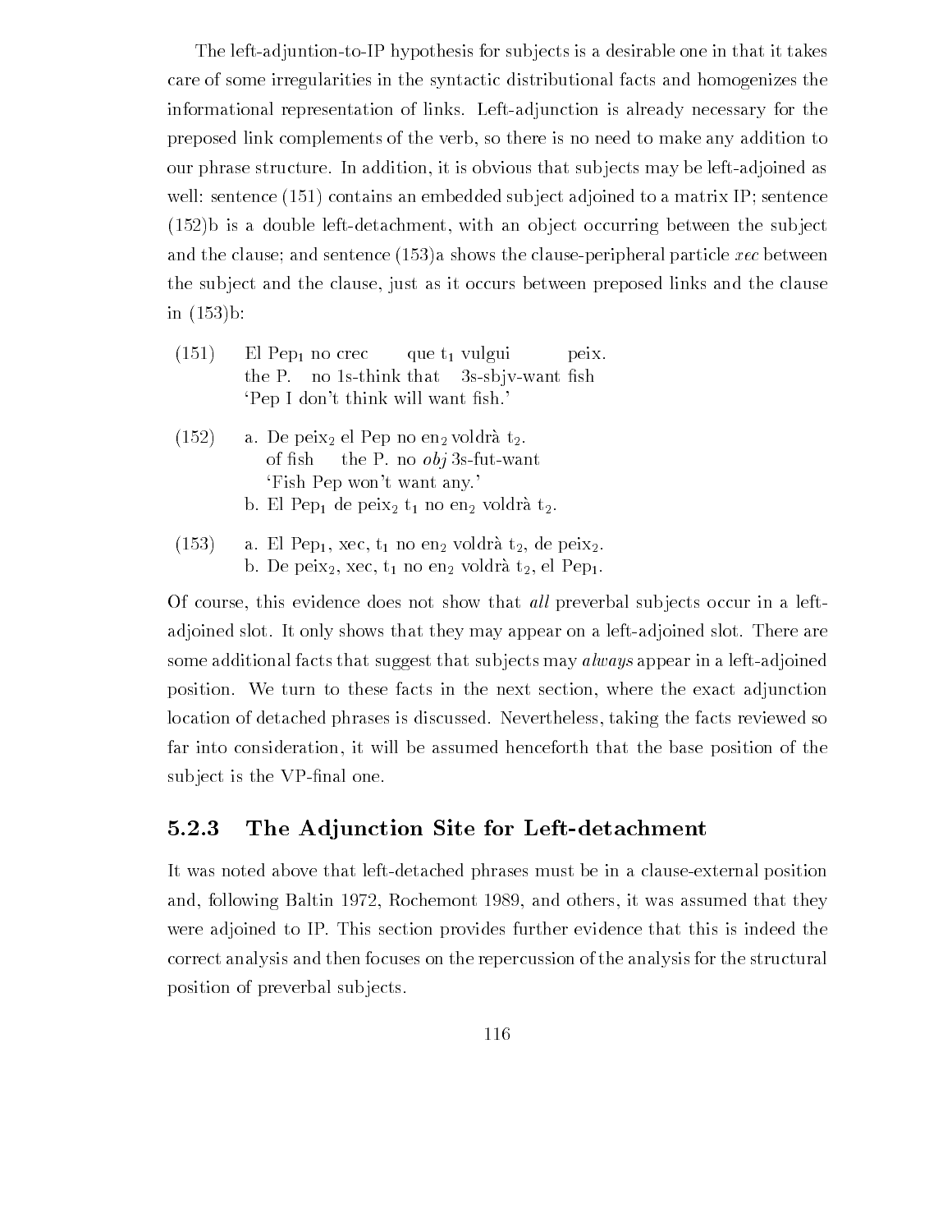The left-adjuntion-to-IP hypothesis for subjects is a desirable one in that it takes care of some irregularities in the syntactic distributional facts and homogenizes the informational representation of links. Left-adjunction is already necessary for the preposed link complements of the verb, so there is no need to make any addition to our phrase structure. In addition, it is obvious that subjects may be left-adjoined as well: sentence (151) contains an embedded subject adjoined to a matrix IP; sentence (152)b is a double left-detachment, with an object occurring between the subject and the clause; and sentence (153)a shows the clause-peripheral particle *xec* between the subject and the clause, just as it occurs between preposed links and the clause in (153)b:

(151) El Pep$_1$ no crec que t$_1$ vulgui peix.
the P. no 1s-think that 3s-sbjv-want fish
'Pep I don't think will want fish.'

(152) a. De peix$_2$ el Pep no en$_2$ voldrà t$_2$.
of fish the P. no *obj* 3s-fut-want
'Fish Pep won't want any.'
b. El Pep$_1$ de peix$_2$ t$_1$ no en$_2$ voldrà t$_2$.

(153) a. El Pep$_1$, xec, t$_1$ no en$_2$ voldrà t$_2$, de peix$_2$.
b. De peix$_2$, xec, t$_1$ no en$_2$ voldrà t$_2$, el Pep$_1$.

Of course, this evidence does not show that *all* preverbal subjects occur in a left-adjoined slot. It only shows that they may appear on a left-adjoined slot. There are some additional facts that suggest that subjects may *always* appear in a left-adjoined position. We turn to these facts in the next section, where the exact adjunction location of detached phrases is discussed. Nevertheless, taking the facts reviewed so far into consideration, it will be assumed henceforth that the base position of the subject is the VP-final one.

### 5.2.3 The Adjunction Site for Left-detachment

It was noted above that left-detached phrases must be in a clause-external position and, following Baltin 1972, Rochemont 1989, and others, it was assumed that they were adjoined to IP. This section provides further evidence that this is indeed the correct analysis and then focuses on the repercussion of the analysis for the structural position of preverbal subjects.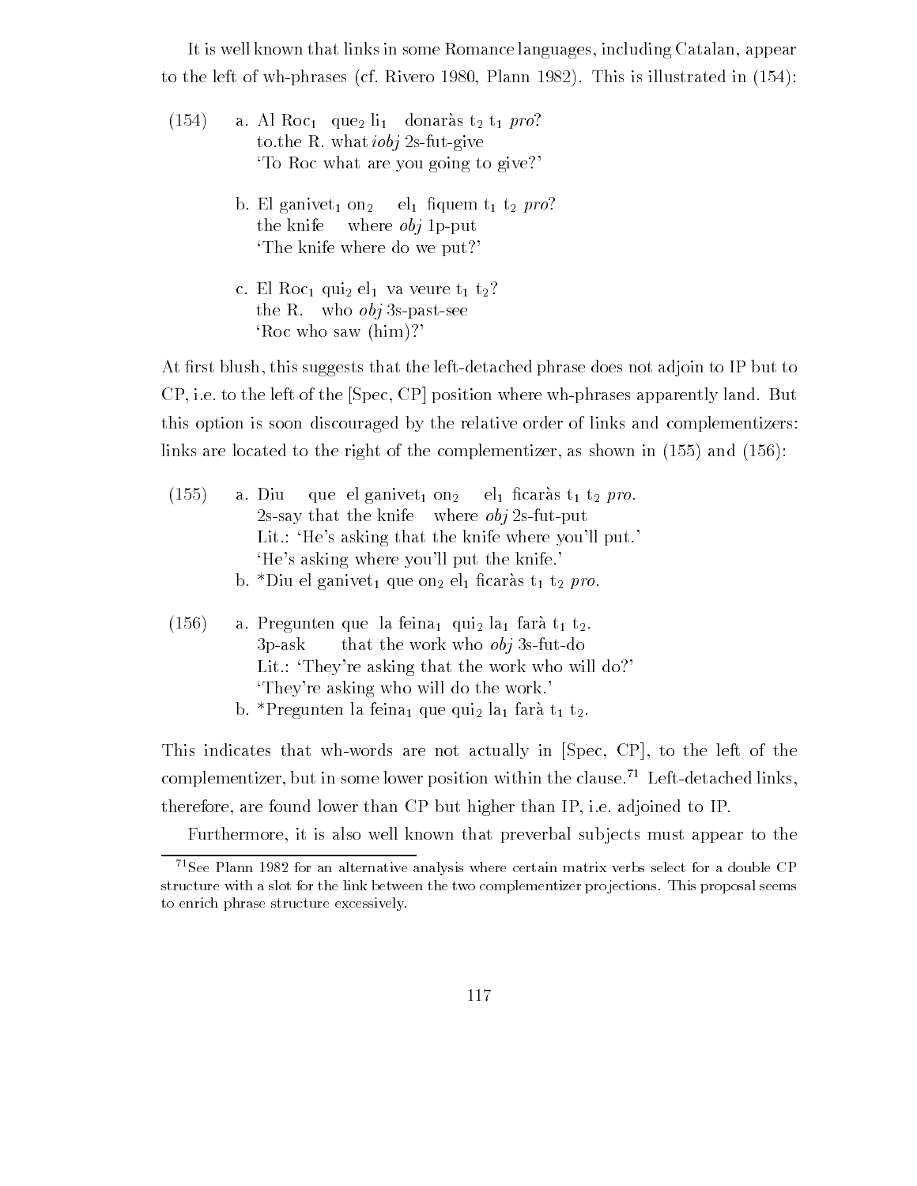It is well known that links in some Romance languages, including Catalan, appear to the left of wh-phrases (cf. Rivero 1980, Plann 1982). This is illustrated in (154):

(154) a. Al Roc$_1$ que$_2$ li$_1$ donaràs t$_2$ t$_1$ *pro*?
to.the R. what *iobj* 2s-fut-give
'To Roc what are you going to give?'

b. El ganivet$_1$ on$_2$ el$_1$ fiquem t$_1$ t$_2$ *pro*?
the knife where *obj* 1p-put
'The knife where do we put?'

c. El Roc$_1$ qui$_2$ el$_1$ va veure t$_1$ t$_2$?
the R. who *obj* 3s-past-see
'Roc who saw (him)?'

At first blush, this suggests that the left-detached phrase does not adjoin to IP but to CP, i.e. to the left of the [Spec, CP] position where wh-phrases apparently land. But this option is soon discouraged by the relative order of links and complementizers: links are located to the right of the complementizer, as shown in (155) and (156):

(155) a. Diu que el ganivet$_1$ on$_2$ el$_1$ ficaràs t$_1$ t$_2$ *pro*.
2s-say that the knife where *obj* 2s-fut-put
Lit.: 'He's asking that the knife where you'll put.'
'He's asking where you'll put the knife.'

b. *Diu el ganivet$_1$ que on$_2$ el$_1$ ficaràs t$_1$ t$_2$ *pro*.

(156) a. Pregunten que la feina$_1$ qui$_2$ la$_1$ farà t$_1$ t$_2$.
3p-ask that the work who *obj* 3s-fut-do
Lit.: 'They're asking that the work who will do?'
'They're asking who will do the work.'

b. *Pregunten la feina$_1$ que qui$_2$ la$_1$ farà t$_1$ t$_2$.

This indicates that wh-words are not actually in [Spec, CP], to the left of the complementizer, but in some lower position within the clause.[71] Left-detached links, therefore, are found lower than CP but higher than IP, i.e. adjoined to IP.

Furthermore, it is also well known that preverbal subjects must appear to the

[71] See Plann 1982 for an alternative analysis where certain matrix verbs select for a double CP structure with a slot for the link between the two complementizer projections. This proposal seems to enrich phrase structure excessively.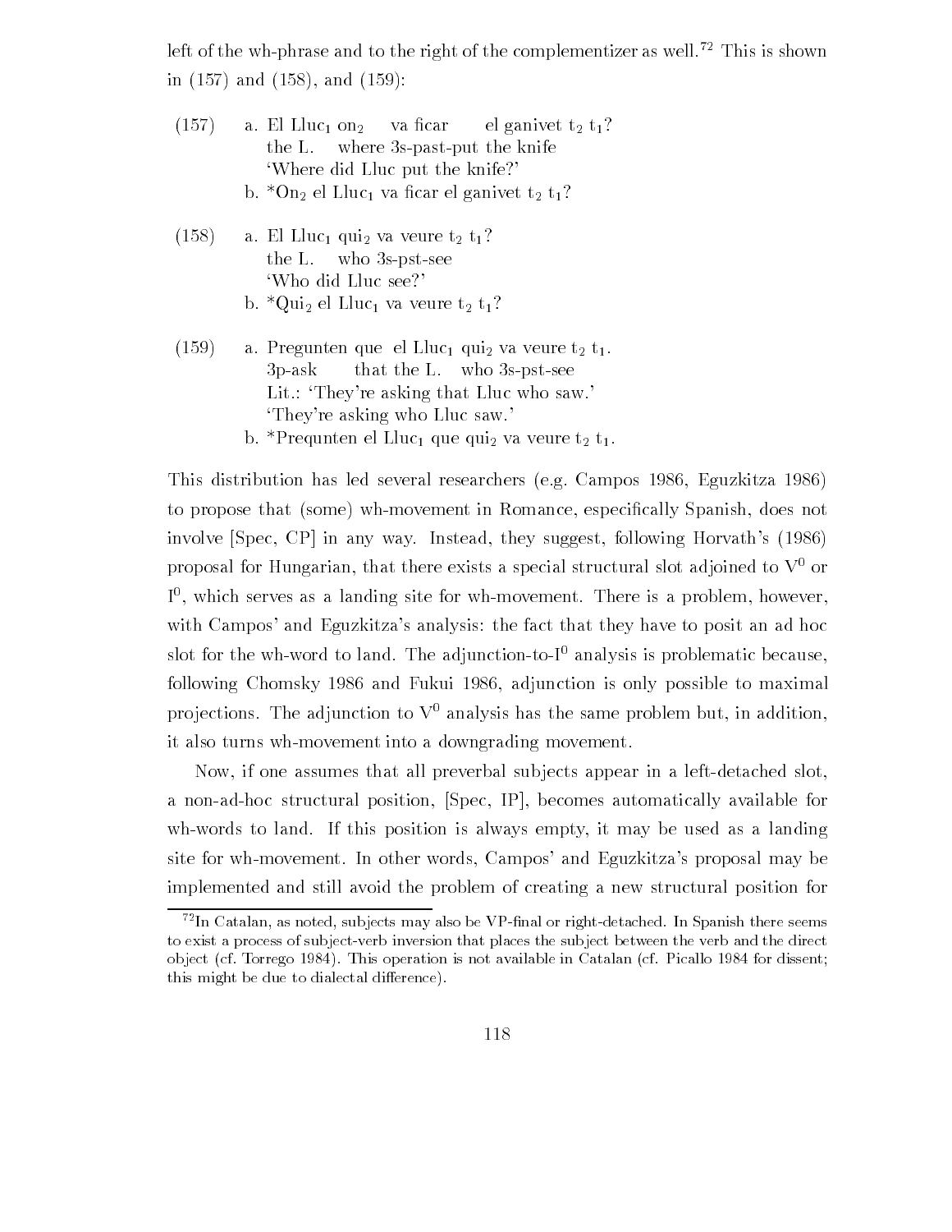left of the wh-phrase and to the right of the complementizer as well.[72] This is shown in (157) and (158), and (159):

(157) a. El Lluc$_1$ on$_2$ va ficar el ganivet t$_2$ t$_1$?
the L. where 3s-past-put the knife
'Where did Lluc put the knife?'
b. *On$_2$ el Lluc$_1$ va ficar el ganivet t$_2$ t$_1$?

(158) a. El Lluc$_1$ qui$_2$ va veure t$_2$ t$_1$?
the L. who 3s-pst-see
'Who did Lluc see?'
b. *Qui$_2$ el Lluc$_1$ va veure t$_2$ t$_1$?

(159) a. Pregunten que el Lluc$_1$ qui$_2$ va veure t$_2$ t$_1$.
3p-ask that the L. who 3s-pst-see
Lit.: 'They're asking that Lluc who saw.'
'They're asking who Lluc saw.'
b. *Prequnten el Lluc$_1$ que qui$_2$ va veure t$_2$ t$_1$.

This distribution has led several researchers (e.g. Campos 1986, Eguzkitza 1986) to propose that (some) wh-movement in Romance, especifically Spanish, does not involve [Spec, CP] in any way. Instead, they suggest, following Horvath's (1986) proposal for Hungarian, that there exists a special structural slot adjoined to $V^0$ or $I^0$, which serves as a landing site for wh-movement. There is a problem, however, with Campos' and Eguzkitza's analysis: the fact that they have to posit an ad hoc slot for the wh-word to land. The adjunction-to-$I^0$ analysis is problematic because, following Chomsky 1986 and Fukui 1986, adjunction is only possible to maximal projections. The adjunction to $V^0$ analysis has the same problem but, in addition, it also turns wh-movement into a downgrading movement.

Now, if one assumes that all preverbal subjects appear in a left-detached slot, a non-ad-hoc structural position, [Spec, IP], becomes automatically available for wh-words to land. If this position is always empty, it may be used as a landing site for wh-movement. In other words, Campos' and Eguzkitza's proposal may be implemented and still avoid the problem of creating a new structural position for

[72] In Catalan, as noted, subjects may also be VP-final or right-detached. In Spanish there seems to exist a process of subject-verb inversion that places the subject between the verb and the direct object (cf. Torrego 1984). This operation is not available in Catalan (cf. Picallo 1984 for dissent; this might be due to dialectal difference).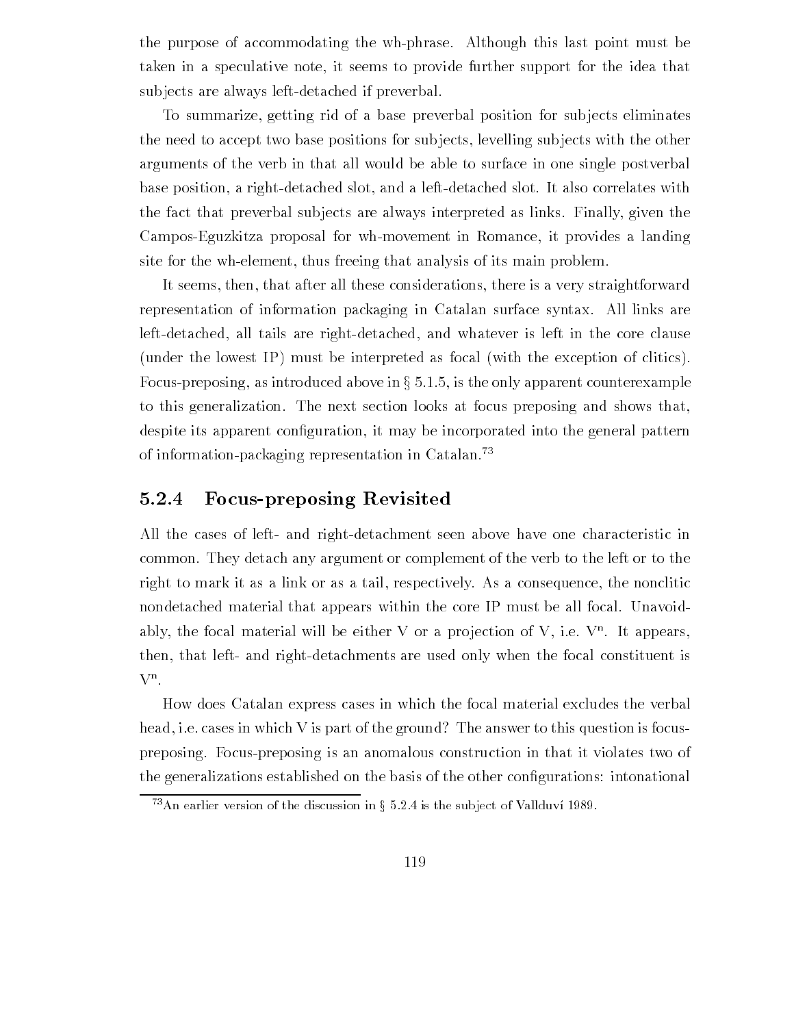the purpose of accommodating the wh-phrase. Although this last point must be taken in a speculative note, it seems to provide further support for the idea that subjects are always left-detached if preverbal.

To summarize, getting rid of a base preverbal position for subjects eliminates the need to accept two base positions for subjects, levelling subjects with the other arguments of the verb in that all would be able to surface in one single postverbal base position, a right-detached slot, and a left-detached slot. It also correlates with the fact that preverbal subjects are always interpreted as links. Finally, given the Campos-Eguzkitza proposal for wh-movement in Romance, it provides a landing site for the wh-element, thus freeing that analysis of its main problem.

It seems, then, that after all these considerations, there is a very straightforward representation of information packaging in Catalan surface syntax. All links are left-detached, all tails are right-detached, and whatever is left in the core clause (under the lowest IP) must be interpreted as focal (with the exception of clitics). Focus-preposing, as introduced above in § 5.1.5, is the only apparent counterexample to this generalization. The next section looks at focus preposing and shows that, despite its apparent configuration, it may be incorporated into the general pattern of information-packaging representation in Catalan.[73]

### 5.2.4 Focus-preposing Revisited

All the cases of left- and right-detachment seen above have one characteristic in common. They detach any argument or complement of the verb to the left or to the right to mark it as a link or as a tail, respectively. As a consequence, the nonclitic nondetached material that appears within the core IP must be all focal. Unavoidably, the focal material will be either V or a projection of V, i.e. $V^n$. It appears, then, that left- and right-detachments are used only when the focal constituent is $V^n$.

How does Catalan express cases in which the focal material excludes the verbal head, i.e. cases in which V is part of the ground? The answer to this question is focus-preposing. Focus-preposing is an anomalous construction in that it violates two of the generalizations established on the basis of the other configurations: intonational

[73] An earlier version of the discussion in § 5.2.4 is the subject of Vallduví 1989.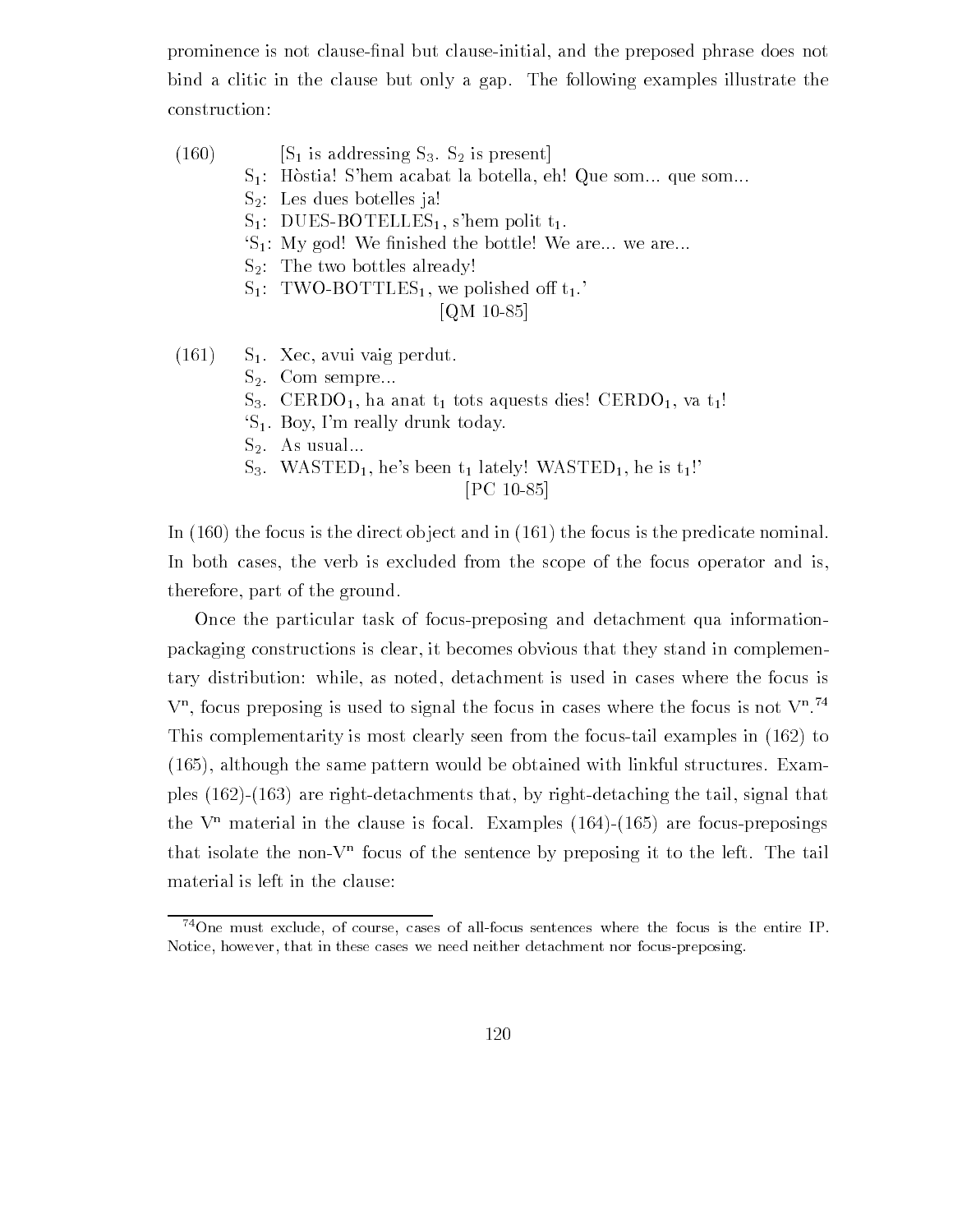prominence is not clause-final but clause-initial, and the preposed phrase does not bind a clitic in the clause but only a gap. The following examples illustrate the construction:

(160) [$S_1$ is addressing $S_3$. $S_2$ is present]
$S_1$: Hòstia! S'hem acabat la botella, eh! Que som... que som...
$S_2$: Les dues botelles ja!
$S_1$: DUES-BOTELLES$_1$, s'hem polit $t_1$.
'$S_1$: My god! We finished the bottle! We are... we are...
$S_2$: The two bottles already!
$S_1$: TWO-BOTTLES$_1$, we polished off $t_1$.'
[QM 10-85]

(161) $S_1$. Xec, avui vaig perdut.
$S_2$. Com sempre...
$S_3$. CERDO$_1$, ha anat $t_1$ tots aquests dies! CERDO$_1$, va $t_1$!
'$S_1$. Boy, I'm really drunk today.
$S_2$. As usual...
$S_3$. WASTED$_1$, he's been $t_1$ lately! WASTED$_1$, he is $t_1$!'
[PC 10-85]

In (160) the focus is the direct object and in (161) the focus is the predicate nominal. In both cases, the verb is excluded from the scope of the focus operator and is, therefore, part of the ground.

Once the particular task of focus-preposing and detachment qua information-packaging constructions is clear, it becomes obvious that they stand in complementary distribution: while, as noted, detachment is used in cases where the focus is $V^n$, focus preposing is used to signal the focus in cases where the focus is not $V^n$.[74] This complementarity is most clearly seen from the focus-tail examples in (162) to (165), although the same pattern would be obtained with linkful structures. Examples (162)-(163) are right-detachments that, by right-detaching the tail, signal that the $V^n$ material in the clause is focal. Examples (164)-(165) are focus-preposings that isolate the non-$V^n$ focus of the sentence by preposing it to the left. The tail material is left in the clause:

[74] One must exclude, of course, cases of all-focus sentences where the focus is the entire IP. Notice, however, that in these cases we need neither detachment nor focus-preposing.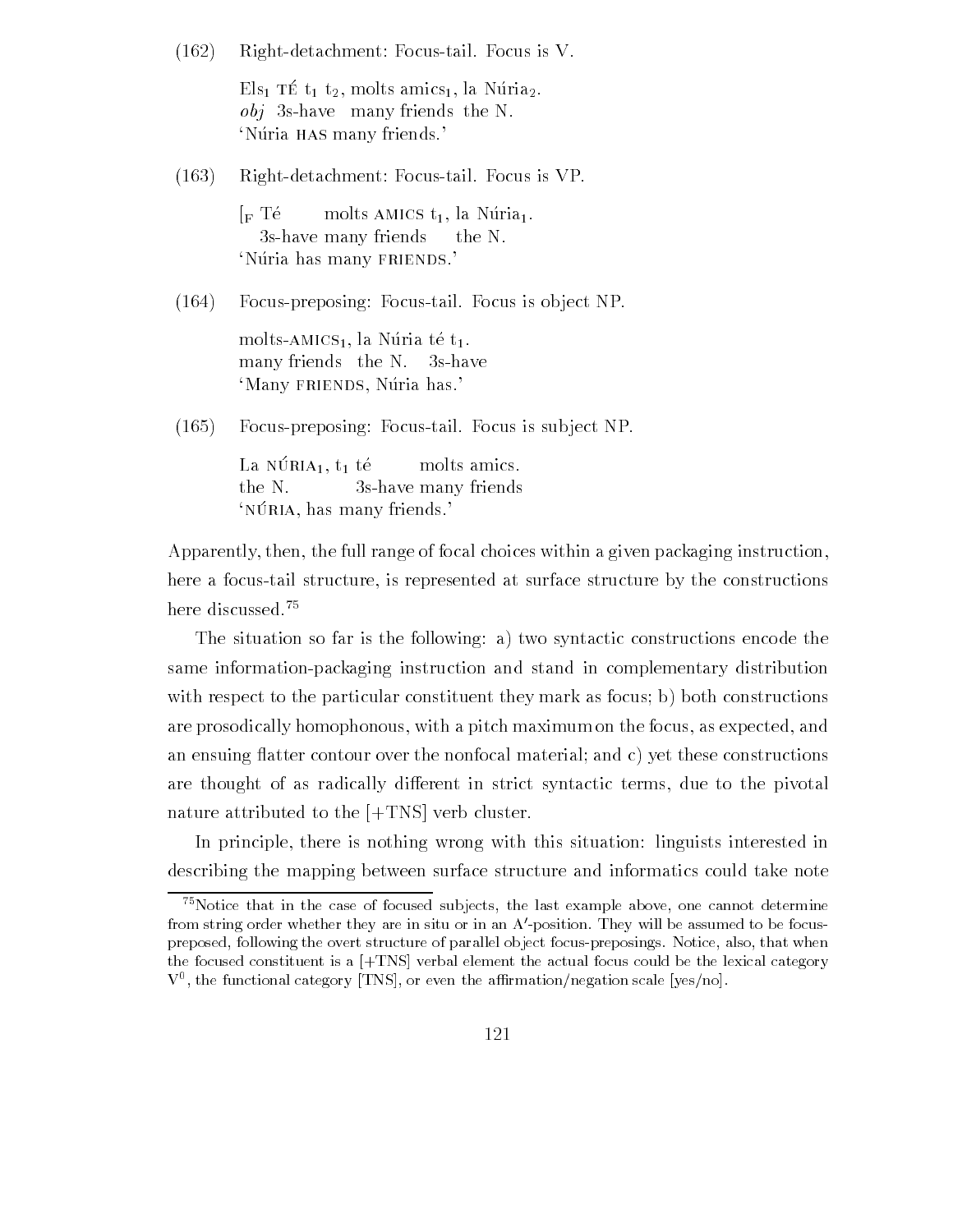(162) Right-detachment: Focus-tail. Focus is V.

Els$_1$ TÉ $t_1$ $t_2$, molts amics$_1$, la Núria$_2$.
*obj* 3s-have many friends the N.
'Núria HAS many friends.'

(163) Right-detachment: Focus-tail. Focus is VP.

[$_F$ Té molts AMICS $t_1$, la Núria$_1$.
3s-have many friends the N.
'Núria has many FRIENDS.'

(164) Focus-preposing: Focus-tail. Focus is object NP.

molts-AMICS$_1$, la Núria té $t_1$.
many friends the N. 3s-have
'Many FRIENDS, Núria has.'

(165) Focus-preposing: Focus-tail. Focus is subject NP.

La NÚRIA$_1$, $t_1$ té molts amics.
the N. 3s-have many friends
'NÚRIA, has many friends.'

Apparently, then, the full range of focal choices within a given packaging instruction, here a focus-tail structure, is represented at surface structure by the constructions here discussed.[75]

The situation so far is the following: a) two syntactic constructions encode the same information-packaging instruction and stand in complementary distribution with respect to the particular constituent they mark as focus; b) both constructions are prosodically homophonous, with a pitch maximum on the focus, as expected, and an ensuing flatter contour over the nonfocal material; and c) yet these constructions are thought of as radically different in strict syntactic terms, due to the pivotal nature attributed to the [+TNS] verb cluster.

In principle, there is nothing wrong with this situation: linguists interested in describing the mapping between surface structure and informatics could take note

[75] Notice that in the case of focused subjects, the last example above, one cannot determine from string order whether they are in situ or in an A′-position. They will be assumed to be focus-preposed, following the overt structure of parallel object focus-preposings. Notice, also, that when the focused constituent is a [+TNS] verbal element the actual focus could be the lexical category $V^0$, the functional category [TNS], or even the affirmation/negation scale [yes/no].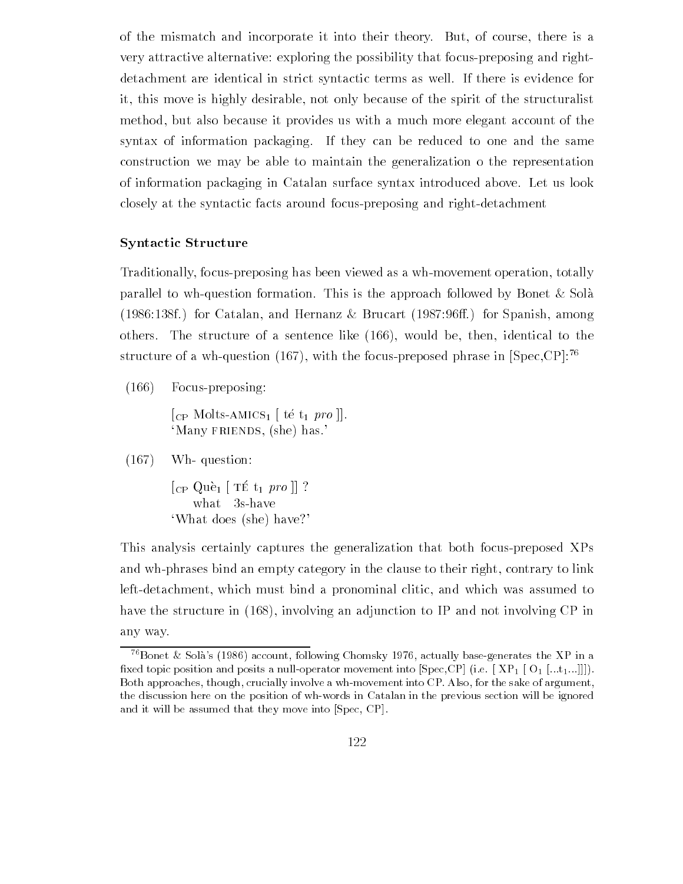of the mismatch and incorporate it into their theory. But, of course, there is a very attractive alternative: exploring the possibility that focus-preposing and right-detachment are identical in strict syntactic terms as well. If there is evidence for it, this move is highly desirable, not only because of the spirit of the structuralist method, but also because it provides us with a much more elegant account of the syntax of information packaging. If they can be reduced to one and the same construction we may be able to maintain the generalization o the representation of information packaging in Catalan surface syntax introduced above. Let us look closely at the syntactic facts around focus-preposing and right-detachment

### Syntactic Structure

Traditionally, focus-preposing has been viewed as a wh-movement operation, totally parallel to wh-question formation. This is the approach followed by Bonet & Solà (1986:138f.) for Catalan, and Hernanz & Brucart (1987:96ff.) for Spanish, among others. The structure of a sentence like (166), would be, then, identical to the structure of a wh-question (167), with the focus-preposed phrase in [Spec,CP]:[76]

(166) Focus-preposing:

$[_{\text{CP}}$ Molts-AMICS$_1$ [ té $t_1$ *pro* ]].
'Many FRIENDS, (she) has.'

(167) Wh- question:

$[_{\text{CP}}$ Què$_1$ [ TÉ $t_1$ *pro* ]] ?
what 3s-have
'What does (she) have?'

This analysis certainly captures the generalization that both focus-preposed XPs and wh-phrases bind an empty category in the clause to their right, contrary to link left-detachment, which must bind a pronominal clitic, and which was assumed to have the structure in (168), involving an adjunction to IP and not involving CP in any way.

---

[76] Bonet & Solà's (1986) account, following Chomsky 1976, actually base-generates the XP in a fixed topic position and posits a null-operator movement into [Spec,CP] (i.e. [ XP$_1$ [ O$_1$ [...$t_1$...]]]). Both approaches, though, crucially involve a wh-movement into CP. Also, for the sake of argument, the discussion here on the position of wh-words in Catalan in the previous section will be ignored and it will be assumed that they move into [Spec, CP].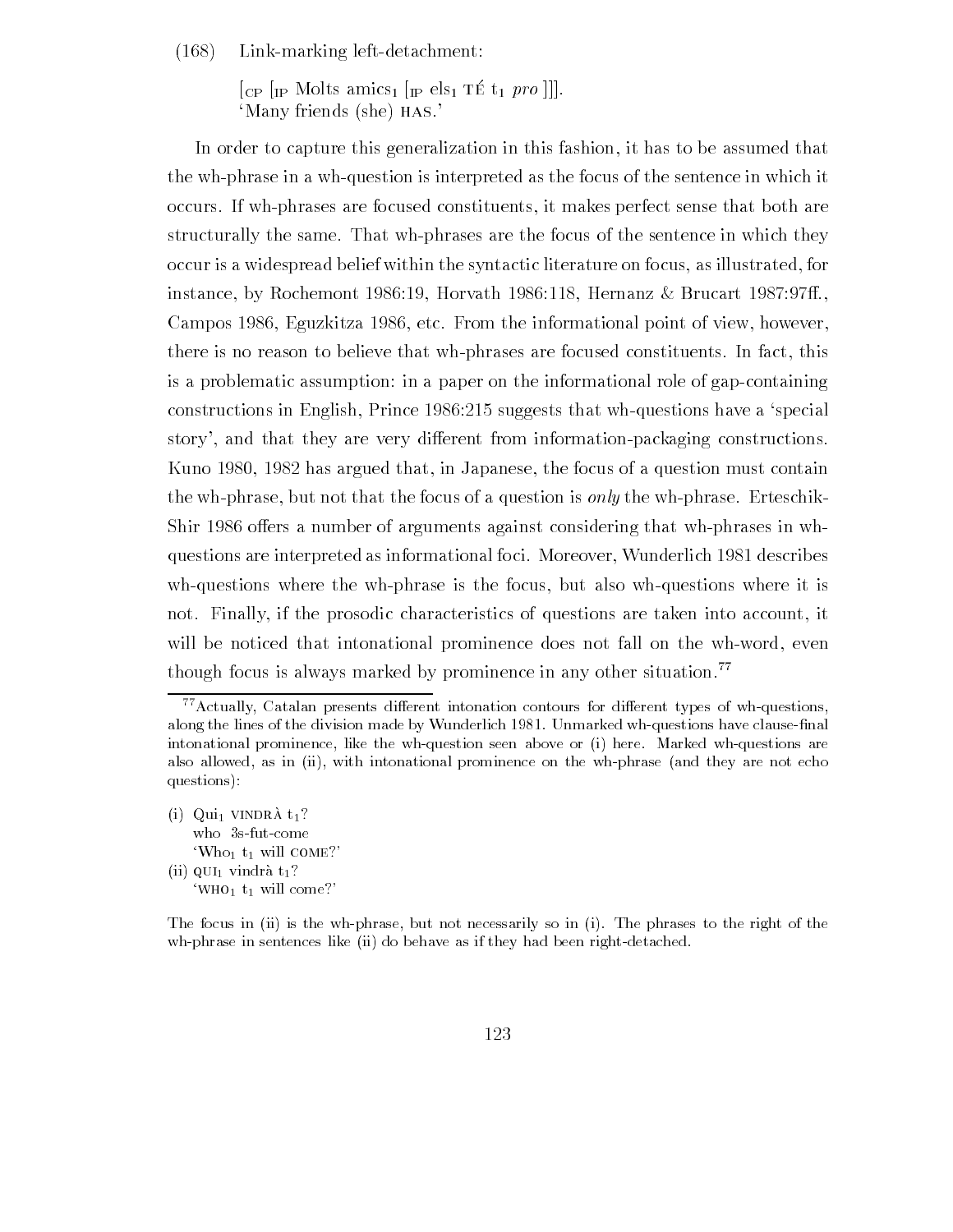(168) Link-marking left-detachment:

$[_{CP}$ $[_{IP}$ Molts amics$_1$ $[_{IP}$ els$_1$ TÉ $t_1$ *pro* ]]].
'Many friends (she) HAS.'

In order to capture this generalization in this fashion, it has to be assumed that the wh-phrase in a wh-question is interpreted as the focus of the sentence in which it occurs. If wh-phrases are focused constituents, it makes perfect sense that both are structurally the same. That wh-phrases are the focus of the sentence in which they occur is a widespread belief within the syntactic literature on focus, as illustrated, for instance, by Rochemont 1986:19, Horvath 1986:118, Hernanz & Brucart 1987:97ff., Campos 1986, Eguzkitza 1986, etc. From the informational point of view, however, there is no reason to believe that wh-phrases are focused constituents. In fact, this is a problematic assumption: in a paper on the informational role of gap-containing constructions in English, Prince 1986:215 suggests that wh-questions have a 'special story', and that they are very different from information-packaging constructions. Kuno 1980, 1982 has argued that, in Japanese, the focus of a question must contain the wh-phrase, but not that the focus of a question is *only* the wh-phrase. Erteschik-Shir 1986 offers a number of arguments against considering that wh-phrases in wh-questions are interpreted as informational foci. Moreover, Wunderlich 1981 describes wh-questions where the wh-phrase is the focus, but also wh-questions where it is not. Finally, if the prosodic characteristics of questions are taken into account, it will be noticed that intonational prominence does not fall on the wh-word, even though focus is always marked by prominence in any other situation.[77]

[77] Actually, Catalan presents different intonation contours for different types of wh-questions, along the lines of the division made by Wunderlich 1981. Unmarked wh-questions have clause-final intonational prominence, like the wh-question seen above or (i) here. Marked wh-questions are also allowed, as in (ii), with intonational prominence on the wh-phrase (and they are not echo questions):

(i) Qui$_1$ VINDRÀ $t_1$?
who 3s-fut-come
'Who$_1$ $t_1$ will COME?'

(ii) QUI$_1$ vindrà $t_1$?
'WHO$_1$ $t_1$ will come?'

The focus in (ii) is the wh-phrase, but not necessarily so in (i). The phrases to the right of the wh-phrase in sentences like (ii) do behave as if they had been right-detached.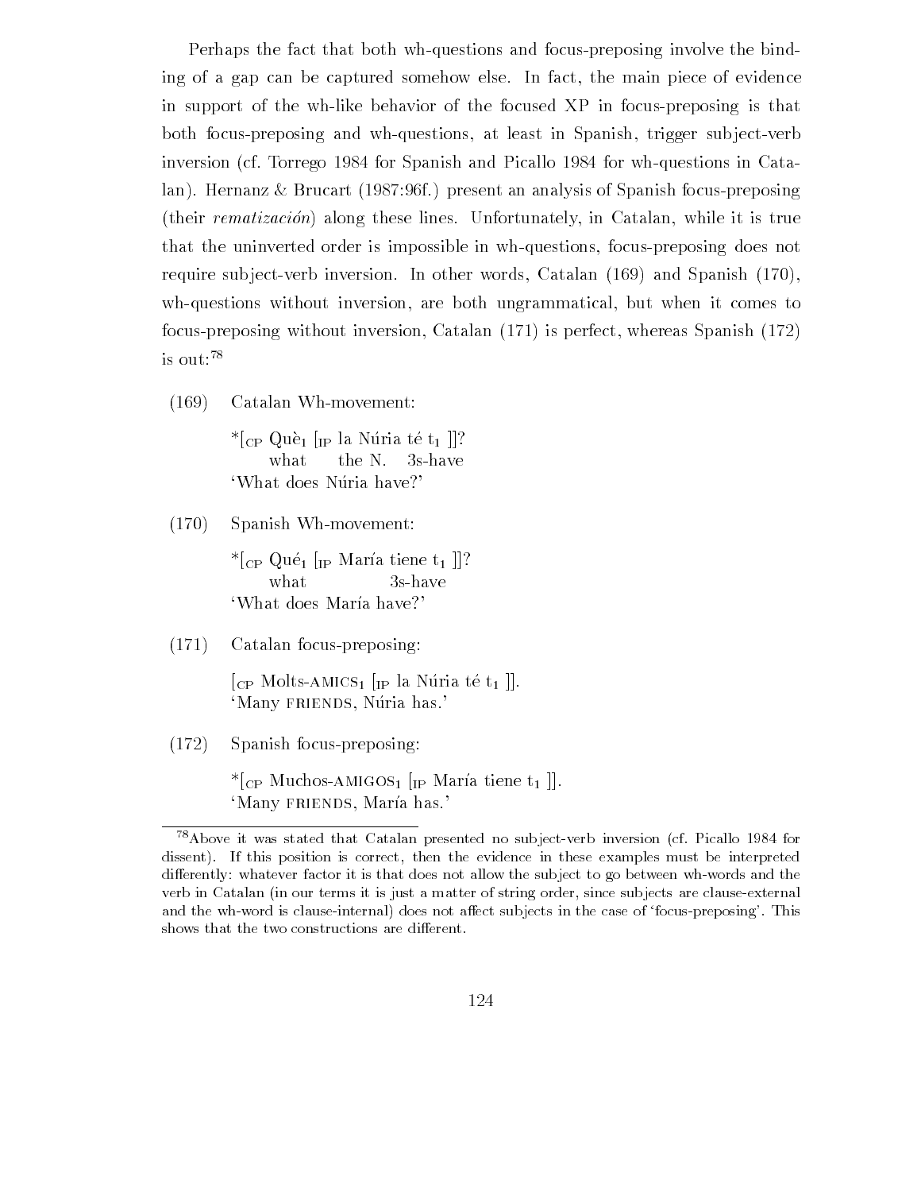Perhaps the fact that both wh-questions and focus-preposing involve the binding of a gap can be captured somehow else. In fact, the main piece of evidence in support of the wh-like behavior of the focused XP in focus-preposing is that both focus-preposing and wh-questions, at least in Spanish, trigger subject-verb inversion (cf. Torrego 1984 for Spanish and Picallo 1984 for wh-questions in Catalan). Hernanz & Brucart (1987:96f.) present an analysis of Spanish focus-preposing (their *rematización*) along these lines. Unfortunately, in Catalan, while it is true that the uninverted order is impossible in wh-questions, focus-preposing does not require subject-verb inversion. In other words, Catalan (169) and Spanish (170), wh-questions without inversion, are both ungrammatical, but when it comes to focus-preposing without inversion, Catalan (171) is perfect, whereas Spanish (172) is out:[78]

(169) Catalan Wh-movement:

*[$_{CP}$ Què$_1$ [$_{IP}$ la Núria té $t_1$ ]]?
what the N. 3s-have
'What does Núria have?'

(170) Spanish Wh-movement:

*[$_{CP}$ Qué$_1$ [$_{IP}$ María tiene $t_1$ ]]?
what 3s-have
'What does María have?'

(171) Catalan focus-preposing:

[$_{CP}$ Molts-AMICS$_1$ [$_{IP}$ la Núria té $t_1$ ]].
'Many FRIENDS, Núria has.'

(172) Spanish focus-preposing:

*[$_{CP}$ Muchos-AMIGOS$_1$ [$_{IP}$ María tiene $t_1$ ]].
'Many FRIENDS, María has.'

[78]Above it was stated that Catalan presented no subject-verb inversion (cf. Picallo 1984 for dissent). If this position is correct, then the evidence in these examples must be interpreted differently: whatever factor it is that does not allow the subject to go between wh-words and the verb in Catalan (in our terms it is just a matter of string order, since subjects are clause-external and the wh-word is clause-internal) does not affect subjects in the case of 'focus-preposing'. This shows that the two constructions are different.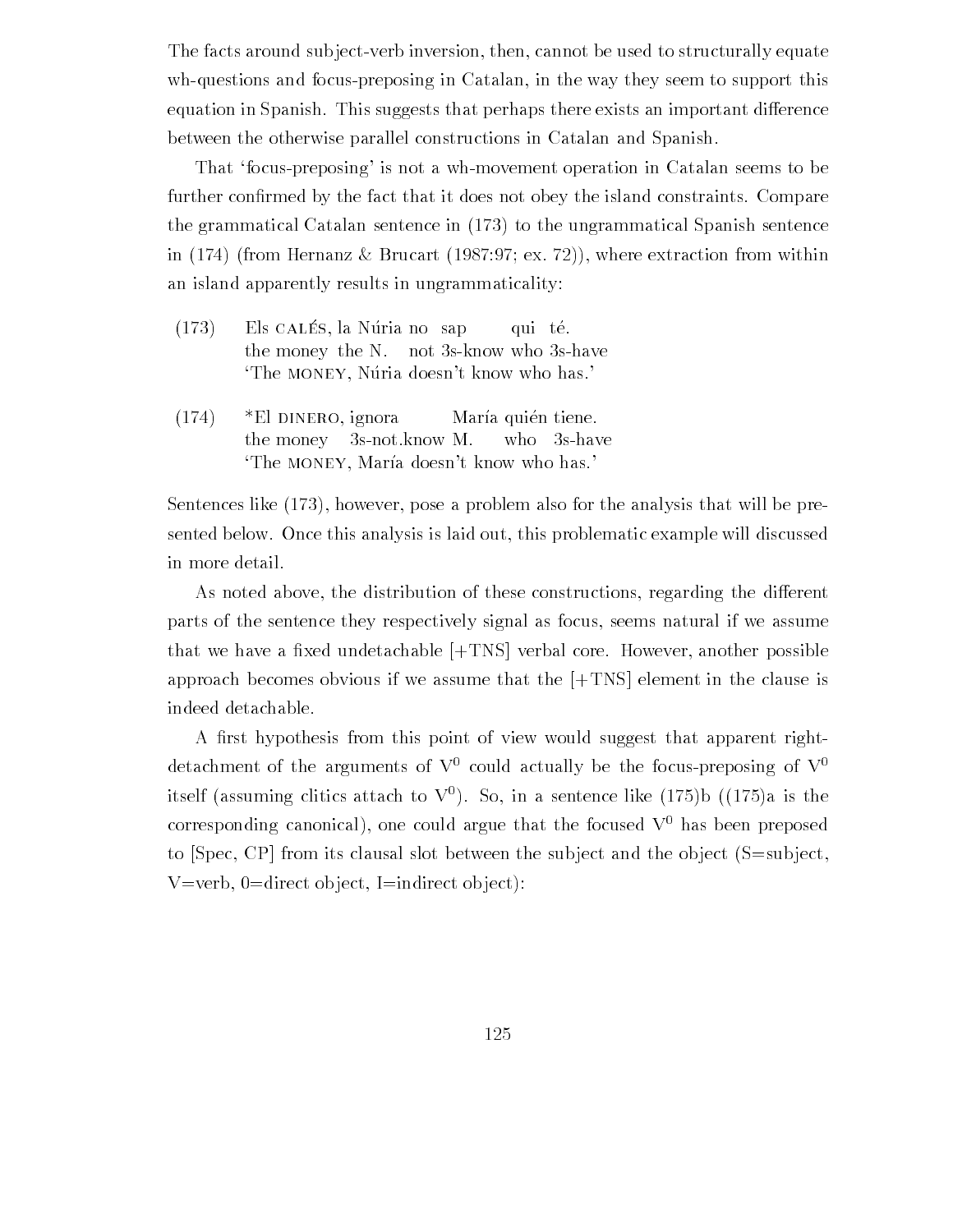The facts around subject-verb inversion, then, cannot be used to structurally equate wh-questions and focus-preposing in Catalan, in the way they seem to support this equation in Spanish. This suggests that perhaps there exists an important difference between the otherwise parallel constructions in Catalan and Spanish.

That 'focus-preposing' is not a wh-movement operation in Catalan seems to be further confirmed by the fact that it does not obey the island constraints. Compare the grammatical Catalan sentence in (173) to the ungrammatical Spanish sentence in (174) (from Hernanz & Brucart (1987:97; ex. 72)), where extraction from within an island apparently results in ungrammaticality:

(173) Els CALÉS, la Núria no sap qui té.
the money the N. not 3s-know who 3s-have
'The MONEY, Núria doesn't know who has.'

(174) *El DINERO, ignora María quién tiene.
the money 3s-not.know M. who 3s-have
'The MONEY, María doesn't know who has.'

Sentences like (173), however, pose a problem also for the analysis that will be presented below. Once this analysis is laid out, this problematic example will discussed in more detail.

As noted above, the distribution of these constructions, regarding the different parts of the sentence they respectively signal as focus, seems natural if we assume that we have a fixed undetachable [+TNS] verbal core. However, another possible approach becomes obvious if we assume that the [+TNS] element in the clause is indeed detachable.

A first hypothesis from this point of view would suggest that apparent right-detachment of the arguments of $V^0$ could actually be the focus-preposing of $V^0$ itself (assuming clitics attach to $V^0$). So, in a sentence like (175)b ((175)a is the corresponding canonical), one could argue that the focused $V^0$ has been preposed to [Spec, CP] from its clausal slot between the subject and the object (S=subject, V=verb, 0=direct object, I=indirect object):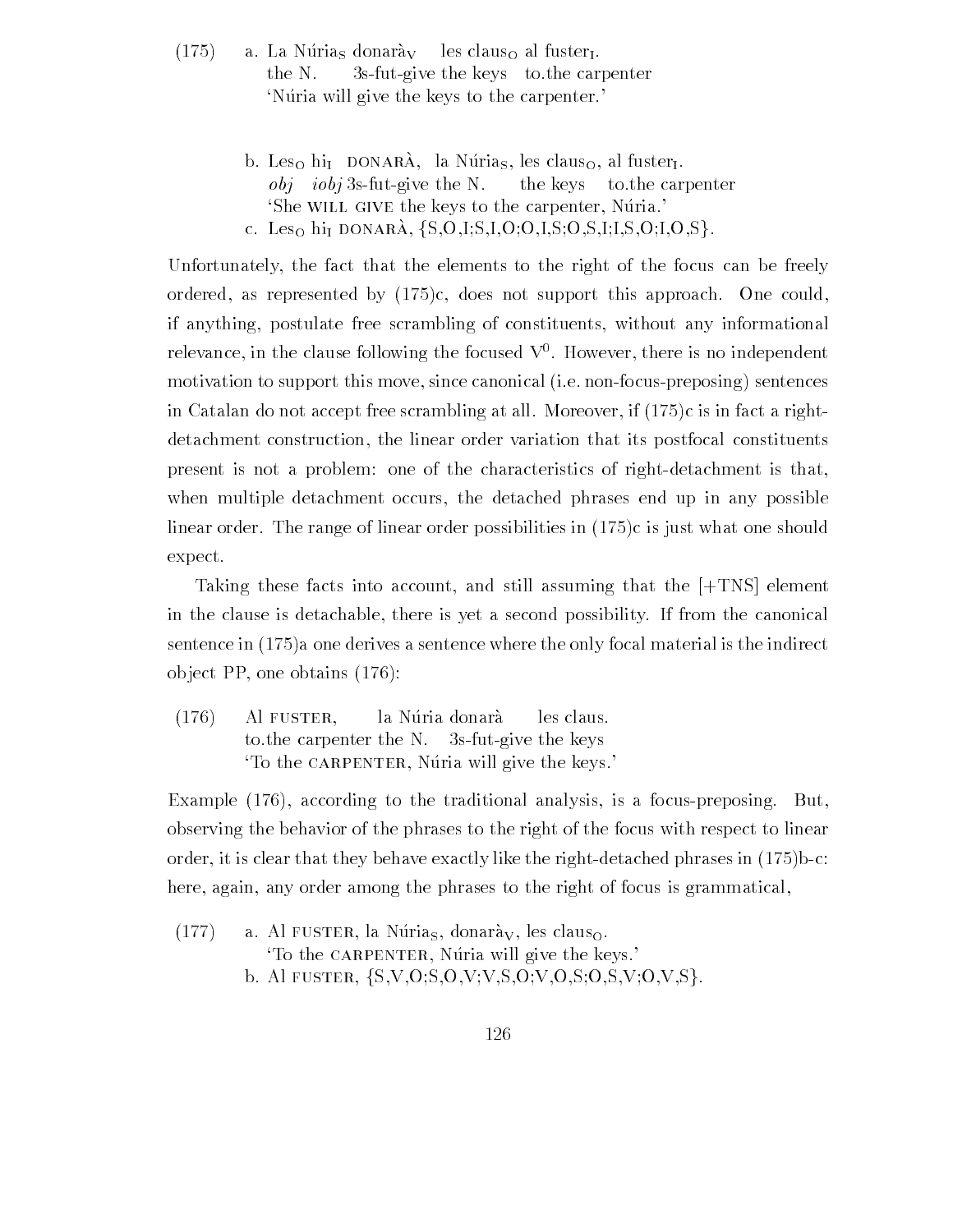(175) a. La Núria$_S$ donarà$_V$ les claus$_O$ al fuster$_I$.
the N. 3s-fut-give the keys to.the carpenter
'Núria will give the keys to the carpenter.'

b. Les$_O$ hi$_I$ DONARÀ, la Núria$_S$, les claus$_O$, al fuster$_I$.
*obj* *iobj* 3s-fut-give the N. the keys to.the carpenter
'She WILL GIVE the keys to the carpenter, Núria.'

c. Les$_O$ hi$_I$ DONARÀ, {S,O,I;S,I,O;O,I,S;O,S,I;I,S,O;I,O,S}.

Unfortunately, the fact that the elements to the right of the focus can be freely ordered, as represented by (175)c, does not support this approach. One could, if anything, postulate free scrambling of constituents, without any informational relevance, in the clause following the focused $V^0$. However, there is no independent motivation to support this move, since canonical (i.e. non-focus-preposing) sentences in Catalan do not accept free scrambling at all. Moreover, if (175)c is in fact a right-detachment construction, the linear order variation that its postfocal constituents present is not a problem: one of the characteristics of right-detachment is that, when multiple detachment occurs, the detached phrases end up in any possible linear order. The range of linear order possibilities in (175)c is just what one should expect.

Taking these facts into account, and still assuming that the [+TNS] element in the clause is detachable, there is yet a second possibility. If from the canonical sentence in (175)a one derives a sentence where the only focal material is the indirect object PP, one obtains (176):

(176) Al FUSTER, la Núria donarà les claus.
to.the carpenter the N. 3s-fut-give the keys
'To the CARPENTER, Núria will give the keys.'

Example (176), according to the traditional analysis, is a focus-preposing. But, observing the behavior of the phrases to the right of the focus with respect to linear order, it is clear that they behave exactly like the right-detached phrases in (175)b-c: here, again, any order among the phrases to the right of focus is grammatical,

(177) a. Al FUSTER, la Núria$_S$, donarà$_V$, les claus$_O$.
'To the CARPENTER, Núria will give the keys.'

b. Al FUSTER, {S,V,O;S,O,V;V,S,O;V,O,S;O,S,V;O,V,S}.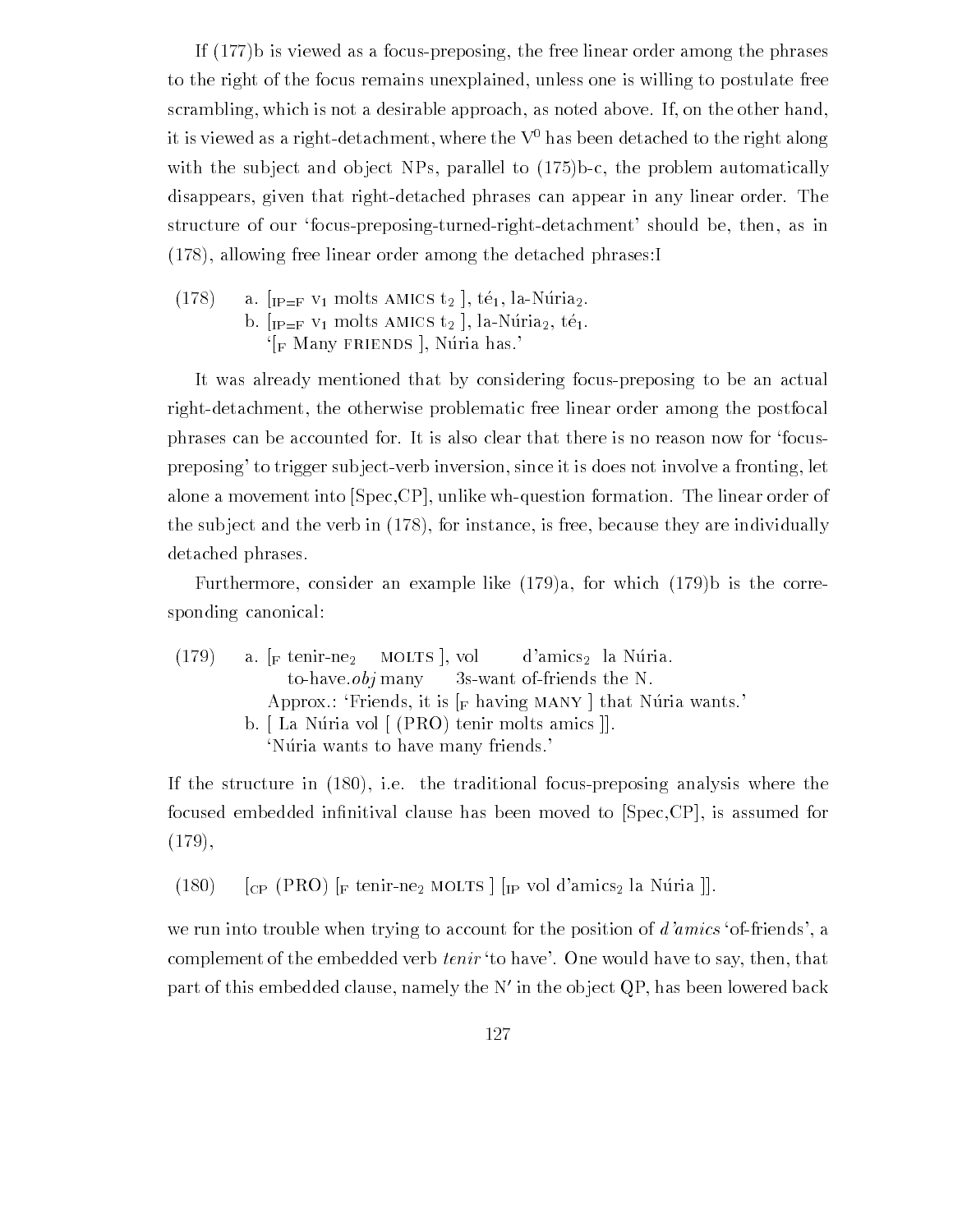If (177)b is viewed as a focus-preposing, the free linear order among the phrases to the right of the focus remains unexplained, unless one is willing to postulate free scrambling, which is not a desirable approach, as noted above. If, on the other hand, it is viewed as a right-detachment, where the $V^0$ has been detached to the right along with the subject and object NPs, parallel to (175)b-c, the problem automatically disappears, given that right-detached phrases can appear in any linear order. The structure of our 'focus-preposing-turned-right-detachment' should be, then, as in (178), allowing free linear order among the detached phrases:I

(178) a. [$_{\text{IP=F}}$ v$_1$ molts AMICS t$_2$ ], té$_1$, la-Núria$_2$.
b. [$_{\text{IP=F}}$ v$_1$ molts AMICS t$_2$ ], la-Núria$_2$, té$_1$.
'[$_{\text{F}}$ Many FRIENDS ], Núria has.'

It was already mentioned that by considering focus-preposing to be an actual right-detachment, the otherwise problematic free linear order among the postfocal phrases can be accounted for. It is also clear that there is no reason now for 'focus-preposing' to trigger subject-verb inversion, since it is does not involve a fronting, let alone a movement into [Spec,CP], unlike wh-question formation. The linear order of the subject and the verb in (178), for instance, is free, because they are individually detached phrases.

Furthermore, consider an example like (179)a, for which (179)b is the corresponding canonical:

(179) a. [$_{\text{F}}$ tenir-ne$_2$ MOLTS ], vol d'amics$_2$ la Núria.
to-have.*obj* many 3s-want of-friends the N.
Approx.: 'Friends, it is [$_{\text{F}}$ having MANY ] that Núria wants.'
b. [ La Núria vol [ (PRO) tenir molts amics ]].
'Núria wants to have many friends.'

If the structure in (180), i.e. the traditional focus-preposing analysis where the focused embedded infinitival clause has been moved to [Spec,CP], is assumed for (179),

(180) [$_{\text{CP}}$ (PRO) [$_{\text{F}}$ tenir-ne$_2$ MOLTS ] [$_{\text{IP}}$ vol d'amics$_2$ la Núria ]].

we run into trouble when trying to account for the position of *d'amics* 'of-friends', a complement of the embedded verb *tenir* 'to have'. One would have to say, then, that part of this embedded clause, namely the N′ in the object QP, has been lowered back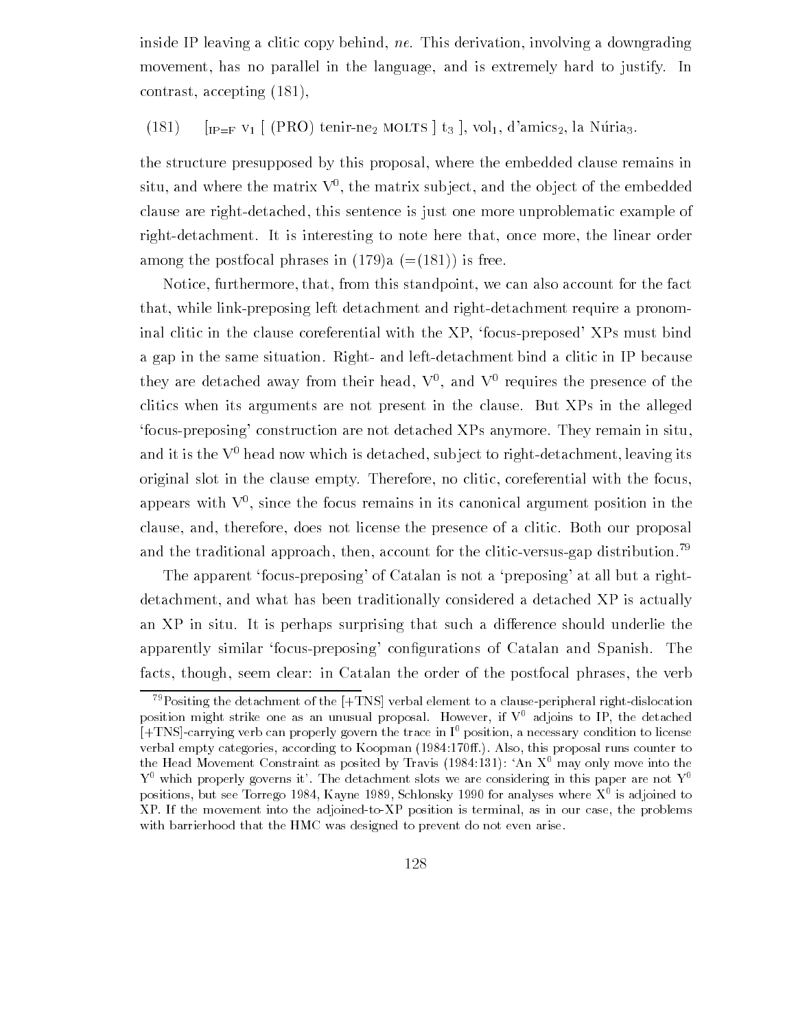inside IP leaving a clitic copy behind, *ne*. This derivation, involving a downgrading movement, has no parallel in the language, and is extremely hard to justify. In contrast, accepting (181),

(181) $[_{\text{IP=F}}$ V$_1$ [ (PRO) tenir-ne$_2$ MOLTS ] t$_3$ ], vol$_1$, d'amics$_2$, la Núria$_3$.

the structure presupposed by this proposal, where the embedded clause remains in situ, and where the matrix $V^0$, the matrix subject, and the object of the embedded clause are right-detached, this sentence is just one more unproblematic example of right-detachment. It is interesting to note here that, once more, the linear order among the postfocal phrases in (179)a (=(181)) is free.

Notice, furthermore, that, from this standpoint, we can also account for the fact that, while link-preposing left detachment and right-detachment require a pronominal clitic in the clause coreferential with the XP, 'focus-preposed' XPs must bind a gap in the same situation. Right- and left-detachment bind a clitic in IP because they are detached away from their head, $V^0$, and $V^0$ requires the presence of the clitics when its arguments are not present in the clause. But XPs in the alleged 'focus-preposing' construction are not detached XPs anymore. They remain in situ, and it is the $V^0$ head now which is detached, subject to right-detachment, leaving its original slot in the clause empty. Therefore, no clitic, coreferential with the focus, appears with $V^0$, since the focus remains in its canonical argument position in the clause, and, therefore, does not license the presence of a clitic. Both our proposal and the traditional approach, then, account for the clitic-versus-gap distribution.[79]

The apparent 'focus-preposing' of Catalan is not a 'preposing' at all but a right-detachment, and what has been traditionally considered a detached XP is actually an XP in situ. It is perhaps surprising that such a difference should underlie the apparently similar 'focus-preposing' configurations of Catalan and Spanish. The facts, though, seem clear: in Catalan the order of the postfocal phrases, the verb

[79] Positing the detachment of the [+TNS] verbal element to a clause-peripheral right-dislocation position might strike one as an unusual proposal. However, if $V^0$ adjoins to IP, the detached [+TNS]-carrying verb can properly govern the trace in $I^0$ position, a necessary condition to license verbal empty categories, according to Koopman (1984:170ff.). Also, this proposal runs counter to the Head Movement Constraint as posited by Travis (1984:131): 'An $X^0$ may only move into the $Y^0$ which properly governs it'. The detachment slots we are considering in this paper are not $Y^0$ positions, but see Torrego 1984, Kayne 1989, Schlonsky 1990 for analyses where $X^0$ is adjoined to XP. If the movement into the adjoined-to-XP position is terminal, as in our case, the problems with barrierhood that the HMC was designed to prevent do not even arise.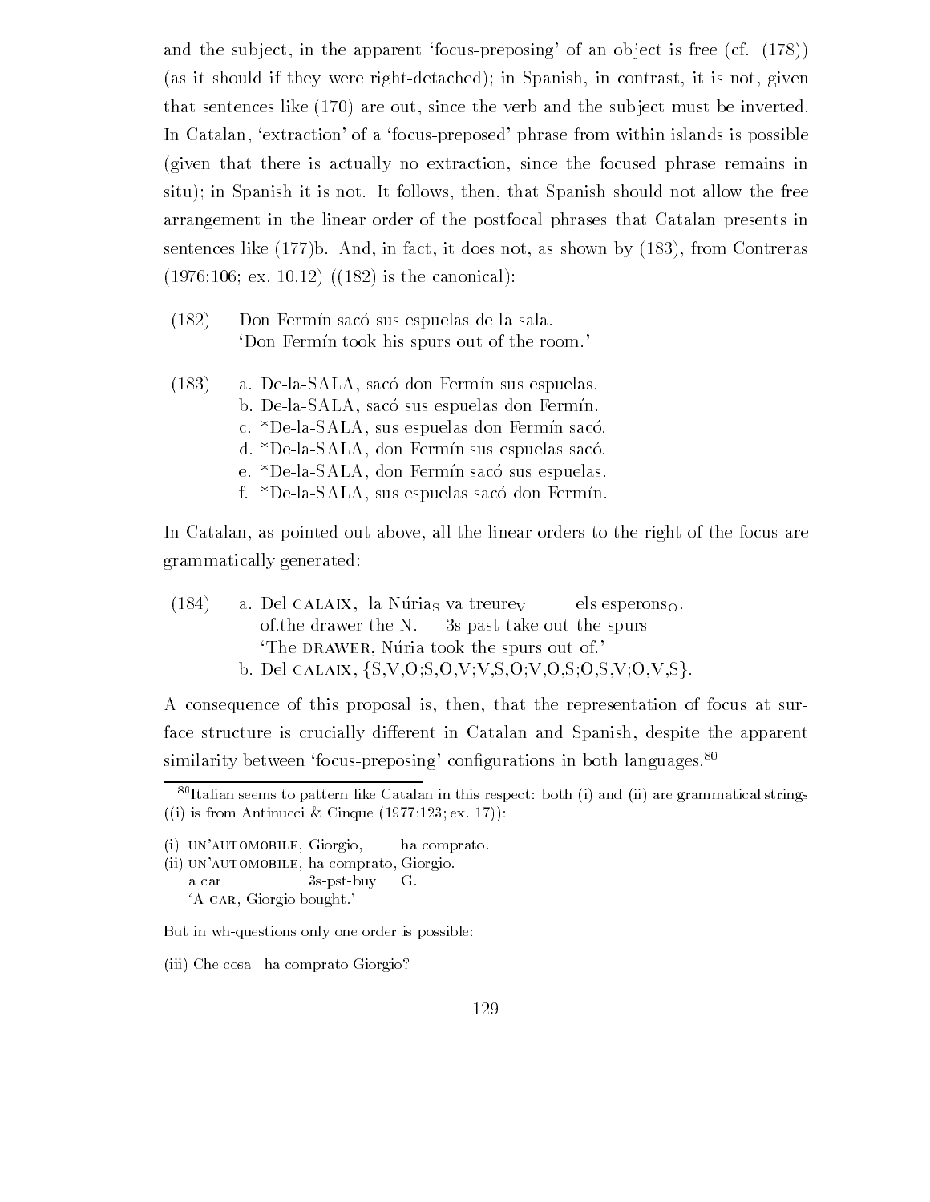and the subject, in the apparent 'focus-preposing' of an object is free (cf. (178)) (as it should if they were right-detached); in Spanish, in contrast, it is not, given that sentences like (170) are out, since the verb and the subject must be inverted. In Catalan, 'extraction' of a 'focus-preposed' phrase from within islands is possible (given that there is actually no extraction, since the focused phrase remains in situ); in Spanish it is not. It follows, then, that Spanish should not allow the free arrangement in the linear order of the postfocal phrases that Catalan presents in sentences like (177)b. And, in fact, it does not, as shown by (183), from Contreras (1976:106; ex. 10.12) ((182) is the canonical):

(182) Don Fermín sacó sus espuelas de la sala.
'Don Fermín took his spurs out of the room.'

(183) a. De-la-SALA, sacó don Fermín sus espuelas.
b. De-la-SALA, sacó sus espuelas don Fermín.
c. *De-la-SALA, sus espuelas don Fermín sacó.
d. *De-la-SALA, don Fermín sus espuelas sacó.
e. *De-la-SALA, don Fermín sacó sus espuelas.
f. *De-la-SALA, sus espuelas sacó don Fermín.

In Catalan, as pointed out above, all the linear orders to the right of the focus are grammatically generated:

(184) a. Del CALAIX, la Núria$_S$ va treure$_V$ els esperons$_O$.
of.the drawer the N. 3s-past-take-out the spurs
'The DRAWER, Núria took the spurs out of.'
b. Del CALAIX, {S,V,O;S,O,V;V,S,O;V,O,S;O,S,V;O,V,S}.

A consequence of this proposal is, then, that the representation of focus at surface structure is crucially different in Catalan and Spanish, despite the apparent similarity between 'focus-preposing' configurations in both languages.[80]

[80] Italian seems to pattern like Catalan in this respect: both (i) and (ii) are grammatical strings ((i) is from Antinucci & Cinque (1977:123; ex. 17)):

(i) UN'AUTOMOBILE, Giorgio, ha comprato.
(ii) UN'AUTOMOBILE, ha comprato, Giorgio.
a car 3s-pst-buy G.
'A CAR, Giorgio bought.'

But in wh-questions only one order is possible:

(iii) Che cosa ha comprato Giorgio?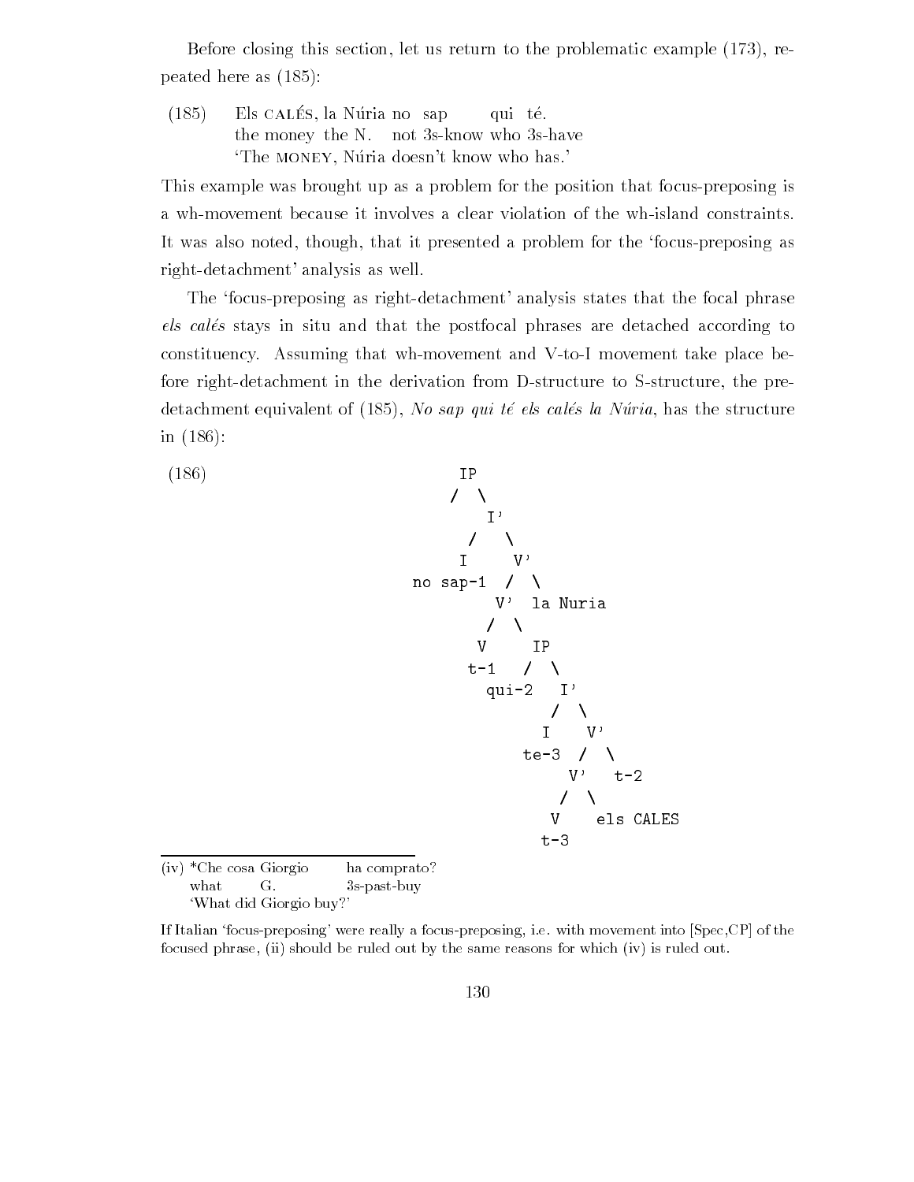Before closing this section, let us return to the problematic example (173), repeated here as (185):

(185) Els CALÉS, la Núria no sap qui té.
the money the N. not 3s-know who 3s-have
'The MONEY, Núria doesn't know who has.'

This example was brought up as a problem for the position that focus-preposing is a wh-movement because it involves a clear violation of the wh-island constraints. It was also noted, though, that it presented a problem for the 'focus-preposing as right-detachment' analysis as well.

The 'focus-preposing as right-detachment' analysis states that the focal phrase *els calés* stays in situ and that the postfocal phrases are detached according to constituency. Assuming that wh-movement and V-to-I movement take place before right-detachment in the derivation from D-structure to S-structure, the pre-detachment equivalent of (185), *No sap qui té els calés la Núria*, has the structure in (186):

(186)
```
                  IP
                 /  \
                    I'
                   /  \
                  I    V'
           no sap-1   /  \
                    V'  la Nuria
                   /  \
                  V    IP
                 t-1  /  \
                   qui-2  I'
                         /  \
                        I    V'
                      te-3  /  \
                           V'   t-2
                          /  \
                         V    els CALES
                        t-3
```

(iv) *Che cosa Giorgio ha comprato?
what G. 3s-past-buy
'What did Giorgio buy?'

If Italian 'focus-preposing' were really a focus-preposing, i.e. with movement into [Spec,CP] of the focused phrase, (ii) should be ruled out by the same reasons for which (iv) is ruled out.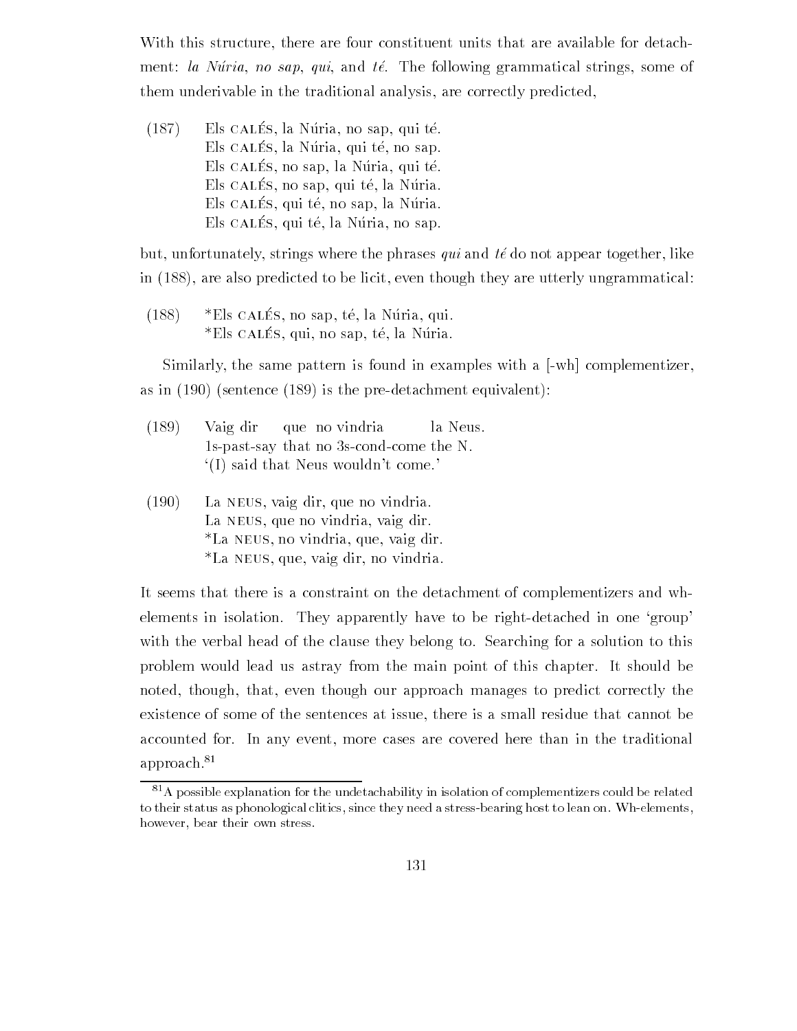With this structure, there are four constituent units that are available for detachment: *la Núria*, *no sap*, *qui*, and *té*. The following grammatical strings, some of them underivable in the traditional analysis, are correctly predicted,

(187) Els CALÉS, la Núria, no sap, qui té.
Els CALÉS, la Núria, qui té, no sap.
Els CALÉS, no sap, la Núria, qui té.
Els CALÉS, no sap, qui té, la Núria.
Els CALÉS, qui té, no sap, la Núria.
Els CALÉS, qui té, la Núria, no sap.

but, unfortunately, strings where the phrases *qui* and *té* do not appear together, like in (188), are also predicted to be licit, even though they are utterly ungrammatical:

(188) *Els CALÉS, no sap, té, la Núria, qui.
*Els CALÉS, qui, no sap, té, la Núria.

Similarly, the same pattern is found in examples with a [-wh] complementizer, as in (190) (sentence (189) is the pre-detachment equivalent):

(189) Vaig dir que no vindria la Neus.
1s-past-say that no 3s-cond-come the N.
'(I) said that Neus wouldn't come.'

(190) La NEUS, vaig dir, que no vindria.
La NEUS, que no vindria, vaig dir.
*La NEUS, no vindria, que, vaig dir.
*La NEUS, que, vaig dir, no vindria.

It seems that there is a constraint on the detachment of complementizers and wh-elements in isolation. They apparently have to be right-detached in one 'group' with the verbal head of the clause they belong to. Searching for a solution to this problem would lead us astray from the main point of this chapter. It should be noted, though, that, even though our approach manages to predict correctly the existence of some of the sentences at issue, there is a small residue that cannot be accounted for. In any event, more cases are covered here than in the traditional approach.[81]

[81] A possible explanation for the undetachability in isolation of complementizers could be related to their status as phonological clitics, since they need a stress-bearing host to lean on. Wh-elements, however, bear their own stress.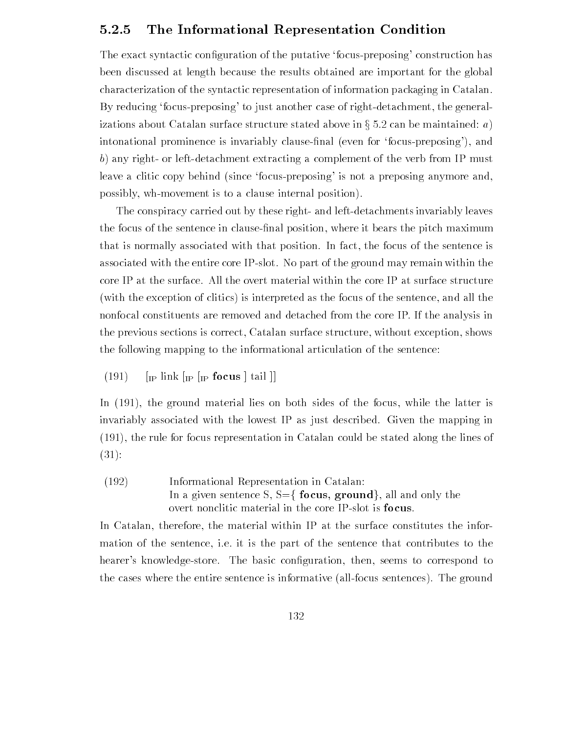### 5.2.5 The Informational Representation Condition

The exact syntactic configuration of the putative 'focus-preposing' construction has been discussed at length because the results obtained are important for the global characterization of the syntactic representation of information packaging in Catalan. By reducing 'focus-preposing' to just another case of right-detachment, the generalizations about Catalan surface structure stated above in § 5.2 can be maintained: *a*) intonational prominence is invariably clause-final (even for 'focus-preposing'), and *b*) any right- or left-detachment extracting a complement of the verb from IP must leave a clitic copy behind (since 'focus-preposing' is not a preposing anymore and, possibly, wh-movement is to a clause internal position).

The conspiracy carried out by these right- and left-detachments invariably leaves the focus of the sentence in clause-final position, where it bears the pitch maximum that is normally associated with that position. In fact, the focus of the sentence is associated with the entire core IP-slot. No part of the ground may remain within the core IP at the surface. All the overt material within the core IP at surface structure (with the exception of clitics) is interpreted as the focus of the sentence, and all the nonfocal constituents are removed and detached from the core IP. If the analysis in the previous sections is correct, Catalan surface structure, without exception, shows the following mapping to the informational articulation of the sentence:

(191) $[_{\text{IP}}$ link $[_{\text{IP}}$ $[_{\text{IP}}$ **focus** $]$ tail $]]$

In (191), the ground material lies on both sides of the focus, while the latter is invariably associated with the lowest IP as just described. Given the mapping in (191), the rule for focus representation in Catalan could be stated along the lines of (31):

(192) Informational Representation in Catalan:
In a given sentence S, S={ **focus, ground**}, all and only the overt nonclitic material in the core IP-slot is **focus**.

In Catalan, therefore, the material within IP at the surface constitutes the information of the sentence, i.e. it is the part of the sentence that contributes to the hearer's knowledge-store. The basic configuration, then, seems to correspond to the cases where the entire sentence is informative (all-focus sentences). The ground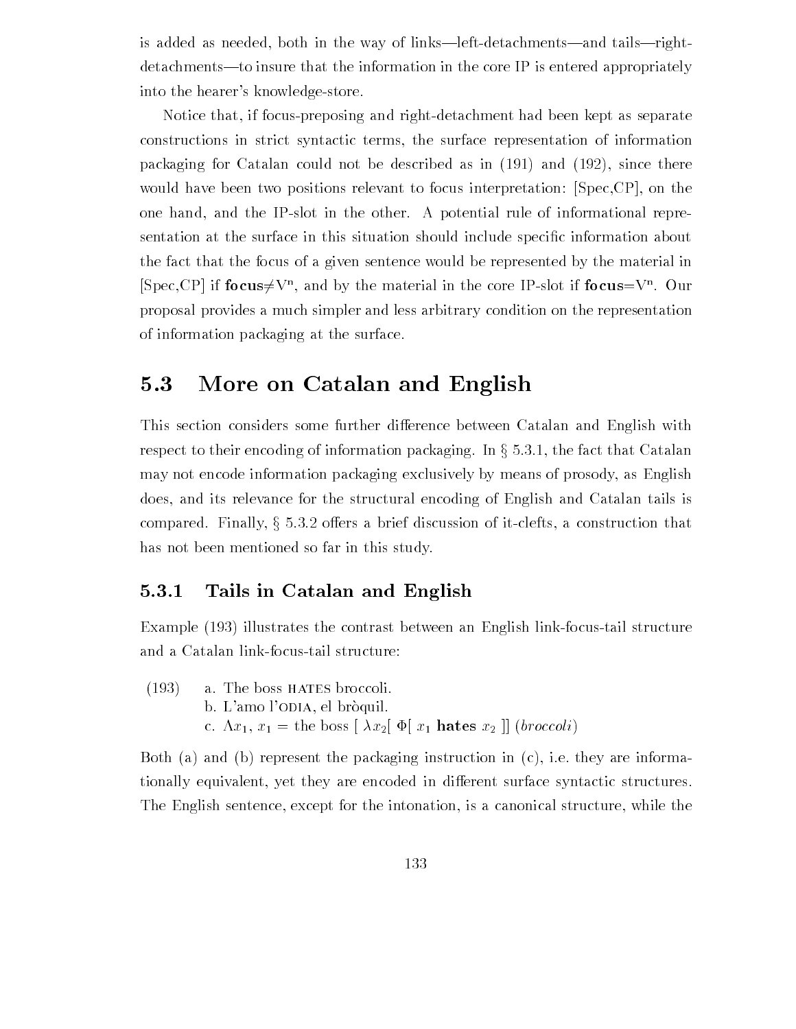is added as needed, both in the way of links—left-detachments—and tails—right-detachments—to insure that the information in the core IP is entered appropriately into the hearer's knowledge-store.

Notice that, if focus-preposing and right-detachment had been kept as separate constructions in strict syntactic terms, the surface representation of information packaging for Catalan could not be described as in (191) and (192), since there would have been two positions relevant to focus interpretation: [Spec,CP], on the one hand, and the IP-slot in the other. A potential rule of informational representation at the surface in this situation should include specific information about the fact that the focus of a given sentence would be represented by the material in [Spec,CP] if **focus**$\neq$V$^n$, and by the material in the core IP-slot if **focus**=V$^n$. Our proposal provides a much simpler and less arbitrary condition on the representation of information packaging at the surface.

## 5.3 More on Catalan and English

This section considers some further difference between Catalan and English with respect to their encoding of information packaging. In § 5.3.1, the fact that Catalan may not encode information packaging exclusively by means of prosody, as English does, and its relevance for the structural encoding of English and Catalan tails is compared. Finally, § 5.3.2 offers a brief discussion of it-clefts, a construction that has not been mentioned so far in this study.

### 5.3.1 Tails in Catalan and English

Example (193) illustrates the contrast between an English link-focus-tail structure and a Catalan link-focus-tail structure:

(193) a. The boss HATES broccoli.
b. L'amo l'ODIA, el bròquil.
c. $\Lambda x_1$, $x_1$ = the boss [ $\lambda x_2$[ $\Phi$[ $x_1$ **hates** $x_2$ ]] (*broccoli*)

Both (a) and (b) represent the packaging instruction in (c), i.e. they are informationally equivalent, yet they are encoded in different surface syntactic structures. The English sentence, except for the intonation, is a canonical structure, while the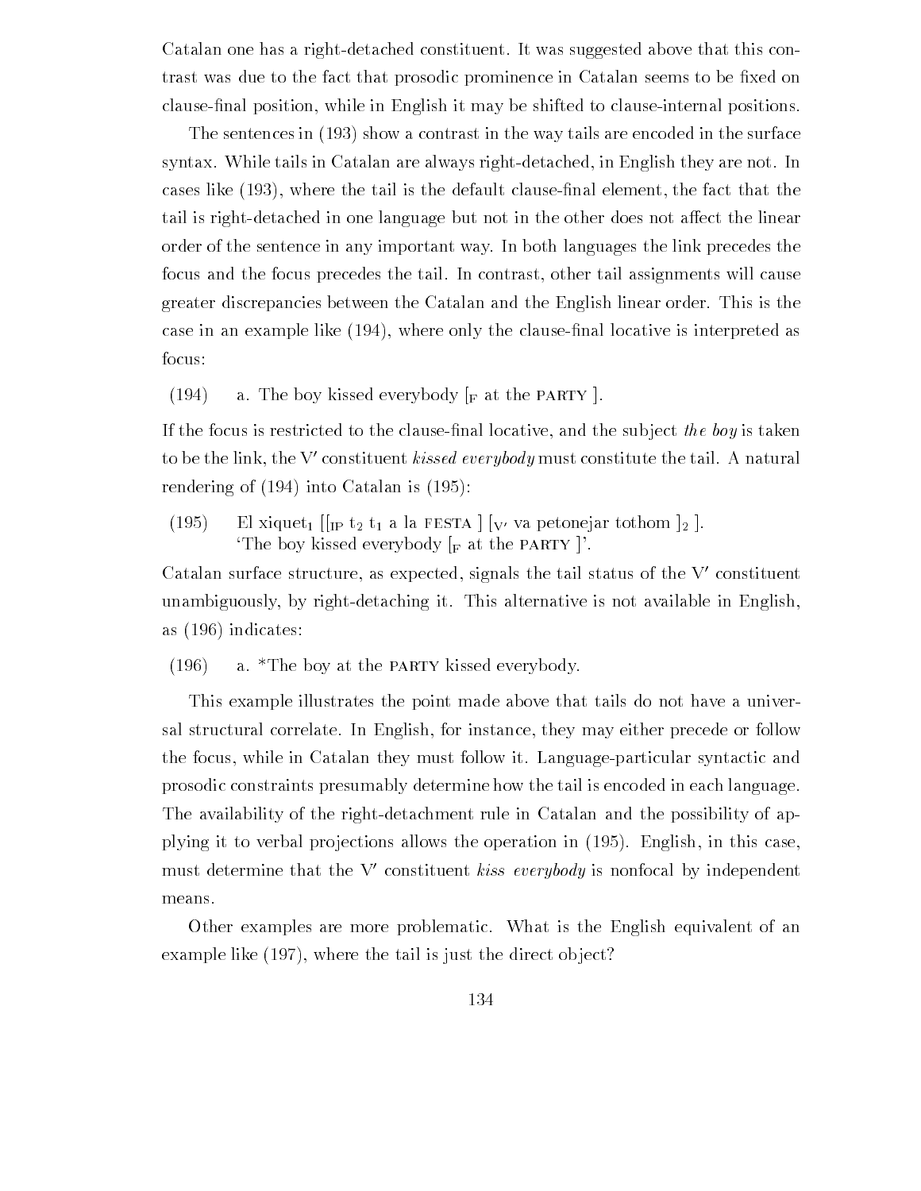Catalan one has a right-detached constituent. It was suggested above that this contrast was due to the fact that prosodic prominence in Catalan seems to be fixed on clause-final position, while in English it may be shifted to clause-internal positions.

The sentences in (193) show a contrast in the way tails are encoded in the surface syntax. While tails in Catalan are always right-detached, in English they are not. In cases like (193), where the tail is the default clause-final element, the fact that the tail is right-detached in one language but not in the other does not affect the linear order of the sentence in any important way. In both languages the link precedes the focus and the focus precedes the tail. In contrast, other tail assignments will cause greater discrepancies between the Catalan and the English linear order. This is the case in an example like (194), where only the clause-final locative is interpreted as focus:

(194) a. The boy kissed everybody [$_F$ at the PARTY ].

If the focus is restricted to the clause-final locative, and the subject *the boy* is taken to be the link, the V′ constituent *kissed everybody* must constitute the tail. A natural rendering of (194) into Catalan is (195):

(195) El xiquet$_1$ [[$_{IP}$ t$_2$ t$_1$ a la FESTA ] [$_{V'}$ va petonejar tothom ]$_2$ ].
'The boy kissed everybody [$_F$ at the PARTY ]'.

Catalan surface structure, as expected, signals the tail status of the V′ constituent unambiguously, by right-detaching it. This alternative is not available in English, as (196) indicates:

(196) a. *The boy at the PARTY kissed everybody.

This example illustrates the point made above that tails do not have a universal structural correlate. In English, for instance, they may either precede or follow the focus, while in Catalan they must follow it. Language-particular syntactic and prosodic constraints presumably determine how the tail is encoded in each language. The availability of the right-detachment rule in Catalan and the possibility of applying it to verbal projections allows the operation in (195). English, in this case, must determine that the V′ constituent *kiss everybody* is nonfocal by independent means.

Other examples are more problematic. What is the English equivalent of an example like (197), where the tail is just the direct object?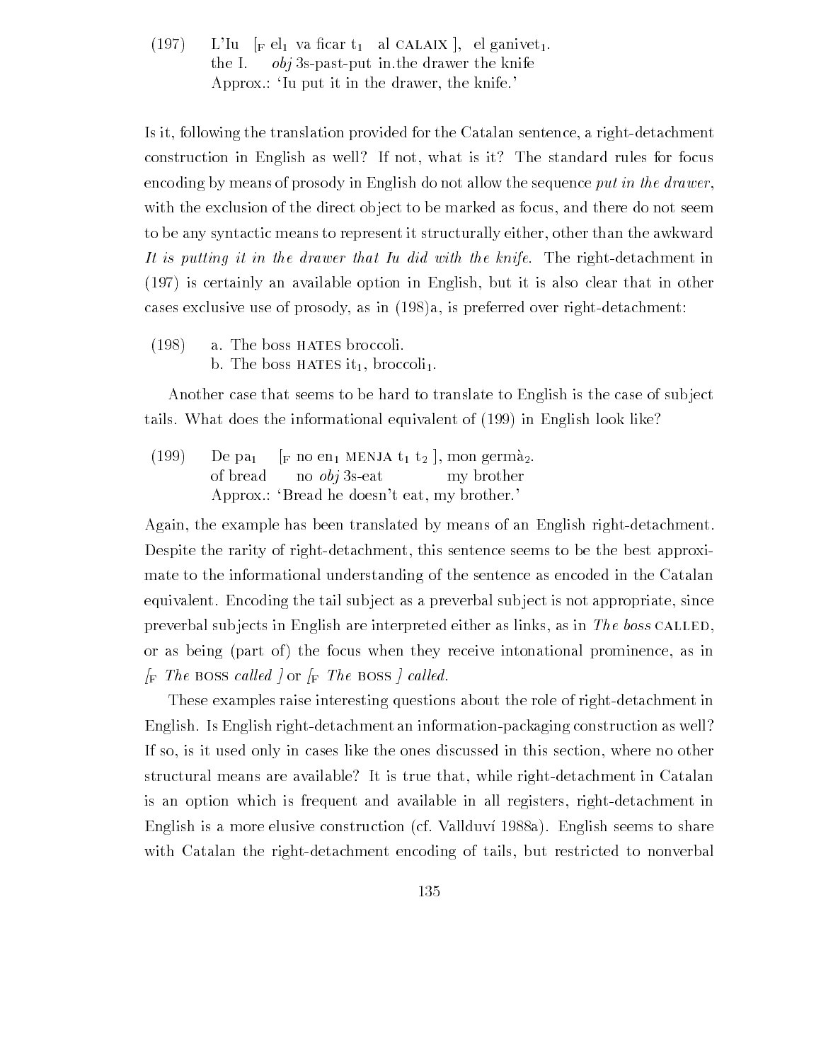(197) L'Iu [$_F$ el$_1$ va ficar t$_1$ al CALAIX ], el ganivet$_1$.
the I. *obj* 3s-past-put in.the drawer the knife
Approx.: 'Iu put it in the drawer, the knife.'

Is it, following the translation provided for the Catalan sentence, a right-detachment construction in English as well? If not, what is it? The standard rules for focus encoding by means of prosody in English do not allow the sequence *put in the drawer*, with the exclusion of the direct object to be marked as focus, and there do not seem to be any syntactic means to represent it structurally either, other than the awkward *It is putting it in the drawer that Iu did with the knife*. The right-detachment in (197) is certainly an available option in English, but it is also clear that in other cases exclusive use of prosody, as in (198)a, is preferred over right-detachment:

(198) a. The boss HATES broccoli.
b. The boss HATES it$_1$, broccoli$_1$.

Another case that seems to be hard to translate to English is the case of subject tails. What does the informational equivalent of (199) in English look like?

(199) De pa$_1$ [$_F$ no en$_1$ MENJA t$_1$ t$_2$ ], mon germà$_2$.
of bread no *obj* 3s-eat my brother
Approx.: 'Bread he doesn't eat, my brother.'

Again, the example has been translated by means of an English right-detachment. Despite the rarity of right-detachment, this sentence seems to be the best approximate to the informational understanding of the sentence as encoded in the Catalan equivalent. Encoding the tail subject as a preverbal subject is not appropriate, since preverbal subjects in English are interpreted either as links, as in *The boss* CALLED, or as being (part of) the focus when they receive intonational prominence, as in [$_F$ *The* BOSS *called* ] or [$_F$ *The* BOSS ] *called*.

These examples raise interesting questions about the role of right-detachment in English. Is English right-detachment an information-packaging construction as well? If so, is it used only in cases like the ones discussed in this section, where no other structural means are available? It is true that, while right-detachment in Catalan is an option which is frequent and available in all registers, right-detachment in English is a more elusive construction (cf. Vallduví 1988a). English seems to share with Catalan the right-detachment encoding of tails, but restricted to nonverbal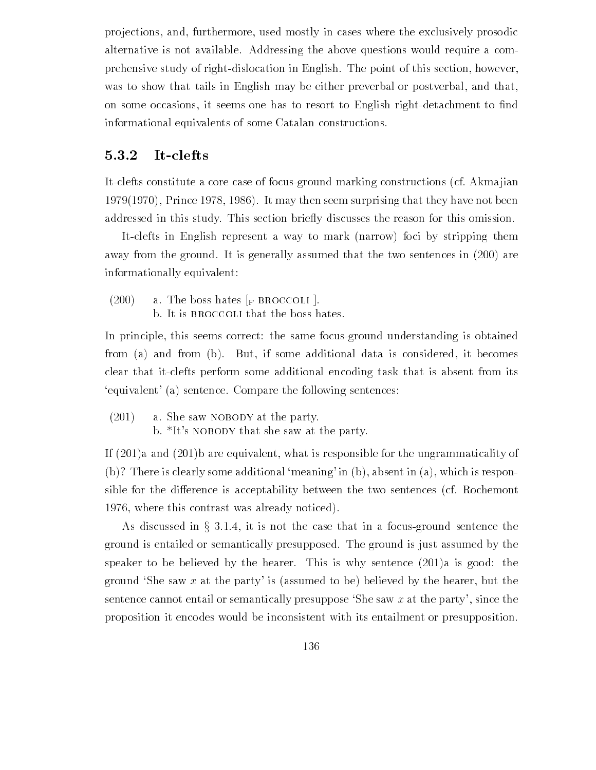projections, and, furthermore, used mostly in cases where the exclusively prosodic alternative is not available. Addressing the above questions would require a comprehensive study of right-dislocation in English. The point of this section, however, was to show that tails in English may be either preverbal or postverbal, and that, on some occasions, it seems one has to resort to English right-detachment to find informational equivalents of some Catalan constructions.

### 5.3.2 It-clefts

It-clefts constitute a core case of focus-ground marking constructions (cf. Akmajian 1979(1970), Prince 1978, 1986). It may then seem surprising that they have not been addressed in this study. This section briefly discusses the reason for this omission.

It-clefts in English represent a way to mark (narrow) foci by stripping them away from the ground. It is generally assumed that the two sentences in (200) are informationally equivalent:

(200) a. The boss hates [$_F$ BROCCOLI ].
b. It is BROCCOLI that the boss hates.

In principle, this seems correct: the same focus-ground understanding is obtained from (a) and from (b). But, if some additional data is considered, it becomes clear that it-clefts perform some additional encoding task that is absent from its 'equivalent' (a) sentence. Compare the following sentences:

(201) a. She saw NOBODY at the party.
b. *It's NOBODY that she saw at the party.

If (201)a and (201)b are equivalent, what is responsible for the ungrammaticality of (b)? There is clearly some additional 'meaning' in (b), absent in (a), which is responsible for the difference is acceptability between the two sentences (cf. Rochemont 1976, where this contrast was already noticed).

As discussed in § 3.1.4, it is not the case that in a focus-ground sentence the ground is entailed or semantically presupposed. The ground is just assumed by the speaker to be believed by the hearer. This is why sentence (201)a is good: the ground 'She saw $x$ at the party' is (assumed to be) believed by the hearer, but the sentence cannot entail or semantically presuppose 'She saw $x$ at the party', since the proposition it encodes would be inconsistent with its entailment or presupposition.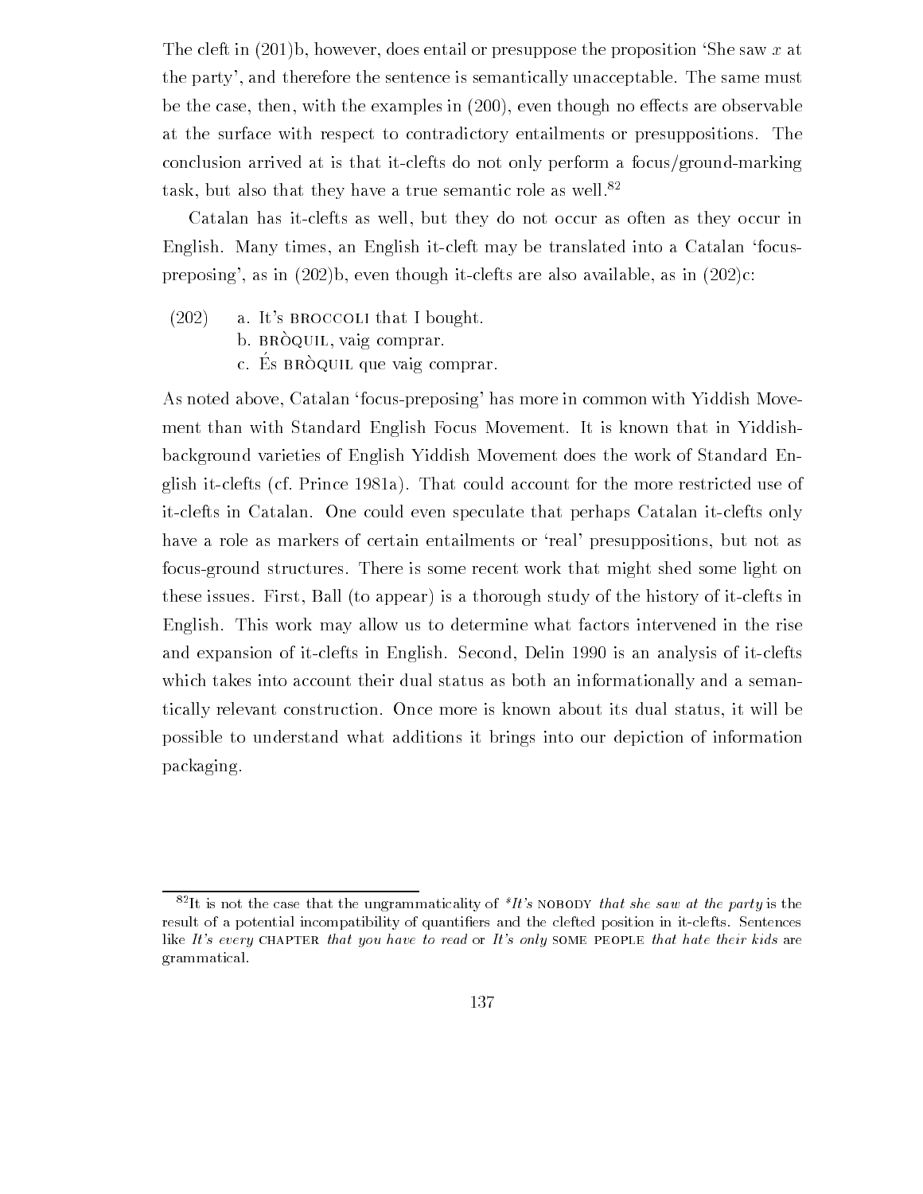The cleft in (201)b, however, does entail or presuppose the proposition 'She saw $x$ at the party', and therefore the sentence is semantically unacceptable. The same must be the case, then, with the examples in (200), even though no effects are observable at the surface with respect to contradictory entailments or presuppositions. The conclusion arrived at is that it-clefts do not only perform a focus/ground-marking task, but also that they have a true semantic role as well.[82]

Catalan has it-clefts as well, but they do not occur as often as they occur in English. Many times, an English it-cleft may be translated into a Catalan 'focus-preposing', as in (202)b, even though it-clefts are also available, as in (202)c:

(202) a. It's BROCCOLI that I bought.
b. BRÒQUIL, vaig comprar.
c. És BRÒQUIL que vaig comprar.

As noted above, Catalan 'focus-preposing' has more in common with Yiddish Movement than with Standard English Focus Movement. It is known that in Yiddish-background varieties of English Yiddish Movement does the work of Standard English it-clefts (cf. Prince 1981a). That could account for the more restricted use of it-clefts in Catalan. One could even speculate that perhaps Catalan it-clefts only have a role as markers of certain entailments or 'real' presuppositions, but not as focus-ground structures. There is some recent work that might shed some light on these issues. First, Ball (to appear) is a thorough study of the history of it-clefts in English. This work may allow us to determine what factors intervened in the rise and expansion of it-clefts in English. Second, Delin 1990 is an analysis of it-clefts which takes into account their dual status as both an informationally and a semantically relevant construction. Once more is known about its dual status, it will be possible to understand what additions it brings into our depiction of information packaging.

---

[82]It is not the case that the ungrammaticality of **It's* NOBODY *that she saw at the party* is the result of a potential incompatibility of quantifiers and the clefted position in it-clefts. Sentences like *It's every* CHAPTER *that you have to read* or *It's only* SOME PEOPLE *that hate their kids* are grammatical.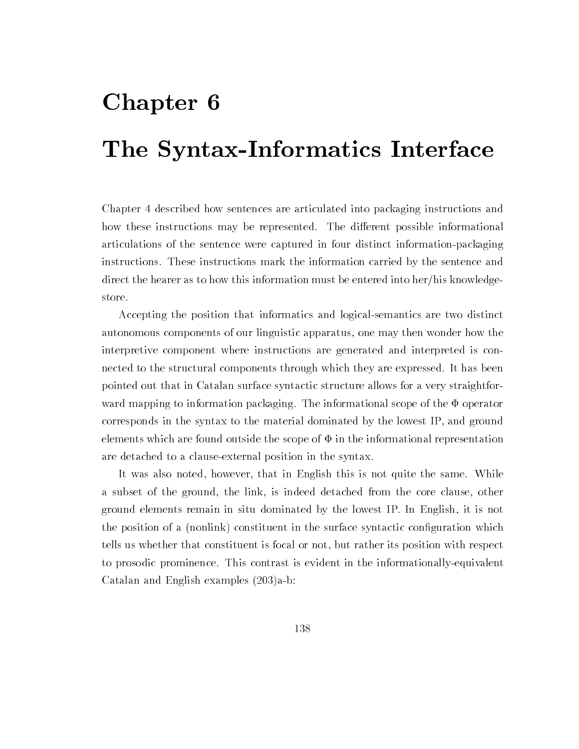# Chapter 6

# The Syntax-Informatics Interface

Chapter 4 described how sentences are articulated into packaging instructions and how these instructions may be represented. The different possible informational articulations of the sentence were captured in four distinct information-packaging instructions. These instructions mark the information carried by the sentence and direct the hearer as to how this information must be entered into her/his knowledge-store.

Accepting the position that informatics and logical-semantics are two distinct autonomous components of our linguistic apparatus, one may then wonder how the interpretive component where instructions are generated and interpreted is connected to the structural components through which they are expressed. It has been pointed out that in Catalan surface syntactic structure allows for a very straightforward mapping to information packaging. The informational scope of the $\Phi$ operator corresponds in the syntax to the material dominated by the lowest IP, and ground elements which are found outside the scope of $\Phi$ in the informational representation are detached to a clause-external position in the syntax.

It was also noted, however, that in English this is not quite the same. While a subset of the ground, the link, is indeed detached from the core clause, other ground elements remain in situ dominated by the lowest IP. In English, it is not the position of a (nonlink) constituent in the surface syntactic configuration which tells us whether that constituent is focal or not, but rather its position with respect to prosodic prominence. This contrast is evident in the informationally-equivalent Catalan and English examples (203)a-b: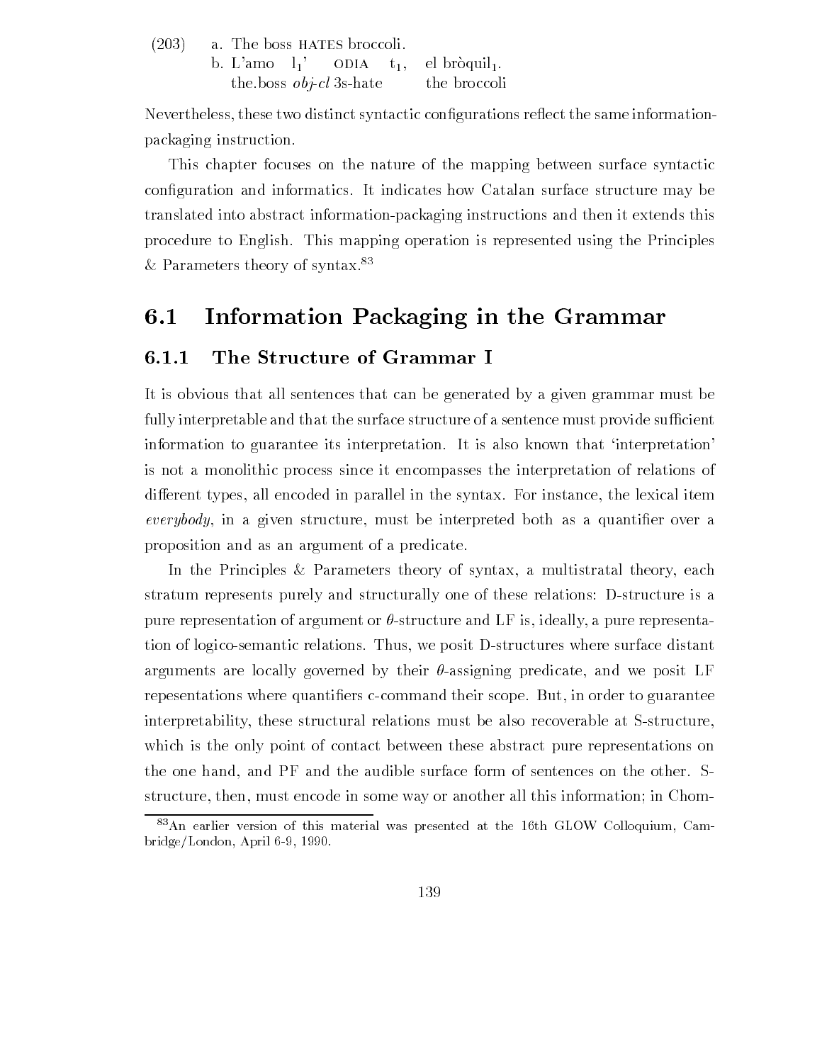(203) a. The boss HATES broccoli.

b. L'amo $l_1$' ODIA $t_1$, el bròquil$_1$.
the.boss *obj-cl* 3s-hate the broccoli

Nevertheless, these two distinct syntactic configurations reflect the same information-packaging instruction.

This chapter focuses on the nature of the mapping between surface syntactic configuration and informatics. It indicates how Catalan surface structure may be translated into abstract information-packaging instructions and then it extends this procedure to English. This mapping operation is represented using the Principles & Parameters theory of syntax.[83]

## 6.1 Information Packaging in the Grammar

### 6.1.1 The Structure of Grammar I

It is obvious that all sentences that can be generated by a given grammar must be fully interpretable and that the surface structure of a sentence must provide sufficient information to guarantee its interpretation. It is also known that 'interpretation' is not a monolithic process since it encompasses the interpretation of relations of different types, all encoded in parallel in the syntax. For instance, the lexical item *everybody*, in a given structure, must be interpreted both as a quantifier over a proposition and as an argument of a predicate.

In the Principles & Parameters theory of syntax, a multistratal theory, each stratum represents purely and structurally one of these relations: D-structure is a pure representation of argument or $\theta$-structure and LF is, ideally, a pure representation of logico-semantic relations. Thus, we posit D-structures where surface distant arguments are locally governed by their $\theta$-assigning predicate, and we posit LF repesentations where quantifiers c-command their scope. But, in order to guarantee interpretability, these structural relations must be also recoverable at S-structure, which is the only point of contact between these abstract pure representations on the one hand, and PF and the audible surface form of sentences on the other. S-structure, then, must encode in some way or another all this information; in Chom-

[83] An earlier version of this material was presented at the 16th GLOW Colloquium, Cambridge/London, April 6-9, 1990.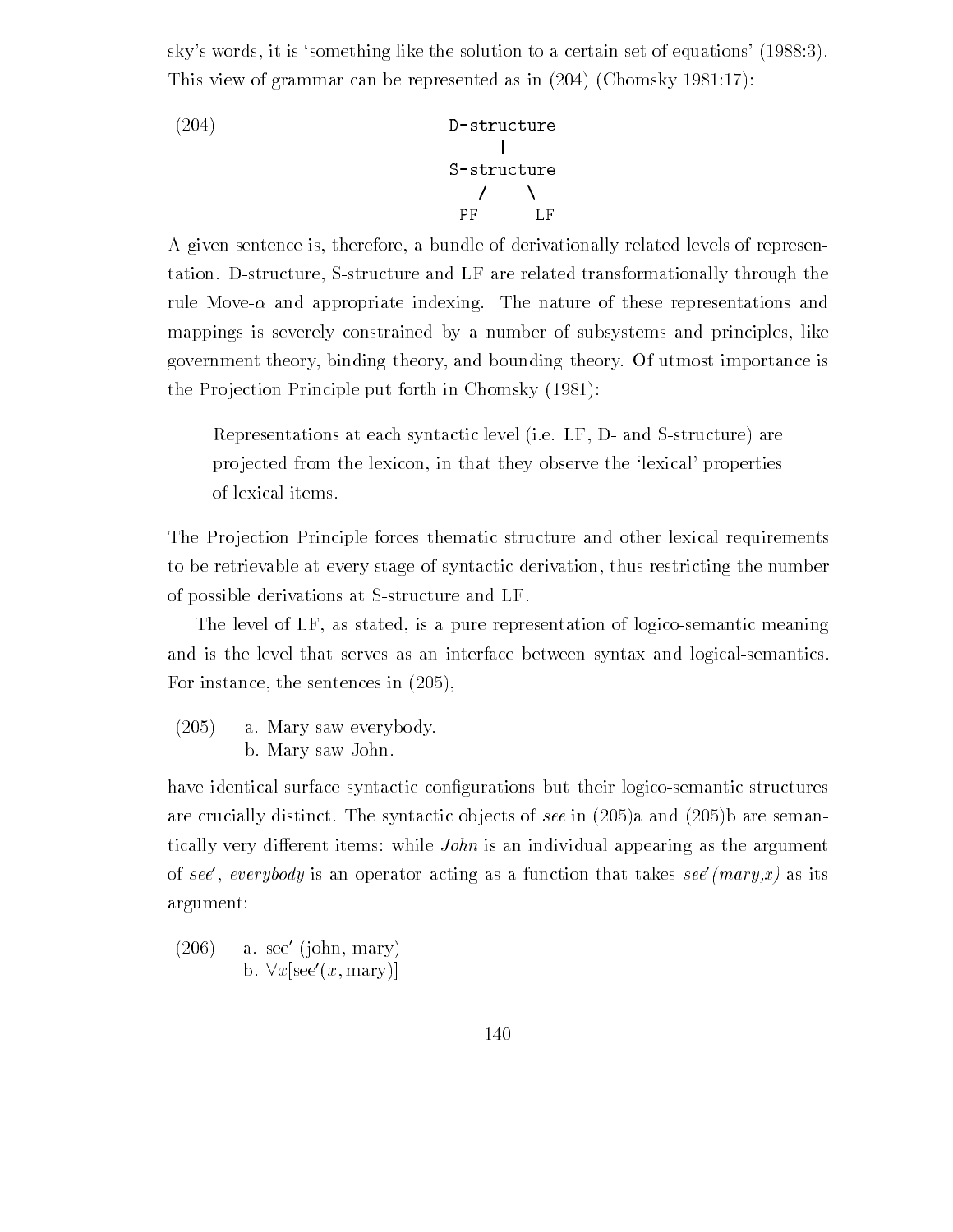sky's words, it is 'something like the solution to a certain set of equations' (1988:3). This view of grammar can be represented as in (204) (Chomsky 1981:17):

```
(204)            D-structure
                      |
                 S-structure
                   /     \
                 PF       LF
```

A given sentence is, therefore, a bundle of derivationally related levels of representation. D-structure, S-structure and LF are related transformationally through the rule Move-$\alpha$ and appropriate indexing. The nature of these representations and mappings is severely constrained by a number of subsystems and principles, like government theory, binding theory, and bounding theory. Of utmost importance is the Projection Principle put forth in Chomsky (1981):

> Representations at each syntactic level (i.e. LF, D- and S-structure) are projected from the lexicon, in that they observe the 'lexical' properties of lexical items.

The Projection Principle forces thematic structure and other lexical requirements to be retrievable at every stage of syntactic derivation, thus restricting the number of possible derivations at S-structure and LF.

The level of LF, as stated, is a pure representation of logico-semantic meaning and is the level that serves as an interface between syntax and logical-semantics. For instance, the sentences in (205),

(205) a. Mary saw everybody.
b. Mary saw John.

have identical surface syntactic configurations but their logico-semantic structures are crucially distinct. The syntactic objects of *see* in (205)a and (205)b are semantically very different items: while *John* is an individual appearing as the argument of *see*$'$, *everybody* is an operator acting as a function that takes *see*$'$*(mary,x)* as its argument:

(206) a. see$'$ (john, mary)
b. $\forall x[\text{see}'(x, \text{mary})]$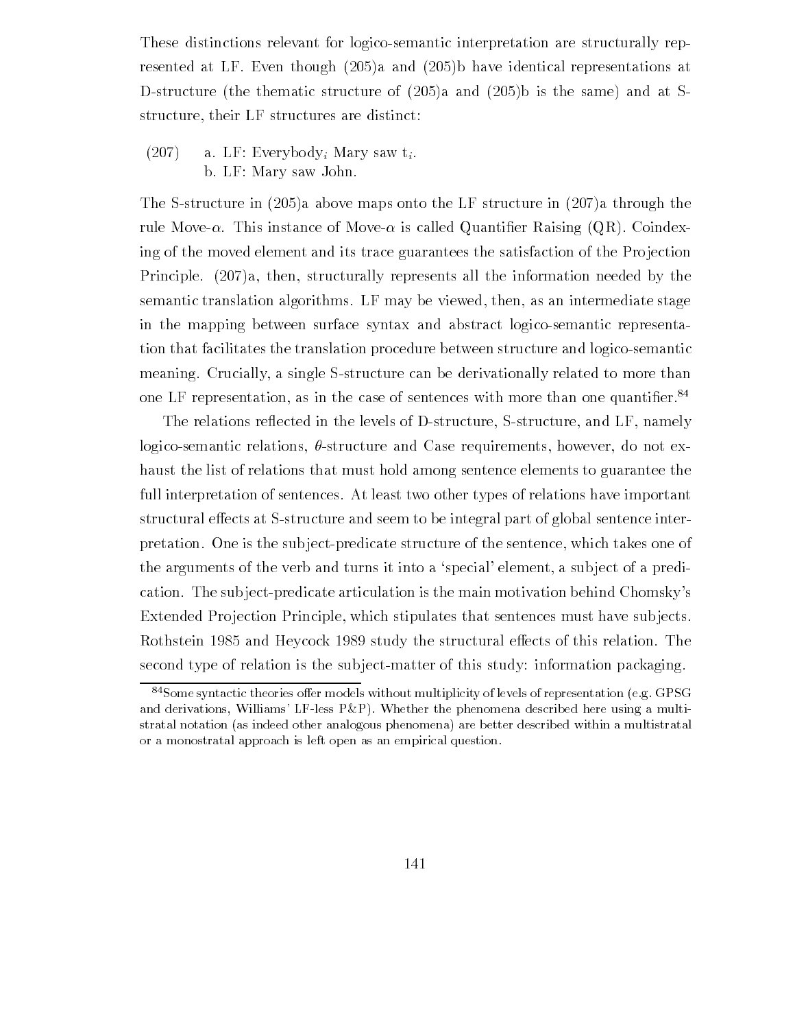These distinctions relevant for logico-semantic interpretation are structurally represented at LF. Even though (205)a and (205)b have identical representations at D-structure (the thematic structure of (205)a and (205)b is the same) and at S-structure, their LF structures are distinct:

(207) a. LF: Everybody$_i$ Mary saw t$_i$.
b. LF: Mary saw John.

The S-structure in (205)a above maps onto the LF structure in (207)a through the rule Move-$\alpha$. This instance of Move-$\alpha$ is called Quantifier Raising (QR). Coindexing of the moved element and its trace guarantees the satisfaction of the Projection Principle. (207)a, then, structurally represents all the information needed by the semantic translation algorithms. LF may be viewed, then, as an intermediate stage in the mapping between surface syntax and abstract logico-semantic representation that facilitates the translation procedure between structure and logico-semantic meaning. Crucially, a single S-structure can be derivationally related to more than one LF representation, as in the case of sentences with more than one quantifier.[84]

The relations reflected in the levels of D-structure, S-structure, and LF, namely logico-semantic relations, $\theta$-structure and Case requirements, however, do not exhaust the list of relations that must hold among sentence elements to guarantee the full interpretation of sentences. At least two other types of relations have important structural effects at S-structure and seem to be integral part of global sentence interpretation. One is the subject-predicate structure of the sentence, which takes one of the arguments of the verb and turns it into a 'special' element, a subject of a predication. The subject-predicate articulation is the main motivation behind Chomsky's Extended Projection Principle, which stipulates that sentences must have subjects. Rothstein 1985 and Heycock 1989 study the structural effects of this relation. The second type of relation is the subject-matter of this study: information packaging.

[84]Some syntactic theories offer models without multiplicity of levels of representation (e.g. GPSG and derivations, Williams' LF-less P&P). Whether the phenomena described here using a multistratal notation (as indeed other analogous phenomena) are better described within a multistratal or a monostratal approach is left open as an empirical question.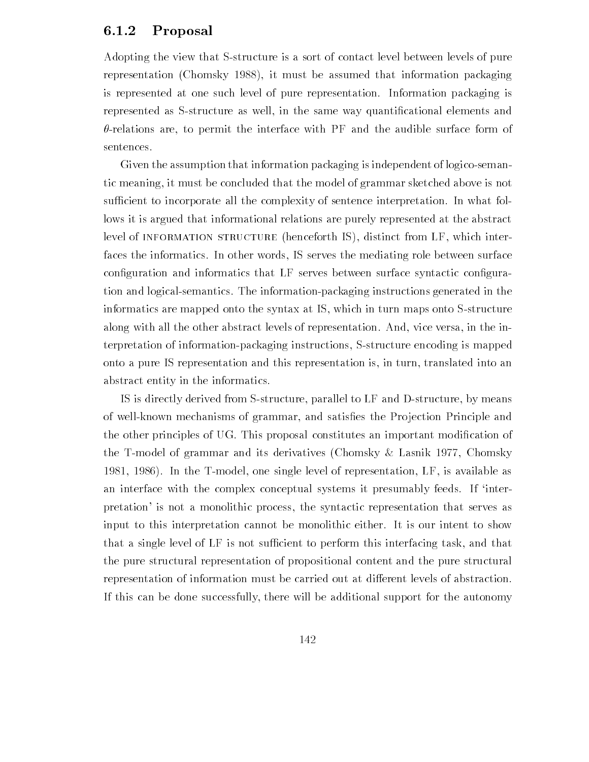### 6.1.2 Proposal

Adopting the view that S-structure is a sort of contact level between levels of pure representation (Chomsky 1988), it must be assumed that information packaging is represented at one such level of pure representation. Information packaging is represented as S-structure as well, in the same way quantificational elements and $\theta$-relations are, to permit the interface with PF and the audible surface form of sentences.

Given the assumption that information packaging is independent of logico-semantic meaning, it must be concluded that the model of grammar sketched above is not sufficient to incorporate all the complexity of sentence interpretation. In what follows it is argued that informational relations are purely represented at the abstract level of INFORMATION STRUCTURE (henceforth IS), distinct from LF, which interfaces the informatics. In other words, IS serves the mediating role between surface configuration and informatics that LF serves between surface syntactic configuration and logical-semantics. The information-packaging instructions generated in the informatics are mapped onto the syntax at IS, which in turn maps onto S-structure along with all the other abstract levels of representation. And, vice versa, in the interpretation of information-packaging instructions, S-structure encoding is mapped onto a pure IS representation and this representation is, in turn, translated into an abstract entity in the informatics.

IS is directly derived from S-structure, parallel to LF and D-structure, by means of well-known mechanisms of grammar, and satisfies the Projection Principle and the other principles of UG. This proposal constitutes an important modification of the T-model of grammar and its derivatives (Chomsky & Lasnik 1977, Chomsky 1981, 1986). In the T-model, one single level of representation, LF, is available as an interface with the complex conceptual systems it presumably feeds. If 'interpretation' is not a monolithic process, the syntactic representation that serves as input to this interpretation cannot be monolithic either. It is our intent to show that a single level of LF is not sufficient to perform this interfacing task, and that the pure structural representation of propositional content and the pure structural representation of information must be carried out at different levels of abstraction. If this can be done successfully, there will be additional support for the autonomy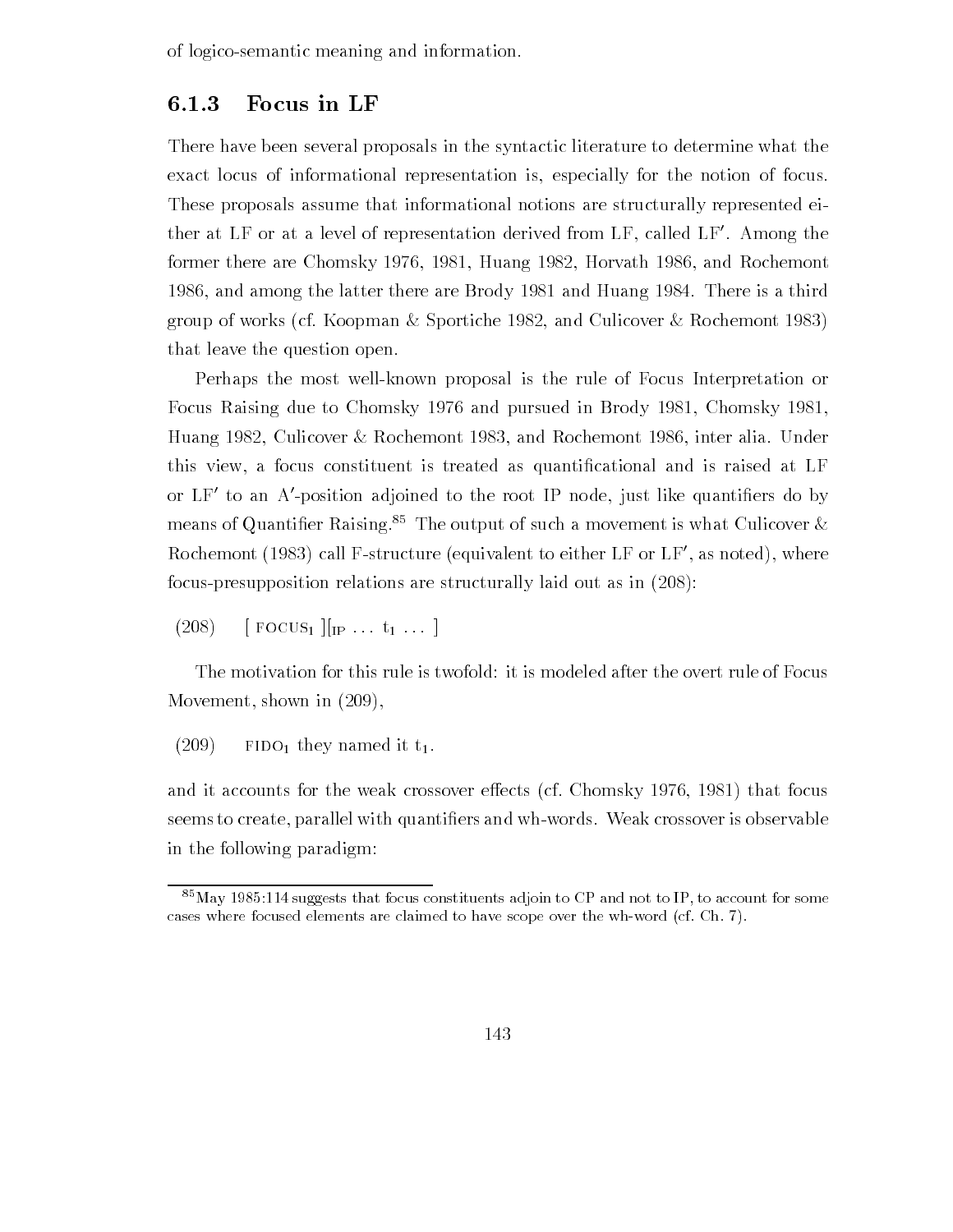of logico-semantic meaning and information.

### 6.1.3 Focus in LF

There have been several proposals in the syntactic literature to determine what the exact locus of informational representation is, especially for the notion of focus. These proposals assume that informational notions are structurally represented either at LF or at a level of representation derived from LF, called LF′. Among the former there are Chomsky 1976, 1981, Huang 1982, Horvath 1986, and Rochemont 1986, and among the latter there are Brody 1981 and Huang 1984. There is a third group of works (cf. Koopman & Sportiche 1982, and Culicover & Rochemont 1983) that leave the question open.

Perhaps the most well-known proposal is the rule of Focus Interpretation or Focus Raising due to Chomsky 1976 and pursued in Brody 1981, Chomsky 1981, Huang 1982, Culicover & Rochemont 1983, and Rochemont 1986, inter alia. Under this view, a focus constituent is treated as quantificational and is raised at LF or LF′ to an A′-position adjoined to the root IP node, just like quantifiers do by means of Quantifier Raising.[85] The output of such a movement is what Culicover & Rochemont (1983) call F-structure (equivalent to either LF or LF′, as noted), where focus-presupposition relations are structurally laid out as in (208):

(208) $[\ \text{FOCUS}_1\ ][_{IP} \ldots\ t_1 \ldots\ ]$

The motivation for this rule is twofold: it is modeled after the overt rule of Focus Movement, shown in (209),

(209) $\text{FIDO}_1$ they named it $t_1$.

and it accounts for the weak crossover effects (cf. Chomsky 1976, 1981) that focus seems to create, parallel with quantifiers and wh-words. Weak crossover is observable in the following paradigm:

[85] May 1985:114 suggests that focus constituents adjoin to CP and not to IP, to account for some cases where focused elements are claimed to have scope over the wh-word (cf. Ch. 7).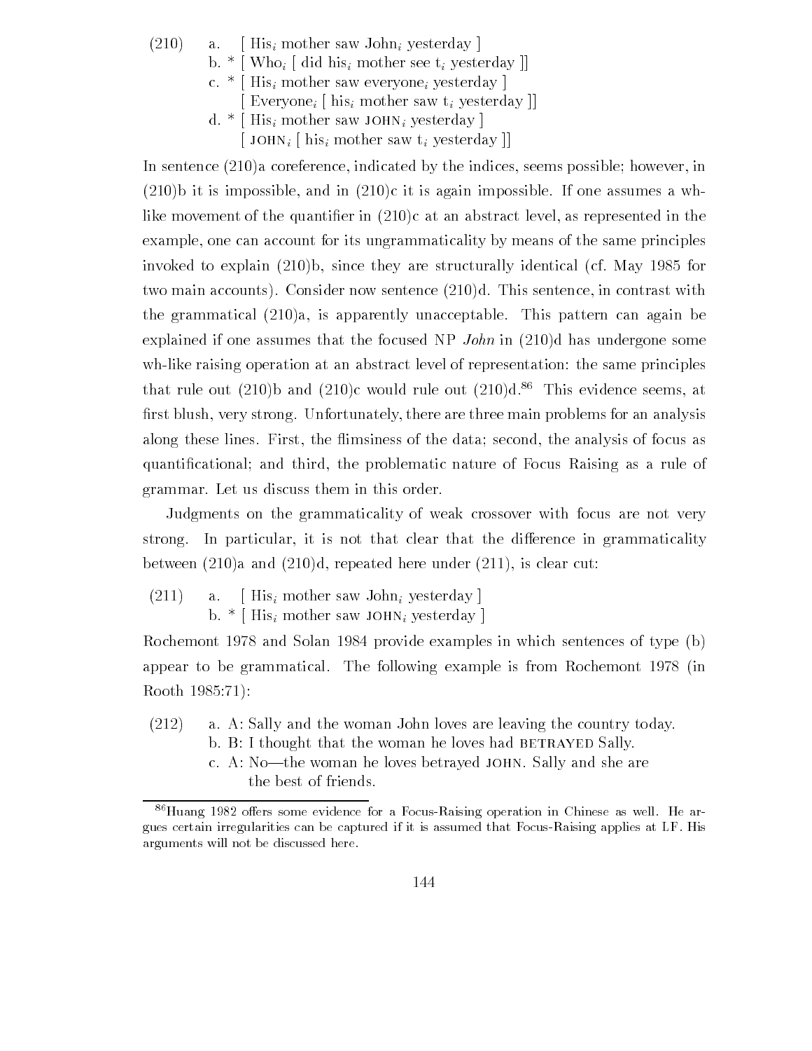(210) a. [ His$_i$ mother saw John$_i$ yesterday ]
b. * [ Who$_i$ [ did his$_i$ mother see t$_i$ yesterday ]]
c. * [ His$_i$ mother saw everyone$_i$ yesterday ]
[ Everyone$_i$ [ his$_i$ mother saw t$_i$ yesterday ]]
d. * [ His$_i$ mother saw JOHN$_i$ yesterday ]
[ JOHN$_i$ [ his$_i$ mother saw t$_i$ yesterday ]]

In sentence (210)a coreference, indicated by the indices, seems possible; however, in (210)b it is impossible, and in (210)c it is again impossible. If one assumes a wh-like movement of the quantifier in (210)c at an abstract level, as represented in the example, one can account for its ungrammaticality by means of the same principles invoked to explain (210)b, since they are structurally identical (cf. May 1985 for two main accounts). Consider now sentence (210)d. This sentence, in contrast with the grammatical (210)a, is apparently unacceptable. This pattern can again be explained if one assumes that the focused NP *John* in (210)d has undergone some wh-like raising operation at an abstract level of representation: the same principles that rule out (210)b and (210)c would rule out (210)d.[86] This evidence seems, at first blush, very strong. Unfortunately, there are three main problems for an analysis along these lines. First, the flimsiness of the data; second, the analysis of focus as quantificational; and third, the problematic nature of Focus Raising as a rule of grammar. Let us discuss them in this order.

Judgments on the grammaticality of weak crossover with focus are not very strong. In particular, it is not that clear that the difference in grammaticality between (210)a and (210)d, repeated here under (211), is clear cut:

(211) a. [ His$_i$ mother saw John$_i$ yesterday ]
b. * [ His$_i$ mother saw JOHN$_i$ yesterday ]

Rochemont 1978 and Solan 1984 provide examples in which sentences of type (b) appear to be grammatical. The following example is from Rochemont 1978 (in Rooth 1985:71):

(212) a. A: Sally and the woman John loves are leaving the country today.
b. B: I thought that the woman he loves had BETRAYED Sally.
c. A: No—the woman he loves betrayed JOHN. Sally and she are the best of friends.

[86] Huang 1982 offers some evidence for a Focus-Raising operation in Chinese as well. He argues certain irregularities can be captured if it is assumed that Focus-Raising applies at LF. His arguments will not be discussed here.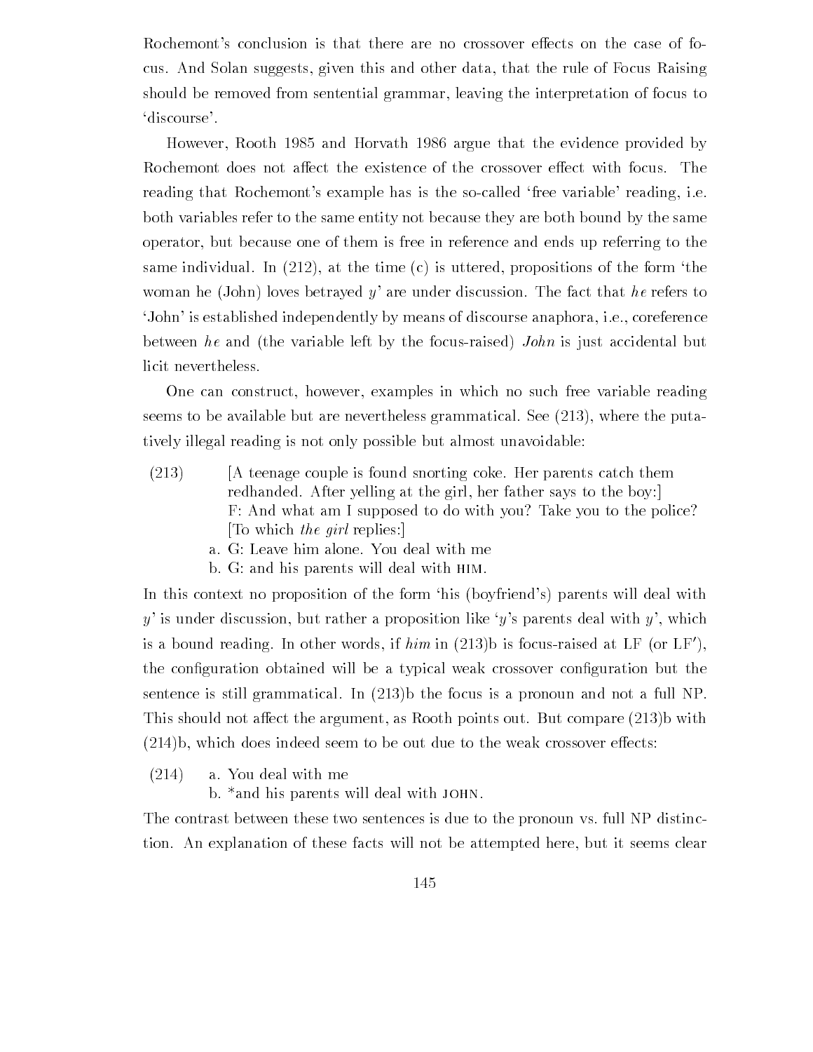Rochemont's conclusion is that there are no crossover effects on the case of focus. And Solan suggests, given this and other data, that the rule of Focus Raising should be removed from sentential grammar, leaving the interpretation of focus to 'discourse'.

However, Rooth 1985 and Horvath 1986 argue that the evidence provided by Rochemont does not affect the existence of the crossover effect with focus. The reading that Rochemont's example has is the so-called 'free variable' reading, i.e. both variables refer to the same entity not because they are both bound by the same operator, but because one of them is free in reference and ends up referring to the same individual. In (212), at the time (c) is uttered, propositions of the form 'the woman he (John) loves betrayed $y$' are under discussion. The fact that *he* refers to 'John' is established independently by means of discourse anaphora, i.e., coreference between *he* and (the variable left by the focus-raised) *John* is just accidental but licit nevertheless.

One can construct, however, examples in which no such free variable reading seems to be available but are nevertheless grammatical. See (213), where the putatively illegal reading is not only possible but almost unavoidable:

(213) [A teenage couple is found snorting coke. Her parents catch them redhanded. After yelling at the girl, her father says to the boy:]
F: And what am I supposed to do with you? Take you to the police?
[To which *the girl* replies:]
a. G: Leave him alone. You deal with me
b. G: and his parents will deal with HIM.

In this context no proposition of the form 'his (boyfriend's) parents will deal with $y$' is under discussion, but rather a proposition like '$y$'s parents deal with $y$', which is a bound reading. In other words, if *him* in (213)b is focus-raised at LF (or LF′), the configuration obtained will be a typical weak crossover configuration but the sentence is still grammatical. In (213)b the focus is a pronoun and not a full NP. This should not affect the argument, as Rooth points out. But compare (213)b with (214)b, which does indeed seem to be out due to the weak crossover effects:

(214) a. You deal with me
b. *and his parents will deal with JOHN.

The contrast between these two sentences is due to the pronoun vs. full NP distinction. An explanation of these facts will not be attempted here, but it seems clear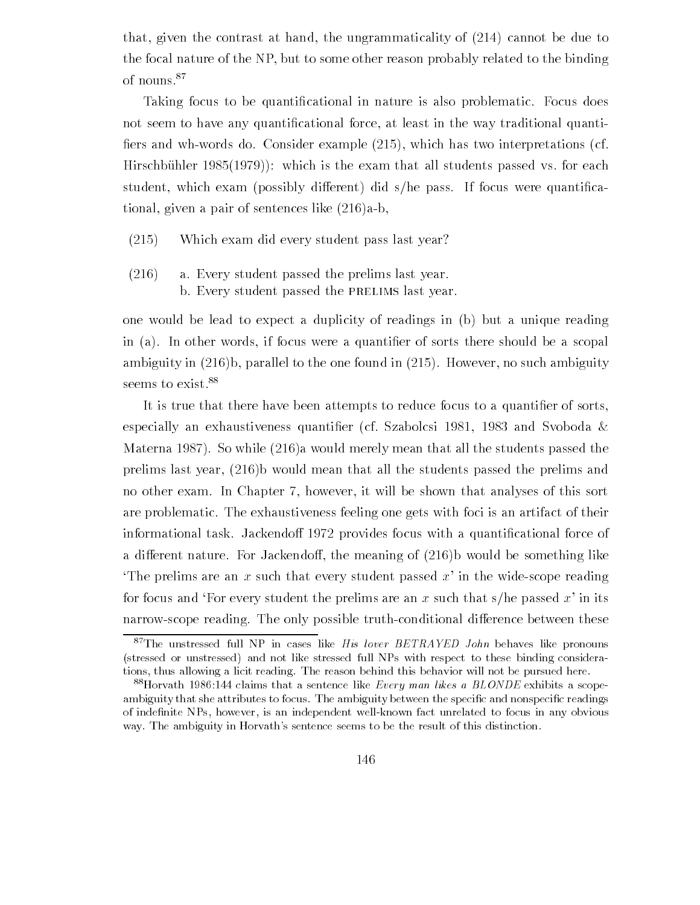that, given the contrast at hand, the ungrammaticality of (214) cannot be due to the focal nature of the NP, but to some other reason probably related to the binding of nouns.[87]

Taking focus to be quantificational in nature is also problematic. Focus does not seem to have any quantificational force, at least in the way traditional quantifiers and wh-words do. Consider example (215), which has two interpretations (cf. Hirschbühler 1985(1979)): which is the exam that all students passed vs. for each student, which exam (possibly different) did s/he pass. If focus were quantificational, given a pair of sentences like (216)a-b,

(215) Which exam did every student pass last year?

(216) a. Every student passed the prelims last year.
b. Every student passed the PRELIMS last year.

one would be lead to expect a duplicity of readings in (b) but a unique reading in (a). In other words, if focus were a quantifier of sorts there should be a scopal ambiguity in (216)b, parallel to the one found in (215). However, no such ambiguity seems to exist.[88]

It is true that there have been attempts to reduce focus to a quantifier of sorts, especially an exhaustiveness quantifier (cf. Szabolcsi 1981, 1983 and Svoboda & Materna 1987). So while (216)a would merely mean that all the students passed the prelims last year, (216)b would mean that all the students passed the prelims and no other exam. In Chapter 7, however, it will be shown that analyses of this sort are problematic. The exhaustiveness feeling one gets with foci is an artifact of their informational task. Jackendoff 1972 provides focus with a quantificational force of a different nature. For Jackendoff, the meaning of (216)b would be something like 'The prelims are an $x$ such that every student passed $x$' in the wide-scope reading for focus and 'For every student the prelims are an $x$ such that s/he passed $x$' in its narrow-scope reading. The only possible truth-conditional difference between these

[87]The unstressed full NP in cases like *His lover BETRAYED John* behaves like pronouns (stressed or unstressed) and not like stressed full NPs with respect to these binding considerations, thus allowing a licit reading. The reason behind this behavior will not be pursued here.

[88]Horvath 1986:144 claims that a sentence like *Every man likes a BLONDE* exhibits a scope-ambiguity that she attributes to focus. The ambiguity between the specific and nonspecific readings of indefinite NPs, however, is an independent well-known fact unrelated to focus in any obvious way. The ambiguity in Horvath's sentence seems to be the result of this distinction.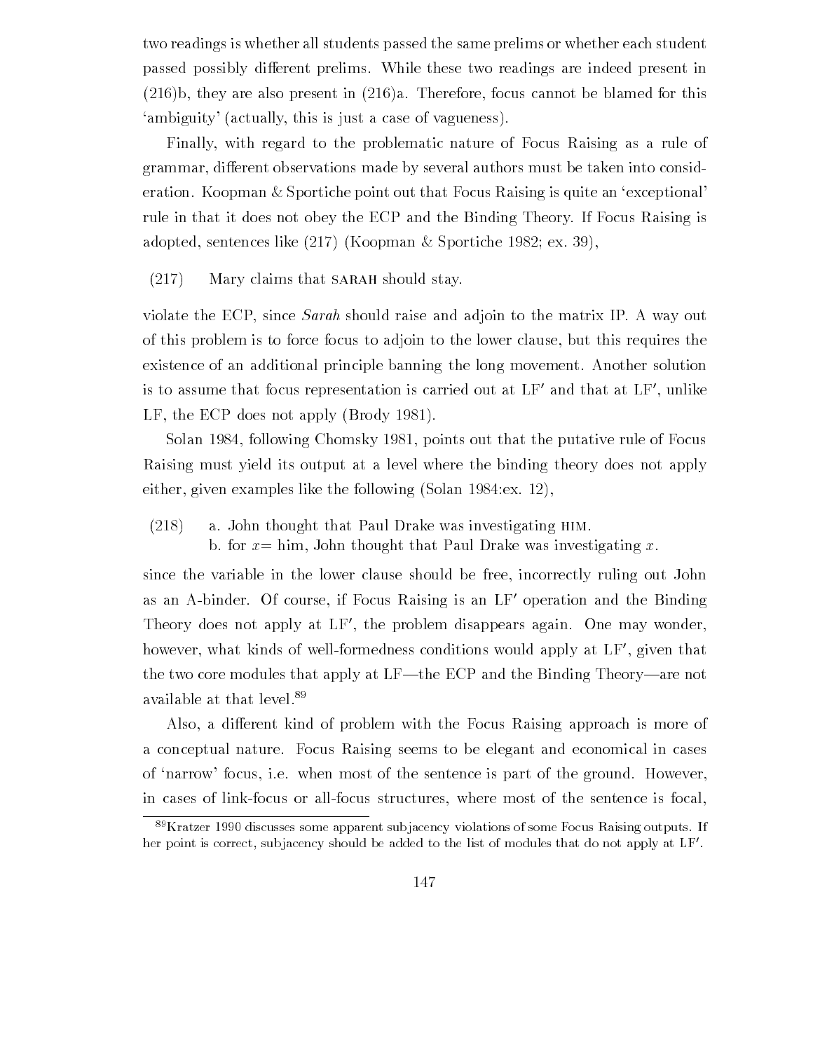two readings is whether all students passed the same prelims or whether each student passed possibly different prelims. While these two readings are indeed present in (216)b, they are also present in (216)a. Therefore, focus cannot be blamed for this 'ambiguity' (actually, this is just a case of vagueness).

Finally, with regard to the problematic nature of Focus Raising as a rule of grammar, different observations made by several authors must be taken into consideration. Koopman & Sportiche point out that Focus Raising is quite an 'exceptional' rule in that it does not obey the ECP and the Binding Theory. If Focus Raising is adopted, sentences like (217) (Koopman & Sportiche 1982; ex. 39),

(217) Mary claims that SARAH should stay.

violate the ECP, since *Sarah* should raise and adjoin to the matrix IP. A way out of this problem is to force focus to adjoin to the lower clause, but this requires the existence of an additional principle banning the long movement. Another solution is to assume that focus representation is carried out at LF′ and that at LF′, unlike LF, the ECP does not apply (Brody 1981).

Solan 1984, following Chomsky 1981, points out that the putative rule of Focus Raising must yield its output at a level where the binding theory does not apply either, given examples like the following (Solan 1984:ex. 12),

(218) a. John thought that Paul Drake was investigating HIM.
b. for $x$= him, John thought that Paul Drake was investigating $x$.

since the variable in the lower clause should be free, incorrectly ruling out John as an A-binder. Of course, if Focus Raising is an LF′ operation and the Binding Theory does not apply at LF′, the problem disappears again. One may wonder, however, what kinds of well-formedness conditions would apply at LF′, given that the two core modules that apply at LF—the ECP and the Binding Theory—are not available at that level.[89]

Also, a different kind of problem with the Focus Raising approach is more of a conceptual nature. Focus Raising seems to be elegant and economical in cases of 'narrow' focus, i.e. when most of the sentence is part of the ground. However, in cases of link-focus or all-focus structures, where most of the sentence is focal,

[89]Kratzer 1990 discusses some apparent subjacency violations of some Focus Raising outputs. If her point is correct, subjacency should be added to the list of modules that do not apply at LF′.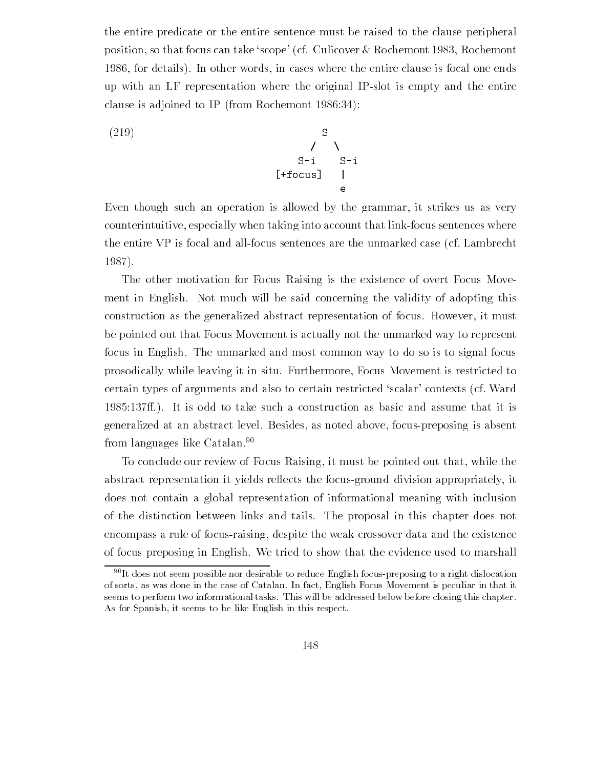the entire predicate or the entire sentence must be raised to the clause peripheral position, so that focus can take 'scope' (cf. Culicover & Rochemont 1983, Rochemont 1986, for details). In other words, in cases where the entire clause is focal one ends up with an LF representation where the original IP-slot is empty and the entire clause is adjoined to IP (from Rochemont 1986:34):

(219)

```
              S
             / \
          S-i   S-i
     [+focus]    |
                 e
```

Even though such an operation is allowed by the grammar, it strikes us as very counterintuitive, especially when taking into account that link-focus sentences where the entire VP is focal and all-focus sentences are the unmarked case (cf. Lambrecht 1987).

The other motivation for Focus Raising is the existence of overt Focus Movement in English. Not much will be said concerning the validity of adopting this construction as the generalized abstract representation of focus. However, it must be pointed out that Focus Movement is actually not the unmarked way to represent focus in English. The unmarked and most common way to do so is to signal focus prosodically while leaving it in situ. Furthermore, Focus Movement is restricted to certain types of arguments and also to certain restricted 'scalar' contexts (cf. Ward 1985:137ff.). It is odd to take such a construction as basic and assume that it is generalized at an abstract level. Besides, as noted above, focus-preposing is absent from languages like Catalan.[90]

To conclude our review of Focus Raising, it must be pointed out that, while the abstract representation it yields reflects the focus-ground division appropriately, it does not contain a global representation of informational meaning with inclusion of the distinction between links and tails. The proposal in this chapter does not encompass a rule of focus-raising, despite the weak crossover data and the existence of focus preposing in English. We tried to show that the evidence used to marshall

[90] It does not seem possible nor desirable to reduce English focus-preposing to a right dislocation of sorts, as was done in the case of Catalan. In fact, English Focus Movement is peculiar in that it seems to perform two informational tasks. This will be addressed below before closing this chapter. As for Spanish, it seems to be like English in this respect.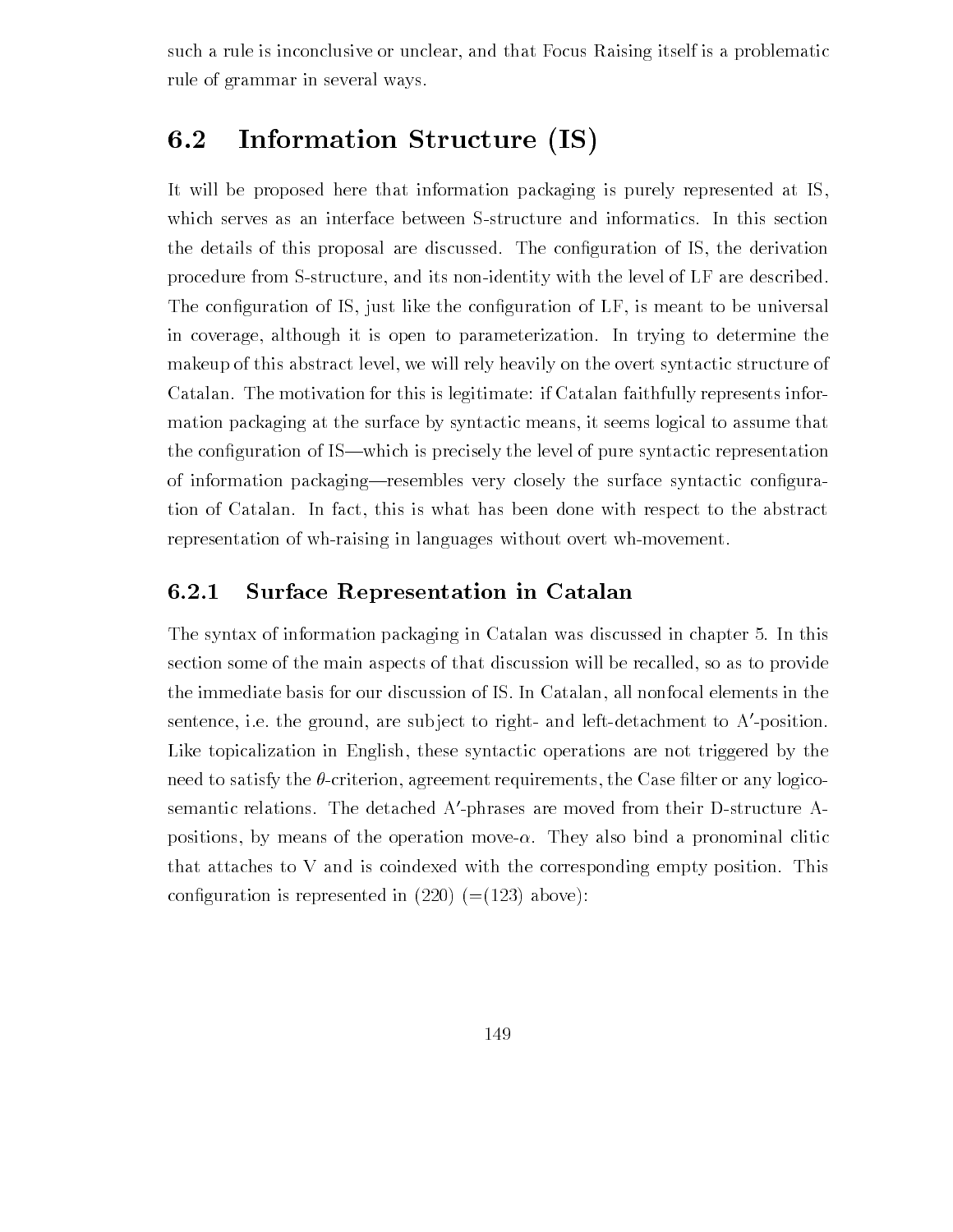such a rule is inconclusive or unclear, and that Focus Raising itself is a problematic rule of grammar in several ways.

## 6.2 Information Structure (IS)

It will be proposed here that information packaging is purely represented at IS, which serves as an interface between S-structure and informatics. In this section the details of this proposal are discussed. The configuration of IS, the derivation procedure from S-structure, and its non-identity with the level of LF are described. The configuration of IS, just like the configuration of LF, is meant to be universal in coverage, although it is open to parameterization. In trying to determine the makeup of this abstract level, we will rely heavily on the overt syntactic structure of Catalan. The motivation for this is legitimate: if Catalan faithfully represents information packaging at the surface by syntactic means, it seems logical to assume that the configuration of IS—which is precisely the level of pure syntactic representation of information packaging—resembles very closely the surface syntactic configuration of Catalan. In fact, this is what has been done with respect to the abstract representation of wh-raising in languages without overt wh-movement.

### 6.2.1 Surface Representation in Catalan

The syntax of information packaging in Catalan was discussed in chapter 5. In this section some of the main aspects of that discussion will be recalled, so as to provide the immediate basis for our discussion of IS. In Catalan, all nonfocal elements in the sentence, i.e. the ground, are subject to right- and left-detachment to A$'$-position. Like topicalization in English, these syntactic operations are not triggered by the need to satisfy the $\theta$-criterion, agreement requirements, the Case filter or any logico-semantic relations. The detached A$'$-phrases are moved from their D-structure A-positions, by means of the operation move-$\alpha$. They also bind a pronominal clitic that attaches to V and is coindexed with the corresponding empty position. This configuration is represented in (220) (=(123) above):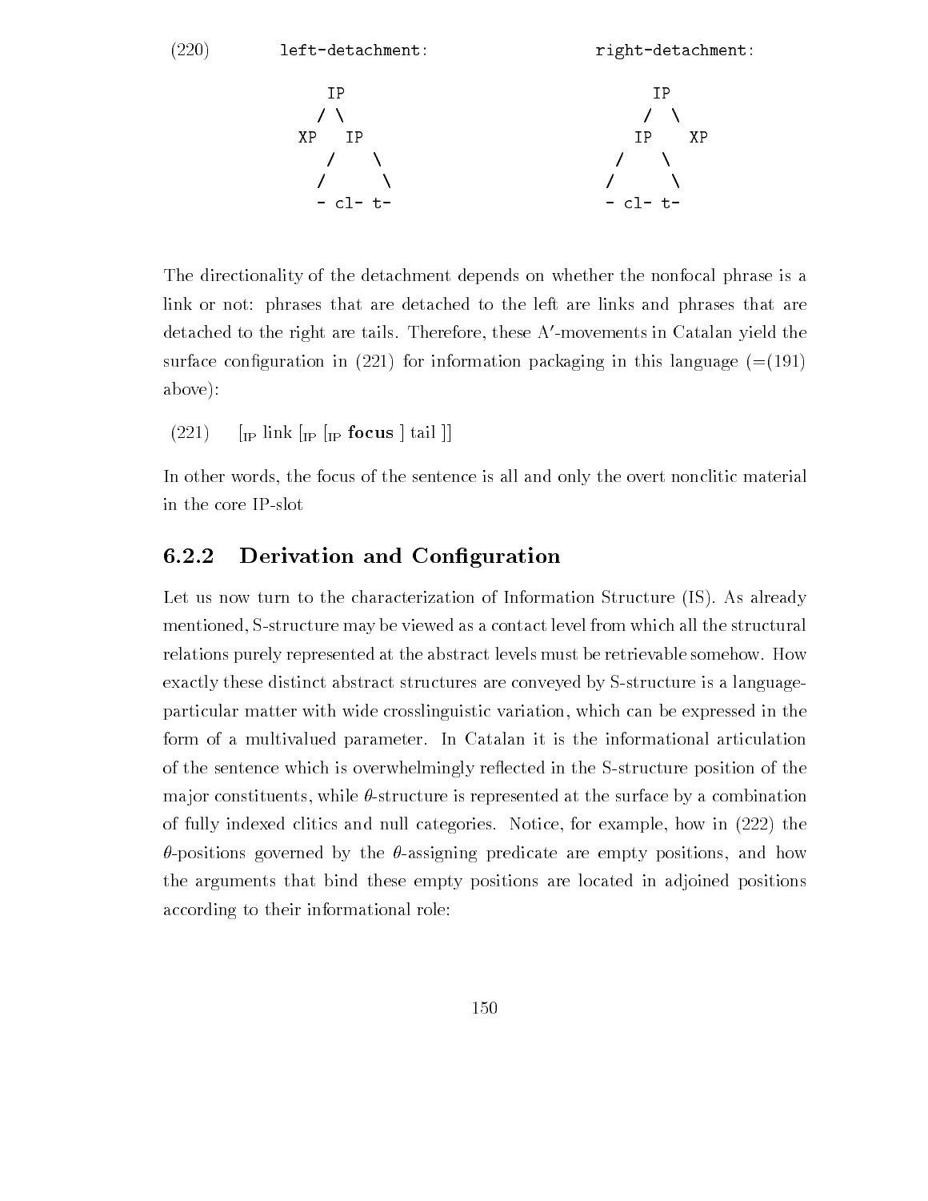(220) left-detachment: right-detachment:

```
        IP                              IP
       / \                             /  \
     XP   IP                         IP    XP
         /   \                      /   \
        /     \                    /     \
        - cl- t-                   - cl- t-
```

The directionality of the detachment depends on whether the nonfocal phrase is a link or not: phrases that are detached to the left are links and phrases that are detached to the right are tails. Therefore, these A′-movements in Catalan yield the surface configuration in (221) for information packaging in this language (=(191) above):

(221) [$_{\text{IP}}$ link [$_{\text{IP}}$ [$_{\text{IP}}$ **focus** ] tail ]]

In other words, the focus of the sentence is all and only the overt nonclitic material in the core IP-slot

### 6.2.2 Derivation and Configuration

Let us now turn to the characterization of Information Structure (IS). As already mentioned, S-structure may be viewed as a contact level from which all the structural relations purely represented at the abstract levels must be retrievable somehow. How exactly these distinct abstract structures are conveyed by S-structure is a language-particular matter with wide crosslinguistic variation, which can be expressed in the form of a multivalued parameter. In Catalan it is the informational articulation of the sentence which is overwhelmingly reflected in the S-structure position of the major constituents, while $\theta$-structure is represented at the surface by a combination of fully indexed clitics and null categories. Notice, for example, how in (222) the $\theta$-positions governed by the $\theta$-assigning predicate are empty positions, and how the arguments that bind these empty positions are located in adjoined positions according to their informational role: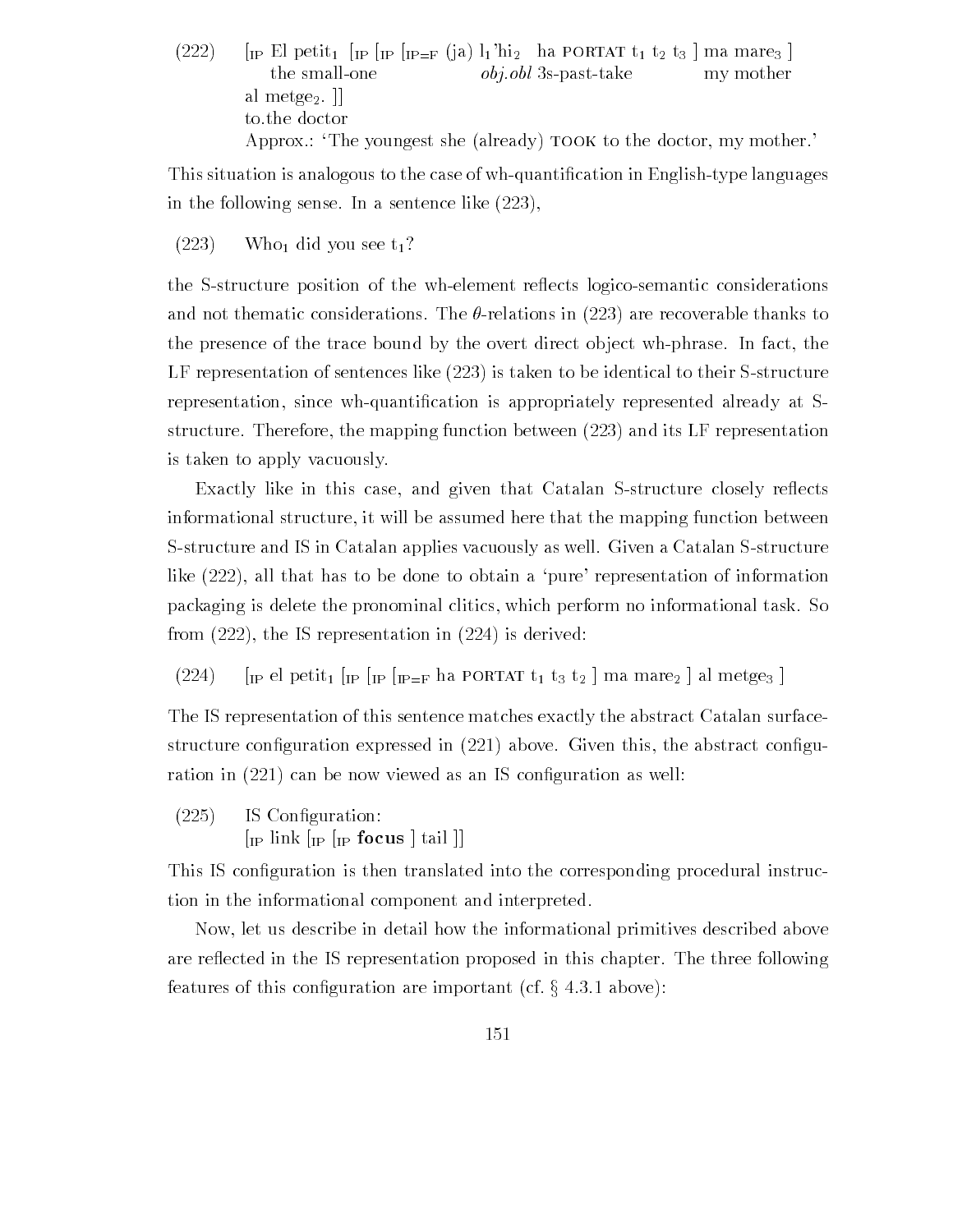(222) $[_{IP}$ El petit$_1$ $[_{IP}$ $[_{IP}$ $[_{IP=F}$ (ja) l$_1$'hi$_2$ ha PORTAT $t_1$ $t_2$ $t_3$ ] ma mare$_3$ ]
the small-one *obj.obl* 3s-past-take my mother
al metge$_2$. ]]
to.the doctor
Approx.: 'The youngest she (already) TOOK to the doctor, my mother.'

This situation is analogous to the case of wh-quantification in English-type languages in the following sense. In a sentence like (223),

(223) Who$_1$ did you see $t_1$?

the S-structure position of the wh-element reflects logico-semantic considerations and not thematic considerations. The $\theta$-relations in (223) are recoverable thanks to the presence of the trace bound by the overt direct object wh-phrase. In fact, the LF representation of sentences like (223) is taken to be identical to their S-structure representation, since wh-quantification is appropriately represented already at S-structure. Therefore, the mapping function between (223) and its LF representation is taken to apply vacuously.

Exactly like in this case, and given that Catalan S-structure closely reflects informational structure, it will be assumed here that the mapping function between S-structure and IS in Catalan applies vacuously as well. Given a Catalan S-structure like (222), all that has to be done to obtain a 'pure' representation of information packaging is delete the pronominal clitics, which perform no informational task. So from (222), the IS representation in (224) is derived:

(224) $[_{IP}$ el petit$_1$ $[_{IP}$ $[_{IP}$ $[_{IP=F}$ ha PORTAT $t_1$ $t_3$ $t_2$ ] ma mare$_2$ ] al metge$_3$ ]

The IS representation of this sentence matches exactly the abstract Catalan surface-structure configuration expressed in (221) above. Given this, the abstract configuration in (221) can be now viewed as an IS configuration as well:

(225) IS Configuration:
$[_{IP}$ link $[_{IP}$ $[_{IP}$ **focus** ] tail ]]

This IS configuration is then translated into the corresponding procedural instruction in the informational component and interpreted.

Now, let us describe in detail how the informational primitives described above are reflected in the IS representation proposed in this chapter. The three following features of this configuration are important (cf. § 4.3.1 above):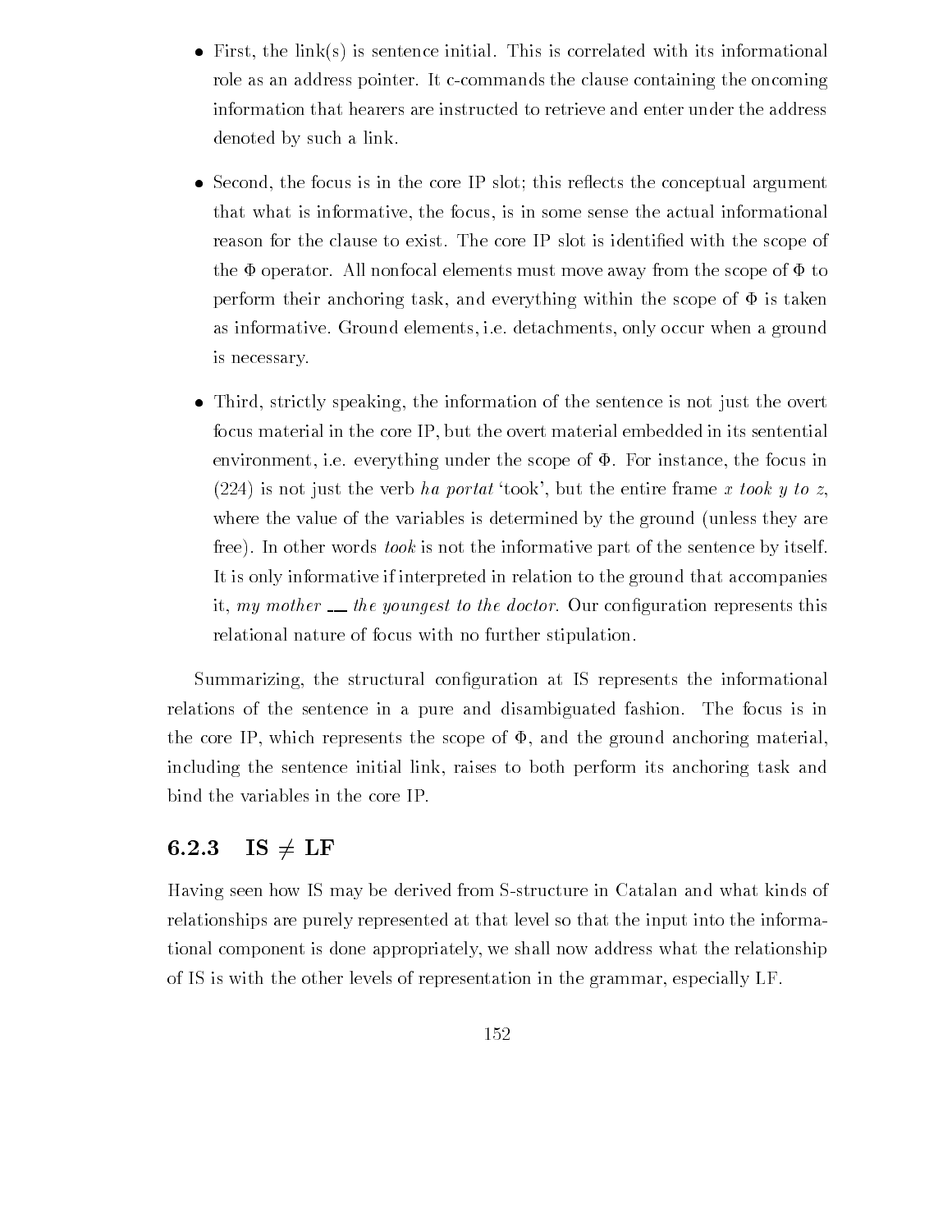- First, the link(s) is sentence initial. This is correlated with its informational role as an address pointer. It c-commands the clause containing the oncoming information that hearers are instructed to retrieve and enter under the address denoted by such a link.

- Second, the focus is in the core IP slot; this reflects the conceptual argument that what is informative, the focus, is in some sense the actual informational reason for the clause to exist. The core IP slot is identified with the scope of the $\Phi$ operator. All nonfocal elements must move away from the scope of $\Phi$ to perform their anchoring task, and everything within the scope of $\Phi$ is taken as informative. Ground elements, i.e. detachments, only occur when a ground is necessary.

- Third, strictly speaking, the information of the sentence is not just the overt focus material in the core IP, but the overt material embedded in its sentential environment, i.e. everything under the scope of $\Phi$. For instance, the focus in (224) is not just the verb *ha portat* 'took', but the entire frame *x took y to z*, where the value of the variables is determined by the ground (unless they are free). In other words *took* is not the informative part of the sentence by itself. It is only informative if interpreted in relation to the ground that accompanies it, *my mother* __ *the youngest to the doctor*. Our configuration represents this relational nature of focus with no further stipulation.

Summarizing, the structural configuration at IS represents the informational relations of the sentence in a pure and disambiguated fashion. The focus is in the core IP, which represents the scope of $\Phi$, and the ground anchoring material, including the sentence initial link, raises to both perform its anchoring task and bind the variables in the core IP.

### 6.2.3 IS $\neq$ LF

Having seen how IS may be derived from S-structure in Catalan and what kinds of relationships are purely represented at that level so that the input into the informational component is done appropriately, we shall now address what the relationship of IS is with the other levels of representation in the grammar, especially LF.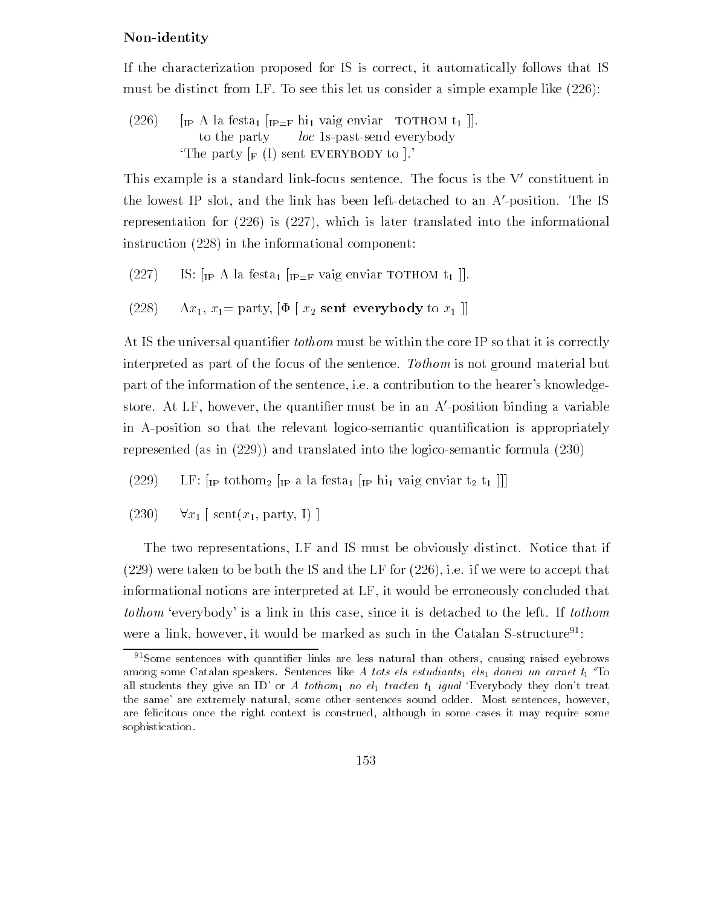**Non-identity**

If the characterization proposed for IS is correct, it automatically follows that IS must be distinct from LF. To see this let us consider a simple example like (226):

(226) $[_{\text{IP}}$ A la festa$_1$ $[_{\text{IP=F}}$ hi$_1$ vaig enviar TOTHOM $t_1$ ]].
to the party *loc* 1s-past-send everybody
'The party $[_{\text{F}}$ (I) sent EVERYBODY to ].'

This example is a standard link-focus sentence. The focus is the V′ constituent in the lowest IP slot, and the link has been left-detached to an A′-position. The IS representation for (226) is (227), which is later translated into the informational instruction (228) in the informational component:

(227) IS: $[_{\text{IP}}$ A la festa$_1$ $[_{\text{IP=F}}$ vaig enviar TOTHOM $t_1$ ]].

(228) $\Lambda x_1$, $x_1$= party, [$\Phi$ [ $x_2$ **sent everybody** to $x_1$ ]]

At IS the universal quantifier *tothom* must be within the core IP so that it is correctly interpreted as part of the focus of the sentence. *Tothom* is not ground material but part of the information of the sentence, i.e. a contribution to the hearer's knowledge-store. At LF, however, the quantifier must be in an A′-position binding a variable in A-position so that the relevant logico-semantic quantification is appropriately represented (as in (229)) and translated into the logico-semantic formula (230)

(229) LF: $[_{\text{IP}}$ tothom$_2$ $[_{\text{IP}}$ a la festa$_1$ $[_{\text{IP}}$ hi$_1$ vaig enviar $t_2$ $t_1$ ]]]

(230) $\forall x_1$ [ sent($x_1$, party, I) ]

The two representations, LF and IS must be obviously distinct. Notice that if (229) were taken to be both the IS and the LF for (226), i.e. if we were to accept that informational notions are interpreted at LF, it would be erroneously concluded that *tothom* 'everybody' is a link in this case, since it is detached to the left. If *tothom* were a link, however, it would be marked as such in the Catalan S-structure[91]:

[91] Some sentences with quantifier links are less natural than others, causing raised eyebrows among some Catalan speakers. Sentences like *A tots els estudiants*$_1$ *els*$_1$ *donen un carnet* $t_1$ 'To all students they give an ID' or *A tothom*$_1$ *no el*$_1$ *tracten* $t_1$ *igual* 'Everybody they don't treat the same' are extremely natural, some other sentences sound odder. Most sentences, however, are felicitous once the right context is construed, although in some cases it may require some sophistication.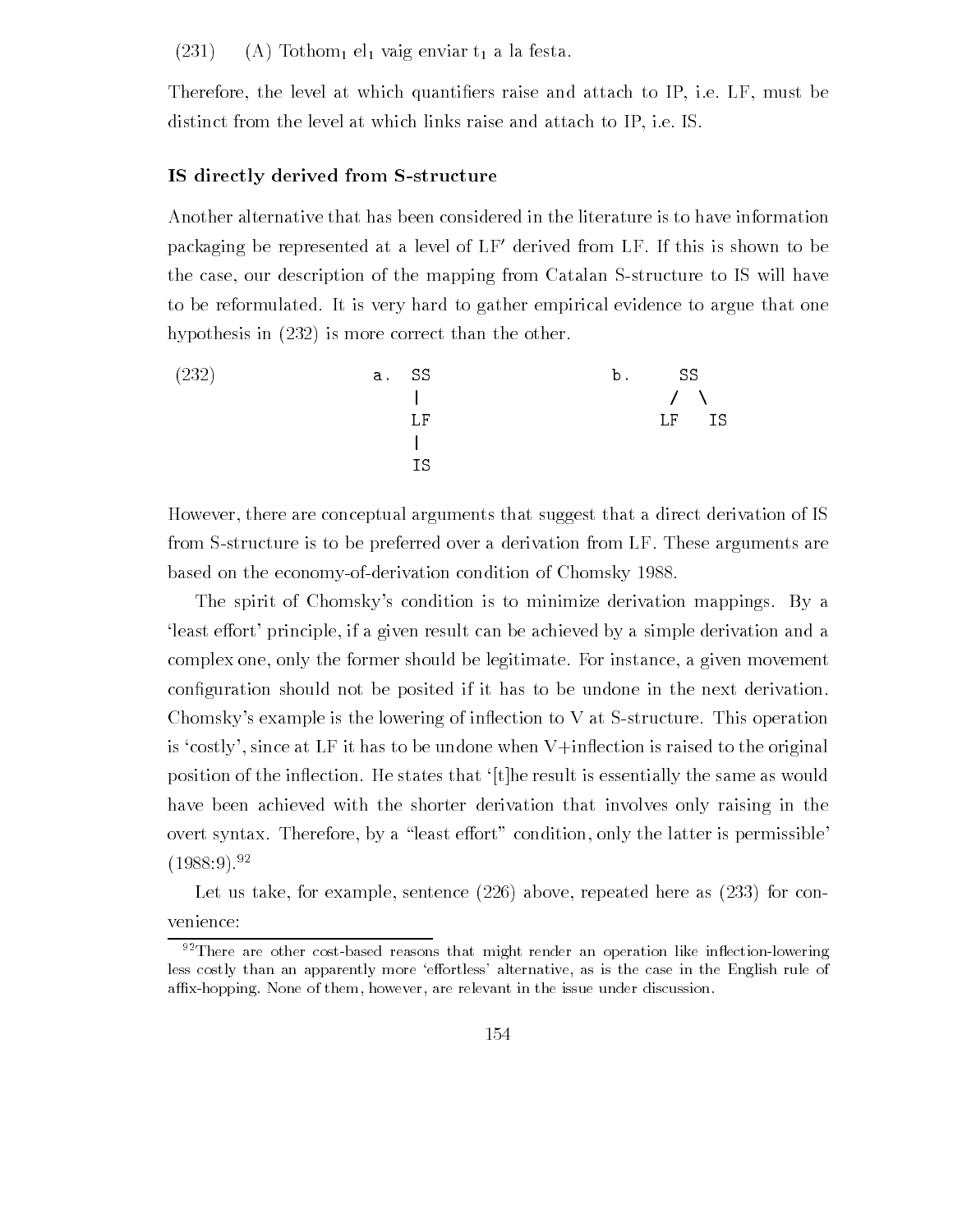(231) (A) Tothom$_1$ el$_1$ vaig enviar t$_1$ a la festa.

Therefore, the level at which quantifiers raise and attach to IP, i.e. LF, must be distinct from the level at which links raise and attach to IP, i.e. IS.

### IS directly derived from S-structure

Another alternative that has been considered in the literature is to have information packaging be represented at a level of LF′ derived from LF. If this is shown to be the case, our description of the mapping from Catalan S-structure to IS will have to be reformulated. It is very hard to gather empirical evidence to argue that one hypothesis in (232) is more correct than the other.

```
(232)        a.  SS              b.    SS
                 |                     / \
                 LF                   LF   IS
                 |
                 IS
```

However, there are conceptual arguments that suggest that a direct derivation of IS from S-structure is to be preferred over a derivation from LF. These arguments are based on the economy-of-derivation condition of Chomsky 1988.

The spirit of Chomsky's condition is to minimize derivation mappings. By a 'least effort' principle, if a given result can be achieved by a simple derivation and a complex one, only the former should be legitimate. For instance, a given movement configuration should not be posited if it has to be undone in the next derivation. Chomsky's example is the lowering of inflection to V at S-structure. This operation is 'costly', since at LF it has to be undone when V+inflection is raised to the original position of the inflection. He states that '[t]he result is essentially the same as would have been achieved with the shorter derivation that involves only raising in the overt syntax. Therefore, by a "least effort" condition, only the latter is permissible' (1988:9).[92]

Let us take, for example, sentence (226) above, repeated here as (233) for convenience:

[92] There are other cost-based reasons that might render an operation like inflection-lowering less costly than an apparently more 'effortless' alternative, as is the case in the English rule of affix-hopping. None of them, however, are relevant in the issue under discussion.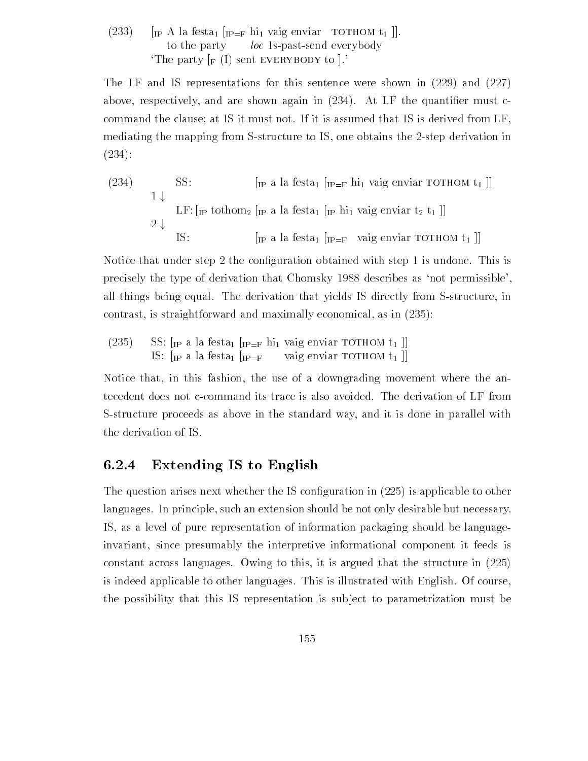(233) [$_{IP}$ A la festa$_1$ [$_{IP=F}$ hi$_1$ vaig enviar TOTHOM t$_1$ ]].
 to the party *loc* 1s-past-send everybody
 'The party [$_F$ (I) sent EVERYBODY to ].'

The LF and IS representations for this sentence were shown in (229) and (227) above, respectively, and are shown again in (234). At LF the quantifier must c-command the clause; at IS it must not. If it is assumed that IS is derived from LF, mediating the mapping from S-structure to IS, one obtains the 2-step derivation in (234):

(234) SS: [$_{IP}$ a la festa$_1$ [$_{IP=F}$ hi$_1$ vaig enviar TOTHOM t$_1$ ]]
 1 ↓
 LF: [$_{IP}$ tothom$_2$ [$_{IP}$ a la festa$_1$ [$_{IP}$ hi$_1$ vaig enviar t$_2$ t$_1$ ]]
 2 ↓
 IS: [$_{IP}$ a la festa$_1$ [$_{IP=F}$ vaig enviar TOTHOM t$_1$ ]]

Notice that under step 2 the configuration obtained with step 1 is undone. This is precisely the type of derivation that Chomsky 1988 describes as 'not permissible', all things being equal. The derivation that yields IS directly from S-structure, in contrast, is straightforward and maximally economical, as in (235):

(235) SS: [$_{IP}$ a la festa$_1$ [$_{IP=F}$ hi$_1$ vaig enviar TOTHOM t$_1$ ]]
 IS: [$_{IP}$ a la festa$_1$ [$_{IP=F}$ vaig enviar TOTHOM t$_1$ ]]

Notice that, in this fashion, the use of a downgrading movement where the antecedent does not c-command its trace is also avoided. The derivation of LF from S-structure proceeds as above in the standard way, and it is done in parallel with the derivation of IS.

### 6.2.4 Extending IS to English

The question arises next whether the IS configuration in (225) is applicable to other languages. In principle, such an extension should be not only desirable but necessary. IS, as a level of pure representation of information packaging should be language-invariant, since presumably the interpretive informational component it feeds is constant across languages. Owing to this, it is argued that the structure in (225) is indeed applicable to other languages. This is illustrated with English. Of course, the possibility that this IS representation is subject to parametrization must be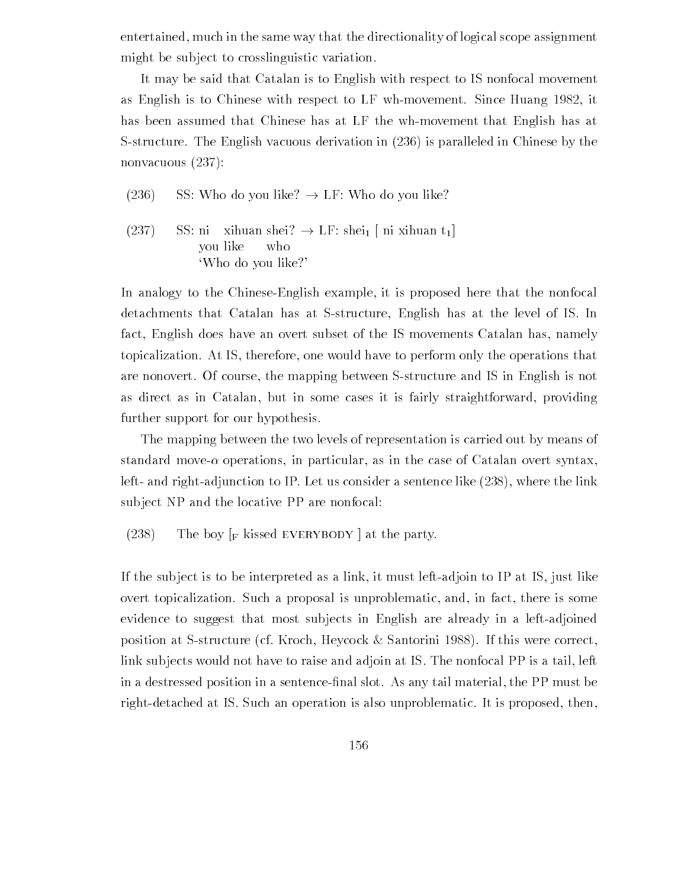entertained, much in the same way that the directionality of logical scope assignment might be subject to crosslinguistic variation.

It may be said that Catalan is to English with respect to IS nonfocal movement as English is to Chinese with respect to LF wh-movement. Since Huang 1982, it has been assumed that Chinese has at LF the wh-movement that English has at S-structure. The English vacuous derivation in (236) is paralleled in Chinese by the nonvacuous (237):

(236) SS: Who do you like? → LF: Who do you like?

(237) SS: ni xihuan shei? → LF: $\text{shei}_1$ [ ni xihuan $t_1$]
you like who
'Who do you like?'

In analogy to the Chinese-English example, it is proposed here that the nonfocal detachments that Catalan has at S-structure, English has at the level of IS. In fact, English does have an overt subset of the IS movements Catalan has, namely topicalization. At IS, therefore, one would have to perform only the operations that are nonovert. Of course, the mapping between S-structure and IS in English is not as direct as in Catalan, but in some cases it is fairly straightforward, providing further support for our hypothesis.

The mapping between the two levels of representation is carried out by means of standard move-$\alpha$ operations, in particular, as in the case of Catalan overt syntax, left- and right-adjunction to IP. Let us consider a sentence like (238), where the link subject NP and the locative PP are nonfocal:

(238) The boy [$_F$ kissed EVERYBODY ] at the party.

If the subject is to be interpreted as a link, it must left-adjoin to IP at IS, just like overt topicalization. Such a proposal is unproblematic, and, in fact, there is some evidence to suggest that most subjects in English are already in a left-adjoined position at S-structure (cf. Kroch, Heycock & Santorini 1988). If this were correct, link subjects would not have to raise and adjoin at IS. The nonfocal PP is a tail, left in a destressed position in a sentence-final slot. As any tail material, the PP must be right-detached at IS. Such an operation is also unproblematic. It is proposed, then,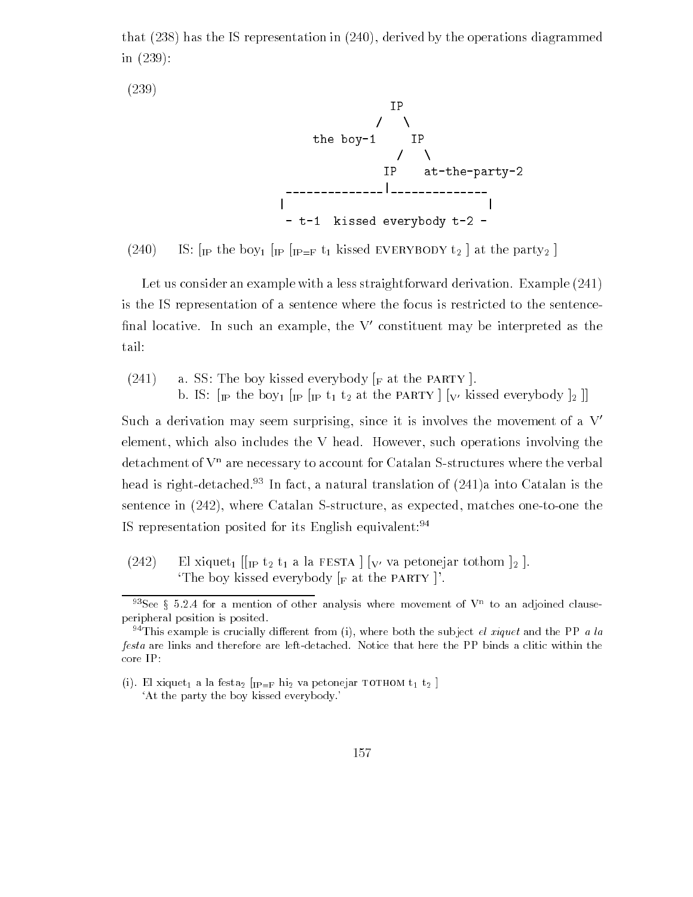that (238) has the IS representation in (240), derived by the operations diagrammed in (239):

(239)

```
                    IP
                  /   \
         the boy-1     IP
                      /   \
                    IP    at-the-party-2
          ----------- |-----------
          |                      |
          - t-1  kissed everybody t-2 -
```

(240) IS: [$_{IP}$ the boy$_1$ [$_{IP}$ [$_{IP=F}$ t$_1$ kissed EVERYBODY t$_2$ ] at the party$_2$ ]

Let us consider an example with a less straightforward derivation. Example (241) is the IS representation of a sentence where the focus is restricted to the sentence-final locative. In such an example, the V′ constituent may be interpreted as the tail:

(241) a. SS: The boy kissed everybody [$_F$ at the PARTY ].
b. IS: [$_{IP}$ the boy$_1$ [$_{IP}$ [$_{IP}$ t$_1$ t$_2$ at the PARTY ] [$_{V'}$ kissed everybody ]$_2$ ]]

Such a derivation may seem surprising, since it is involves the movement of a V′ element, which also includes the V head. However, such operations involving the detachment of V$^n$ are necessary to account for Catalan S-structures where the verbal head is right-detached.[93] In fact, a natural translation of (241)a into Catalan is the sentence in (242), where Catalan S-structure, as expected, matches one-to-one the IS representation posited for its English equivalent:[94]

(242) El xiquet$_1$ [[$_{IP}$ t$_2$ t$_1$ a la FESTA ] [$_{V'}$ va petonejar tothom ]$_2$ ].
'The boy kissed everybody [$_F$ at the PARTY ]'.

---

[93] See § 5.2.4 for a mention of other analysis where movement of V$^n$ to an adjoined clause-peripheral position is posited.

[94] This example is crucially different from (i), where both the subject *el xiquet* and the PP *a la festa* are links and therefore are left-detached. Notice that here the PP binds a clitic within the core IP:

(i). El xiquet$_1$ a la festa$_2$ [$_{IP=F}$ hi$_2$ va petonejar TOTHOM t$_1$ t$_2$ ]
'At the party the boy kissed everybody.'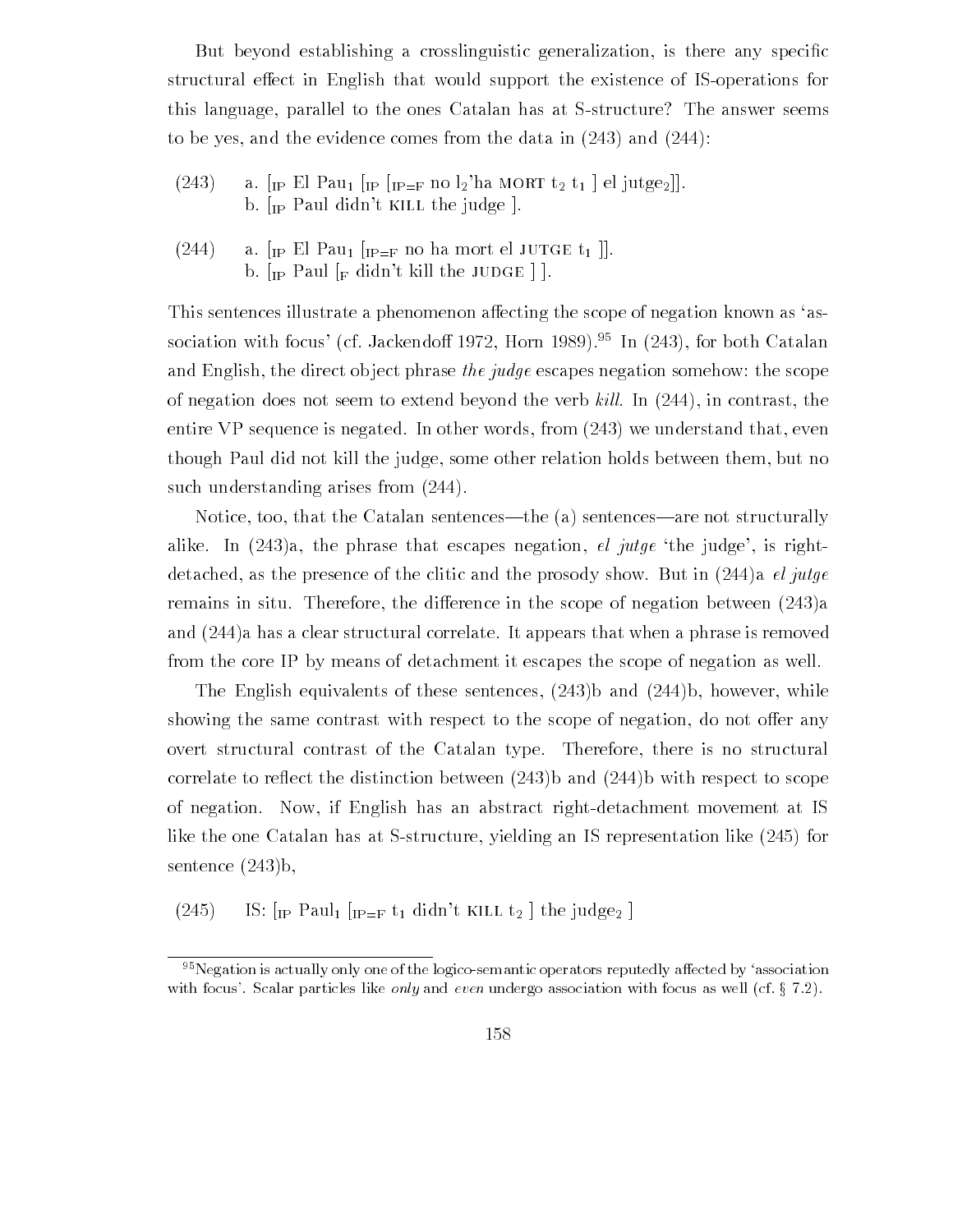But beyond establishing a crosslinguistic generalization, is there any specific structural effect in English that would support the existence of IS-operations for this language, parallel to the ones Catalan has at S-structure? The answer seems to be yes, and the evidence comes from the data in (243) and (244):

(243) a. [$_{IP}$ El Pau$_1$ [$_{IP}$ [$_{IP=F}$ no l$_2$'ha MORT t$_2$ t$_1$ ] el jutge$_2$]].
b. [$_{IP}$ Paul didn't KILL the judge ].

(244) a. [$_{IP}$ El Pau$_1$ [$_{IP=F}$ no ha mort el JUTGE t$_1$ ]].
b. [$_{IP}$ Paul [$_F$ didn't kill the JUDGE ] ].

This sentences illustrate a phenomenon affecting the scope of negation known as 'association with focus' (cf. Jackendoff 1972, Horn 1989).[95] In (243), for both Catalan and English, the direct object phrase *the judge* escapes negation somehow: the scope of negation does not seem to extend beyond the verb *kill*. In (244), in contrast, the entire VP sequence is negated. In other words, from (243) we understand that, even though Paul did not kill the judge, some other relation holds between them, but no such understanding arises from (244).

Notice, too, that the Catalan sentences—the (a) sentences—are not structurally alike. In (243)a, the phrase that escapes negation, *el jutge* 'the judge', is right-detached, as the presence of the clitic and the prosody show. But in (244)a *el jutge* remains in situ. Therefore, the difference in the scope of negation between (243)a and (244)a has a clear structural correlate. It appears that when a phrase is removed from the core IP by means of detachment it escapes the scope of negation as well.

The English equivalents of these sentences, (243)b and (244)b, however, while showing the same contrast with respect to the scope of negation, do not offer any overt structural contrast of the Catalan type. Therefore, there is no structural correlate to reflect the distinction between (243)b and (244)b with respect to scope of negation. Now, if English has an abstract right-detachment movement at IS like the one Catalan has at S-structure, yielding an IS representation like (245) for sentence (243)b,

(245) IS: [$_{IP}$ Paul$_1$ [$_{IP=F}$ t$_1$ didn't KILL t$_2$ ] the judge$_2$ ]

[95] Negation is actually only one of the logico-semantic operators reputedly affected by 'association with focus'. Scalar particles like *only* and *even* undergo association with focus as well (cf. § 7.2).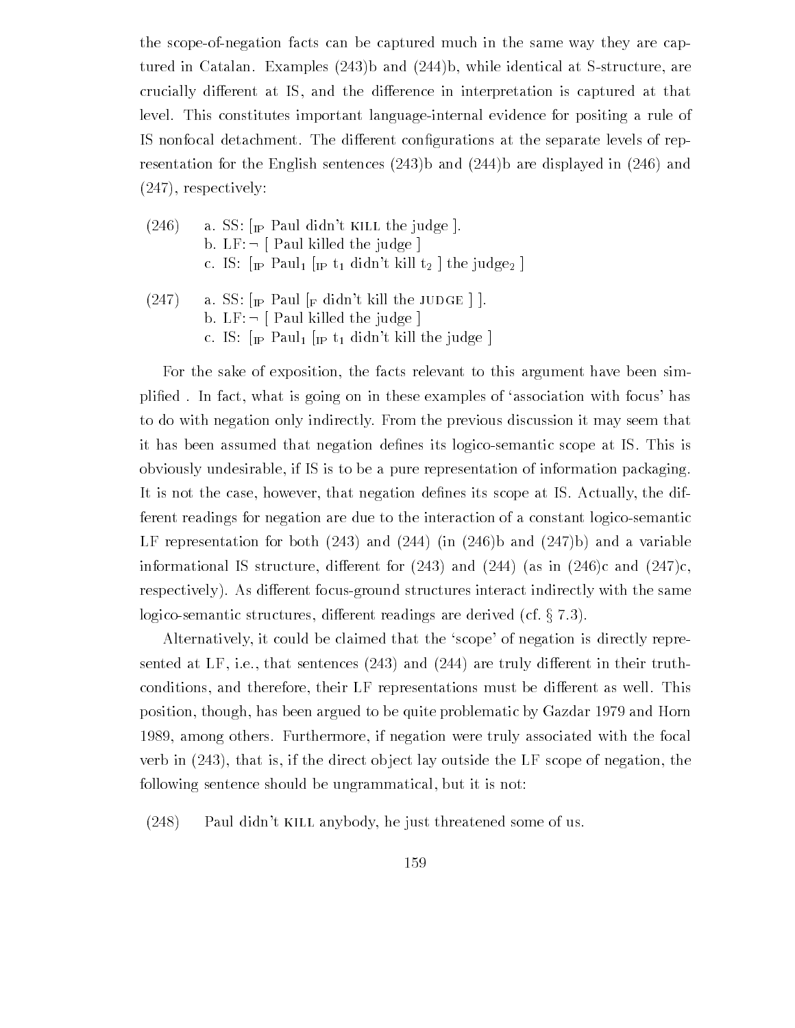the scope-of-negation facts can be captured much in the same way they are captured in Catalan. Examples (243)b and (244)b, while identical at S-structure, are crucially different at IS, and the difference in interpretation is captured at that level. This constitutes important language-internal evidence for positing a rule of IS nonfocal detachment. The different configurations at the separate levels of representation for the English sentences (243)b and (244)b are displayed in (246) and (247), respectively:

(246) a. SS: $[_{\text{IP}}$ Paul didn't KILL the judge $]$.
b. LF: $\neg$ [ Paul killed the judge ]
c. IS: $[_{\text{IP}}$ Paul$_1$ $[_{\text{IP}}$ $t_1$ didn't kill $t_2$ ] the judge$_2$ ]

(247) a. SS: $[_{\text{IP}}$ Paul $[_{\text{F}}$ didn't kill the JUDGE ] ].
b. LF: $\neg$ [ Paul killed the judge ]
c. IS: $[_{\text{IP}}$ Paul$_1$ $[_{\text{IP}}$ $t_1$ didn't kill the judge ]

For the sake of exposition, the facts relevant to this argument have been simplified . In fact, what is going on in these examples of 'association with focus' has to do with negation only indirectly. From the previous discussion it may seem that it has been assumed that negation defines its logico-semantic scope at IS. This is obviously undesirable, if IS is to be a pure representation of information packaging. It is not the case, however, that negation defines its scope at IS. Actually, the different readings for negation are due to the interaction of a constant logico-semantic LF representation for both (243) and (244) (in (246)b and (247)b) and a variable informational IS structure, different for (243) and (244) (as in (246)c and (247)c, respectively). As different focus-ground structures interact indirectly with the same logico-semantic structures, different readings are derived (cf. § 7.3).

Alternatively, it could be claimed that the 'scope' of negation is directly represented at LF, i.e., that sentences (243) and (244) are truly different in their truth-conditions, and therefore, their LF representations must be different as well. This position, though, has been argued to be quite problematic by Gazdar 1979 and Horn 1989, among others. Furthermore, if negation were truly associated with the focal verb in (243), that is, if the direct object lay outside the LF scope of negation, the following sentence should be ungrammatical, but it is not:

(248) Paul didn't KILL anybody, he just threatened some of us.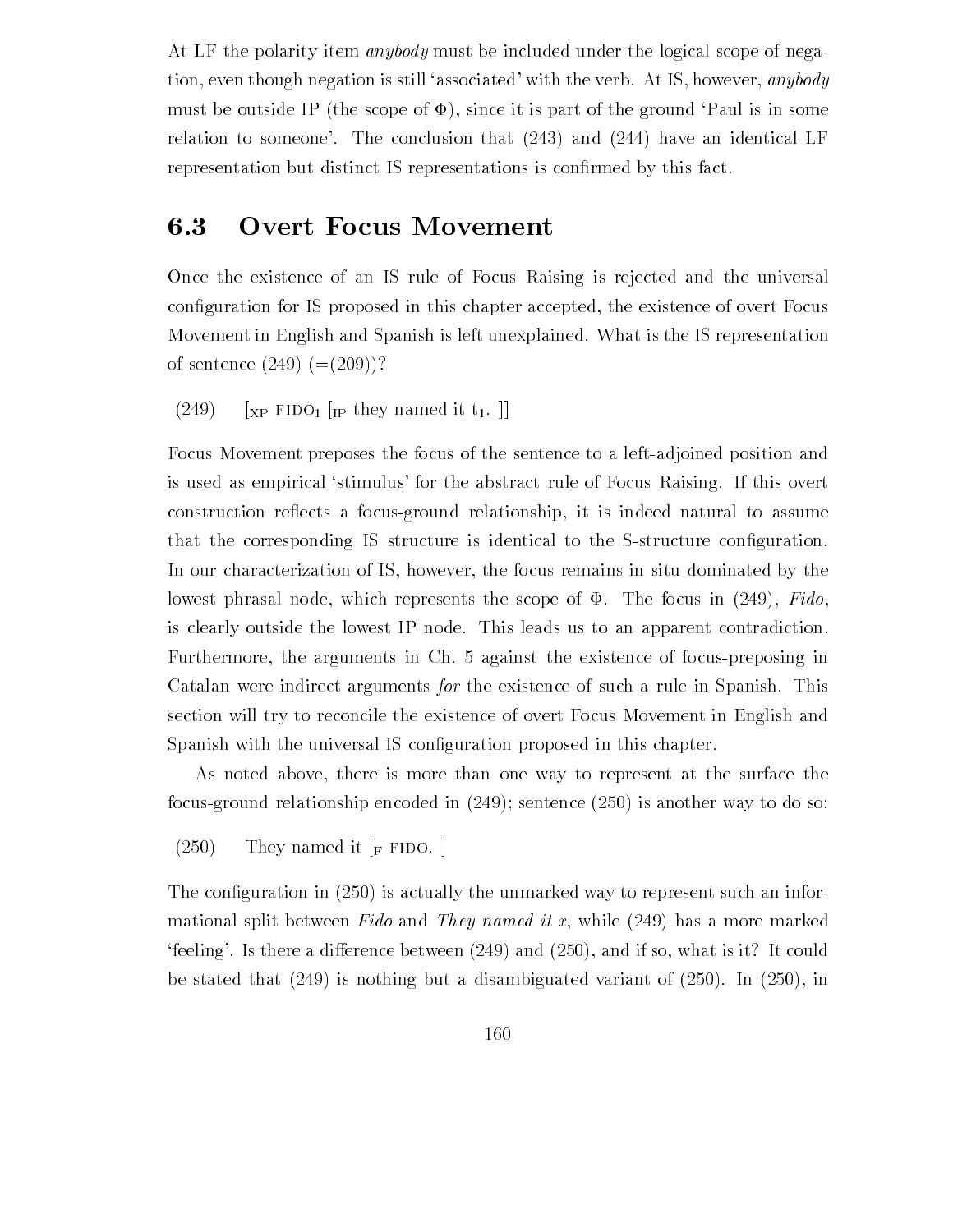At LF the polarity item *anybody* must be included under the logical scope of negation, even though negation is still 'associated' with the verb. At IS, however, *anybody* must be outside IP (the scope of $\Phi$), since it is part of the ground 'Paul is in some relation to someone'. The conclusion that (243) and (244) have an identical LF representation but distinct IS representations is confirmed by this fact.

## 6.3 Overt Focus Movement

Once the existence of an IS rule of Focus Raising is rejected and the universal configuration for IS proposed in this chapter accepted, the existence of overt Focus Movement in English and Spanish is left unexplained. What is the IS representation of sentence (249) (=(209))?

(249) $[_{XP}$ FIDO$_1$ $[_{IP}$ they named it $t_1$. ]]

Focus Movement preposes the focus of the sentence to a left-adjoined position and is used as empirical 'stimulus' for the abstract rule of Focus Raising. If this overt construction reflects a focus-ground relationship, it is indeed natural to assume that the corresponding IS structure is identical to the S-structure configuration. In our characterization of IS, however, the focus remains in situ dominated by the lowest phrasal node, which represents the scope of $\Phi$. The focus in (249), *Fido*, is clearly outside the lowest IP node. This leads us to an apparent contradiction. Furthermore, the arguments in Ch. 5 against the existence of focus-preposing in Catalan were indirect arguments *for* the existence of such a rule in Spanish. This section will try to reconcile the existence of overt Focus Movement in English and Spanish with the universal IS configuration proposed in this chapter.

As noted above, there is more than one way to represent at the surface the focus-ground relationship encoded in (249); sentence (250) is another way to do so:

(250) They named it $[_F$ FIDO. ]

The configuration in (250) is actually the unmarked way to represent such an informational split between *Fido* and *They named it x*, while (249) has a more marked 'feeling'. Is there a difference between (249) and (250), and if so, what is it? It could be stated that (249) is nothing but a disambiguated variant of (250). In (250), in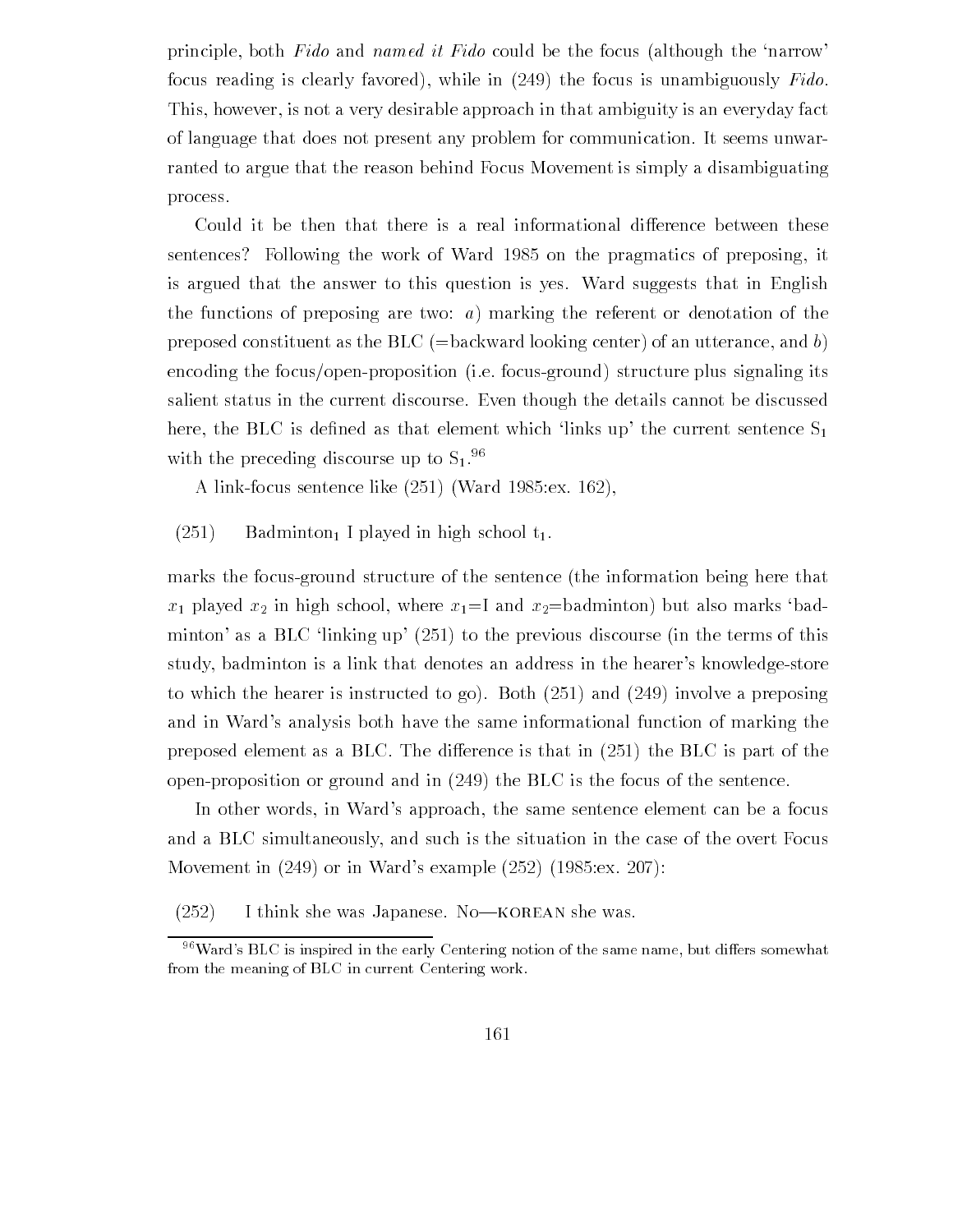principle, both *Fido* and *named it Fido* could be the focus (although the 'narrow' focus reading is clearly favored), while in (249) the focus is unambiguously *Fido*. This, however, is not a very desirable approach in that ambiguity is an everyday fact of language that does not present any problem for communication. It seems unwarranted to argue that the reason behind Focus Movement is simply a disambiguating process.

Could it be then that there is a real informational difference between these sentences? Following the work of Ward 1985 on the pragmatics of preposing, it is argued that the answer to this question is yes. Ward suggests that in English the functions of preposing are two: *a*) marking the referent or denotation of the preposed constituent as the BLC (=backward looking center) of an utterance, and *b*) encoding the focus/open-proposition (i.e. focus-ground) structure plus signaling its salient status in the current discourse. Even though the details cannot be discussed here, the BLC is defined as that element which 'links up' the current sentence $S_1$ with the preceding discourse up to $S_1$.[96]

A link-focus sentence like (251) (Ward 1985:ex. 162),

(251) Badminton$_1$ I played in high school t$_1$.

marks the focus-ground structure of the sentence (the information being here that $x_1$ played $x_2$ in high school, where $x_1$=I and $x_2$=badminton) but also marks 'badminton' as a BLC 'linking up' (251) to the previous discourse (in the terms of this study, badminton is a link that denotes an address in the hearer's knowledge-store to which the hearer is instructed to go). Both (251) and (249) involve a preposing and in Ward's analysis both have the same informational function of marking the preposed element as a BLC. The difference is that in (251) the BLC is part of the open-proposition or ground and in (249) the BLC is the focus of the sentence.

In other words, in Ward's approach, the same sentence element can be a focus and a BLC simultaneously, and such is the situation in the case of the overt Focus Movement in (249) or in Ward's example (252) (1985:ex. 207):

(252) I think she was Japanese. No—KOREAN she was.

[96] Ward's BLC is inspired in the early Centering notion of the same name, but differs somewhat from the meaning of BLC in current Centering work.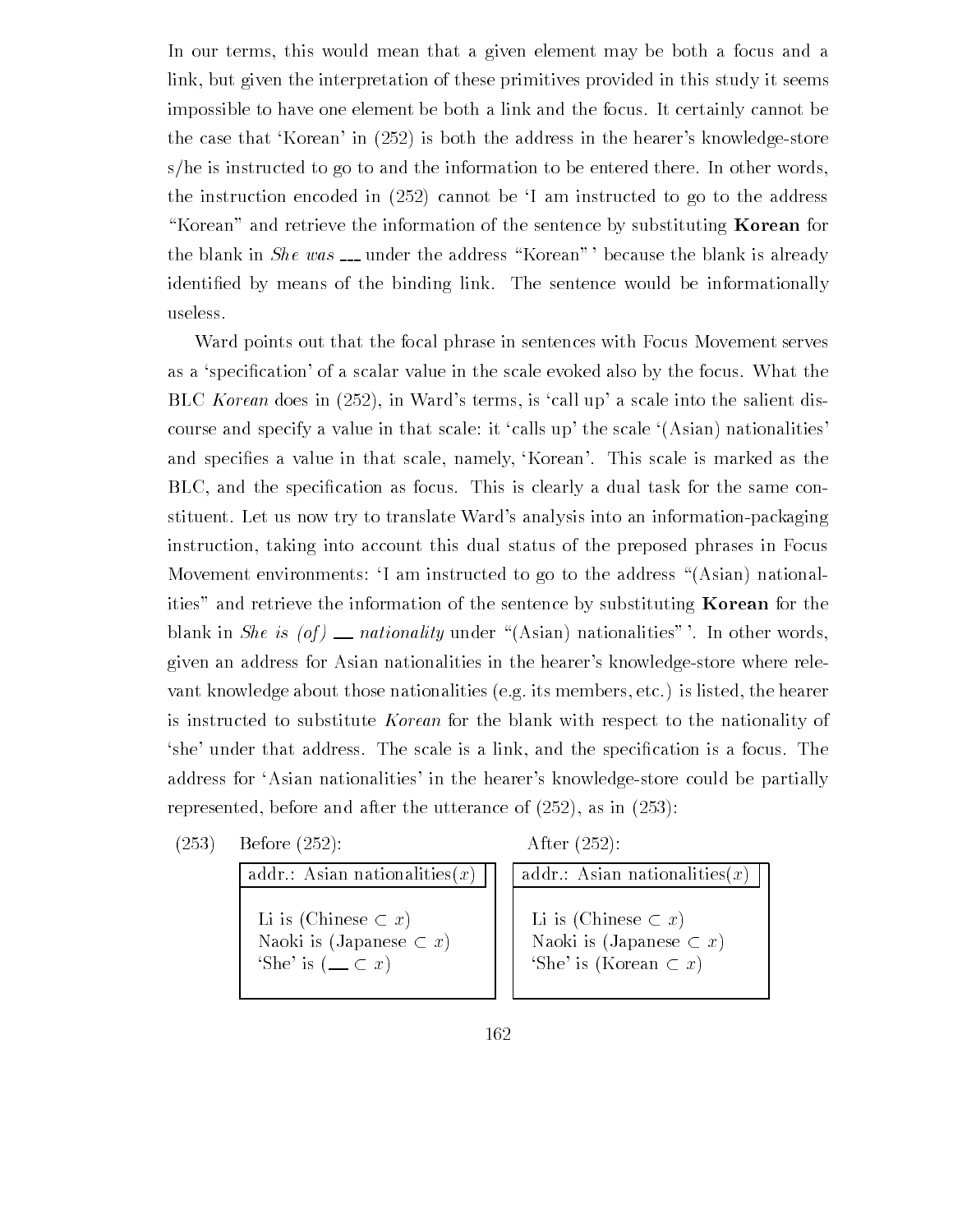In our terms, this would mean that a given element may be both a focus and a link, but given the interpretation of these primitives provided in this study it seems impossible to have one element be both a link and the focus. It certainly cannot be the case that 'Korean' in (252) is both the address in the hearer's knowledge-store s/he is instructed to go to and the information to be entered there. In other words, the instruction encoded in (252) cannot be 'I am instructed to go to the address "Korean" and retrieve the information of the sentence by substituting **Korean** for the blank in *She was* ___ under the address "Korean" ' because the blank is already identified by means of the binding link. The sentence would be informationally useless.

Ward points out that the focal phrase in sentences with Focus Movement serves as a 'specification' of a scalar value in the scale evoked also by the focus. What the BLC *Korean* does in (252), in Ward's terms, is 'call up' a scale into the salient discourse and specify a value in that scale: it 'calls up' the scale '(Asian) nationalities' and specifies a value in that scale, namely, 'Korean'. This scale is marked as the BLC, and the specification as focus. This is clearly a dual task for the same constituent. Let us now try to translate Ward's analysis into an information-packaging instruction, taking into account this dual status of the preposed phrases in Focus Movement environments: 'I am instructed to go to the address "(Asian) nationalities" and retrieve the information of the sentence by substituting **Korean** for the blank in *She is (of)* ___ *nationality* under "(Asian) nationalities" '. In other words, given an address for Asian nationalities in the hearer's knowledge-store where relevant knowledge about those nationalities (e.g. its members, etc.) is listed, the hearer is instructed to substitute *Korean* for the blank with respect to the nationality of 'she' under that address. The scale is a link, and the specification is a focus. The address for 'Asian nationalities' in the hearer's knowledge-store could be partially represented, before and after the utterance of (252), as in (253):

(253) Before (252):

| addr.: Asian nationalities($x$) |
|---|
| Li is (Chinese $\subset x$) |
| Naoki is (Japanese $\subset x$) |
| 'She' is ( ___ $\subset x$) |

After (252):

| addr.: Asian nationalities($x$) |
|---|
| Li is (Chinese $\subset x$) |
| Naoki is (Japanese $\subset x$) |
| 'She' is (Korean $\subset x$) |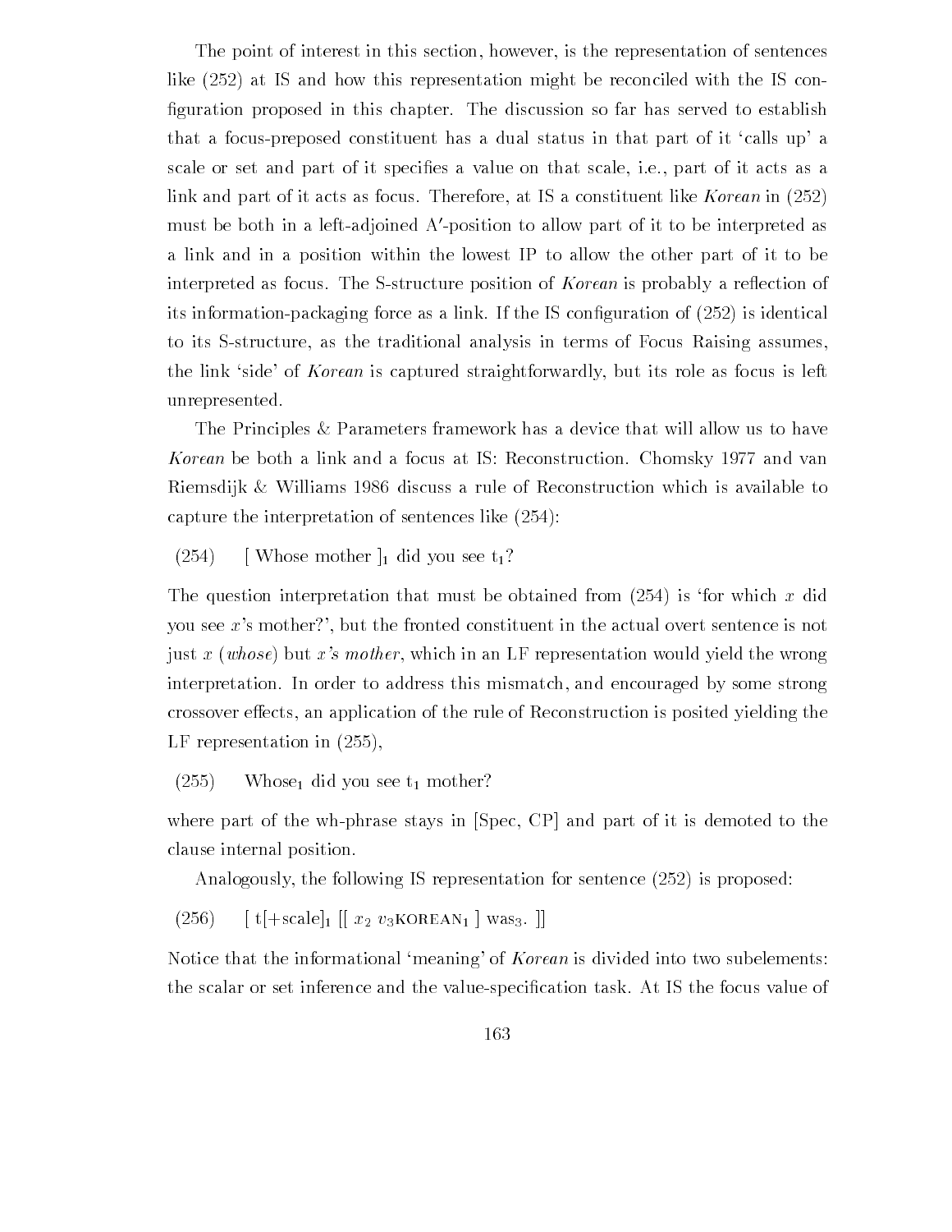The point of interest in this section, however, is the representation of sentences like (252) at IS and how this representation might be reconciled with the IS configuration proposed in this chapter. The discussion so far has served to establish that a focus-preposed constituent has a dual status in that part of it 'calls up' a scale or set and part of it specifies a value on that scale, i.e., part of it acts as a link and part of it acts as focus. Therefore, at IS a constituent like *Korean* in (252) must be both in a left-adjoined A′-position to allow part of it to be interpreted as a link and in a position within the lowest IP to allow the other part of it to be interpreted as focus. The S-structure position of *Korean* is probably a reflection of its information-packaging force as a link. If the IS configuration of (252) is identical to its S-structure, as the traditional analysis in terms of Focus Raising assumes, the link 'side' of *Korean* is captured straightforwardly, but its role as focus is left unrepresented.

The Principles & Parameters framework has a device that will allow us to have *Korean* be both a link and a focus at IS: Reconstruction. Chomsky 1977 and van Riemsdijk & Williams 1986 discuss a rule of Reconstruction which is available to capture the interpretation of sentences like (254):

(254) [ Whose mother $]_1$ did you see $t_1$?

The question interpretation that must be obtained from (254) is 'for which $x$ did you see $x$'s mother?', but the fronted constituent in the actual overt sentence is not just $x$ (*whose*) but *x's mother*, which in an LF representation would yield the wrong interpretation. In order to address this mismatch, and encouraged by some strong crossover effects, an application of the rule of Reconstruction is posited yielding the LF representation in (255),

(255) Whose$_1$ did you see $t_1$ mother?

where part of the wh-phrase stays in [Spec, CP] and part of it is demoted to the clause internal position.

Analogously, the following IS representation for sentence (252) is proposed:

(256) [ t[+scale]$_1$ [[ $x_2$ $v_3$KOREAN$_1$ ] was$_3$. ]]

Notice that the informational 'meaning' of *Korean* is divided into two subelements: the scalar or set inference and the value-specification task. At IS the focus value of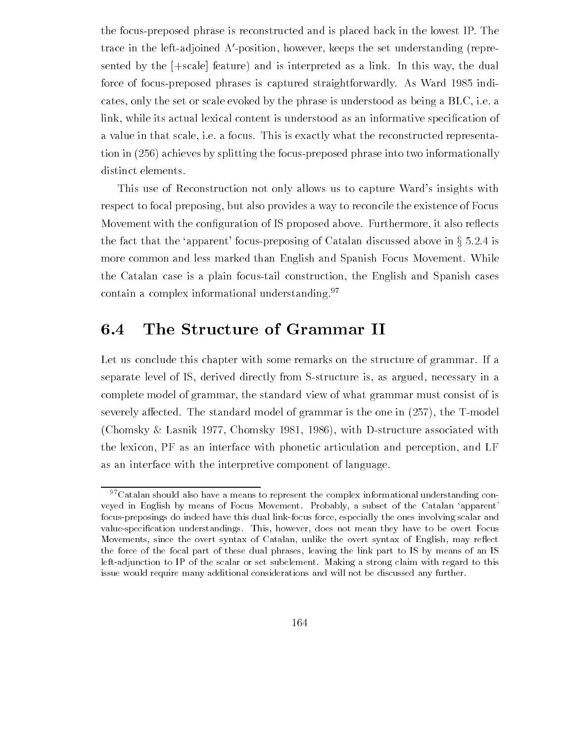the focus-preposed phrase is reconstructed and is placed back in the lowest IP. The trace in the left-adjoined A′-position, however, keeps the set understanding (represented by the [+scale] feature) and is interpreted as a link. In this way, the dual force of focus-preposed phrases is captured straightforwardly. As Ward 1985 indicates, only the set or scale evoked by the phrase is understood as being a BLC, i.e. a link, while its actual lexical content is understood as an informative specification of a value in that scale, i.e. a focus. This is exactly what the reconstructed representation in (256) achieves by splitting the focus-preposed phrase into two informationally distinct elements.

This use of Reconstruction not only allows us to capture Ward's insights with respect to focal preposing, but also provides a way to reconcile the existence of Focus Movement with the configuration of IS proposed above. Furthermore, it also reflects the fact that the 'apparent' focus-preposing of Catalan discussed above in § 5.2.4 is more common and less marked than English and Spanish Focus Movement. While the Catalan case is a plain focus-tail construction, the English and Spanish cases contain a complex informational understanding.[97]

## 6.4 The Structure of Grammar II

Let us conclude this chapter with some remarks on the structure of grammar. If a separate level of IS, derived directly from S-structure is, as argued, necessary in a complete model of grammar, the standard view of what grammar must consist of is severely affected. The standard model of grammar is the one in (257), the T-model (Chomsky & Lasnik 1977, Chomsky 1981, 1986), with D-structure associated with the lexicon, PF as an interface with phonetic articulation and perception, and LF as an interface with the interpretive component of language.

---

[97] Catalan should also have a means to represent the complex informational understanding conveyed in English by means of Focus Movement. Probably, a subset of the Catalan 'apparent' focus-preposings do indeed have this dual link-focus force, especially the ones involving scalar and value-specification understandings. This, however, does not mean they have to be overt Focus Movements, since the overt syntax of Catalan, unlike the overt syntax of English, may reflect the force of the focal part of these dual phrases, leaving the link part to IS by means of an IS left-adjunction to IP of the scalar or set subelement. Making a strong claim with regard to this issue would require many additional considerations and will not be discussed any further.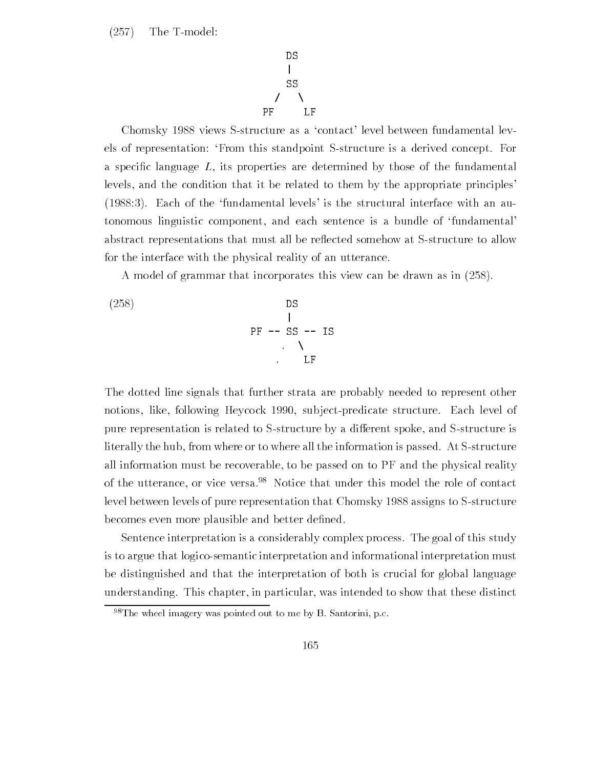(257) The T-model:

```
        DS
        |
        SS
       /  \
     PF    LF
```

Chomsky 1988 views S-structure as a 'contact' level between fundamental levels of representation: 'From this standpoint S-structure is a derived concept. For a specific language *L*, its properties are determined by those of the fundamental levels, and the condition that it be related to them by the appropriate principles' (1988:3). Each of the 'fundamental levels' is the structural interface with an autonomous linguistic component, and each sentence is a bundle of 'fundamental' abstract representations that must all be reflected somehow at S-structure to allow for the interface with the physical reality of an utterance.

A model of grammar that incorporates this view can be drawn as in (258).

(258)

```
           DS
           |
   PF -- SS -- IS
          .  \
         .    LF
```

The dotted line signals that further strata are probably needed to represent other notions, like, following Heycock 1990, subject-predicate structure. Each level of pure representation is related to S-structure by a different spoke, and S-structure is literally the hub, from where or to where all the information is passed. At S-structure all information must be recoverable, to be passed on to PF and the physical reality of the utterance, or vice versa.[98] Notice that under this model the role of contact level between levels of pure representation that Chomsky 1988 assigns to S-structure becomes even more plausible and better defined.

Sentence interpretation is a considerably complex process. The goal of this study is to argue that logico-semantic interpretation and informational interpretation must be distinguished and that the interpretation of both is crucial for global language understanding. This chapter, in particular, was intended to show that these distinct

[98] The wheel imagery was pointed out to me by B. Santorini, p.c.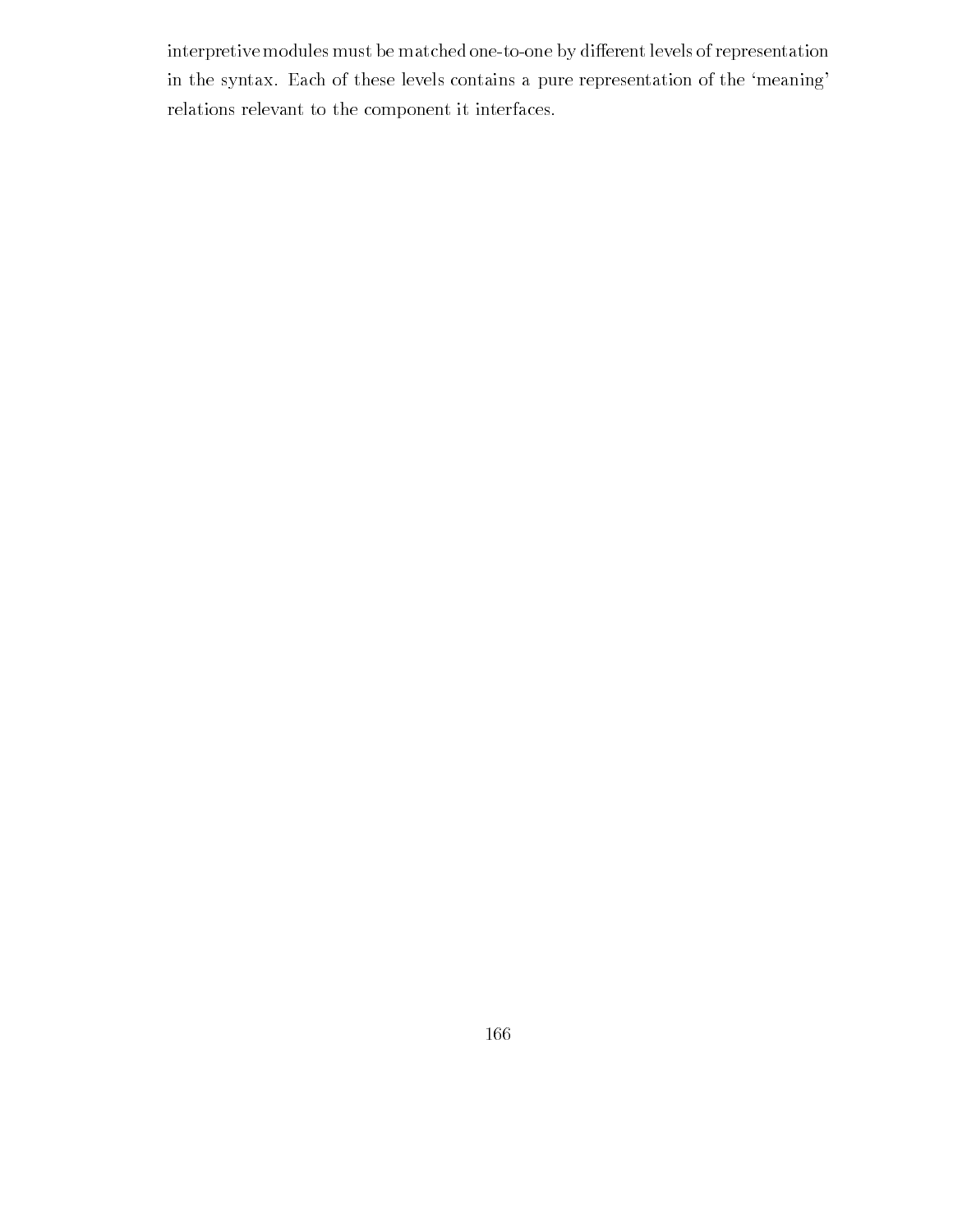interpretive modules must be matched one-to-one by different levels of representation in the syntax. Each of these levels contains a pure representation of the 'meaning' relations relevant to the component it interfaces.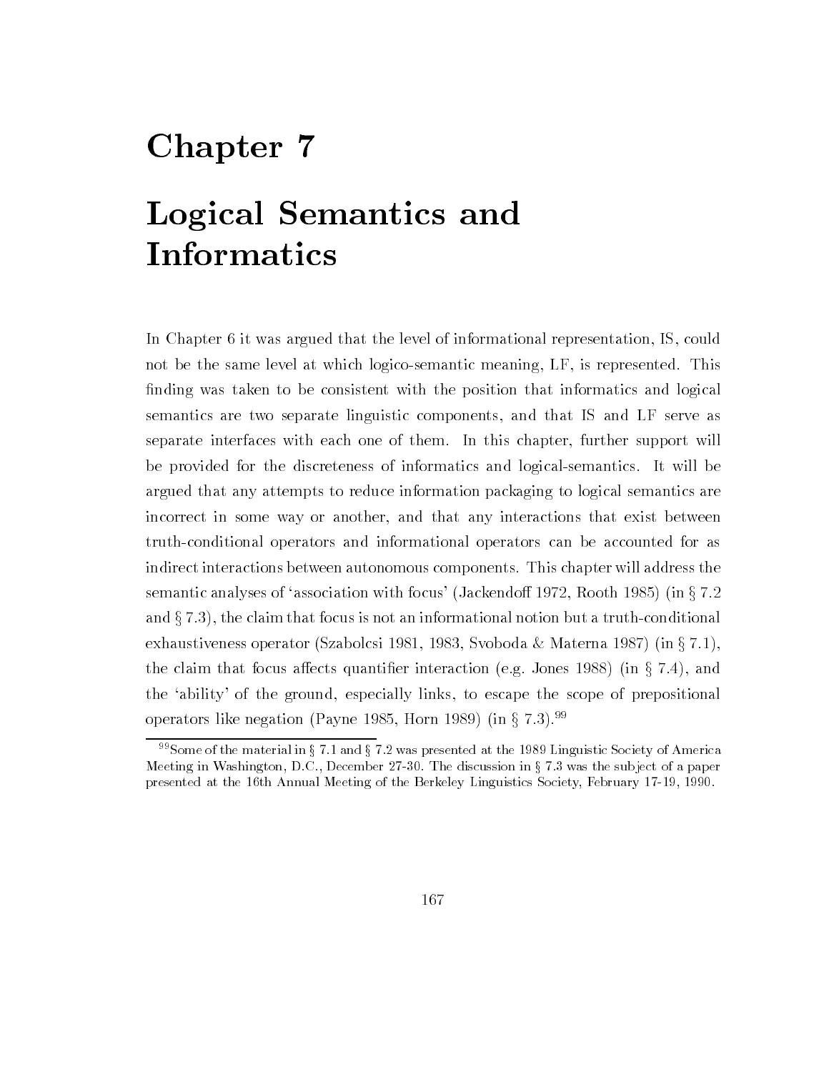# Chapter 7

# Logical Semantics and Informatics

In Chapter 6 it was argued that the level of informational representation, IS, could not be the same level at which logico-semantic meaning, LF, is represented. This finding was taken to be consistent with the position that informatics and logical semantics are two separate linguistic components, and that IS and LF serve as separate interfaces with each one of them. In this chapter, further support will be provided for the discreteness of informatics and logical-semantics. It will be argued that any attempts to reduce information packaging to logical semantics are incorrect in some way or another, and that any interactions that exist between truth-conditional operators and informational operators can be accounted for as indirect interactions between autonomous components. This chapter will address the semantic analyses of 'association with focus' (Jackendoff 1972, Rooth 1985) (in § 7.2 and § 7.3), the claim that focus is not an informational notion but a truth-conditional exhaustiveness operator (Szabolcsi 1981, 1983, Svoboda & Materna 1987) (in § 7.1), the claim that focus affects quantifier interaction (e.g. Jones 1988) (in § 7.4), and the 'ability' of the ground, especially links, to escape the scope of prepositional operators like negation (Payne 1985, Horn 1989) (in § 7.3).[99]

[99] Some of the material in § 7.1 and § 7.2 was presented at the 1989 Linguistic Society of America Meeting in Washington, D.C., December 27-30. The discussion in § 7.3 was the subject of a paper presented at the 16th Annual Meeting of the Berkeley Linguistics Society, February 17-19, 1990.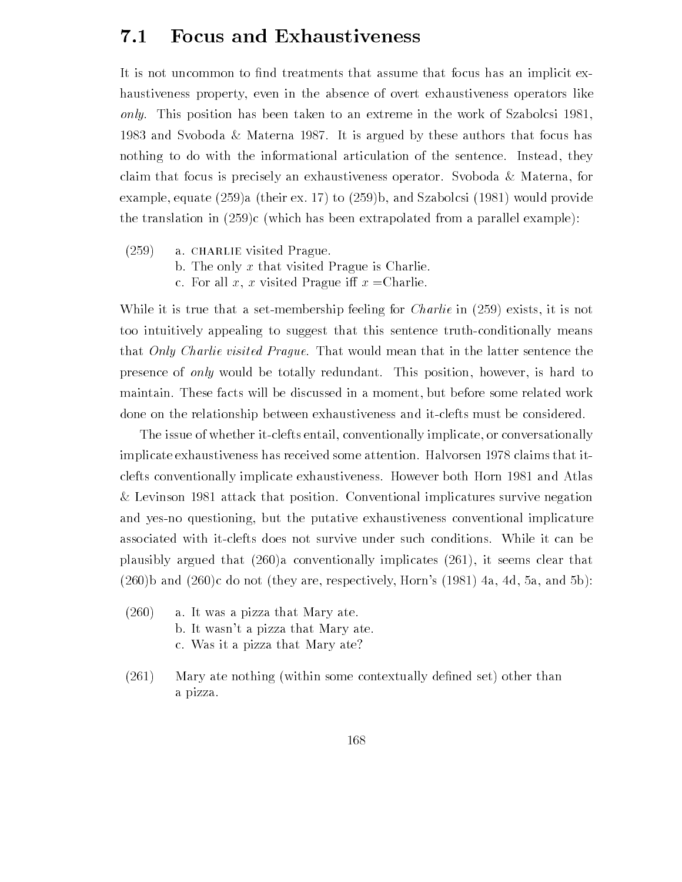## 7.1 Focus and Exhaustiveness

It is not uncommon to find treatments that assume that focus has an implicit exhaustiveness property, even in the absence of overt exhaustiveness operators like *only*. This position has been taken to an extreme in the work of Szabolcsi 1981, 1983 and Svoboda & Materna 1987. It is argued by these authors that focus has nothing to do with the informational articulation of the sentence. Instead, they claim that focus is precisely an exhaustiveness operator. Svoboda & Materna, for example, equate (259)a (their ex. 17) to (259)b, and Szabolcsi (1981) would provide the translation in (259)c (which has been extrapolated from a parallel example):

(259) a. CHARLIE visited Prague.
b. The only $x$ that visited Prague is Charlie.
c. For all $x$, $x$ visited Prague iff $x$ =Charlie.

While it is true that a set-membership feeling for *Charlie* in (259) exists, it is not too intuitively appealing to suggest that this sentence truth-conditionally means that *Only Charlie visited Prague*. That would mean that in the latter sentence the presence of *only* would be totally redundant. This position, however, is hard to maintain. These facts will be discussed in a moment, but before some related work done on the relationship between exhaustiveness and it-clefts must be considered.

The issue of whether it-clefts entail, conventionally implicate, or conversationally implicate exhaustiveness has received some attention. Halvorsen 1978 claims that it-clefts conventionally implicate exhaustiveness. However both Horn 1981 and Atlas & Levinson 1981 attack that position. Conventional implicatures survive negation and yes-no questioning, but the putative exhaustiveness conventional implicature associated with it-clefts does not survive under such conditions. While it can be plausibly argued that (260)a conventionally implicates (261), it seems clear that (260)b and (260)c do not (they are, respectively, Horn's (1981) 4a, 4d, 5a, and 5b):

(260) a. It was a pizza that Mary ate.
b. It wasn't a pizza that Mary ate.
c. Was it a pizza that Mary ate?

(261) Mary ate nothing (within some contextually defined set) other than a pizza.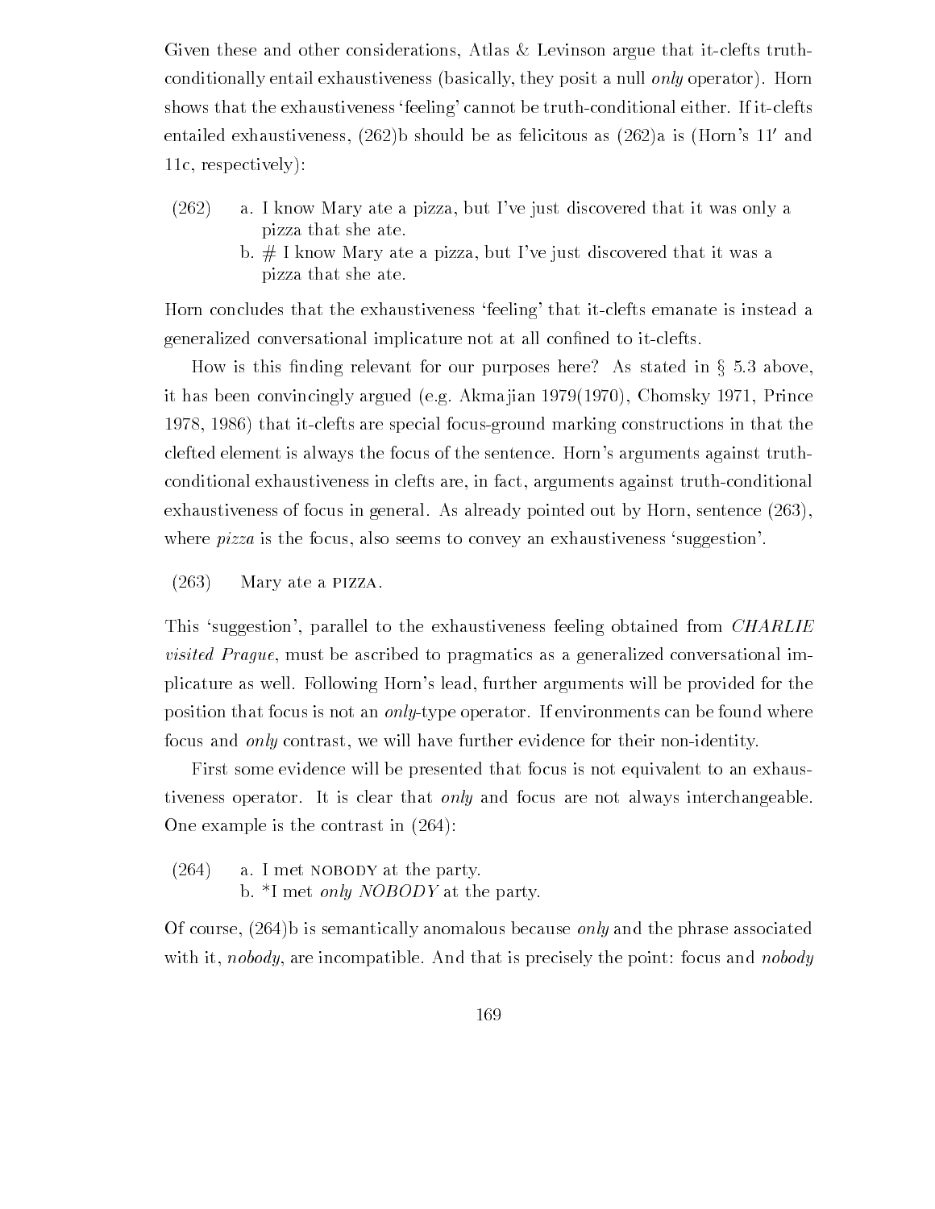Given these and other considerations, Atlas & Levinson argue that it-clefts truth-conditionally entail exhaustiveness (basically, they posit a null *only* operator). Horn shows that the exhaustiveness 'feeling' cannot be truth-conditional either. If it-clefts entailed exhaustiveness, (262)b should be as felicitous as (262)a is (Horn's 11′ and 11c, respectively):

(262) a. I know Mary ate a pizza, but I've just discovered that it was only a pizza that she ate.
b. # I know Mary ate a pizza, but I've just discovered that it was a pizza that she ate.

Horn concludes that the exhaustiveness 'feeling' that it-clefts emanate is instead a generalized conversational implicature not at all confined to it-clefts.

How is this finding relevant for our purposes here? As stated in § 5.3 above, it has been convincingly argued (e.g. Akmajian 1979(1970), Chomsky 1971, Prince 1978, 1986) that it-clefts are special focus-ground marking constructions in that the clefted element is always the focus of the sentence. Horn's arguments against truth-conditional exhaustiveness in clefts are, in fact, arguments against truth-conditional exhaustiveness of focus in general. As already pointed out by Horn, sentence (263), where *pizza* is the focus, also seems to convey an exhaustiveness 'suggestion'.

(263) Mary ate a PIZZA.

This 'suggestion', parallel to the exhaustiveness feeling obtained from *CHARLIE visited Prague*, must be ascribed to pragmatics as a generalized conversational implicature as well. Following Horn's lead, further arguments will be provided for the position that focus is not an *only*-type operator. If environments can be found where focus and *only* contrast, we will have further evidence for their non-identity.

First some evidence will be presented that focus is not equivalent to an exhaustiveness operator. It is clear that *only* and focus are not always interchangeable. One example is the contrast in (264):

(264) a. I met NOBODY at the party.
b. *I met *only NOBODY* at the party.

Of course, (264)b is semantically anomalous because *only* and the phrase associated with it, *nobody*, are incompatible. And that is precisely the point: focus and *nobody*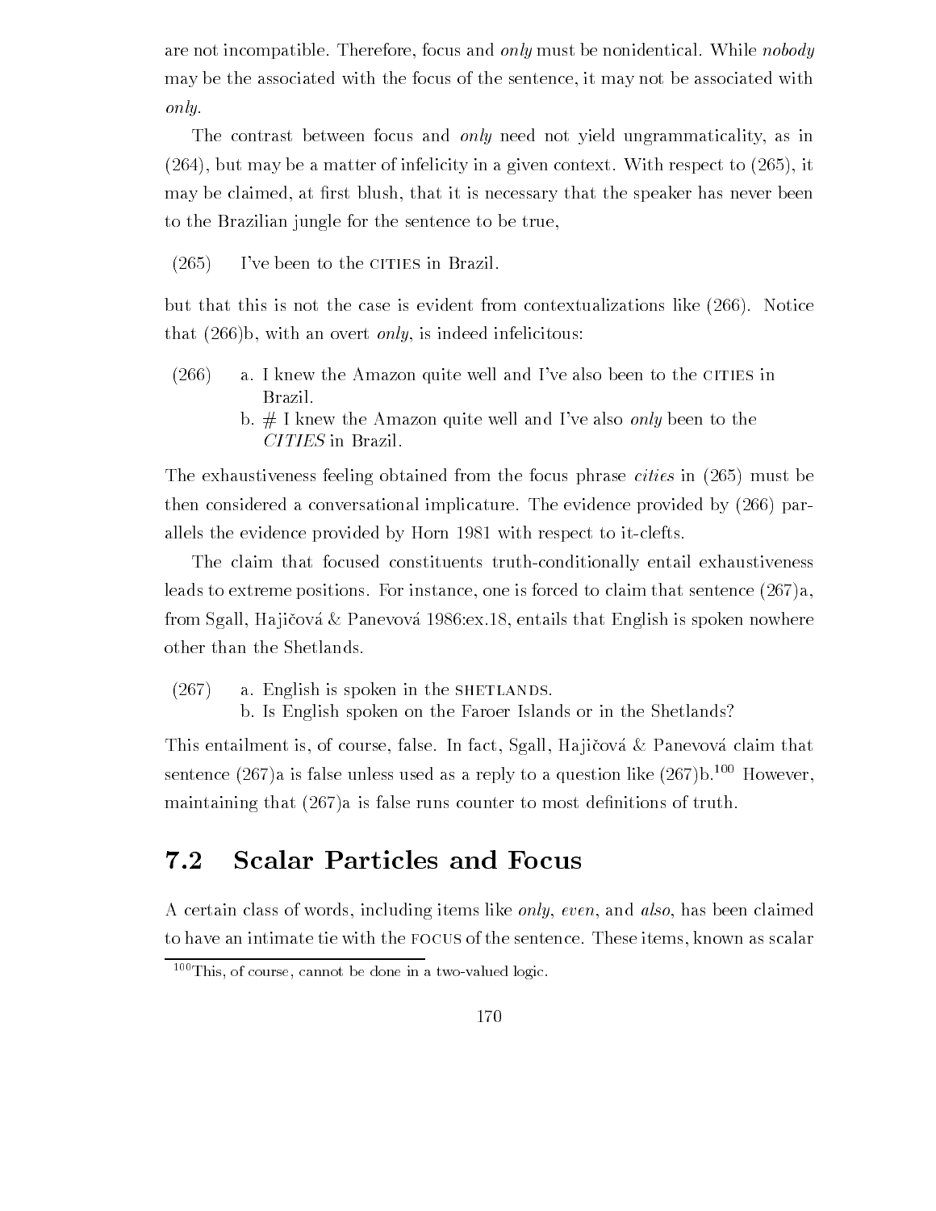are not incompatible. Therefore, focus and *only* must be nonidentical. While *nobody* may be the associated with the focus of the sentence, it may not be associated with *only*.

The contrast between focus and *only* need not yield ungrammaticality, as in (264), but may be a matter of infelicity in a given context. With respect to (265), it may be claimed, at first blush, that it is necessary that the speaker has never been to the Brazilian jungle for the sentence to be true,

(265) I've been to the CITIES in Brazil.

but that this is not the case is evident from contextualizations like (266). Notice that (266)b, with an overt *only*, is indeed infelicitous:

(266) a. I knew the Amazon quite well and I've also been to the CITIES in Brazil.
b. # I knew the Amazon quite well and I've also *only* been to the *CITIES* in Brazil.

The exhaustiveness feeling obtained from the focus phrase *cities* in (265) must be then considered a conversational implicature. The evidence provided by (266) parallels the evidence provided by Horn 1981 with respect to it-clefts.

The claim that focused constituents truth-conditionally entail exhaustiveness leads to extreme positions. For instance, one is forced to claim that sentence (267)a, from Sgall, Hajičová & Panevová 1986:ex.18, entails that English is spoken nowhere other than the Shetlands.

(267) a. English is spoken in the SHETLANDS.
b. Is English spoken on the Faroer Islands or in the Shetlands?

This entailment is, of course, false. In fact, Sgall, Hajičová & Panevová claim that sentence (267)a is false unless used as a reply to a question like (267)b.[100] However, maintaining that (267)a is false runs counter to most definitions of truth.

## 7.2 Scalar Particles and Focus

A certain class of words, including items like *only*, *even*, and *also*, has been claimed to have an intimate tie with the FOCUS of the sentence. These items, known as scalar

[100] This, of course, cannot be done in a two-valued logic.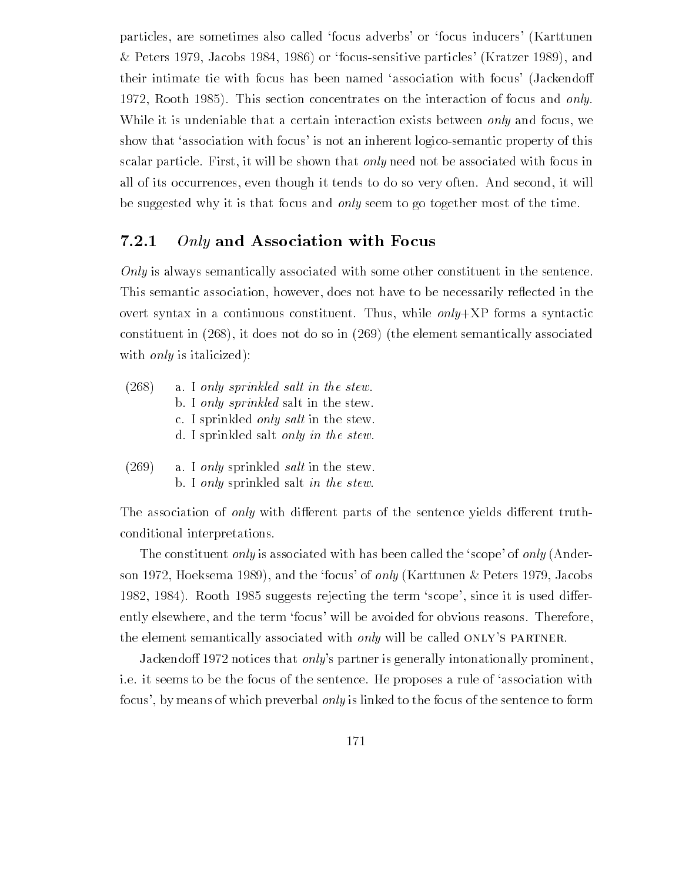particles, are sometimes also called 'focus adverbs' or 'focus inducers' (Karttunen & Peters 1979, Jacobs 1984, 1986) or 'focus-sensitive particles' (Kratzer 1989), and their intimate tie with focus has been named 'association with focus' (Jackendoff 1972, Rooth 1985). This section concentrates on the interaction of focus and *only*. While it is undeniable that a certain interaction exists between *only* and focus, we show that 'association with focus' is not an inherent logico-semantic property of this scalar particle. First, it will be shown that *only* need not be associated with focus in all of its occurrences, even though it tends to do so very often. And second, it will be suggested why it is that focus and *only* seem to go together most of the time.

### 7.2.1 *Only* and Association with Focus

*Only* is always semantically associated with some other constituent in the sentence. This semantic association, however, does not have to be necessarily reflected in the overt syntax in a continuous constituent. Thus, while *only*+XP forms a syntactic constituent in (268), it does not do so in (269) (the element semantically associated with *only* is italicized):

(268) a. I *only sprinkled salt in the stew*.
b. I *only sprinkled* salt in the stew.
c. I sprinkled *only salt* in the stew.
d. I sprinkled salt *only in the stew*.

(269) a. I *only* sprinkled *salt* in the stew.
b. I *only* sprinkled salt *in the stew*.

The association of *only* with different parts of the sentence yields different truth-conditional interpretations.

The constituent *only* is associated with has been called the 'scope' of *only* (Anderson 1972, Hoeksema 1989), and the 'focus' of *only* (Karttunen & Peters 1979, Jacobs 1982, 1984). Rooth 1985 suggests rejecting the term 'scope', since it is used differently elsewhere, and the term 'focus' will be avoided for obvious reasons. Therefore, the element semantically associated with *only* will be called ONLY'S PARTNER.

Jackendoff 1972 notices that *only*'s partner is generally intonationally prominent, i.e. it seems to be the focus of the sentence. He proposes a rule of 'association with focus', by means of which preverbal *only* is linked to the focus of the sentence to form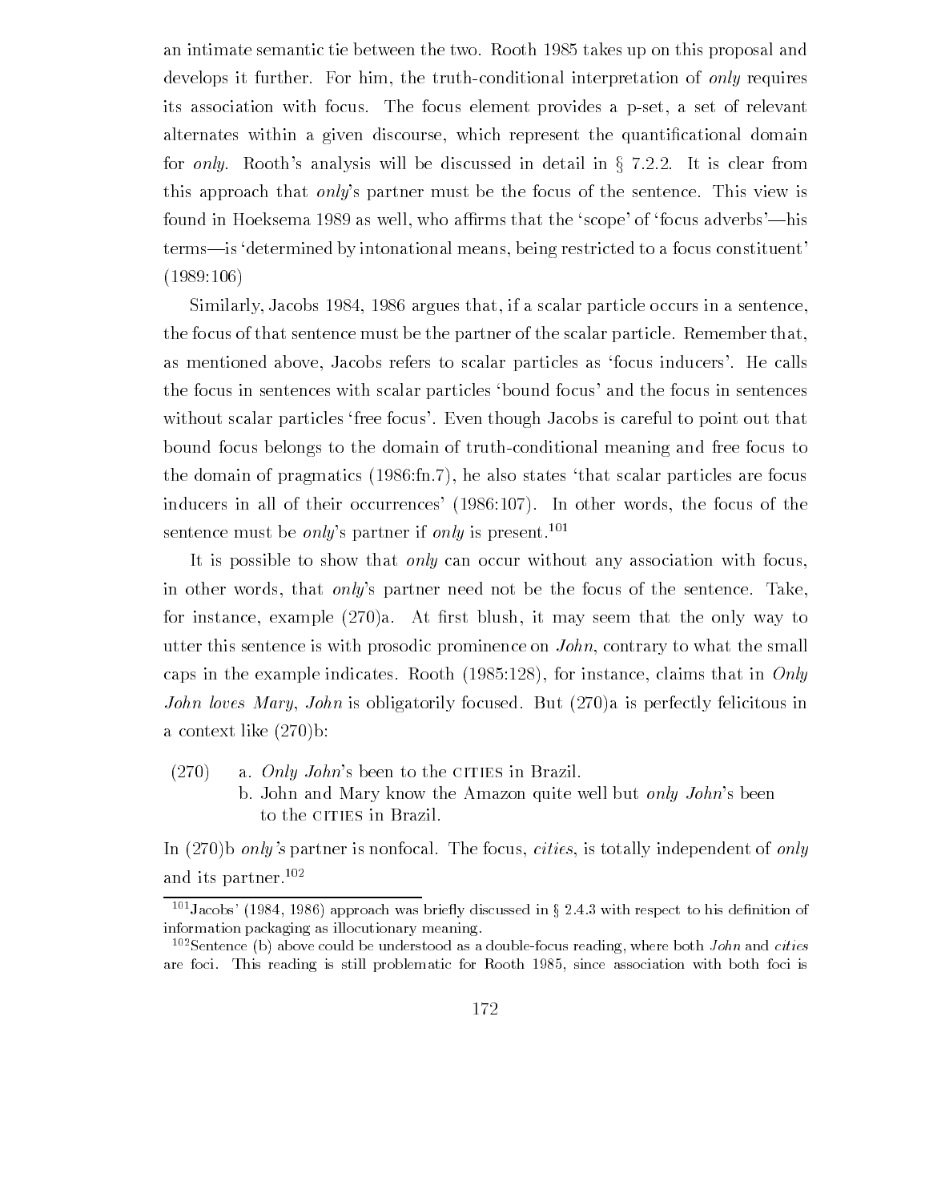an intimate semantic tie between the two. Rooth 1985 takes up on this proposal and develops it further. For him, the truth-conditional interpretation of *only* requires its association with focus. The focus element provides a p-set, a set of relevant alternates within a given discourse, which represent the quantificational domain for *only*. Rooth's analysis will be discussed in detail in § 7.2.2. It is clear from this approach that *only*'s partner must be the focus of the sentence. This view is found in Hoeksema 1989 as well, who affirms that the 'scope' of 'focus adverbs'—his terms—is 'determined by intonational means, being restricted to a focus constituent' (1989:106)

Similarly, Jacobs 1984, 1986 argues that, if a scalar particle occurs in a sentence, the focus of that sentence must be the partner of the scalar particle. Remember that, as mentioned above, Jacobs refers to scalar particles as 'focus inducers'. He calls the focus in sentences with scalar particles 'bound focus' and the focus in sentences without scalar particles 'free focus'. Even though Jacobs is careful to point out that bound focus belongs to the domain of truth-conditional meaning and free focus to the domain of pragmatics (1986:fn.7), he also states 'that scalar particles are focus inducers in all of their occurrences' (1986:107). In other words, the focus of the sentence must be *only*'s partner if *only* is present.[101]

It is possible to show that *only* can occur without any association with focus, in other words, that *only*'s partner need not be the focus of the sentence. Take, for instance, example (270)a. At first blush, it may seem that the only way to utter this sentence is with prosodic prominence on *John*, contrary to what the small caps in the example indicates. Rooth (1985:128), for instance, claims that in *Only John loves Mary*, *John* is obligatorily focused. But (270)a is perfectly felicitous in a context like (270)b:

(270) a. *Only John*'s been to the CITIES in Brazil.
 b. John and Mary know the Amazon quite well but *only John*'s been to the CITIES in Brazil.

In (270)b *only's* partner is nonfocal. The focus, *cities*, is totally independent of *only* and its partner.[102]

---

[101] Jacobs' (1984, 1986) approach was briefly discussed in § 2.4.3 with respect to his definition of information packaging as illocutionary meaning.

[102] Sentence (b) above could be understood as a double-focus reading, where both *John* and *cities* are foci. This reading is still problematic for Rooth 1985, since association with both foci is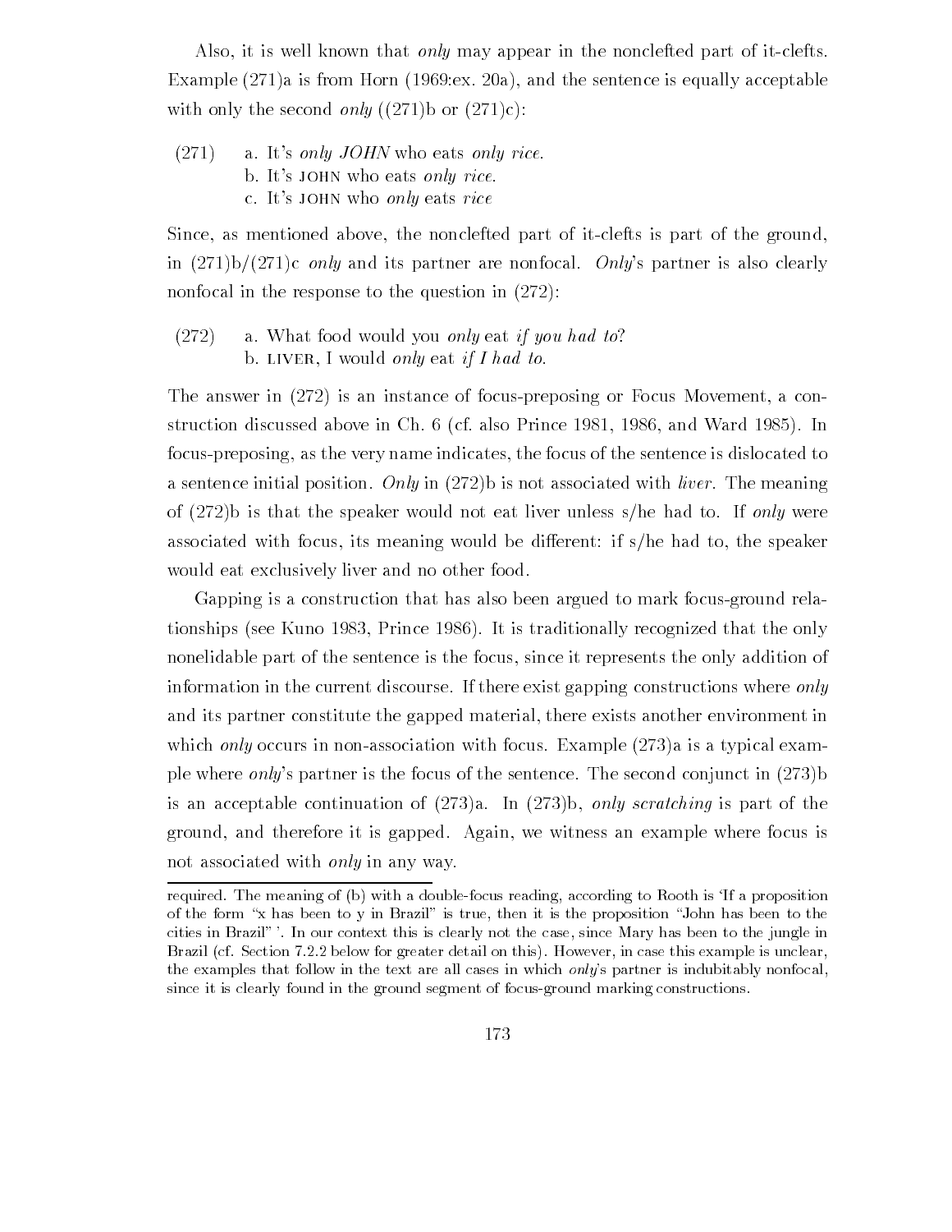Also, it is well known that *only* may appear in the nonclefted part of it-clefts. Example (271)a is from Horn (1969:ex. 20a), and the sentence is equally acceptable with only the second *only* ((271)b or (271)c):

(271) a. It's *only JOHN* who eats *only rice*.
b. It's JOHN who eats *only rice*.
c. It's JOHN who *only* eats *rice*

Since, as mentioned above, the nonclefted part of it-clefts is part of the ground, in (271)b/(271)c *only* and its partner are nonfocal. *Only*'s partner is also clearly nonfocal in the response to the question in (272):

(272) a. What food would you *only* eat *if you had to*?
b. LIVER, I would *only* eat *if I had to*.

The answer in (272) is an instance of focus-preposing or Focus Movement, a construction discussed above in Ch. 6 (cf. also Prince 1981, 1986, and Ward 1985). In focus-preposing, as the very name indicates, the focus of the sentence is dislocated to a sentence initial position. *Only* in (272)b is not associated with *liver*. The meaning of (272)b is that the speaker would not eat liver unless s/he had to. If *only* were associated with focus, its meaning would be different: if s/he had to, the speaker would eat exclusively liver and no other food.

Gapping is a construction that has also been argued to mark focus-ground relationships (see Kuno 1983, Prince 1986). It is traditionally recognized that the only nonelidable part of the sentence is the focus, since it represents the only addition of information in the current discourse. If there exist gapping constructions where *only* and its partner constitute the gapped material, there exists another environment in which *only* occurs in non-association with focus. Example (273)a is a typical example where *only*'s partner is the focus of the sentence. The second conjunct in (273)b is an acceptable continuation of (273)a. In (273)b, *only scratching* is part of the ground, and therefore it is gapped. Again, we witness an example where focus is not associated with *only* in any way.

---

required. The meaning of (b) with a double-focus reading, according to Rooth is 'If a proposition of the form "x has been to y in Brazil" is true, then it is the proposition "John has been to the cities in Brazil" '. In our context this is clearly not the case, since Mary has been to the jungle in Brazil (cf. Section 7.2.2 below for greater detail on this). However, in case this example is unclear, the examples that follow in the text are all cases in which *only*'s partner is indubitably nonfocal, since it is clearly found in the ground segment of focus-ground marking constructions.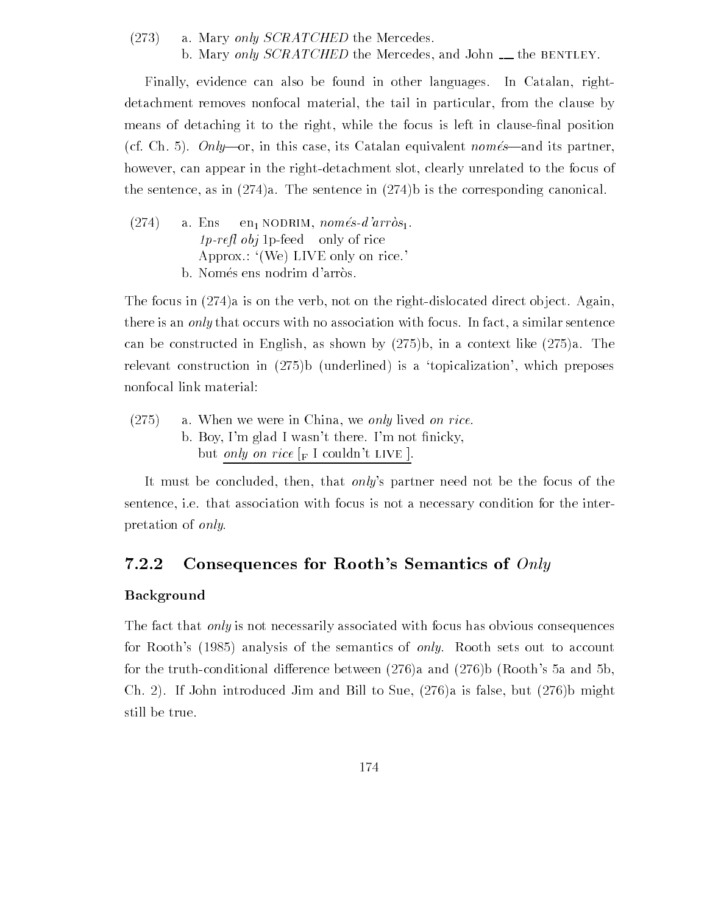(273) a. Mary *only SCRATCHED* the Mercedes.

b. Mary *only SCRATCHED* the Mercedes, and John __ the BENTLEY.

Finally, evidence can also be found in other languages. In Catalan, right-detachment removes nonfocal material, the tail in particular, from the clause by means of detaching it to the right, while the focus is left in clause-final position (cf. Ch. 5). *Only*—or, in this case, its Catalan equivalent *només*—and its partner, however, can appear in the right-detachment slot, clearly unrelated to the focus of the sentence, as in (274)a. The sentence in (274)b is the corresponding canonical.

(274) a. Ens $\text{en}_1$ NODRIM, *només-d'arròs*$_1$.

*1p-refl obj* 1p-feed only of rice

Approx.: '(We) LIVE only on rice.'

b. Només ens nodrim d'arròs.

The focus in (274)a is on the verb, not on the right-dislocated direct object. Again, there is an *only* that occurs with no association with focus. In fact, a similar sentence can be constructed in English, as shown by (275)b, in a context like (275)a. The relevant construction in (275)b (underlined) is a 'topicalization', which preposes nonfocal link material:

(275) a. When we were in China, we *only* lived *on rice*.

b. Boy, I'm glad I wasn't there. I'm not finicky,

but <u>*only on rice* [$_\text{F}$ I couldn't LIVE ]</u>.

It must be concluded, then, that *only*'s partner need not be the focus of the sentence, i.e. that association with focus is not a necessary condition for the interpretation of *only*.

### 7.2.2 Consequences for Rooth's Semantics of *Only*

**Background**

The fact that *only* is not necessarily associated with focus has obvious consequences for Rooth's (1985) analysis of the semantics of *only*. Rooth sets out to account for the truth-conditional difference between (276)a and (276)b (Rooth's 5a and 5b, Ch. 2). If John introduced Jim and Bill to Sue, (276)a is false, but (276)b might still be true.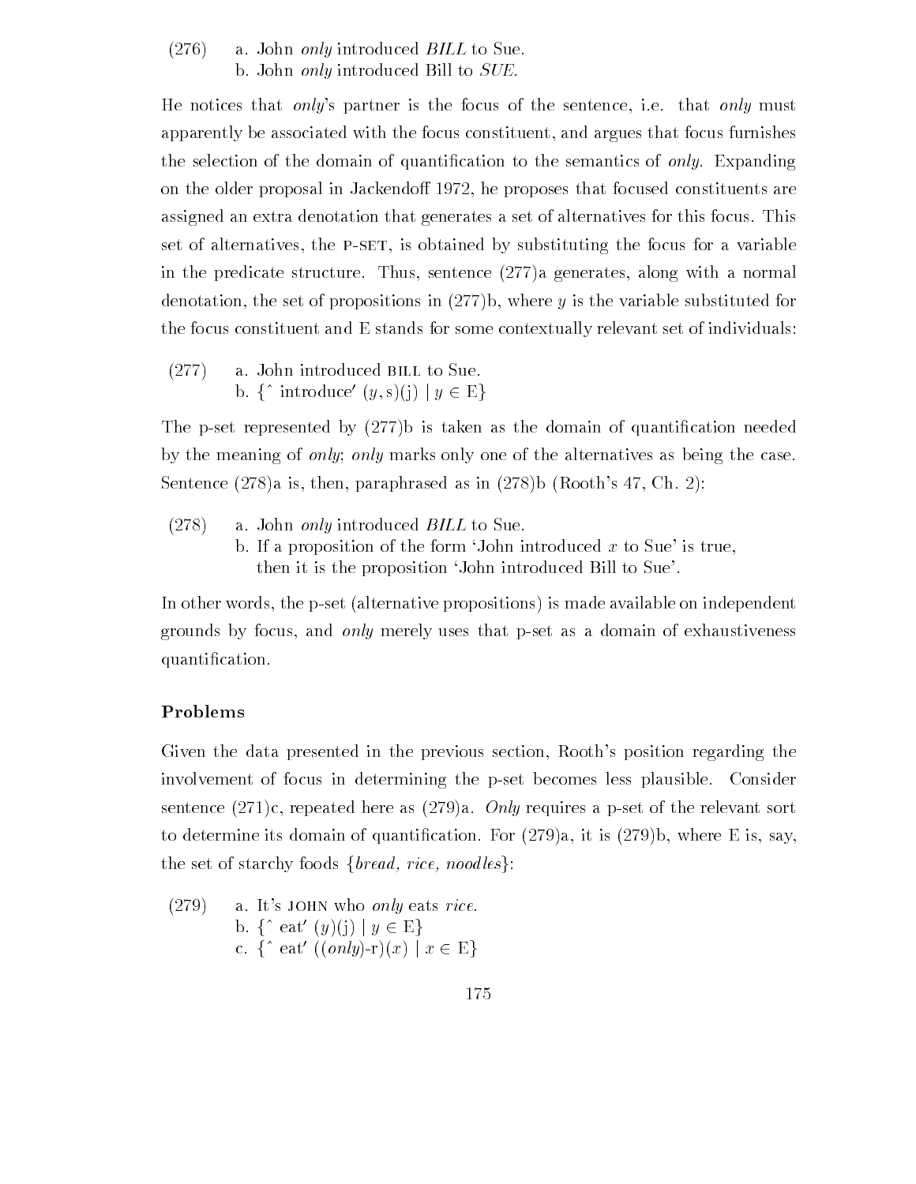(276) a. John *only* introduced *BILL* to Sue.
b. John *only* introduced Bill to *SUE*.

He notices that *only*'s partner is the focus of the sentence, i.e. that *only* must apparently be associated with the focus constituent, and argues that focus furnishes the selection of the domain of quantification to the semantics of *only*. Expanding on the older proposal in Jackendoff 1972, he proposes that focused constituents are assigned an extra denotation that generates a set of alternatives for this focus. This set of alternatives, the P-SET, is obtained by substituting the focus for a variable in the predicate structure. Thus, sentence (277)a generates, along with a normal denotation, the set of propositions in (277)b, where $y$ is the variable substituted for the focus constituent and E stands for some contextually relevant set of individuals:

(277) a. John introduced BILL to Sue.
b. $\{\hat{}\ \text{introduce}'\ (y, \text{s})(\text{j}) \mid y \in \text{E}\}$

The p-set represented by (277)b is taken as the domain of quantification needed by the meaning of *only*; *only* marks only one of the alternatives as being the case. Sentence (278)a is, then, paraphrased as in (278)b (Rooth's 47, Ch. 2):

(278) a. John *only* introduced *BILL* to Sue.
b. If a proposition of the form 'John introduced $x$ to Sue' is true, then it is the proposition 'John introduced Bill to Sue'.

In other words, the p-set (alternative propositions) is made available on independent grounds by focus, and *only* merely uses that p-set as a domain of exhaustiveness quantification.

### Problems

Given the data presented in the previous section, Rooth's position regarding the involvement of focus in determining the p-set becomes less plausible. Consider sentence (271)c, repeated here as (279)a. *Only* requires a p-set of the relevant sort to determine its domain of quantification. For (279)a, it is (279)b, where E is, say, the set of starchy foods {*bread, rice, noodles*}:

(279) a. It's JOHN who *only* eats *rice*.
b. $\{\hat{}\ \text{eat}'\ (y)(\text{j}) \mid y \in \text{E}\}$
c. $\{\hat{}\ \text{eat}'\ ((\textit{only})\text{-r})(x) \mid x \in \text{E}\}$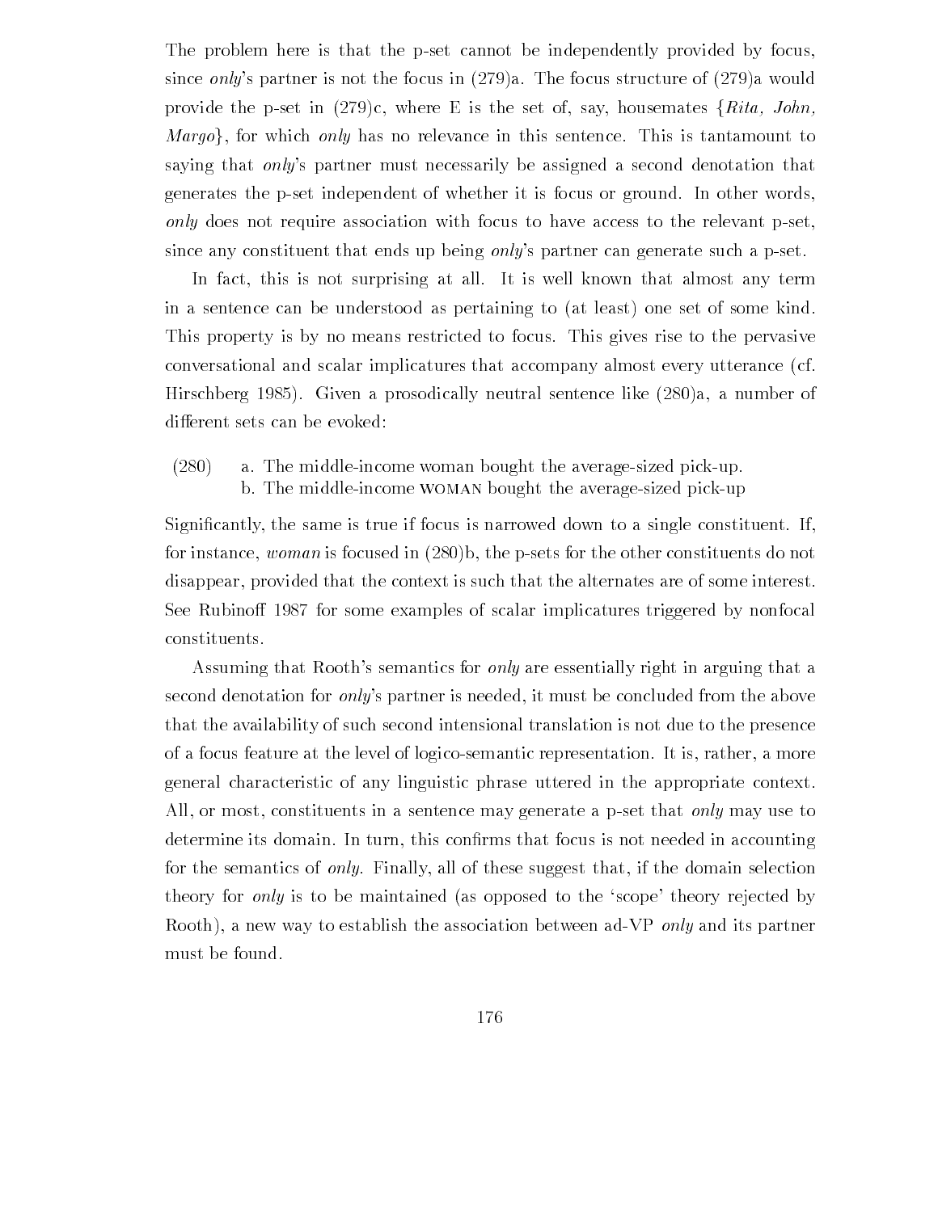The problem here is that the p-set cannot be independently provided by focus, since *only*'s partner is not the focus in (279)a. The focus structure of (279)a would provide the p-set in (279)c, where E is the set of, say, housemates {*Rita, John, Margo*}, for which *only* has no relevance in this sentence. This is tantamount to saying that *only*'s partner must necessarily be assigned a second denotation that generates the p-set independent of whether it is focus or ground. In other words, *only* does not require association with focus to have access to the relevant p-set, since any constituent that ends up being *only*'s partner can generate such a p-set.

In fact, this is not surprising at all. It is well known that almost any term in a sentence can be understood as pertaining to (at least) one set of some kind. This property is by no means restricted to focus. This gives rise to the pervasive conversational and scalar implicatures that accompany almost every utterance (cf. Hirschberg 1985). Given a prosodically neutral sentence like (280)a, a number of different sets can be evoked:

(280) a. The middle-income woman bought the average-sized pick-up.
b. The middle-income WOMAN bought the average-sized pick-up

Significantly, the same is true if focus is narrowed down to a single constituent. If, for instance, *woman* is focused in (280)b, the p-sets for the other constituents do not disappear, provided that the context is such that the alternates are of some interest. See Rubinoff 1987 for some examples of scalar implicatures triggered by nonfocal constituents.

Assuming that Rooth's semantics for *only* are essentially right in arguing that a second denotation for *only*'s partner is needed, it must be concluded from the above that the availability of such second intensional translation is not due to the presence of a focus feature at the level of logico-semantic representation. It is, rather, a more general characteristic of any linguistic phrase uttered in the appropriate context. All, or most, constituents in a sentence may generate a p-set that *only* may use to determine its domain. In turn, this confirms that focus is not needed in accounting for the semantics of *only*. Finally, all of these suggest that, if the domain selection theory for *only* is to be maintained (as opposed to the 'scope' theory rejected by Rooth), a new way to establish the association between ad-VP *only* and its partner must be found.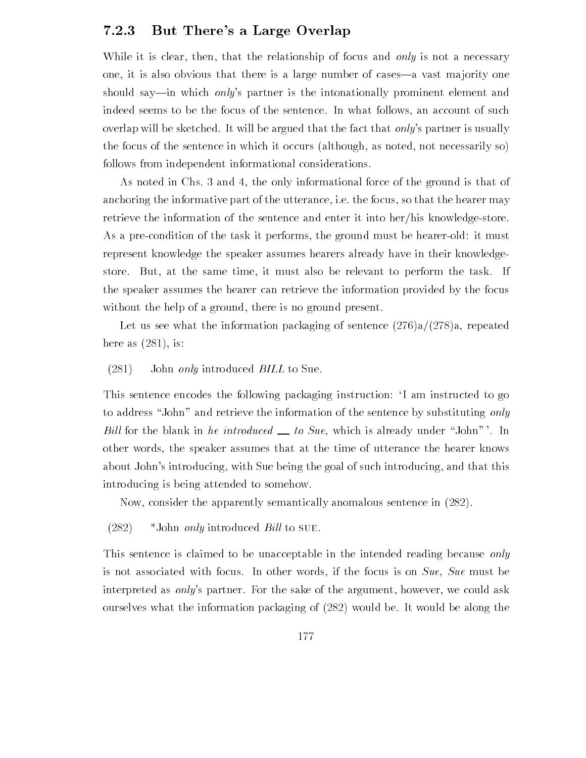### 7.2.3 But There's a Large Overlap

While it is clear, then, that the relationship of focus and *only* is not a necessary one, it is also obvious that there is a large number of cases—a vast majority one should say—in which *only*'s partner is the intonationally prominent element and indeed seems to be the focus of the sentence. In what follows, an account of such overlap will be sketched. It will be argued that the fact that *only*'s partner is usually the focus of the sentence in which it occurs (although, as noted, not necessarily so) follows from independent informational considerations.

As noted in Chs. 3 and 4, the only informational force of the ground is that of anchoring the informative part of the utterance, i.e. the focus, so that the hearer may retrieve the information of the sentence and enter it into her/his knowledge-store. As a pre-condition of the task it performs, the ground must be hearer-old: it must represent knowledge the speaker assumes hearers already have in their knowledge-store. But, at the same time, it must also be relevant to perform the task. If the speaker assumes the hearer can retrieve the information provided by the focus without the help of a ground, there is no ground present.

Let us see what the information packaging of sentence (276)a/(278)a, repeated here as (281), is:

(281) John *only* introduced *BILL* to Sue.

This sentence encodes the following packaging instruction: 'I am instructed to go to address "John" and retrieve the information of the sentence by substituting *only Bill* for the blank in *he introduced* __ *to Sue*, which is already under "John" '. In other words, the speaker assumes that at the time of utterance the hearer knows about John's introducing, with Sue being the goal of such introducing, and that this introducing is being attended to somehow.

Now, consider the apparently semantically anomalous sentence in (282).

(282) \*John *only* introduced *Bill* to SUE.

This sentence is claimed to be unacceptable in the intended reading because *only* is not associated with focus. In other words, if the focus is on *Sue*, *Sue* must be interpreted as *only*'s partner. For the sake of the argument, however, we could ask ourselves what the information packaging of (282) would be. It would be along the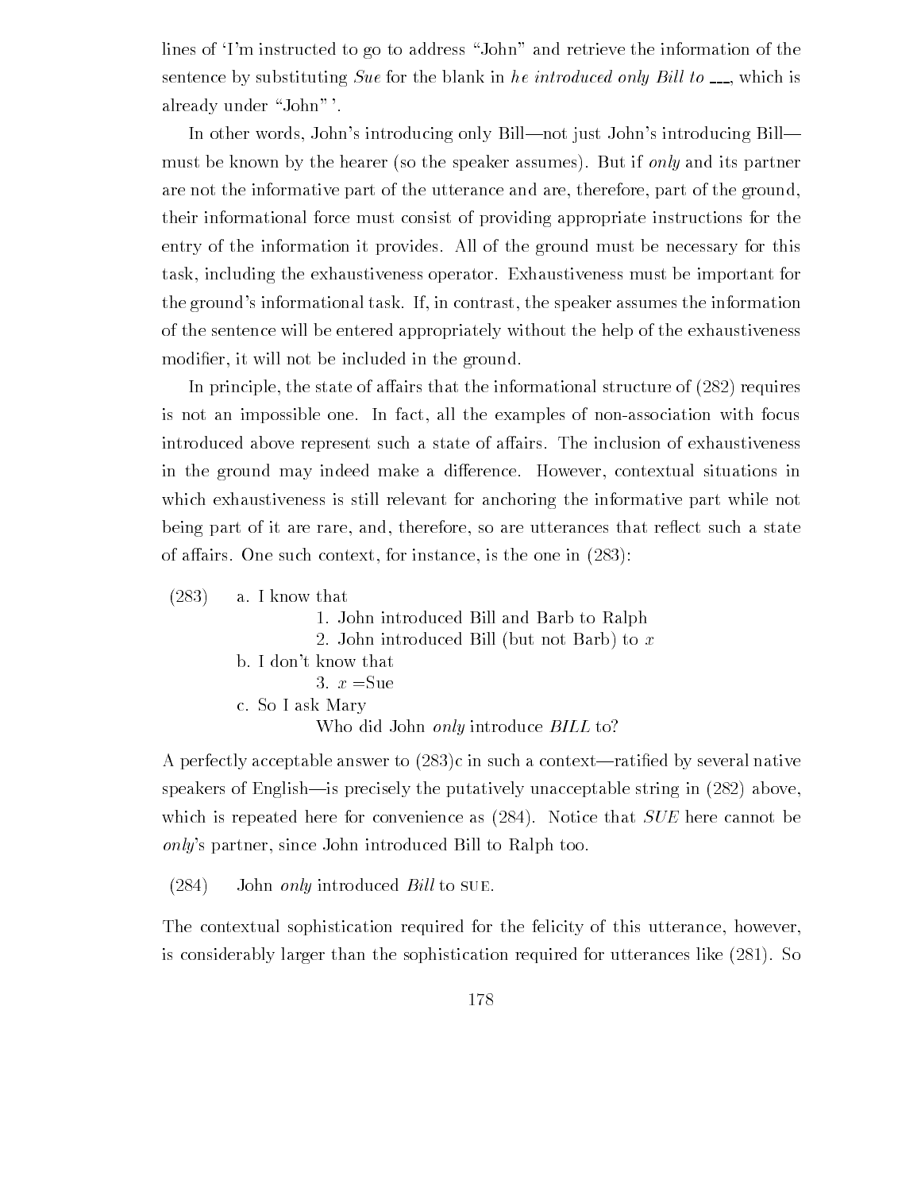lines of 'I'm instructed to go to address "John" and retrieve the information of the sentence by substituting *Sue* for the blank in *he introduced only Bill to* ___, which is already under "John" '.

In other words, John's introducing only Bill—not just John's introducing Bill—must be known by the hearer (so the speaker assumes). But if *only* and its partner are not the informative part of the utterance and are, therefore, part of the ground, their informational force must consist of providing appropriate instructions for the entry of the information it provides. All of the ground must be necessary for this task, including the exhaustiveness operator. Exhaustiveness must be important for the ground's informational task. If, in contrast, the speaker assumes the information of the sentence will be entered appropriately without the help of the exhaustiveness modifier, it will not be included in the ground.

In principle, the state of affairs that the informational structure of (282) requires is not an impossible one. In fact, all the examples of non-association with focus introduced above represent such a state of affairs. The inclusion of exhaustiveness in the ground may indeed make a difference. However, contextual situations in which exhaustiveness is still relevant for anchoring the informative part while not being part of it are rare, and, therefore, so are utterances that reflect such a state of affairs. One such context, for instance, is the one in (283):

(283) a. I know that
   1. John introduced Bill and Barb to Ralph
   2. John introduced Bill (but not Barb) to $x$
 b. I don't know that
   3. $x$ =Sue
 c. So I ask Mary
   Who did John *only* introduce *BILL* to?

A perfectly acceptable answer to (283)c in such a context—ratified by several native speakers of English—is precisely the putatively unacceptable string in (282) above, which is repeated here for convenience as (284). Notice that *SUE* here cannot be *only*'s partner, since John introduced Bill to Ralph too.

(284) John *only* introduced *Bill* to SUE.

The contextual sophistication required for the felicity of this utterance, however, is considerably larger than the sophistication required for utterances like (281). So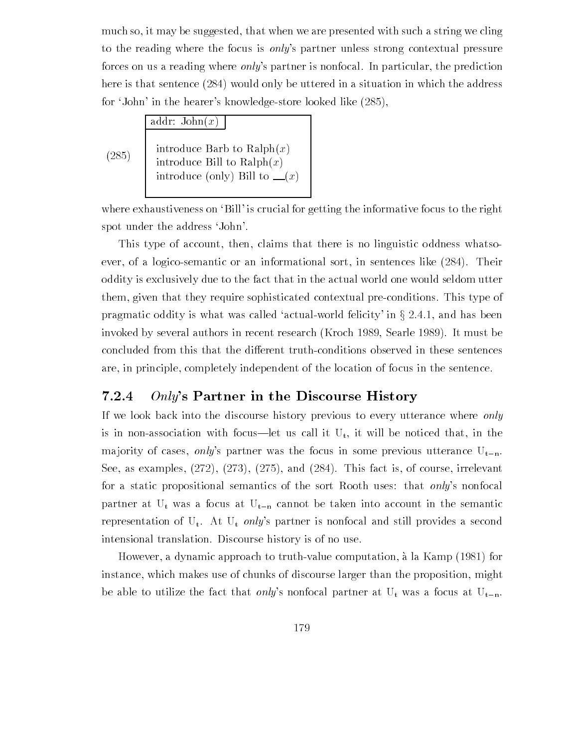much so, it may be suggested, that when we are presented with such a string we cling to the reading where the focus is *only*'s partner unless strong contextual pressure forces on us a reading where *only*'s partner is nonfocal. In particular, the prediction here is that sentence (284) would only be uttered in a situation in which the address for 'John' in the hearer's knowledge-store looked like (285),

(285)

```
addr: John(x)

introduce Barb to Ralph(x)
introduce Bill to Ralph(x)
introduce (only) Bill to __(x)
```

where exhaustiveness on 'Bill' is crucial for getting the informative focus to the right spot under the address 'John'.

This type of account, then, claims that there is no linguistic oddness whatsoever, of a logico-semantic or an informational sort, in sentences like (284). Their oddity is exclusively due to the fact that in the actual world one would seldom utter them, given that they require sophisticated contextual pre-conditions. This type of pragmatic oddity is what was called 'actual-world felicity' in § 2.4.1, and has been invoked by several authors in recent research (Kroch 1989, Searle 1989). It must be concluded from this that the different truth-conditions observed in these sentences are, in principle, completely independent of the location of focus in the sentence.

### 7.2.4 *Only*'s Partner in the Discourse History

If we look back into the discourse history previous to every utterance where *only* is in non-association with focus—let us call it $U_t$, it will be noticed that, in the majority of cases, *only*'s partner was the focus in some previous utterance $U_{t-n}$. See, as examples, (272), (273), (275), and (284). This fact is, of course, irrelevant for a static propositional semantics of the sort Rooth uses: that *only*'s nonfocal partner at $U_t$ was a focus at $U_{t-n}$ cannot be taken into account in the semantic representation of $U_t$. At $U_t$ *only*'s partner is nonfocal and still provides a second intensional translation. Discourse history is of no use.

However, a dynamic approach to truth-value computation, à la Kamp (1981) for instance, which makes use of chunks of discourse larger than the proposition, might be able to utilize the fact that *only*'s nonfocal partner at $U_t$ was a focus at $U_{t-n}$.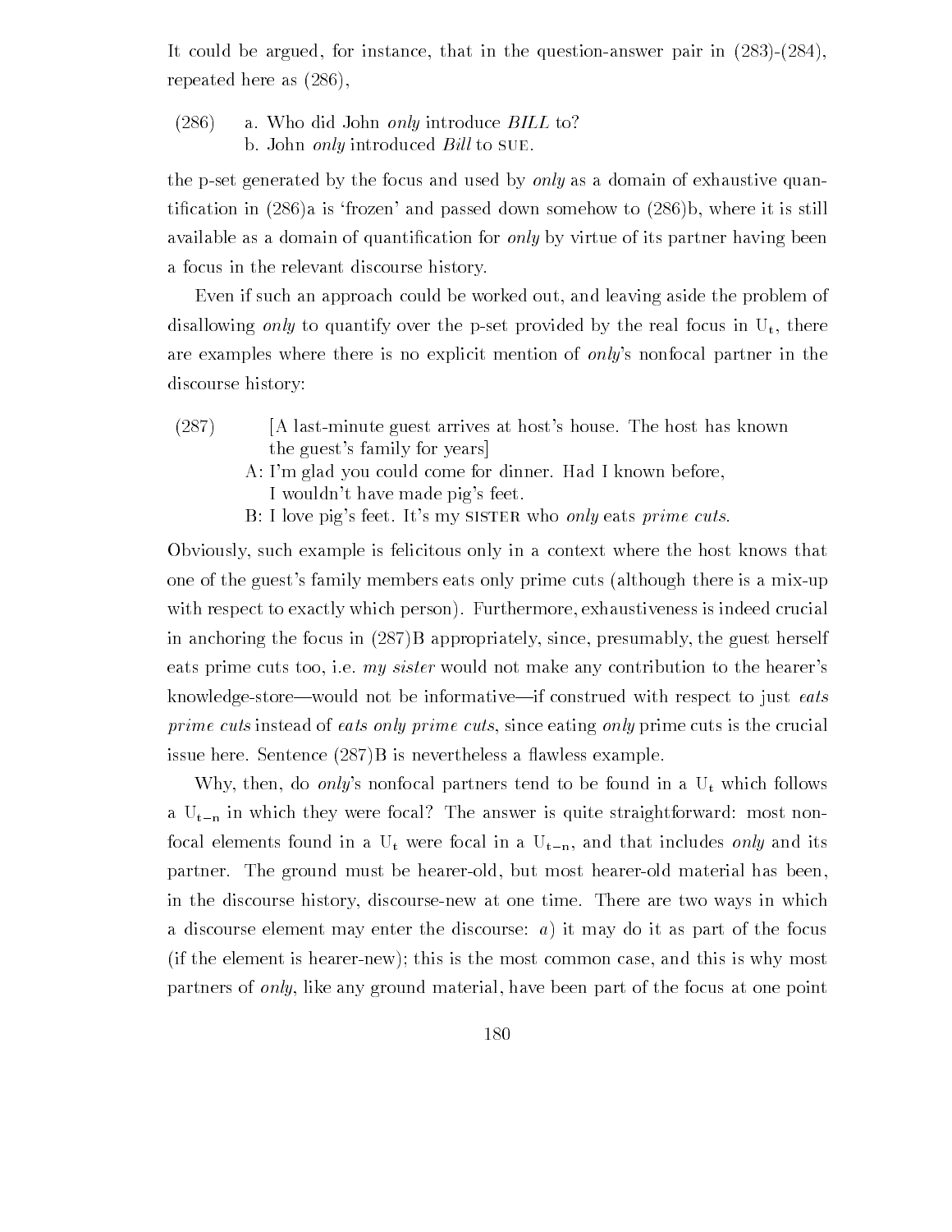It could be argued, for instance, that in the question-answer pair in (283)-(284), repeated here as (286),

(286) a. Who did John *only* introduce *BILL* to?
b. John *only* introduced *Bill* to SUE.

the p-set generated by the focus and used by *only* as a domain of exhaustive quantification in (286)a is 'frozen' and passed down somehow to (286)b, where it is still available as a domain of quantification for *only* by virtue of its partner having been a focus in the relevant discourse history.

Even if such an approach could be worked out, and leaving aside the problem of disallowing *only* to quantify over the p-set provided by the real focus in $U_t$, there are examples where there is no explicit mention of *only*'s nonfocal partner in the discourse history:

(287) [A last-minute guest arrives at host's house. The host has known the guest's family for years]
A: I'm glad you could come for dinner. Had I known before, I wouldn't have made pig's feet.
B: I love pig's feet. It's my SISTER who *only* eats *prime cuts*.

Obviously, such example is felicitous only in a context where the host knows that one of the guest's family members eats only prime cuts (although there is a mix-up with respect to exactly which person). Furthermore, exhaustiveness is indeed crucial in anchoring the focus in (287)B appropriately, since, presumably, the guest herself eats prime cuts too, i.e. *my sister* would not make any contribution to the hearer's knowledge-store—would not be informative—if construed with respect to just *eats prime cuts* instead of *eats only prime cuts*, since eating *only* prime cuts is the crucial issue here. Sentence (287)B is nevertheless a flawless example.

Why, then, do *only*'s nonfocal partners tend to be found in a $U_t$ which follows a $U_{t-n}$ in which they were focal? The answer is quite straightforward: most nonfocal elements found in a $U_t$ were focal in a $U_{t-n}$, and that includes *only* and its partner. The ground must be hearer-old, but most hearer-old material has been, in the discourse history, discourse-new at one time. There are two ways in which a discourse element may enter the discourse: *a*) it may do it as part of the focus (if the element is hearer-new); this is the most common case, and this is why most partners of *only*, like any ground material, have been part of the focus at one point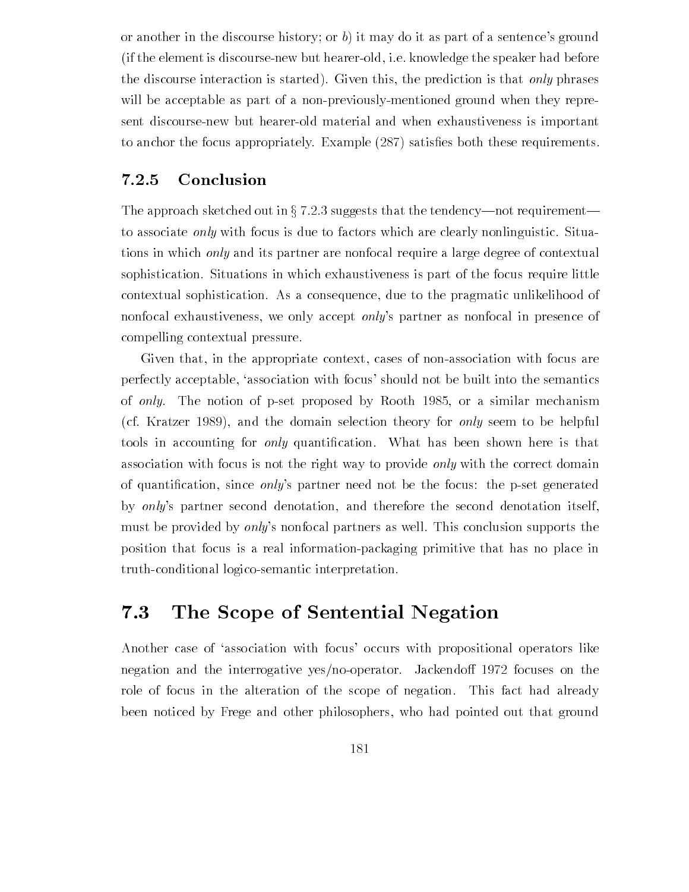or another in the discourse history; or *b*) it may do it as part of a sentence's ground (if the element is discourse-new but hearer-old, i.e. knowledge the speaker had before the discourse interaction is started). Given this, the prediction is that *only* phrases will be acceptable as part of a non-previously-mentioned ground when they represent discourse-new but hearer-old material and when exhaustiveness is important to anchor the focus appropriately. Example (287) satisfies both these requirements.

### 7.2.5 Conclusion

The approach sketched out in § 7.2.3 suggests that the tendency—not requirement—to associate *only* with focus is due to factors which are clearly nonlinguistic. Situations in which *only* and its partner are nonfocal require a large degree of contextual sophistication. Situations in which exhaustiveness is part of the focus require little contextual sophistication. As a consequence, due to the pragmatic unlikelihood of nonfocal exhaustiveness, we only accept *only*'s partner as nonfocal in presence of compelling contextual pressure.

Given that, in the appropriate context, cases of non-association with focus are perfectly acceptable, 'association with focus' should not be built into the semantics of *only*. The notion of p-set proposed by Rooth 1985, or a similar mechanism (cf. Kratzer 1989), and the domain selection theory for *only* seem to be helpful tools in accounting for *only* quantification. What has been shown here is that association with focus is not the right way to provide *only* with the correct domain of quantification, since *only*'s partner need not be the focus: the p-set generated by *only*'s partner second denotation, and therefore the second denotation itself, must be provided by *only*'s nonfocal partners as well. This conclusion supports the position that focus is a real information-packaging primitive that has no place in truth-conditional logico-semantic interpretation.

## 7.3 The Scope of Sentential Negation

Another case of 'association with focus' occurs with propositional operators like negation and the interrogative yes/no-operator. Jackendoff 1972 focuses on the role of focus in the alteration of the scope of negation. This fact had already been noticed by Frege and other philosophers, who had pointed out that ground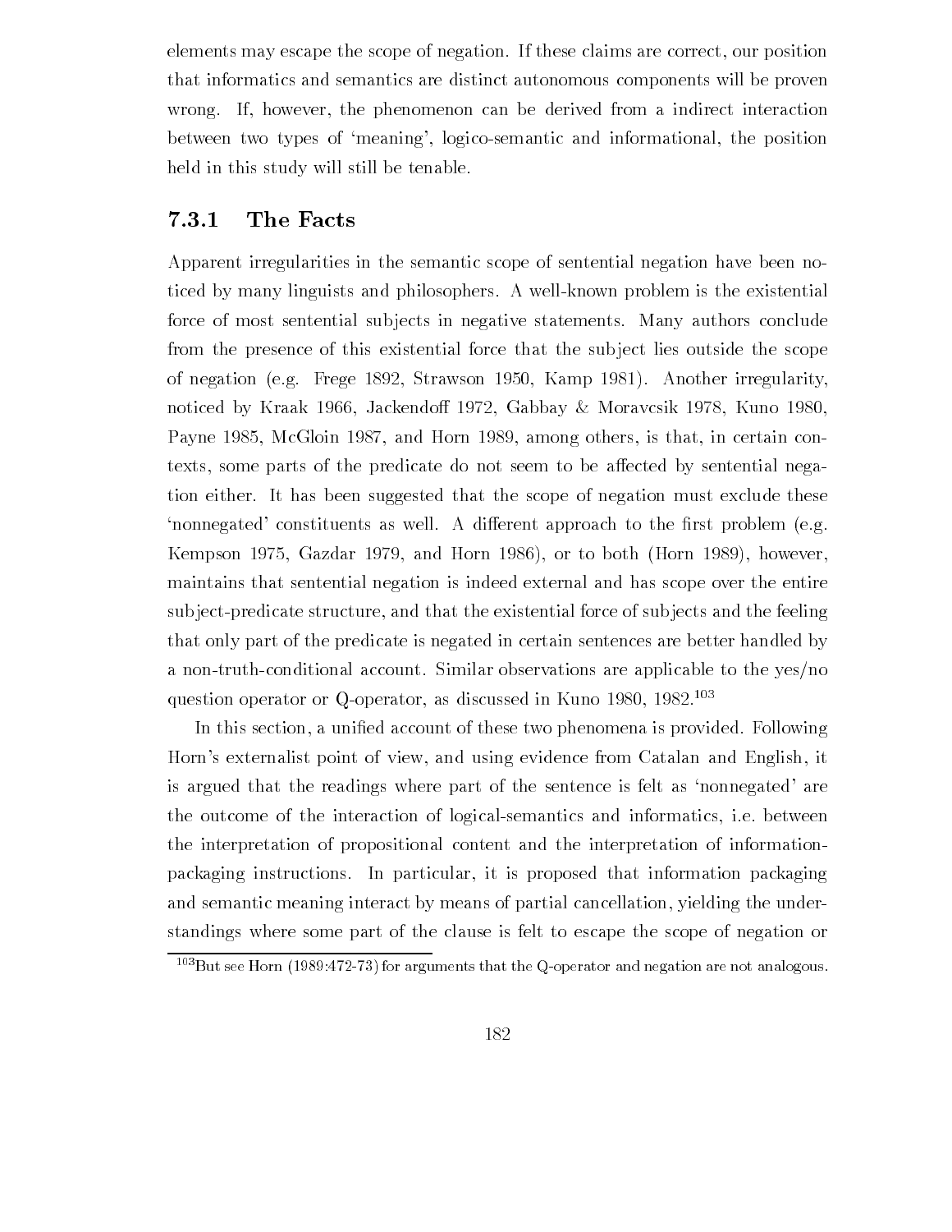elements may escape the scope of negation. If these claims are correct, our position that informatics and semantics are distinct autonomous components will be proven wrong. If, however, the phenomenon can be derived from a indirect interaction between two types of 'meaning', logico-semantic and informational, the position held in this study will still be tenable.

### 7.3.1 The Facts

Apparent irregularities in the semantic scope of sentential negation have been noticed by many linguists and philosophers. A well-known problem is the existential force of most sentential subjects in negative statements. Many authors conclude from the presence of this existential force that the subject lies outside the scope of negation (e.g. Frege 1892, Strawson 1950, Kamp 1981). Another irregularity, noticed by Kraak 1966, Jackendoff 1972, Gabbay & Moravcsik 1978, Kuno 1980, Payne 1985, McGloin 1987, and Horn 1989, among others, is that, in certain contexts, some parts of the predicate do not seem to be affected by sentential negation either. It has been suggested that the scope of negation must exclude these 'nonnegated' constituents as well. A different approach to the first problem (e.g. Kempson 1975, Gazdar 1979, and Horn 1986), or to both (Horn 1989), however, maintains that sentential negation is indeed external and has scope over the entire subject-predicate structure, and that the existential force of subjects and the feeling that only part of the predicate is negated in certain sentences are better handled by a non-truth-conditional account. Similar observations are applicable to the yes/no question operator or Q-operator, as discussed in Kuno 1980, 1982.[103]

In this section, a unified account of these two phenomena is provided. Following Horn's externalist point of view, and using evidence from Catalan and English, it is argued that the readings where part of the sentence is felt as 'nonnegated' are the outcome of the interaction of logical-semantics and informatics, i.e. between the interpretation of propositional content and the interpretation of information-packaging instructions. In particular, it is proposed that information packaging and semantic meaning interact by means of partial cancellation, yielding the understandings where some part of the clause is felt to escape the scope of negation or

[103]But see Horn (1989:472-73) for arguments that the Q-operator and negation are not analogous.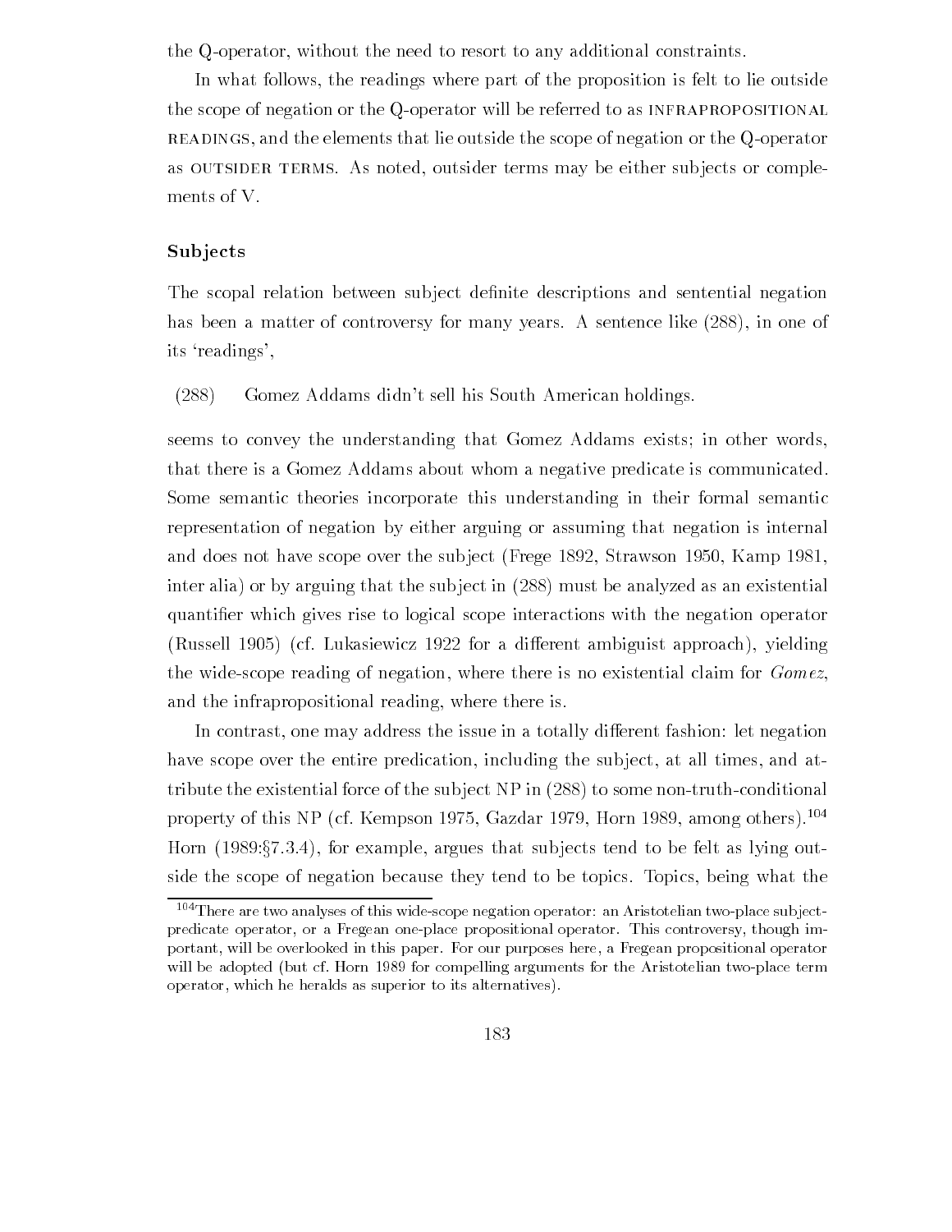the Q-operator, without the need to resort to any additional constraints.

In what follows, the readings where part of the proposition is felt to lie outside the scope of negation or the Q-operator will be referred to as INFRAPROPOSITIONAL READINGS, and the elements that lie outside the scope of negation or the Q-operator as OUTSIDER TERMS. As noted, outsider terms may be either subjects or complements of V.

### Subjects

The scopal relation between subject definite descriptions and sentential negation has been a matter of controversy for many years. A sentence like (288), in one of its 'readings',

(288) Gomez Addams didn't sell his South American holdings.

seems to convey the understanding that Gomez Addams exists; in other words, that there is a Gomez Addams about whom a negative predicate is communicated. Some semantic theories incorporate this understanding in their formal semantic representation of negation by either arguing or assuming that negation is internal and does not have scope over the subject (Frege 1892, Strawson 1950, Kamp 1981, inter alia) or by arguing that the subject in (288) must be analyzed as an existential quantifier which gives rise to logical scope interactions with the negation operator (Russell 1905) (cf. Lukasiewicz 1922 for a different ambiguist approach), yielding the wide-scope reading of negation, where there is no existential claim for *Gomez*, and the infrapropositional reading, where there is.

In contrast, one may address the issue in a totally different fashion: let negation have scope over the entire predication, including the subject, at all times, and attribute the existential force of the subject NP in (288) to some non-truth-conditional property of this NP (cf. Kempson 1975, Gazdar 1979, Horn 1989, among others).[104] Horn (1989:§7.3.4), for example, argues that subjects tend to be felt as lying outside the scope of negation because they tend to be topics. Topics, being what the

[104] There are two analyses of this wide-scope negation operator: an Aristotelian two-place subject-predicate operator, or a Fregean one-place propositional operator. This controversy, though important, will be overlooked in this paper. For our purposes here, a Fregean propositional operator will be adopted (but cf. Horn 1989 for compelling arguments for the Aristotelian two-place term operator, which he heralds as superior to its alternatives).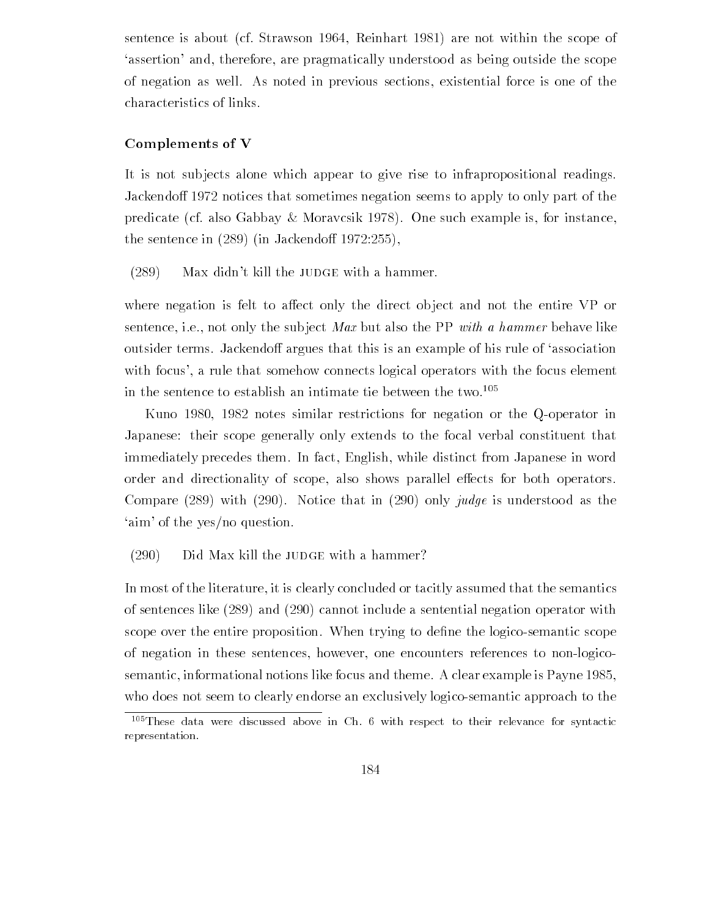sentence is about (cf. Strawson 1964, Reinhart 1981) are not within the scope of 'assertion' and, therefore, are pragmatically understood as being outside the scope of negation as well. As noted in previous sections, existential force is one of the characteristics of links.

### Complements of V

It is not subjects alone which appear to give rise to infrapropositional readings. Jackendoff 1972 notices that sometimes negation seems to apply to only part of the predicate (cf. also Gabbay & Moravcsik 1978). One such example is, for instance, the sentence in (289) (in Jackendoff 1972:255),

(289) Max didn't kill the JUDGE with a hammer.

where negation is felt to affect only the direct object and not the entire VP or sentence, i.e., not only the subject *Max* but also the PP *with a hammer* behave like outsider terms. Jackendoff argues that this is an example of his rule of 'association with focus', a rule that somehow connects logical operators with the focus element in the sentence to establish an intimate tie between the two.[105]

Kuno 1980, 1982 notes similar restrictions for negation or the Q-operator in Japanese: their scope generally only extends to the focal verbal constituent that immediately precedes them. In fact, English, while distinct from Japanese in word order and directionality of scope, also shows parallel effects for both operators. Compare (289) with (290). Notice that in (290) only *judge* is understood as the 'aim' of the yes/no question.

(290) Did Max kill the JUDGE with a hammer?

In most of the literature, it is clearly concluded or tacitly assumed that the semantics of sentences like (289) and (290) cannot include a sentential negation operator with scope over the entire proposition. When trying to define the logico-semantic scope of negation in these sentences, however, one encounters references to non-logico-semantic, informational notions like focus and theme. A clear example is Payne 1985, who does not seem to clearly endorse an exclusively logico-semantic approach to the

[105] These data were discussed above in Ch. 6 with respect to their relevance for syntactic representation.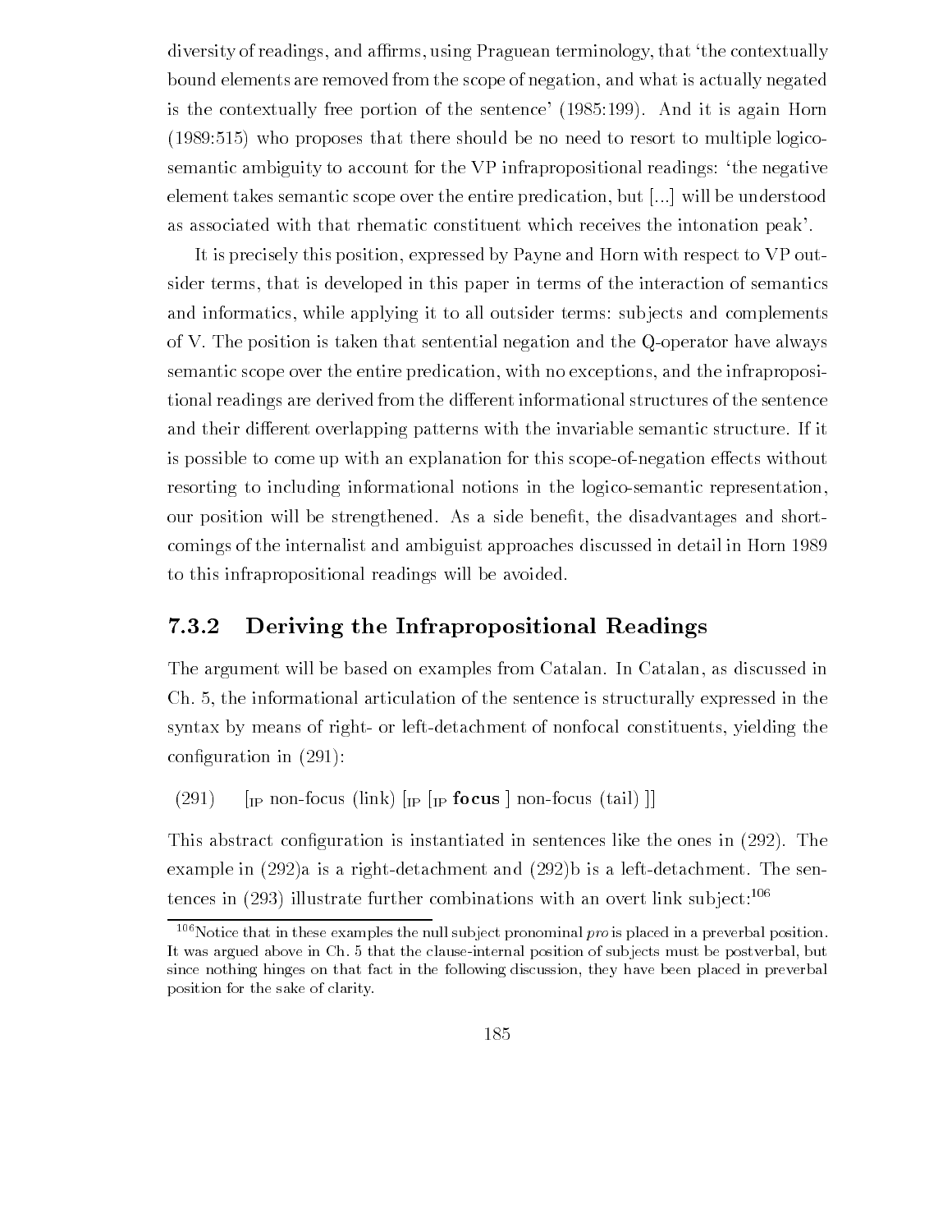diversity of readings, and affirms, using Praguean terminology, that 'the contextually bound elements are removed from the scope of negation, and what is actually negated is the contextually free portion of the sentence' (1985:199). And it is again Horn (1989:515) who proposes that there should be no need to resort to multiple logico-semantic ambiguity to account for the VP infrapropositional readings: 'the negative element takes semantic scope over the entire predication, but [...] will be understood as associated with that rhematic constituent which receives the intonation peak'.

It is precisely this position, expressed by Payne and Horn with respect to VP outsider terms, that is developed in this paper in terms of the interaction of semantics and informatics, while applying it to all outsider terms: subjects and complements of V. The position is taken that sentential negation and the Q-operator have always semantic scope over the entire predication, with no exceptions, and the infrapropositional readings are derived from the different informational structures of the sentence and their different overlapping patterns with the invariable semantic structure. If it is possible to come up with an explanation for this scope-of-negation effects without resorting to including informational notions in the logico-semantic representation, our position will be strengthened. As a side benefit, the disadvantages and shortcomings of the internalist and ambiguist approaches discussed in detail in Horn 1989 to this infrapropositional readings will be avoided.

### 7.3.2 Deriving the Infrapropositional Readings

The argument will be based on examples from Catalan. In Catalan, as discussed in Ch. 5, the informational articulation of the sentence is structurally expressed in the syntax by means of right- or left-detachment of nonfocal constituents, yielding the configuration in (291):

(291) $[_{\text{IP}}$ non-focus (link) $[_{\text{IP}}$ $[_{\text{IP}}$ **focus** $]$ non-focus (tail) $]]$

This abstract configuration is instantiated in sentences like the ones in (292). The example in (292)a is a right-detachment and (292)b is a left-detachment. The sentences in (293) illustrate further combinations with an overt link subject:[106]

[106] Notice that in these examples the null subject pronominal *pro* is placed in a preverbal position. It was argued above in Ch. 5 that the clause-internal position of subjects must be postverbal, but since nothing hinges on that fact in the following discussion, they have been placed in preverbal position for the sake of clarity.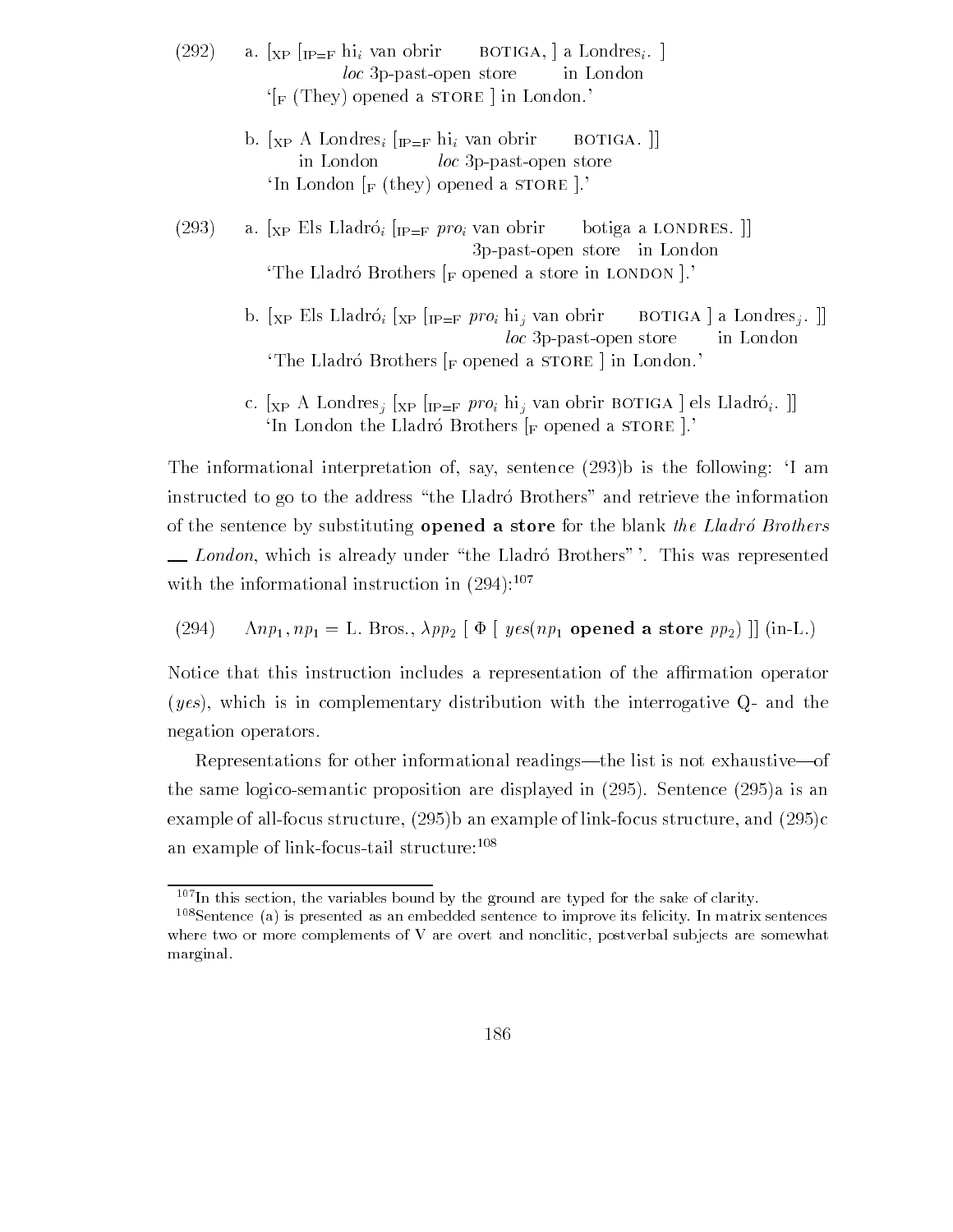(292) a. $[_{\text{XP}}$ $[_{\text{IP=F}}$ hi$_i$ van obrir BOTIGA, ] a Londres$_i$. ]
*loc* 3p-past-open store in London
'$[_{\text{F}}$ (They) opened a STORE ] in London.'

b. $[_{\text{XP}}$ A Londres$_i$ $[_{\text{IP=F}}$ hi$_i$ van obrir BOTIGA. ]]
in London *loc* 3p-past-open store
'In London $[_{\text{F}}$ (they) opened a STORE ].'

(293) a. $[_{\text{XP}}$ Els Lladró$_i$ $[_{\text{IP=F}}$ *pro*$_i$ van obrir botiga a LONDRES. ]]
3p-past-open store in London
'The Lladró Brothers $[_{\text{F}}$ opened a store in LONDON ].'

b. $[_{\text{XP}}$ Els Lladró$_i$ $[_{\text{XP}}$ $[_{\text{IP=F}}$ *pro*$_i$ hi$_j$ van obrir BOTIGA ] a Londres$_j$. ]]
*loc* 3p-past-open store in London
'The Lladró Brothers $[_{\text{F}}$ opened a STORE ] in London.'

c. $[_{\text{XP}}$ A Londres$_j$ $[_{\text{XP}}$ $[_{\text{IP=F}}$ *pro*$_i$ hi$_j$ van obrir BOTIGA ] els Lladró$_i$. ]]
'In London the Lladró Brothers $[_{\text{F}}$ opened a STORE ].'

The informational interpretation of, say, sentence (293)b is the following: 'I am instructed to go to the address "the Lladró Brothers" and retrieve the information of the sentence by substituting **opened a store** for the blank *the Lladró Brothers* __ *London*, which is already under "the Lladró Brothers" '. This was represented with the informational instruction in (294):[107]

(294) $\Lambda np_1, np_1 =$ L. Bros., $\lambda pp_2$ [ $\Phi$ [ $yes(np_1$ **opened a store** $pp_2)$ ]] (in-L.)

Notice that this instruction includes a representation of the affirmation operator (*yes*), which is in complementary distribution with the interrogative Q- and the negation operators.

Representations for other informational readings—the list is not exhaustive—of the same logico-semantic proposition are displayed in (295). Sentence (295)a is an example of all-focus structure, (295)b an example of link-focus structure, and (295)c an example of link-focus-tail structure:[108]

---

[107] In this section, the variables bound by the ground are typed for the sake of clarity.

[108] Sentence (a) is presented as an embedded sentence to improve its felicity. In matrix sentences where two or more complements of V are overt and nonclitic, postverbal subjects are somewhat marginal.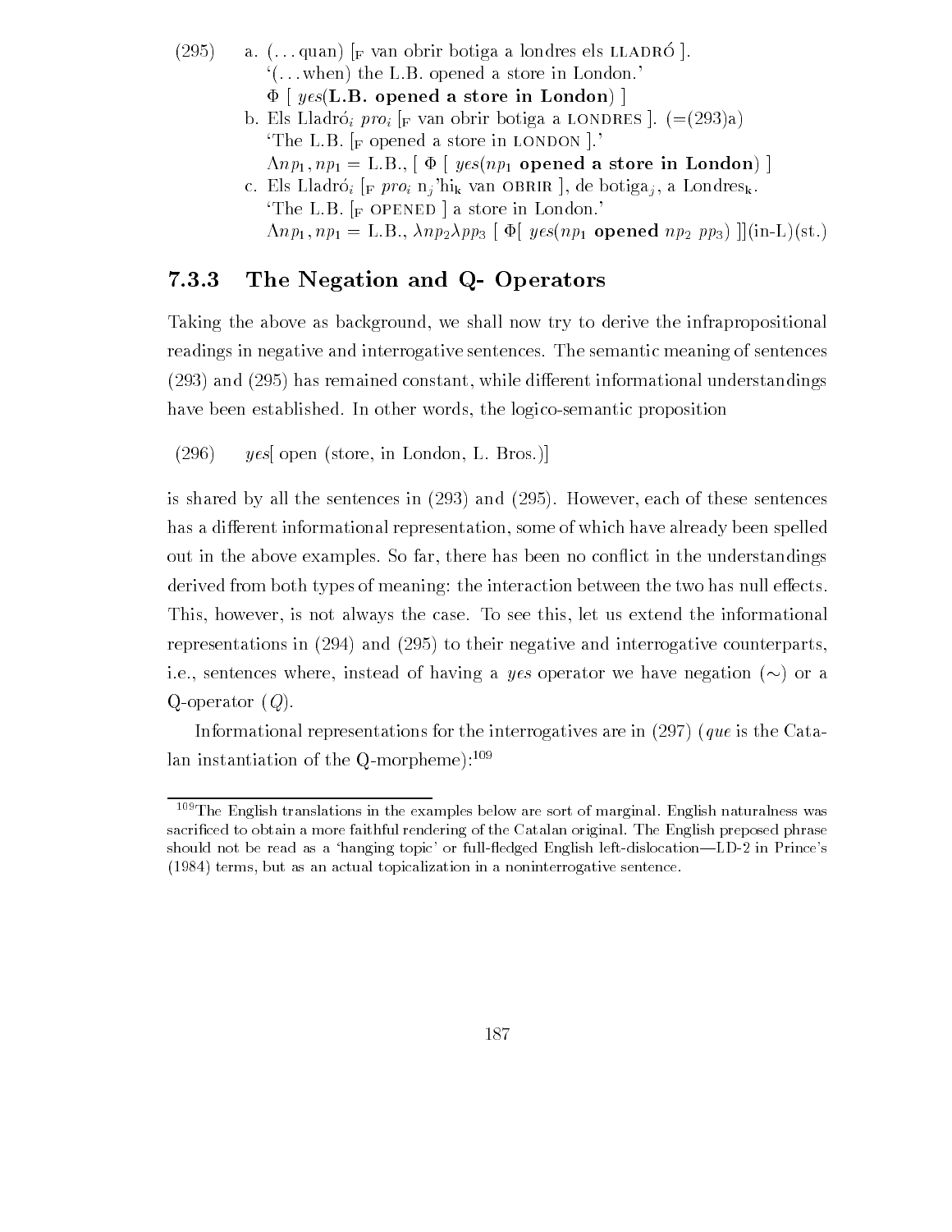(295) a. (...quan) [$_F$ van obrir botiga a londres els LLADRÓ ].
'(...when) the L.B. opened a store in London.'
$\Phi$ [ *yes*(**L.B. opened a store in London**) ]

b. Els Lladró$_i$ *pro*$_i$ [$_F$ van obrir botiga a LONDRES ]. (=(293)a)
'The L.B. [$_F$ opened a store in LONDON ].'
$\Lambda np_1, np_1 =$ L.B., [ $\Phi$ [ *yes*($np_1$ **opened a store in London**) ]

c. Els Lladró$_i$ [$_F$ *pro*$_i$ n$_j$'hi$_k$ van OBRIR ], de botiga$_j$, a Londres$_k$.
'The L.B. [$_F$ OPENED ] a store in London.'
$\Lambda np_1, np_1 =$ L.B., $\lambda np_2 \lambda pp_3$ [ $\Phi$[ *yes*($np_1$ **opened** $np_2$ $pp_3$) ]](in-L)(st.)

### 7.3.3 The Negation and Q- Operators

Taking the above as background, we shall now try to derive the infrapropositional readings in negative and interrogative sentences. The semantic meaning of sentences (293) and (295) has remained constant, while different informational understandings have been established. In other words, the logico-semantic proposition

(296) *yes*[ open (store, in London, L. Bros.)]

is shared by all the sentences in (293) and (295). However, each of these sentences has a different informational representation, some of which have already been spelled out in the above examples. So far, there has been no conflict in the understandings derived from both types of meaning: the interaction between the two has null effects. This, however, is not always the case. To see this, let us extend the informational representations in (294) and (295) to their negative and interrogative counterparts, i.e., sentences where, instead of having a *yes* operator we have negation ($\sim$) or a Q-operator ($Q$).

Informational representations for the interrogatives are in (297) (*que* is the Catalan instantiation of the Q-morpheme):[109]

[109] The English translations in the examples below are sort of marginal. English naturalness was sacrificed to obtain a more faithful rendering of the Catalan original. The English preposed phrase should not be read as a 'hanging topic' or full-fledged English left-dislocation—LD-2 in Prince's (1984) terms, but as an actual topicalization in a noninterrogative sentence.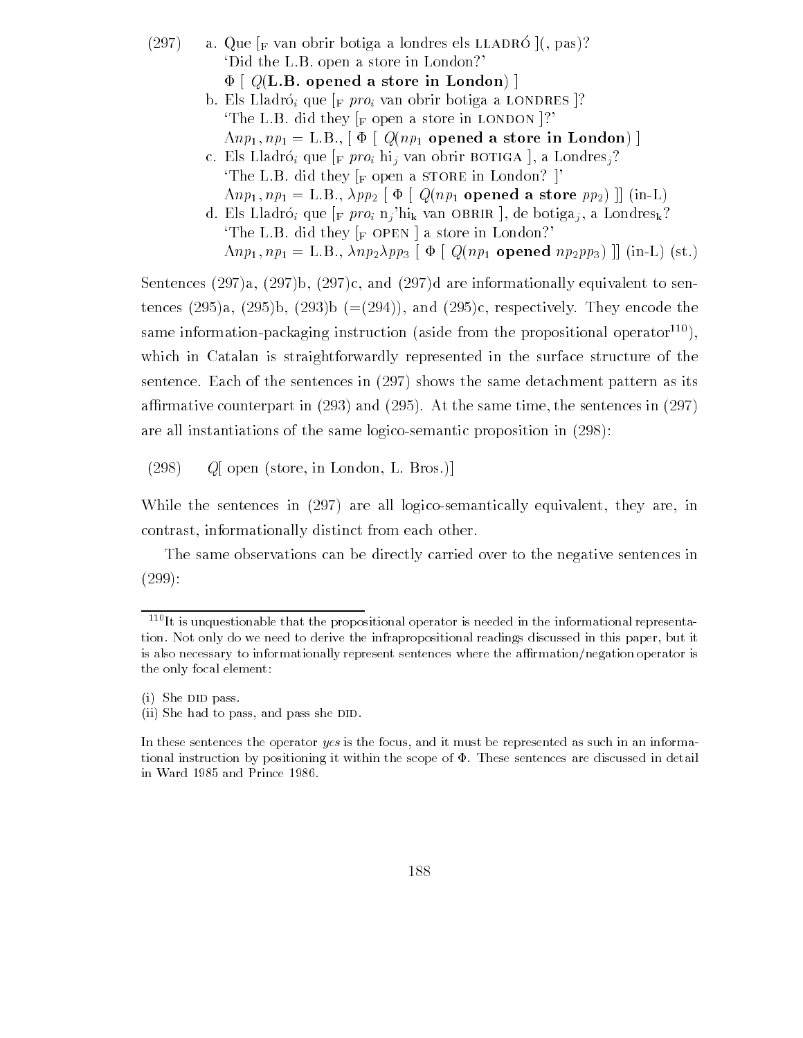(297) a. Que [$_F$ van obrir botiga a londres els LLADRÓ ](, pas)?
'Did the L.B. open a store in London?'
$\Phi$ [ $Q$(**L.B. opened a store in London**) ]

b. Els Lladró$_i$ que [$_F$ *pro$_i$* van obrir botiga a LONDRES ]?
'The L.B. did they [$_F$ open a store in LONDON ]?'
$\Lambda np_1, np_1 =$ L.B., [ $\Phi$ [ $Q(np_1$ **opened a store in London**) ]

c. Els Lladró$_i$ que [$_F$ *pro$_i$* hi$_j$ van obrir BOTIGA ], a Londres$_j$?
'The L.B. did they [$_F$ open a STORE in London? ]'
$\Lambda np_1, np_1 =$ L.B., $\lambda pp_2$ [ $\Phi$ [ $Q(np_1$ **opened a store** $pp_2$) ]] (in-L)

d. Els Lladró$_i$ que [$_F$ *pro$_i$* n$_j$'hi$_k$ van OBRIR ], de botiga$_j$, a Londres$_k$?
'The L.B. did they [$_F$ OPEN ] a store in London?'
$\Lambda np_1, np_1 =$ L.B., $\lambda np_2 \lambda pp_3$ [ $\Phi$ [ $Q(np_1$ **opened** $np_2 pp_3$) ]] (in-L) (st.)

Sentences (297)a, (297)b, (297)c, and (297)d are informationally equivalent to sentences (295)a, (295)b, (293)b (=(294)), and (295)c, respectively. They encode the same information-packaging instruction (aside from the propositional operator[110]), which in Catalan is straightforwardly represented in the surface structure of the sentence. Each of the sentences in (297) shows the same detachment pattern as its affirmative counterpart in (293) and (295). At the same time, the sentences in (297) are all instantiations of the same logico-semantic proposition in (298):

(298) $Q$[ open (store, in London, L. Bros.)]

While the sentences in (297) are all logico-semantically equivalent, they are, in contrast, informationally distinct from each other.

The same observations can be directly carried over to the negative sentences in (299):

[110] It is unquestionable that the propositional operator is needed in the informational representation. Not only do we need to derive the infrapropositional readings discussed in this paper, but it is also necessary to informationally represent sentences where the affirmation/negation operator is the only focal element:

(i) She DID pass.
(ii) She had to pass, and pass she DID.

In these sentences the operator *yes* is the focus, and it must be represented as such in an informational instruction by positioning it within the scope of $\Phi$. These sentences are discussed in detail in Ward 1985 and Prince 1986.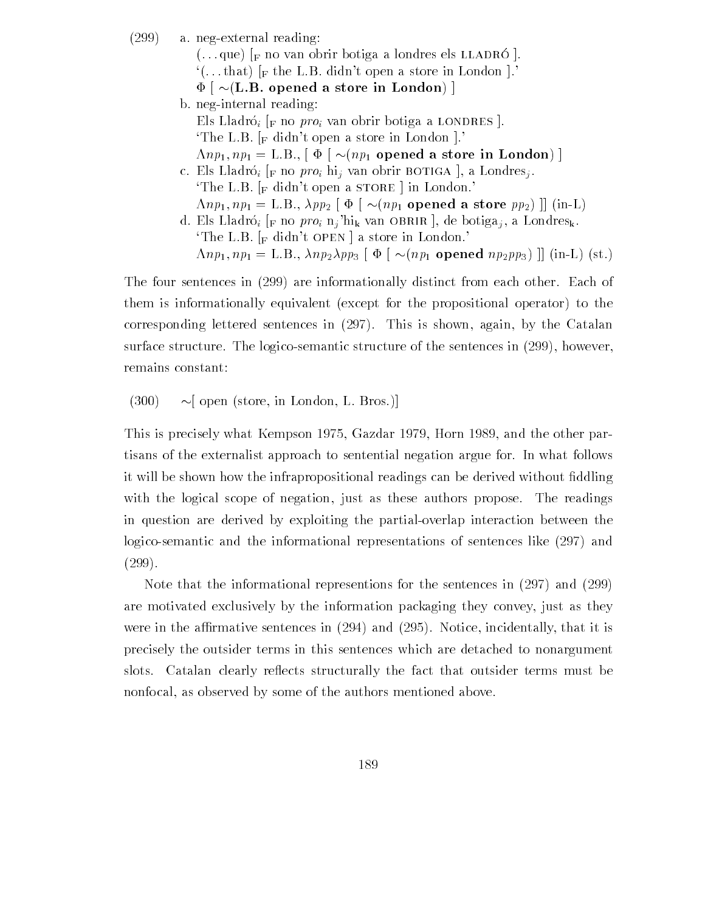(299) a. neg-external reading:
(...que) [$_F$ no van obrir botiga a londres els LLADRÓ ].
'(...that) [$_F$ the L.B. didn't open a store in London ].'
$\Phi$ [ $\sim$(**L.B. opened a store in London**) ]

b. neg-internal reading:
Els Lladró$_i$ [$_F$ no *pro*$_i$ van obrir botiga a LONDRES ].
'The L.B. [$_F$ didn't open a store in London ].'
$\Lambda np_1, np_1 =$ L.B., [ $\Phi$ [ $\sim$($np_1$ **opened a store in London**) ]

c. Els Lladró$_i$ [$_F$ no *pro*$_i$ hi$_j$ van obrir BOTIGA ], a Londres$_j$.
'The L.B. [$_F$ didn't open a STORE ] in London.'
$\Lambda np_1, np_1 =$ L.B., $\lambda pp_2$ [ $\Phi$ [ $\sim$($np_1$ **opened a store** $pp_2$) ]] (in-L)

d. Els Lladró$_i$ [$_F$ no *pro*$_i$ n$_j$'hi$_k$ van OBRIR ], de botiga$_j$, a Londres$_k$.
'The L.B. [$_F$ didn't OPEN ] a store in London.'
$\Lambda np_1, np_1 =$ L.B., $\lambda np_2 \lambda pp_3$ [ $\Phi$ [ $\sim$($np_1$ **opened** $np_2 pp_3$) ]] (in-L) (st.)

The four sentences in (299) are informationally distinct from each other. Each of them is informationally equivalent (except for the propositional operator) to the corresponding lettered sentences in (297). This is shown, again, by the Catalan surface structure. The logico-semantic structure of the sentences in (299), however, remains constant:

(300) $\sim$[ open (store, in London, L. Bros.)]

This is precisely what Kempson 1975, Gazdar 1979, Horn 1989, and the other partisans of the externalist approach to sentential negation argue for. In what follows it will be shown how the infrapropositional readings can be derived without fiddling with the logical scope of negation, just as these authors propose. The readings in question are derived by exploiting the partial-overlap interaction between the logico-semantic and the informational representations of sentences like (297) and (299).

Note that the informational represention for the sentences in (297) and (299) are motivated exclusively by the information packaging they convey, just as they were in the affirmative sentences in (294) and (295). Notice, incidentally, that it is precisely the outsider terms in this sentences which are detached to nonargument slots. Catalan clearly reflects structurally the fact that outsider terms must be nonfocal, as observed by some of the authors mentioned above.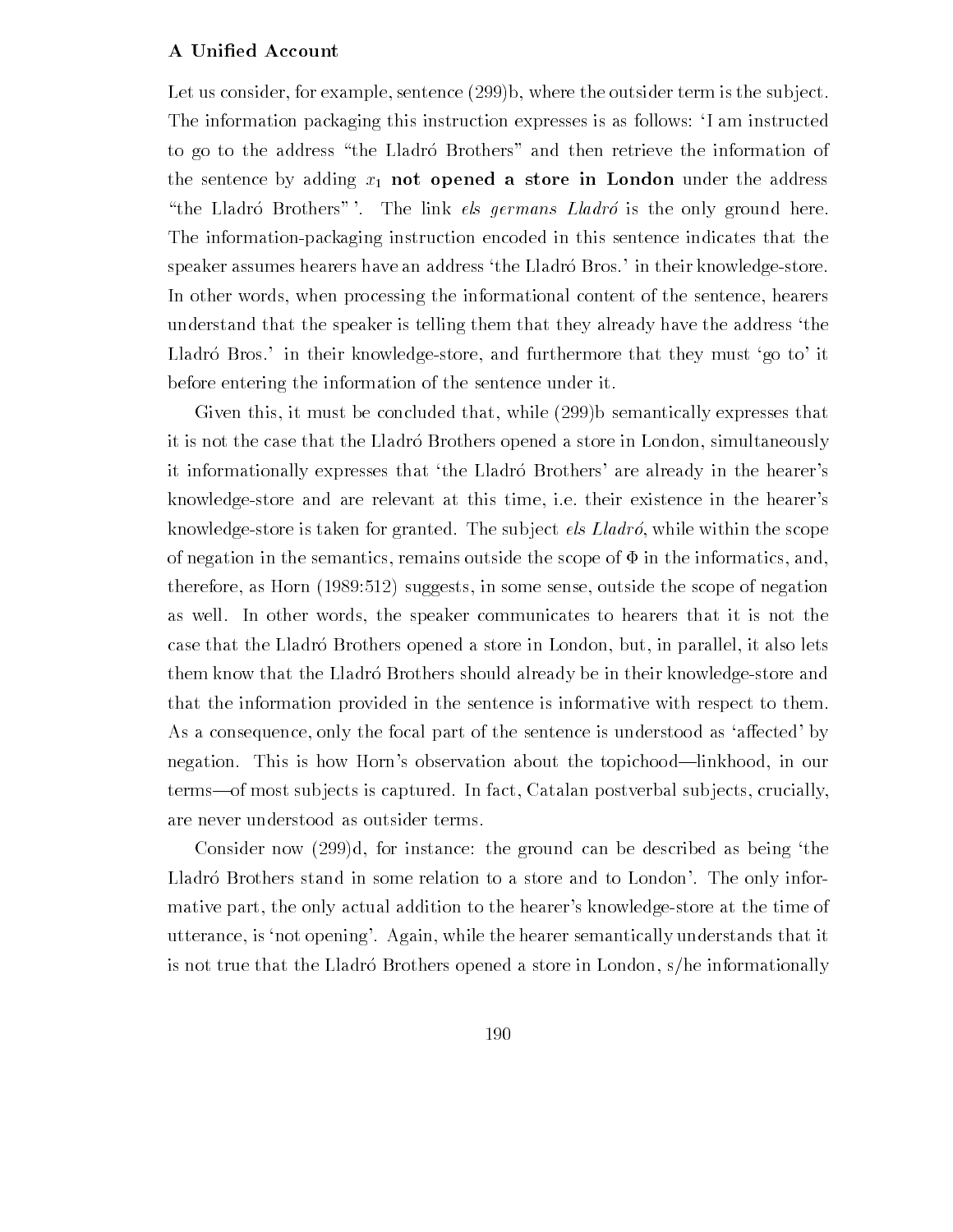Let us consider, for example, sentence (299)b, where the outsider term is the subject. The information packaging this instruction expresses is as follows: 'I am instructed to go to the address "the Lladró Brothers" and then retrieve the information of the sentence by adding $x_1$ **not opened a store in London** under the address "the Lladró Brothers" '. The link *els germans Lladró* is the only ground here. The information-packaging instruction encoded in this sentence indicates that the speaker assumes hearers have an address 'the Lladró Bros.' in their knowledge-store. In other words, when processing the informational content of the sentence, hearers understand that the speaker is telling them that they already have the address 'the Lladró Bros.' in their knowledge-store, and furthermore that they must 'go to' it before entering the information of the sentence under it.

Given this, it must be concluded that, while (299)b semantically expresses that it is not the case that the Lladró Brothers opened a store in London, simultaneously it informationally expresses that 'the Lladró Brothers' are already in the hearer's knowledge-store and are relevant at this time, i.e. their existence in the hearer's knowledge-store is taken for granted. The subject *els Lladró*, while within the scope of negation in the semantics, remains outside the scope of $\Phi$ in the informatics, and, therefore, as Horn (1989:512) suggests, in some sense, outside the scope of negation as well. In other words, the speaker communicates to hearers that it is not the case that the Lladró Brothers opened a store in London, but, in parallel, it also lets them know that the Lladró Brothers should already be in their knowledge-store and that the information provided in the sentence is informative with respect to them. As a consequence, only the focal part of the sentence is understood as 'affected' by negation. This is how Horn's observation about the topichood—linkhood, in our terms—of most subjects is captured. In fact, Catalan postverbal subjects, crucially, are never understood as outsider terms.

Consider now (299)d, for instance: the ground can be described as being 'the Lladró Brothers stand in some relation to a store and to London'. The only informative part, the only actual addition to the hearer's knowledge-store at the time of utterance, is 'not opening'. Again, while the hearer semantically understands that it is not true that the Lladró Brothers opened a store in London, s/he informationally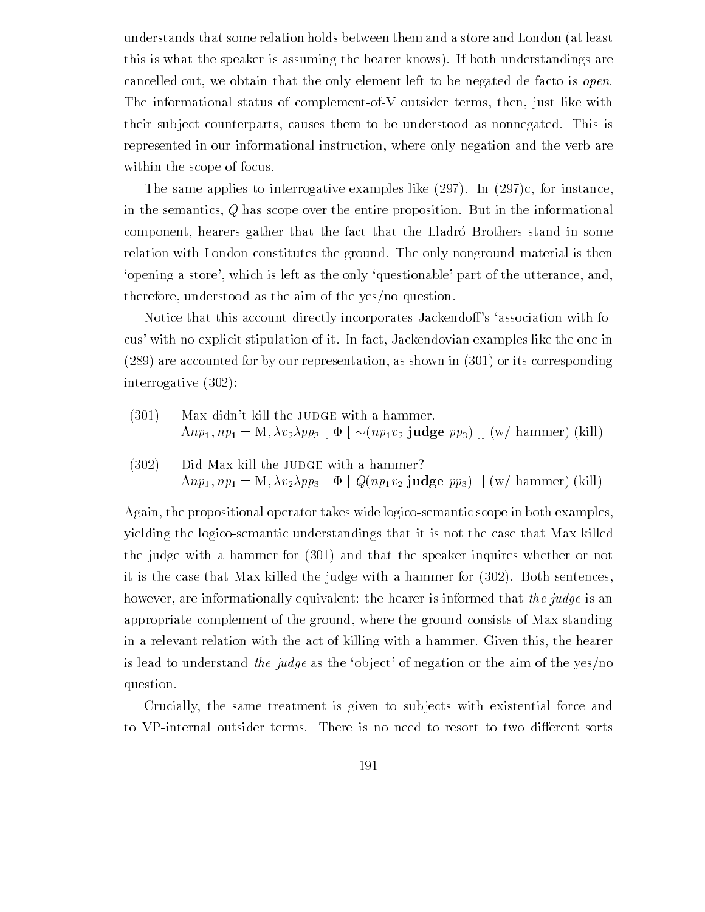understands that some relation holds between them and a store and London (at least this is what the speaker is assuming the hearer knows). If both understandings are cancelled out, we obtain that the only element left to be negated de facto is *open*. The informational status of complement-of-V outsider terms, then, just like with their subject counterparts, causes them to be understood as nonnegated. This is represented in our informational instruction, where only negation and the verb are within the scope of focus.

The same applies to interrogative examples like (297). In (297)c, for instance, in the semantics, $Q$ has scope over the entire proposition. But in the informational component, hearers gather that the fact that the Lladró Brothers stand in some relation with London constitutes the ground. The only nonground material is then 'opening a store', which is left as the only 'questionable' part of the utterance, and, therefore, understood as the aim of the yes/no question.

Notice that this account directly incorporates Jackendoff's 'association with focus' with no explicit stipulation of it. In fact, Jackendovian examples like the one in (289) are accounted for by our representation, as shown in (301) or its corresponding interrogative (302):

(301) Max didn't kill the JUDGE with a hammer.
$\Lambda np_1, np_1 = \text{M}, \lambda v_2 \lambda pp_3 \; [\; \Phi \; [\; \sim(np_1 v_2 \; \mathbf{judge} \; pp_3) \;]] \; (\text{w/ hammer}) \; (\text{kill})$

(302) Did Max kill the JUDGE with a hammer?
$\Lambda np_1, np_1 = \text{M}, \lambda v_2 \lambda pp_3 \; [\; \Phi \; [\; Q(np_1 v_2 \; \mathbf{judge} \; pp_3) \;]] \; (\text{w/ hammer}) \; (\text{kill})$

Again, the propositional operator takes wide logico-semantic scope in both examples, yielding the logico-semantic understandings that it is not the case that Max killed the judge with a hammer for (301) and that the speaker inquires whether or not it is the case that Max killed the judge with a hammer for (302). Both sentences, however, are informationally equivalent: the hearer is informed that *the judge* is an appropriate complement of the ground, where the ground consists of Max standing in a relevant relation with the act of killing with a hammer. Given this, the hearer is lead to understand *the judge* as the 'object' of negation or the aim of the yes/no question.

Crucially, the same treatment is given to subjects with existential force and to VP-internal outsider terms. There is no need to resort to two different sorts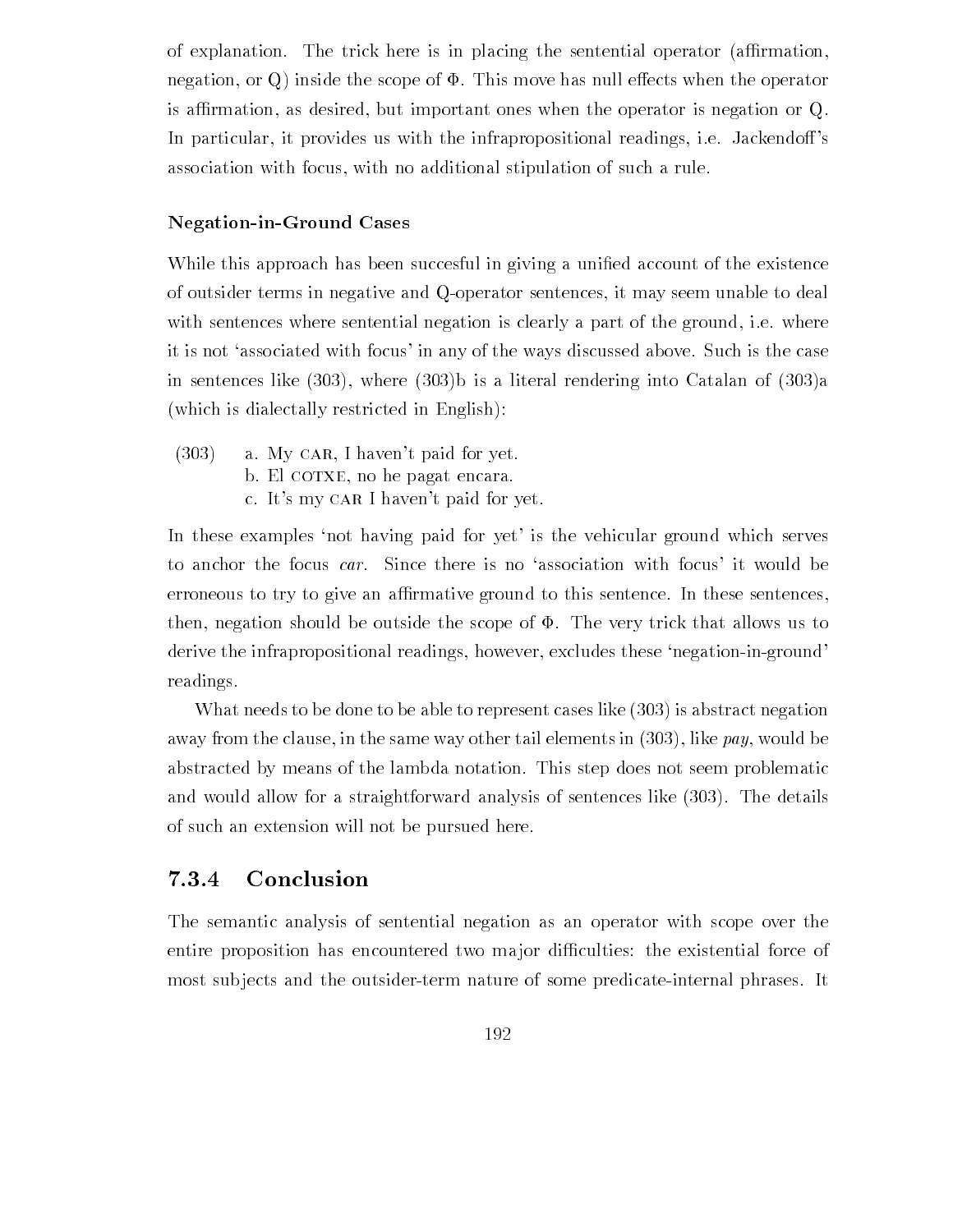of explanation. The trick here is in placing the sentential operator (affirmation, negation, or Q) inside the scope of $\Phi$. This move has null effects when the operator is affirmation, as desired, but important ones when the operator is negation or Q. In particular, it provides us with the infrapropositional readings, i.e. Jackendoff's association with focus, with no additional stipulation of such a rule.

#### Negation-in-Ground Cases

While this approach has been succesful in giving a unified account of the existence of outsider terms in negative and Q-operator sentences, it may seem unable to deal with sentences where sentential negation is clearly a part of the ground, i.e. where it is not 'associated with focus' in any of the ways discussed above. Such is the case in sentences like (303), where (303)b is a literal rendering into Catalan of (303)a (which is dialectally restricted in English):

(303)
a. My CAR, I haven't paid for yet.
b. El COTXE, no he pagat encara.
c. It's my CAR I haven't paid for yet.

In these examples 'not having paid for yet' is the vehicular ground which serves to anchor the focus *car*. Since there is no 'association with focus' it would be erroneous to try to give an affirmative ground to this sentence. In these sentences, then, negation should be outside the scope of $\Phi$. The very trick that allows us to derive the infrapropositional readings, however, excludes these 'negation-in-ground' readings.

What needs to be done to be able to represent cases like (303) is abstract negation away from the clause, in the same way other tail elements in (303), like *pay*, would be abstracted by means of the lambda notation. This step does not seem problematic and would allow for a straightforward analysis of sentences like (303). The details of such an extension will not be pursued here.

### 7.3.4 Conclusion

The semantic analysis of sentential negation as an operator with scope over the entire proposition has encountered two major difficulties: the existential force of most subjects and the outsider-term nature of some predicate-internal phrases. It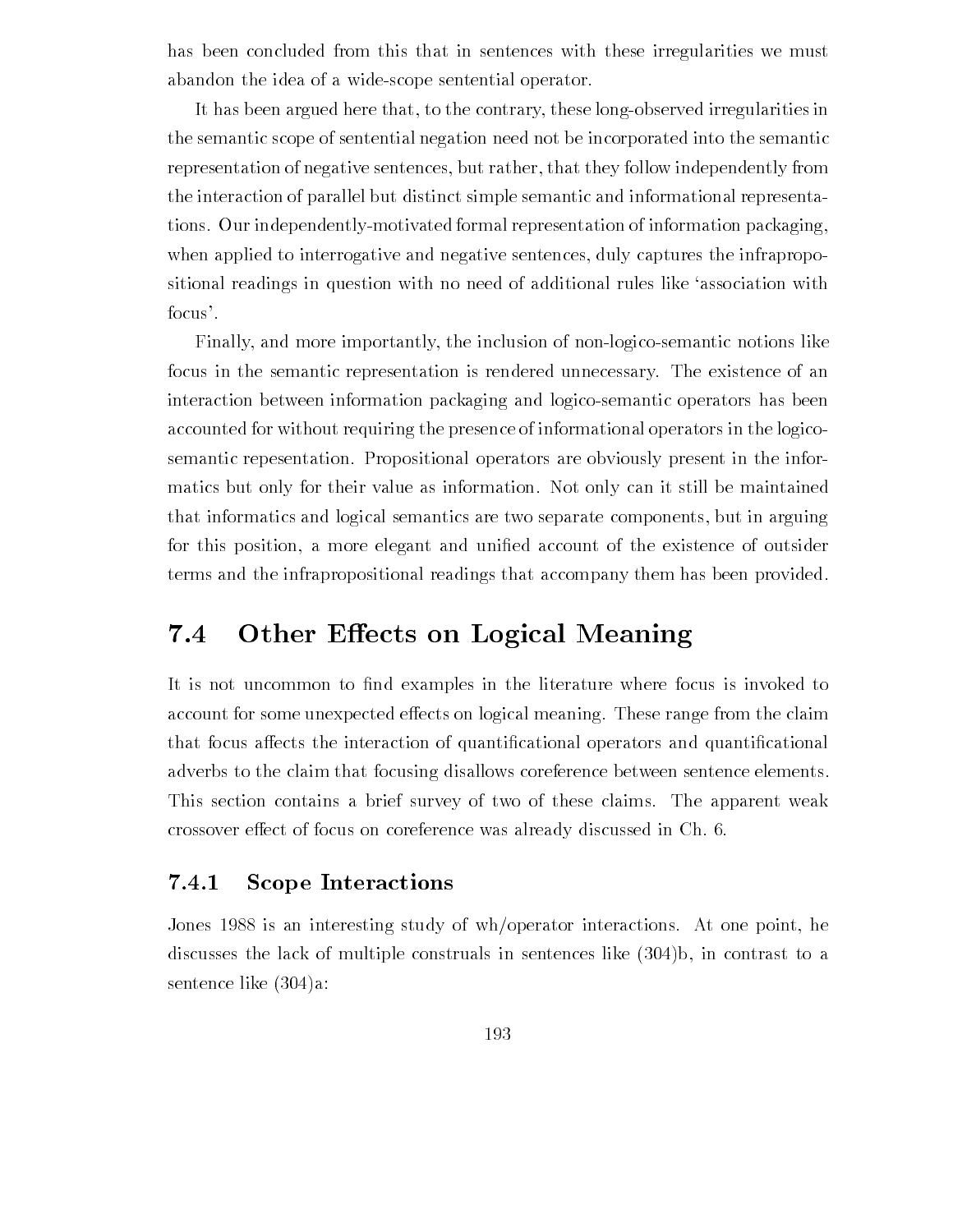has been concluded from this that in sentences with these irregularities we must abandon the idea of a wide-scope sentential operator.

It has been argued here that, to the contrary, these long-observed irregularities in the semantic scope of sentential negation need not be incorporated into the semantic representation of negative sentences, but rather, that they follow independently from the interaction of parallel but distinct simple semantic and informational representations. Our independently-motivated formal representation of information packaging, when applied to interrogative and negative sentences, duly captures the infrapropositional readings in question with no need of additional rules like 'association with focus'.

Finally, and more importantly, the inclusion of non-logico-semantic notions like focus in the semantic representation is rendered unnecessary. The existence of an interaction between information packaging and logico-semantic operators has been accounted for without requiring the presence of informational operators in the logico-semantic repesentation. Propositional operators are obviously present in the informatics but only for their value as information. Not only can it still be maintained that informatics and logical semantics are two separate components, but in arguing for this position, a more elegant and unified account of the existence of outsider terms and the infrapropositional readings that accompany them has been provided.

## 7.4 Other Effects on Logical Meaning

It is not uncommon to find examples in the literature where focus is invoked to account for some unexpected effects on logical meaning. These range from the claim that focus affects the interaction of quantificational operators and quantificational adverbs to the claim that focusing disallows coreference between sentence elements. This section contains a brief survey of two of these claims. The apparent weak crossover effect of focus on coreference was already discussed in Ch. 6.

### 7.4.1 Scope Interactions

Jones 1988 is an interesting study of wh/operator interactions. At one point, he discusses the lack of multiple construals in sentences like (304)b, in contrast to a sentence like (304)a: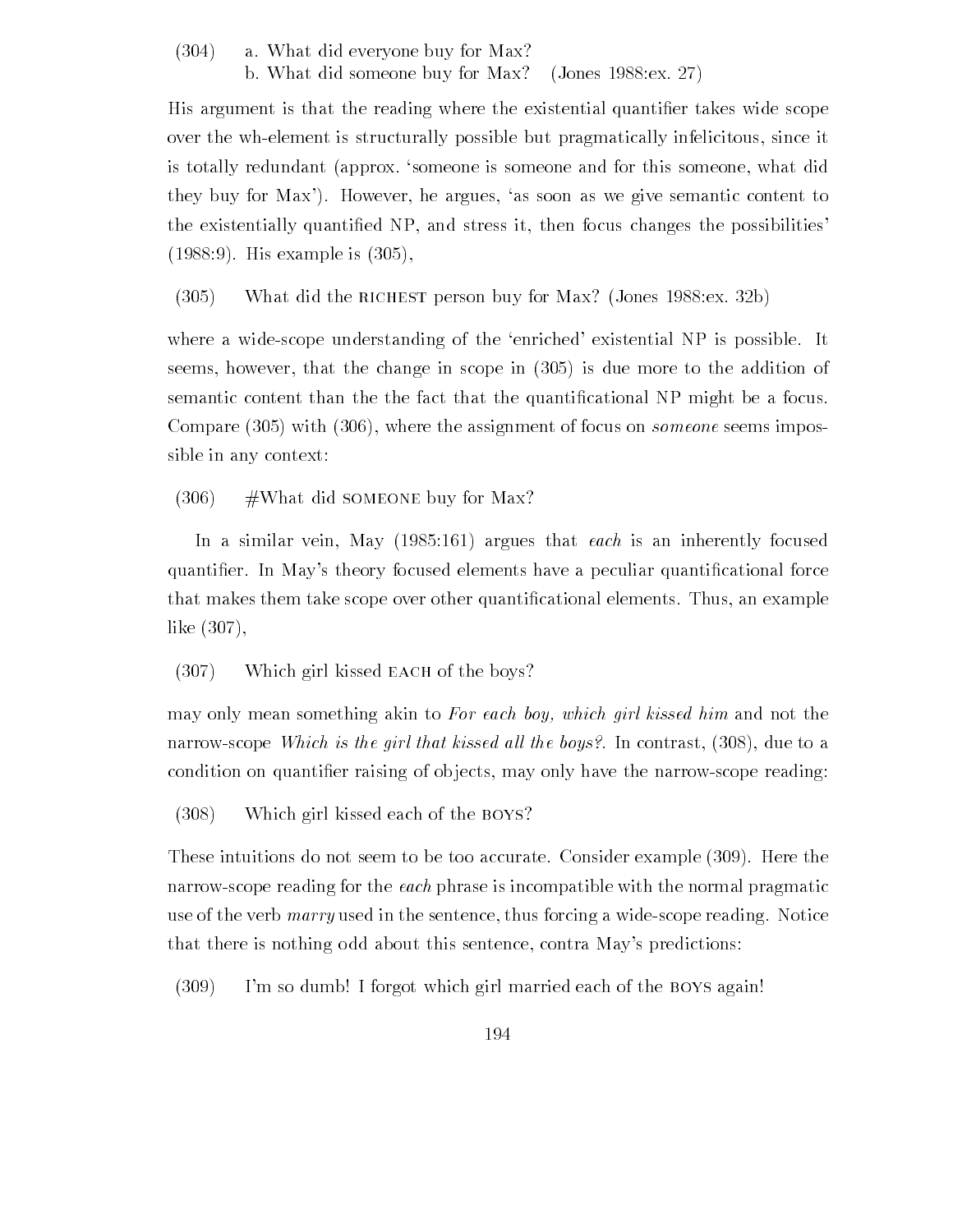(304) a. What did everyone buy for Max?
b. What did someone buy for Max? (Jones 1988:ex. 27)

His argument is that the reading where the existential quantifier takes wide scope over the wh-element is structurally possible but pragmatically infelicitous, since it is totally redundant (approx. 'someone is someone and for this someone, what did they buy for Max'). However, he argues, 'as soon as we give semantic content to the existentially quantified NP, and stress it, then focus changes the possibilities' (1988:9). His example is (305),

(305) What did the RICHEST person buy for Max? (Jones 1988:ex. 32b)

where a wide-scope understanding of the 'enriched' existential NP is possible. It seems, however, that the change in scope in (305) is due more to the addition of semantic content than the the fact that the quantificational NP might be a focus. Compare (305) with (306), where the assignment of focus on *someone* seems impossible in any context:

(306) #What did SOMEONE buy for Max?

In a similar vein, May (1985:161) argues that *each* is an inherently focused quantifier. In May's theory focused elements have a peculiar quantificational force that makes them take scope over other quantificational elements. Thus, an example like (307),

(307) Which girl kissed EACH of the boys?

may only mean something akin to *For each boy, which girl kissed him* and not the narrow-scope *Which is the girl that kissed all the boys?*. In contrast, (308), due to a condition on quantifier raising of objects, may only have the narrow-scope reading:

(308) Which girl kissed each of the BOYS?

These intuitions do not seem to be too accurate. Consider example (309). Here the narrow-scope reading for the *each* phrase is incompatible with the normal pragmatic use of the verb *marry* used in the sentence, thus forcing a wide-scope reading. Notice that there is nothing odd about this sentence, contra May's predictions:

(309) I'm so dumb! I forgot which girl married each of the BOYS again!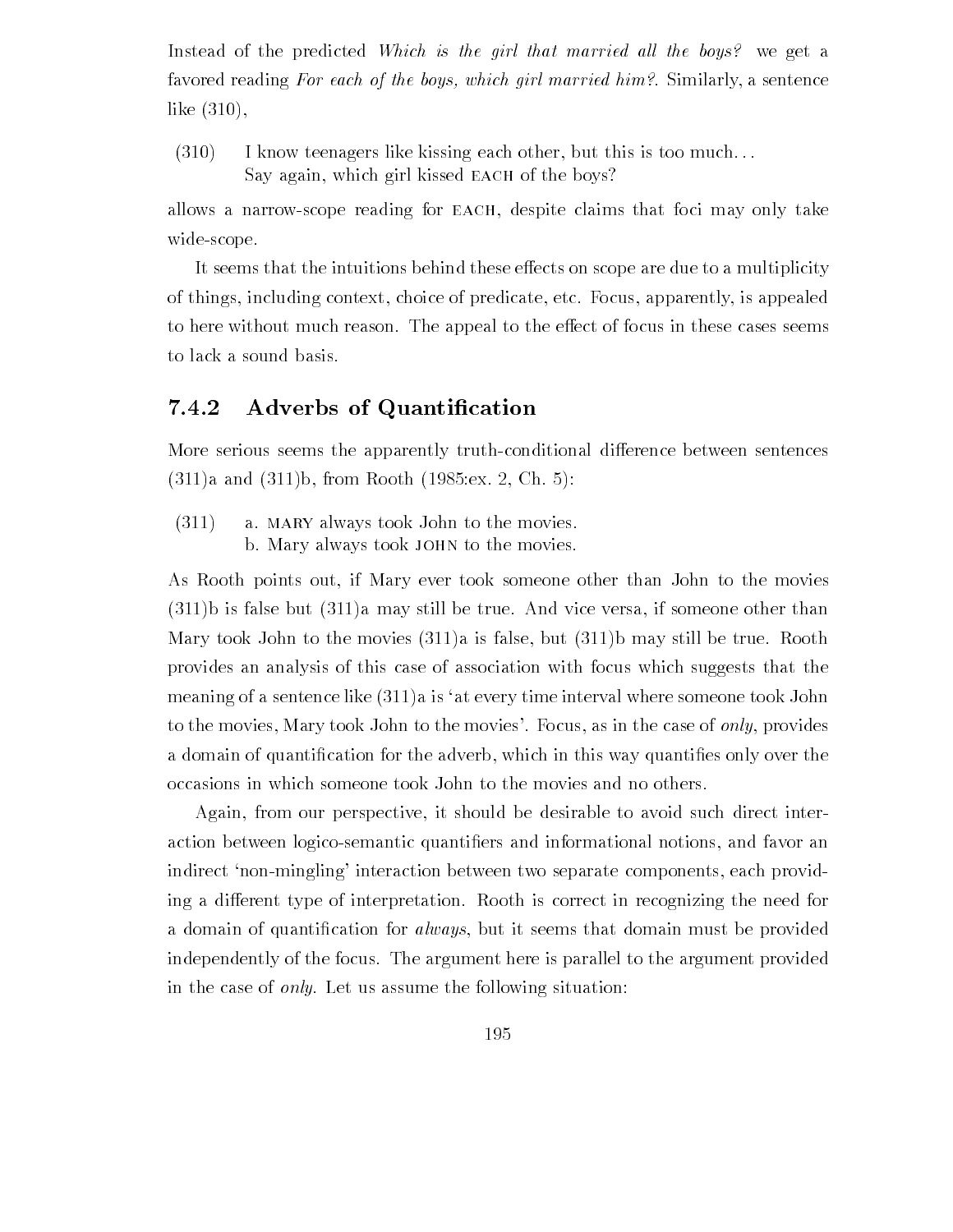Instead of the predicted *Which is the girl that married all the boys?* we get a favored reading *For each of the boys, which girl married him?*. Similarly, a sentence like (310),

(310) I know teenagers like kissing each other, but this is too much...
Say again, which girl kissed EACH of the boys?

allows a narrow-scope reading for EACH, despite claims that foci may only take wide-scope.

It seems that the intuitions behind these effects on scope are due to a multiplicity of things, including context, choice of predicate, etc. Focus, apparently, is appealed to here without much reason. The appeal to the effect of focus in these cases seems to lack a sound basis.

### 7.4.2 Adverbs of Quantification

More serious seems the apparently truth-conditional difference between sentences (311)a and (311)b, from Rooth (1985:ex. 2, Ch. 5):

(311) a. MARY always took John to the movies.
b. Mary always took JOHN to the movies.

As Rooth points out, if Mary ever took someone other than John to the movies (311)b is false but (311)a may still be true. And vice versa, if someone other than Mary took John to the movies (311)a is false, but (311)b may still be true. Rooth provides an analysis of this case of association with focus which suggests that the meaning of a sentence like (311)a is 'at every time interval where someone took John to the movies, Mary took John to the movies'. Focus, as in the case of *only*, provides a domain of quantification for the adverb, which in this way quantifies only over the occasions in which someone took John to the movies and no others.

Again, from our perspective, it should be desirable to avoid such direct interaction between logico-semantic quantifiers and informational notions, and favor an indirect 'non-mingling' interaction between two separate components, each providing a different type of interpretation. Rooth is correct in recognizing the need for a domain of quantification for *always*, but it seems that domain must be provided independently of the focus. The argument here is parallel to the argument provided in the case of *only*. Let us assume the following situation: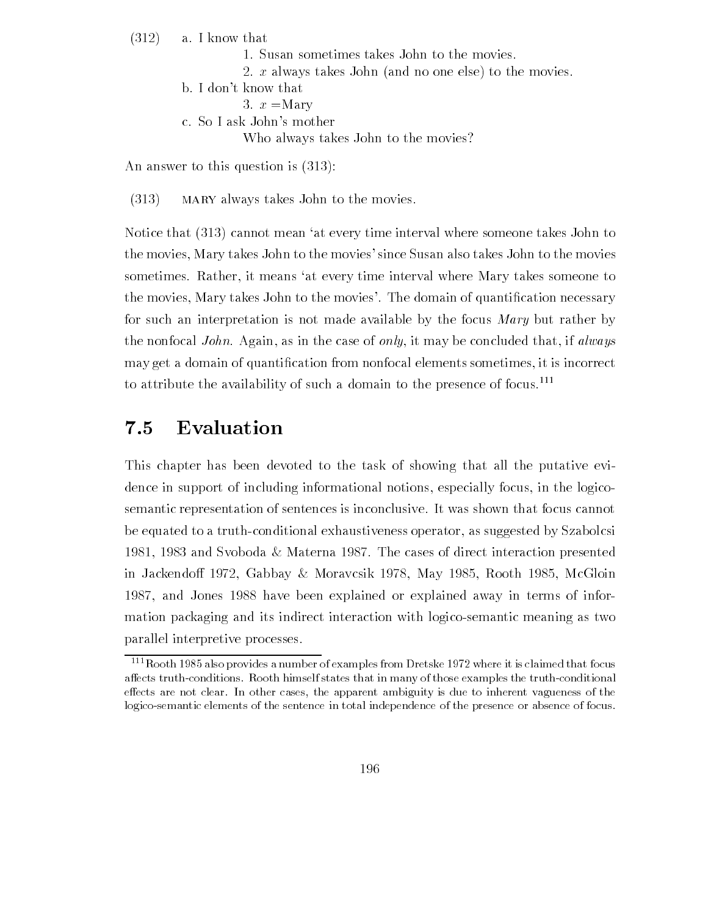(312) a. I know that

1. Susan sometimes takes John to the movies.
2. $x$ always takes John (and no one else) to the movies.

b. I don't know that

3. $x$ =Mary

c. So I ask John's mother

Who always takes John to the movies?

An answer to this question is (313):

(313) MARY always takes John to the movies.

Notice that (313) cannot mean 'at every time interval where someone takes John to the movies, Mary takes John to the movies' since Susan also takes John to the movies sometimes. Rather, it means 'at every time interval where Mary takes someone to the movies, Mary takes John to the movies'. The domain of quantification necessary for such an interpretation is not made available by the focus *Mary* but rather by the nonfocal *John*. Again, as in the case of *only*, it may be concluded that, if *always* may get a domain of quantification from nonfocal elements sometimes, it is incorrect to attribute the availability of such a domain to the presence of focus.[111]

## 7.5 Evaluation

This chapter has been devoted to the task of showing that all the putative evidence in support of including informational notions, especially focus, in the logico-semantic representation of sentences is inconclusive. It was shown that focus cannot be equated to a truth-conditional exhaustiveness operator, as suggested by Szabolcsi 1981, 1983 and Svoboda & Materna 1987. The cases of direct interaction presented in Jackendoff 1972, Gabbay & Moravcsik 1978, May 1985, Rooth 1985, McGloin 1987, and Jones 1988 have been explained or explained away in terms of information packaging and its indirect interaction with logico-semantic meaning as two parallel interpretive processes.

[111] Rooth 1985 also provides a number of examples from Dretske 1972 where it is claimed that focus affects truth-conditions. Rooth himself states that in many of those examples the truth-conditional effects are not clear. In other cases, the apparent ambiguity is due to inherent vagueness of the logico-semantic elements of the sentence in total independence of the presence or absence of focus.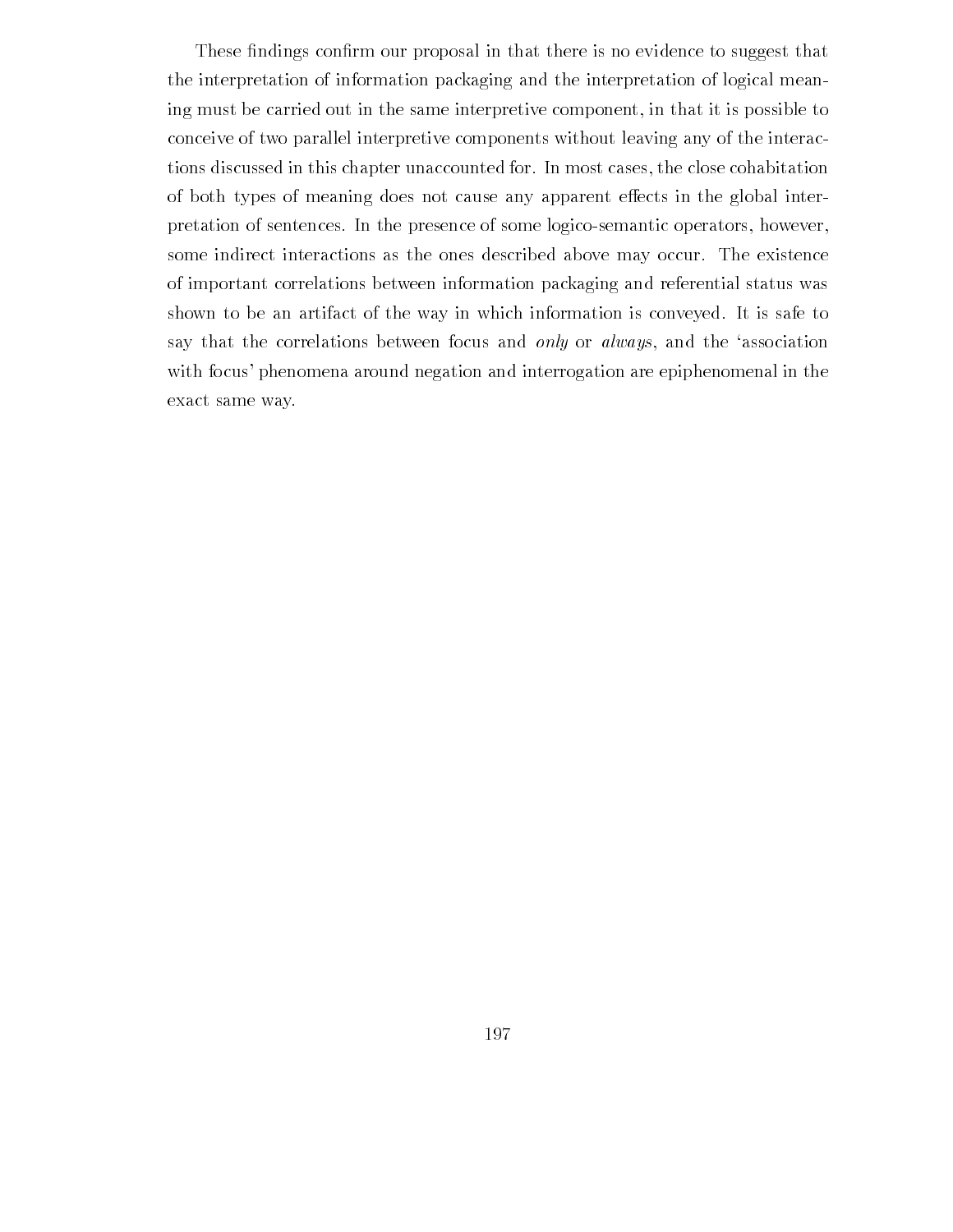These findings confirm our proposal in that there is no evidence to suggest that the interpretation of information packaging and the interpretation of logical meaning must be carried out in the same interpretive component, in that it is possible to conceive of two parallel interpretive components without leaving any of the interactions discussed in this chapter unaccounted for. In most cases, the close cohabitation of both types of meaning does not cause any apparent effects in the global interpretation of sentences. In the presence of some logico-semantic operators, however, some indirect interactions as the ones described above may occur. The existence of important correlations between information packaging and referential status was shown to be an artifact of the way in which information is conveyed. It is safe to say that the correlations between focus and *only* or *always*, and the 'association with focus' phenomena around negation and interrogation are epiphenomenal in the exact same way.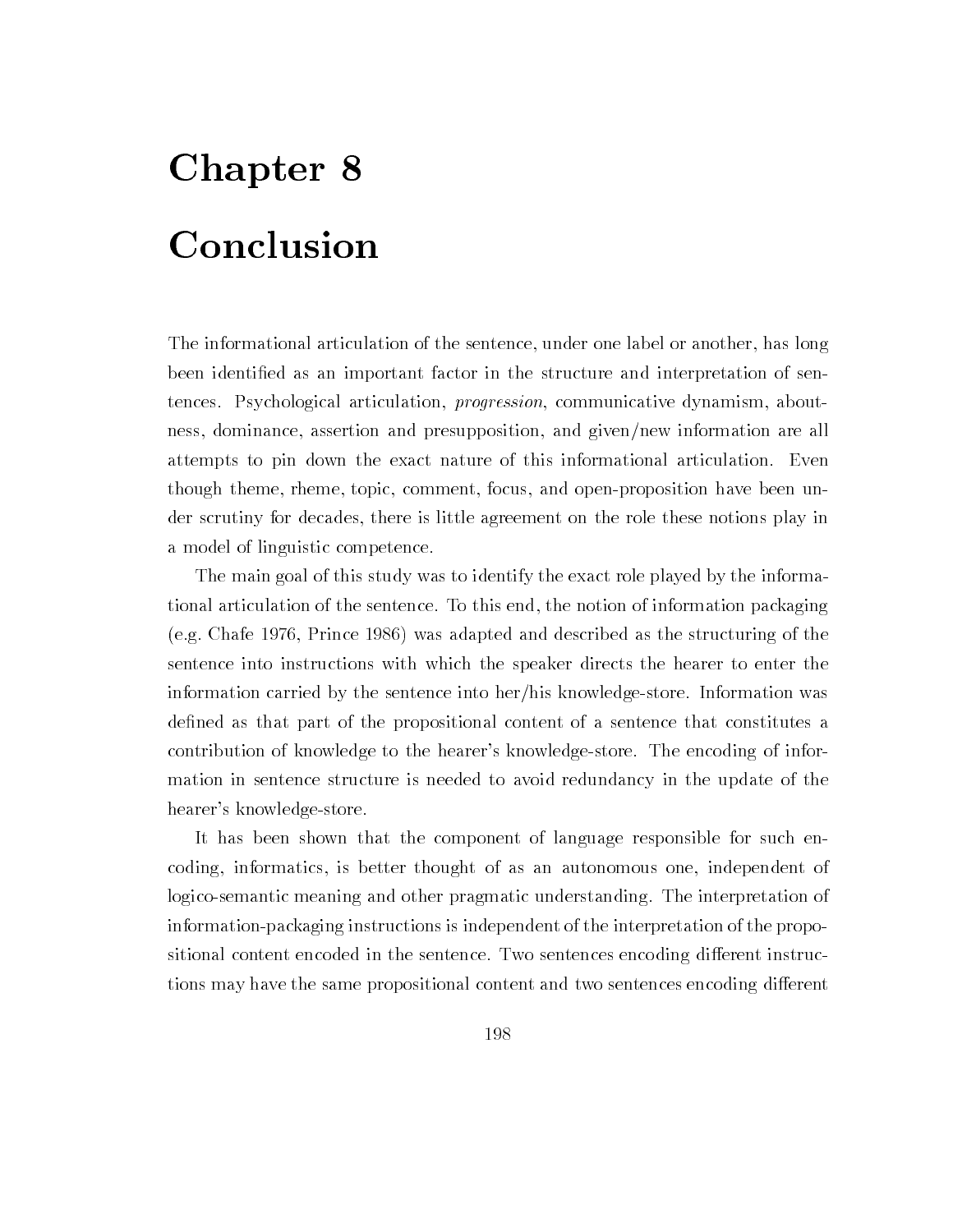# Chapter 8

# Conclusion

The informational articulation of the sentence, under one label or another, has long been identified as an important factor in the structure and interpretation of sentences. Psychological articulation, *progression*, communicative dynamism, aboutness, dominance, assertion and presupposition, and given/new information are all attempts to pin down the exact nature of this informational articulation. Even though theme, rheme, topic, comment, focus, and open-proposition have been under scrutiny for decades, there is little agreement on the role these notions play in a model of linguistic competence.

The main goal of this study was to identify the exact role played by the informational articulation of the sentence. To this end, the notion of information packaging (e.g. Chafe 1976, Prince 1986) was adapted and described as the structuring of the sentence into instructions with which the speaker directs the hearer to enter the information carried by the sentence into her/his knowledge-store. Information was defined as that part of the propositional content of a sentence that constitutes a contribution of knowledge to the hearer's knowledge-store. The encoding of information in sentence structure is needed to avoid redundancy in the update of the hearer's knowledge-store.

It has been shown that the component of language responsible for such encoding, informatics, is better thought of as an autonomous one, independent of logico-semantic meaning and other pragmatic understanding. The interpretation of information-packaging instructions is independent of the interpretation of the propositional content encoded in the sentence. Two sentences encoding different instructions may have the same propositional content and two sentences encoding different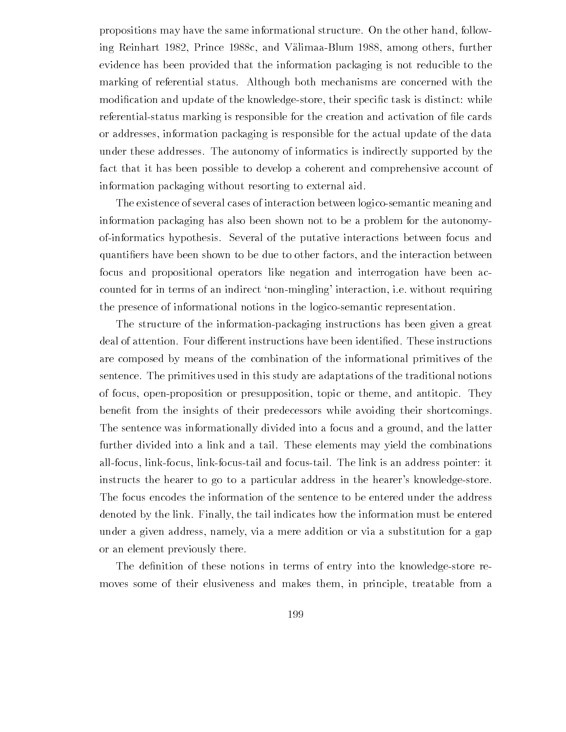propositions may have the same informational structure. On the other hand, following Reinhart 1982, Prince 1988c, and Välimaa-Blum 1988, among others, further evidence has been provided that the information packaging is not reducible to the marking of referential status. Although both mechanisms are concerned with the modification and update of the knowledge-store, their specific task is distinct: while referential-status marking is responsible for the creation and activation of file cards or addresses, information packaging is responsible for the actual update of the data under these addresses. The autonomy of informatics is indirectly supported by the fact that it has been possible to develop a coherent and comprehensive account of information packaging without resorting to external aid.

The existence of several cases of interaction between logico-semantic meaning and information packaging has also been shown not to be a problem for the autonomy-of-informatics hypothesis. Several of the putative interactions between focus and quantifiers have been shown to be due to other factors, and the interaction between focus and propositional operators like negation and interrogation have been accounted for in terms of an indirect 'non-mingling' interaction, i.e. without requiring the presence of informational notions in the logico-semantic representation.

The structure of the information-packaging instructions has been given a great deal of attention. Four different instructions have been identified. These instructions are composed by means of the combination of the informational primitives of the sentence. The primitives used in this study are adaptations of the traditional notions of focus, open-proposition or presupposition, topic or theme, and antitopic. They benefit from the insights of their predecessors while avoiding their shortcomings. The sentence was informationally divided into a focus and a ground, and the latter further divided into a link and a tail. These elements may yield the combinations all-focus, link-focus, link-focus-tail and focus-tail. The link is an address pointer: it instructs the hearer to go to a particular address in the hearer's knowledge-store. The focus encodes the information of the sentence to be entered under the address denoted by the link. Finally, the tail indicates how the information must be entered under a given address, namely, via a mere addition or via a substitution for a gap or an element previously there.

The definition of these notions in terms of entry into the knowledge-store removes some of their elusiveness and makes them, in principle, treatable from a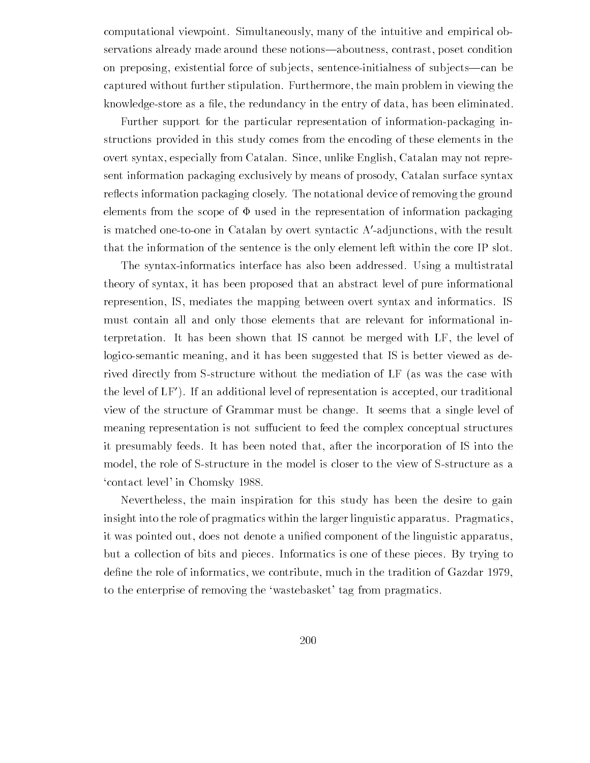computational viewpoint. Simultaneously, many of the intuitive and empirical observations already made around these notions—aboutness, contrast, poset condition on preposing, existential force of subjects, sentence-initialness of subjects—can be captured without further stipulation. Furthermore, the main problem in viewing the knowledge-store as a file, the redundancy in the entry of data, has been eliminated.

Further support for the particular representation of information-packaging instructions provided in this study comes from the encoding of these elements in the overt syntax, especially from Catalan. Since, unlike English, Catalan may not represent information packaging exclusively by means of prosody, Catalan surface syntax reflects information packaging closely. The notational device of removing the ground elements from the scope of $\Phi$ used in the representation of information packaging is matched one-to-one in Catalan by overt syntactic A′-adjunctions, with the result that the information of the sentence is the only element left within the core IP slot.

The syntax-informatics interface has also been addressed. Using a multistratal theory of syntax, it has been proposed that an abstract level of pure informational represention, IS, mediates the mapping between overt syntax and informatics. IS must contain all and only those elements that are relevant for informational interpretation. It has been shown that IS cannot be merged with LF, the level of logico-semantic meaning, and it has been suggested that IS is better viewed as derived directly from S-structure without the mediation of LF (as was the case with the level of LF′). If an additional level of representation is accepted, our traditional view of the structure of Grammar must be change. It seems that a single level of meaning representation is not sufficient to feed the complex conceptual structures it presumably feeds. It has been noted that, after the incorporation of IS into the model, the role of S-structure in the model is closer to the view of S-structure as a 'contact level' in Chomsky 1988.

Nevertheless, the main inspiration for this study has been the desire to gain insight into the role of pragmatics within the larger linguistic apparatus. Pragmatics, it was pointed out, does not denote a unified component of the linguistic apparatus, but a collection of bits and pieces. Informatics is one of these pieces. By trying to define the role of informatics, we contribute, much in the tradition of Gazdar 1979, to the enterprise of removing the 'wastebasket' tag from pragmatics.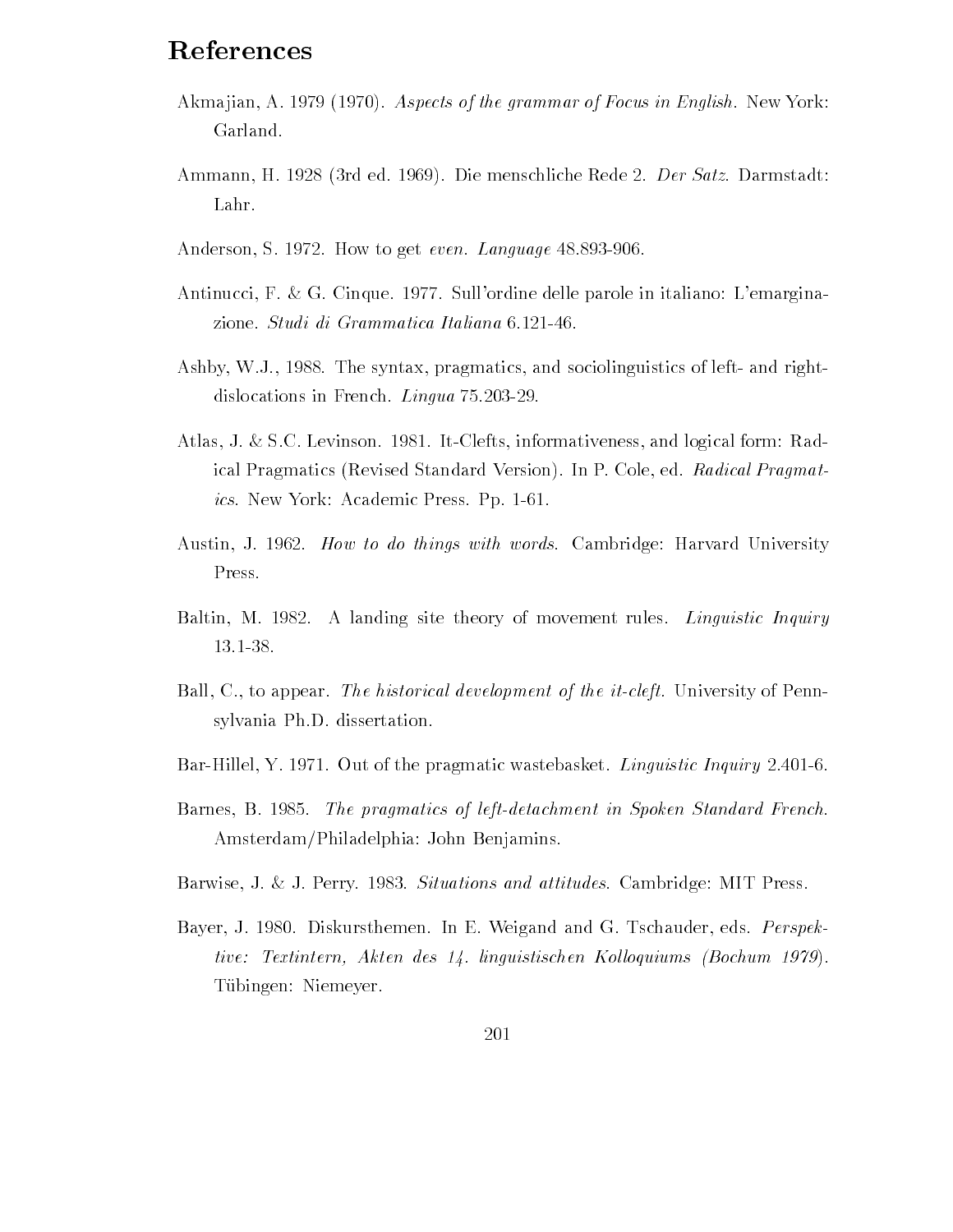# References

Akmajian, A. 1979 (1970). *Aspects of the grammar of Focus in English*. New York: Garland.

Ammann, H. 1928 (3rd ed. 1969). Die menschliche Rede 2. *Der Satz*. Darmstadt: Lahr.

Anderson, S. 1972. How to get *even*. *Language* 48.893-906.

Antinucci, F. & G. Cinque. 1977. Sull'ordine delle parole in italiano: L'emarginazione. *Studi di Grammatica Italiana* 6.121-46.

Ashby, W.J., 1988. The syntax, pragmatics, and sociolinguistics of left- and right-dislocations in French. *Lingua* 75.203-29.

Atlas, J. & S.C. Levinson. 1981. It-Clefts, informativeness, and logical form: Radical Pragmatics (Revised Standard Version). In P. Cole, ed. *Radical Pragmatics*. New York: Academic Press. Pp. 1-61.

Austin, J. 1962. *How to do things with words*. Cambridge: Harvard University Press.

Baltin, M. 1982. A landing site theory of movement rules. *Linguistic Inquiry* 13.1-38.

Ball, C., to appear. *The historical development of the it-cleft*. University of Pennsylvania Ph.D. dissertation.

Bar-Hillel, Y. 1971. Out of the pragmatic wastebasket. *Linguistic Inquiry* 2.401-6.

Barnes, B. 1985. *The pragmatics of left-detachment in Spoken Standard French*. Amsterdam/Philadelphia: John Benjamins.

Barwise, J. & J. Perry. 1983. *Situations and attitudes*. Cambridge: MIT Press.

Bayer, J. 1980. Diskursthemen. In E. Weigand and G. Tschauder, eds. *Perspektive: Textintern, Akten des 14. linguistischen Kolloquiums (Bochum 1979)*. Tübingen: Niemeyer.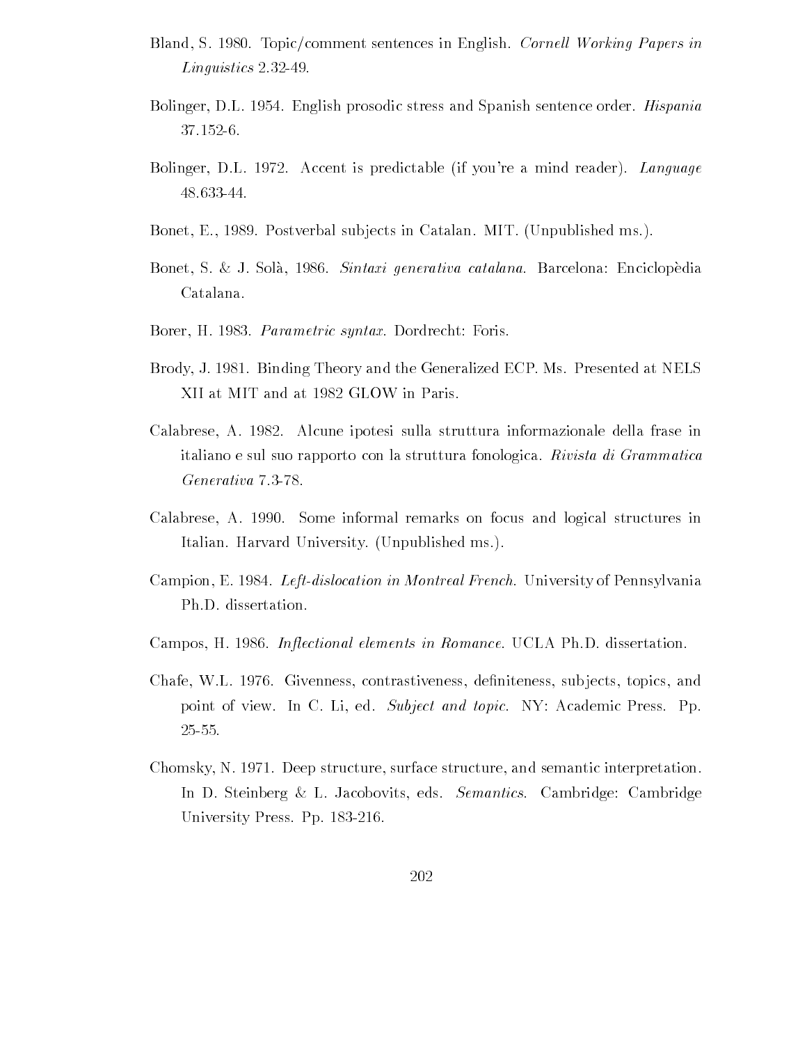Bland, S. 1980. Topic/comment sentences in English. *Cornell Working Papers in Linguistics* 2.32-49.

Bolinger, D.L. 1954. English prosodic stress and Spanish sentence order. *Hispania* 37.152-6.

Bolinger, D.L. 1972. Accent is predictable (if you're a mind reader). *Language* 48.633-44.

Bonet, E., 1989. Postverbal subjects in Catalan. MIT. (Unpublished ms.).

Bonet, S. & J. Solà, 1986. *Sintaxi generativa catalana*. Barcelona: Enciclopèdia Catalana.

Borer, H. 1983. *Parametric syntax*. Dordrecht: Foris.

Brody, J. 1981. Binding Theory and the Generalized ECP. Ms. Presented at NELS XII at MIT and at 1982 GLOW in Paris.

Calabrese, A. 1982. Alcune ipotesi sulla struttura informazionale della frase in italiano e sul suo rapporto con la struttura fonologica. *Rivista di Grammatica Generativa* 7.3-78.

Calabrese, A. 1990. Some informal remarks on focus and logical structures in Italian. Harvard University. (Unpublished ms.).

Campion, E. 1984. *Left-dislocation in Montreal French*. University of Pennsylvania Ph.D. dissertation.

Campos, H. 1986. *Inflectional elements in Romance*. UCLA Ph.D. dissertation.

Chafe, W.L. 1976. Givenness, contrastiveness, definiteness, subjects, topics, and point of view. In C. Li, ed. *Subject and topic*. NY: Academic Press. Pp. 25-55.

Chomsky, N. 1971. Deep structure, surface structure, and semantic interpretation. In D. Steinberg & L. Jacobovits, eds. *Semantics*. Cambridge: Cambridge University Press. Pp. 183-216.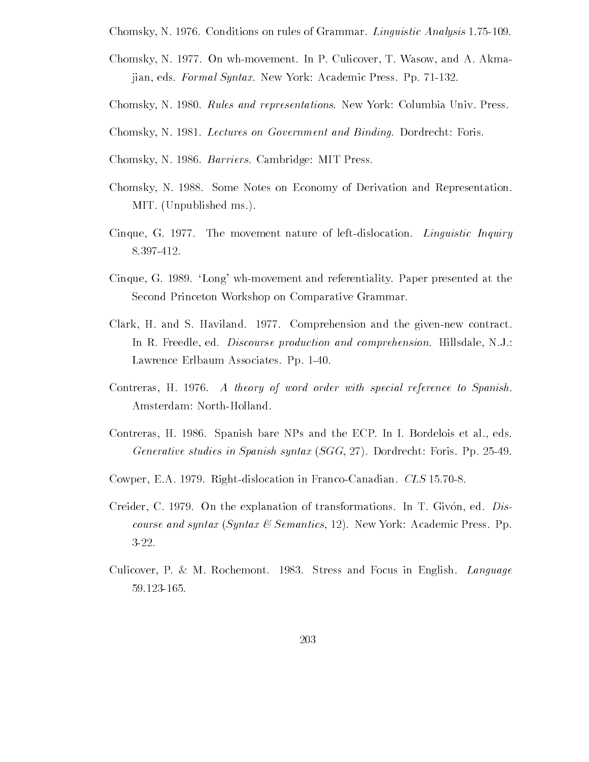Chomsky, N. 1976. Conditions on rules of Grammar. *Linguistic Analysis* 1.75-109.

Chomsky, N. 1977. On wh-movement. In P. Culicover, T. Wasow, and A. Akmajian, eds. *Formal Syntax*. New York: Academic Press. Pp. 71-132.

Chomsky, N. 1980. *Rules and representations*. New York: Columbia Univ. Press.

Chomsky, N. 1981. *Lectures on Government and Binding*. Dordrecht: Foris.

Chomsky, N. 1986. *Barriers*. Cambridge: MIT Press.

Chomsky, N. 1988. Some Notes on Economy of Derivation and Representation. MIT. (Unpublished ms.).

Cinque, G. 1977. The movement nature of left-dislocation. *Linguistic Inquiry* 8.397-412.

Cinque, G. 1989. 'Long' wh-movement and referentiality. Paper presented at the Second Princeton Workshop on Comparative Grammar.

Clark, H. and S. Haviland. 1977. Comprehension and the given-new contract. In R. Freedle, ed. *Discourse production and comprehension*. Hillsdale, N.J.: Lawrence Erlbaum Associates. Pp. 1-40.

Contreras, H. 1976. *A theory of word order with special reference to Spanish*. Amsterdam: North-Holland.

Contreras, H. 1986. Spanish bare NPs and the ECP. In I. Bordelois et al., eds. *Generative studies in Spanish syntax* (*SGG*, 27). Dordrecht: Foris. Pp. 25-49.

Cowper, E.A. 1979. Right-dislocation in Franco-Canadian. *CLS* 15.70-8.

Creider, C. 1979. On the explanation of transformations. In T. Givón, ed. *Discourse and syntax* (*Syntax & Semantics*, 12). New York: Academic Press. Pp. 3-22.

Culicover, P. & M. Rochemont. 1983. Stress and Focus in English. *Language* 59.123-165.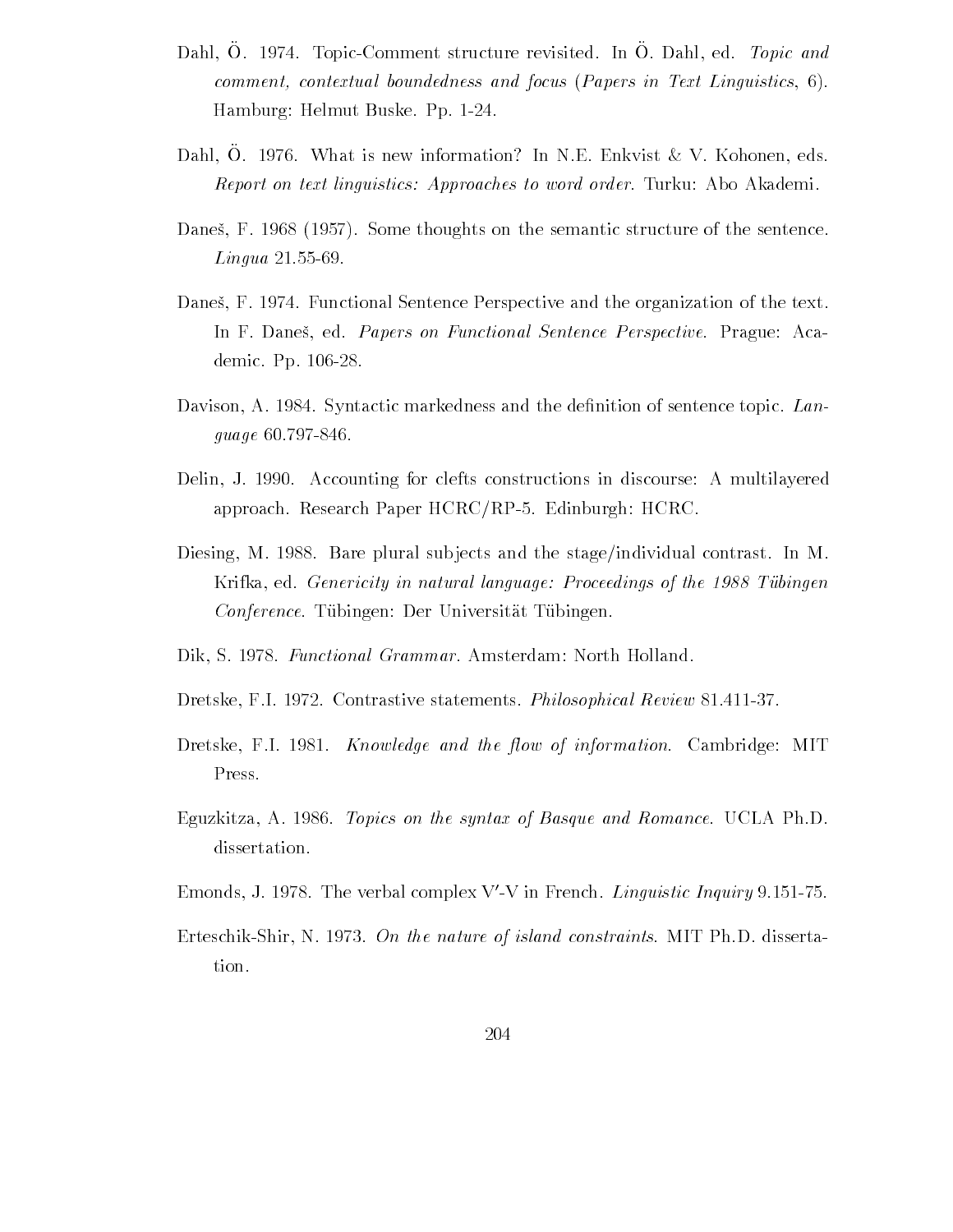Dahl, Ö. 1974. Topic-Comment structure revisited. In Ö. Dahl, ed. *Topic and comment, contextual boundedness and focus* (*Papers in Text Linguistics*, 6). Hamburg: Helmut Buske. Pp. 1-24.

Dahl, Ö. 1976. What is new information? In N.E. Enkvist & V. Kohonen, eds. *Report on text linguistics: Approaches to word order*. Turku: Abo Akademi.

Daneš, F. 1968 (1957). Some thoughts on the semantic structure of the sentence. *Lingua* 21.55-69.

Daneš, F. 1974. Functional Sentence Perspective and the organization of the text. In F. Daneš, ed. *Papers on Functional Sentence Perspective*. Prague: Academic. Pp. 106-28.

Davison, A. 1984. Syntactic markedness and the definition of sentence topic. *Language* 60.797-846.

Delin, J. 1990. Accounting for clefts constructions in discourse: A multilayered approach. Research Paper HCRC/RP-5. Edinburgh: HCRC.

Diesing, M. 1988. Bare plural subjects and the stage/individual contrast. In M. Krifka, ed. *Genericity in natural language: Proceedings of the 1988 Tübingen Conference*. Tübingen: Der Universität Tübingen.

Dik, S. 1978. *Functional Grammar*. Amsterdam: North Holland.

Dretske, F.I. 1972. Contrastive statements. *Philosophical Review* 81.411-37.

Dretske, F.I. 1981. *Knowledge and the flow of information*. Cambridge: MIT Press.

Eguzkitza, A. 1986. *Topics on the syntax of Basque and Romance*. UCLA Ph.D. dissertation.

Emonds, J. 1978. The verbal complex V′-V in French. *Linguistic Inquiry* 9.151-75.

Erteschik-Shir, N. 1973. *On the nature of island constraints*. MIT Ph.D. dissertation.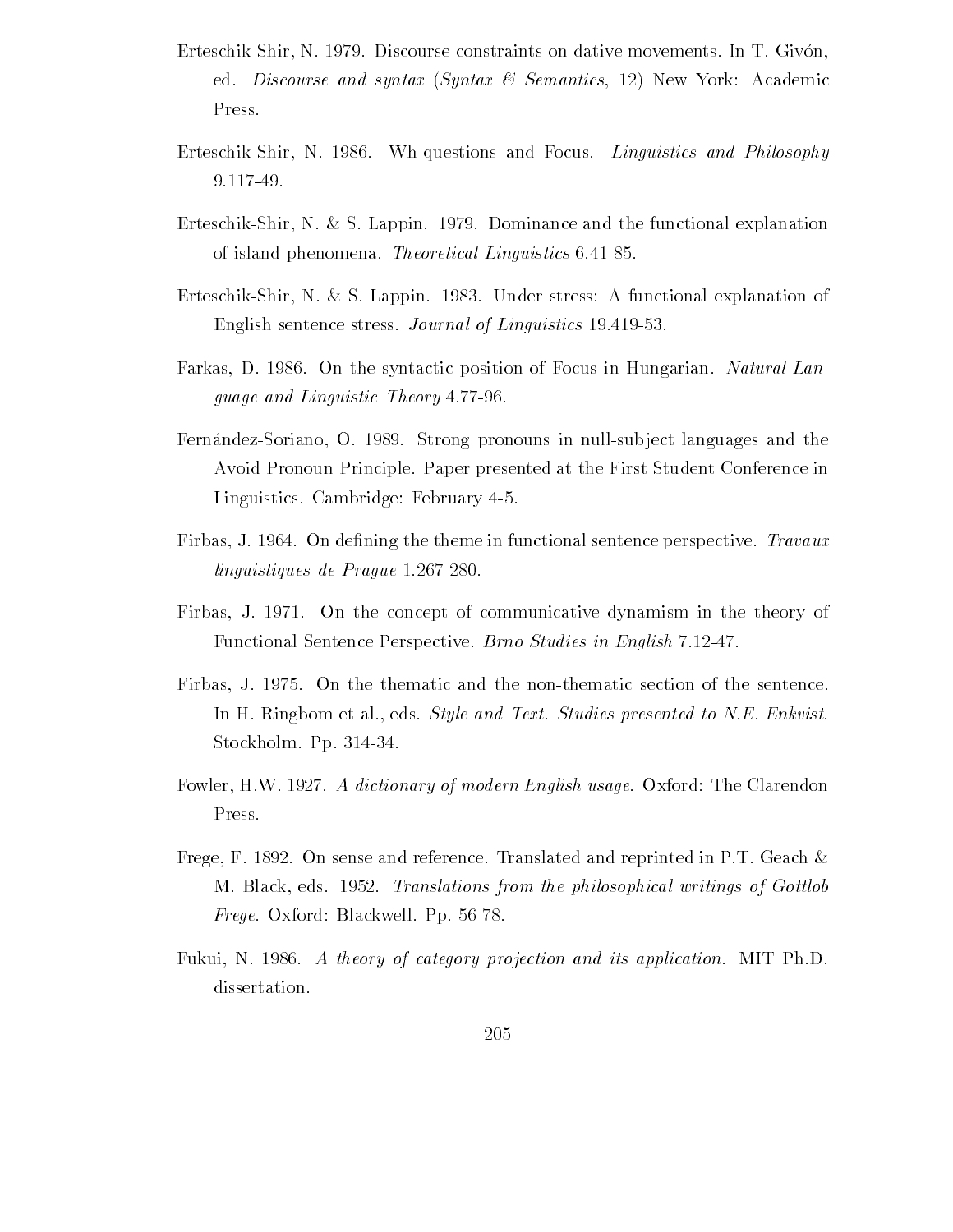Erteschik-Shir, N. 1979. Discourse constraints on dative movements. In T. Givón, ed. *Discourse and syntax* (*Syntax & Semantics*, 12) New York: Academic Press.

Erteschik-Shir, N. 1986. Wh-questions and Focus. *Linguistics and Philosophy* 9.117-49.

Erteschik-Shir, N. & S. Lappin. 1979. Dominance and the functional explanation of island phenomena. *Theoretical Linguistics* 6.41-85.

Erteschik-Shir, N. & S. Lappin. 1983. Under stress: A functional explanation of English sentence stress. *Journal of Linguistics* 19.419-53.

Farkas, D. 1986. On the syntactic position of Focus in Hungarian. *Natural Language and Linguistic Theory* 4.77-96.

Fernández-Soriano, O. 1989. Strong pronouns in null-subject languages and the Avoid Pronoun Principle. Paper presented at the First Student Conference in Linguistics. Cambridge: February 4-5.

Firbas, J. 1964. On defining the theme in functional sentence perspective. *Travaux linguistiques de Prague* 1.267-280.

Firbas, J. 1971. On the concept of communicative dynamism in the theory of Functional Sentence Perspective. *Brno Studies in English* 7.12-47.

Firbas, J. 1975. On the thematic and the non-thematic section of the sentence. In H. Ringbom et al., eds. *Style and Text. Studies presented to N.E. Enkvist.* Stockholm. Pp. 314-34.

Fowler, H.W. 1927. *A dictionary of modern English usage.* Oxford: The Clarendon Press.

Frege, F. 1892. On sense and reference. Translated and reprinted in P.T. Geach & M. Black, eds. 1952. *Translations from the philosophical writings of Gottlob Frege.* Oxford: Blackwell. Pp. 56-78.

Fukui, N. 1986. *A theory of category projection and its application.* MIT Ph.D. dissertation.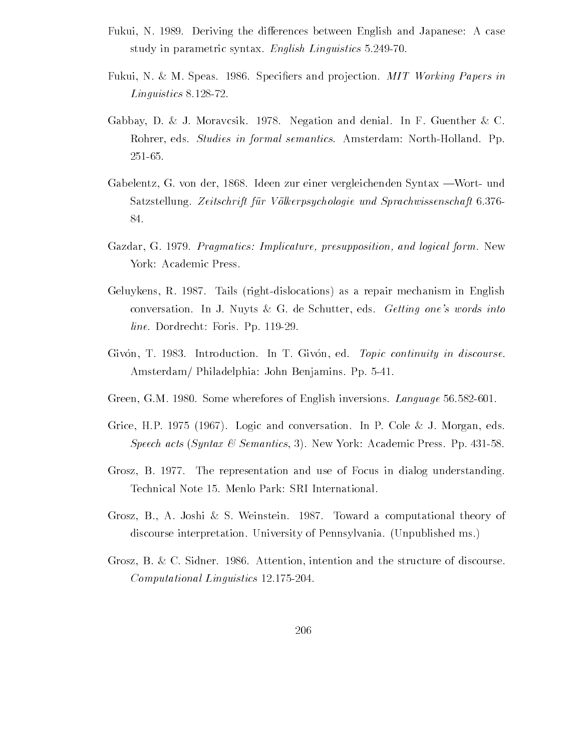Fukui, N. 1989. Deriving the differences between English and Japanese: A case study in parametric syntax. *English Linguistics* 5.249-70.

Fukui, N. & M. Speas. 1986. Specifiers and projection. *MIT Working Papers in Linguistics* 8.128-72.

Gabbay, D. & J. Moravcsik. 1978. Negation and denial. In F. Guenther & C. Rohrer, eds. *Studies in formal semantics*. Amsterdam: North-Holland. Pp. 251-65.

Gabelentz, G. von der, 1868. Ideen zur einer vergleichenden Syntax —Wort- und Satzstellung. *Zeitschrift für Völkerpsychologie und Sprachwissenschaft* 6.376-84.

Gazdar, G. 1979. *Pragmatics: Implicature, presupposition, and logical form*. New York: Academic Press.

Geluykens, R. 1987. Tails (right-dislocations) as a repair mechanism in English conversation. In J. Nuyts & G. de Schutter, eds. *Getting one's words into line*. Dordrecht: Foris. Pp. 119-29.

Givón, T. 1983. Introduction. In T. Givón, ed. *Topic continuity in discourse*. Amsterdam/ Philadelphia: John Benjamins. Pp. 5-41.

Green, G.M. 1980. Some wherefores of English inversions. *Language* 56.582-601.

Grice, H.P. 1975 (1967). Logic and conversation. In P. Cole & J. Morgan, eds. *Speech acts* (*Syntax & Semantics*, 3). New York: Academic Press. Pp. 431-58.

Grosz, B. 1977. The representation and use of Focus in dialog understanding. Technical Note 15. Menlo Park: SRI International.

Grosz, B., A. Joshi & S. Weinstein. 1987. Toward a computational theory of discourse interpretation. University of Pennsylvania. (Unpublished ms.)

Grosz, B. & C. Sidner. 1986. Attention, intention and the structure of discourse. *Computational Linguistics* 12.175-204.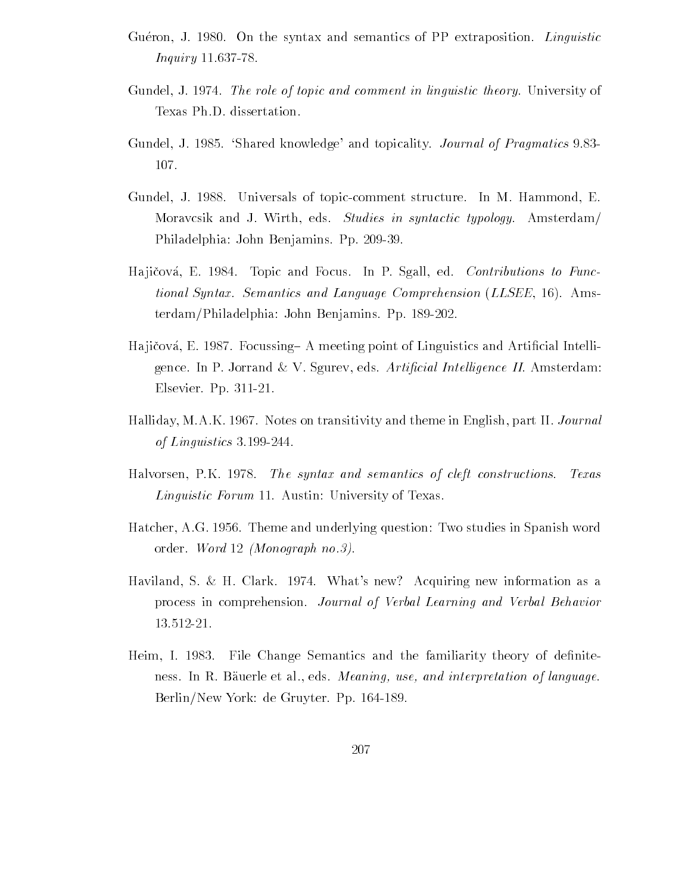Guéron, J. 1980. On the syntax and semantics of PP extraposition. *Linguistic Inquiry* 11.637-78.

Gundel, J. 1974. *The role of topic and comment in linguistic theory.* University of Texas Ph.D. dissertation.

Gundel, J. 1985. 'Shared knowledge' and topicality. *Journal of Pragmatics* 9.83-107.

Gundel, J. 1988. Universals of topic-comment structure. In M. Hammond, E. Moravcsik and J. Wirth, eds. *Studies in syntactic typology.* Amsterdam/ Philadelphia: John Benjamins. Pp. 209-39.

Hajičová, E. 1984. Topic and Focus. In P. Sgall, ed. *Contributions to Functional Syntax. Semantics and Language Comprehension* (*LLSEE*, 16). Amsterdam/Philadelphia: John Benjamins. Pp. 189-202.

Hajičová, E. 1987. Focussing– A meeting point of Linguistics and Artificial Intelligence. In P. Jorrand & V. Sgurev, eds. *Artificial Intelligence II.* Amsterdam: Elsevier. Pp. 311-21.

Halliday, M.A.K. 1967. Notes on transitivity and theme in English, part II. *Journal of Linguistics* 3.199-244.

Halvorsen, P.K. 1978. *The syntax and semantics of cleft constructions. Texas Linguistic Forum* 11. Austin: University of Texas.

Hatcher, A.G. 1956. Theme and underlying question: Two studies in Spanish word order. *Word* 12 *(Monograph no.3).*

Haviland, S. & H. Clark. 1974. What's new? Acquiring new information as a process in comprehension. *Journal of Verbal Learning and Verbal Behavior* 13.512-21.

Heim, I. 1983. File Change Semantics and the familiarity theory of definiteness. In R. Bäuerle et al., eds. *Meaning, use, and interpretation of language.* Berlin/New York: de Gruyter. Pp. 164-189.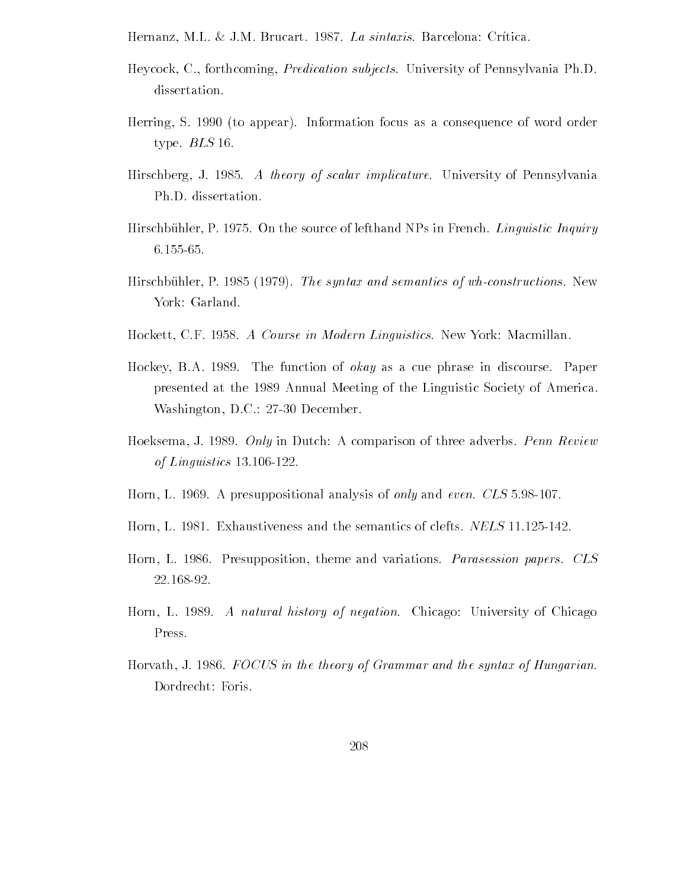Hernanz, M.L. & J.M. Brucart. 1987. *La sintaxis*. Barcelona: Crítica.

Heycock, C., forthcoming, *Predication subjects*. University of Pennsylvania Ph.D. dissertation.

Herring, S. 1990 (to appear). Information focus as a consequence of word order type. *BLS* 16.

Hirschberg, J. 1985. *A theory of scalar implicature*. University of Pennsylvania Ph.D. dissertation.

Hirschbühler, P. 1975. On the source of lefthand NPs in French. *Linguistic Inquiry* 6.155-65.

Hirschbühler, P. 1985 (1979). *The syntax and semantics of wh-constructions*. New York: Garland.

Hockett, C.F. 1958. *A Course in Modern Linguistics*. New York: Macmillan.

Hockey, B.A. 1989. The function of *okay* as a cue phrase in discourse. Paper presented at the 1989 Annual Meeting of the Linguistic Society of America. Washington, D.C.: 27-30 December.

Hoeksema, J. 1989. *Only* in Dutch: A comparison of three adverbs. *Penn Review of Linguistics* 13.106-122.

Horn, L. 1969. A presuppositional analysis of *only* and *even*. *CLS* 5.98-107.

Horn, L. 1981. Exhaustiveness and the semantics of clefts. *NELS* 11.125-142.

Horn, L. 1986. Presupposition, theme and variations. *Parasession papers. CLS* 22.168-92.

Horn, L. 1989. *A natural history of negation*. Chicago: University of Chicago Press.

Horvath, J. 1986. *FOCUS in the theory of Grammar and the syntax of Hungarian*. Dordrecht: Foris.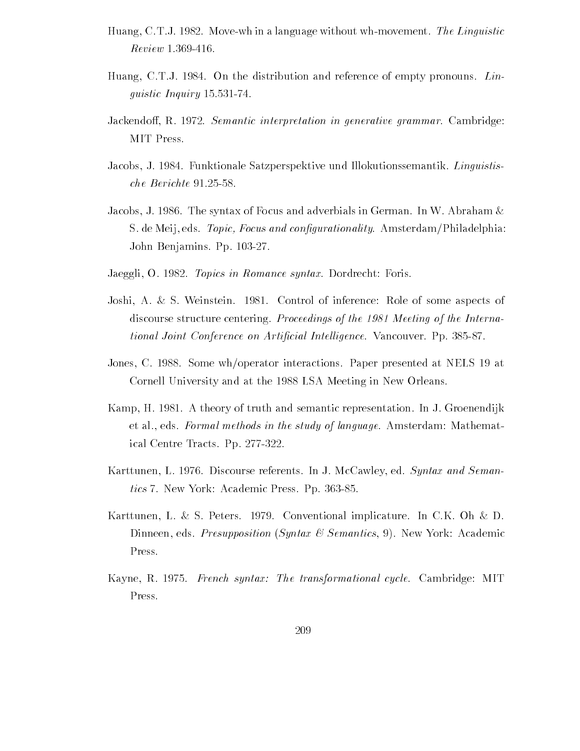Huang, C.T.J. 1982. Move-wh in a language without wh-movement. *The Linguistic Review* 1.369-416.

Huang, C.T.J. 1984. On the distribution and reference of empty pronouns. *Linguistic Inquiry* 15.531-74.

Jackendoff, R. 1972. *Semantic interpretation in generative grammar*. Cambridge: MIT Press.

Jacobs, J. 1984. Funktionale Satzperspektive und Illokutionssemantik. *Linguistische Berichte* 91.25-58.

Jacobs, J. 1986. The syntax of Focus and adverbials in German. In W. Abraham & S. de Meij, eds. *Topic, Focus and configurationality*. Amsterdam/Philadelphia: John Benjamins. Pp. 103-27.

Jaeggli, O. 1982. *Topics in Romance syntax*. Dordrecht: Foris.

Joshi, A. & S. Weinstein. 1981. Control of inference: Role of some aspects of discourse structure centering. *Proceedings of the 1981 Meeting of the International Joint Conference on Artificial Intelligence*. Vancouver. Pp. 385-87.

Jones, C. 1988. Some wh/operator interactions. Paper presented at NELS 19 at Cornell University and at the 1988 LSA Meeting in New Orleans.

Kamp, H. 1981. A theory of truth and semantic representation. In J. Groenendijk et al., eds. *Formal methods in the study of language*. Amsterdam: Mathematical Centre Tracts. Pp. 277-322.

Karttunen, L. 1976. Discourse referents. In J. McCawley, ed. *Syntax and Semantics* 7. New York: Academic Press. Pp. 363-85.

Karttunen, L. & S. Peters. 1979. Conventional implicature. In C.K. Oh & D. Dinneen, eds. *Presupposition* (*Syntax & Semantics*, 9). New York: Academic Press.

Kayne, R. 1975. *French syntax: The transformational cycle*. Cambridge: MIT Press.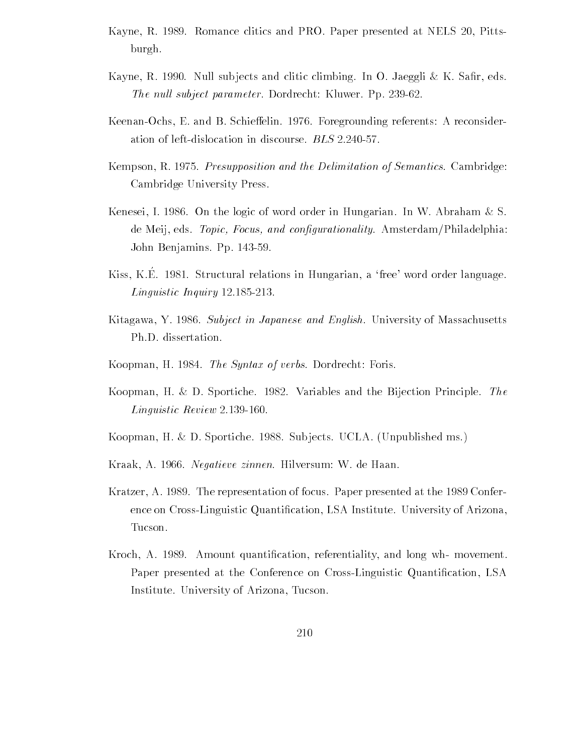Kayne, R. 1989. Romance clitics and PRO. Paper presented at NELS 20, Pittsburgh.

Kayne, R. 1990. Null subjects and clitic climbing. In O. Jaeggli & K. Safir, eds. *The null subject parameter*. Dordrecht: Kluwer. Pp. 239-62.

Keenan-Ochs, E. and B. Schieffelin. 1976. Foregrounding referents: A reconsideration of left-dislocation in discourse. *BLS* 2.240-57.

Kempson, R. 1975. *Presupposition and the Delimitation of Semantics*. Cambridge: Cambridge University Press.

Kenesei, I. 1986. On the logic of word order in Hungarian. In W. Abraham & S. de Meij, eds. *Topic, Focus, and configurationality*. Amsterdam/Philadelphia: John Benjamins. Pp. 143-59.

Kiss, K.É. 1981. Structural relations in Hungarian, a 'free' word order language. *Linguistic Inquiry* 12.185-213.

Kitagawa, Y. 1986. *Subject in Japanese and English*. University of Massachusetts Ph.D. dissertation.

Koopman, H. 1984. *The Syntax of verbs*. Dordrecht: Foris.

Koopman, H. & D. Sportiche. 1982. Variables and the Bijection Principle. *The Linguistic Review* 2.139-160.

Koopman, H. & D. Sportiche. 1988. Subjects. UCLA. (Unpublished ms.)

Kraak, A. 1966. *Negatieve zinnen*. Hilversum: W. de Haan.

Kratzer, A. 1989. The representation of focus. Paper presented at the 1989 Conference on Cross-Linguistic Quantification, LSA Institute. University of Arizona, Tucson.

Kroch, A. 1989. Amount quantification, referentiality, and long wh- movement. Paper presented at the Conference on Cross-Linguistic Quantification, LSA Institute. University of Arizona, Tucson.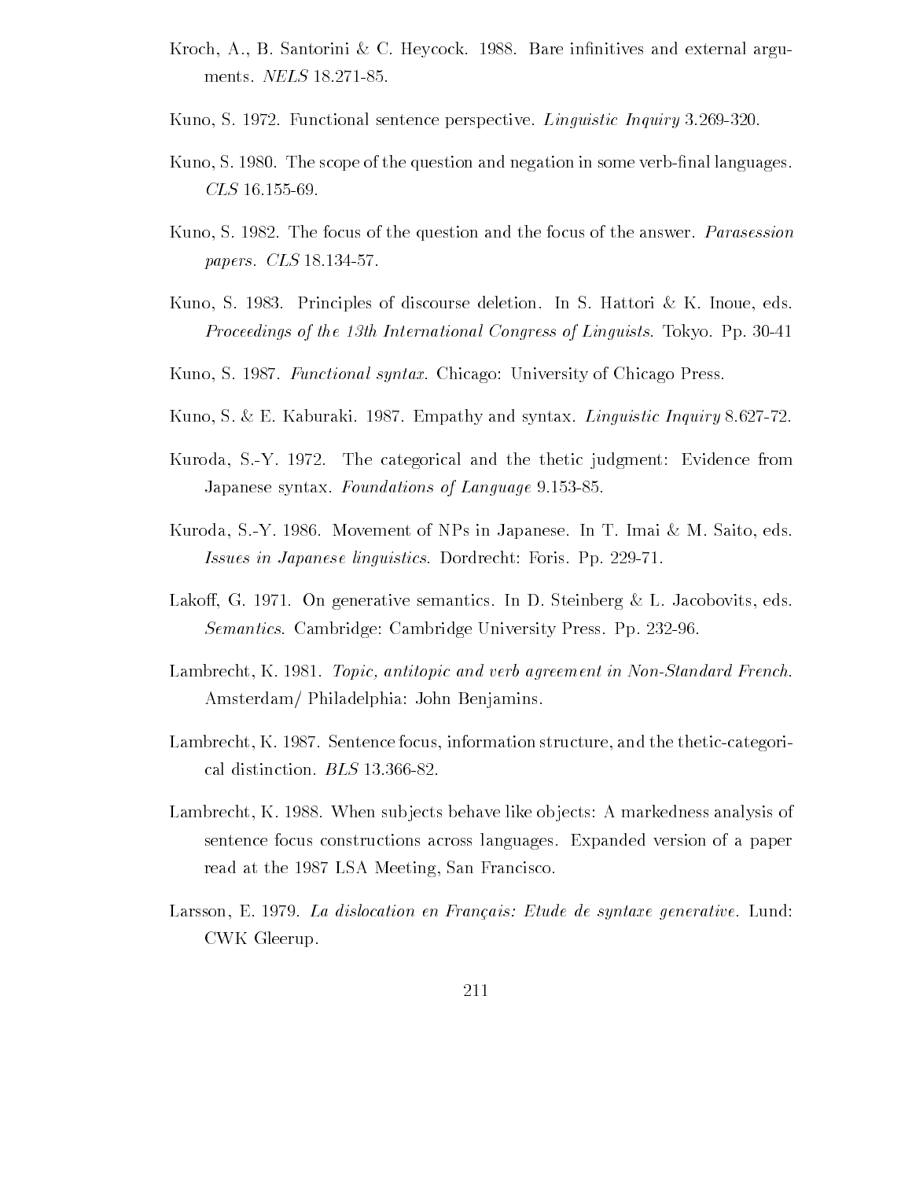Kroch, A., B. Santorini & C. Heycock. 1988. Bare infinitives and external arguments. *NELS* 18.271-85.

Kuno, S. 1972. Functional sentence perspective. *Linguistic Inquiry* 3.269-320.

Kuno, S. 1980. The scope of the question and negation in some verb-final languages. *CLS* 16.155-69.

Kuno, S. 1982. The focus of the question and the focus of the answer. *Parasession papers. CLS* 18.134-57.

Kuno, S. 1983. Principles of discourse deletion. In S. Hattori & K. Inoue, eds. *Proceedings of the 13th International Congress of Linguists*. Tokyo. Pp. 30-41

Kuno, S. 1987. *Functional syntax*. Chicago: University of Chicago Press.

Kuno, S. & E. Kaburaki. 1987. Empathy and syntax. *Linguistic Inquiry* 8.627-72.

Kuroda, S.-Y. 1972. The categorical and the thetic judgment: Evidence from Japanese syntax. *Foundations of Language* 9.153-85.

Kuroda, S.-Y. 1986. Movement of NPs in Japanese. In T. Imai & M. Saito, eds. *Issues in Japanese linguistics*. Dordrecht: Foris. Pp. 229-71.

Lakoff, G. 1971. On generative semantics. In D. Steinberg & L. Jacobovits, eds. *Semantics*. Cambridge: Cambridge University Press. Pp. 232-96.

Lambrecht, K. 1981. *Topic, antitopic and verb agreement in Non-Standard French*. Amsterdam/ Philadelphia: John Benjamins.

Lambrecht, K. 1987. Sentence focus, information structure, and the thetic-categorical distinction. *BLS* 13.366-82.

Lambrecht, K. 1988. When subjects behave like objects: A markedness analysis of sentence focus constructions across languages. Expanded version of a paper read at the 1987 LSA Meeting, San Francisco.

Larsson, E. 1979. *La dislocation en Français: Etude de syntaxe generative*. Lund: CWK Gleerup.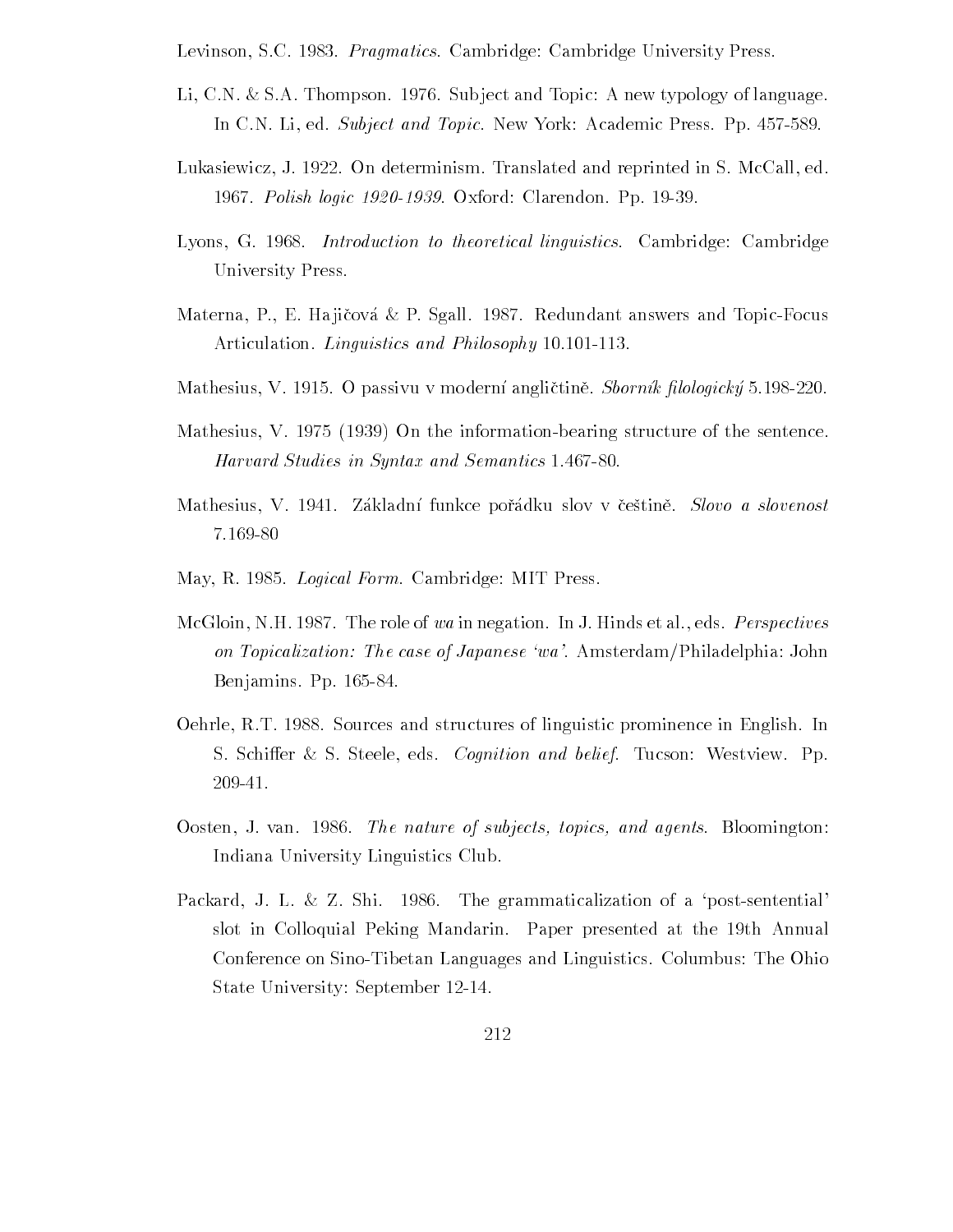Levinson, S.C. 1983. *Pragmatics*. Cambridge: Cambridge University Press.

Li, C.N. & S.A. Thompson. 1976. Subject and Topic: A new typology of language. In C.N. Li, ed. *Subject and Topic*. New York: Academic Press. Pp. 457-589.

Lukasiewicz, J. 1922. On determinism. Translated and reprinted in S. McCall, ed. 1967. *Polish logic 1920-1939*. Oxford: Clarendon. Pp. 19-39.

Lyons, G. 1968. *Introduction to theoretical linguistics*. Cambridge: Cambridge University Press.

Materna, P., E. Hajičová & P. Sgall. 1987. Redundant answers and Topic-Focus Articulation. *Linguistics and Philosophy* 10.101-113.

Mathesius, V. 1915. O passivu v moderní angličtině. *Sborník filologický* 5.198-220.

Mathesius, V. 1975 (1939) On the information-bearing structure of the sentence. *Harvard Studies in Syntax and Semantics* 1.467-80.

Mathesius, V. 1941. Základní funkce pořádku slov v češtině. *Slovo a slovenost* 7.169-80

May, R. 1985. *Logical Form*. Cambridge: MIT Press.

McGloin, N.H. 1987. The role of *wa* in negation. In J. Hinds et al., eds. *Perspectives on Topicalization: The case of Japanese 'wa'*. Amsterdam/Philadelphia: John Benjamins. Pp. 165-84.

Oehrle, R.T. 1988. Sources and structures of linguistic prominence in English. In S. Schiffer & S. Steele, eds. *Cognition and belief*. Tucson: Westview. Pp. 209-41.

Oosten, J. van. 1986. *The nature of subjects, topics, and agents*. Bloomington: Indiana University Linguistics Club.

Packard, J. L. & Z. Shi. 1986. The grammaticalization of a 'post-sentential' slot in Colloquial Peking Mandarin. Paper presented at the 19th Annual Conference on Sino-Tibetan Languages and Linguistics. Columbus: The Ohio State University: September 12-14.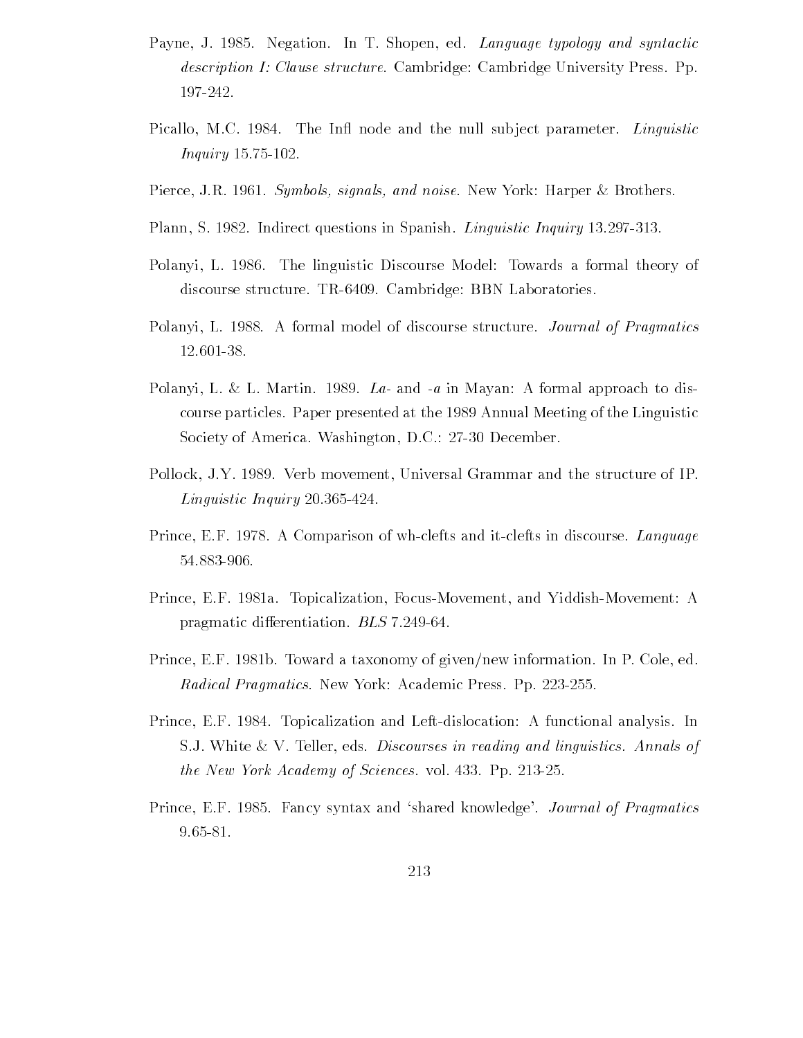Payne, J. 1985. Negation. In T. Shopen, ed. *Language typology and syntactic description I: Clause structure.* Cambridge: Cambridge University Press. Pp. 197-242.

Picallo, M.C. 1984. The Infl node and the null subject parameter. *Linguistic Inquiry* 15.75-102.

Pierce, J.R. 1961. *Symbols, signals, and noise.* New York: Harper & Brothers.

Plann, S. 1982. Indirect questions in Spanish. *Linguistic Inquiry* 13.297-313.

Polanyi, L. 1986. The linguistic Discourse Model: Towards a formal theory of discourse structure. TR-6409. Cambridge: BBN Laboratories.

Polanyi, L. 1988. A formal model of discourse structure. *Journal of Pragmatics* 12.601-38.

Polanyi, L. & L. Martin. 1989. *La-* and *-a* in Mayan: A formal approach to discourse particles. Paper presented at the 1989 Annual Meeting of the Linguistic Society of America. Washington, D.C.: 27-30 December.

Pollock, J.Y. 1989. Verb movement, Universal Grammar and the structure of IP. *Linguistic Inquiry* 20.365-424.

Prince, E.F. 1978. A Comparison of wh-clefts and it-clefts in discourse. *Language* 54.883-906.

Prince, E.F. 1981a. Topicalization, Focus-Movement, and Yiddish-Movement: A pragmatic differentiation. *BLS* 7.249-64.

Prince, E.F. 1981b. Toward a taxonomy of given/new information. In P. Cole, ed. *Radical Pragmatics.* New York: Academic Press. Pp. 223-255.

Prince, E.F. 1984. Topicalization and Left-dislocation: A functional analysis. In S.J. White & V. Teller, eds. *Discourses in reading and linguistics. Annals of the New York Academy of Sciences.* vol. 433. Pp. 213-25.

Prince, E.F. 1985. Fancy syntax and 'shared knowledge'. *Journal of Pragmatics* 9.65-81.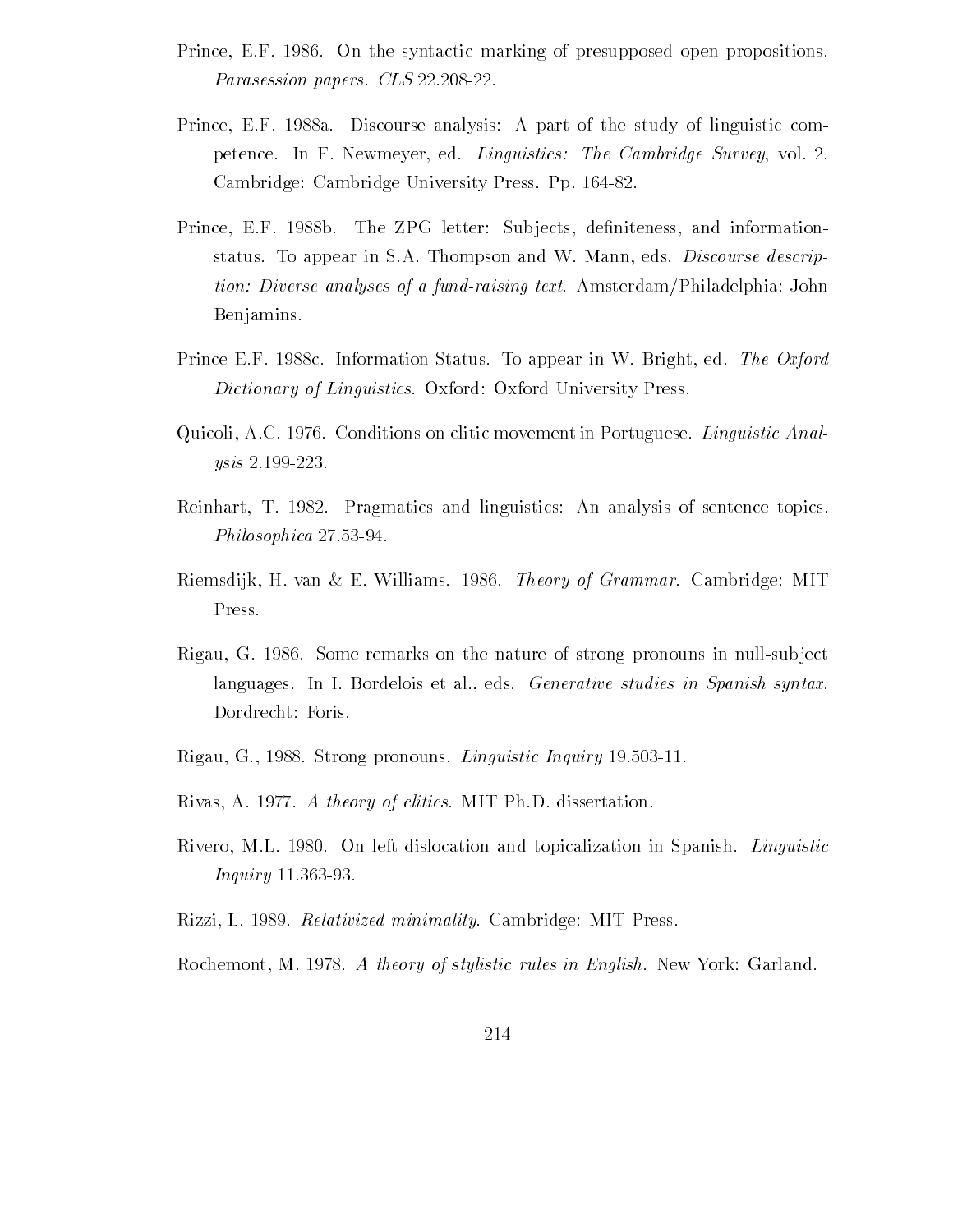Prince, E.F. 1986. On the syntactic marking of presupposed open propositions. *Parasession papers. CLS* 22.208-22.

Prince, E.F. 1988a. Discourse analysis: A part of the study of linguistic competence. In F. Newmeyer, ed. *Linguistics: The Cambridge Survey*, vol. 2. Cambridge: Cambridge University Press. Pp. 164-82.

Prince, E.F. 1988b. The ZPG letter: Subjects, definiteness, and information-status. To appear in S.A. Thompson and W. Mann, eds. *Discourse description: Diverse analyses of a fund-raising text*. Amsterdam/Philadelphia: John Benjamins.

Prince E.F. 1988c. Information-Status. To appear in W. Bright, ed. *The Oxford Dictionary of Linguistics*. Oxford: Oxford University Press.

Quicoli, A.C. 1976. Conditions on clitic movement in Portuguese. *Linguistic Analysis* 2.199-223.

Reinhart, T. 1982. Pragmatics and linguistics: An analysis of sentence topics. *Philosophica* 27.53-94.

Riemsdijk, H. van & E. Williams. 1986. *Theory of Grammar*. Cambridge: MIT Press.

Rigau, G. 1986. Some remarks on the nature of strong pronouns in null-subject languages. In I. Bordelois et al., eds. *Generative studies in Spanish syntax*. Dordrecht: Foris.

Rigau, G., 1988. Strong pronouns. *Linguistic Inquiry* 19.503-11.

Rivas, A. 1977. *A theory of clitics*. MIT Ph.D. dissertation.

Rivero, M.L. 1980. On left-dislocation and topicalization in Spanish. *Linguistic Inquiry* 11.363-93.

Rizzi, L. 1989. *Relativized minimality*. Cambridge: MIT Press.

Rochemont, M. 1978. *A theory of stylistic rules in English*. New York: Garland.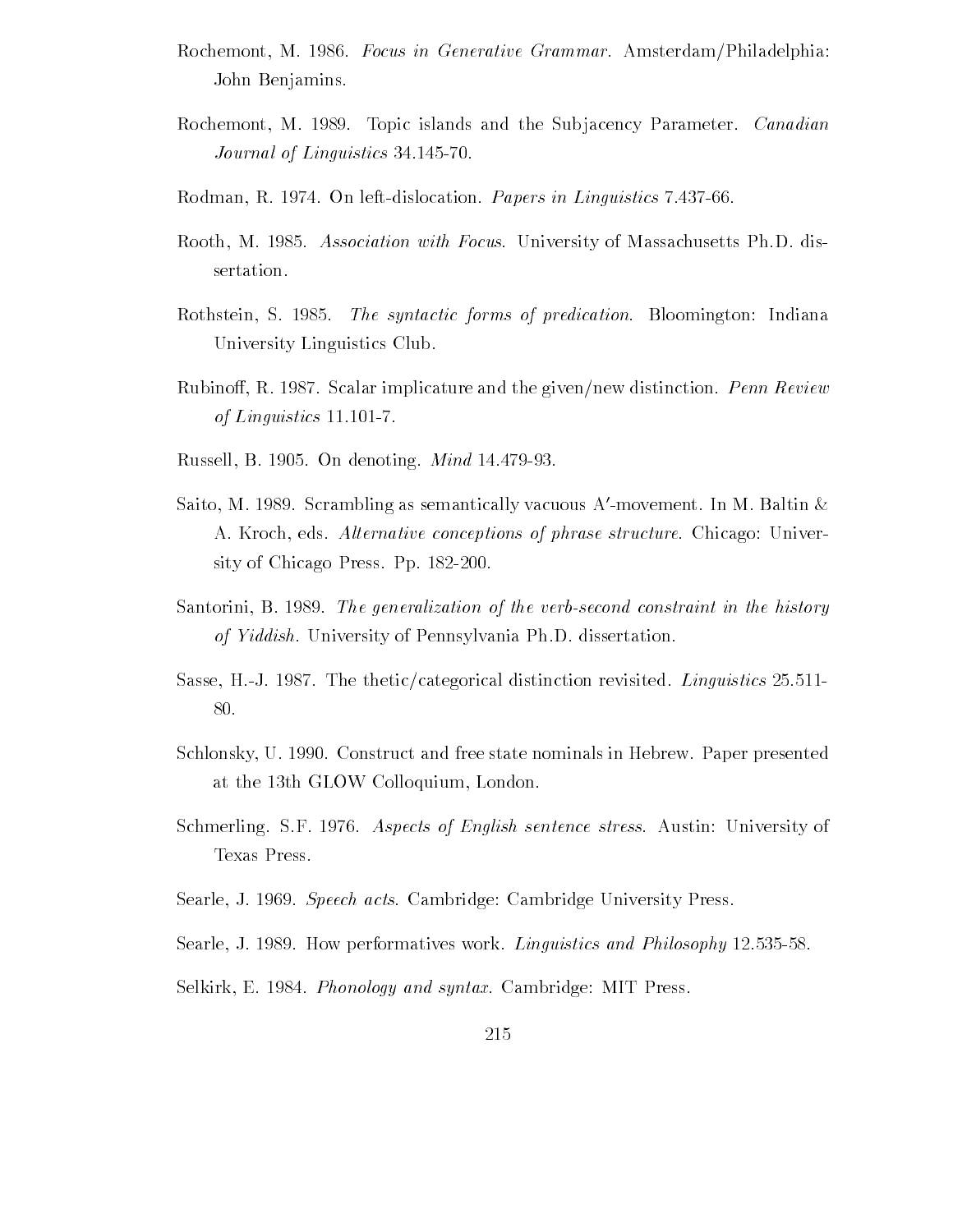Rochemont, M. 1986. *Focus in Generative Grammar*. Amsterdam/Philadelphia: John Benjamins.

Rochemont, M. 1989. Topic islands and the Subjacency Parameter. *Canadian Journal of Linguistics* 34.145-70.

Rodman, R. 1974. On left-dislocation. *Papers in Linguistics* 7.437-66.

Rooth, M. 1985. *Association with Focus*. University of Massachusetts Ph.D. dissertation.

Rothstein, S. 1985. *The syntactic forms of predication*. Bloomington: Indiana University Linguistics Club.

Rubinoff, R. 1987. Scalar implicature and the given/new distinction. *Penn Review of Linguistics* 11.101-7.

Russell, B. 1905. On denoting. *Mind* 14.479-93.

Saito, M. 1989. Scrambling as semantically vacuous A′-movement. In M. Baltin & A. Kroch, eds. *Alternative conceptions of phrase structure*. Chicago: University of Chicago Press. Pp. 182-200.

Santorini, B. 1989. *The generalization of the verb-second constraint in the history of Yiddish*. University of Pennsylvania Ph.D. dissertation.

Sasse, H.-J. 1987. The thetic/categorical distinction revisited. *Linguistics* 25.511-80.

Schlonsky, U. 1990. Construct and free state nominals in Hebrew. Paper presented at the 13th GLOW Colloquium, London.

Schmerling. S.F. 1976. *Aspects of English sentence stress*. Austin: University of Texas Press.

Searle, J. 1969. *Speech acts*. Cambridge: Cambridge University Press.

Searle, J. 1989. How performatives work. *Linguistics and Philosophy* 12.535-58.

Selkirk, E. 1984. *Phonology and syntax*. Cambridge: MIT Press.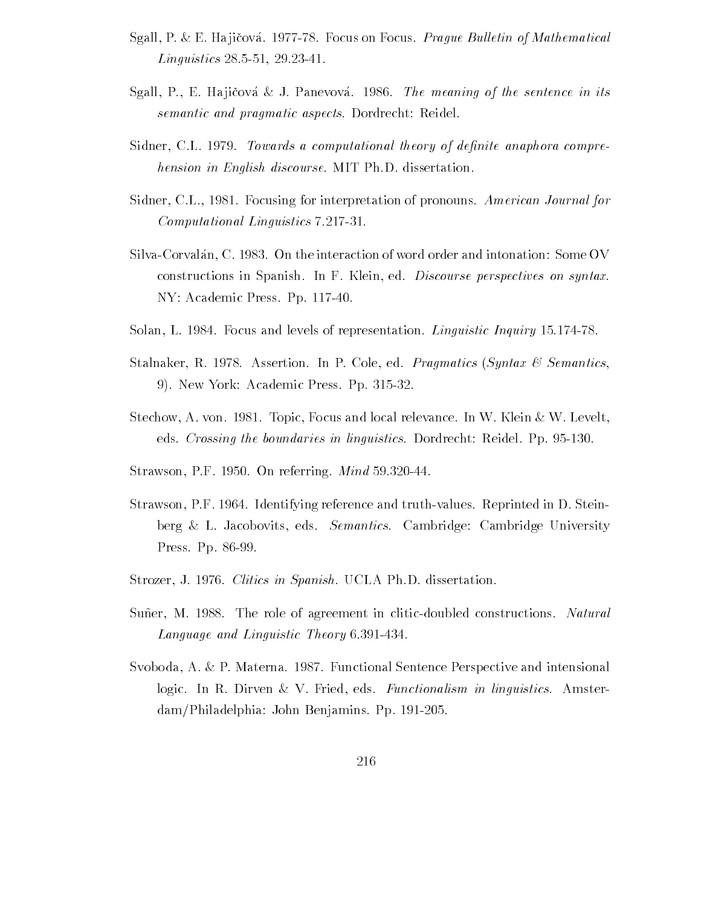Sgall, P. & E. Hajičová. 1977-78. Focus on Focus. *Prague Bulletin of Mathematical Linguistics* 28.5-51, 29.23-41.

Sgall, P., E. Hajičová & J. Panevová. 1986. *The meaning of the sentence in its semantic and pragmatic aspects*. Dordrecht: Reidel.

Sidner, C.L. 1979. *Towards a computational theory of definite anaphora comprehension in English discourse.* MIT Ph.D. dissertation.

Sidner, C.L., 1981. Focusing for interpretation of pronouns. *American Journal for Computational Linguistics* 7.217-31.

Silva-Corvalán, C. 1983. On the interaction of word order and intonation: Some OV constructions in Spanish. In F. Klein, ed. *Discourse perspectives on syntax.* NY: Academic Press. Pp. 117-40.

Solan, L. 1984. Focus and levels of representation. *Linguistic Inquiry* 15.174-78.

Stalnaker, R. 1978. Assertion. In P. Cole, ed. *Pragmatics* (*Syntax & Semantics*, 9). New York: Academic Press. Pp. 315-32.

Stechow, A. von. 1981. Topic, Focus and local relevance. In W. Klein & W. Levelt, eds. *Crossing the boundaries in linguistics*. Dordrecht: Reidel. Pp. 95-130.

Strawson, P.F. 1950. On referring. *Mind* 59.320-44.

Strawson, P.F. 1964. Identifying reference and truth-values. Reprinted in D. Steinberg & L. Jacobovits, eds. *Semantics*. Cambridge: Cambridge University Press. Pp. 86-99.

Strozer, J. 1976. *Clitics in Spanish.* UCLA Ph.D. dissertation.

Suñer, M. 1988. The role of agreement in clitic-doubled constructions. *Natural Language and Linguistic Theory* 6.391-434.

Svoboda, A. & P. Materna. 1987. Functional Sentence Perspective and intensional logic. In R. Dirven & V. Fried, eds. *Functionalism in linguistics*. Amsterdam/Philadelphia: John Benjamins. Pp. 191-205.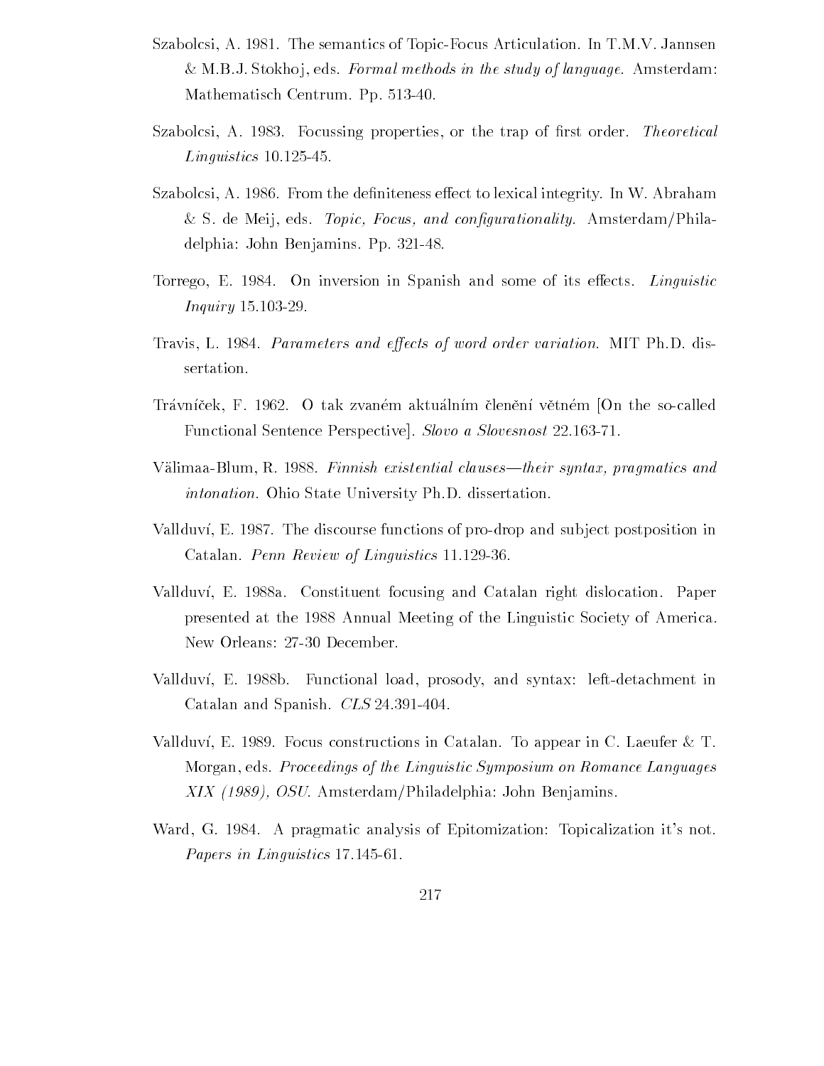Szabolcsi, A. 1981. The semantics of Topic-Focus Articulation. In T.M.V. Jannsen & M.B.J. Stokhoj, eds. *Formal methods in the study of language*. Amsterdam: Mathematisch Centrum. Pp. 513-40.

Szabolcsi, A. 1983. Focussing properties, or the trap of first order. *Theoretical Linguistics* 10.125-45.

Szabolcsi, A. 1986. From the definiteness effect to lexical integrity. In W. Abraham & S. de Meij, eds. *Topic, Focus, and configurationality*. Amsterdam/Philadelphia: John Benjamins. Pp. 321-48.

Torrego, E. 1984. On inversion in Spanish and some of its effects. *Linguistic Inquiry* 15.103-29.

Travis, L. 1984. *Parameters and effects of word order variation*. MIT Ph.D. dissertation.

Trávníček, F. 1962. O tak zvaném aktuálním členění větném [On the so-called Functional Sentence Perspective]. *Slovo a Slovesnost* 22.163-71.

Välimaa-Blum, R. 1988. *Finnish existential clauses—their syntax, pragmatics and intonation*. Ohio State University Ph.D. dissertation.

Vallduví, E. 1987. The discourse functions of pro-drop and subject postposition in Catalan. *Penn Review of Linguistics* 11.129-36.

Vallduví, E. 1988a. Constituent focusing and Catalan right dislocation. Paper presented at the 1988 Annual Meeting of the Linguistic Society of America. New Orleans: 27-30 December.

Vallduví, E. 1988b. Functional load, prosody, and syntax: left-detachment in Catalan and Spanish. *CLS* 24.391-404.

Vallduví, E. 1989. Focus constructions in Catalan. To appear in C. Laeufer & T. Morgan, eds. *Proceedings of the Linguistic Symposium on Romance Languages XIX (1989), OSU*. Amsterdam/Philadelphia: John Benjamins.

Ward, G. 1984. A pragmatic analysis of Epitomization: Topicalization it's not. *Papers in Linguistics* 17.145-61.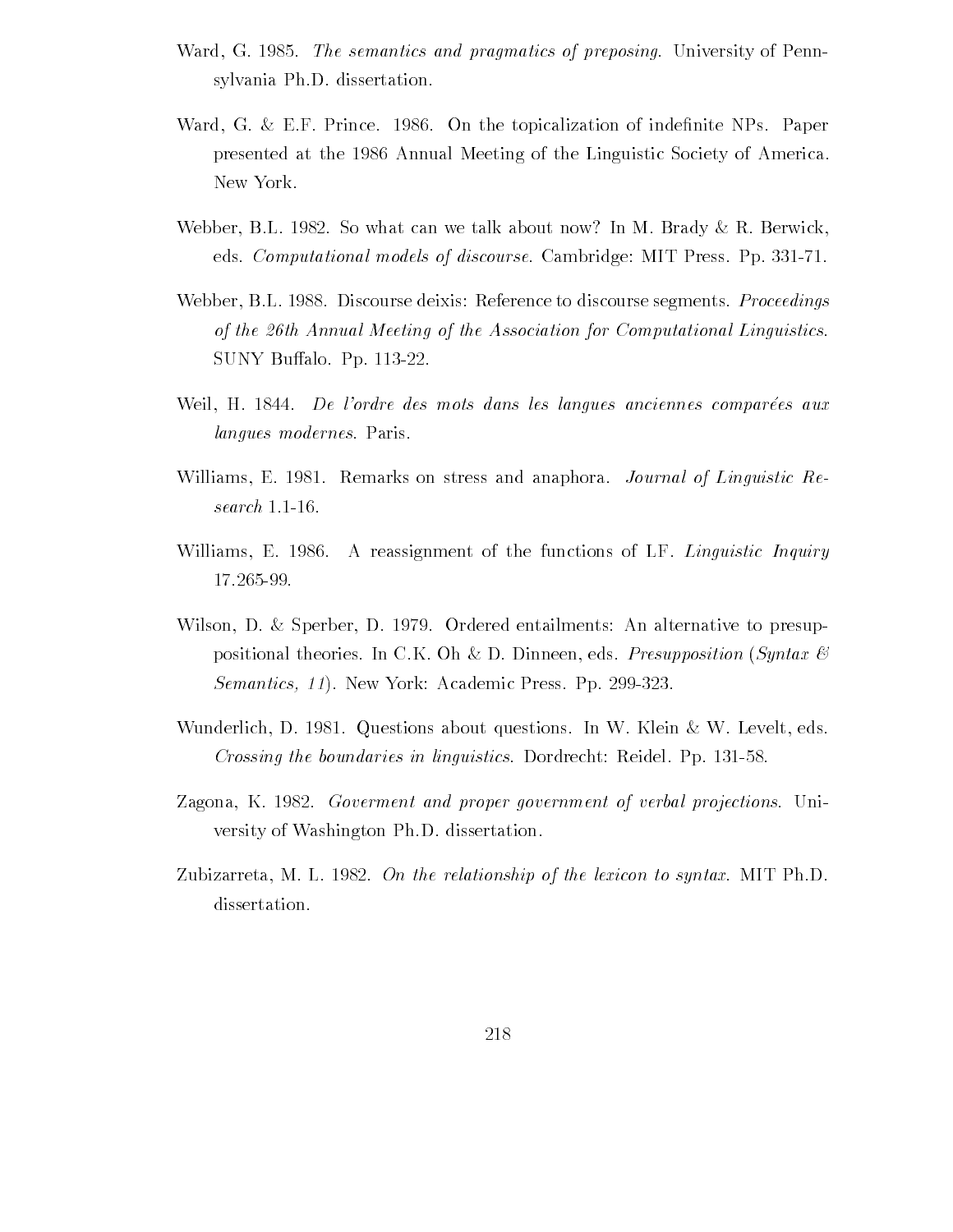Ward, G. 1985. *The semantics and pragmatics of preposing.* University of Pennsylvania Ph.D. dissertation.

Ward, G. & E.F. Prince. 1986. On the topicalization of indefinite NPs. Paper presented at the 1986 Annual Meeting of the Linguistic Society of America. New York.

Webber, B.L. 1982. So what can we talk about now? In M. Brady & R. Berwick, eds. *Computational models of discourse.* Cambridge: MIT Press. Pp. 331-71.

Webber, B.L. 1988. Discourse deixis: Reference to discourse segments. *Proceedings of the 26th Annual Meeting of the Association for Computational Linguistics.* SUNY Buffalo. Pp. 113-22.

Weil, H. 1844. *De l'ordre des mots dans les langues anciennes comparées aux langues modernes.* Paris.

Williams, E. 1981. Remarks on stress and anaphora. *Journal of Linguistic Research* 1.1-16.

Williams, E. 1986. A reassignment of the functions of LF. *Linguistic Inquiry* 17.265-99.

Wilson, D. & Sperber, D. 1979. Ordered entailments: An alternative to presuppositional theories. In C.K. Oh & D. Dinneen, eds. *Presupposition* (*Syntax & Semantics, 11*). New York: Academic Press. Pp. 299-323.

Wunderlich, D. 1981. Questions about questions. In W. Klein & W. Levelt, eds. *Crossing the boundaries in linguistics.* Dordrecht: Reidel. Pp. 131-58.

Zagona, K. 1982. *Goverment and proper government of verbal projections.* University of Washington Ph.D. dissertation.

Zubizarreta, M. L. 1982. *On the relationship of the lexicon to syntax.* MIT Ph.D. dissertation.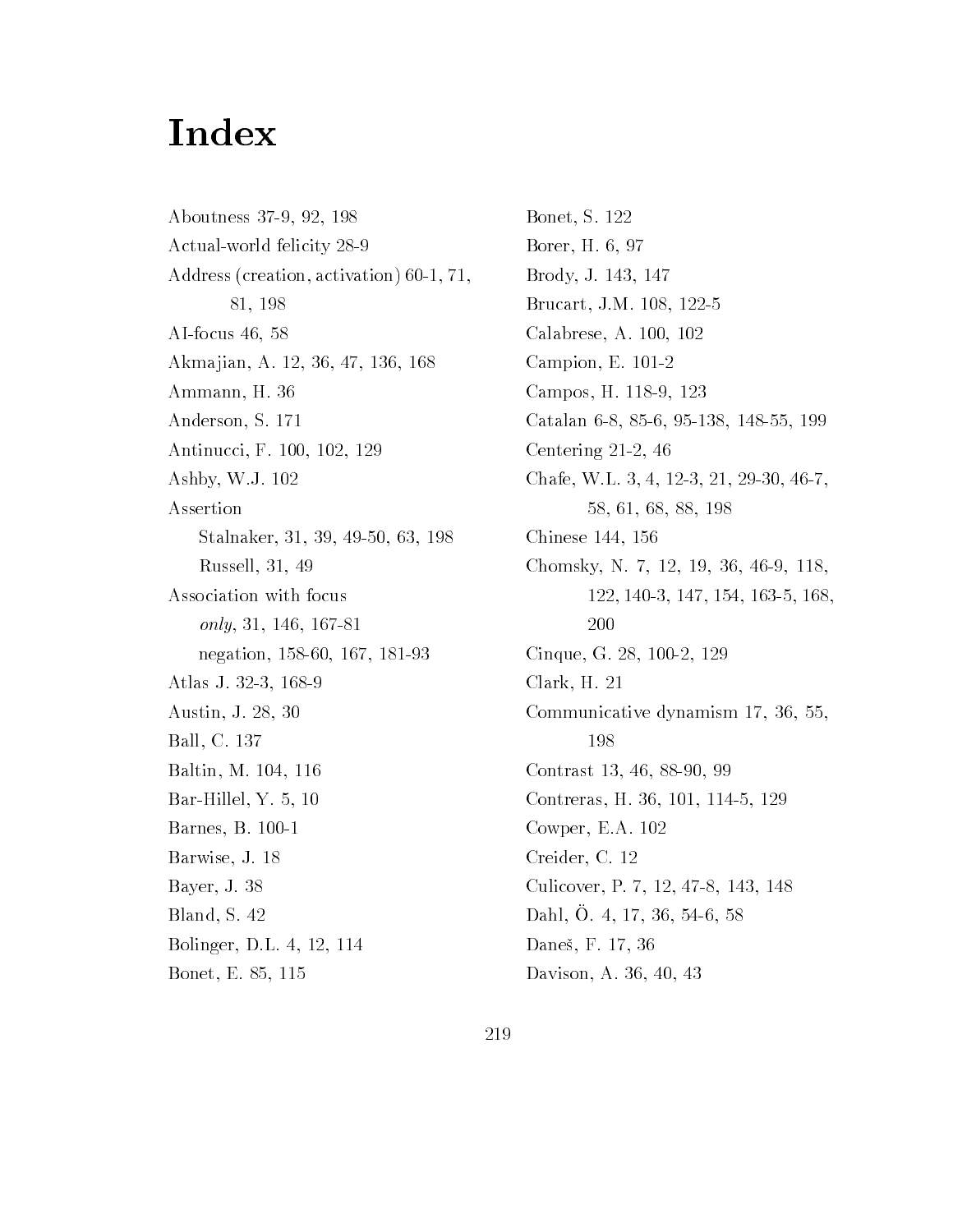# Index

Aboutness 37-9, 92, 198

Actual-world felicity 28-9

Address (creation, activation) 60-1, 71, 81, 198

AI-focus 46, 58

Akmajian, A. 12, 36, 47, 136, 168

Ammann, H. 36

Anderson, S. 171

Antinucci, F. 100, 102, 129

Ashby, W.J. 102

Assertion

- Stalnaker, 31, 39, 49-50, 63, 198
- Russell, 31, 49

Association with focus

- *only*, 31, 146, 167-81
- negation, 158-60, 167, 181-93

Atlas J. 32-3, 168-9

Austin, J. 28, 30

Ball, C. 137

Baltin, M. 104, 116

Bar-Hillel, Y. 5, 10

Barnes, B. 100-1

Barwise, J. 18

Bayer, J. 38

Bland, S. 42

Bolinger, D.L. 4, 12, 114

Bonet, E. 85, 115

Bonet, S. 122

Borer, H. 6, 97

Brody, J. 143, 147

Brucart, J.M. 108, 122-5

Calabrese, A. 100, 102

Campion, E. 101-2

Campos, H. 118-9, 123

Catalan 6-8, 85-6, 95-138, 148-55, 199

Centering 21-2, 46

Chafe, W.L. 3, 4, 12-3, 21, 29-30, 46-7, 58, 61, 68, 88, 198

Chinese 144, 156

Chomsky, N. 7, 12, 19, 36, 46-9, 118, 122, 140-3, 147, 154, 163-5, 168, 200

Cinque, G. 28, 100-2, 129

Clark, H. 21

Communicative dynamism 17, 36, 55, 198

Contrast 13, 46, 88-90, 99

Contreras, H. 36, 101, 114-5, 129

Cowper, E.A. 102

Creider, C. 12

Culicover, P. 7, 12, 47-8, 143, 148

Dahl, Ö. 4, 17, 36, 54-6, 58

Daneš, F. 17, 36

Davison, A. 36, 40, 43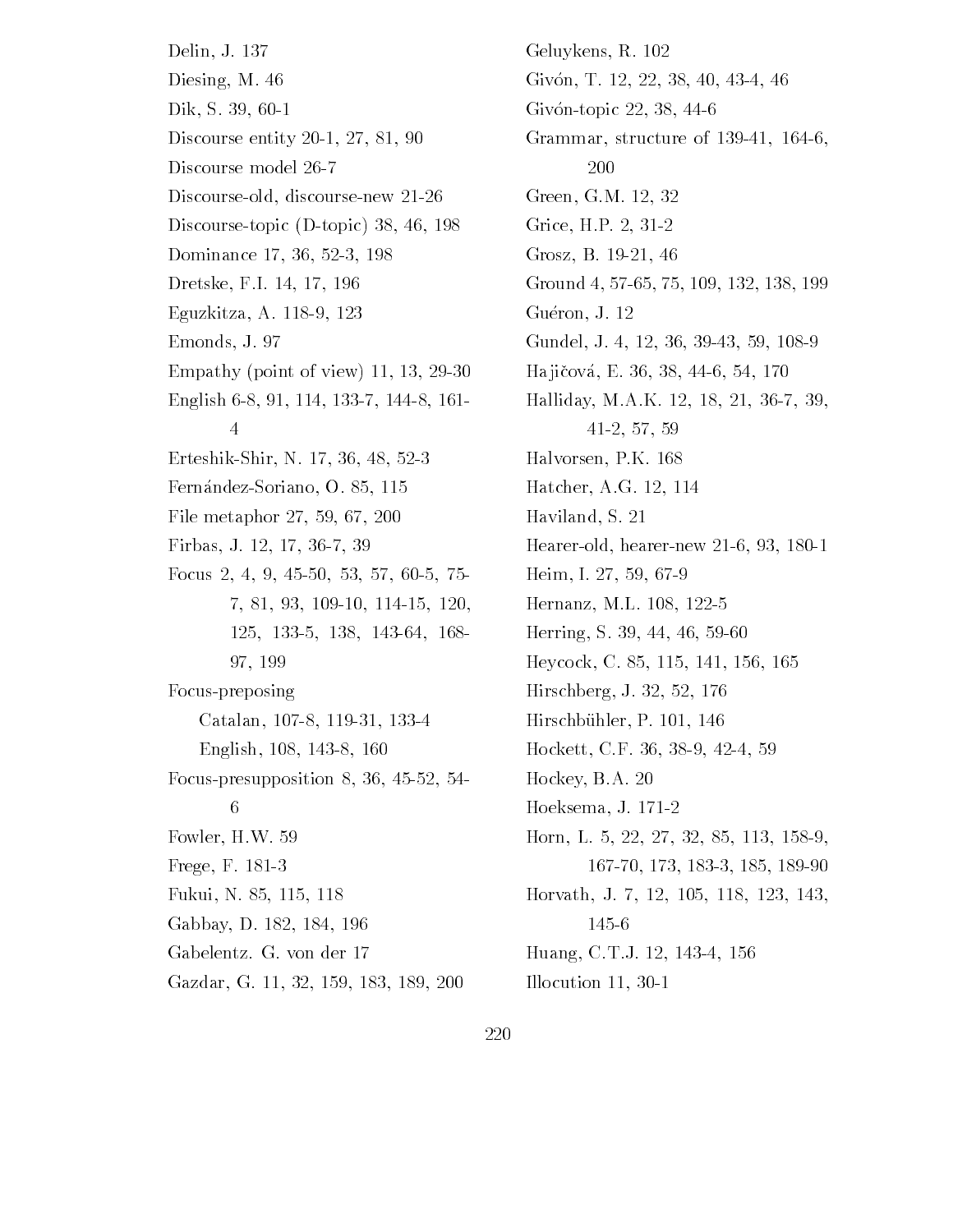Delin, J. 137

Diesing, M. 46

Dik, S. 39, 60-1

Discourse entity 20-1, 27, 81, 90

Discourse model 26-7

Discourse-old, discourse-new 21-26

Discourse-topic (D-topic) 38, 46, 198

Dominance 17, 36, 52-3, 198

Dretske, F.I. 14, 17, 196

Eguzkitza, A. 118-9, 123

Emonds, J. 97

Empathy (point of view) 11, 13, 29-30

English 6-8, 91, 114, 133-7, 144-8, 161-4

Erteshik-Shir, N. 17, 36, 48, 52-3

Fernández-Soriano, O. 85, 115

File metaphor 27, 59, 67, 200

Firbas, J. 12, 17, 36-7, 39

Focus 2, 4, 9, 45-50, 53, 57, 60-5, 75-7, 81, 93, 109-10, 114-15, 120, 125, 133-5, 138, 143-64, 168-97, 199

Focus-preposing
- Catalan, 107-8, 119-31, 133-4
- English, 108, 143-8, 160

Focus-presupposition 8, 36, 45-52, 54-6

Fowler, H.W. 59

Frege, F. 181-3

Fukui, N. 85, 115, 118

Gabbay, D. 182, 184, 196

Gabelentz. G. von der 17

Gazdar, G. 11, 32, 159, 183, 189, 200

Geluykens, R. 102

Givón, T. 12, 22, 38, 40, 43-4, 46

Givón-topic 22, 38, 44-6

Grammar, structure of 139-41, 164-6, 200

Green, G.M. 12, 32

Grice, H.P. 2, 31-2

Grosz, B. 19-21, 46

Ground 4, 57-65, 75, 109, 132, 138, 199

Guéron, J. 12

Gundel, J. 4, 12, 36, 39-43, 59, 108-9

Hajičová, E. 36, 38, 44-6, 54, 170

Halliday, M.A.K. 12, 18, 21, 36-7, 39, 41-2, 57, 59

Halvorsen, P.K. 168

Hatcher, A.G. 12, 114

Haviland, S. 21

Hearer-old, hearer-new 21-6, 93, 180-1

Heim, I. 27, 59, 67-9

Hernanz, M.L. 108, 122-5

Herring, S. 39, 44, 46, 59-60

Heycock, C. 85, 115, 141, 156, 165

Hirschberg, J. 32, 52, 176

Hirschbühler, P. 101, 146

Hockett, C.F. 36, 38-9, 42-4, 59

Hockey, B.A. 20

Hoeksema, J. 171-2

Horn, L. 5, 22, 27, 32, 85, 113, 158-9, 167-70, 173, 183-3, 185, 189-90

Horvath, J. 7, 12, 105, 118, 123, 143, 145-6

Huang, C.T.J. 12, 143-4, 156

Illocution 11, 30-1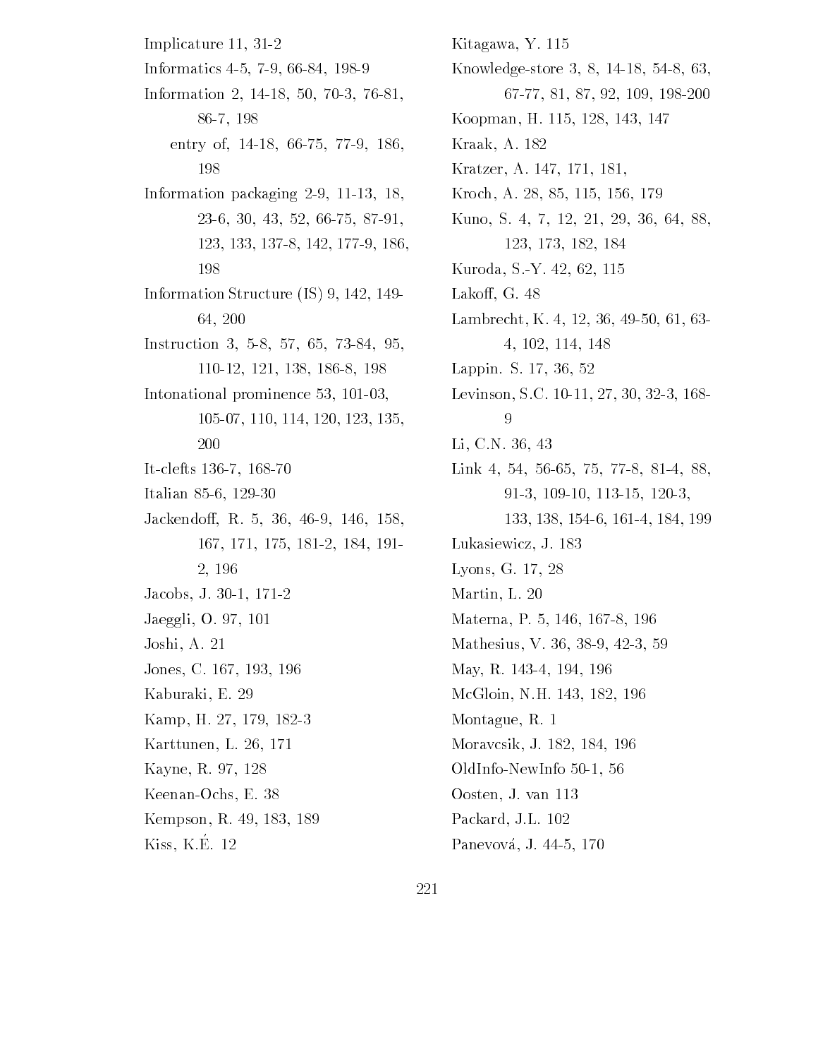Implicature 11, 31-2

Informatics 4-5, 7-9, 66-84, 198-9

Information 2, 14-18, 50, 70-3, 76-81, 86-7, 198

- entry of, 14-18, 66-75, 77-9, 186, 198

Information packaging 2-9, 11-13, 18, 23-6, 30, 43, 52, 66-75, 87-91, 123, 133, 137-8, 142, 177-9, 186, 198

Information Structure (IS) 9, 142, 149-64, 200

Instruction 3, 5-8, 57, 65, 73-84, 95, 110-12, 121, 138, 186-8, 198

Intonational prominence 53, 101-03, 105-07, 110, 114, 120, 123, 135, 200

It-clefts 136-7, 168-70

Italian 85-6, 129-30

Jackendoff, R. 5, 36, 46-9, 146, 158, 167, 171, 175, 181-2, 184, 191-2, 196

Jacobs, J. 30-1, 171-2

Jaeggli, O. 97, 101

Joshi, A. 21

Jones, C. 167, 193, 196

Kaburaki, E. 29

Kamp, H. 27, 179, 182-3

Karttunen, L. 26, 171

Kayne, R. 97, 128

Keenan-Ochs, E. 38

Kempson, R. 49, 183, 189

Kiss, K.É. 12

Kitagawa, Y. 115

Knowledge-store 3, 8, 14-18, 54-8, 63, 67-77, 81, 87, 92, 109, 198-200

Koopman, H. 115, 128, 143, 147

Kraak, A. 182

Kratzer, A. 147, 171, 181,

Kroch, A. 28, 85, 115, 156, 179

Kuno, S. 4, 7, 12, 21, 29, 36, 64, 88, 123, 173, 182, 184

Kuroda, S.-Y. 42, 62, 115

Lakoff, G. 48

Lambrecht, K. 4, 12, 36, 49-50, 61, 63-4, 102, 114, 148

Lappin. S. 17, 36, 52

Levinson, S.C. 10-11, 27, 30, 32-3, 168-9

Li, C.N. 36, 43

Link 4, 54, 56-65, 75, 77-8, 81-4, 88, 91-3, 109-10, 113-15, 120-3, 133, 138, 154-6, 161-4, 184, 199

Lukasiewicz, J. 183

Lyons, G. 17, 28

Martin, L. 20

Materna, P. 5, 146, 167-8, 196

Mathesius, V. 36, 38-9, 42-3, 59

May, R. 143-4, 194, 196

McGloin, N.H. 143, 182, 196

Montague, R. 1

Moravcsik, J. 182, 184, 196

OldInfo-NewInfo 50-1, 56

Oosten, J. van 113

Packard, J.L. 102

Panevová, J. 44-5, 170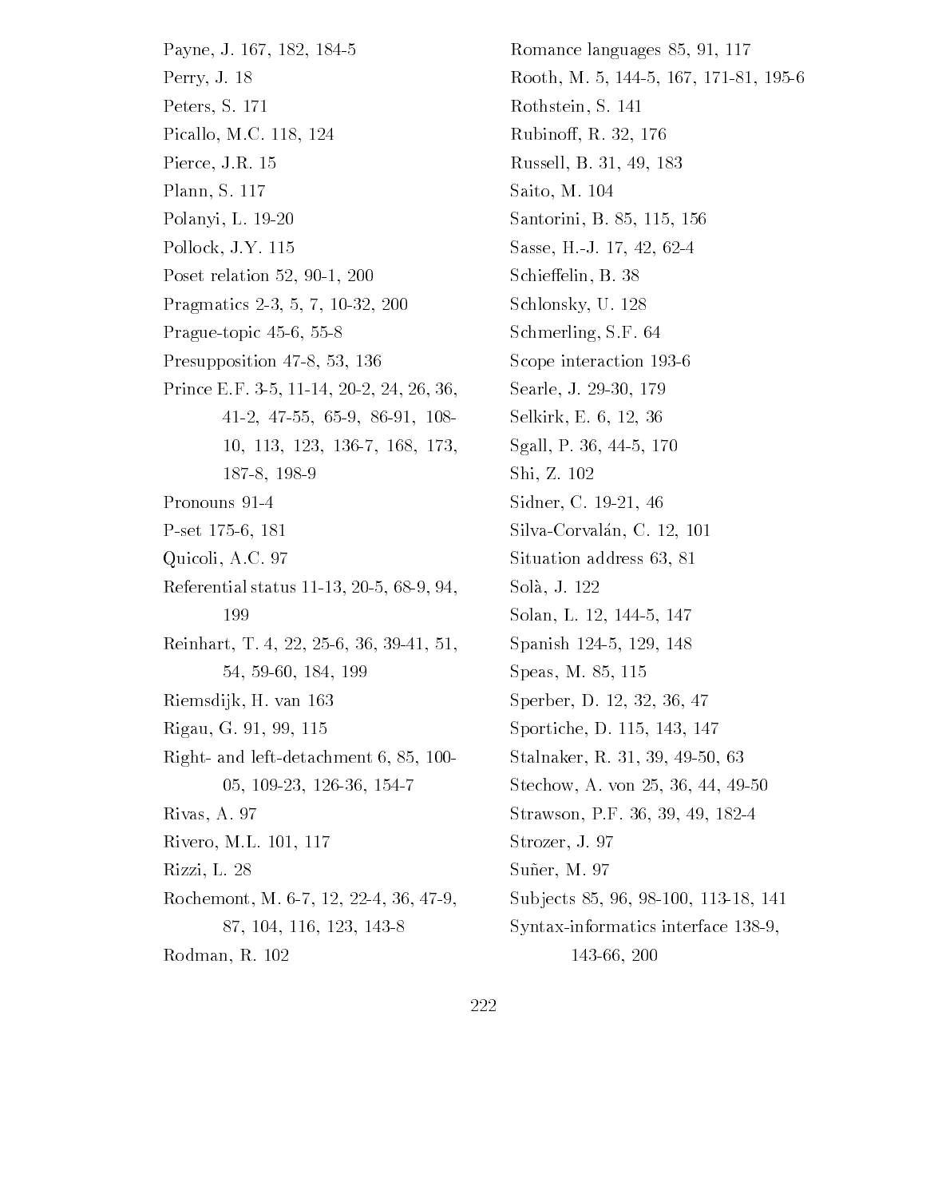Payne, J. 167, 182, 184-5
Perry, J. 18
Peters, S. 171
Picallo, M.C. 118, 124
Pierce, J.R. 15
Plann, S. 117
Polanyi, L. 19-20
Pollock, J.Y. 115
Poset relation 52, 90-1, 200
Pragmatics 2-3, 5, 7, 10-32, 200
Prague-topic 45-6, 55-8
Presupposition 47-8, 53, 136
Prince E.F. 3-5, 11-14, 20-2, 24, 26, 36, 41-2, 47-55, 65-9, 86-91, 108-10, 113, 123, 136-7, 168, 173, 187-8, 198-9
Pronouns 91-4
P-set 175-6, 181
Quicoli, A.C. 97
Referential status 11-13, 20-5, 68-9, 94, 199
Reinhart, T. 4, 22, 25-6, 36, 39-41, 51, 54, 59-60, 184, 199
Riemsdijk, H. van 163
Rigau, G. 91, 99, 115
Right- and left-detachment 6, 85, 100-05, 109-23, 126-36, 154-7
Rivas, A. 97
Rivero, M.L. 101, 117
Rizzi, L. 28
Rochemont, M. 6-7, 12, 22-4, 36, 47-9, 87, 104, 116, 123, 143-8
Rodman, R. 102
Romance languages 85, 91, 117
Rooth, M. 5, 144-5, 167, 171-81, 195-6
Rothstein, S. 141
Rubinoff, R. 32, 176
Russell, B. 31, 49, 183
Saito, M. 104
Santorini, B. 85, 115, 156
Sasse, H.-J. 17, 42, 62-4
Schieffelin, B. 38
Schlonsky, U. 128
Schmerling, S.F. 64
Scope interaction 193-6
Searle, J. 29-30, 179
Selkirk, E. 6, 12, 36
Sgall, P. 36, 44-5, 170
Shi, Z. 102
Sidner, C. 19-21, 46
Silva-Corvalán, C. 12, 101
Situation address 63, 81
Solà, J. 122
Solan, L. 12, 144-5, 147
Spanish 124-5, 129, 148
Speas, M. 85, 115
Sperber, D. 12, 32, 36, 47
Sportiche, D. 115, 143, 147
Stalnaker, R. 31, 39, 49-50, 63
Stechow, A. von 25, 36, 44, 49-50
Strawson, P.F. 36, 39, 49, 182-4
Strozer, J. 97
Suñer, M. 97
Subjects 85, 96, 98-100, 113-18, 141
Syntax-informatics interface 138-9, 143-66, 200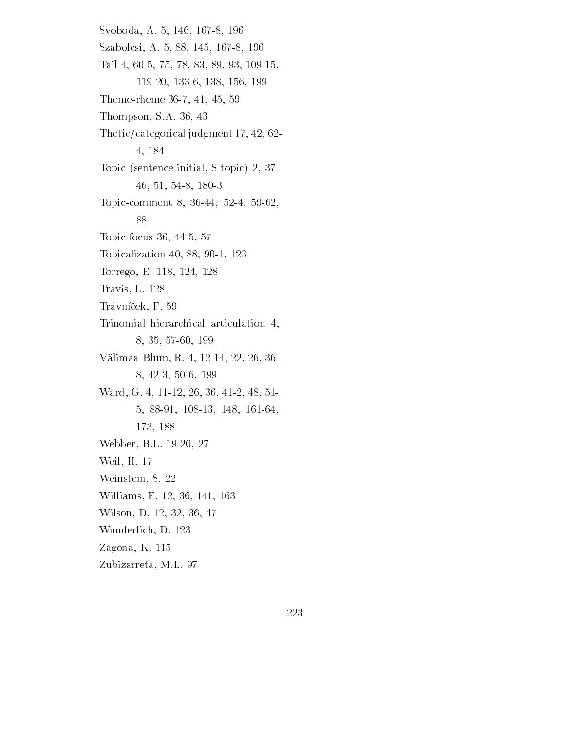Svoboda, A. 5, 146, 167-8, 196

Szabolcsi, A. 5, 88, 145, 167-8, 196

Tail 4, 60-5, 75, 78, 83, 89, 93, 109-15, 119-20, 133-6, 138, 156, 199

Theme-rheme 36-7, 41, 45, 59

Thompson, S.A. 36, 43

Thetic/categorical judgment 17, 42, 62-4, 184

Topic (sentence-initial, S-topic) 2, 37-46, 51, 54-8, 180-3

Topic-comment 8, 36-44, 52-4, 59-62, 88

Topic-focus 36, 44-5, 57

Topicalization 40, 88, 90-1, 123

Torrego, E. 118, 124, 128

Travis, L. 128

Trávníček, F. 59

Trinomial hierarchical articulation 4, 8, 35, 57-60, 199

Välimaa-Blum, R. 4, 12-14, 22, 26, 36-8, 42-3, 50-6, 199

Ward, G. 4, 11-12, 26, 36, 41-2, 48, 51-5, 88-91, 108-13, 148, 161-64, 173, 188

Webber, B.L. 19-20, 27

Weil, H. 17

Weinstein, S. 22

Williams, E. 12, 36, 141, 163

Wilson, D. 12, 32, 36, 47

Wunderlich, D. 123

Zagona, K. 115

Zubizarreta, M.L. 97